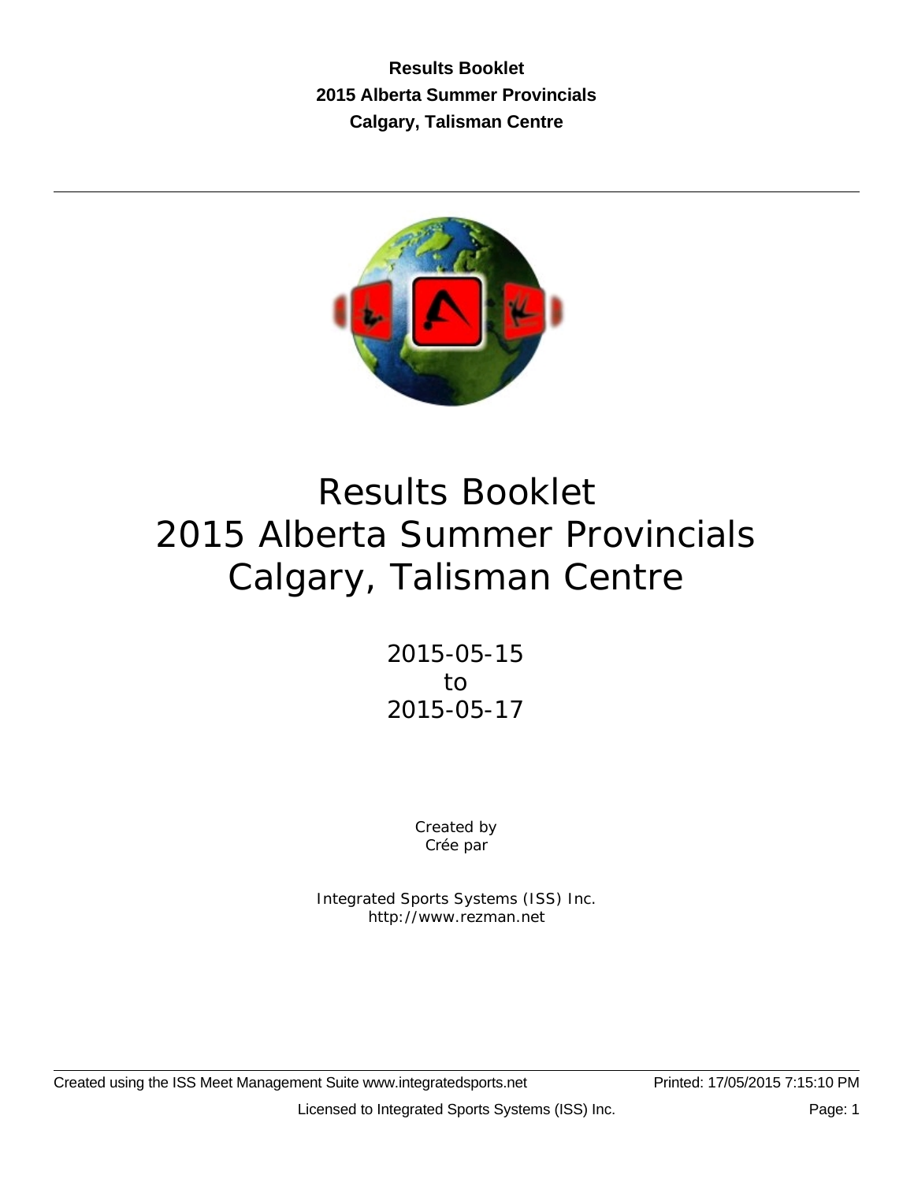**Results Booklet**
**2015 Alberta Summer Provincials**
**Calgary, Talisman Centre**

---

# Results Booklet
# 2015 Alberta Summer Provincials
# Calgary, Talisman Centre

2015-05-15
to
2015-05-17

Created by
Crée par

Integrated Sports Systems (ISS) Inc.
http://www.rezman.net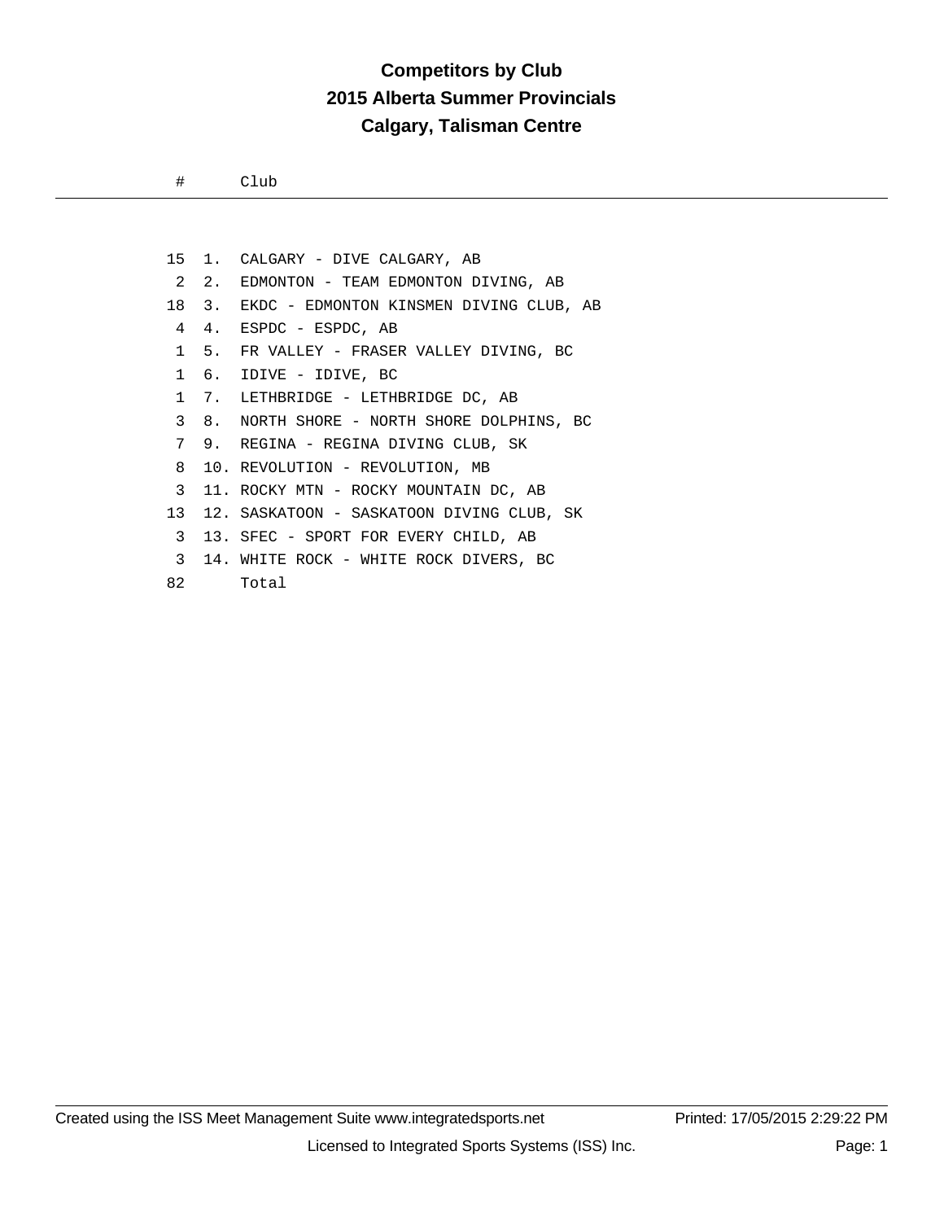# Competitors by Club

## 2015 Alberta Summer Provincials

## Calgary, Talisman Centre

| # | | Club |
|---|---|---|
| 15 | 1. | CALGARY - DIVE CALGARY, AB |
| 2 | 2. | EDMONTON - TEAM EDMONTON DIVING, AB |
| 18 | 3. | EKDC - EDMONTON KINSMEN DIVING CLUB, AB |
| 4 | 4. | ESPDC - ESPDC, AB |
| 1 | 5. | FR VALLEY - FRASER VALLEY DIVING, BC |
| 1 | 6. | IDIVE - IDIVE, BC |
| 1 | 7. | LETHBRIDGE - LETHBRIDGE DC, AB |
| 3 | 8. | NORTH SHORE - NORTH SHORE DOLPHINS, BC |
| 7 | 9. | REGINA - REGINA DIVING CLUB, SK |
| 8 | 10. | REVOLUTION - REVOLUTION, MB |
| 3 | 11. | ROCKY MTN - ROCKY MOUNTAIN DC, AB |
| 13 | 12. | SASKATOON - SASKATOON DIVING CLUB, SK |
| 3 | 13. | SFEC - SPORT FOR EVERY CHILD, AB |
| 3 | 14. | WHITE ROCK - WHITE ROCK DIVERS, BC |
| 82 | | Total |

Created using the ISS Meet Management Suite www.integratedsports.net — Printed: 17/05/2015 2:29:22 PM

Licensed to Integrated Sports Systems (ISS) Inc.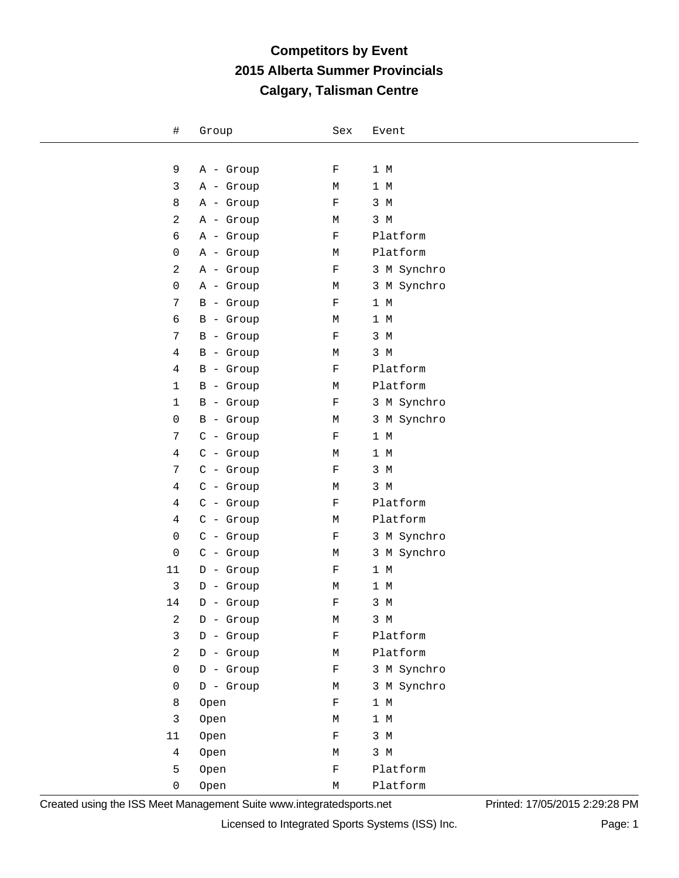# Competitors by Event
## 2015 Alberta Summer Provincials
## Calgary, Talisman Centre

| # | Group | Sex | Event |
|---|---|---|---|
| 9 | A - Group | F | 1 M |
| 3 | A - Group | M | 1 M |
| 8 | A - Group | F | 3 M |
| 2 | A - Group | M | 3 M |
| 6 | A - Group | F | Platform |
| 0 | A - Group | M | Platform |
| 2 | A - Group | F | 3 M Synchro |
| 0 | A - Group | M | 3 M Synchro |
| 7 | B - Group | F | 1 M |
| 6 | B - Group | M | 1 M |
| 7 | B - Group | F | 3 M |
| 4 | B - Group | M | 3 M |
| 4 | B - Group | F | Platform |
| 1 | B - Group | M | Platform |
| 1 | B - Group | F | 3 M Synchro |
| 0 | B - Group | M | 3 M Synchro |
| 7 | C - Group | F | 1 M |
| 4 | C - Group | M | 1 M |
| 7 | C - Group | F | 3 M |
| 4 | C - Group | M | 3 M |
| 4 | C - Group | F | Platform |
| 4 | C - Group | M | Platform |
| 0 | C - Group | F | 3 M Synchro |
| 0 | C - Group | M | 3 M Synchro |
| 11 | D - Group | F | 1 M |
| 3 | D - Group | M | 1 M |
| 14 | D - Group | F | 3 M |
| 2 | D - Group | M | 3 M |
| 3 | D - Group | F | Platform |
| 2 | D - Group | M | Platform |
| 0 | D - Group | F | 3 M Synchro |
| 0 | D - Group | M | 3 M Synchro |
| 8 | Open | F | 1 M |
| 3 | Open | M | 1 M |
| 11 | Open | F | 3 M |
| 4 | Open | M | 3 M |
| 5 | Open | F | Platform |
| 0 | Open | M | Platform |

Created using the ISS Meet Management Suite www.integratedsports.net

Printed: 17/05/2015 2:29:28 PM

Licensed to Integrated Sports Systems (ISS) Inc.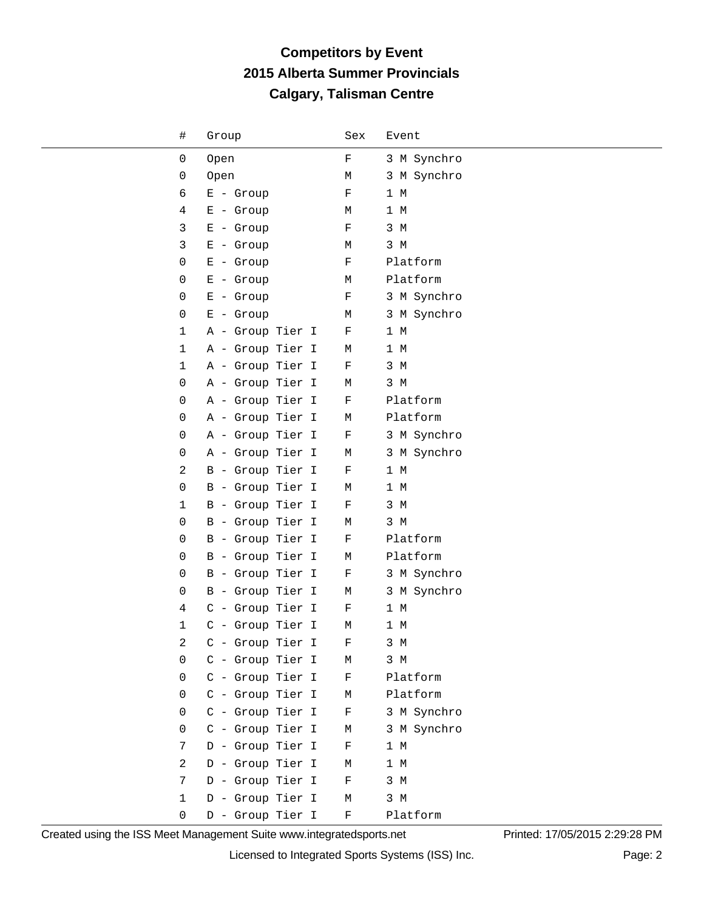# Competitors by Event
## 2015 Alberta Summer Provincials
## Calgary, Talisman Centre

| # | Group | Sex | Event |
|---|---|---|---|
| 0 | Open | F | 3 M Synchro |
| 0 | Open | M | 3 M Synchro |
| 6 | E - Group | F | 1 M |
| 4 | E - Group | M | 1 M |
| 3 | E - Group | F | 3 M |
| 3 | E - Group | M | 3 M |
| 0 | E - Group | F | Platform |
| 0 | E - Group | M | Platform |
| 0 | E - Group | F | 3 M Synchro |
| 0 | E - Group | M | 3 M Synchro |
| 1 | A - Group Tier I | F | 1 M |
| 1 | A - Group Tier I | M | 1 M |
| 1 | A - Group Tier I | F | 3 M |
| 0 | A - Group Tier I | M | 3 M |
| 0 | A - Group Tier I | F | Platform |
| 0 | A - Group Tier I | M | Platform |
| 0 | A - Group Tier I | F | 3 M Synchro |
| 0 | A - Group Tier I | M | 3 M Synchro |
| 2 | B - Group Tier I | F | 1 M |
| 0 | B - Group Tier I | M | 1 M |
| 1 | B - Group Tier I | F | 3 M |
| 0 | B - Group Tier I | M | 3 M |
| 0 | B - Group Tier I | F | Platform |
| 0 | B - Group Tier I | M | Platform |
| 0 | B - Group Tier I | F | 3 M Synchro |
| 0 | B - Group Tier I | M | 3 M Synchro |
| 4 | C - Group Tier I | F | 1 M |
| 1 | C - Group Tier I | M | 1 M |
| 2 | C - Group Tier I | F | 3 M |
| 0 | C - Group Tier I | M | 3 M |
| 0 | C - Group Tier I | F | Platform |
| 0 | C - Group Tier I | M | Platform |
| 0 | C - Group Tier I | F | 3 M Synchro |
| 0 | C - Group Tier I | M | 3 M Synchro |
| 7 | D - Group Tier I | F | 1 M |
| 2 | D - Group Tier I | M | 1 M |
| 7 | D - Group Tier I | F | 3 M |
| 1 | D - Group Tier I | M | 3 M |
| 0 | D - Group Tier I | F | Platform |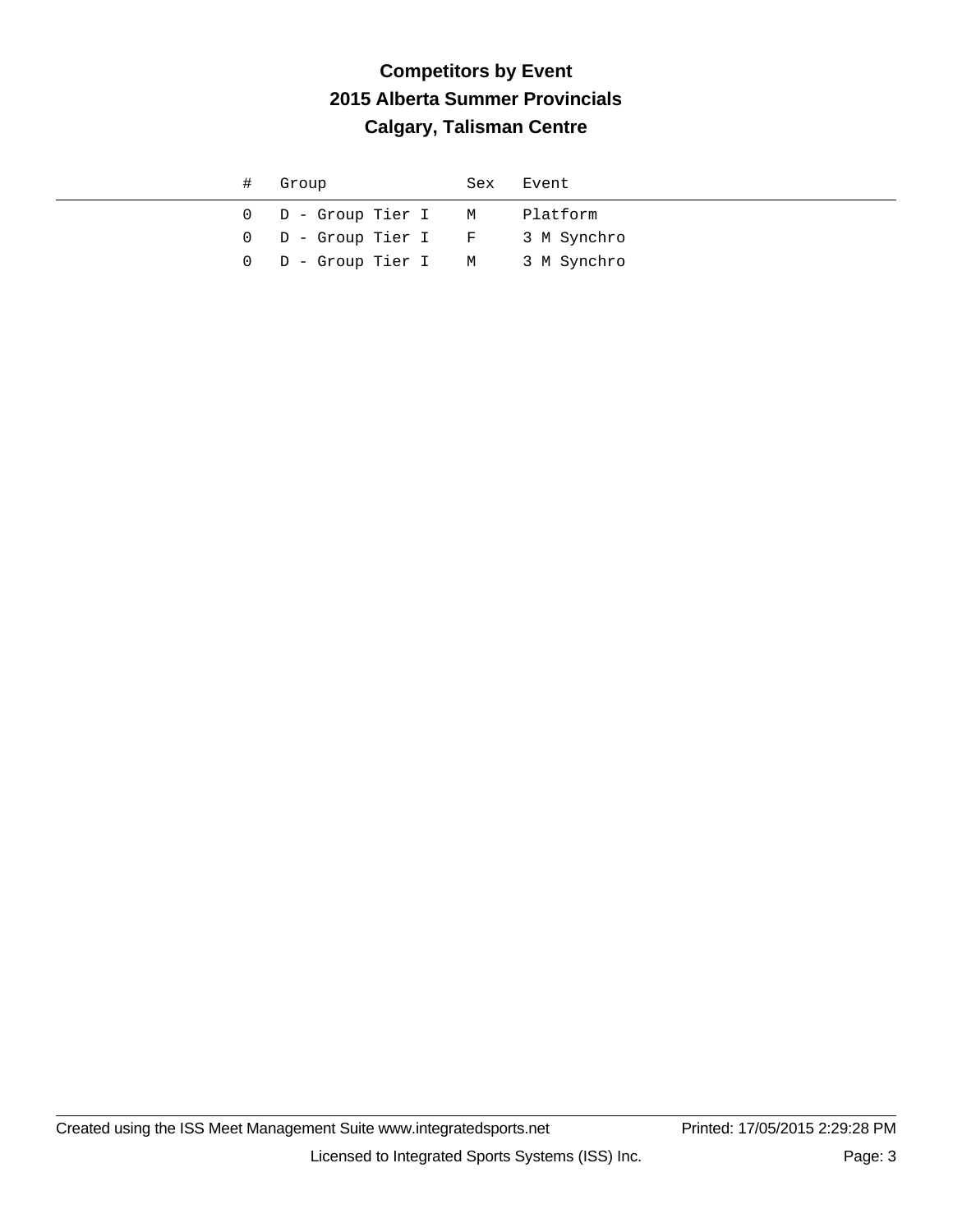# Competitors by Event
## 2015 Alberta Summer Provincials
## Calgary, Talisman Centre

| # | Group | Sex | Event |
|---|---|---|---|
| 0 | D - Group Tier I | M | Platform |
| 0 | D - Group Tier I | F | 3 M Synchro |
| 0 | D - Group Tier I | M | 3 M Synchro |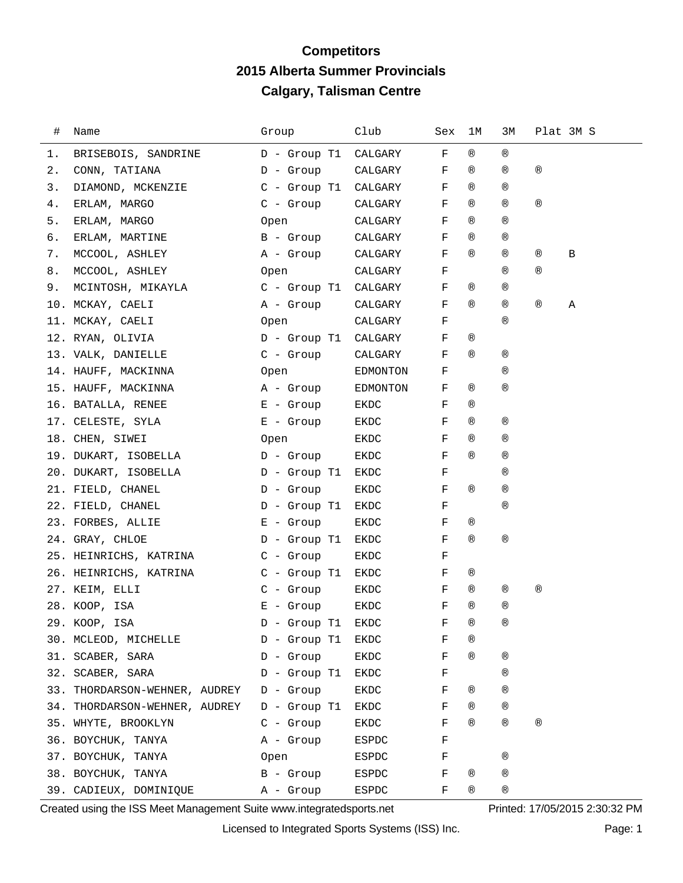# Competitors

## 2015 Alberta Summer Provincials

## Calgary, Talisman Centre

| # | Name | Group | Club | Sex | 1M | 3M | Plat | 3M S |
|---|---|---|---|---|---|---|---|---|
| 1. | BRISEBOIS, SANDRINE | D - Group T1 | CALGARY | F | ® | ® | | |
| 2. | CONN, TATIANA | D - Group | CALGARY | F | ® | ® | ® | |
| 3. | DIAMOND, MCKENZIE | C - Group T1 | CALGARY | F | ® | ® | | |
| 4. | ERLAM, MARGO | C - Group | CALGARY | F | ® | ® | ® | |
| 5. | ERLAM, MARGO | Open | CALGARY | F | ® | ® | | |
| 6. | ERLAM, MARTINE | B - Group | CALGARY | F | ® | ® | | |
| 7. | MCCOOL, ASHLEY | A - Group | CALGARY | F | ® | ® | ® | B |
| 8. | MCCOOL, ASHLEY | Open | CALGARY | F | | ® | ® | |
| 9. | MCINTOSH, MIKAYLA | C - Group T1 | CALGARY | F | ® | ® | | |
| 10. | MCKAY, CAELI | A - Group | CALGARY | F | ® | ® | ® | A |
| 11. | MCKAY, CAELI | Open | CALGARY | F | | ® | | |
| 12. | RYAN, OLIVIA | D - Group T1 | CALGARY | F | ® | | | |
| 13. | VALK, DANIELLE | C - Group | CALGARY | F | ® | ® | | |
| 14. | HAUFF, MACKINNA | Open | EDMONTON | F | | ® | | |
| 15. | HAUFF, MACKINNA | A - Group | EDMONTON | F | ® | ® | | |
| 16. | BATALLA, RENEE | E - Group | EKDC | F | ® | | | |
| 17. | CELESTE, SYLA | E - Group | EKDC | F | ® | ® | | |
| 18. | CHEN, SIWEI | Open | EKDC | F | ® | ® | | |
| 19. | DUKART, ISOBELLA | D - Group | EKDC | F | ® | ® | | |
| 20. | DUKART, ISOBELLA | D - Group T1 | EKDC | F | | ® | | |
| 21. | FIELD, CHANEL | D - Group | EKDC | F | ® | ® | | |
| 22. | FIELD, CHANEL | D - Group T1 | EKDC | F | | ® | | |
| 23. | FORBES, ALLIE | E - Group | EKDC | F | ® | | | |
| 24. | GRAY, CHLOE | D - Group T1 | EKDC | F | ® | ® | | |
| 25. | HEINRICHS, KATRINA | C - Group | EKDC | F | | | | |
| 26. | HEINRICHS, KATRINA | C - Group T1 | EKDC | F | ® | | | |
| 27. | KEIM, ELLI | C - Group | EKDC | F | ® | ® | ® | |
| 28. | KOOP, ISA | E - Group | EKDC | F | ® | ® | | |
| 29. | KOOP, ISA | D - Group T1 | EKDC | F | ® | ® | | |
| 30. | MCLEOD, MICHELLE | D - Group T1 | EKDC | F | ® | | | |
| 31. | SCABER, SARA | D - Group | EKDC | F | ® | ® | | |
| 32. | SCABER, SARA | D - Group T1 | EKDC | F | | ® | | |
| 33. | THORDARSON-WEHNER, AUDREY | D - Group | EKDC | F | ® | ® | | |
| 34. | THORDARSON-WEHNER, AUDREY | D - Group T1 | EKDC | F | ® | ® | | |
| 35. | WHYTE, BROOKLYN | C - Group | EKDC | F | ® | ® | ® | |
| 36. | BOYCHUK, TANYA | A - Group | ESPDC | F | | | | |
| 37. | BOYCHUK, TANYA | Open | ESPDC | F | | ® | | |
| 38. | BOYCHUK, TANYA | B - Group | ESPDC | F | ® | ® | | |
| 39. | CADIEUX, DOMINIQUE | A - Group | ESPDC | F | ® | ® | | |

Created using the ISS Meet Management Suite www.integratedsports.net Printed: 17/05/2015 2:30:32 PM

Licensed to Integrated Sports Systems (ISS) Inc.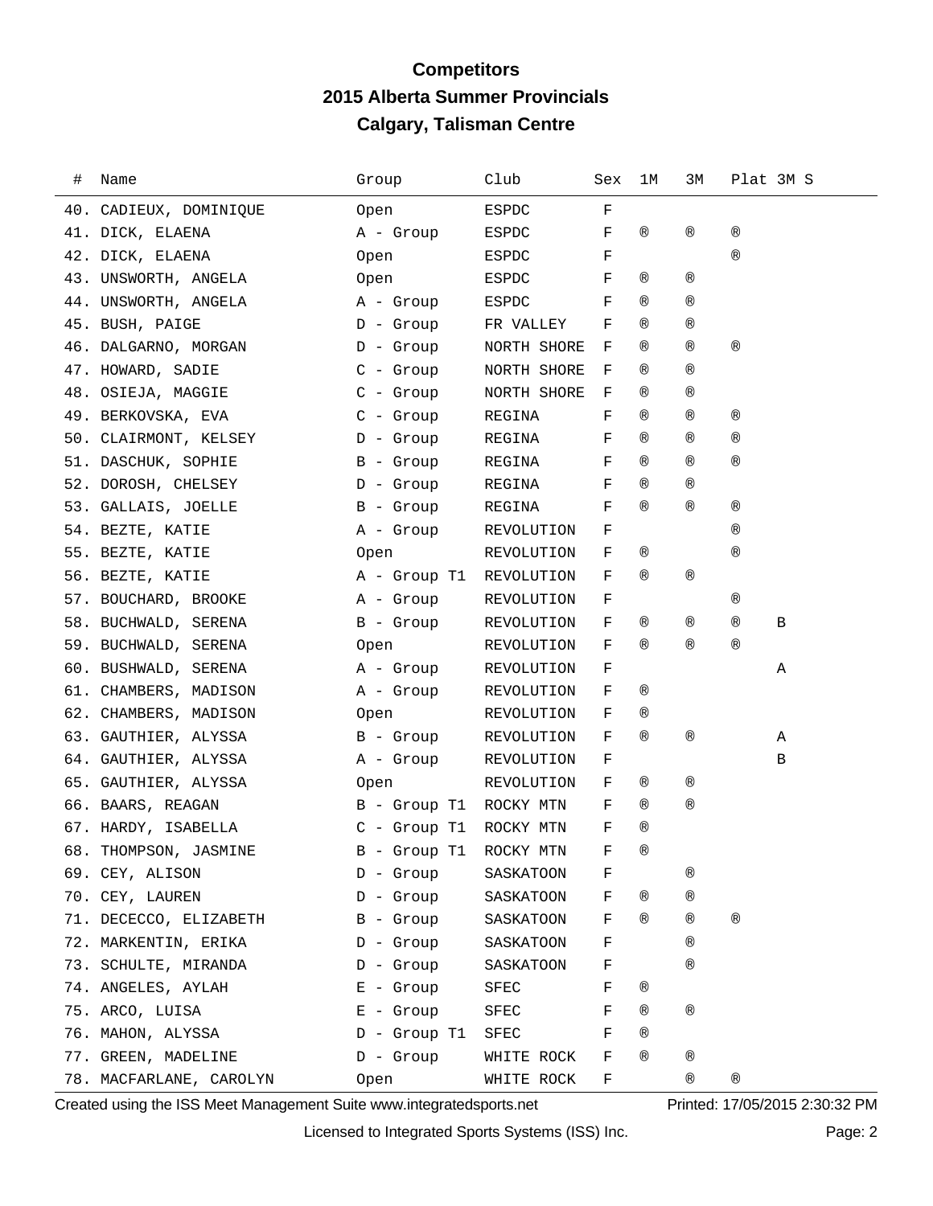# Competitors

## 2015 Alberta Summer Provincials

## Calgary, Talisman Centre

| # | Name | Group | Club | Sex | 1M | 3M | Plat | 3M S |
|---|---|---|---|---|---|---|---|---|
| 40. | CADIEUX, DOMINIQUE | Open | ESPDC | F | | | | |
| 41. | DICK, ELAENA | A - Group | ESPDC | F | ® | ® | ® | |
| 42. | DICK, ELAENA | Open | ESPDC | F | | | ® | |
| 43. | UNSWORTH, ANGELA | Open | ESPDC | F | ® | ® | | |
| 44. | UNSWORTH, ANGELA | A - Group | ESPDC | F | ® | ® | | |
| 45. | BUSH, PAIGE | D - Group | FR VALLEY | F | ® | ® | | |
| 46. | DALGARNO, MORGAN | D - Group | NORTH SHORE | F | ® | ® | ® | |
| 47. | HOWARD, SADIE | C - Group | NORTH SHORE | F | ® | ® | | |
| 48. | OSIEJA, MAGGIE | C - Group | NORTH SHORE | F | ® | ® | | |
| 49. | BERKOVSKA, EVA | C - Group | REGINA | F | ® | ® | ® | |
| 50. | CLAIRMONT, KELSEY | D - Group | REGINA | F | ® | ® | ® | |
| 51. | DASCHUK, SOPHIE | B - Group | REGINA | F | ® | ® | ® | |
| 52. | DOROSH, CHELSEY | D - Group | REGINA | F | ® | ® | | |
| 53. | GALLAIS, JOELLE | B - Group | REGINA | F | ® | ® | ® | |
| 54. | BEZTE, KATIE | A - Group | REVOLUTION | F | | | ® | |
| 55. | BEZTE, KATIE | Open | REVOLUTION | F | ® | | ® | |
| 56. | BEZTE, KATIE | A - Group T1 | REVOLUTION | F | ® | ® | | |
| 57. | BOUCHARD, BROOKE | A - Group | REVOLUTION | F | | | ® | |
| 58. | BUCHWALD, SERENA | B - Group | REVOLUTION | F | ® | ® | ® | B |
| 59. | BUCHWALD, SERENA | Open | REVOLUTION | F | ® | ® | ® | |
| 60. | BUSHWALD, SERENA | A - Group | REVOLUTION | F | | | | A |
| 61. | CHAMBERS, MADISON | A - Group | REVOLUTION | F | ® | | | |
| 62. | CHAMBERS, MADISON | Open | REVOLUTION | F | ® | | | |
| 63. | GAUTHIER, ALYSSA | B - Group | REVOLUTION | F | ® | ® | | A |
| 64. | GAUTHIER, ALYSSA | A - Group | REVOLUTION | F | | | | B |
| 65. | GAUTHIER, ALYSSA | Open | REVOLUTION | F | ® | ® | | |
| 66. | BAARS, REAGAN | B - Group T1 | ROCKY MTN | F | ® | ® | | |
| 67. | HARDY, ISABELLA | C - Group T1 | ROCKY MTN | F | ® | | | |
| 68. | THOMPSON, JASMINE | B - Group T1 | ROCKY MTN | F | ® | | | |
| 69. | CEY, ALISON | D - Group | SASKATOON | F | | ® | | |
| 70. | CEY, LAUREN | D - Group | SASKATOON | F | ® | ® | | |
| 71. | DECECCO, ELIZABETH | B - Group | SASKATOON | F | ® | ® | ® | |
| 72. | MARKENTIN, ERIKA | D - Group | SASKATOON | F | | ® | | |
| 73. | SCHULTE, MIRANDA | D - Group | SASKATOON | F | | ® | | |
| 74. | ANGELES, AYLAH | E - Group | SFEC | F | ® | | | |
| 75. | ARCO, LUISA | E - Group | SFEC | F | ® | ® | | |
| 76. | MAHON, ALYSSA | D - Group T1 | SFEC | F | ® | | | |
| 77. | GREEN, MADELINE | D - Group | WHITE ROCK | F | ® | ® | | |
| 78. | MACFARLANE, CAROLYN | Open | WHITE ROCK | F | | ® | ® | |

Created using the ISS Meet Management Suite www.integratedsports.net — Printed: 17/05/2015 2:30:32 PM

Licensed to Integrated Sports Systems (ISS) Inc.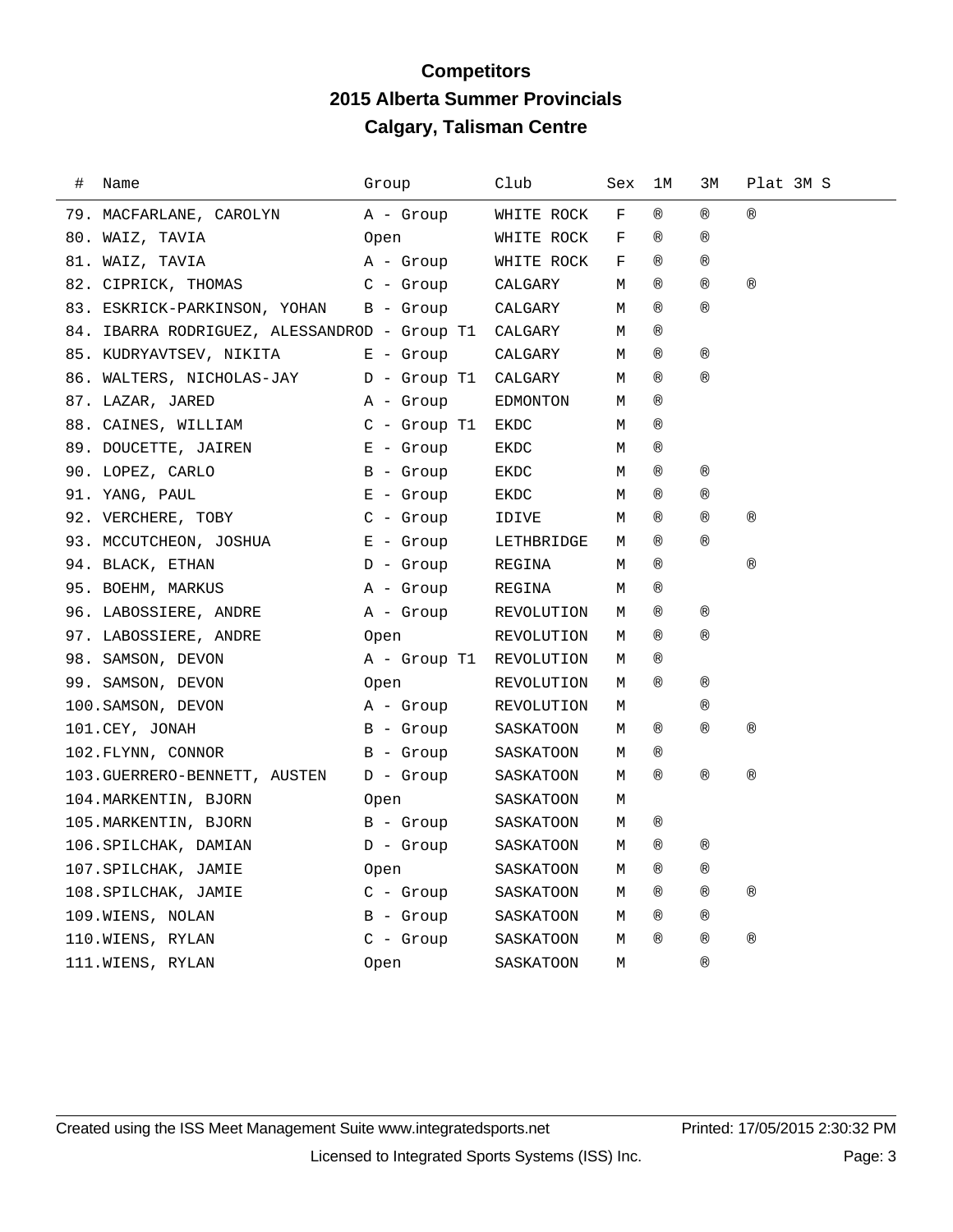# Competitors
## 2015 Alberta Summer Provincials
## Calgary, Talisman Centre

| # | Name | Group | Club | Sex | 1M | 3M | Plat 3M S |
|---|---|---|---|---|---|---|---|
| 79. | MACFARLANE, CAROLYN | A - Group | WHITE ROCK | F | ® | ® | ® |
| 80. | WAIZ, TAVIA | Open | WHITE ROCK | F | ® | ® | |
| 81. | WAIZ, TAVIA | A - Group | WHITE ROCK | F | ® | ® | |
| 82. | CIPRICK, THOMAS | C - Group | CALGARY | M | ® | ® | ® |
| 83. | ESKRICK-PARKINSON, YOHAN | B - Group | CALGARY | M | ® | ® | |
| 84. | IBARRA RODRIGUEZ, ALESSANDROD | - Group T1 | CALGARY | M | ® | | |
| 85. | KUDRYAVTSEV, NIKITA | E - Group | CALGARY | M | ® | ® | |
| 86. | WALTERS, NICHOLAS-JAY | D - Group T1 | CALGARY | M | ® | ® | |
| 87. | LAZAR, JARED | A - Group | EDMONTON | M | ® | | |
| 88. | CAINES, WILLIAM | C - Group T1 | EKDC | M | ® | | |
| 89. | DOUCETTE, JAIREN | E - Group | EKDC | M | ® | | |
| 90. | LOPEZ, CARLO | B - Group | EKDC | M | ® | ® | |
| 91. | YANG, PAUL | E - Group | EKDC | M | ® | ® | |
| 92. | VERCHERE, TOBY | C - Group | IDIVE | M | ® | ® | ® |
| 93. | MCCUTCHEON, JOSHUA | E - Group | LETHBRIDGE | M | ® | ® | |
| 94. | BLACK, ETHAN | D - Group | REGINA | M | ® | | ® |
| 95. | BOEHM, MARKUS | A - Group | REGINA | M | ® | | |
| 96. | LABOSSIERE, ANDRE | A - Group | REVOLUTION | M | ® | ® | |
| 97. | LABOSSIERE, ANDRE | Open | REVOLUTION | M | ® | ® | |
| 98. | SAMSON, DEVON | A - Group T1 | REVOLUTION | M | ® | | |
| 99. | SAMSON, DEVON | Open | REVOLUTION | M | ® | ® | |
| 100. | SAMSON, DEVON | A - Group | REVOLUTION | M | | ® | |
| 101. | CEY, JONAH | B - Group | SASKATOON | M | ® | ® | ® |
| 102. | FLYNN, CONNOR | B - Group | SASKATOON | M | ® | | |
| 103. | GUERRERO-BENNETT, AUSTEN | D - Group | SASKATOON | M | ® | ® | ® |
| 104. | MARKENTIN, BJORN | Open | SASKATOON | M | | | |
| 105. | MARKENTIN, BJORN | B - Group | SASKATOON | M | ® | | |
| 106. | SPILCHAK, DAMIAN | D - Group | SASKATOON | M | ® | ® | |
| 107. | SPILCHAK, JAMIE | Open | SASKATOON | M | ® | ® | |
| 108. | SPILCHAK, JAMIE | C - Group | SASKATOON | M | ® | ® | ® |
| 109. | WIENS, NOLAN | B - Group | SASKATOON | M | ® | ® | |
| 110. | WIENS, RYLAN | C - Group | SASKATOON | M | ® | ® | ® |
| 111. | WIENS, RYLAN | Open | SASKATOON | M | | ® | |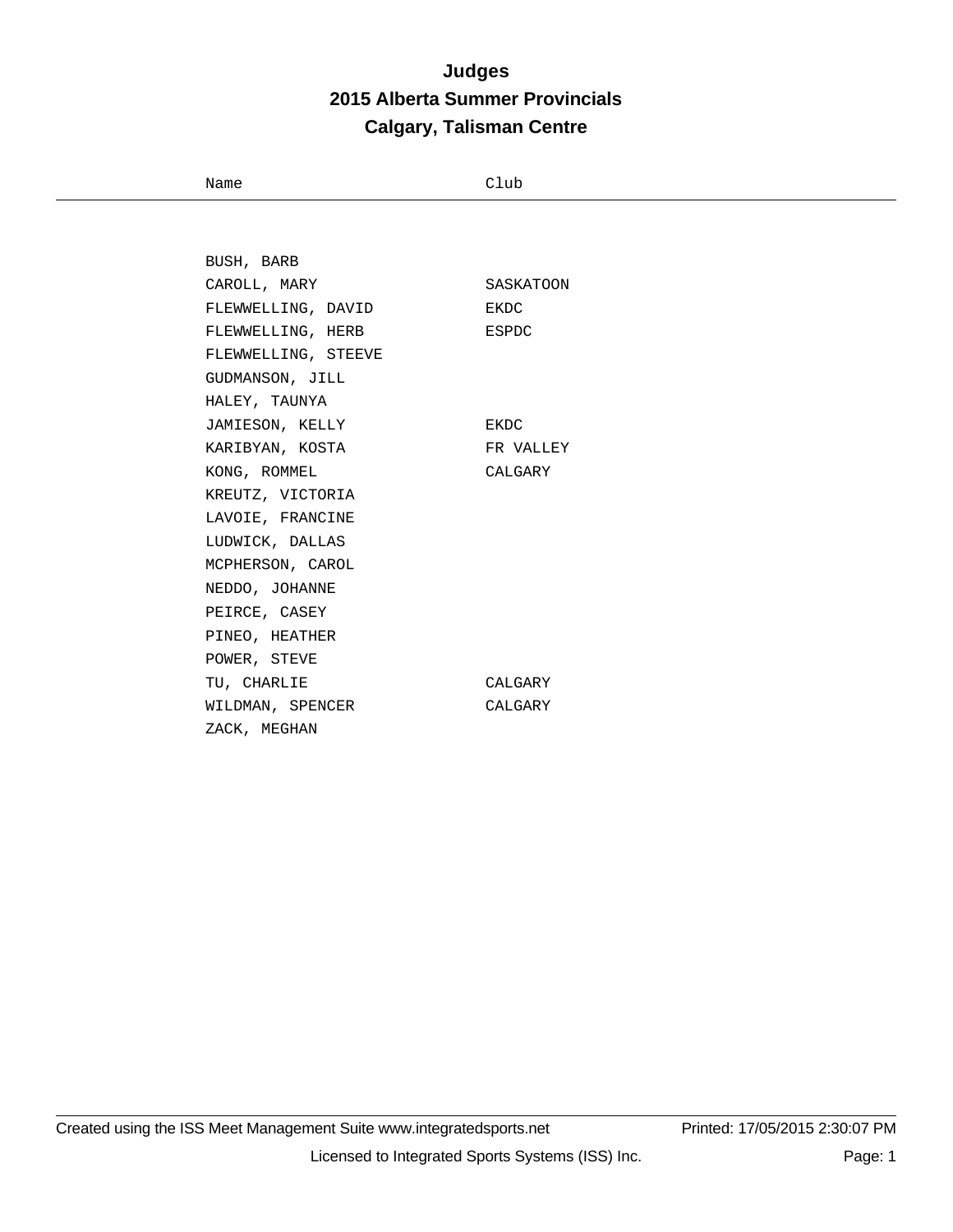# Judges

## 2015 Alberta Summer Provincials

## Calgary, Talisman Centre

| Name | Club |
|---|---|
| BUSH, BARB | |
| CAROLL, MARY | SASKATOON |
| FLEWWELLING, DAVID | EKDC |
| FLEWWELLING, HERB | ESPDC |
| FLEWWELLING, STEEVE | |
| GUDMANSON, JILL | |
| HALEY, TAUNYA | |
| JAMIESON, KELLY | EKDC |
| KARIBYAN, KOSTA | FR VALLEY |
| KONG, ROMMEL | CALGARY |
| KREUTZ, VICTORIA | |
| LAVOIE, FRANCINE | |
| LUDWICK, DALLAS | |
| MCPHERSON, CAROL | |
| NEDDO, JOHANNE | |
| PEIRCE, CASEY | |
| PINEO, HEATHER | |
| POWER, STEVE | |
| TU, CHARLIE | CALGARY |
| WILDMAN, SPENCER | CALGARY |
| ZACK, MEGHAN | |

Created using the ISS Meet Management Suite www.integratedsports.net    Printed: 17/05/2015 2:30:07 PM

Licensed to Integrated Sports Systems (ISS) Inc.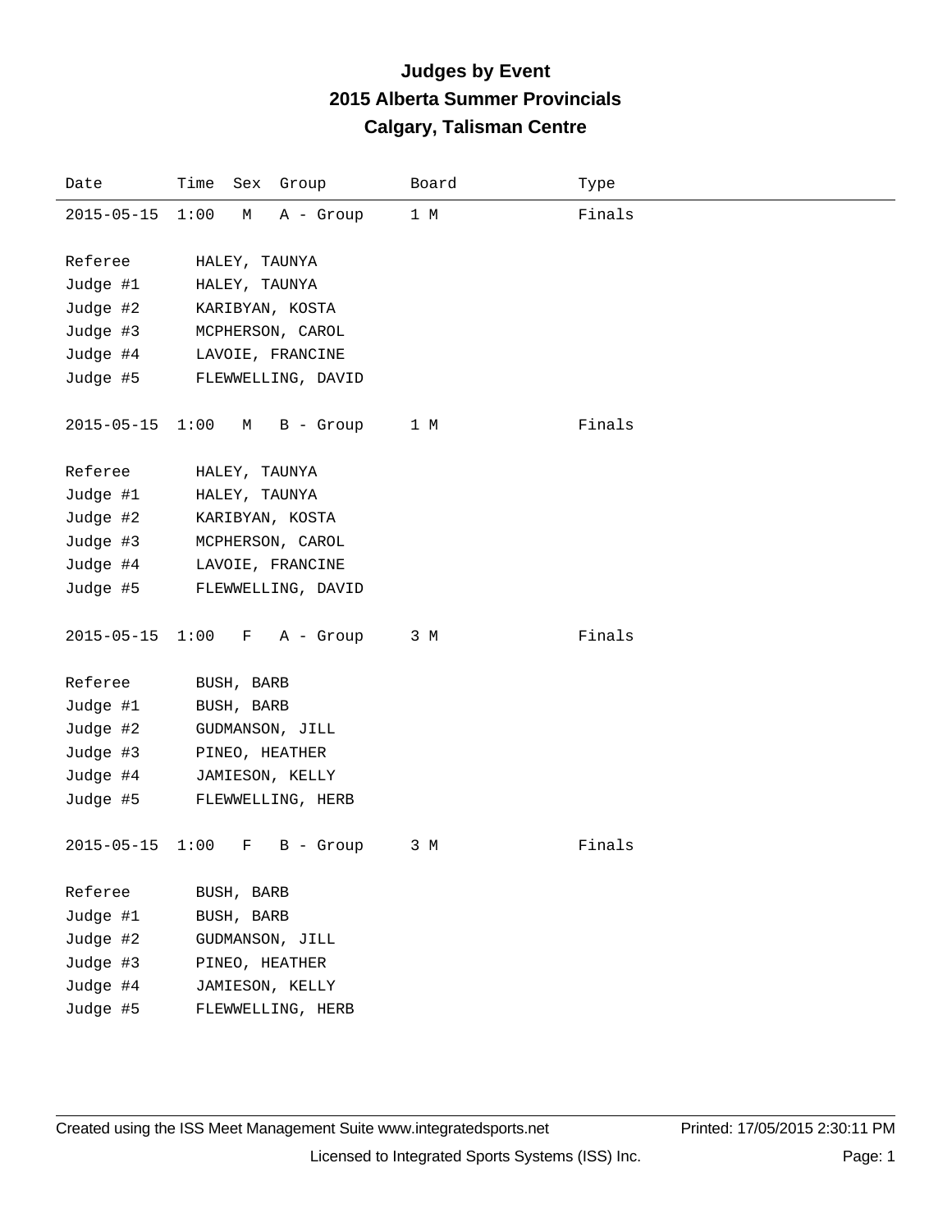# Judges by Event
## 2015 Alberta Summer Provincials
## Calgary, Talisman Centre

| Date | Time | Sex | Group | Board | Type |
|---|---|---|---|---|---|
| 2015-05-15 | 1:00 | M | A - Group | 1 M | Finals |

Referee HALEY, TAUNYA
Judge #1 HALEY, TAUNYA
Judge #2 KARIBYAN, KOSTA
Judge #3 MCPHERSON, CAROL
Judge #4 LAVOIE, FRANCINE
Judge #5 FLEWWELLING, DAVID

| Date | Time | Sex | Group | Board | Type |
|---|---|---|---|---|---|
| 2015-05-15 | 1:00 | M | B - Group | 1 M | Finals |

Referee HALEY, TAUNYA
Judge #1 HALEY, TAUNYA
Judge #2 KARIBYAN, KOSTA
Judge #3 MCPHERSON, CAROL
Judge #4 LAVOIE, FRANCINE
Judge #5 FLEWWELLING, DAVID

| Date | Time | Sex | Group | Board | Type |
|---|---|---|---|---|---|
| 2015-05-15 | 1:00 | F | A - Group | 3 M | Finals |

Referee BUSH, BARB
Judge #1 BUSH, BARB
Judge #2 GUDMANSON, JILL
Judge #3 PINEO, HEATHER
Judge #4 JAMIESON, KELLY
Judge #5 FLEWWELLING, HERB

| Date | Time | Sex | Group | Board | Type |
|---|---|---|---|---|---|
| 2015-05-15 | 1:00 | F | B - Group | 3 M | Finals |

Referee BUSH, BARB
Judge #1 BUSH, BARB
Judge #2 GUDMANSON, JILL
Judge #3 PINEO, HEATHER
Judge #4 JAMIESON, KELLY
Judge #5 FLEWWELLING, HERB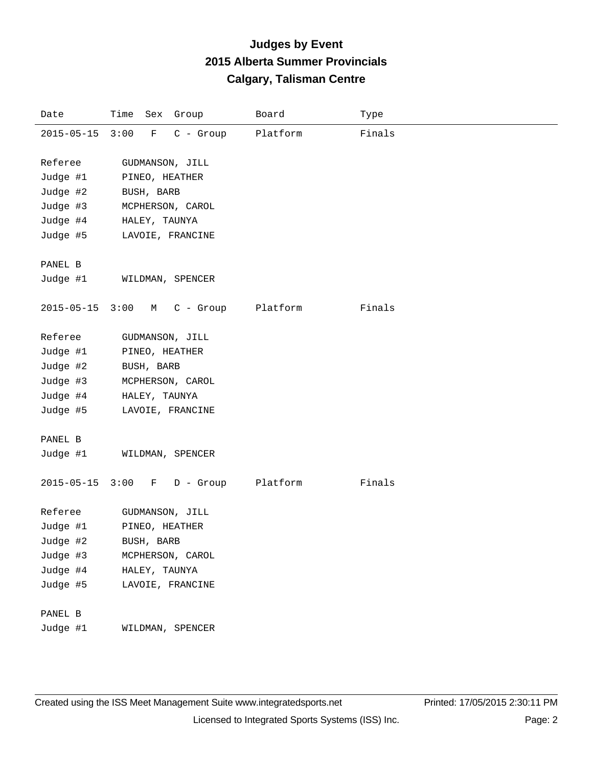# Judges by Event
## 2015 Alberta Summer Provincials
## Calgary, Talisman Centre

| Date | Time | Sex | Group | Board | Type |
|---|---|---|---|---|---|
| 2015-05-15 | 3:00 | F | C - Group | Platform | Finals |

Referee GUDMANSON, JILL
Judge #1 PINEO, HEATHER
Judge #2 BUSH, BARB
Judge #3 MCPHERSON, CAROL
Judge #4 HALEY, TAUNYA
Judge #5 LAVOIE, FRANCINE

PANEL B
Judge #1 WILDMAN, SPENCER

| Date | Time | Sex | Group | Board | Type |
|---|---|---|---|---|---|
| 2015-05-15 | 3:00 | M | C - Group | Platform | Finals |

Referee GUDMANSON, JILL
Judge #1 PINEO, HEATHER
Judge #2 BUSH, BARB
Judge #3 MCPHERSON, CAROL
Judge #4 HALEY, TAUNYA
Judge #5 LAVOIE, FRANCINE

PANEL B
Judge #1 WILDMAN, SPENCER

| Date | Time | Sex | Group | Board | Type |
|---|---|---|---|---|---|
| 2015-05-15 | 3:00 | F | D - Group | Platform | Finals |

Referee GUDMANSON, JILL
Judge #1 PINEO, HEATHER
Judge #2 BUSH, BARB
Judge #3 MCPHERSON, CAROL
Judge #4 HALEY, TAUNYA
Judge #5 LAVOIE, FRANCINE

PANEL B
Judge #1 WILDMAN, SPENCER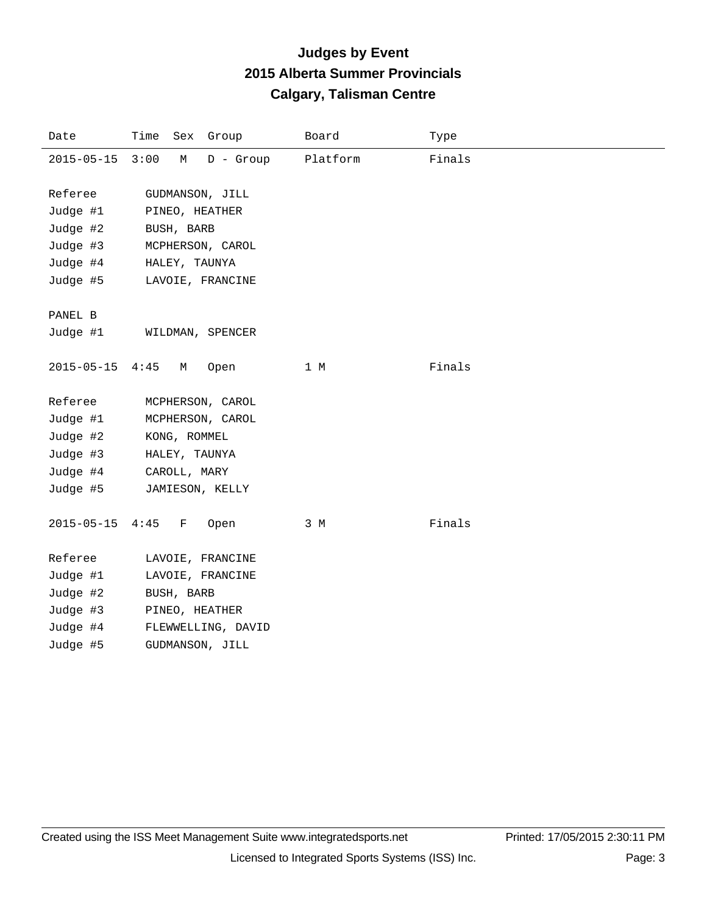# Judges by Event

## 2015 Alberta Summer Provincials

## Calgary, Talisman Centre

| Date | Time | Sex | Group | Board | Type |
|---|---|---|---|---|---|
| 2015-05-15 | 3:00 | M | D - Group | Platform | Finals |

Referee GUDMANSON, JILL
Judge #1 PINEO, HEATHER
Judge #2 BUSH, BARB
Judge #3 MCPHERSON, CAROL
Judge #4 HALEY, TAUNYA
Judge #5 LAVOIE, FRANCINE

PANEL B
Judge #1 WILDMAN, SPENCER

| Date | Time | Sex | Group | Board | Type |
|---|---|---|---|---|---|
| 2015-05-15 | 4:45 | M | Open | 1 M | Finals |

Referee MCPHERSON, CAROL
Judge #1 MCPHERSON, CAROL
Judge #2 KONG, ROMMEL
Judge #3 HALEY, TAUNYA
Judge #4 CAROLL, MARY
Judge #5 JAMIESON, KELLY

| Date | Time | Sex | Group | Board | Type |
|---|---|---|---|---|---|
| 2015-05-15 | 4:45 | F | Open | 3 M | Finals |

Referee LAVOIE, FRANCINE
Judge #1 LAVOIE, FRANCINE
Judge #2 BUSH, BARB
Judge #3 PINEO, HEATHER
Judge #4 FLEWWELLING, DAVID
Judge #5 GUDMANSON, JILL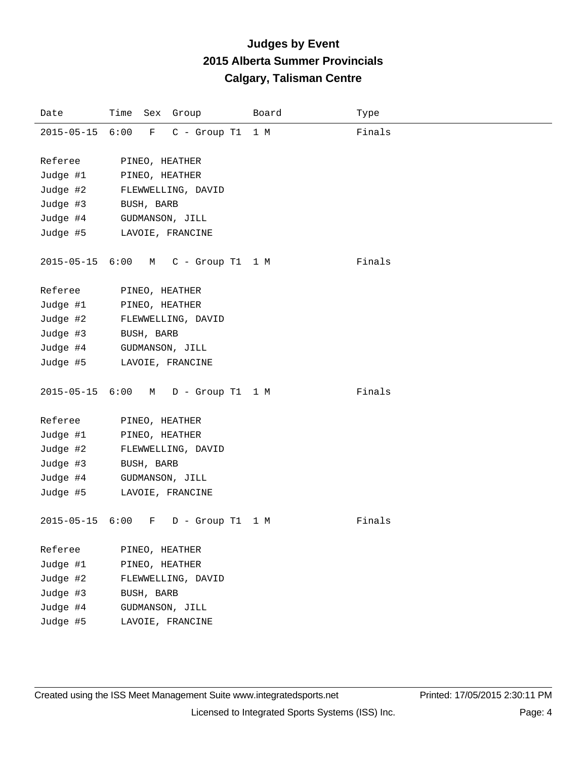# Judges by Event
## 2015 Alberta Summer Provincials
## Calgary, Talisman Centre

| Date | Time | Sex | Group | Board | Type |
|---|---|---|---|---|---|
| 2015-05-15 | 6:00 | F | C - Group T1 | 1 M | Finals |

Referee PINEO, HEATHER
Judge #1 PINEO, HEATHER
Judge #2 FLEWWELLING, DAVID
Judge #3 BUSH, BARB
Judge #4 GUDMANSON, JILL
Judge #5 LAVOIE, FRANCINE

| Date | Time | Sex | Group | Board | Type |
|---|---|---|---|---|---|
| 2015-05-15 | 6:00 | M | C - Group T1 | 1 M | Finals |

Referee PINEO, HEATHER
Judge #1 PINEO, HEATHER
Judge #2 FLEWWELLING, DAVID
Judge #3 BUSH, BARB
Judge #4 GUDMANSON, JILL
Judge #5 LAVOIE, FRANCINE

| Date | Time | Sex | Group | Board | Type |
|---|---|---|---|---|---|
| 2015-05-15 | 6:00 | M | D - Group T1 | 1 M | Finals |

Referee PINEO, HEATHER
Judge #1 PINEO, HEATHER
Judge #2 FLEWWELLING, DAVID
Judge #3 BUSH, BARB
Judge #4 GUDMANSON, JILL
Judge #5 LAVOIE, FRANCINE

| Date | Time | Sex | Group | Board | Type |
|---|---|---|---|---|---|
| 2015-05-15 | 6:00 | F | D - Group T1 | 1 M | Finals |

Referee PINEO, HEATHER
Judge #1 PINEO, HEATHER
Judge #2 FLEWWELLING, DAVID
Judge #3 BUSH, BARB
Judge #4 GUDMANSON, JILL
Judge #5 LAVOIE, FRANCINE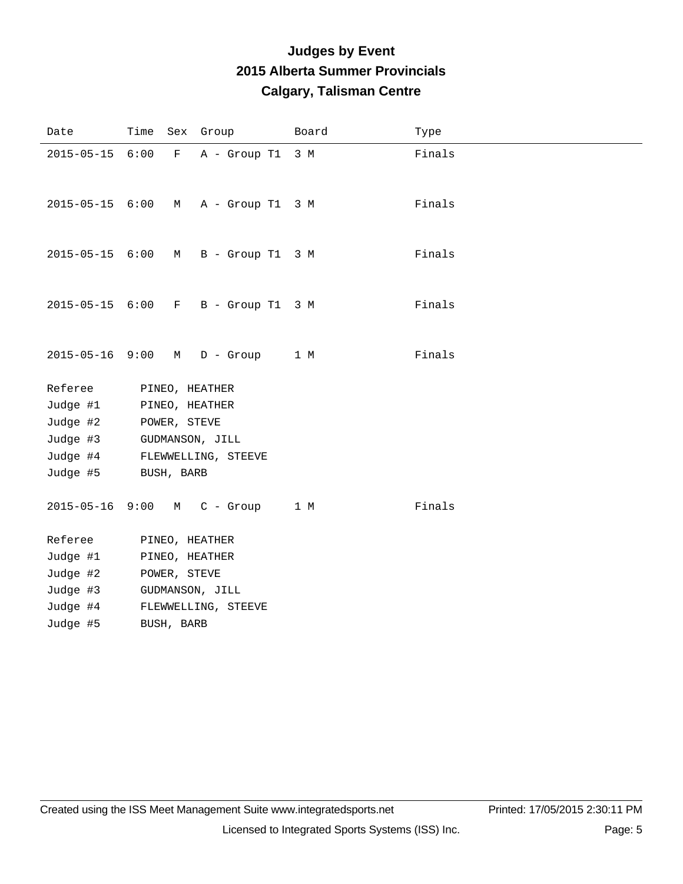# Judges by Event

## 2015 Alberta Summer Provincials

## Calgary, Talisman Centre

| Date | Time | Sex | Group | Board | Type |
|---|---|---|---|---|---|
| 2015-05-15 | 6:00 | F | A - Group T1 | 3 M | Finals |
| 2015-05-15 | 6:00 | M | A - Group T1 | 3 M | Finals |
| 2015-05-15 | 6:00 | M | B - Group T1 | 3 M | Finals |
| 2015-05-15 | 6:00 | F | B - Group T1 | 3 M | Finals |
| 2015-05-16 | 9:00 | M | D - Group | 1 M | Finals |

| | |
|---|---|
| Referee | PINEO, HEATHER |
| Judge #1 | PINEO, HEATHER |
| Judge #2 | POWER, STEVE |
| Judge #3 | GUDMANSON, JILL |
| Judge #4 | FLEWWELLING, STEEVE |
| Judge #5 | BUSH, BARB |

| Date | Time | Sex | Group | Board | Type |
|---|---|---|---|---|---|
| 2015-05-16 | 9:00 | M | C - Group | 1 M | Finals |

| | |
|---|---|
| Referee | PINEO, HEATHER |
| Judge #1 | PINEO, HEATHER |
| Judge #2 | POWER, STEVE |
| Judge #3 | GUDMANSON, JILL |
| Judge #4 | FLEWWELLING, STEEVE |
| Judge #5 | BUSH, BARB |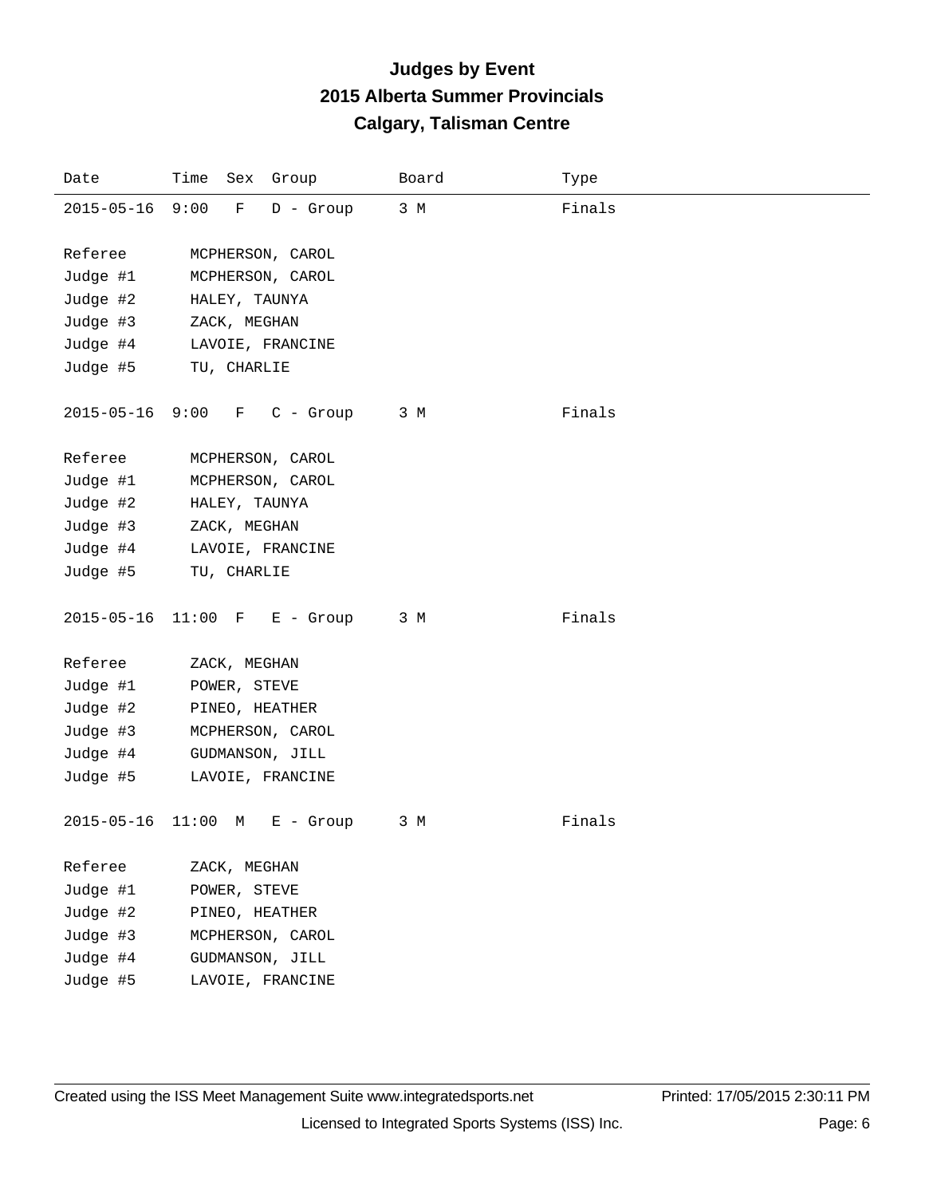# Judges by Event
## 2015 Alberta Summer Provincials
## Calgary, Talisman Centre

| Date | Time | Sex | Group | Board | Type |
|---|---|---|---|---|---|
| 2015-05-16 | 9:00 | F | D - Group | 3 M | Finals |

| | |
|---|---|
| Referee | MCPHERSON, CAROL |
| Judge #1 | MCPHERSON, CAROL |
| Judge #2 | HALEY, TAUNYA |
| Judge #3 | ZACK, MEGHAN |
| Judge #4 | LAVOIE, FRANCINE |
| Judge #5 | TU, CHARLIE |

| Date | Time | Sex | Group | Board | Type |
|---|---|---|---|---|---|
| 2015-05-16 | 9:00 | F | C - Group | 3 M | Finals |

| | |
|---|---|
| Referee | MCPHERSON, CAROL |
| Judge #1 | MCPHERSON, CAROL |
| Judge #2 | HALEY, TAUNYA |
| Judge #3 | ZACK, MEGHAN |
| Judge #4 | LAVOIE, FRANCINE |
| Judge #5 | TU, CHARLIE |

| Date | Time | Sex | Group | Board | Type |
|---|---|---|---|---|---|
| 2015-05-16 | 11:00 | F | E - Group | 3 M | Finals |

| | |
|---|---|
| Referee | ZACK, MEGHAN |
| Judge #1 | POWER, STEVE |
| Judge #2 | PINEO, HEATHER |
| Judge #3 | MCPHERSON, CAROL |
| Judge #4 | GUDMANSON, JILL |
| Judge #5 | LAVOIE, FRANCINE |

| Date | Time | Sex | Group | Board | Type |
|---|---|---|---|---|---|
| 2015-05-16 | 11:00 | M | E - Group | 3 M | Finals |

| | |
|---|---|
| Referee | ZACK, MEGHAN |
| Judge #1 | POWER, STEVE |
| Judge #2 | PINEO, HEATHER |
| Judge #3 | MCPHERSON, CAROL |
| Judge #4 | GUDMANSON, JILL |
| Judge #5 | LAVOIE, FRANCINE |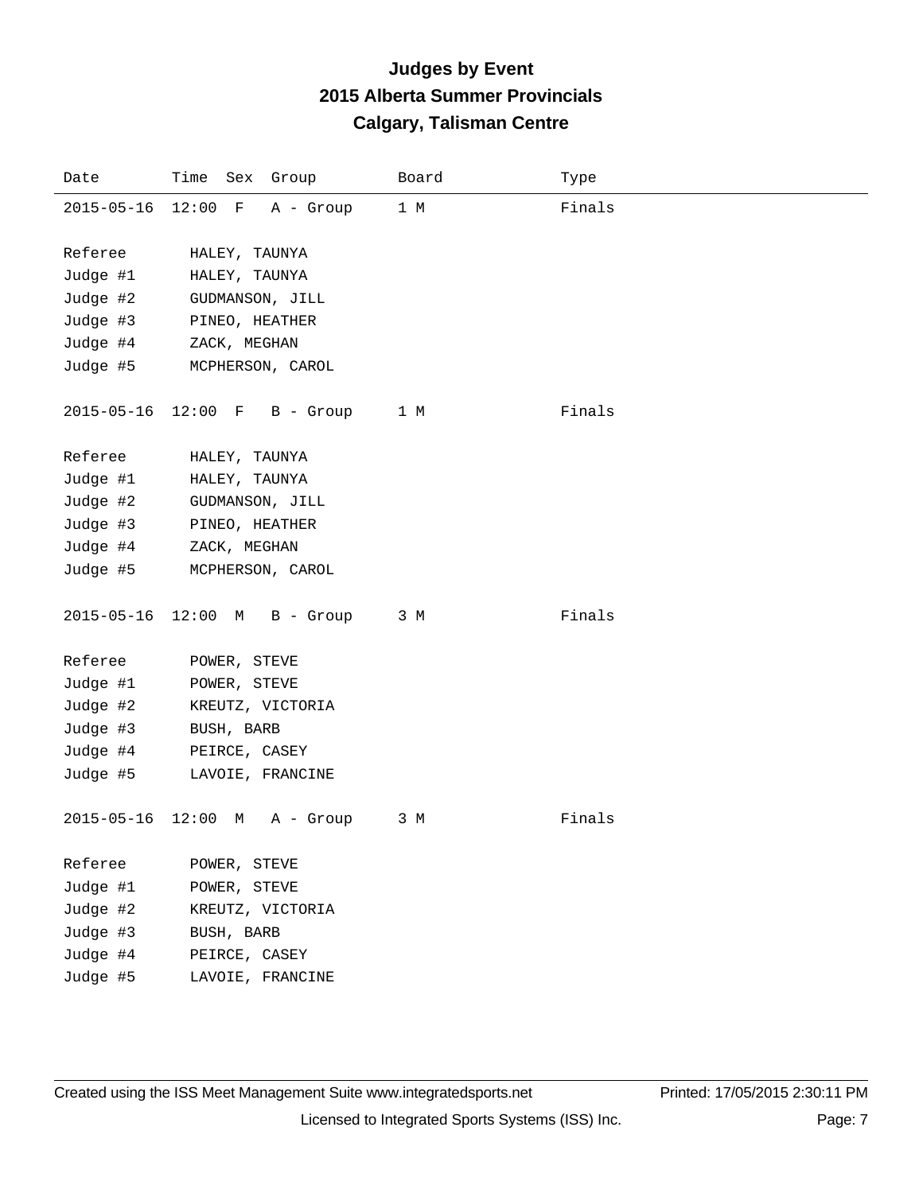# Judges by Event
## 2015 Alberta Summer Provincials
## Calgary, Talisman Centre

| Date | Time | Sex | Group | Board | Type |
|---|---|---|---|---|---|
| 2015-05-16 | 12:00 | F | A - Group | 1 M | Finals |

| | |
|---|---|
| Referee | HALEY, TAUNYA |
| Judge #1 | HALEY, TAUNYA |
| Judge #2 | GUDMANSON, JILL |
| Judge #3 | PINEO, HEATHER |
| Judge #4 | ZACK, MEGHAN |
| Judge #5 | MCPHERSON, CAROL |

| Date | Time | Sex | Group | Board | Type |
|---|---|---|---|---|---|
| 2015-05-16 | 12:00 | F | B - Group | 1 M | Finals |

| | |
|---|---|
| Referee | HALEY, TAUNYA |
| Judge #1 | HALEY, TAUNYA |
| Judge #2 | GUDMANSON, JILL |
| Judge #3 | PINEO, HEATHER |
| Judge #4 | ZACK, MEGHAN |
| Judge #5 | MCPHERSON, CAROL |

| Date | Time | Sex | Group | Board | Type |
|---|---|---|---|---|---|
| 2015-05-16 | 12:00 | M | B - Group | 3 M | Finals |

| | |
|---|---|
| Referee | POWER, STEVE |
| Judge #1 | POWER, STEVE |
| Judge #2 | KREUTZ, VICTORIA |
| Judge #3 | BUSH, BARB |
| Judge #4 | PEIRCE, CASEY |
| Judge #5 | LAVOIE, FRANCINE |

| Date | Time | Sex | Group | Board | Type |
|---|---|---|---|---|---|
| 2015-05-16 | 12:00 | M | A - Group | 3 M | Finals |

| | |
|---|---|
| Referee | POWER, STEVE |
| Judge #1 | POWER, STEVE |
| Judge #2 | KREUTZ, VICTORIA |
| Judge #3 | BUSH, BARB |
| Judge #4 | PEIRCE, CASEY |
| Judge #5 | LAVOIE, FRANCINE |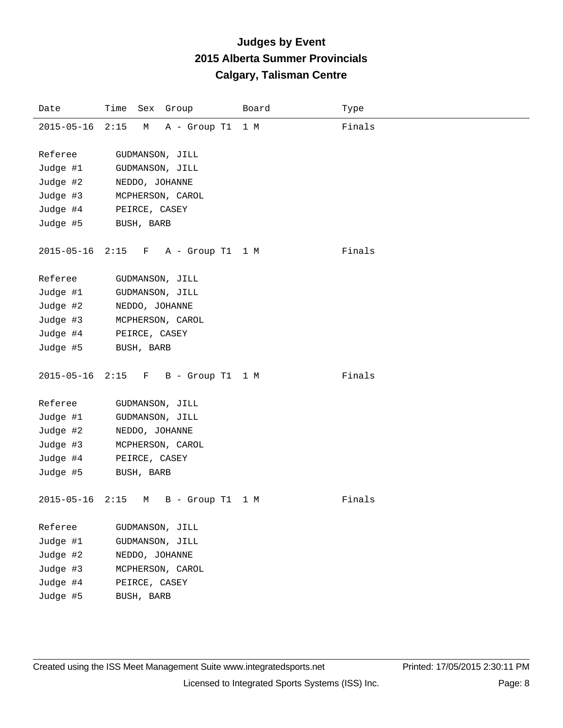# Judges by Event
## 2015 Alberta Summer Provincials
## Calgary, Talisman Centre

| Date | Time | Sex | Group | Board | Type |
|---|---|---|---|---|---|
| 2015-05-16 | 2:15 | M | A - Group T1 | 1 M | Finals |

| | |
|---|---|
| Referee | GUDMANSON, JILL |
| Judge #1 | GUDMANSON, JILL |
| Judge #2 | NEDDO, JOHANNE |
| Judge #3 | MCPHERSON, CAROL |
| Judge #4 | PEIRCE, CASEY |
| Judge #5 | BUSH, BARB |

| Date | Time | Sex | Group | Board | Type |
|---|---|---|---|---|---|
| 2015-05-16 | 2:15 | F | A - Group T1 | 1 M | Finals |

| | |
|---|---|
| Referee | GUDMANSON, JILL |
| Judge #1 | GUDMANSON, JILL |
| Judge #2 | NEDDO, JOHANNE |
| Judge #3 | MCPHERSON, CAROL |
| Judge #4 | PEIRCE, CASEY |
| Judge #5 | BUSH, BARB |

| Date | Time | Sex | Group | Board | Type |
|---|---|---|---|---|---|
| 2015-05-16 | 2:15 | F | B - Group T1 | 1 M | Finals |

| | |
|---|---|
| Referee | GUDMANSON, JILL |
| Judge #1 | GUDMANSON, JILL |
| Judge #2 | NEDDO, JOHANNE |
| Judge #3 | MCPHERSON, CAROL |
| Judge #4 | PEIRCE, CASEY |
| Judge #5 | BUSH, BARB |

| Date | Time | Sex | Group | Board | Type |
|---|---|---|---|---|---|
| 2015-05-16 | 2:15 | M | B - Group T1 | 1 M | Finals |

| | |
|---|---|
| Referee | GUDMANSON, JILL |
| Judge #1 | GUDMANSON, JILL |
| Judge #2 | NEDDO, JOHANNE |
| Judge #3 | MCPHERSON, CAROL |
| Judge #4 | PEIRCE, CASEY |
| Judge #5 | BUSH, BARB |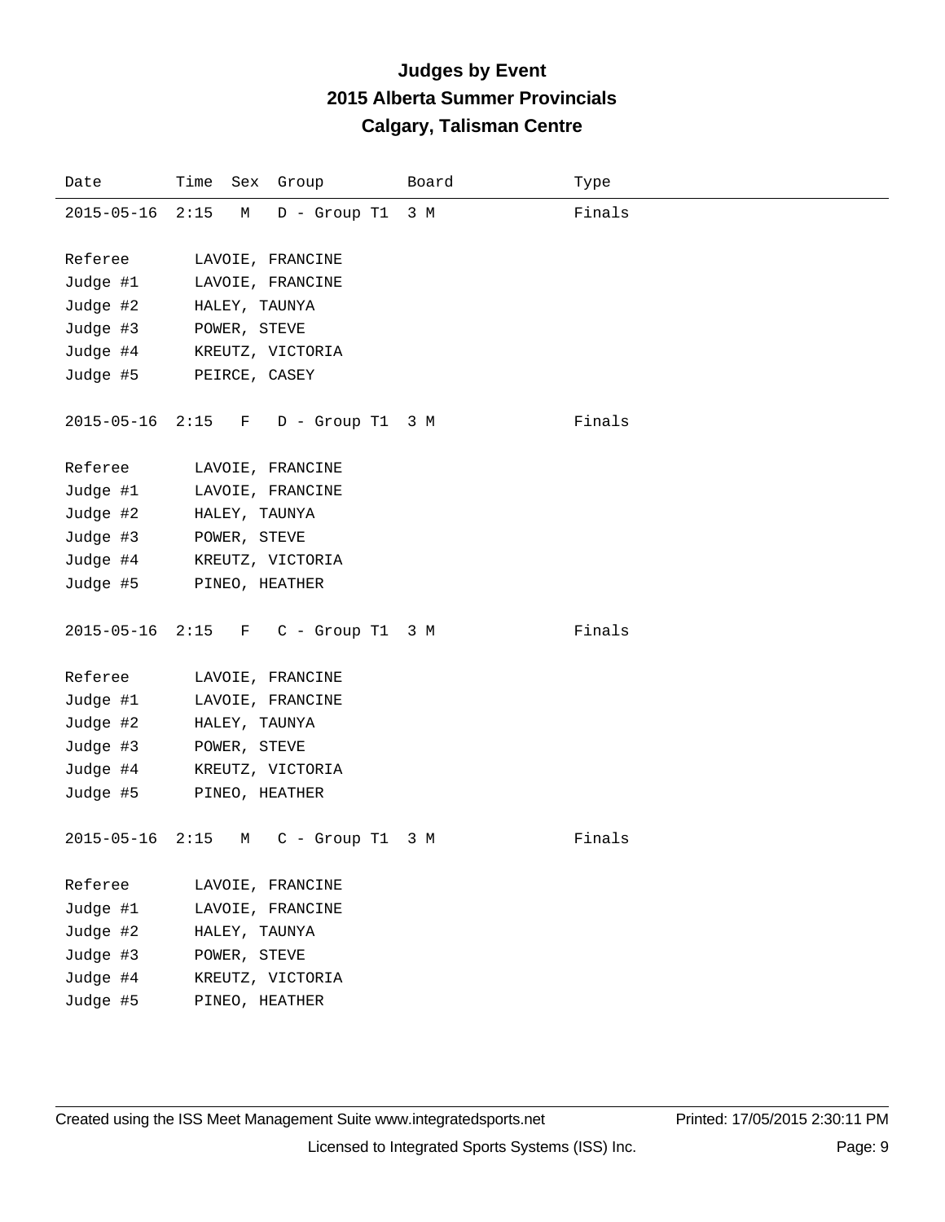# Judges by Event
## 2015 Alberta Summer Provincials
## Calgary, Talisman Centre

| Date | Time | Sex | Group | Board | Type |
|---|---|---|---|---|---|
| 2015-05-16 | 2:15 | M | D - Group T1 | 3 M | Finals |

Referee LAVOIE, FRANCINE
Judge #1 LAVOIE, FRANCINE
Judge #2 HALEY, TAUNYA
Judge #3 POWER, STEVE
Judge #4 KREUTZ, VICTORIA
Judge #5 PEIRCE, CASEY

| Date | Time | Sex | Group | Board | Type |
|---|---|---|---|---|---|
| 2015-05-16 | 2:15 | F | D - Group T1 | 3 M | Finals |

Referee LAVOIE, FRANCINE
Judge #1 LAVOIE, FRANCINE
Judge #2 HALEY, TAUNYA
Judge #3 POWER, STEVE
Judge #4 KREUTZ, VICTORIA
Judge #5 PINEO, HEATHER

| Date | Time | Sex | Group | Board | Type |
|---|---|---|---|---|---|
| 2015-05-16 | 2:15 | F | C - Group T1 | 3 M | Finals |

Referee LAVOIE, FRANCINE
Judge #1 LAVOIE, FRANCINE
Judge #2 HALEY, TAUNYA
Judge #3 POWER, STEVE
Judge #4 KREUTZ, VICTORIA
Judge #5 PINEO, HEATHER

| Date | Time | Sex | Group | Board | Type |
|---|---|---|---|---|---|
| 2015-05-16 | 2:15 | M | C - Group T1 | 3 M | Finals |

Referee LAVOIE, FRANCINE
Judge #1 LAVOIE, FRANCINE
Judge #2 HALEY, TAUNYA
Judge #3 POWER, STEVE
Judge #4 KREUTZ, VICTORIA
Judge #5 PINEO, HEATHER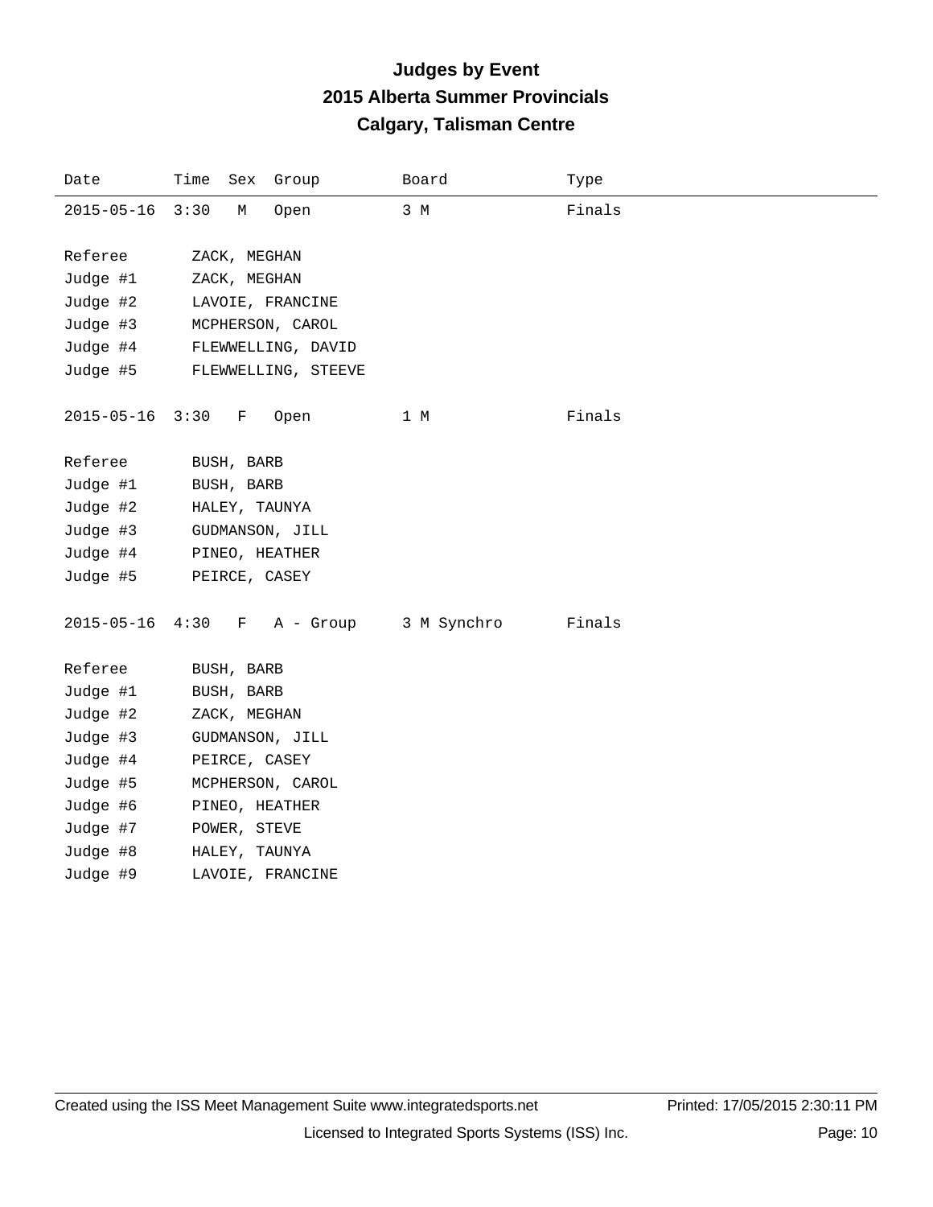# Judges by Event
## 2015 Alberta Summer Provincials
## Calgary, Talisman Centre

| Date | Time | Sex | Group | Board | Type |
|---|---|---|---|---|---|
| 2015-05-16 | 3:30 | M | Open | 3 M | Finals |

| | |
|---|---|
| Referee | ZACK, MEGHAN |
| Judge #1 | ZACK, MEGHAN |
| Judge #2 | LAVOIE, FRANCINE |
| Judge #3 | MCPHERSON, CAROL |
| Judge #4 | FLEWWELLING, DAVID |
| Judge #5 | FLEWWELLING, STEEVE |

| Date | Time | Sex | Group | Board | Type |
|---|---|---|---|---|---|
| 2015-05-16 | 3:30 | F | Open | 1 M | Finals |

| | |
|---|---|
| Referee | BUSH, BARB |
| Judge #1 | BUSH, BARB |
| Judge #2 | HALEY, TAUNYA |
| Judge #3 | GUDMANSON, JILL |
| Judge #4 | PINEO, HEATHER |
| Judge #5 | PEIRCE, CASEY |

| Date | Time | Sex | Group | Board | Type |
|---|---|---|---|---|---|
| 2015-05-16 | 4:30 | F | A - Group | 3 M Synchro | Finals |

| | |
|---|---|
| Referee | BUSH, BARB |
| Judge #1 | BUSH, BARB |
| Judge #2 | ZACK, MEGHAN |
| Judge #3 | GUDMANSON, JILL |
| Judge #4 | PEIRCE, CASEY |
| Judge #5 | MCPHERSON, CAROL |
| Judge #6 | PINEO, HEATHER |
| Judge #7 | POWER, STEVE |
| Judge #8 | HALEY, TAUNYA |
| Judge #9 | LAVOIE, FRANCINE |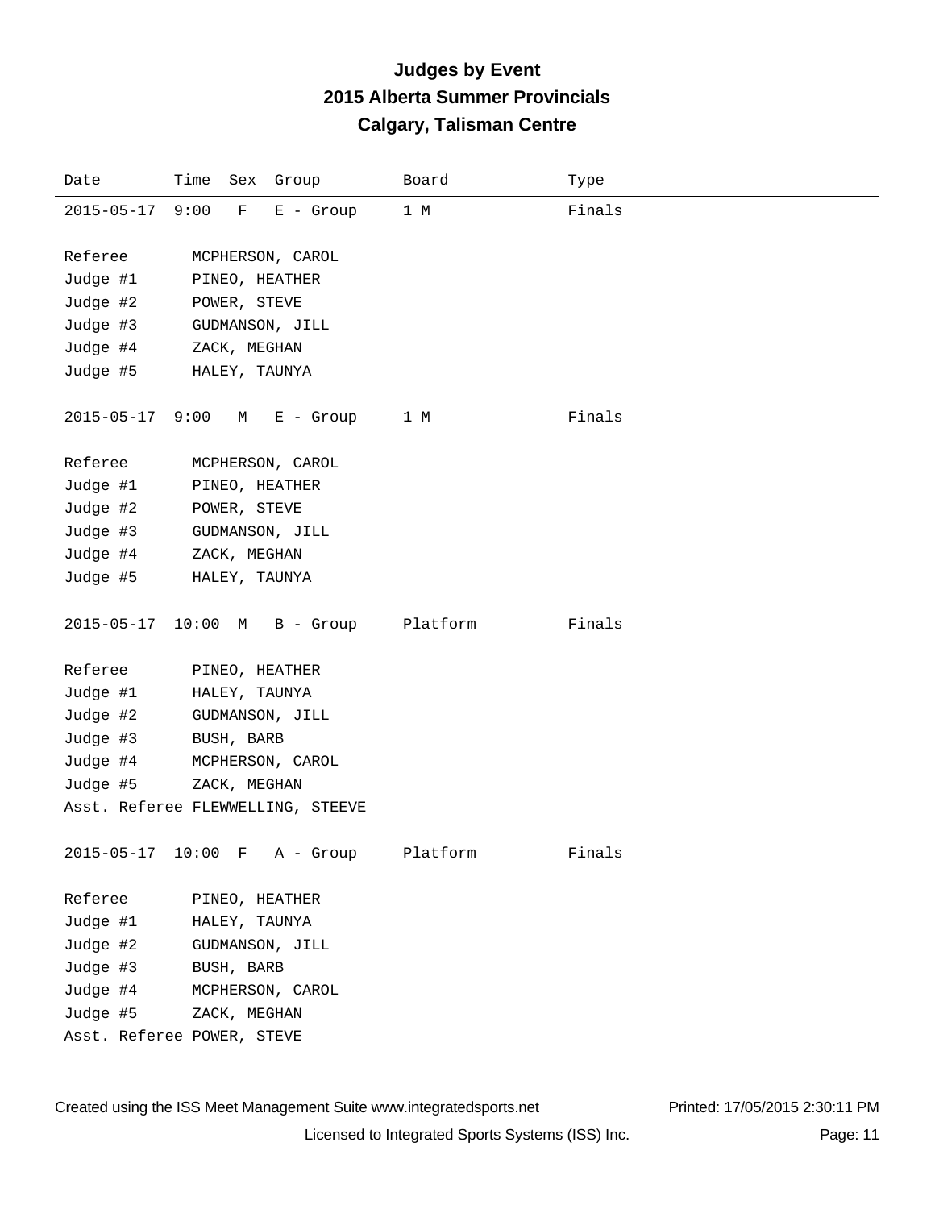# Judges by Event

## 2015 Alberta Summer Provincials

## Calgary, Talisman Centre

| Date | Time | Sex | Group | Board | Type |
|---|---|---|---|---|---|
| 2015-05-17 | 9:00 | F | E - Group | 1 M | Finals |

Referee MCPHERSON, CAROL
Judge #1 PINEO, HEATHER
Judge #2 POWER, STEVE
Judge #3 GUDMANSON, JILL
Judge #4 ZACK, MEGHAN
Judge #5 HALEY, TAUNYA

| Date | Time | Sex | Group | Board | Type |
|---|---|---|---|---|---|
| 2015-05-17 | 9:00 | M | E - Group | 1 M | Finals |

Referee MCPHERSON, CAROL
Judge #1 PINEO, HEATHER
Judge #2 POWER, STEVE
Judge #3 GUDMANSON, JILL
Judge #4 ZACK, MEGHAN
Judge #5 HALEY, TAUNYA

| Date | Time | Sex | Group | Board | Type |
|---|---|---|---|---|---|
| 2015-05-17 | 10:00 | M | B - Group | Platform | Finals |

Referee PINEO, HEATHER
Judge #1 HALEY, TAUNYA
Judge #2 GUDMANSON, JILL
Judge #3 BUSH, BARB
Judge #4 MCPHERSON, CAROL
Judge #5 ZACK, MEGHAN
Asst. Referee FLEWWELLING, STEEVE

| Date | Time | Sex | Group | Board | Type |
|---|---|---|---|---|---|
| 2015-05-17 | 10:00 | F | A - Group | Platform | Finals |

Referee PINEO, HEATHER
Judge #1 HALEY, TAUNYA
Judge #2 GUDMANSON, JILL
Judge #3 BUSH, BARB
Judge #4 MCPHERSON, CAROL
Judge #5 ZACK, MEGHAN
Asst. Referee POWER, STEVE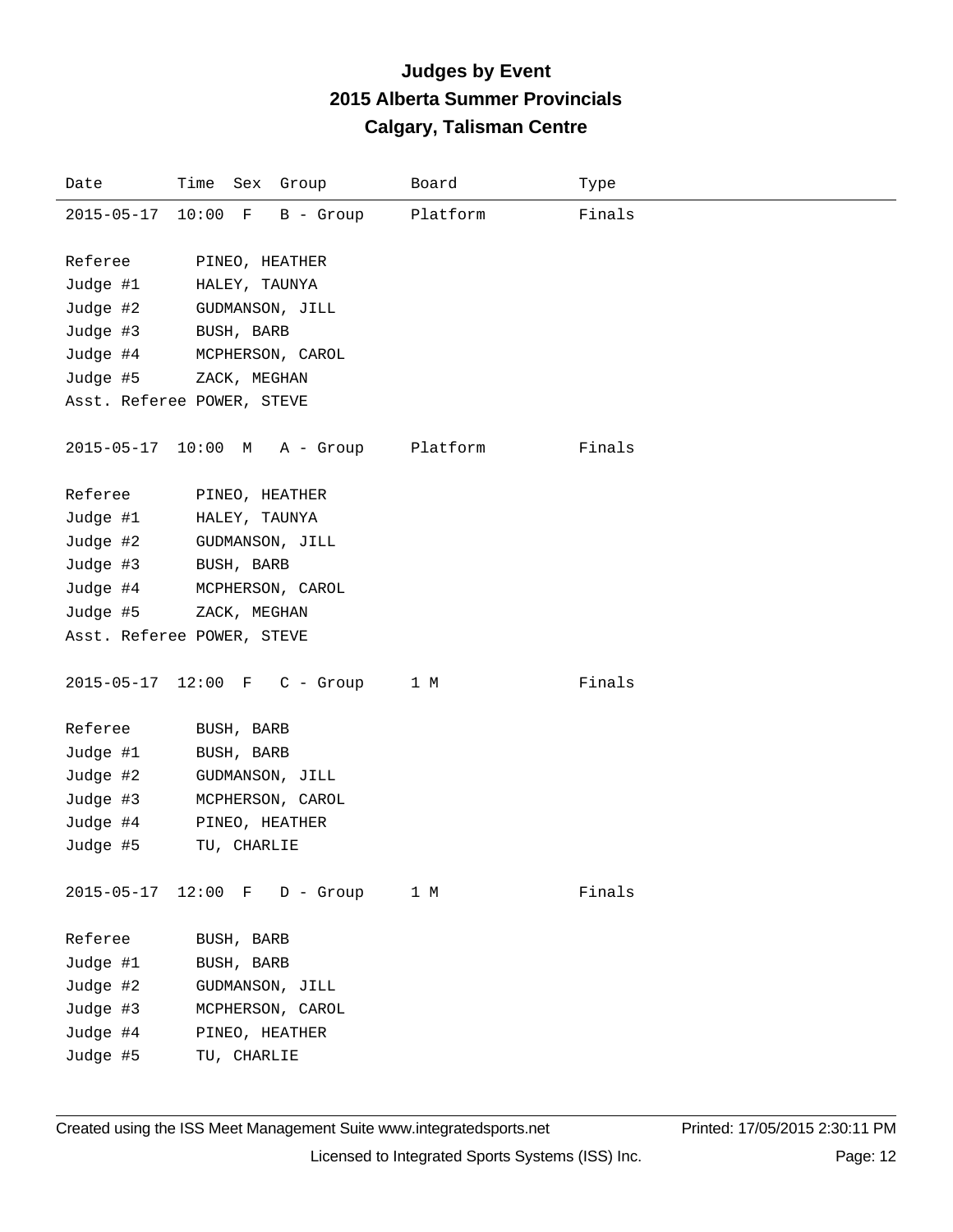# Judges by Event

## 2015 Alberta Summer Provincials

## Calgary, Talisman Centre

| Date | Time | Sex | Group | Board | Type |
|---|---|---|---|---|---|
| 2015-05-17 | 10:00 | F | B - Group | Platform | Finals |

Referee PINEO, HEATHER
Judge #1 HALEY, TAUNYA
Judge #2 GUDMANSON, JILL
Judge #3 BUSH, BARB
Judge #4 MCPHERSON, CAROL
Judge #5 ZACK, MEGHAN
Asst. Referee POWER, STEVE

| Date | Time | Sex | Group | Board | Type |
|---|---|---|---|---|---|
| 2015-05-17 | 10:00 | M | A - Group | Platform | Finals |

Referee PINEO, HEATHER
Judge #1 HALEY, TAUNYA
Judge #2 GUDMANSON, JILL
Judge #3 BUSH, BARB
Judge #4 MCPHERSON, CAROL
Judge #5 ZACK, MEGHAN
Asst. Referee POWER, STEVE

| Date | Time | Sex | Group | Board | Type |
|---|---|---|---|---|---|
| 2015-05-17 | 12:00 | F | C - Group | 1 M | Finals |

Referee BUSH, BARB
Judge #1 BUSH, BARB
Judge #2 GUDMANSON, JILL
Judge #3 MCPHERSON, CAROL
Judge #4 PINEO, HEATHER
Judge #5 TU, CHARLIE

| Date | Time | Sex | Group | Board | Type |
|---|---|---|---|---|---|
| 2015-05-17 | 12:00 | F | D - Group | 1 M | Finals |

Referee BUSH, BARB
Judge #1 BUSH, BARB
Judge #2 GUDMANSON, JILL
Judge #3 MCPHERSON, CAROL
Judge #4 PINEO, HEATHER
Judge #5 TU, CHARLIE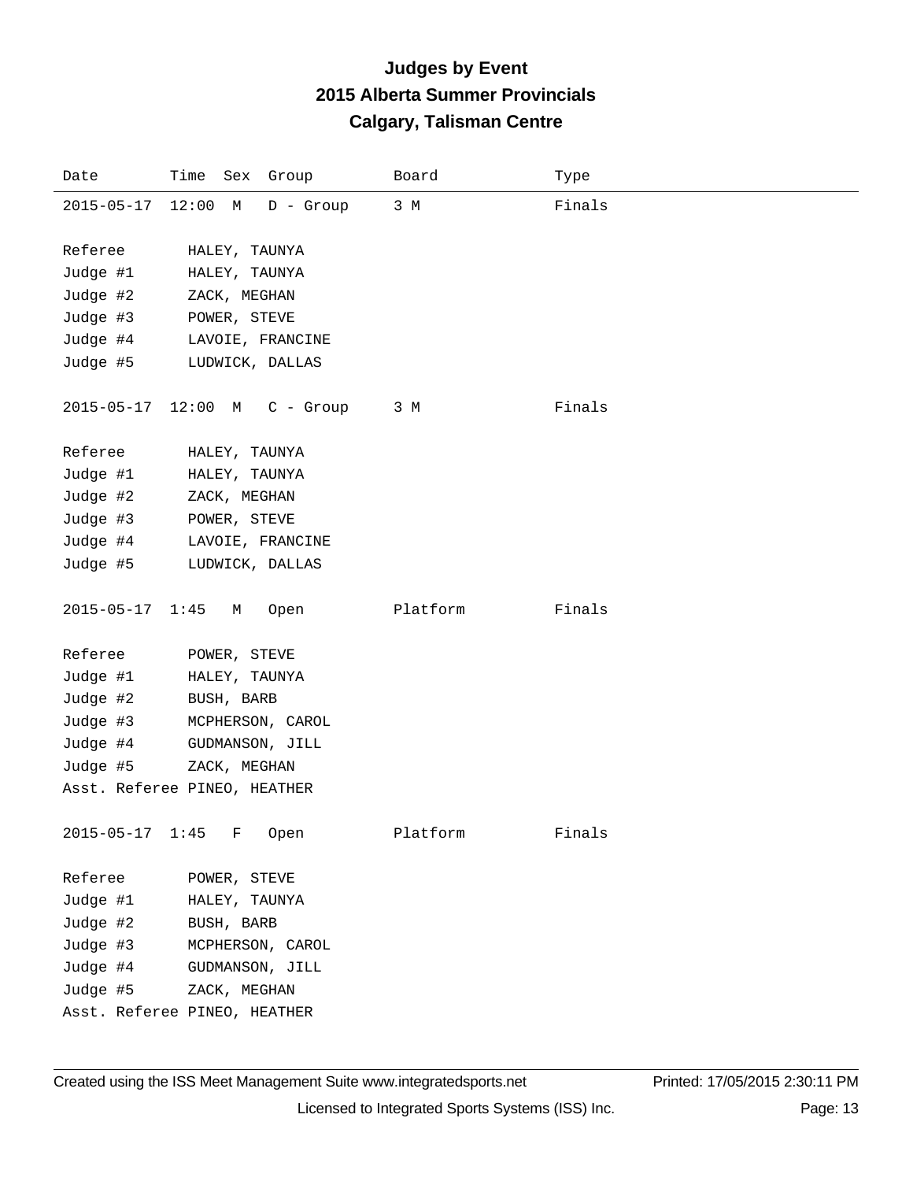# Judges by Event
## 2015 Alberta Summer Provincials
## Calgary, Talisman Centre

| Date | Time | Sex | Group | Board | Type |
|---|---|---|---|---|---|
| 2015-05-17 | 12:00 | M | D - Group | 3 M | Finals |

Referee HALEY, TAUNYA
Judge #1 HALEY, TAUNYA
Judge #2 ZACK, MEGHAN
Judge #3 POWER, STEVE
Judge #4 LAVOIE, FRANCINE
Judge #5 LUDWICK, DALLAS

| Date | Time | Sex | Group | Board | Type |
|---|---|---|---|---|---|
| 2015-05-17 | 12:00 | M | C - Group | 3 M | Finals |

Referee HALEY, TAUNYA
Judge #1 HALEY, TAUNYA
Judge #2 ZACK, MEGHAN
Judge #3 POWER, STEVE
Judge #4 LAVOIE, FRANCINE
Judge #5 LUDWICK, DALLAS

| Date | Time | Sex | Group | Board | Type |
|---|---|---|---|---|---|
| 2015-05-17 | 1:45 | M | Open | Platform | Finals |

Referee POWER, STEVE
Judge #1 HALEY, TAUNYA
Judge #2 BUSH, BARB
Judge #3 MCPHERSON, CAROL
Judge #4 GUDMANSON, JILL
Judge #5 ZACK, MEGHAN
Asst. Referee PINEO, HEATHER

| Date | Time | Sex | Group | Board | Type |
|---|---|---|---|---|---|
| 2015-05-17 | 1:45 | F | Open | Platform | Finals |

Referee POWER, STEVE
Judge #1 HALEY, TAUNYA
Judge #2 BUSH, BARB
Judge #3 MCPHERSON, CAROL
Judge #4 GUDMANSON, JILL
Judge #5 ZACK, MEGHAN
Asst. Referee PINEO, HEATHER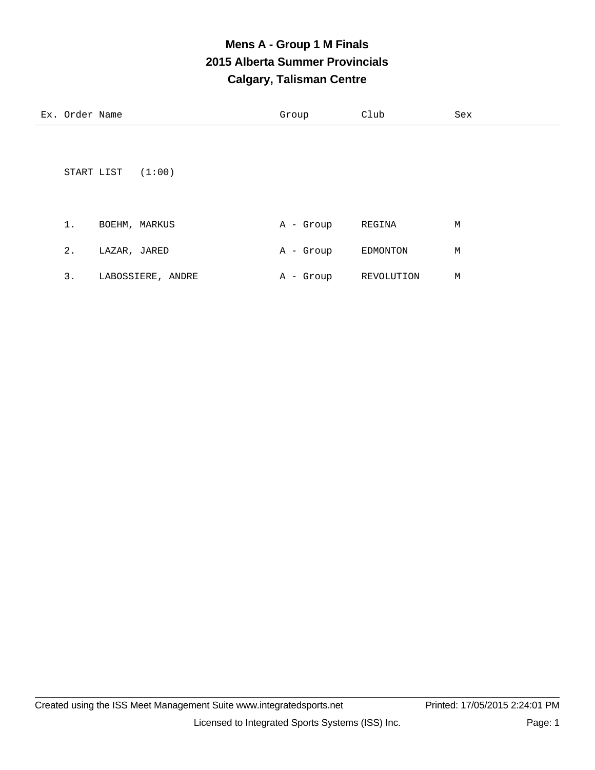# Mens A - Group 1 M Finals

## 2015 Alberta Summer Provincials

## Calgary, Talisman Centre

START LIST (1:00)

| Ex. | Order | Name | Group | Club | Sex |
|---|---|---|---|---|---|
| | 1. | BOEHM, MARKUS | A - Group | REGINA | M |
| | 2. | LAZAR, JARED | A - Group | EDMONTON | M |
| | 3. | LABOSSIERE, ANDRE | A - Group | REVOLUTION | M |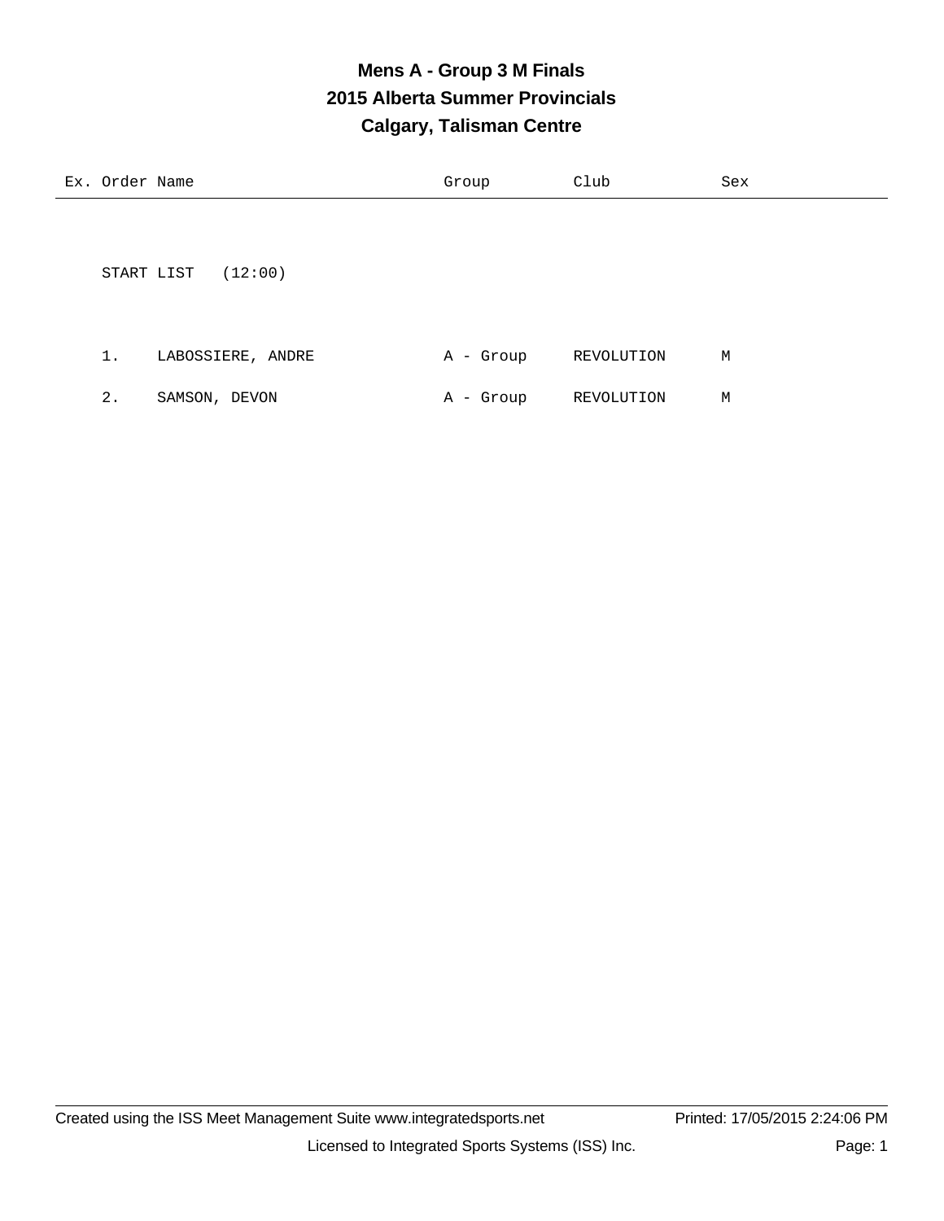# Mens A - Group 3 M Finals
## 2015 Alberta Summer Provincials
## Calgary, Talisman Centre

| Ex. | Order | Name | Group | Club | Sex |
|---|---|---|---|---|---|

START LIST (12:00)

| Ex. | Order | Name | Group | Club | Sex |
|---|---|---|---|---|---|
| | 1. | LABOSSIERE, ANDRE | A - Group | REVOLUTION | M |
| | 2. | SAMSON, DEVON | A - Group | REVOLUTION | M |

Created using the ISS Meet Management Suite www.integratedsports.net Printed: 17/05/2015 2:24:06 PM

Licensed to Integrated Sports Systems (ISS) Inc.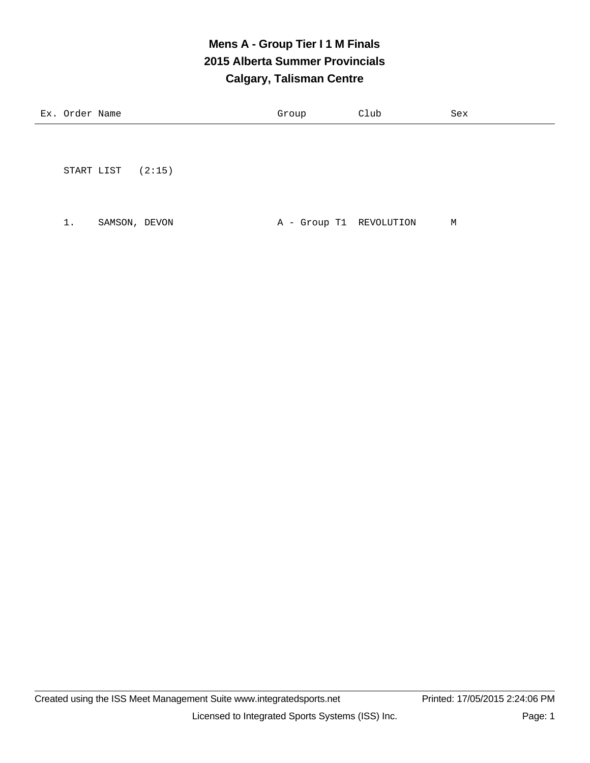# Mens A - Group Tier I 1 M Finals
## 2015 Alberta Summer Provincials
## Calgary, Talisman Centre

| Ex. | Order | Name | Group | Club | Sex |
|---|---|---|---|---|---|
| | START LIST (2:15) | | | | |
| | 1. | SAMSON, DEVON | A - Group T1 | REVOLUTION | M |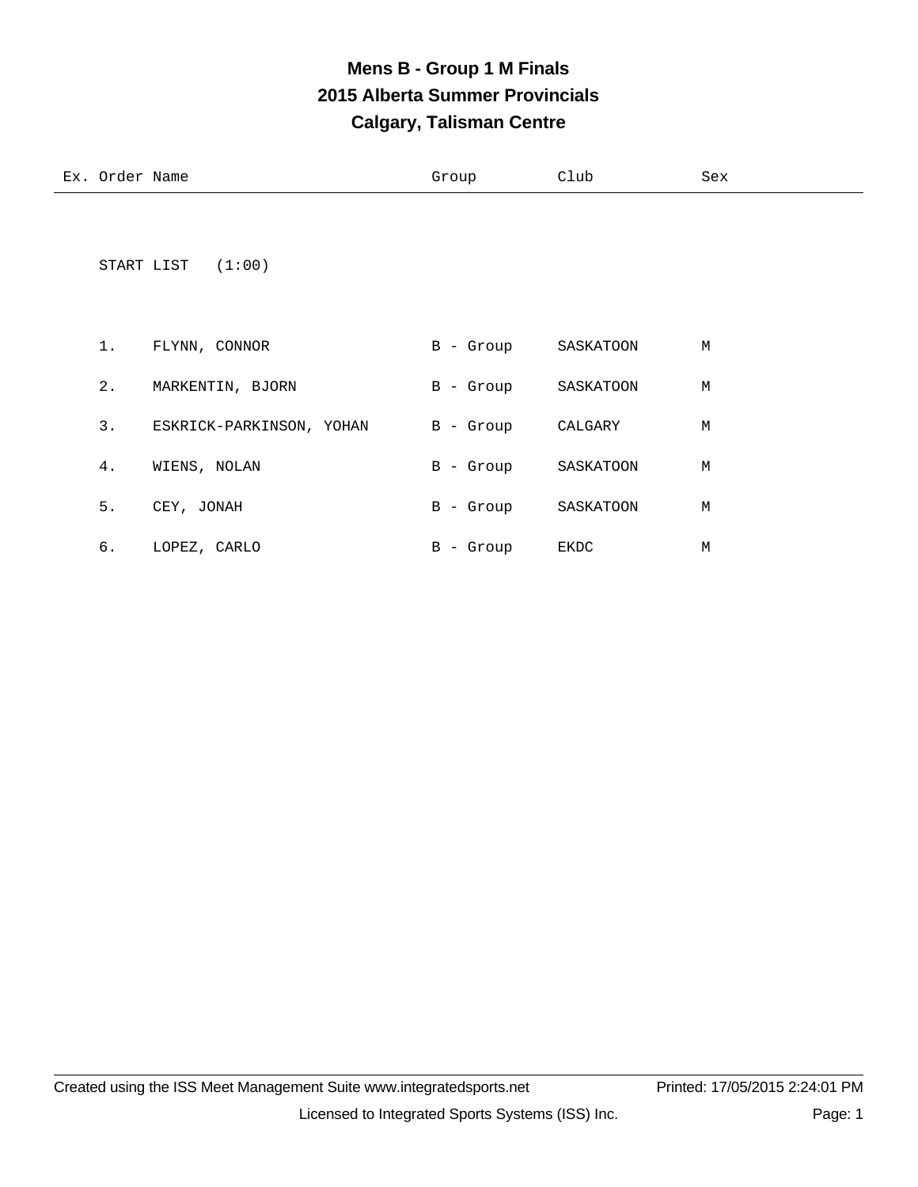# Mens B - Group 1 M Finals

## 2015 Alberta Summer Provincials

## Calgary, Talisman Centre

START LIST (1:00)

| Ex. | Order | Name | Group | Club | Sex |
|---|---|---|---|---|---|
| | 1. | FLYNN, CONNOR | B - Group | SASKATOON | M |
| | 2. | MARKENTIN, BJORN | B - Group | SASKATOON | M |
| | 3. | ESKRICK-PARKINSON, YOHAN | B - Group | CALGARY | M |
| | 4. | WIENS, NOLAN | B - Group | SASKATOON | M |
| | 5. | CEY, JONAH | B - Group | SASKATOON | M |
| | 6. | LOPEZ, CARLO | B - Group | EKDC | M |

Created using the ISS Meet Management Suite www.integratedsports.net Printed: 17/05/2015 2:24:01 PM

Licensed to Integrated Sports Systems (ISS) Inc.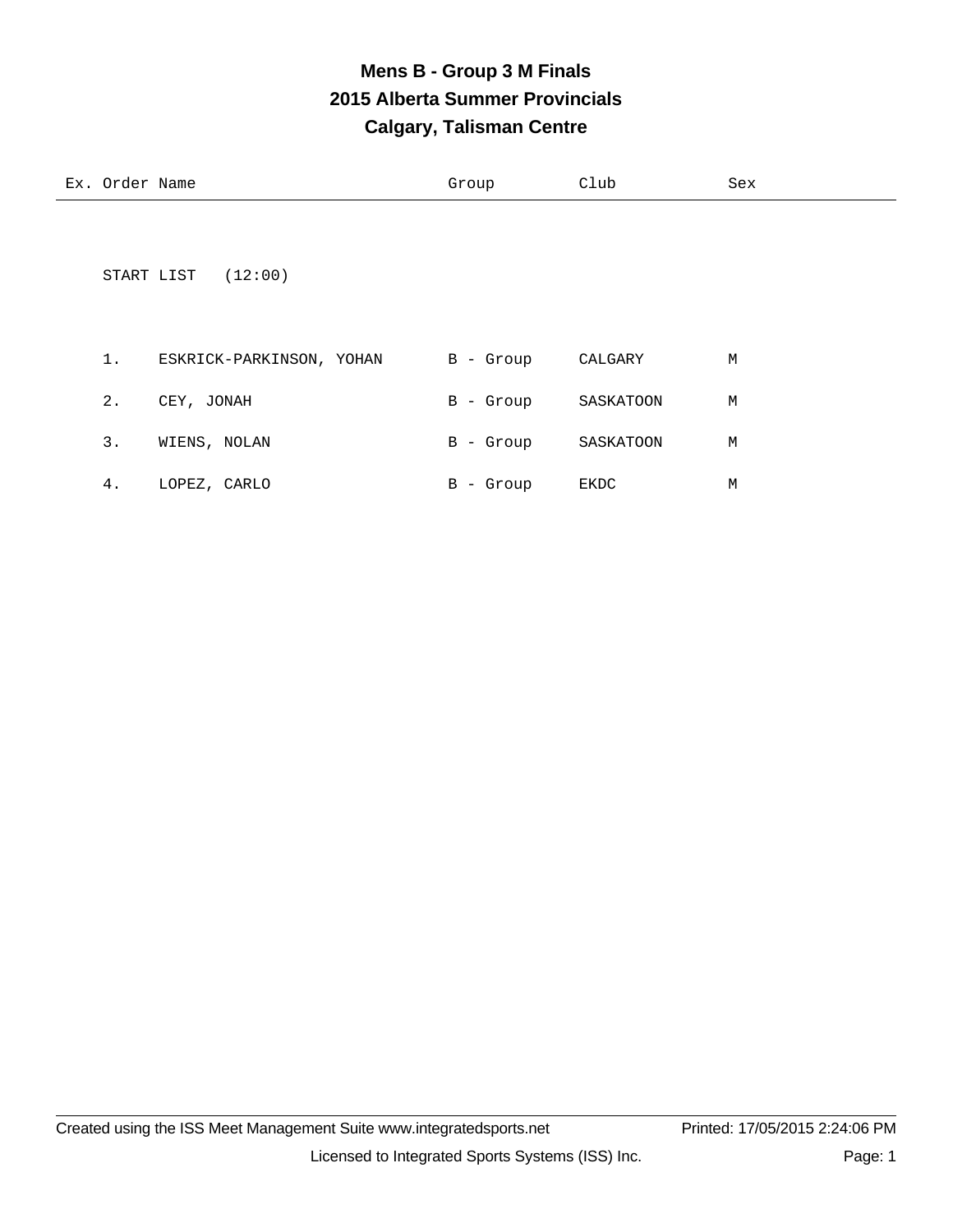# Mens B - Group 3 M Finals
## 2015 Alberta Summer Provincials
## Calgary, Talisman Centre

START LIST (12:00)

| Ex. | Order | Name | Group | Club | Sex |
|---|---|---|---|---|---|
| | 1. | ESKRICK-PARKINSON, YOHAN | B - Group | CALGARY | M |
| | 2. | CEY, JONAH | B - Group | SASKATOON | M |
| | 3. | WIENS, NOLAN | B - Group | SASKATOON | M |
| | 4. | LOPEZ, CARLO | B - Group | EKDC | M |

Created using the ISS Meet Management Suite www.integratedsports.net Printed: 17/05/2015 2:24:06 PM

Licensed to Integrated Sports Systems (ISS) Inc.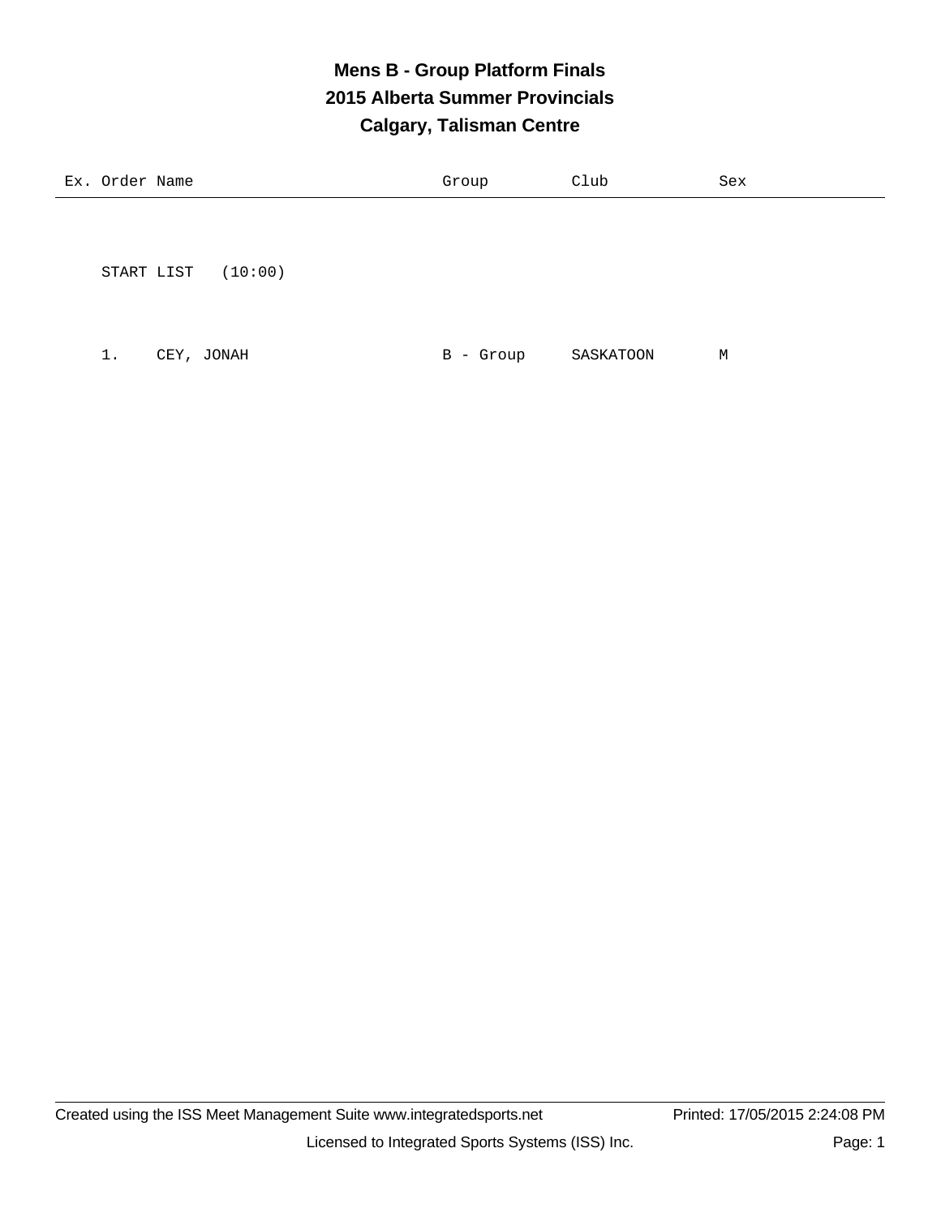# Mens B - Group Platform Finals
## 2015 Alberta Summer Provincials
## Calgary, Talisman Centre

| Ex. | Order | Name | Group | Club | Sex |
|---|---|---|---|---|---|
| | START LIST (10:00) | | | | |
| | 1. | CEY, JONAH | B - Group | SASKATOON | M |

Created using the ISS Meet Management Suite www.integratedsports.net

Printed: 17/05/2015 2:24:08 PM

Licensed to Integrated Sports Systems (ISS) Inc.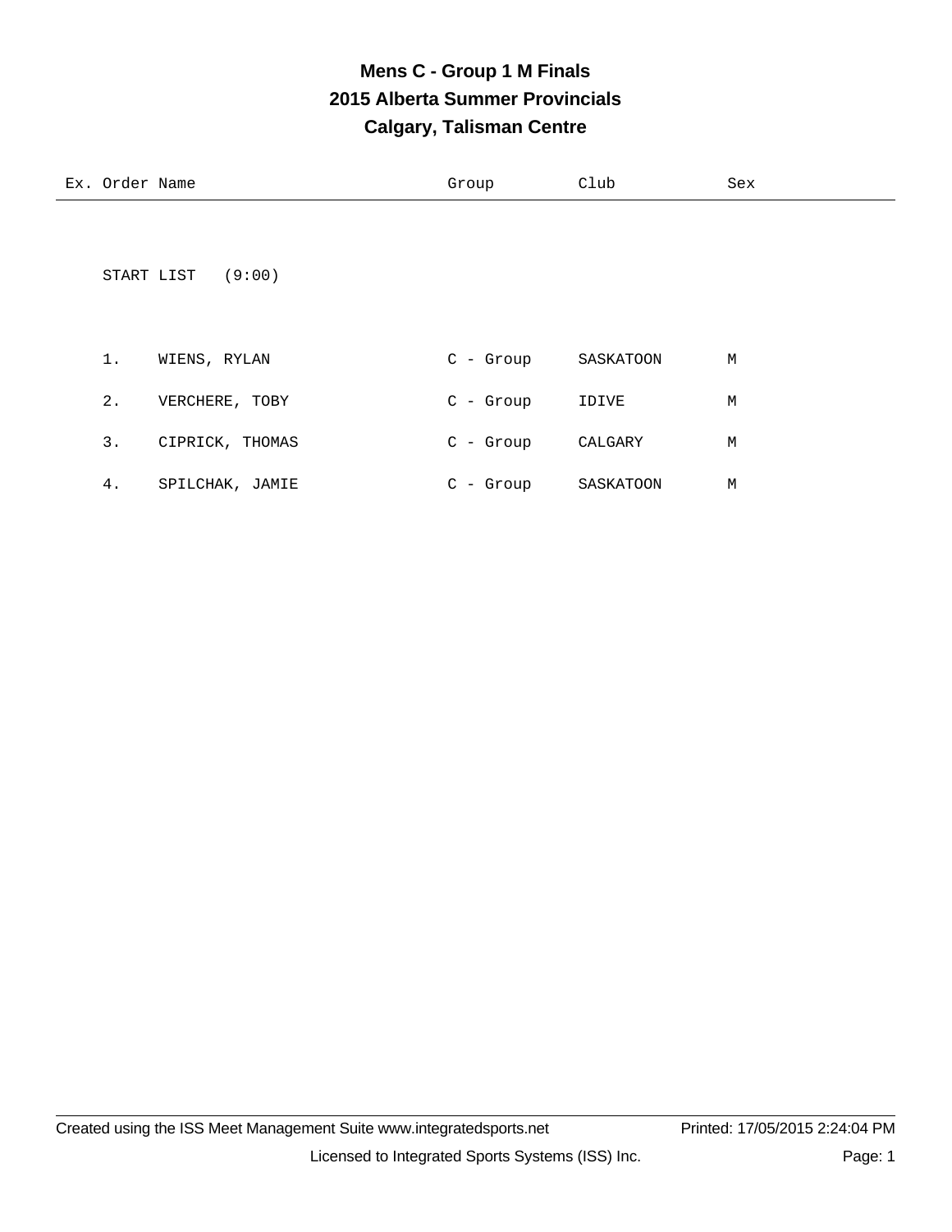# Mens C - Group 1 M Finals
## 2015 Alberta Summer Provincials
## Calgary, Talisman Centre

| Ex. | Order | Name | Group | Club | Sex |
|---|---|---|---|---|---|

START LIST (9:00)

| Ex. | Order | Name | Group | Club | Sex |
|---|---|---|---|---|---|
| | 1. | WIENS, RYLAN | C - Group | SASKATOON | M |
| | 2. | VERCHERE, TOBY | C - Group | IDIVE | M |
| | 3. | CIPRICK, THOMAS | C - Group | CALGARY | M |
| | 4. | SPILCHAK, JAMIE | C - Group | SASKATOON | M |

Created using the ISS Meet Management Suite www.integratedsports.net Printed: 17/05/2015 2:24:04 PM

Licensed to Integrated Sports Systems (ISS) Inc.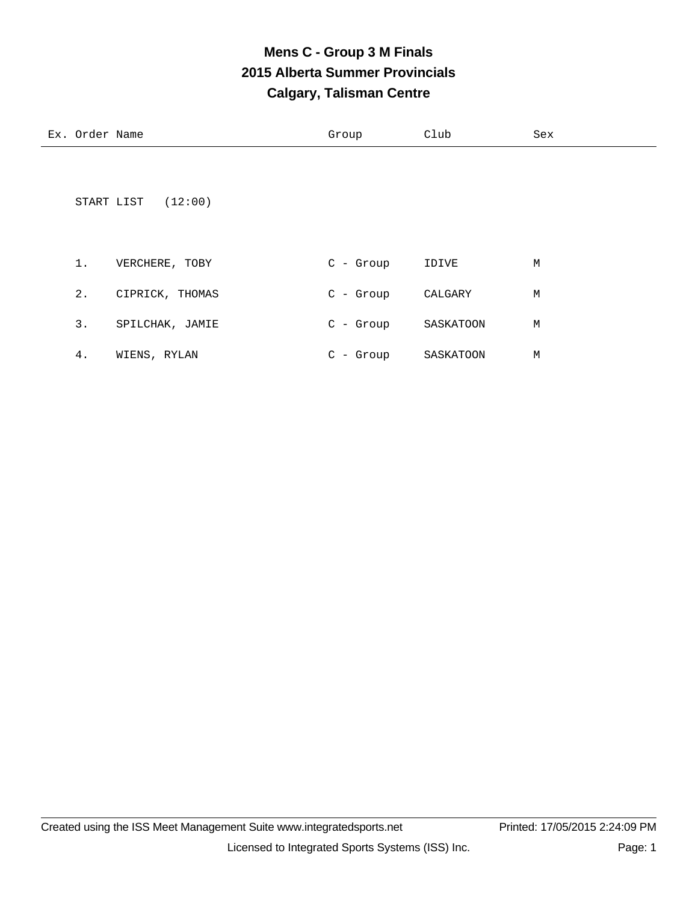# Mens C - Group 3 M Finals
## 2015 Alberta Summer Provincials
## Calgary, Talisman Centre

| Ex. | Order | Name | Group | Club | Sex |
|---|---|---|---|---|---|

START LIST (12:00)

| Ex. | Order | Name | Group | Club | Sex |
|---|---|---|---|---|---|
| | 1. | VERCHERE, TOBY | C - Group | IDIVE | M |
| | 2. | CIPRICK, THOMAS | C - Group | CALGARY | M |
| | 3. | SPILCHAK, JAMIE | C - Group | SASKATOON | M |
| | 4. | WIENS, RYLAN | C - Group | SASKATOON | M |

Created using the ISS Meet Management Suite www.integratedsports.net    Printed: 17/05/2015 2:24:09 PM

Licensed to Integrated Sports Systems (ISS) Inc.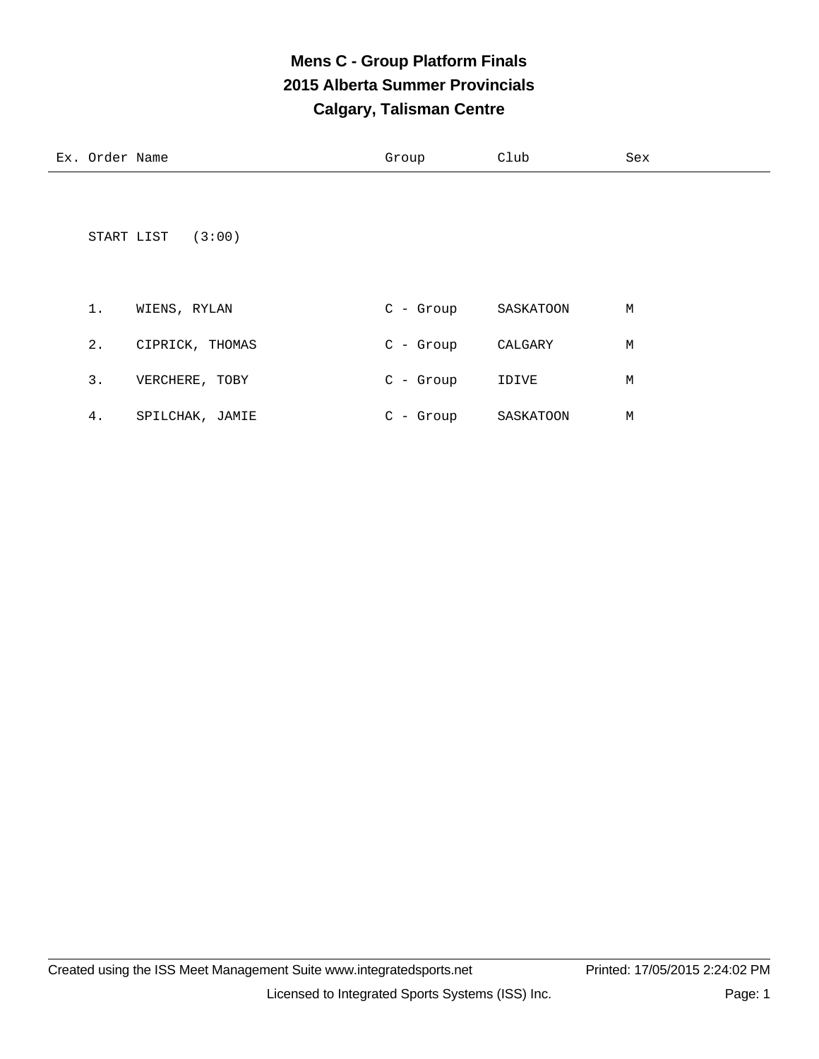# Mens C - Group Platform Finals
## 2015 Alberta Summer Provincials
## Calgary, Talisman Centre

| Ex. | Order | Name | Group | Club | Sex |
|---|---|---|---|---|---|

START LIST (3:00)

| Ex. | Order | Name | Group | Club | Sex |
|---|---|---|---|---|---|
| | 1. | WIENS, RYLAN | C - Group | SASKATOON | M |
| | 2. | CIPRICK, THOMAS | C - Group | CALGARY | M |
| | 3. | VERCHERE, TOBY | C - Group | IDIVE | M |
| | 4. | SPILCHAK, JAMIE | C - Group | SASKATOON | M |

Created using the ISS Meet Management Suite www.integratedsports.net

Printed: 17/05/2015 2:24:02 PM

Licensed to Integrated Sports Systems (ISS) Inc.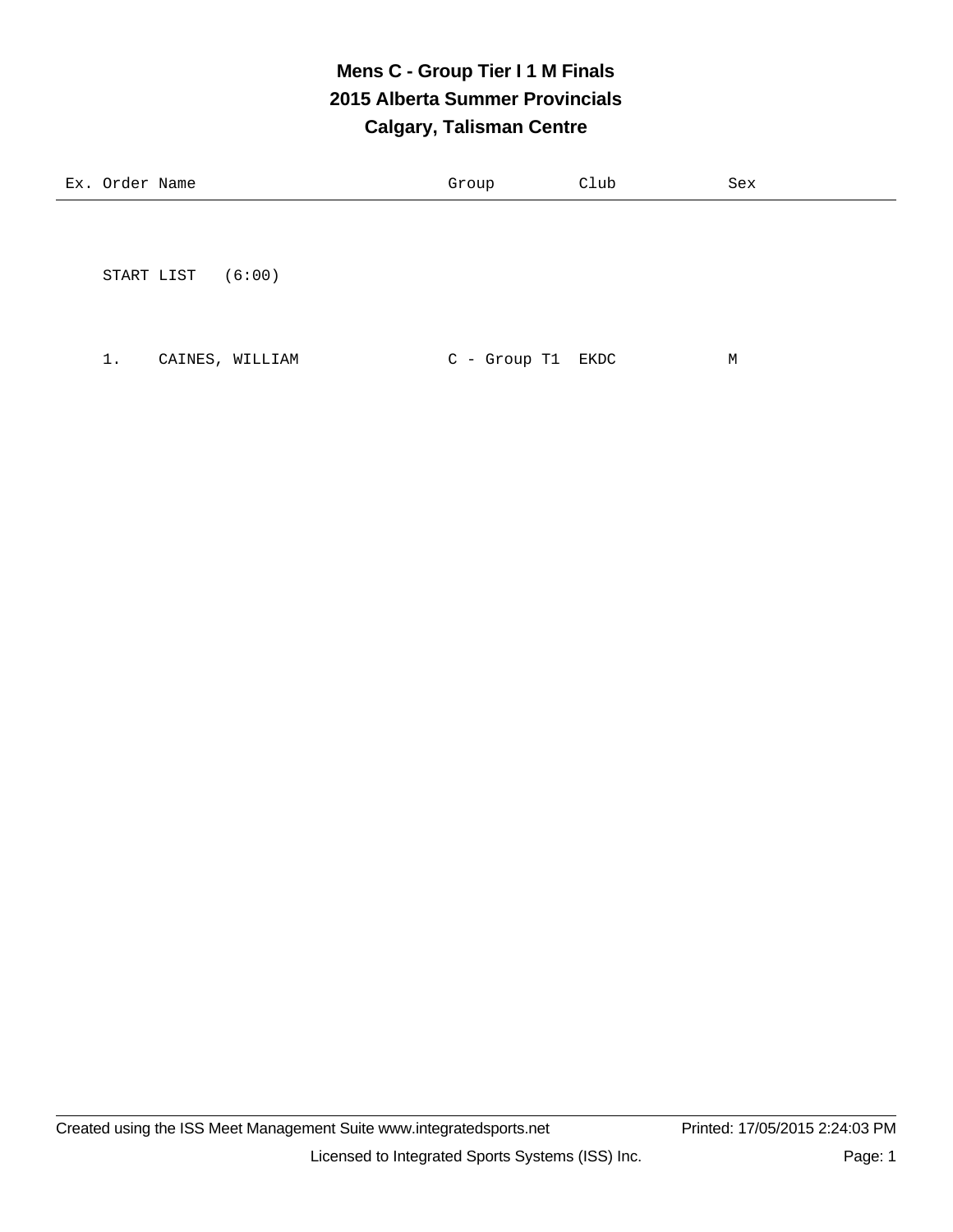# Mens C - Group Tier I 1 M Finals

## 2015 Alberta Summer Provincials

## Calgary, Talisman Centre

| Ex. | Order | Name | Group | Club | Sex |
|---|---|---|---|---|---|
| | | START LIST (6:00) | | | |
| | 1. | CAINES, WILLIAM | C - Group T1 | EKDC | M |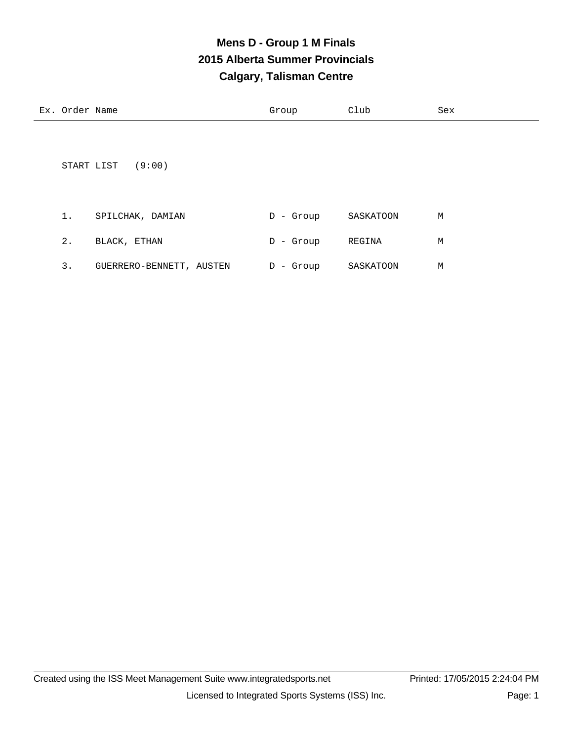# Mens D - Group 1 M Finals
## 2015 Alberta Summer Provincials
## Calgary, Talisman Centre

START LIST (9:00)

| Ex. | Order | Name | Group | Club | Sex |
|---|---|---|---|---|---|
| | 1. | SPILCHAK, DAMIAN | D - Group | SASKATOON | M |
| | 2. | BLACK, ETHAN | D - Group | REGINA | M |
| | 3. | GUERRERO-BENNETT, AUSTEN | D - Group | SASKATOON | M |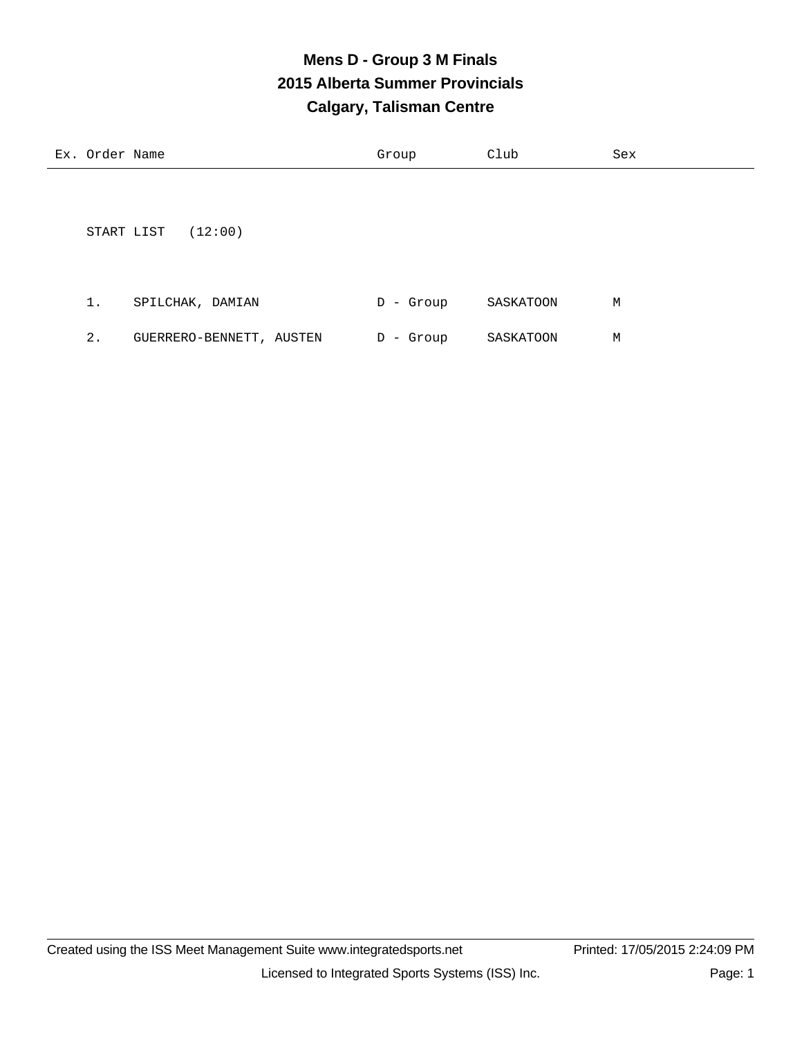# Mens D - Group 3 M Finals
## 2015 Alberta Summer Provincials
## Calgary, Talisman Centre

| Ex. | Order | Name | Group | Club | Sex |
|---|---|---|---|---|---|
| | START LIST (12:00) | | | | |
| | 1. | SPILCHAK, DAMIAN | D - Group | SASKATOON | M |
| | 2. | GUERRERO-BENNETT, AUSTEN | D - Group | SASKATOON | M |

Created using the ISS Meet Management Suite www.integratedsports.net Printed: 17/05/2015 2:24:09 PM

Licensed to Integrated Sports Systems (ISS) Inc.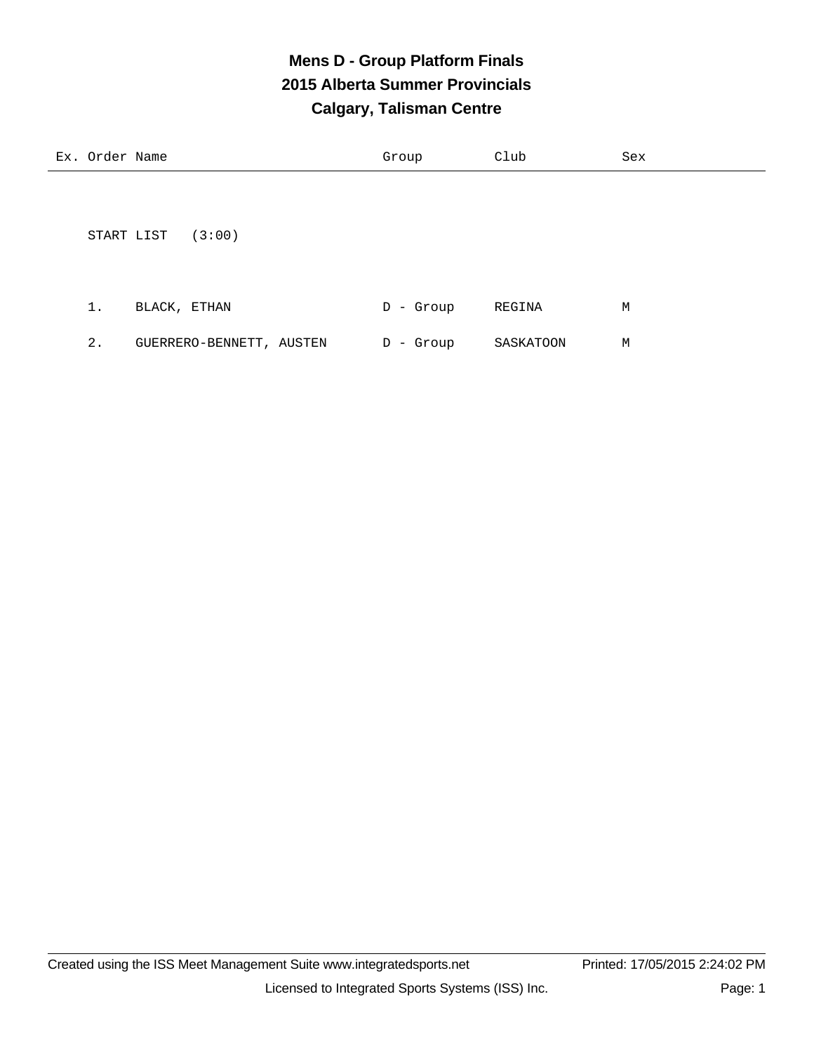# Mens D - Group Platform Finals
## 2015 Alberta Summer Provincials
## Calgary, Talisman Centre

START LIST (3:00)

| Ex. | Order | Name | Group | Club | Sex |
|---|---|---|---|---|---|
| | 1. | BLACK, ETHAN | D - Group | REGINA | M |
| | 2. | GUERRERO-BENNETT, AUSTEN | D - Group | SASKATOON | M |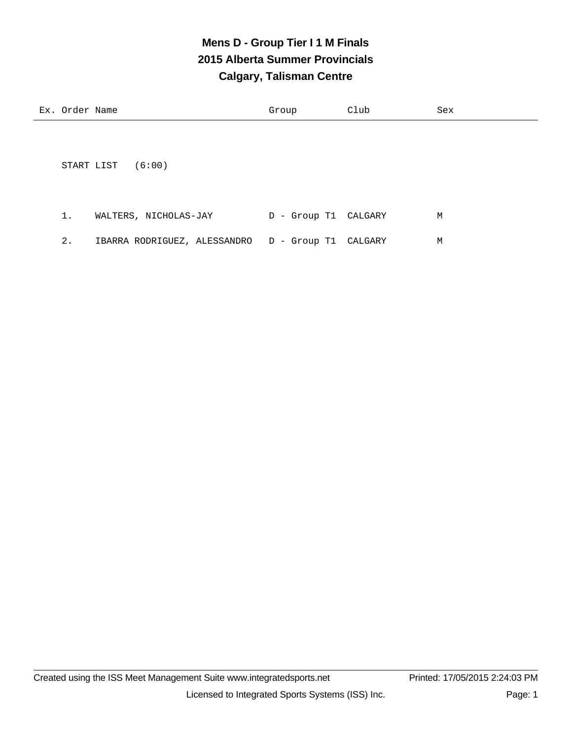# Mens D - Group Tier I 1 M Finals
## 2015 Alberta Summer Provincials
## Calgary, Talisman Centre

| Ex. | Order | Name | Group | Club | Sex |
|---|---|---|---|---|---|

START LIST (6:00)

| Ex. | Order | Name | Group | Club | Sex |
|---|---|---|---|---|---|
| | 1. | WALTERS, NICHOLAS-JAY | D - Group T1 | CALGARY | M |
| | 2. | IBARRA RODRIGUEZ, ALESSANDRO | D - Group T1 | CALGARY | M |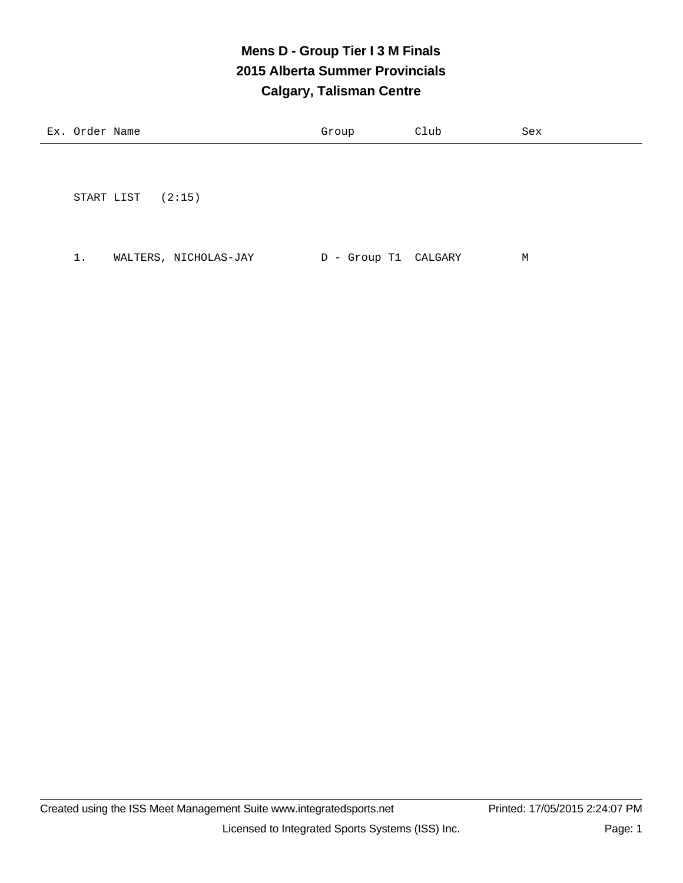# Mens D - Group Tier I 3 M Finals
## 2015 Alberta Summer Provincials
## Calgary, Talisman Centre

| Ex. | Order | Name | Group | Club | Sex |
|---|---|---|---|---|---|
| | START LIST (2:15) | | | | |
| | 1. | WALTERS, NICHOLAS-JAY | D - Group T1 | CALGARY | M |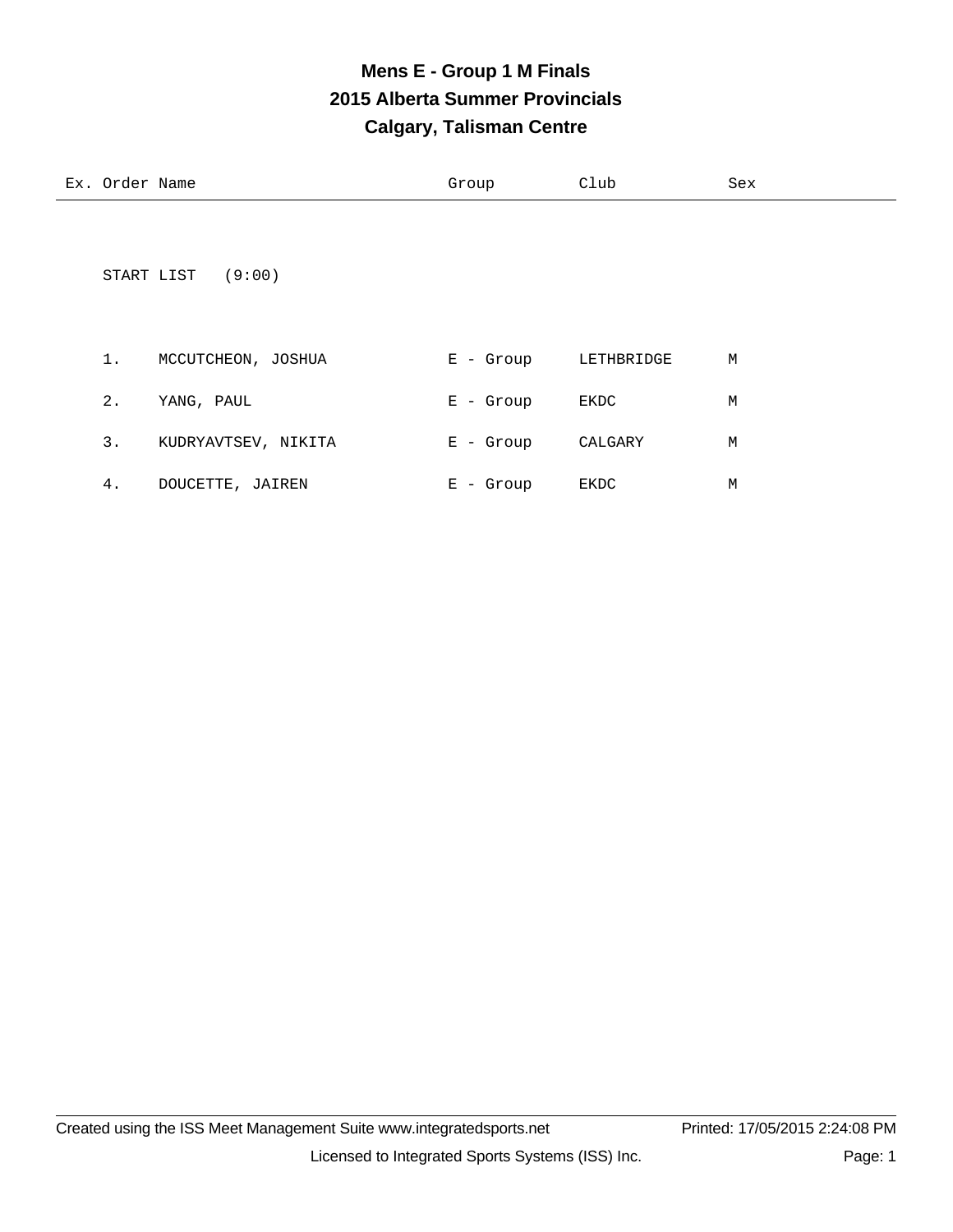# Mens E - Group 1 M Finals
## 2015 Alberta Summer Provincials
## Calgary, Talisman Centre

START LIST (9:00)

| Ex. | Order | Name | Group | Club | Sex |
|---|---|---|---|---|---|
| | 1. | MCCUTCHEON, JOSHUA | E - Group | LETHBRIDGE | M |
| | 2. | YANG, PAUL | E - Group | EKDC | M |
| | 3. | KUDRYAVTSEV, NIKITA | E - Group | CALGARY | M |
| | 4. | DOUCETTE, JAIREN | E - Group | EKDC | M |

Created using the ISS Meet Management Suite www.integratedsports.net Printed: 17/05/2015 2:24:08 PM

Licensed to Integrated Sports Systems (ISS) Inc.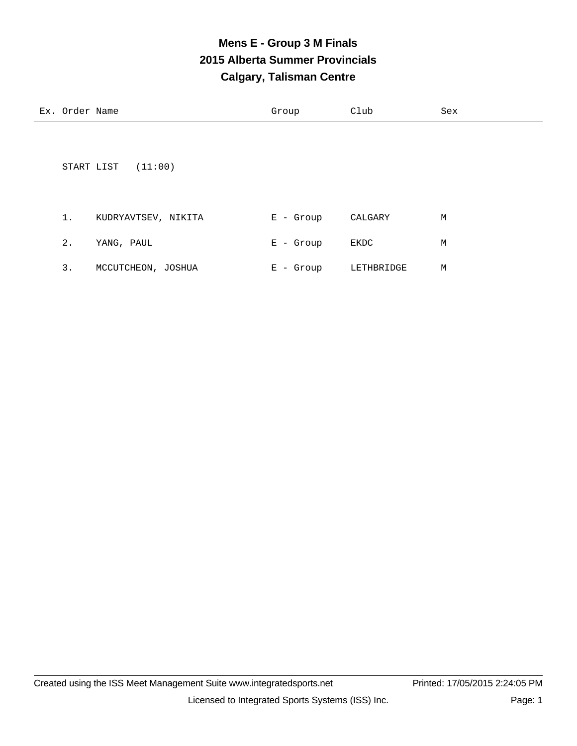# Mens E - Group 3 M Finals
## 2015 Alberta Summer Provincials
## Calgary, Talisman Centre

| Ex. | Order | Name | Group | Club | Sex |
|---|---|---|---|---|---|

START LIST (11:00)

| Ex. | Order | Name | Group | Club | Sex |
|---|---|---|---|---|---|
| | 1. | KUDRYAVTSEV, NIKITA | E - Group | CALGARY | M |
| | 2. | YANG, PAUL | E - Group | EKDC | M |
| | 3. | MCCUTCHEON, JOSHUA | E - Group | LETHBRIDGE | M |

Created using the ISS Meet Management Suite www.integratedsports.net    Printed: 17/05/2015 2:24:05 PM

Licensed to Integrated Sports Systems (ISS) Inc.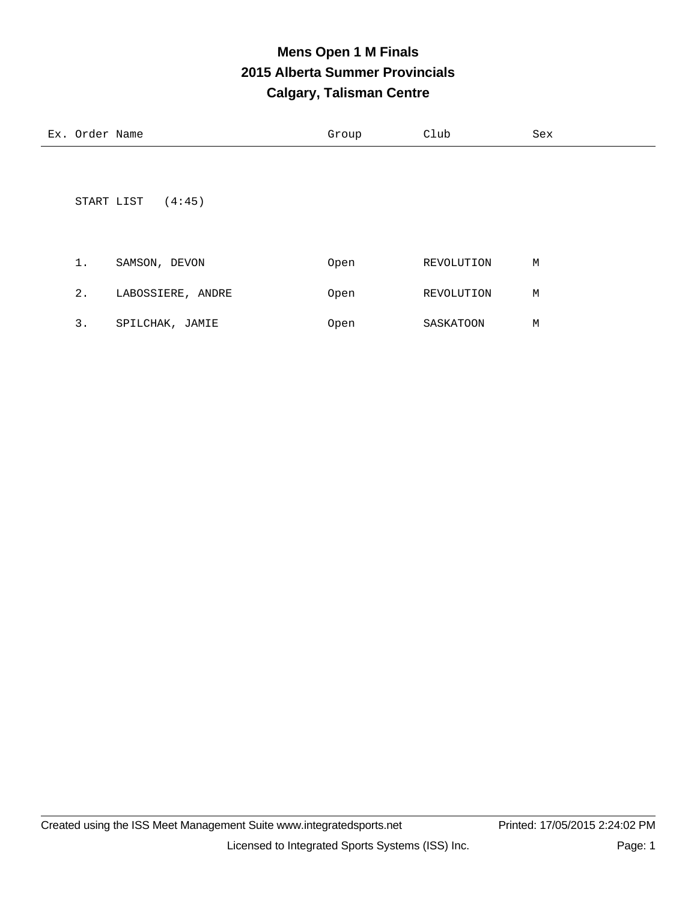# Mens Open 1 M Finals
## 2015 Alberta Summer Provincials
## Calgary, Talisman Centre

START LIST (4:45)

| Ex. | Order | Name | Group | Club | Sex |
|---|---|---|---|---|---|
| | 1. | SAMSON, DEVON | Open | REVOLUTION | M |
| | 2. | LABOSSIERE, ANDRE | Open | REVOLUTION | M |
| | 3. | SPILCHAK, JAMIE | Open | SASKATOON | M |

Created using the ISS Meet Management Suite www.integratedsports.net Printed: 17/05/2015 2:24:02 PM

Licensed to Integrated Sports Systems (ISS) Inc.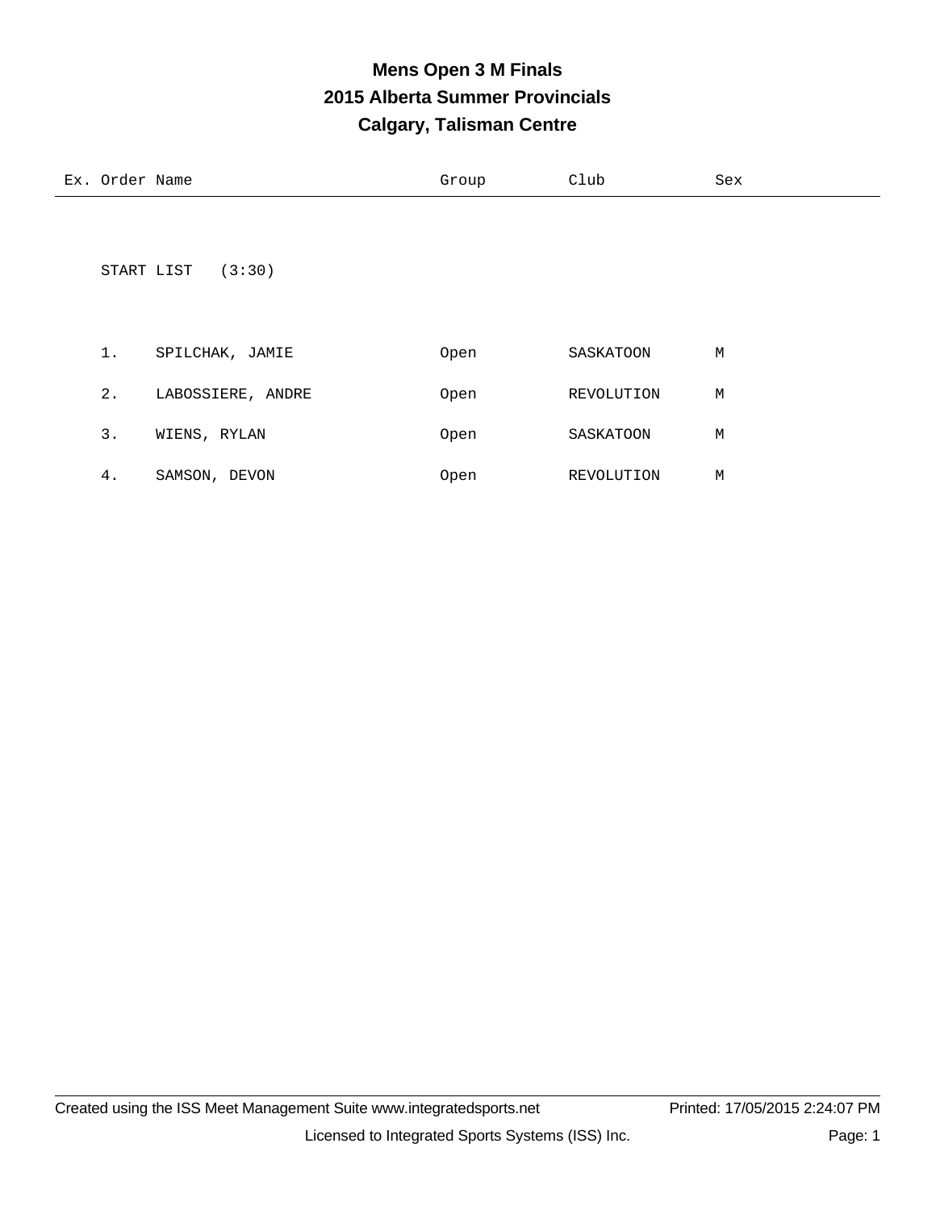# Mens Open 3 M Finals
## 2015 Alberta Summer Provincials
## Calgary, Talisman Centre

| Ex. | Order | Name | Group | Club | Sex |
|---|---|---|---|---|---|

START LIST (3:30)

| Ex. | Order | Name | Group | Club | Sex |
|---|---|---|---|---|---|
| | 1. | SPILCHAK, JAMIE | Open | SASKATOON | M |
| | 2. | LABOSSIERE, ANDRE | Open | REVOLUTION | M |
| | 3. | WIENS, RYLAN | Open | SASKATOON | M |
| | 4. | SAMSON, DEVON | Open | REVOLUTION | M |

Created using the ISS Meet Management Suite www.integratedsports.net Printed: 17/05/2015 2:24:07 PM

Licensed to Integrated Sports Systems (ISS) Inc.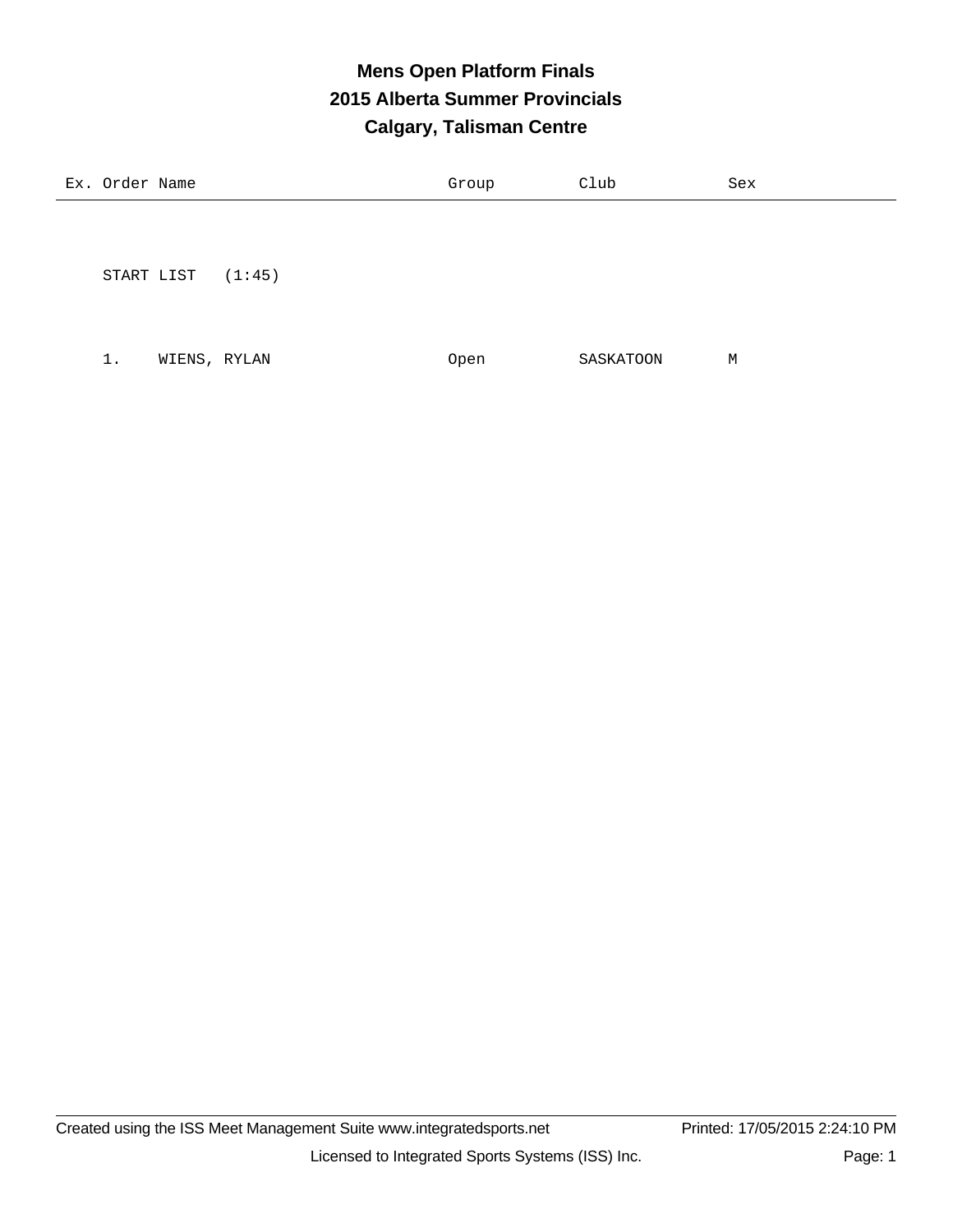# Mens Open Platform Finals
## 2015 Alberta Summer Provincials
## Calgary, Talisman Centre

| Ex. | Order | Name | Group | Club | Sex |
|---|---|---|---|---|---|
| | START LIST (1:45) | | | | |
| | 1. | WIENS, RYLAN | Open | SASKATOON | M |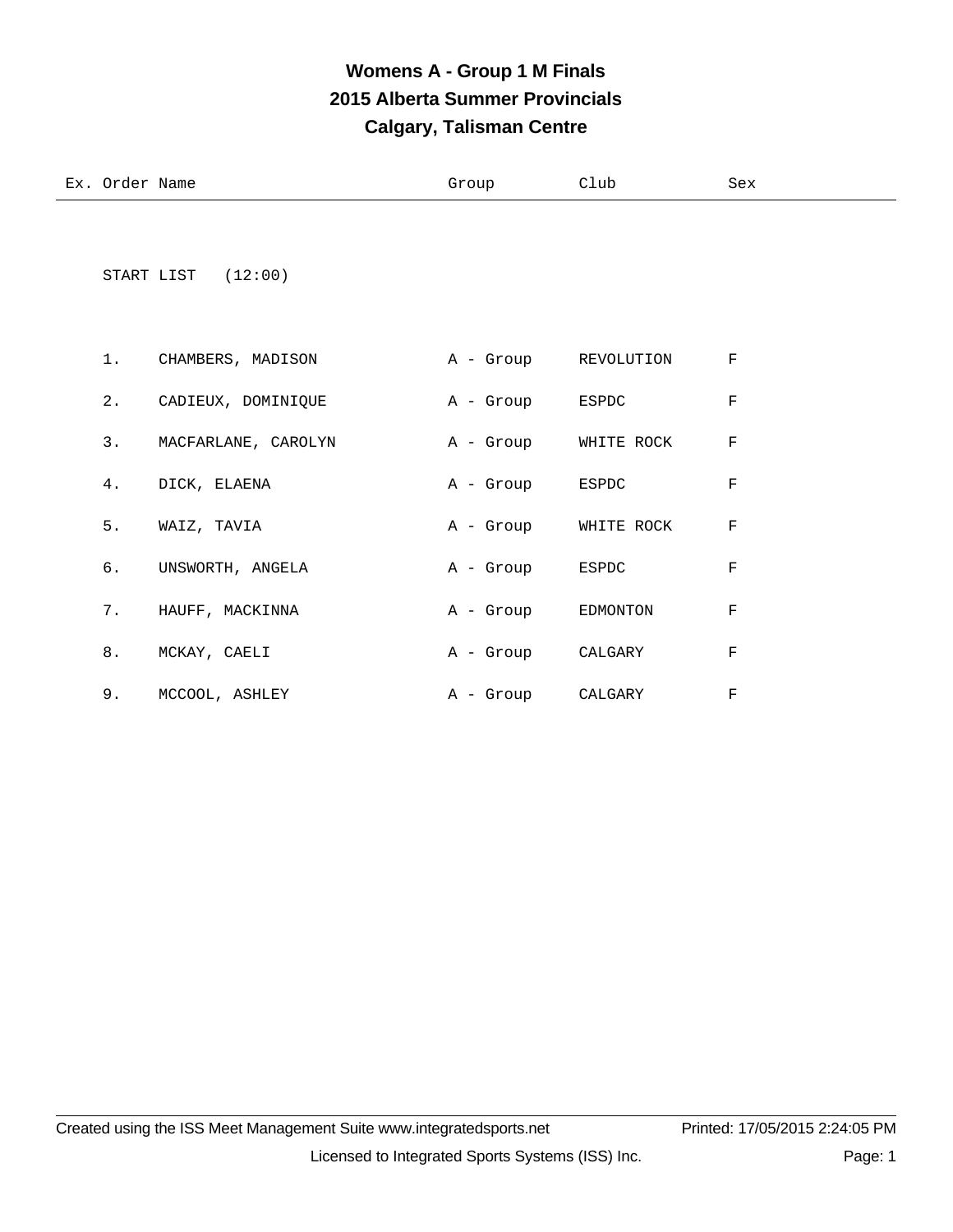# Womens A - Group 1 M Finals
## 2015 Alberta Summer Provincials
## Calgary, Talisman Centre

START LIST (12:00)

| Ex. | Order | Name | Group | Club | Sex |
|---|---|---|---|---|---|
| | 1. | CHAMBERS, MADISON | A - Group | REVOLUTION | F |
| | 2. | CADIEUX, DOMINIQUE | A - Group | ESPDC | F |
| | 3. | MACFARLANE, CAROLYN | A - Group | WHITE ROCK | F |
| | 4. | DICK, ELAENA | A - Group | ESPDC | F |
| | 5. | WAIZ, TAVIA | A - Group | WHITE ROCK | F |
| | 6. | UNSWORTH, ANGELA | A - Group | ESPDC | F |
| | 7. | HAUFF, MACKINNA | A - Group | EDMONTON | F |
| | 8. | MCKAY, CAELI | A - Group | CALGARY | F |
| | 9. | MCCOOL, ASHLEY | A - Group | CALGARY | F |

Created using the ISS Meet Management Suite www.integratedsports.net — Printed: 17/05/2015 2:24:05 PM

Licensed to Integrated Sports Systems (ISS) Inc.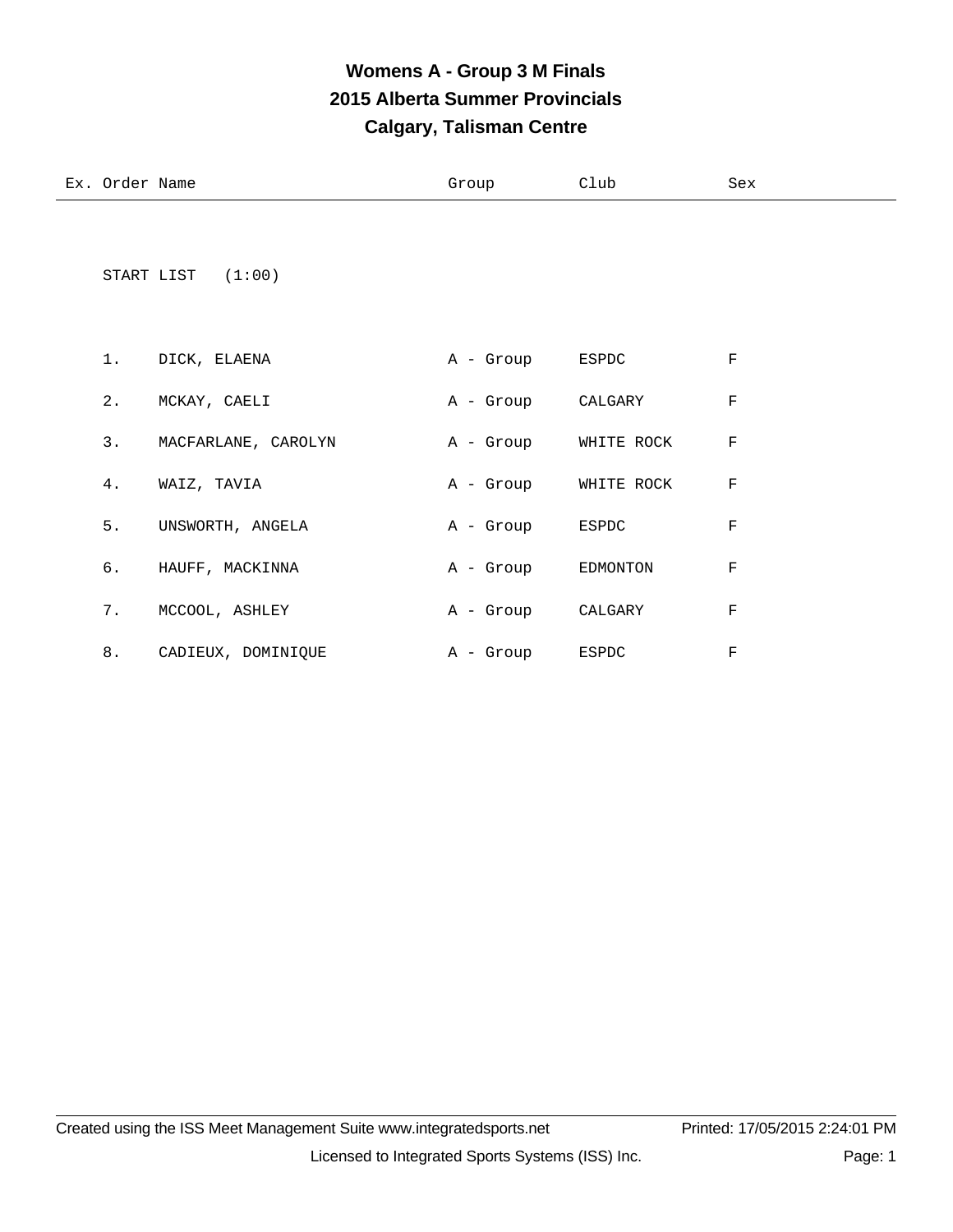# Womens A - Group 3 M Finals
## 2015 Alberta Summer Provincials
## Calgary, Talisman Centre

START LIST (1:00)

| Ex. | Order | Name | Group | Club | Sex |
|---|---|---|---|---|---|
| | 1. | DICK, ELAENA | A - Group | ESPDC | F |
| | 2. | MCKAY, CAELI | A - Group | CALGARY | F |
| | 3. | MACFARLANE, CAROLYN | A - Group | WHITE ROCK | F |
| | 4. | WAIZ, TAVIA | A - Group | WHITE ROCK | F |
| | 5. | UNSWORTH, ANGELA | A - Group | ESPDC | F |
| | 6. | HAUFF, MACKINNA | A - Group | EDMONTON | F |
| | 7. | MCCOOL, ASHLEY | A - Group | CALGARY | F |
| | 8. | CADIEUX, DOMINIQUE | A - Group | ESPDC | F |

Created using the ISS Meet Management Suite www.integratedsports.net — Printed: 17/05/2015 2:24:01 PM

Licensed to Integrated Sports Systems (ISS) Inc.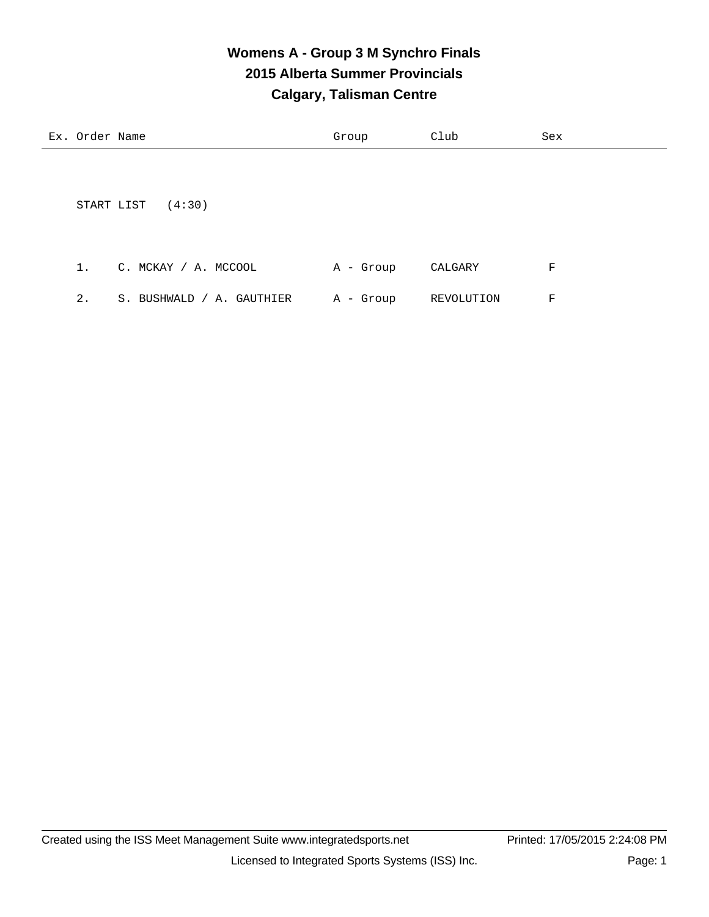# Womens A - Group 3 M Synchro Finals

## 2015 Alberta Summer Provincials

## Calgary, Talisman Centre

| Ex. | Order | Name | Group | Club | Sex |
|---|---|---|---|---|---|

START LIST (4:30)

| Ex. | Order | Name | Group | Club | Sex |
|---|---|---|---|---|---|
| | 1. | C. MCKAY / A. MCCOOL | A - Group | CALGARY | F |
| | 2. | S. BUSHWALD / A. GAUTHIER | A - Group | REVOLUTION | F |

Created using the ISS Meet Management Suite www.integratedsports.net Printed: 17/05/2015 2:24:08 PM

Licensed to Integrated Sports Systems (ISS) Inc.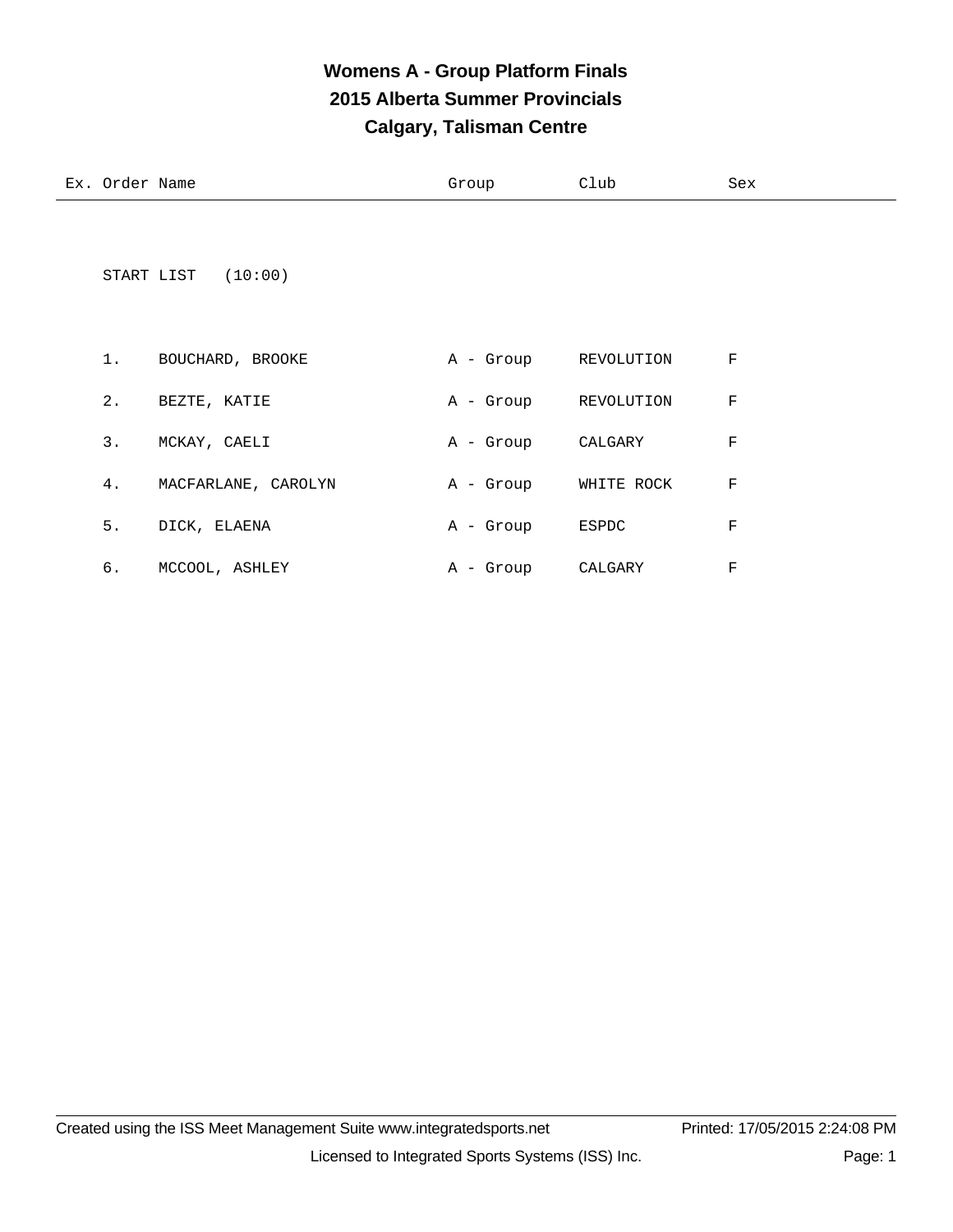# Womens A - Group Platform Finals
## 2015 Alberta Summer Provincials
## Calgary, Talisman Centre

START LIST (10:00)

| Ex. | Order | Name | Group | Club | Sex |
|---|---|---|---|---|---|
| | 1. | BOUCHARD, BROOKE | A - Group | REVOLUTION | F |
| | 2. | BEZTE, KATIE | A - Group | REVOLUTION | F |
| | 3. | MCKAY, CAELI | A - Group | CALGARY | F |
| | 4. | MACFARLANE, CAROLYN | A - Group | WHITE ROCK | F |
| | 5. | DICK, ELAENA | A - Group | ESPDC | F |
| | 6. | MCCOOL, ASHLEY | A - Group | CALGARY | F |

Created using the ISS Meet Management Suite www.integratedsports.net Printed: 17/05/2015 2:24:08 PM

Licensed to Integrated Sports Systems (ISS) Inc.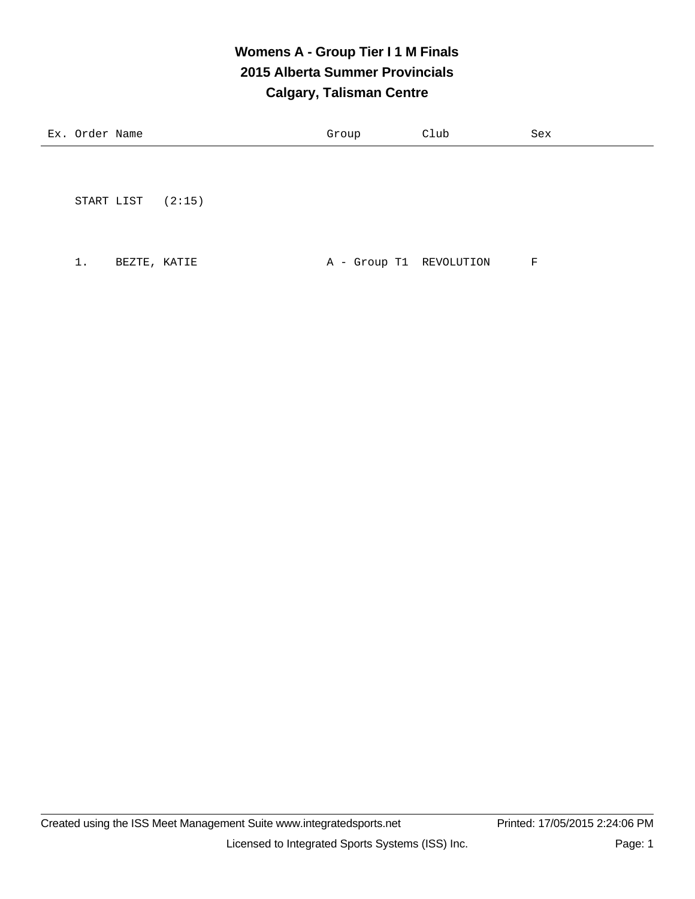# Womens A - Group Tier I 1 M Finals
## 2015 Alberta Summer Provincials
## Calgary, Talisman Centre

| Ex. | Order | Name | Group | Club | Sex |
|---|---|---|---|---|---|
| | START LIST (2:15) | | | | |
| | 1. | BEZTE, KATIE | A - Group T1 | REVOLUTION | F |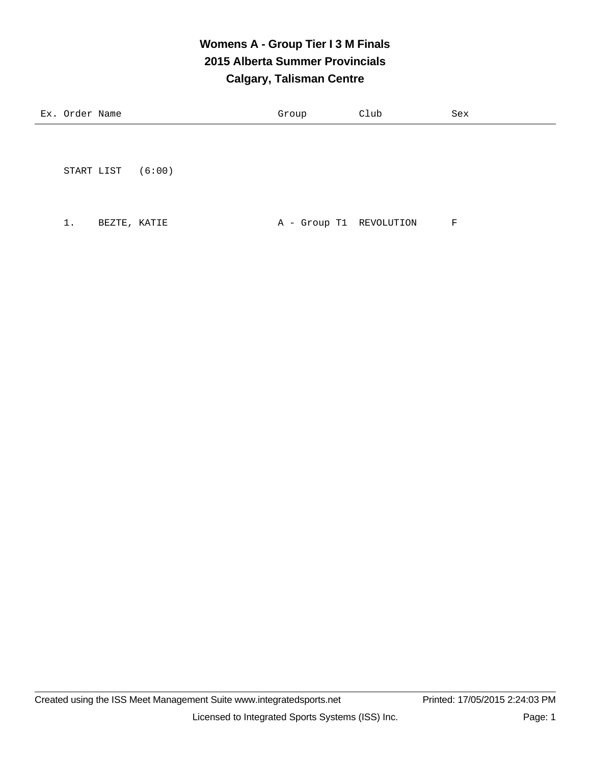# Womens A - Group Tier I 3 M Finals
## 2015 Alberta Summer Provincials
## Calgary, Talisman Centre

| Ex. | Order | Name | Group | Club | Sex |
|---|---|---|---|---|---|
| | START LIST (6:00) | | | | |
| | 1. | BEZTE, KATIE | A - Group T1 | REVOLUTION | F |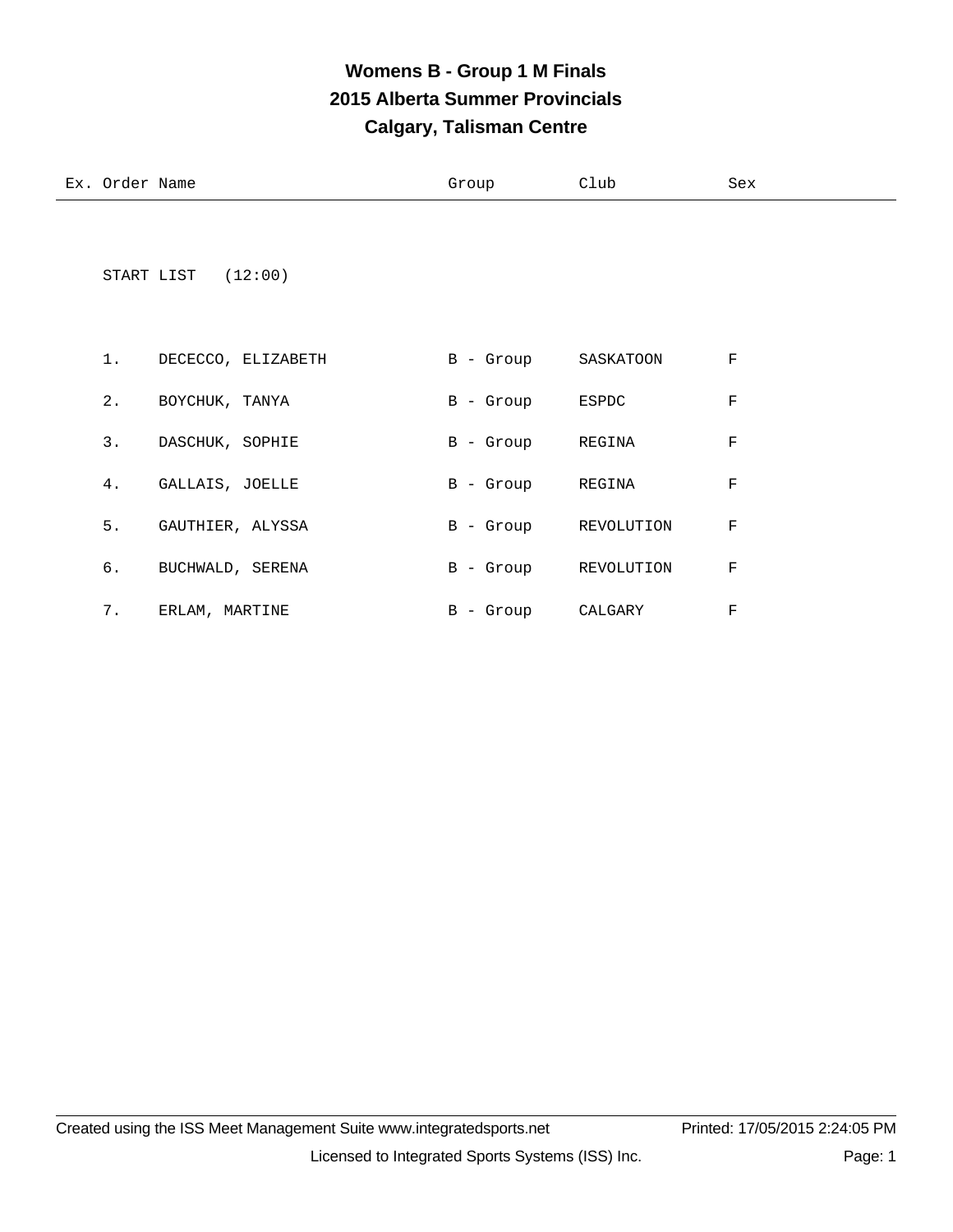# Womens B - Group 1 M Finals
## 2015 Alberta Summer Provincials
## Calgary, Talisman Centre

START LIST (12:00)

| Ex. | Order | Name | Group | Club | Sex |
|---|---|---|---|---|---|
| | 1. | DECECCO, ELIZABETH | B - Group | SASKATOON | F |
| | 2. | BOYCHUK, TANYA | B - Group | ESPDC | F |
| | 3. | DASCHUK, SOPHIE | B - Group | REGINA | F |
| | 4. | GALLAIS, JOELLE | B - Group | REGINA | F |
| | 5. | GAUTHIER, ALYSSA | B - Group | REVOLUTION | F |
| | 6. | BUCHWALD, SERENA | B - Group | REVOLUTION | F |
| | 7. | ERLAM, MARTINE | B - Group | CALGARY | F |

Created using the ISS Meet Management Suite www.integratedsports.net Printed: 17/05/2015 2:24:05 PM

Licensed to Integrated Sports Systems (ISS) Inc.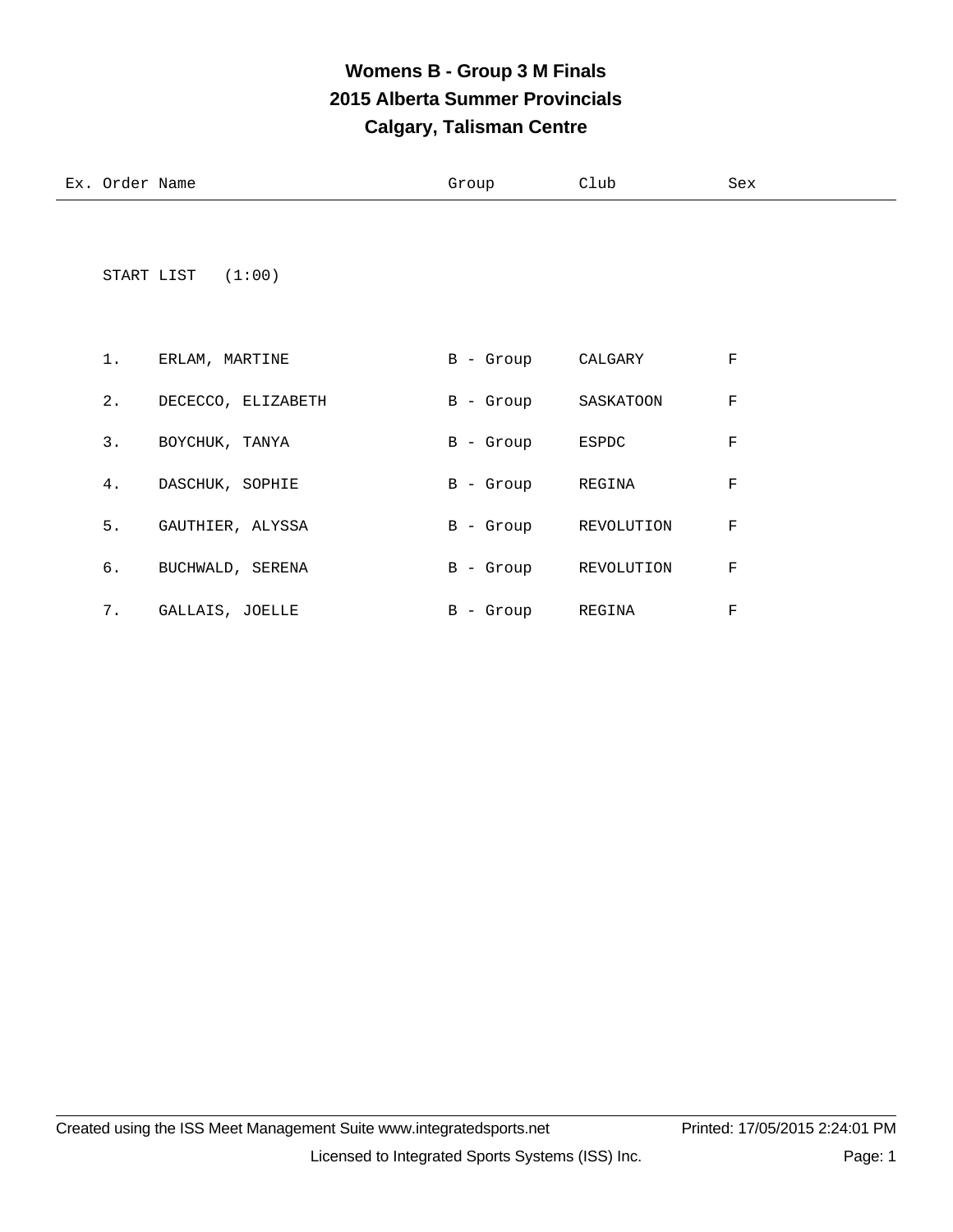# Womens B - Group 3 M Finals
## 2015 Alberta Summer Provincials
## Calgary, Talisman Centre

START LIST (1:00)

| Ex. | Order | Name | Group | Club | Sex |
|---|---|---|---|---|---|
| | 1. | ERLAM, MARTINE | B - Group | CALGARY | F |
| | 2. | DECECCO, ELIZABETH | B - Group | SASKATOON | F |
| | 3. | BOYCHUK, TANYA | B - Group | ESPDC | F |
| | 4. | DASCHUK, SOPHIE | B - Group | REGINA | F |
| | 5. | GAUTHIER, ALYSSA | B - Group | REVOLUTION | F |
| | 6. | BUCHWALD, SERENA | B - Group | REVOLUTION | F |
| | 7. | GALLAIS, JOELLE | B - Group | REGINA | F |

Created using the ISS Meet Management Suite www.integratedsports.net — Printed: 17/05/2015 2:24:01 PM

Licensed to Integrated Sports Systems (ISS) Inc.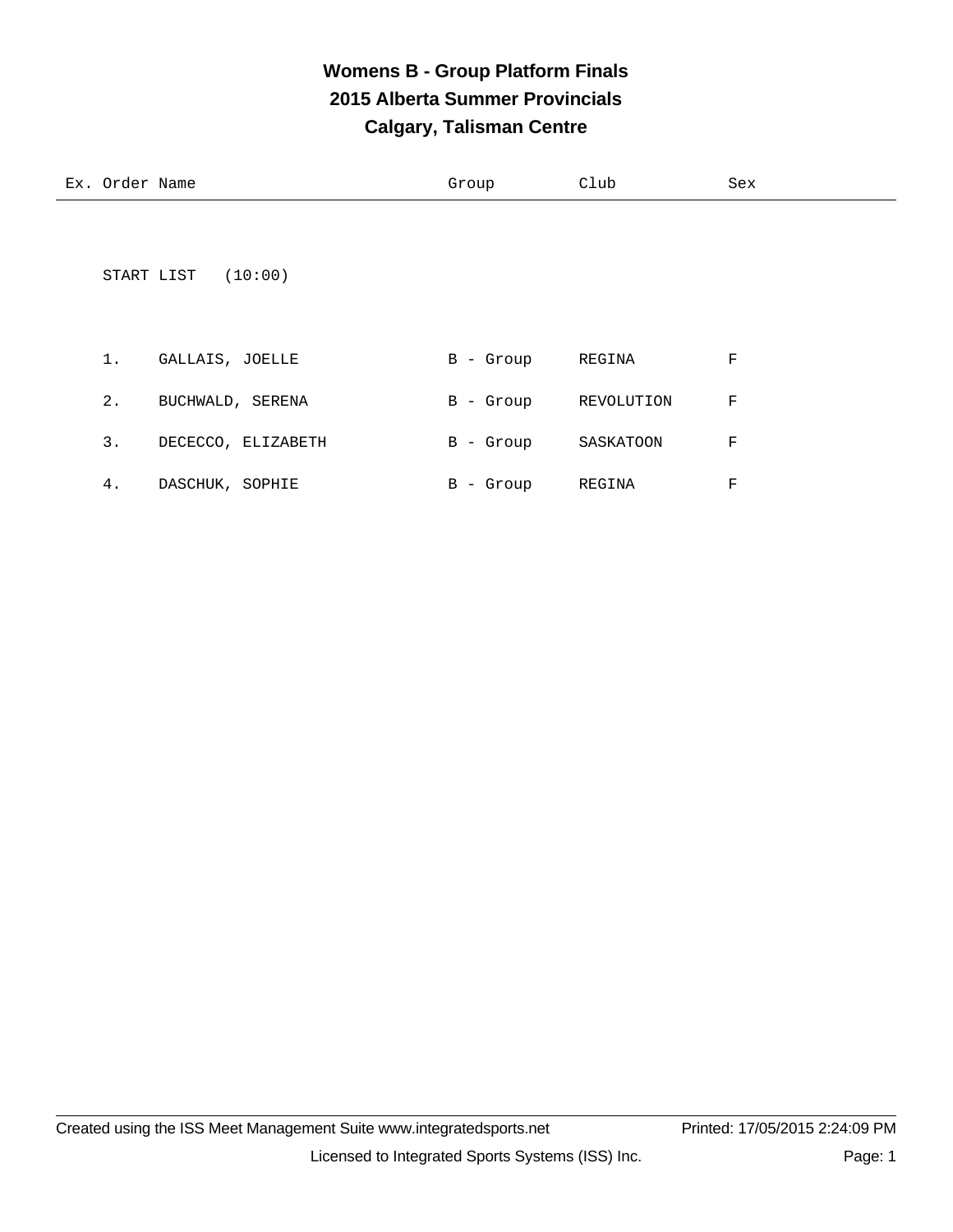# Womens B - Group Platform Finals
## 2015 Alberta Summer Provincials
## Calgary, Talisman Centre

START LIST (10:00)

| Ex. | Order | Name | Group | Club | Sex |
|---|---|---|---|---|---|
| | 1. | GALLAIS, JOELLE | B - Group | REGINA | F |
| | 2. | BUCHWALD, SERENA | B - Group | REVOLUTION | F |
| | 3. | DECECCO, ELIZABETH | B - Group | SASKATOON | F |
| | 4. | DASCHUK, SOPHIE | B - Group | REGINA | F |

Created using the ISS Meet Management Suite www.integratedsports.net    Printed: 17/05/2015 2:24:09 PM

Licensed to Integrated Sports Systems (ISS) Inc.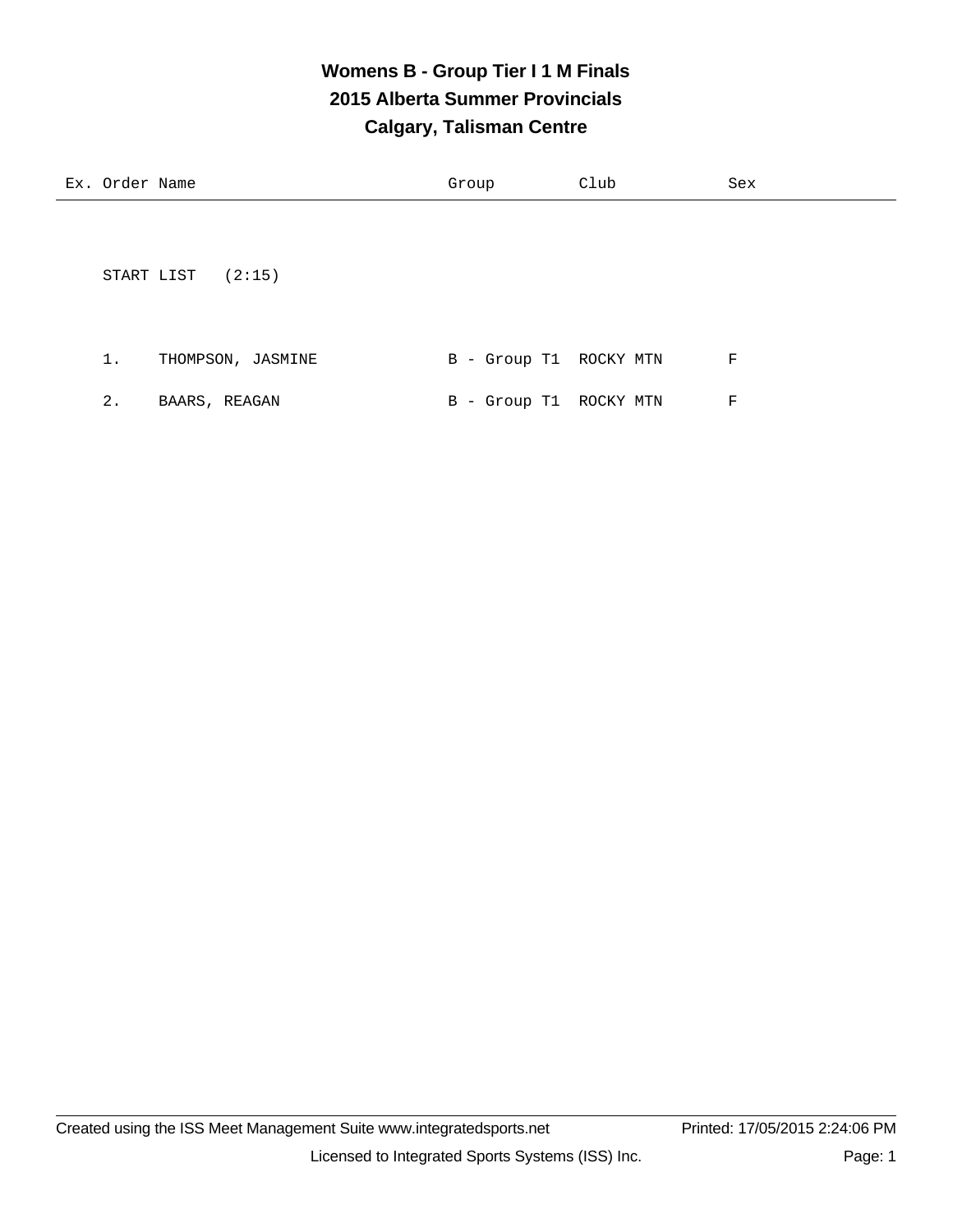# Womens B - Group Tier I 1 M Finals
## 2015 Alberta Summer Provincials
## Calgary, Talisman Centre

| Ex. | Order | Name | Group | Club | Sex |
|---|---|---|---|---|---|

START LIST (2:15)

| Ex. | Order | Name | Group | Club | Sex |
|---|---|---|---|---|---|
| | 1. | THOMPSON, JASMINE | B - Group T1 | ROCKY MTN | F |
| | 2. | BAARS, REAGAN | B - Group T1 | ROCKY MTN | F |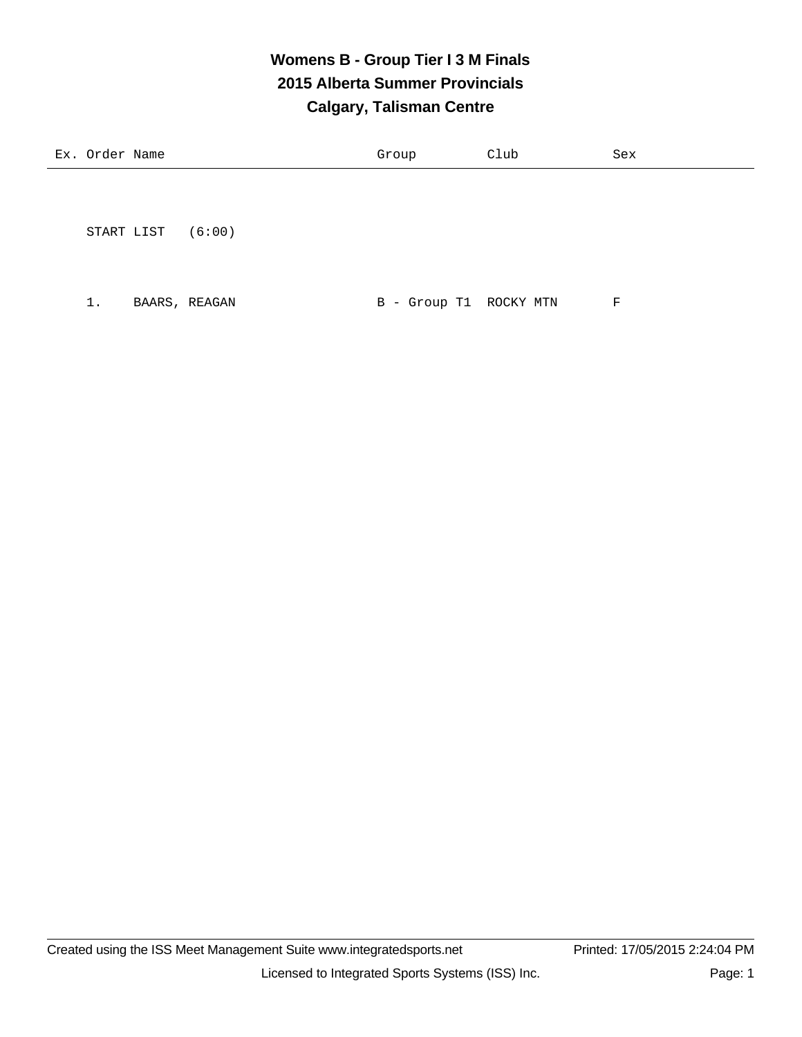# Womens B - Group Tier I 3 M Finals

## 2015 Alberta Summer Provincials

## Calgary, Talisman Centre

| Ex. | Order | Name | Group | Club | Sex |
|---|---|---|---|---|---|
| | START LIST (6:00) | | | | |
| | 1. | BAARS, REAGAN | B - Group T1 | ROCKY MTN | F |

Created using the ISS Meet Management Suite www.integratedsports.net Printed: 17/05/2015 2:24:04 PM

Licensed to Integrated Sports Systems (ISS) Inc.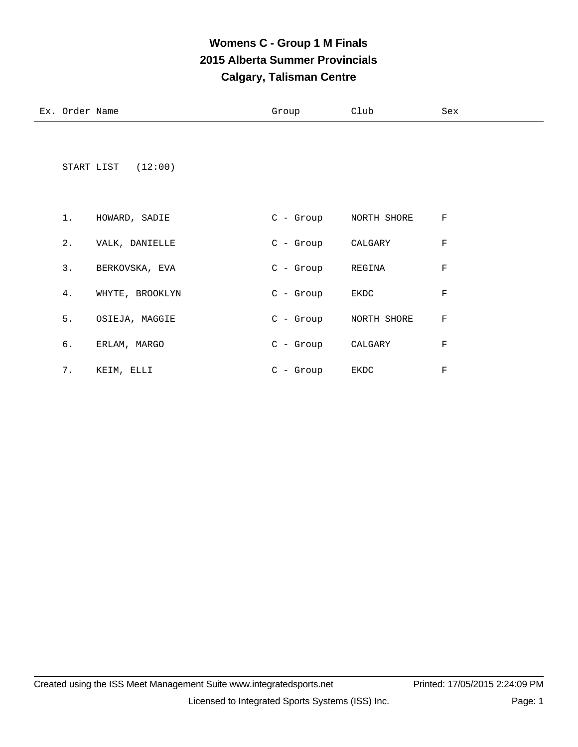# Womens C - Group 1 M Finals
## 2015 Alberta Summer Provincials
## Calgary, Talisman Centre

START LIST (12:00)

| Ex. | Order | Name | Group | Club | Sex |
|---|---|---|---|---|---|
| | 1. | HOWARD, SADIE | C - Group | NORTH SHORE | F |
| | 2. | VALK, DANIELLE | C - Group | CALGARY | F |
| | 3. | BERKOVSKA, EVA | C - Group | REGINA | F |
| | 4. | WHYTE, BROOKLYN | C - Group | EKDC | F |
| | 5. | OSIEJA, MAGGIE | C - Group | NORTH SHORE | F |
| | 6. | ERLAM, MARGO | C - Group | CALGARY | F |
| | 7. | KEIM, ELLI | C - Group | EKDC | F |

Created using the ISS Meet Management Suite www.integratedsports.net    Printed: 17/05/2015 2:24:09 PM

Licensed to Integrated Sports Systems (ISS) Inc.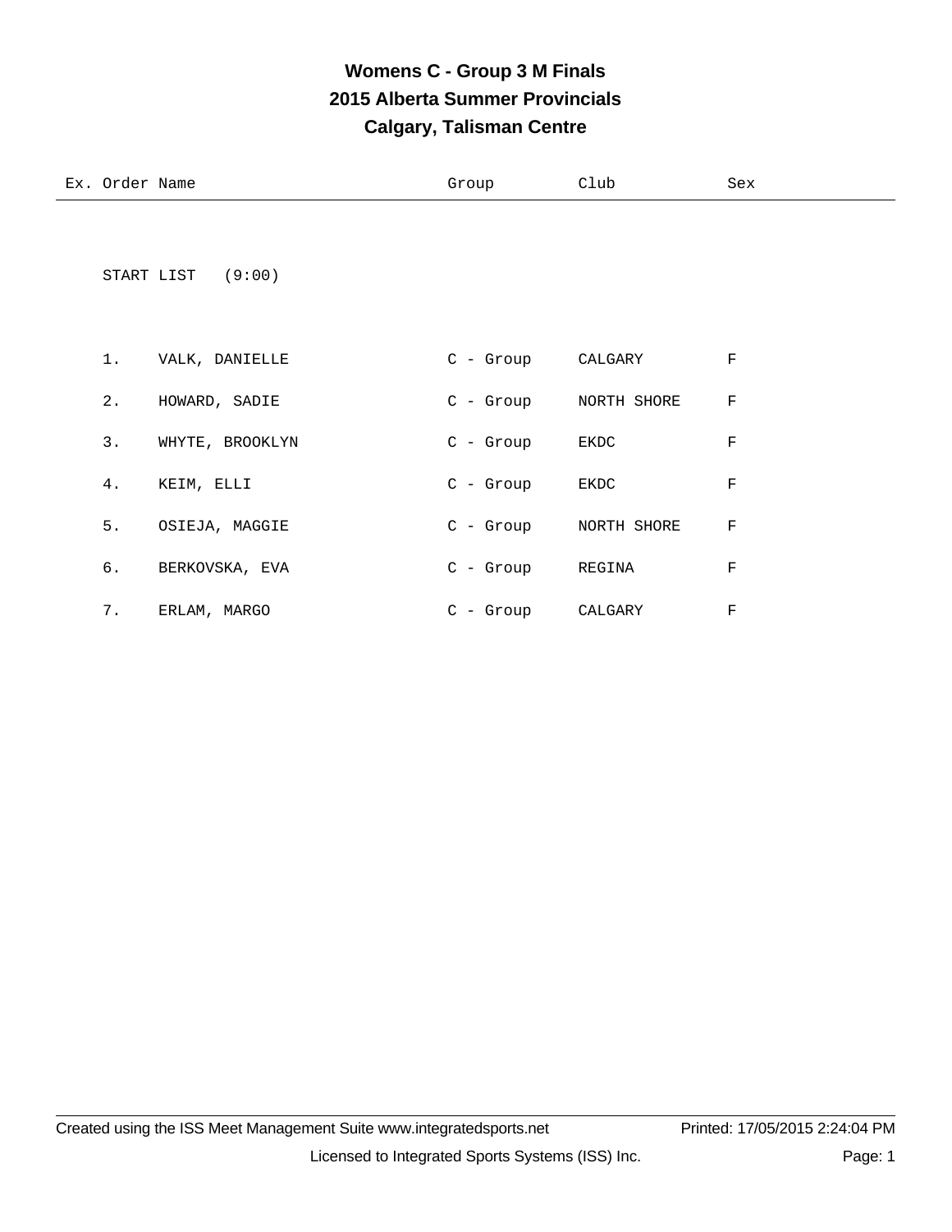# Womens C - Group 3 M Finals
## 2015 Alberta Summer Provincials
## Calgary, Talisman Centre

START LIST (9:00)

| Ex. | Order | Name | Group | Club | Sex |
|---|---|---|---|---|---|
| | 1. | VALK, DANIELLE | C - Group | CALGARY | F |
| | 2. | HOWARD, SADIE | C - Group | NORTH SHORE | F |
| | 3. | WHYTE, BROOKLYN | C - Group | EKDC | F |
| | 4. | KEIM, ELLI | C - Group | EKDC | F |
| | 5. | OSIEJA, MAGGIE | C - Group | NORTH SHORE | F |
| | 6. | BERKOVSKA, EVA | C - Group | REGINA | F |
| | 7. | ERLAM, MARGO | C - Group | CALGARY | F |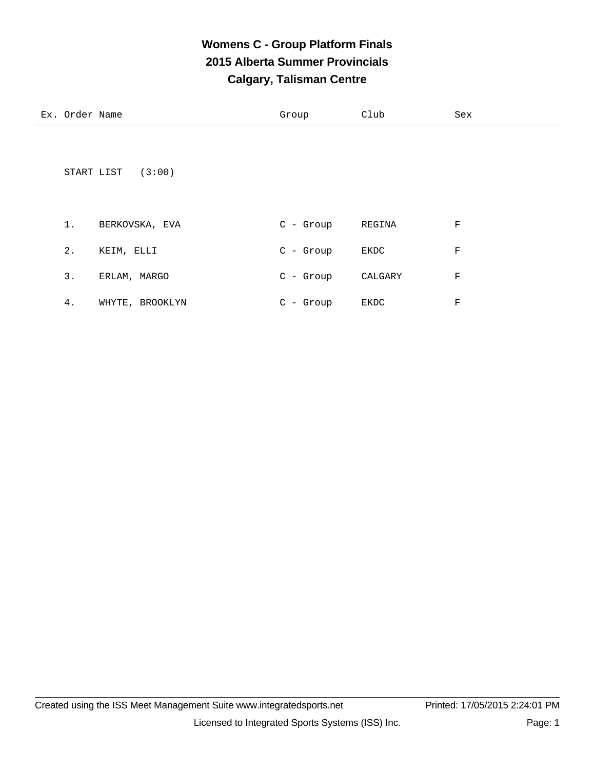# Womens C - Group Platform Finals
## 2015 Alberta Summer Provincials
## Calgary, Talisman Centre

| Ex. | Order | Name | Group | Club | Sex |
|---|---|---|---|---|---|

START LIST (3:00)

| Ex. | Order | Name | Group | Club | Sex |
|---|---|---|---|---|---|
| | 1. | BERKOVSKA, EVA | C - Group | REGINA | F |
| | 2. | KEIM, ELLI | C - Group | EKDC | F |
| | 3. | ERLAM, MARGO | C - Group | CALGARY | F |
| | 4. | WHYTE, BROOKLYN | C - Group | EKDC | F |

Created using the ISS Meet Management Suite www.integratedsports.net Printed: 17/05/2015 2:24:01 PM

Licensed to Integrated Sports Systems (ISS) Inc.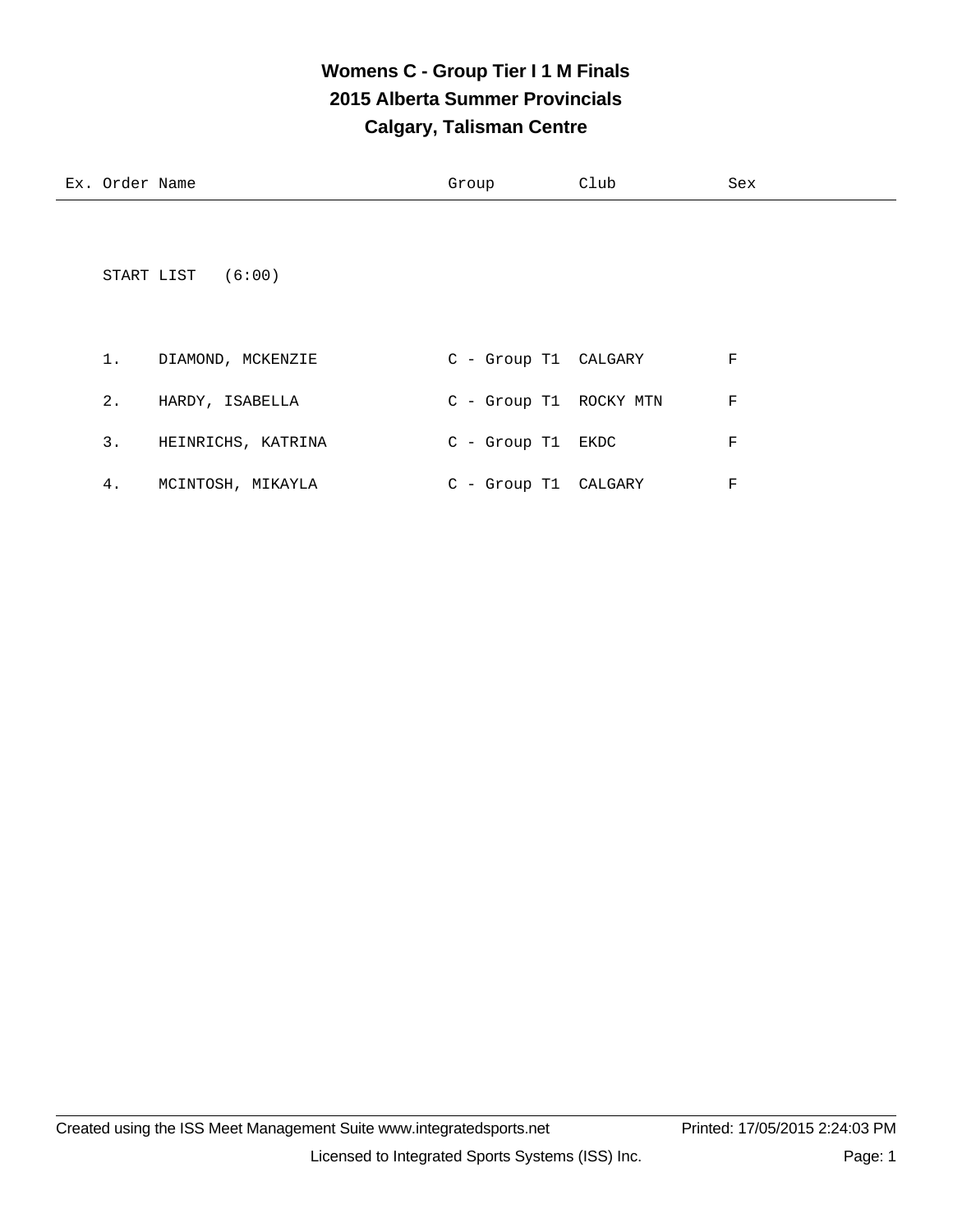# Womens C - Group Tier I 1 M Finals
## 2015 Alberta Summer Provincials
## Calgary, Talisman Centre

START LIST (6:00)

| Ex. | Order | Name | Group | Club | Sex |
|---|---|---|---|---|---|
| | 1. | DIAMOND, MCKENZIE | C - Group T1 | CALGARY | F |
| | 2. | HARDY, ISABELLA | C - Group T1 | ROCKY MTN | F |
| | 3. | HEINRICHS, KATRINA | C - Group T1 | EKDC | F |
| | 4. | MCINTOSH, MIKAYLA | C - Group T1 | CALGARY | F |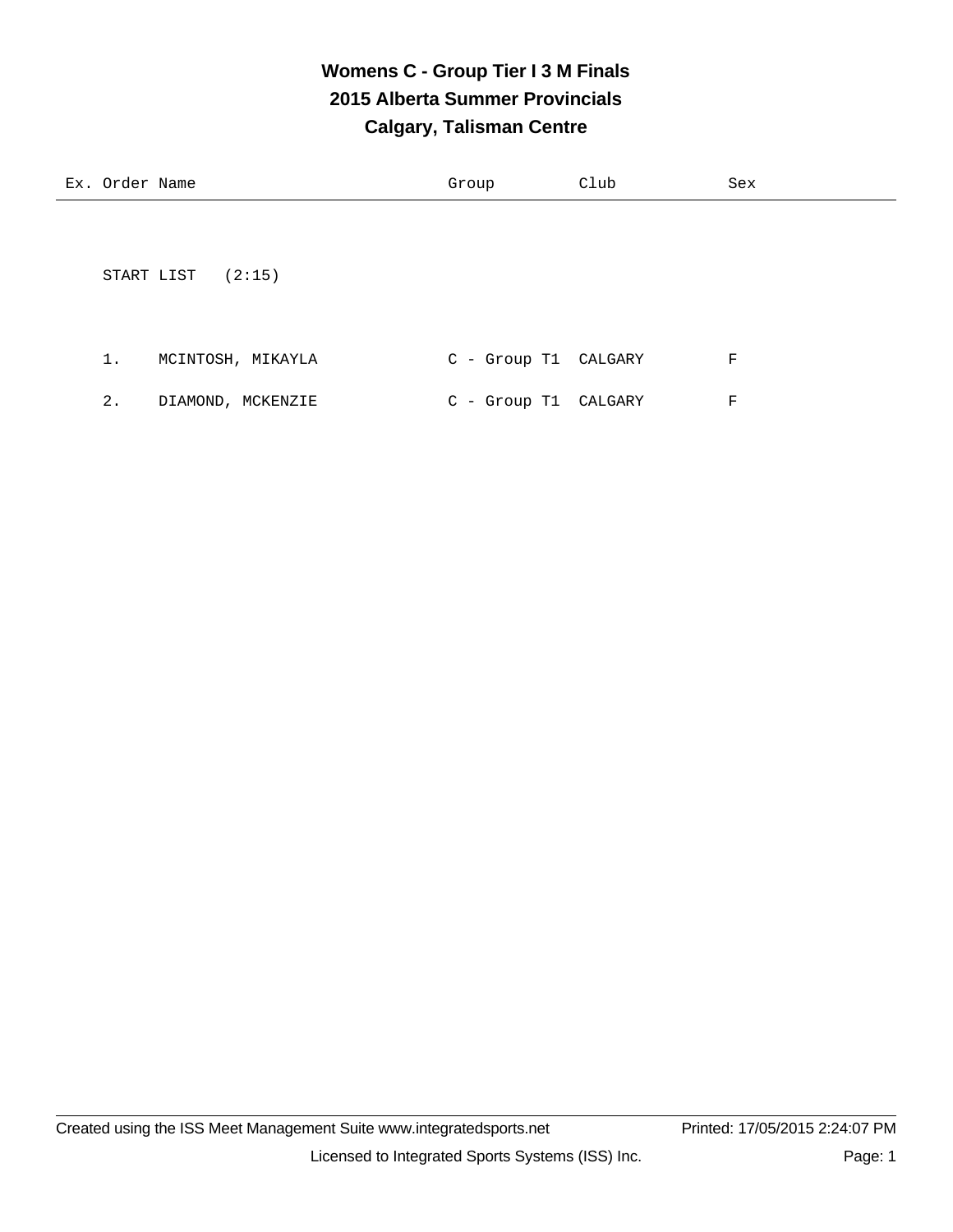# Womens C - Group Tier I 3 M Finals
## 2015 Alberta Summer Provincials
## Calgary, Talisman Centre

START LIST (2:15)

| Ex. | Order | Name | Group | Club | Sex |
|---|---|---|---|---|---|
| | 1. | MCINTOSH, MIKAYLA | C - Group T1 | CALGARY | F |
| | 2. | DIAMOND, MCKENZIE | C - Group T1 | CALGARY | F |

Created using the ISS Meet Management Suite www.integratedsports.net Printed: 17/05/2015 2:24:07 PM

Licensed to Integrated Sports Systems (ISS) Inc.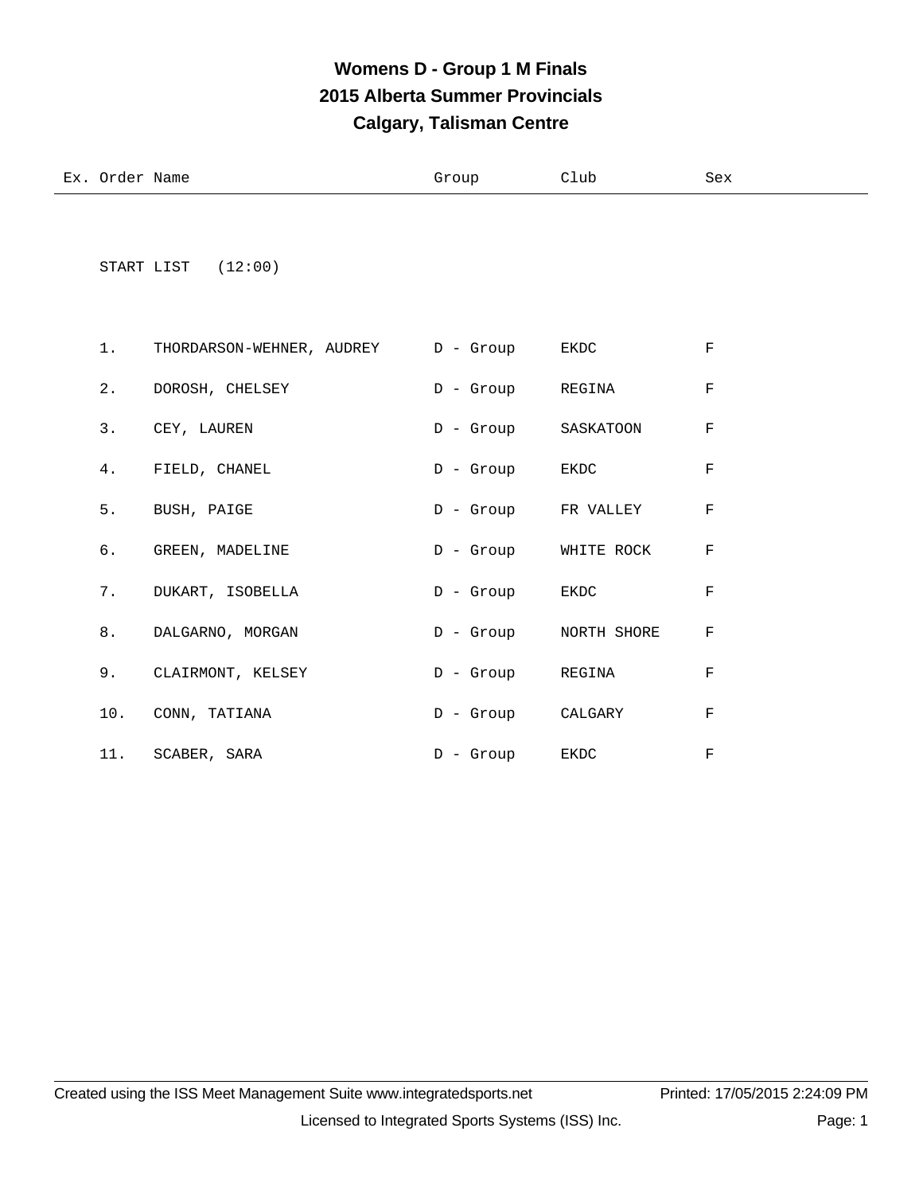# Womens D - Group 1 M Finals
## 2015 Alberta Summer Provincials
## Calgary, Talisman Centre

START LIST (12:00)

| Ex. Order | Name | Group | Club | Sex |
|---|---|---|---|---|
| 1. | THORDARSON-WEHNER, AUDREY | D - Group | EKDC | F |
| 2. | DOROSH, CHELSEY | D - Group | REGINA | F |
| 3. | CEY, LAUREN | D - Group | SASKATOON | F |
| 4. | FIELD, CHANEL | D - Group | EKDC | F |
| 5. | BUSH, PAIGE | D - Group | FR VALLEY | F |
| 6. | GREEN, MADELINE | D - Group | WHITE ROCK | F |
| 7. | DUKART, ISOBELLA | D - Group | EKDC | F |
| 8. | DALGARNO, MORGAN | D - Group | NORTH SHORE | F |
| 9. | CLAIRMONT, KELSEY | D - Group | REGINA | F |
| 10. | CONN, TATIANA | D - Group | CALGARY | F |
| 11. | SCABER, SARA | D - Group | EKDC | F |

Created using the ISS Meet Management Suite www.integratedsports.net Printed: 17/05/2015 2:24:09 PM

Licensed to Integrated Sports Systems (ISS) Inc.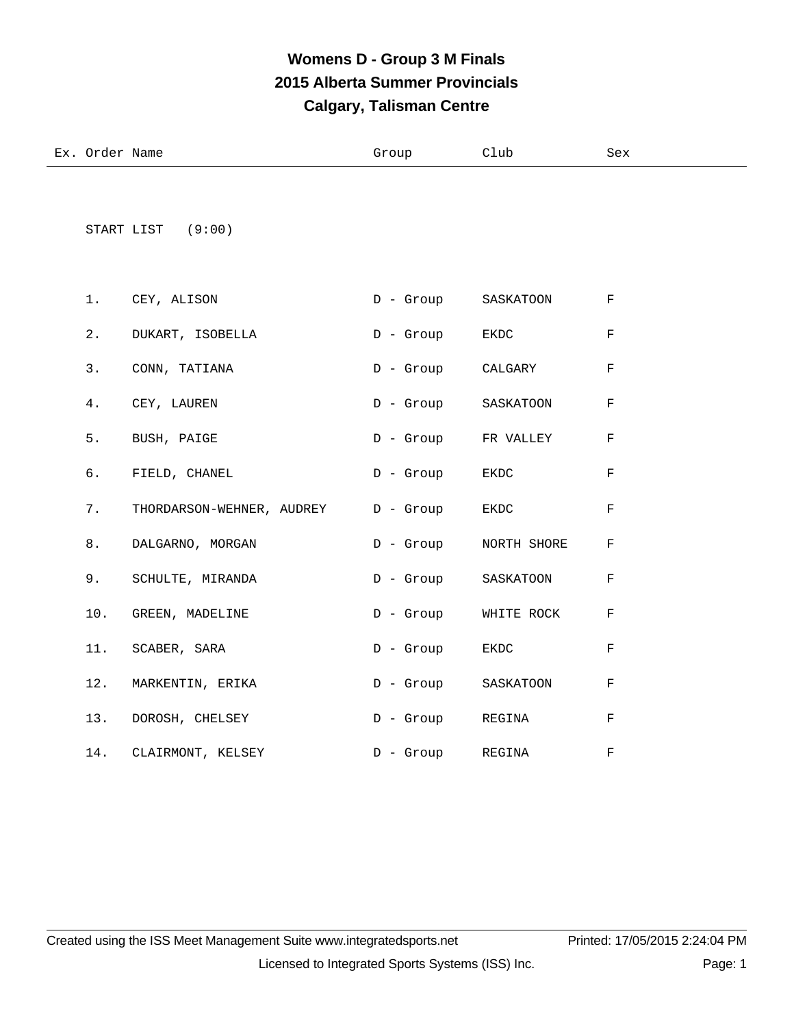# Womens D - Group 3 M Finals
## 2015 Alberta Summer Provincials
## Calgary, Talisman Centre

START LIST (9:00)

| Ex. | Order | Name | Group | Club | Sex |
|---|---|---|---|---|---|
| | 1. | CEY, ALISON | D - Group | SASKATOON | F |
| | 2. | DUKART, ISOBELLA | D - Group | EKDC | F |
| | 3. | CONN, TATIANA | D - Group | CALGARY | F |
| | 4. | CEY, LAUREN | D - Group | SASKATOON | F |
| | 5. | BUSH, PAIGE | D - Group | FR VALLEY | F |
| | 6. | FIELD, CHANEL | D - Group | EKDC | F |
| | 7. | THORDARSON-WEHNER, AUDREY | D - Group | EKDC | F |
| | 8. | DALGARNO, MORGAN | D - Group | NORTH SHORE | F |
| | 9. | SCHULTE, MIRANDA | D - Group | SASKATOON | F |
| | 10. | GREEN, MADELINE | D - Group | WHITE ROCK | F |
| | 11. | SCABER, SARA | D - Group | EKDC | F |
| | 12. | MARKENTIN, ERIKA | D - Group | SASKATOON | F |
| | 13. | DOROSH, CHELSEY | D - Group | REGINA | F |
| | 14. | CLAIRMONT, KELSEY | D - Group | REGINA | F |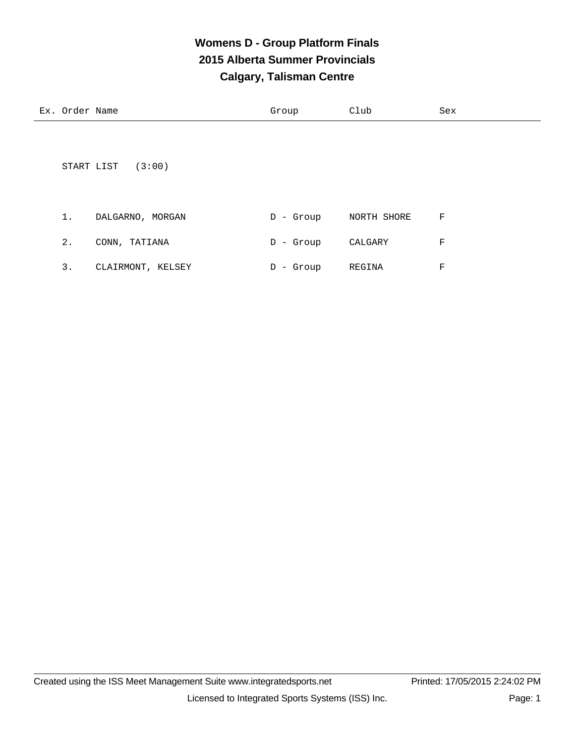# Womens D - Group Platform Finals
## 2015 Alberta Summer Provincials
## Calgary, Talisman Centre

| Ex. | Order | Name | Group | Club | Sex |
|---|---|---|---|---|---|

START LIST (3:00)

| Ex. | Order | Name | Group | Club | Sex |
|---|---|---|---|---|---|
| | 1. | DALGARNO, MORGAN | D - Group | NORTH SHORE | F |
| | 2. | CONN, TATIANA | D - Group | CALGARY | F |
| | 3. | CLAIRMONT, KELSEY | D - Group | REGINA | F |

Created using the ISS Meet Management Suite www.integratedsports.net Printed: 17/05/2015 2:24:02 PM

Licensed to Integrated Sports Systems (ISS) Inc.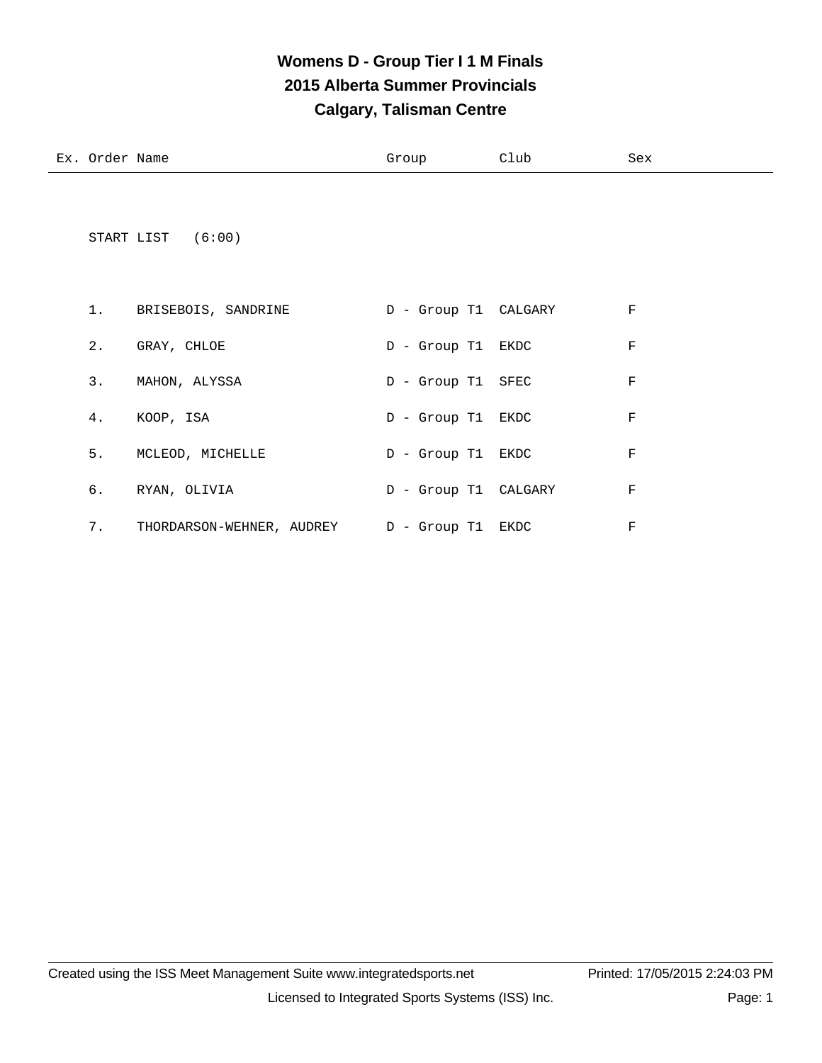# Womens D - Group Tier I 1 M Finals
## 2015 Alberta Summer Provincials
## Calgary, Talisman Centre

| Ex. | Order | Name | Group | Club | Sex |
|---|---|---|---|---|---|

START LIST (6:00)

| Ex. | Order | Name | Group | Club | Sex |
|---|---|---|---|---|---|
| | 1. | BRISEBOIS, SANDRINE | D - Group T1 | CALGARY | F |
| | 2. | GRAY, CHLOE | D - Group T1 | EKDC | F |
| | 3. | MAHON, ALYSSA | D - Group T1 | SFEC | F |
| | 4. | KOOP, ISA | D - Group T1 | EKDC | F |
| | 5. | MCLEOD, MICHELLE | D - Group T1 | EKDC | F |
| | 6. | RYAN, OLIVIA | D - Group T1 | CALGARY | F |
| | 7. | THORDARSON-WEHNER, AUDREY | D - Group T1 | EKDC | F |

Created using the ISS Meet Management Suite www.integratedsports.net Printed: 17/05/2015 2:24:03 PM

Licensed to Integrated Sports Systems (ISS) Inc.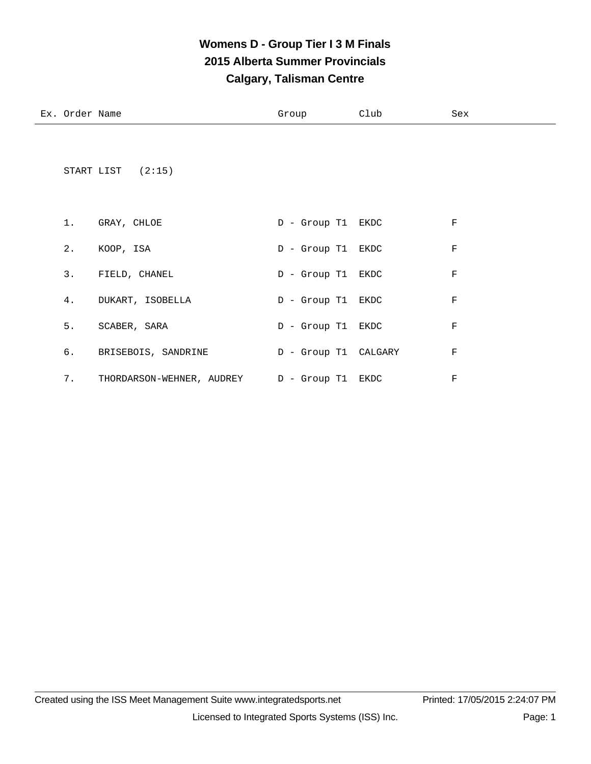# Womens D - Group Tier I 3 M Finals

## 2015 Alberta Summer Provincials

## Calgary, Talisman Centre

START LIST (2:15)

| Ex. | Order | Name | Group | Club | Sex |
|---|---|---|---|---|---|
| | 1. | GRAY, CHLOE | D - Group T1 | EKDC | F |
| | 2. | KOOP, ISA | D - Group T1 | EKDC | F |
| | 3. | FIELD, CHANEL | D - Group T1 | EKDC | F |
| | 4. | DUKART, ISOBELLA | D - Group T1 | EKDC | F |
| | 5. | SCABER, SARA | D - Group T1 | EKDC | F |
| | 6. | BRISEBOIS, SANDRINE | D - Group T1 | CALGARY | F |
| | 7. | THORDARSON-WEHNER, AUDREY | D - Group T1 | EKDC | F |

Created using the ISS Meet Management Suite www.integratedsports.net Printed: 17/05/2015 2:24:07 PM

Licensed to Integrated Sports Systems (ISS) Inc.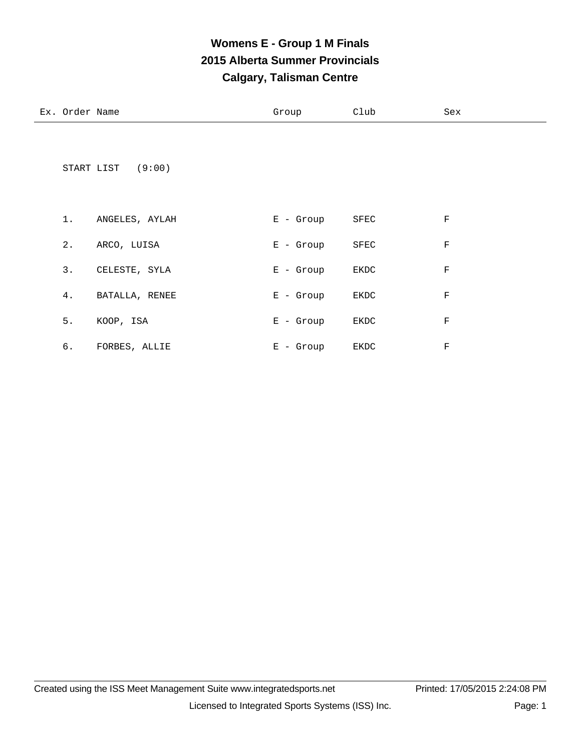# Womens E - Group 1 M Finals
## 2015 Alberta Summer Provincials
## Calgary, Talisman Centre

| Ex. | Order | Name | Group | Club | Sex |
|---|---|---|---|---|---|

START LIST (9:00)

| Ex. | Order | Name | Group | Club | Sex |
|---|---|---|---|---|---|
| | 1. | ANGELES, AYLAH | E - Group | SFEC | F |
| | 2. | ARCO, LUISA | E - Group | SFEC | F |
| | 3. | CELESTE, SYLA | E - Group | EKDC | F |
| | 4. | BATALLA, RENEE | E - Group | EKDC | F |
| | 5. | KOOP, ISA | E - Group | EKDC | F |
| | 6. | FORBES, ALLIE | E - Group | EKDC | F |

Created using the ISS Meet Management Suite www.integratedsports.net Printed: 17/05/2015 2:24:08 PM

Licensed to Integrated Sports Systems (ISS) Inc.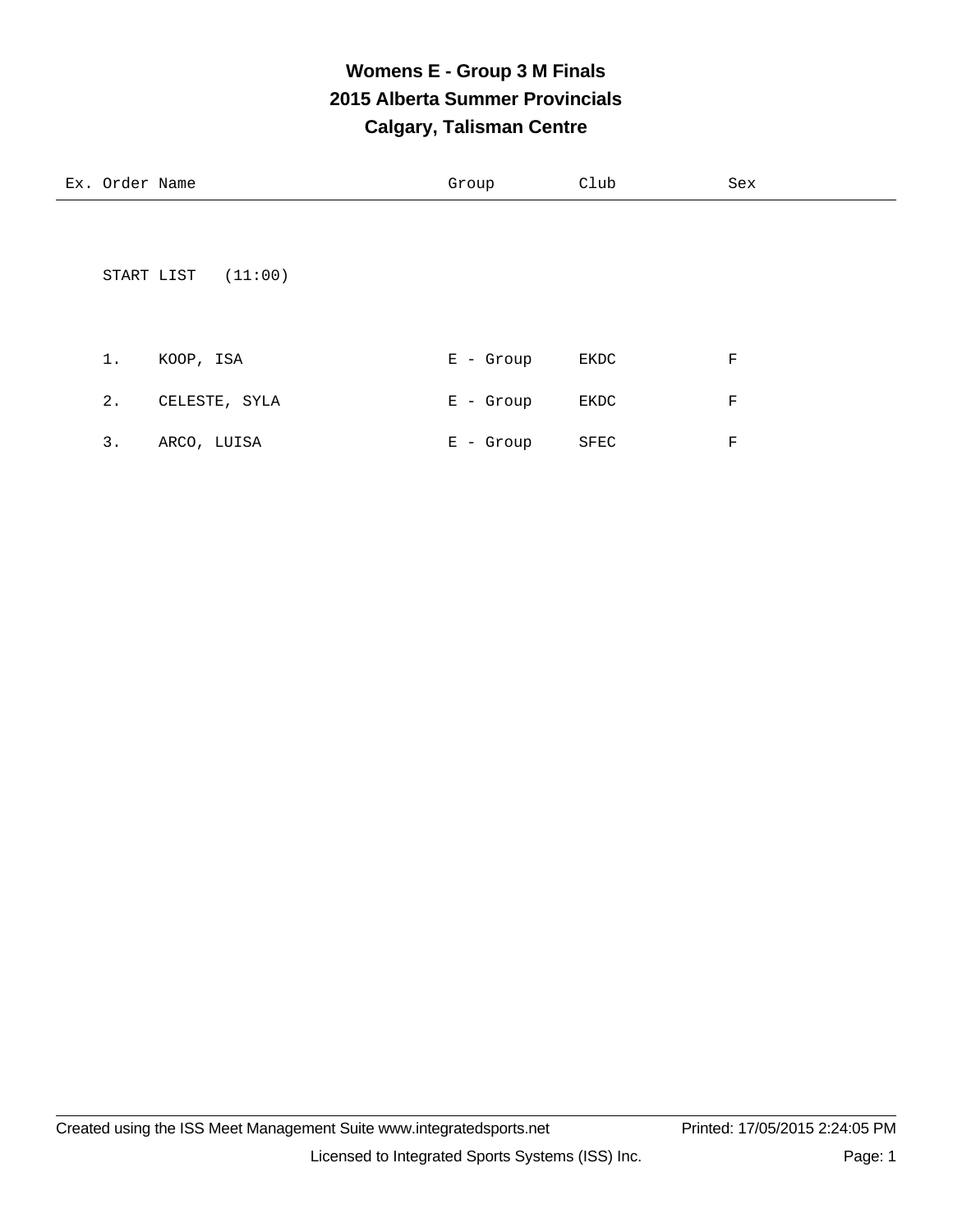# Womens E - Group 3 M Finals
## 2015 Alberta Summer Provincials
## Calgary, Talisman Centre

START LIST (11:00)

| Ex. | Order | Name | Group | Club | Sex |
|---|---|---|---|---|---|
| | 1. | KOOP, ISA | E - Group | EKDC | F |
| | 2. | CELESTE, SYLA | E - Group | EKDC | F |
| | 3. | ARCO, LUISA | E - Group | SFEC | F |

Created using the ISS Meet Management Suite www.integratedsports.net Printed: 17/05/2015 2:24:05 PM

Licensed to Integrated Sports Systems (ISS) Inc.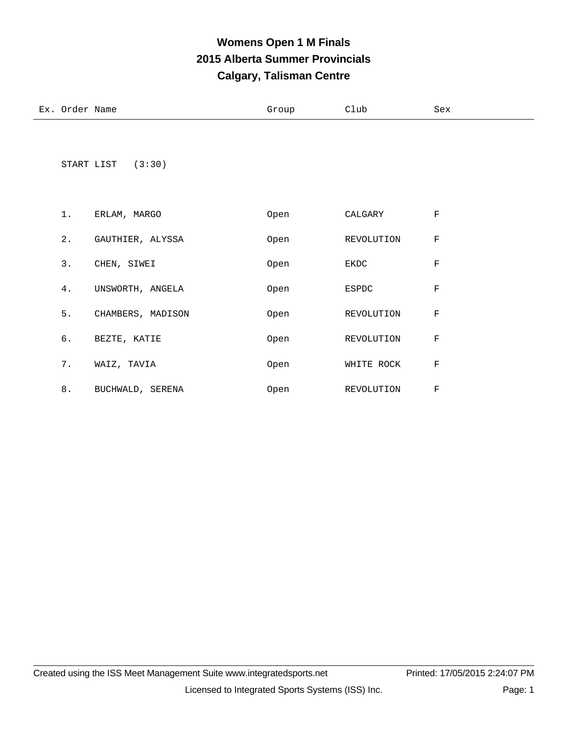# Womens Open 1 M Finals
## 2015 Alberta Summer Provincials
## Calgary, Talisman Centre

START LIST (3:30)

| Ex. | Order | Name | Group | Club | Sex |
|---|---|---|---|---|---|
| | 1. | ERLAM, MARGO | Open | CALGARY | F |
| | 2. | GAUTHIER, ALYSSA | Open | REVOLUTION | F |
| | 3. | CHEN, SIWEI | Open | EKDC | F |
| | 4. | UNSWORTH, ANGELA | Open | ESPDC | F |
| | 5. | CHAMBERS, MADISON | Open | REVOLUTION | F |
| | 6. | BEZTE, KATIE | Open | REVOLUTION | F |
| | 7. | WAIZ, TAVIA | Open | WHITE ROCK | F |
| | 8. | BUCHWALD, SERENA | Open | REVOLUTION | F |

Created using the ISS Meet Management Suite www.integratedsports.net Printed: 17/05/2015 2:24:07 PM

Licensed to Integrated Sports Systems (ISS) Inc.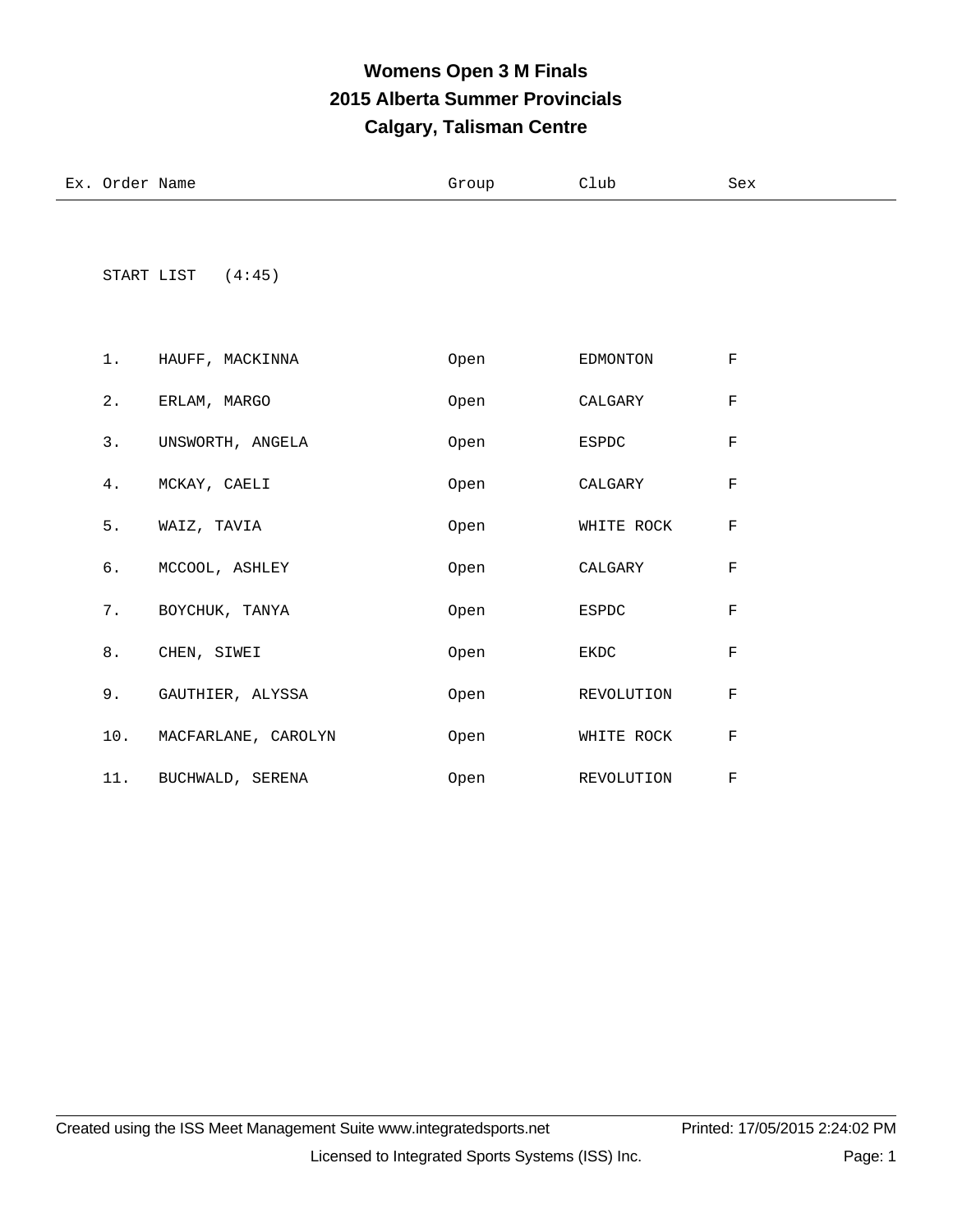# Womens Open 3 M Finals
## 2015 Alberta Summer Provincials
## Calgary, Talisman Centre

START LIST (4:45)

| Ex. | Order | Name | Group | Club | Sex |
|---|---|---|---|---|---|
| | 1. | HAUFF, MACKINNA | Open | EDMONTON | F |
| | 2. | ERLAM, MARGO | Open | CALGARY | F |
| | 3. | UNSWORTH, ANGELA | Open | ESPDC | F |
| | 4. | MCKAY, CAELI | Open | CALGARY | F |
| | 5. | WAIZ, TAVIA | Open | WHITE ROCK | F |
| | 6. | MCCOOL, ASHLEY | Open | CALGARY | F |
| | 7. | BOYCHUK, TANYA | Open | ESPDC | F |
| | 8. | CHEN, SIWEI | Open | EKDC | F |
| | 9. | GAUTHIER, ALYSSA | Open | REVOLUTION | F |
| | 10. | MACFARLANE, CAROLYN | Open | WHITE ROCK | F |
| | 11. | BUCHWALD, SERENA | Open | REVOLUTION | F |

Created using the ISS Meet Management Suite www.integratedsports.net Printed: 17/05/2015 2:24:02 PM

Licensed to Integrated Sports Systems (ISS) Inc.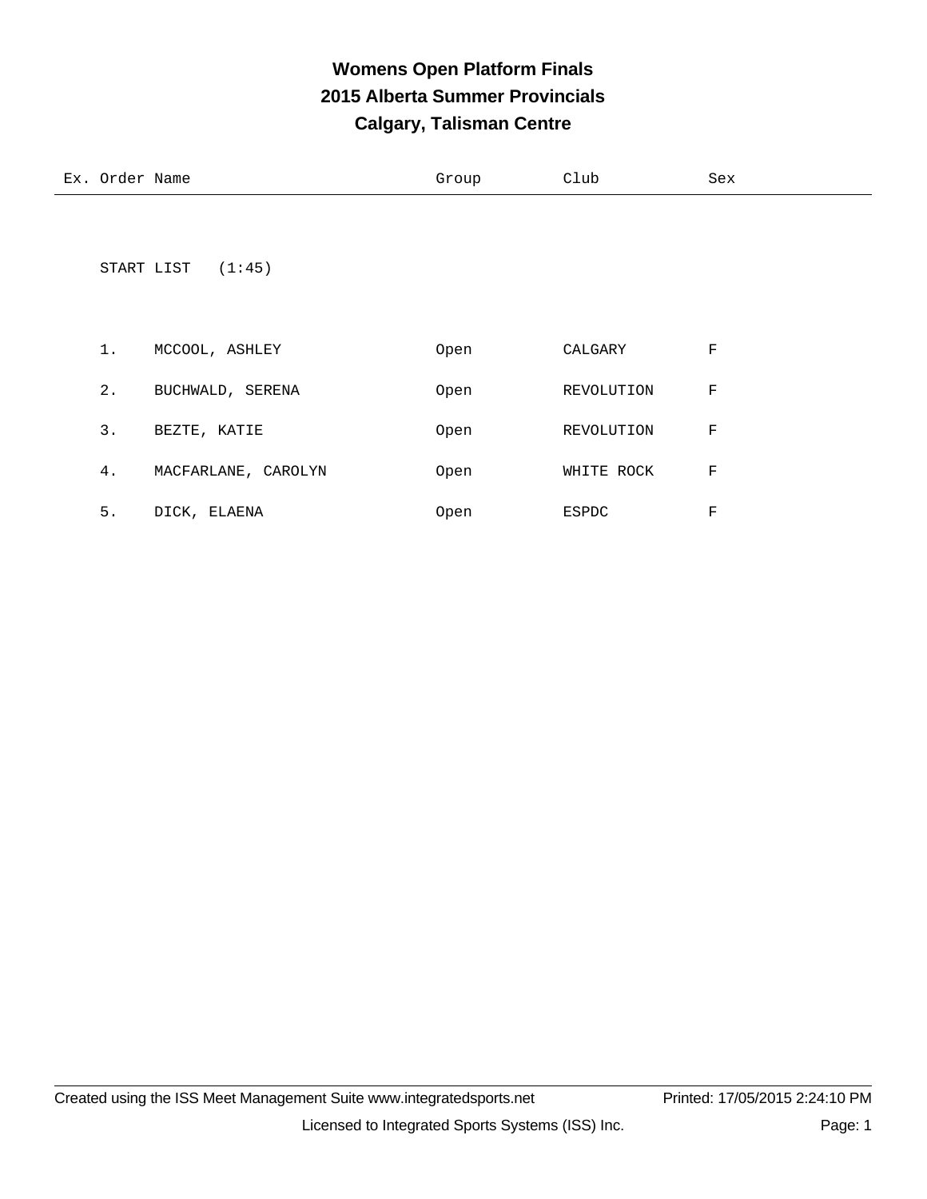# Womens Open Platform Finals

## 2015 Alberta Summer Provincials

## Calgary, Talisman Centre

START LIST (1:45)

| Ex. | Order | Name | Group | Club | Sex |
|---|---|---|---|---|---|
| | 1. | MCCOOL, ASHLEY | Open | CALGARY | F |
| | 2. | BUCHWALD, SERENA | Open | REVOLUTION | F |
| | 3. | BEZTE, KATIE | Open | REVOLUTION | F |
| | 4. | MACFARLANE, CAROLYN | Open | WHITE ROCK | F |
| | 5. | DICK, ELAENA | Open | ESPDC | F |

Created using the ISS Meet Management Suite www.integratedsports.net Printed: 17/05/2015 2:24:10 PM

Licensed to Integrated Sports Systems (ISS) Inc.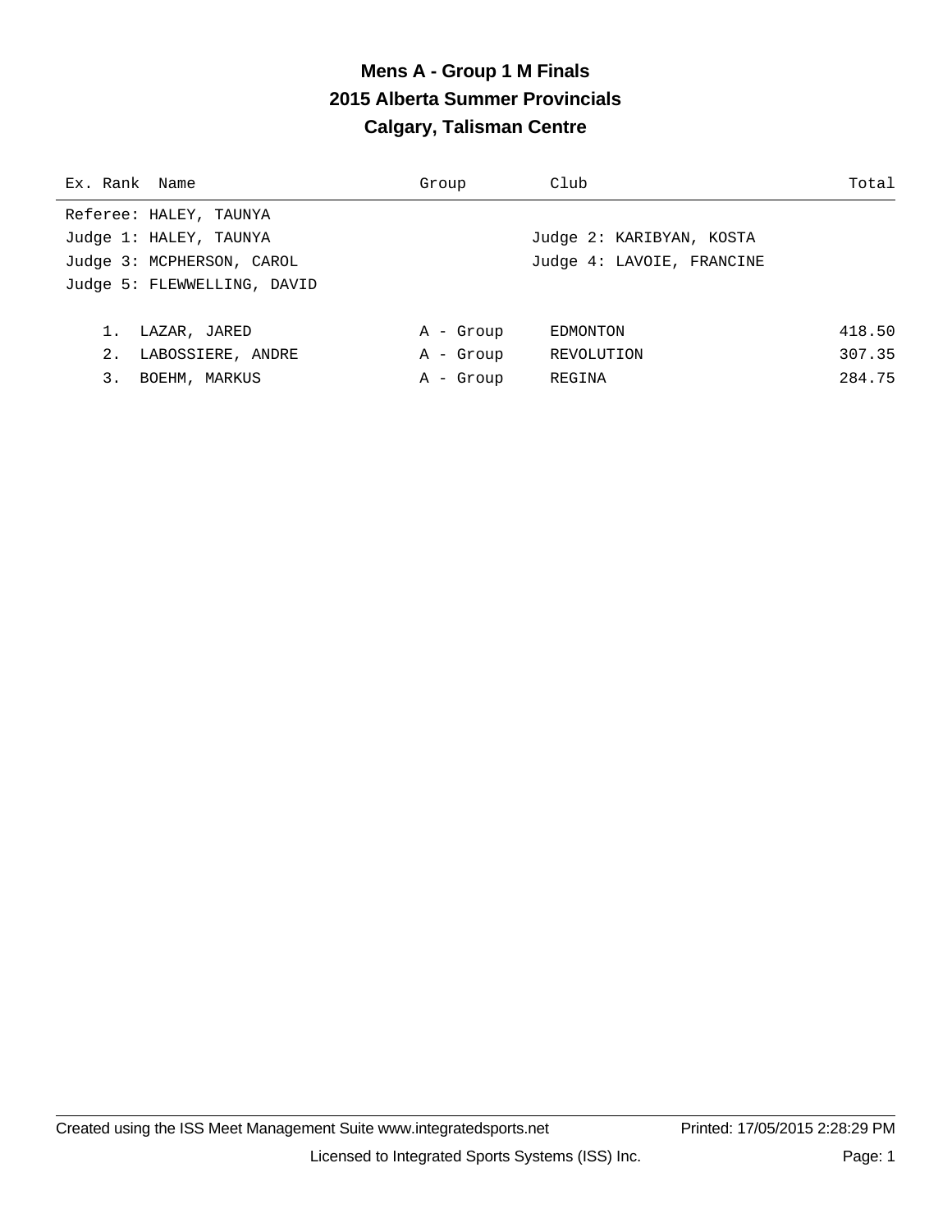# Mens A - Group 1 M Finals
## 2015 Alberta Summer Provincials
## Calgary, Talisman Centre

| Ex. Rank | Name | Group | Club | Total |
|---|---|---|---|---|
| Referee: HALEY, TAUNYA | | | | |
| Judge 1: HALEY, TAUNYA | | | Judge 2: KARIBYAN, KOSTA | |
| Judge 3: MCPHERSON, CAROL | | | Judge 4: LAVOIE, FRANCINE | |
| Judge 5: FLEWWELLING, DAVID | | | | |
| 1. | LAZAR, JARED | A - Group | EDMONTON | 418.50 |
| 2. | LABOSSIERE, ANDRE | A - Group | REVOLUTION | 307.35 |
| 3. | BOEHM, MARKUS | A - Group | REGINA | 284.75 |

Created using the ISS Meet Management Suite www.integratedsports.net Printed: 17/05/2015 2:28:29 PM

Licensed to Integrated Sports Systems (ISS) Inc.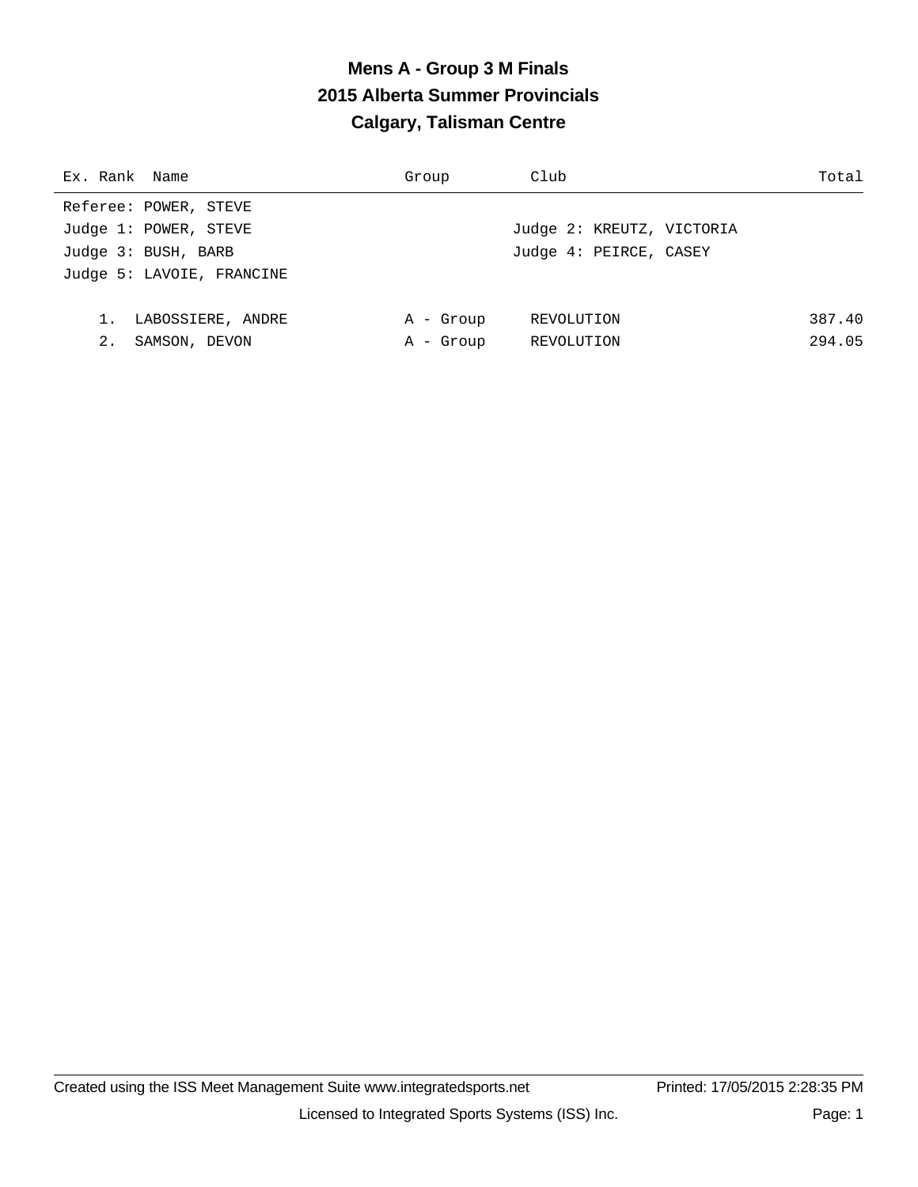# Mens A - Group 3 M Finals
## 2015 Alberta Summer Provincials
## Calgary, Talisman Centre

| Ex. | Rank | Name | Group | Club | Total |
|---|---|---|---|---|---|

Referee: POWER, STEVE

Judge 1: POWER, STEVE

Judge 2: KREUTZ, VICTORIA

Judge 3: BUSH, BARB

Judge 4: PEIRCE, CASEY

Judge 5: LAVOIE, FRANCINE

| Ex. | Rank | Name | Group | Club | Total |
|---|---|---|---|---|---|
| | 1. | LABOSSIERE, ANDRE | A - Group | REVOLUTION | 387.40 |
| | 2. | SAMSON, DEVON | A - Group | REVOLUTION | 294.05 |

Created using the ISS Meet Management Suite www.integratedsports.net Printed: 17/05/2015 2:28:35 PM

Licensed to Integrated Sports Systems (ISS) Inc.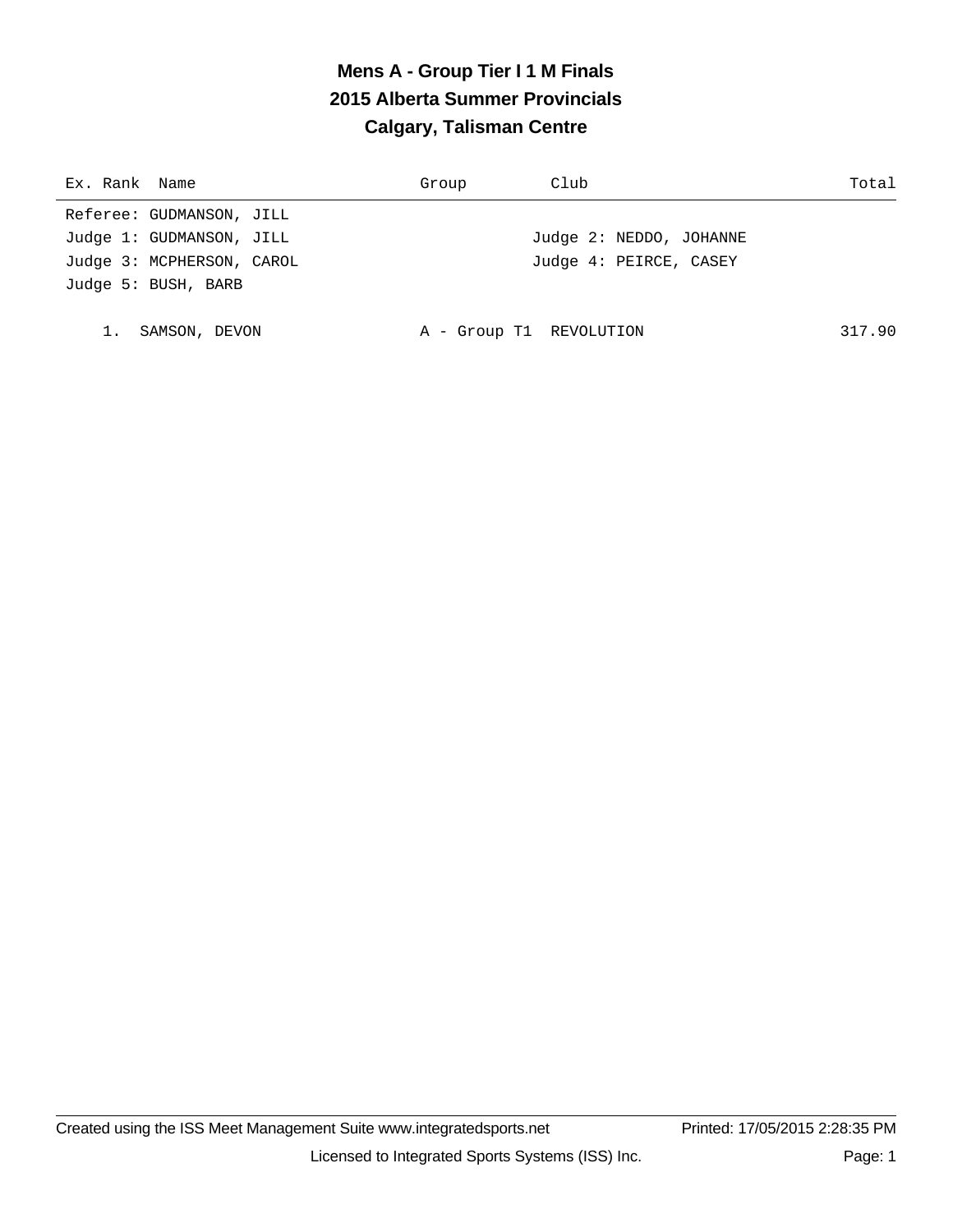# Mens A - Group Tier I 1 M Finals
## 2015 Alberta Summer Provincials
## Calgary, Talisman Centre

| Ex. Rank | Name | Group | Club | Total |
|---|---|---|---|---|

Referee: GUDMANSON, JILL
Judge 1: GUDMANSON, JILL — Judge 2: NEDDO, JOHANNE
Judge 3: MCPHERSON, CAROL — Judge 4: PEIRCE, CASEY
Judge 5: BUSH, BARB

| Ex. Rank | Name | Group | Club | Total |
|---|---|---|---|---|
| 1. | SAMSON, DEVON | A - Group T1 | REVOLUTION | 317.90 |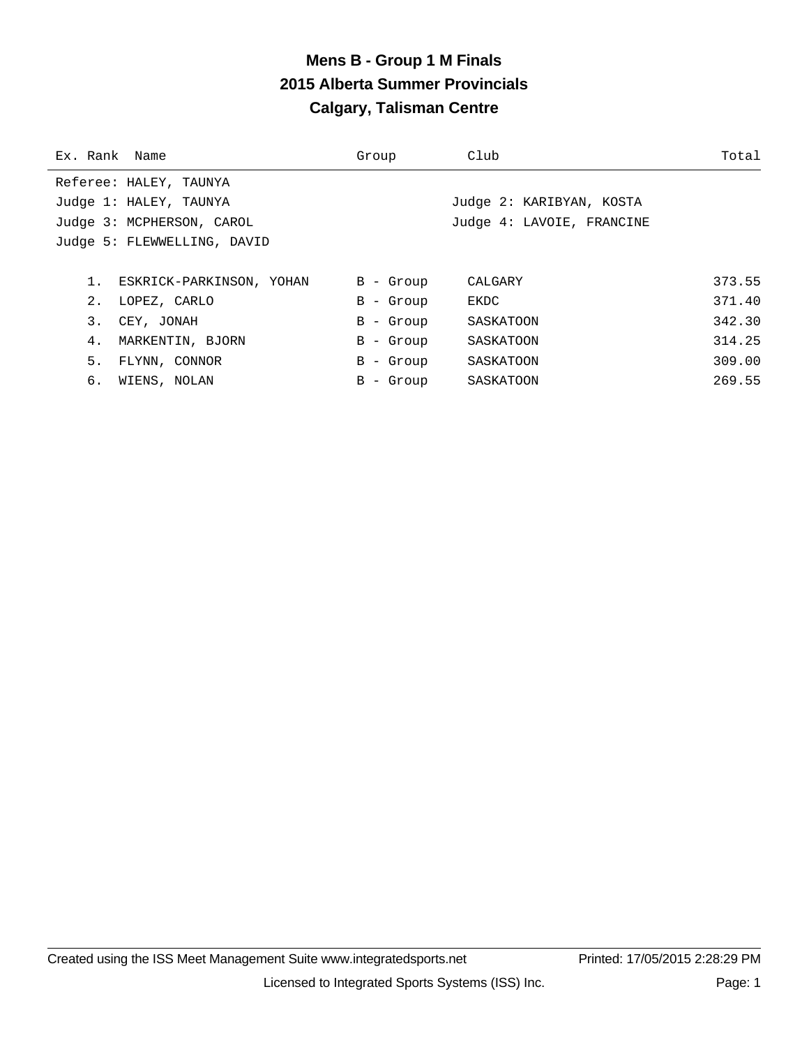# Mens B - Group 1 M Finals
## 2015 Alberta Summer Provincials
## Calgary, Talisman Centre

Referee: HALEY, TAUNYA

Judge 1: HALEY, TAUNYA

Judge 2: KARIBYAN, KOSTA

Judge 3: MCPHERSON, CAROL

Judge 4: LAVOIE, FRANCINE

Judge 5: FLEWWELLING, DAVID

| Ex. | Rank | Name | Group | Club | Total |
|---|---|---|---|---|---|
| | 1. | ESKRICK-PARKINSON, YOHAN | B - Group | CALGARY | 373.55 |
| | 2. | LOPEZ, CARLO | B - Group | EKDC | 371.40 |
| | 3. | CEY, JONAH | B - Group | SASKATOON | 342.30 |
| | 4. | MARKENTIN, BJORN | B - Group | SASKATOON | 314.25 |
| | 5. | FLYNN, CONNOR | B - Group | SASKATOON | 309.00 |
| | 6. | WIENS, NOLAN | B - Group | SASKATOON | 269.55 |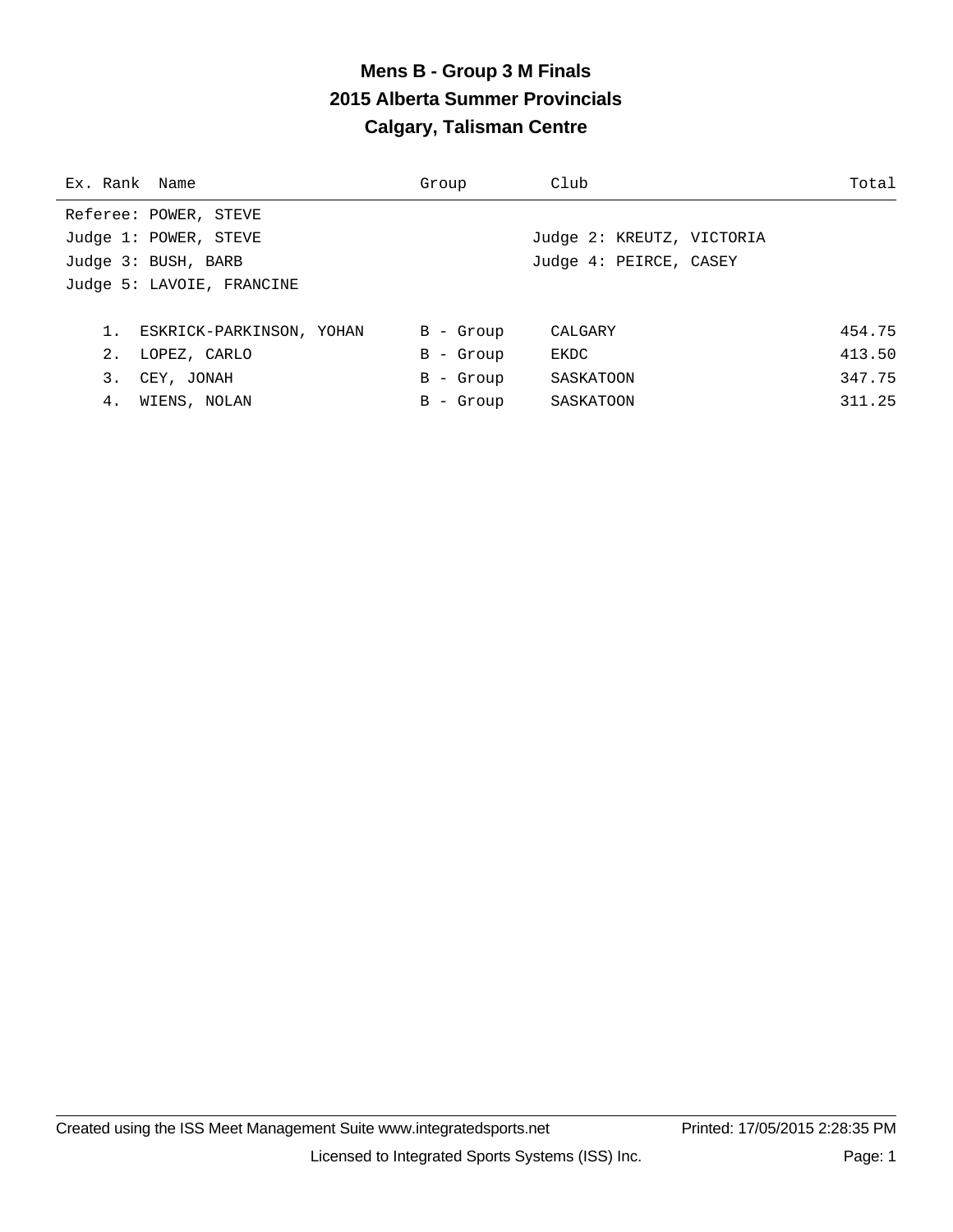# Mens B - Group 3 M Finals
## 2015 Alberta Summer Provincials
## Calgary, Talisman Centre

Referee: POWER, STEVE

Judge 1: POWER, STEVE

Judge 2: KREUTZ, VICTORIA

Judge 3: BUSH, BARB

Judge 4: PEIRCE, CASEY

Judge 5: LAVOIE, FRANCINE

| Ex. | Rank | Name | Group | Club | Total |
|---|---|---|---|---|---|
| | 1. | ESKRICK-PARKINSON, YOHAN | B - Group | CALGARY | 454.75 |
| | 2. | LOPEZ, CARLO | B - Group | EKDC | 413.50 |
| | 3. | CEY, JONAH | B - Group | SASKATOON | 347.75 |
| | 4. | WIENS, NOLAN | B - Group | SASKATOON | 311.25 |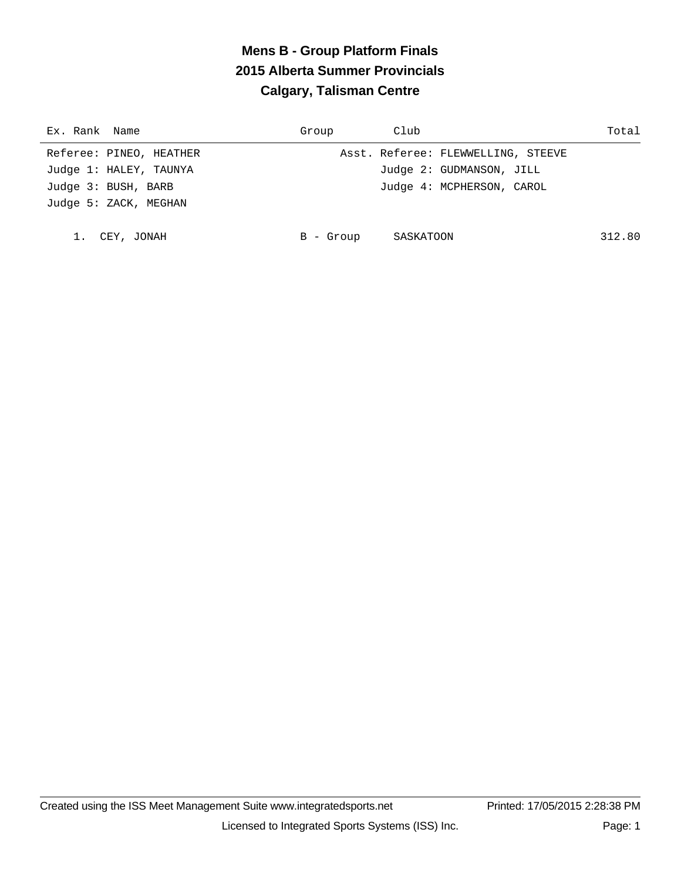# Mens B - Group Platform Finals
## 2015 Alberta Summer Provincials
## Calgary, Talisman Centre

| Ex. | Rank | Name | Group | Club | Total |
|---|---|---|---|---|---|

Referee: PINEO, HEATHER — Asst. Referee: FLEWWELLING, STEEVE

Judge 1: HALEY, TAUNYA — Judge 2: GUDMANSON, JILL

Judge 3: BUSH, BARB — Judge 4: MCPHERSON, CAROL

Judge 5: ZACK, MEGHAN

| Ex. | Rank | Name | Group | Club | Total |
|---|---|---|---|---|---|
| | 1. | CEY, JONAH | B - Group | SASKATOON | 312.80 |

Created using the ISS Meet Management Suite www.integratedsports.net — Printed: 17/05/2015 2:28:38 PM

Licensed to Integrated Sports Systems (ISS) Inc.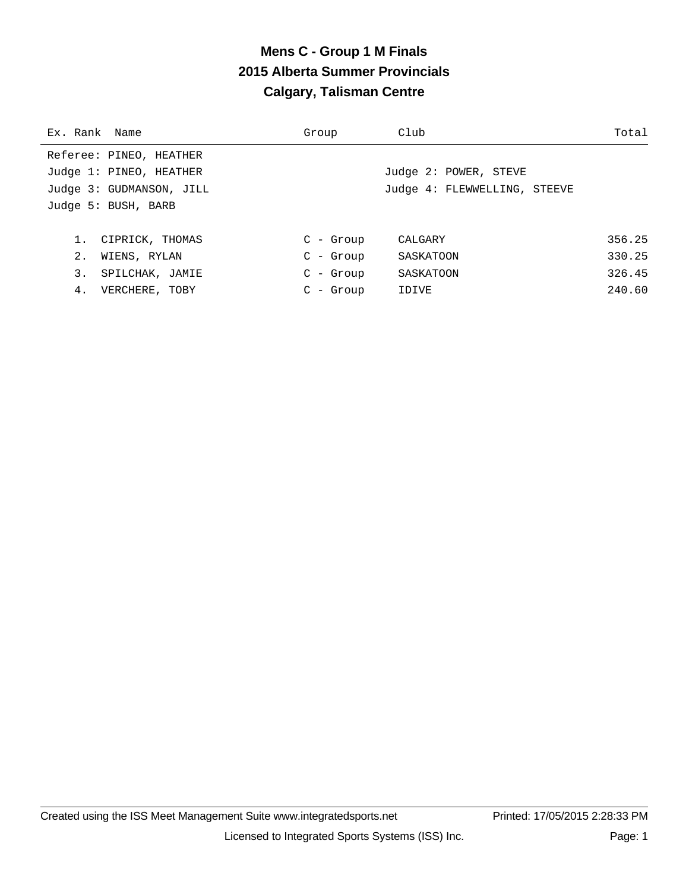# Mens C - Group 1 M Finals
## 2015 Alberta Summer Provincials
## Calgary, Talisman Centre

Referee: PINEO, HEATHER
Judge 1: PINEO, HEATHER
Judge 2: POWER, STEVE
Judge 3: GUDMANSON, JILL
Judge 4: FLEWWELLING, STEEVE
Judge 5: BUSH, BARB

| Ex. | Rank | Name | Group | Club | Total |
|---|---|---|---|---|---|
| | 1. | CIPRICK, THOMAS | C - Group | CALGARY | 356.25 |
| | 2. | WIENS, RYLAN | C - Group | SASKATOON | 330.25 |
| | 3. | SPILCHAK, JAMIE | C - Group | SASKATOON | 326.45 |
| | 4. | VERCHERE, TOBY | C - Group | IDIVE | 240.60 |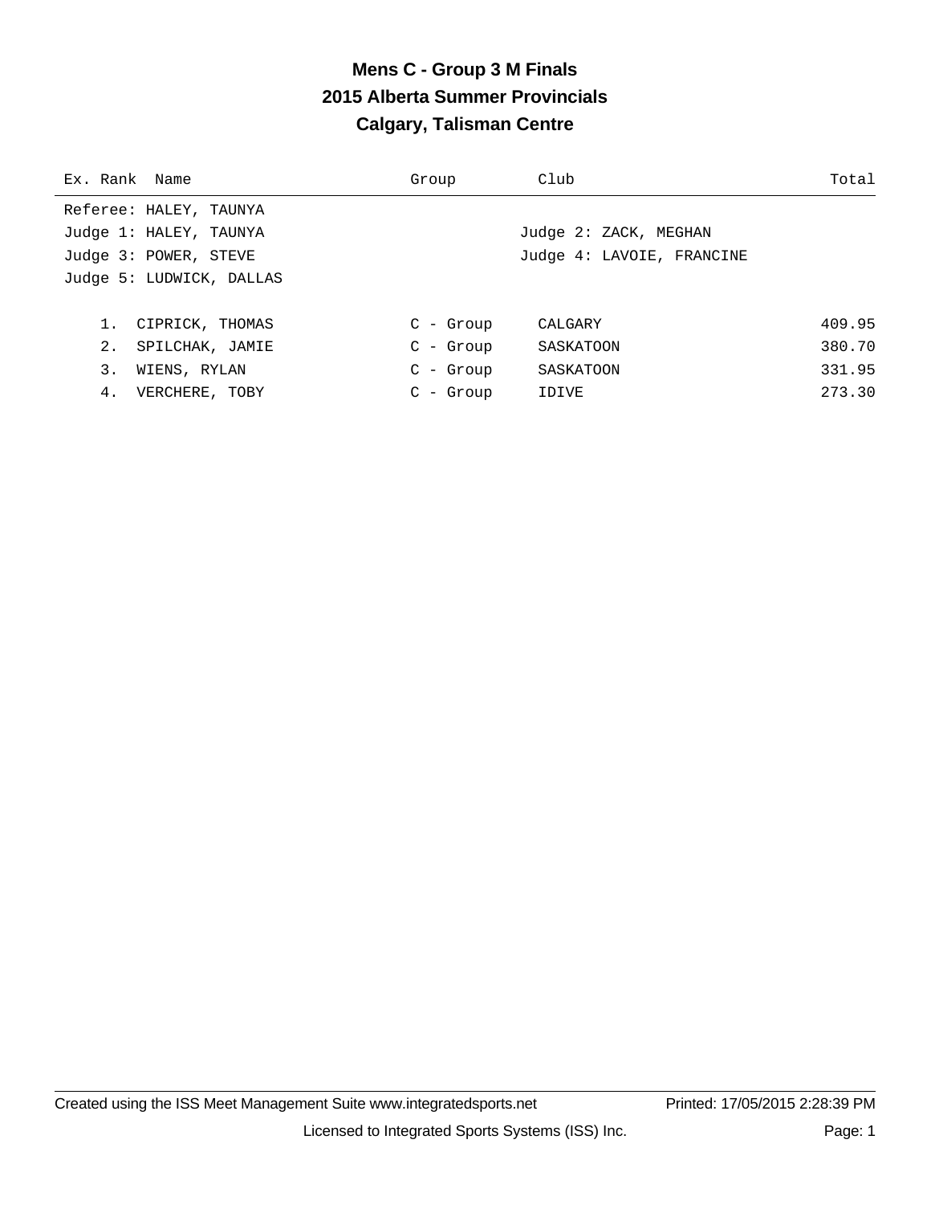# Mens C - Group 3 M Finals
## 2015 Alberta Summer Provincials
## Calgary, Talisman Centre

| Ex. Rank | Name | Group | Club | Total |
|---|---|---|---|---|

Referee: HALEY, TAUNYA
Judge 1: HALEY, TAUNYA
Judge 2: ZACK, MEGHAN
Judge 3: POWER, STEVE
Judge 4: LAVOIE, FRANCINE
Judge 5: LUDWICK, DALLAS

| Ex. Rank | Name | Group | Club | Total |
|---|---|---|---|---|
| 1. | CIPRICK, THOMAS | C - Group | CALGARY | 409.95 |
| 2. | SPILCHAK, JAMIE | C - Group | SASKATOON | 380.70 |
| 3. | WIENS, RYLAN | C - Group | SASKATOON | 331.95 |
| 4. | VERCHERE, TOBY | C - Group | IDIVE | 273.30 |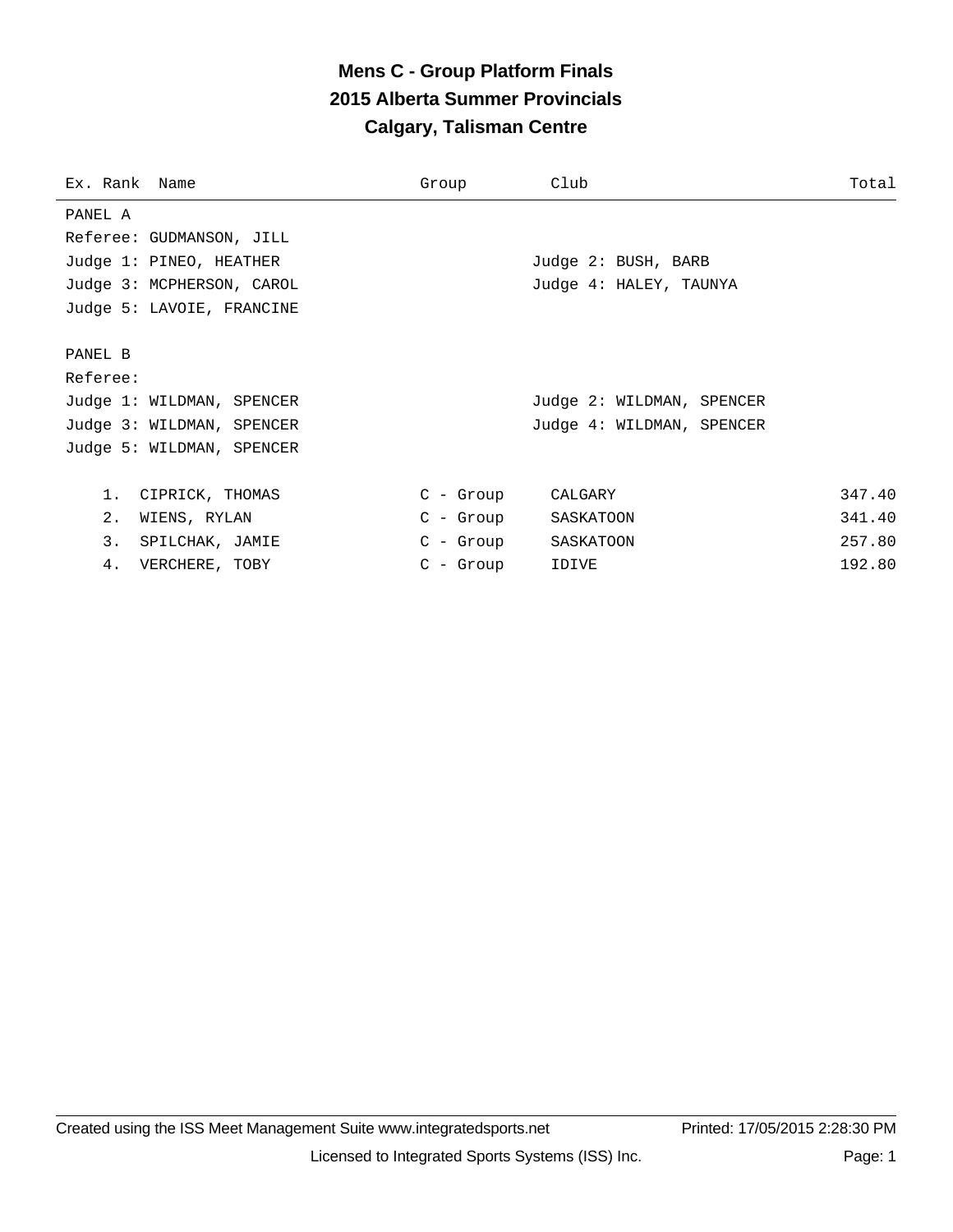# Mens C - Group Platform Finals
## 2015 Alberta Summer Provincials
## Calgary, Talisman Centre

| Ex. Rank | Name | Group | Club | Total |
|---|---|---|---|---|

PANEL A
Referee: GUDMANSON, JILL
Judge 1: PINEO, HEATHER
Judge 2: BUSH, BARB
Judge 3: MCPHERSON, CAROL
Judge 4: HALEY, TAUNYA
Judge 5: LAVOIE, FRANCINE

PANEL B
Referee:
Judge 1: WILDMAN, SPENCER
Judge 2: WILDMAN, SPENCER
Judge 3: WILDMAN, SPENCER
Judge 4: WILDMAN, SPENCER
Judge 5: WILDMAN, SPENCER

| Ex. Rank | Name | Group | Club | Total |
|---|---|---|---|---|
| 1. | CIPRICK, THOMAS | C - Group | CALGARY | 347.40 |
| 2. | WIENS, RYLAN | C - Group | SASKATOON | 341.40 |
| 3. | SPILCHAK, JAMIE | C - Group | SASKATOON | 257.80 |
| 4. | VERCHERE, TOBY | C - Group | IDIVE | 192.80 |

Created using the ISS Meet Management Suite www.integratedsports.net Printed: 17/05/2015 2:28:30 PM

Licensed to Integrated Sports Systems (ISS) Inc.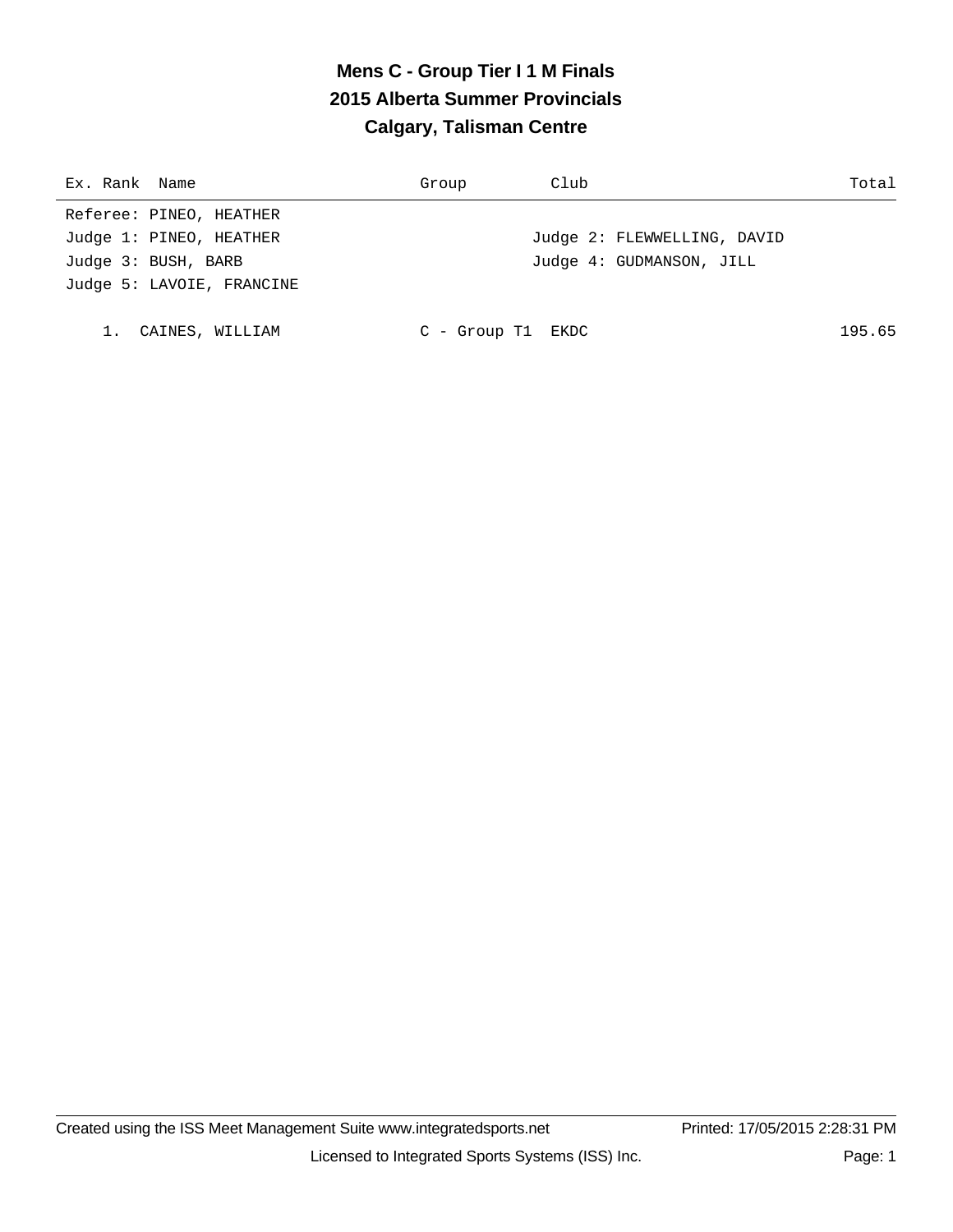# Mens C - Group Tier I 1 M Finals
## 2015 Alberta Summer Provincials
## Calgary, Talisman Centre

| Ex. | Rank | Name | Group | Club | Total |
|---|---|---|---|---|---|

Referee: PINEO, HEATHER
Judge 1: PINEO, HEATHER
Judge 2: FLEWWELLING, DAVID
Judge 3: BUSH, BARB
Judge 4: GUDMANSON, JILL
Judge 5: LAVOIE, FRANCINE

| Ex. | Rank | Name | Group | Club | Total |
|---|---|---|---|---|---|
| | 1. | CAINES, WILLIAM | C - Group T1 | EKDC | 195.65 |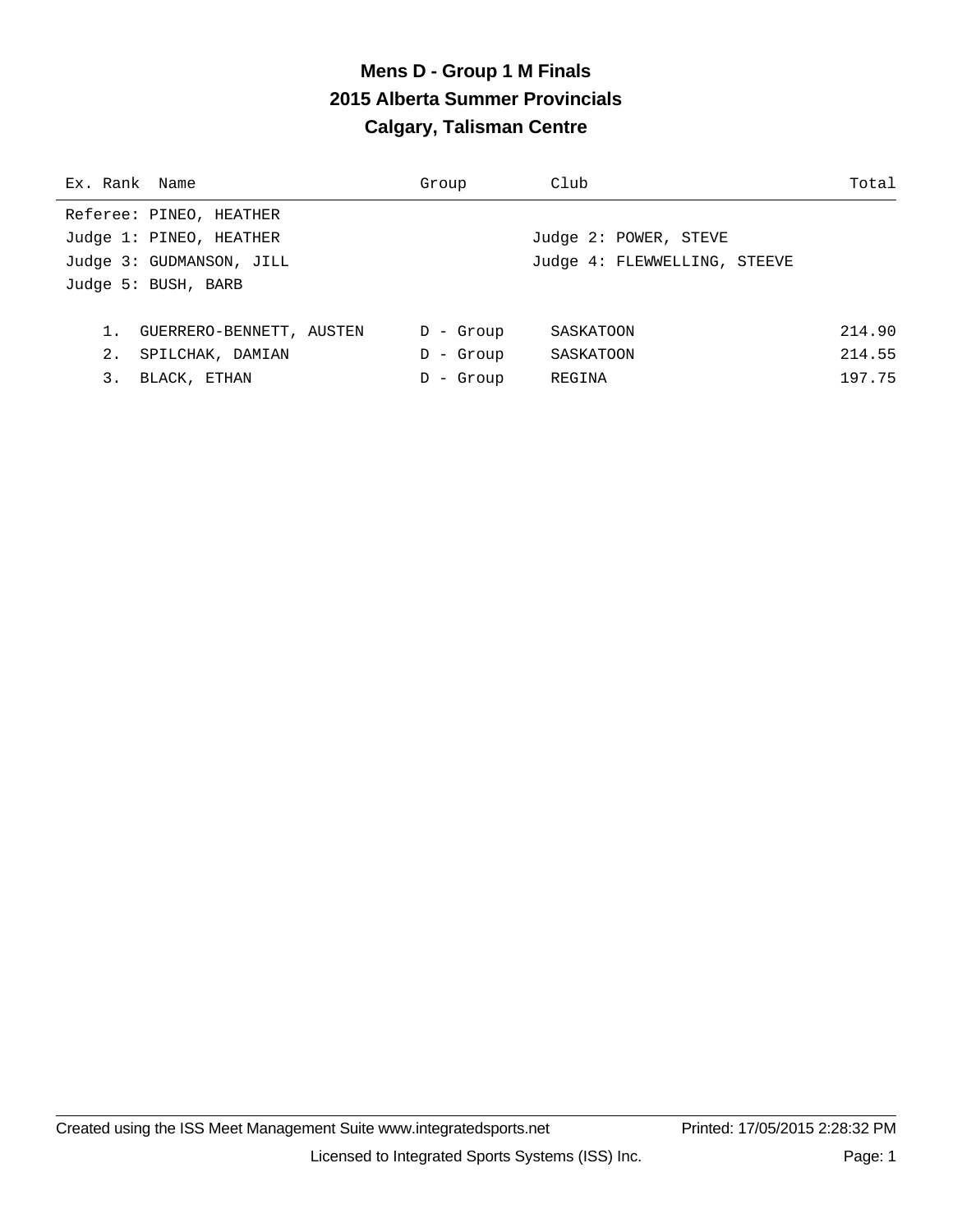# Mens D - Group 1 M Finals
## 2015 Alberta Summer Provincials
## Calgary, Talisman Centre

| Ex. | Rank | Name | Group | Club | Total |
|---|---|---|---|---|---|

Referee: PINEO, HEATHER
Judge 1: PINEO, HEATHER
Judge 2: POWER, STEVE
Judge 3: GUDMANSON, JILL
Judge 4: FLEWWELLING, STEEVE
Judge 5: BUSH, BARB

| Ex. | Rank | Name | Group | Club | Total |
|---|---|---|---|---|---|
| | 1. | GUERRERO-BENNETT, AUSTEN | D - Group | SASKATOON | 214.90 |
| | 2. | SPILCHAK, DAMIAN | D - Group | SASKATOON | 214.55 |
| | 3. | BLACK, ETHAN | D - Group | REGINA | 197.75 |

Created using the ISS Meet Management Suite www.integratedsports.net
Printed: 17/05/2015 2:28:32 PM
Licensed to Integrated Sports Systems (ISS) Inc.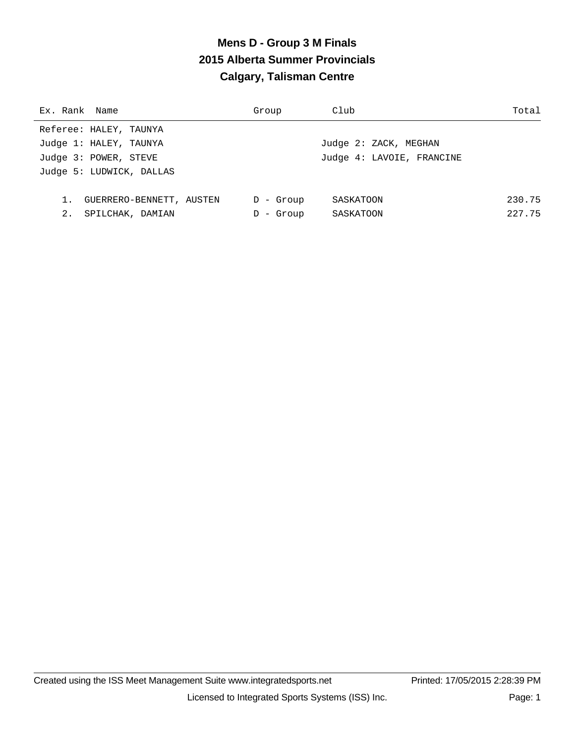# Mens D - Group 3 M Finals
## 2015 Alberta Summer Provincials
## Calgary, Talisman Centre

| Ex. Rank | Name | Group | Club | Total |
|---|---|---|---|---|

Referee: HALEY, TAUNYA
Judge 1: HALEY, TAUNYA
Judge 2: ZACK, MEGHAN
Judge 3: POWER, STEVE
Judge 4: LAVOIE, FRANCINE
Judge 5: LUDWICK, DALLAS

| Ex. Rank | Name | Group | Club | Total |
|---|---|---|---|---|
| 1. | GUERRERO-BENNETT, AUSTEN | D - Group | SASKATOON | 230.75 |
| 2. | SPILCHAK, DAMIAN | D - Group | SASKATOON | 227.75 |

Created using the ISS Meet Management Suite www.integratedsports.net Printed: 17/05/2015 2:28:39 PM

Licensed to Integrated Sports Systems (ISS) Inc.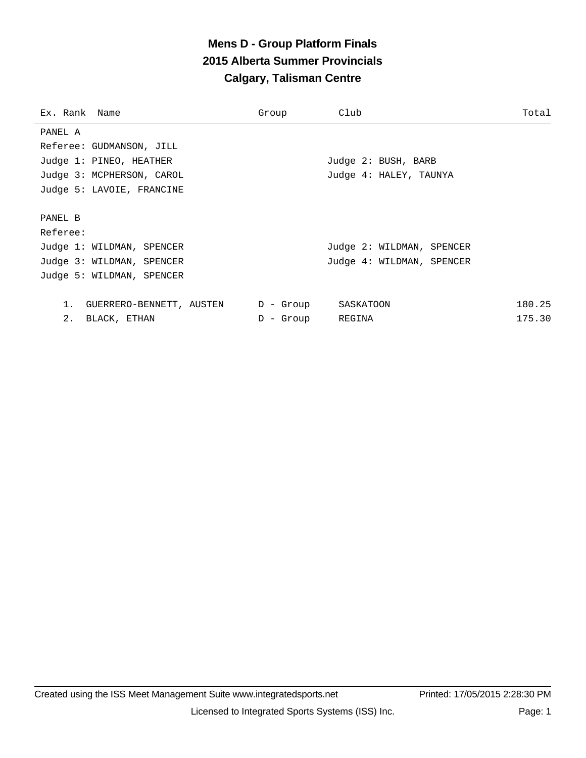# Mens D - Group Platform Finals

## 2015 Alberta Summer Provincials

## Calgary, Talisman Centre

| Ex. Rank | Name | Group | Club | Total |
|---|---|---|---|---|

PANEL A

Referee: GUDMANSON, JILL

Judge 1: PINEO, HEATHER

Judge 2: BUSH, BARB

Judge 3: MCPHERSON, CAROL

Judge 4: HALEY, TAUNYA

Judge 5: LAVOIE, FRANCINE

PANEL B

Referee:

Judge 1: WILDMAN, SPENCER

Judge 2: WILDMAN, SPENCER

Judge 3: WILDMAN, SPENCER

Judge 4: WILDMAN, SPENCER

Judge 5: WILDMAN, SPENCER

| Ex. Rank | Name | Group | Club | Total |
|---|---|---|---|---|
| 1. | GUERRERO-BENNETT, AUSTEN | D - Group | SASKATOON | 180.25 |
| 2. | BLACK, ETHAN | D - Group | REGINA | 175.30 |

Created using the ISS Meet Management Suite www.integratedsports.net

Printed: 17/05/2015 2:28:30 PM

Licensed to Integrated Sports Systems (ISS) Inc.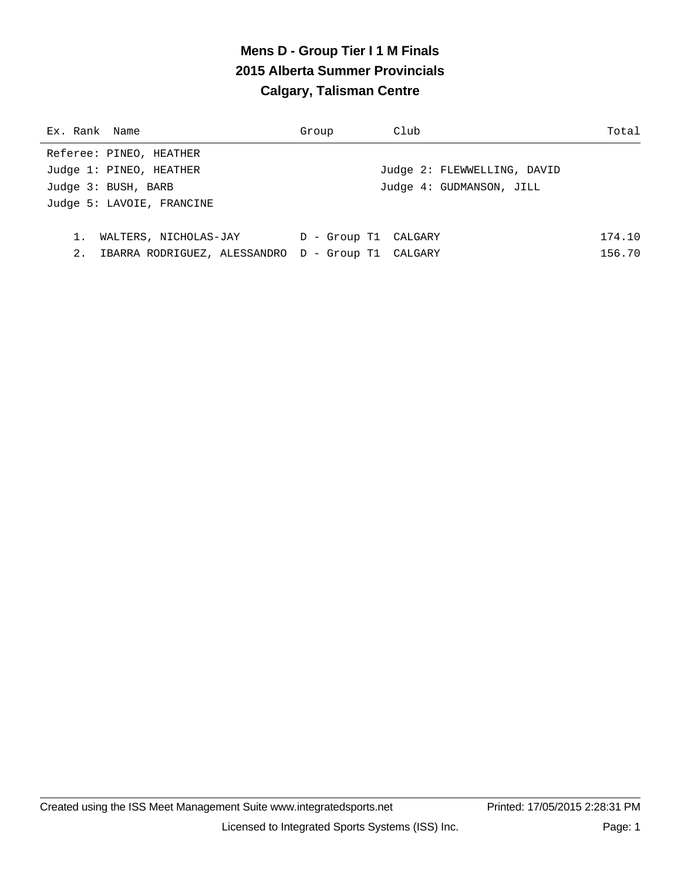# Mens D - Group Tier I 1 M Finals
## 2015 Alberta Summer Provincials
## Calgary, Talisman Centre

Referee: PINEO, HEATHER
Judge 1: PINEO, HEATHER
Judge 2: FLEWWELLING, DAVID
Judge 3: BUSH, BARB
Judge 4: GUDMANSON, JILL
Judge 5: LAVOIE, FRANCINE

| Ex. | Rank | Name | Group | Club | Total |
|---|---|---|---|---|---|
| | 1. | WALTERS, NICHOLAS-JAY | D - Group T1 | CALGARY | 174.10 |
| | 2. | IBARRA RODRIGUEZ, ALESSANDRO | D - Group T1 | CALGARY | 156.70 |

Created using the ISS Meet Management Suite www.integratedsports.net
Printed: 17/05/2015 2:28:31 PM
Licensed to Integrated Sports Systems (ISS) Inc.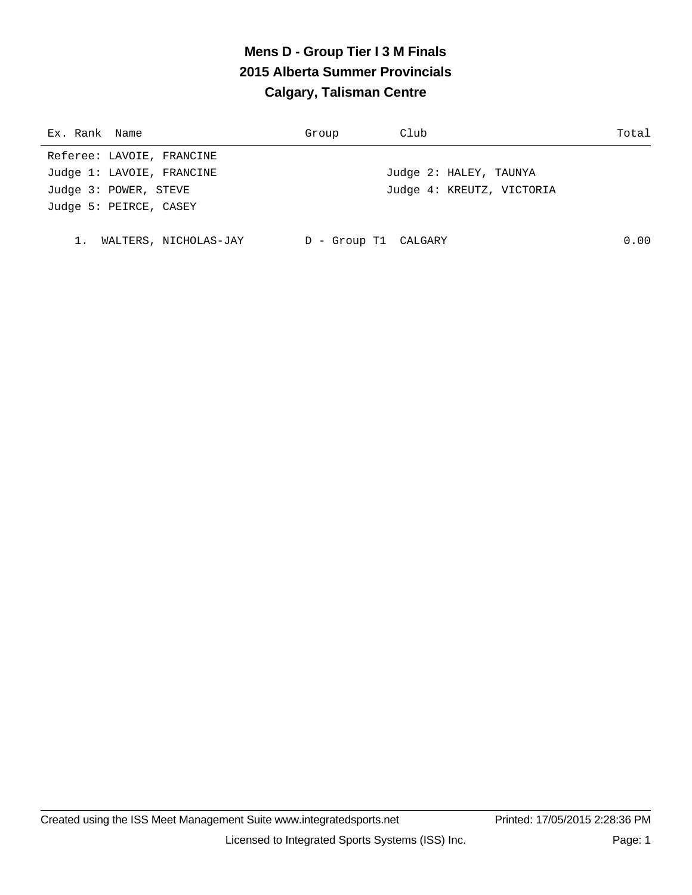# Mens D - Group Tier I 3 M Finals
## 2015 Alberta Summer Provincials
## Calgary, Talisman Centre

| Ex. | Rank | Name | Group | Club | Total |
|---|---|---|---|---|---|

Referee: LAVOIE, FRANCINE

Judge 1: LAVOIE, FRANCINE | Judge 2: HALEY, TAUNYA

Judge 3: POWER, STEVE | Judge 4: KREUTZ, VICTORIA

Judge 5: PEIRCE, CASEY

| Ex. | Rank | Name | Group | Club | Total |
|---|---|---|---|---|---|
| | 1. | WALTERS, NICHOLAS-JAY | D - Group T1 | CALGARY | 0.00 |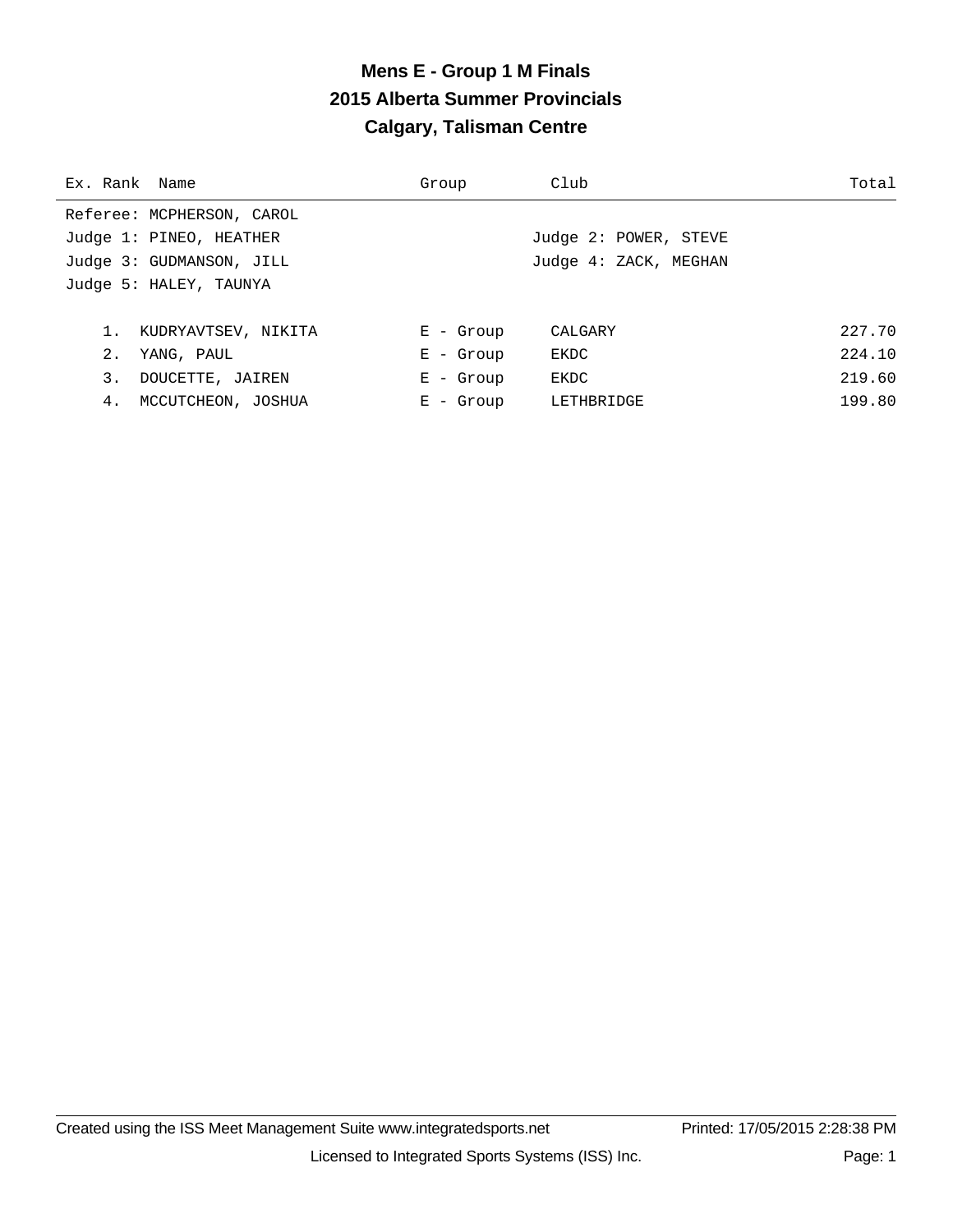# Mens E - Group 1 M Finals
## 2015 Alberta Summer Provincials
## Calgary, Talisman Centre

| Ex. Rank | Name | Group | Club | Total |
|---|---|---|---|---|

Referee: MCPHERSON, CAROL
Judge 1: PINEO, HEATHER
Judge 2: POWER, STEVE
Judge 3: GUDMANSON, JILL
Judge 4: ZACK, MEGHAN
Judge 5: HALEY, TAUNYA

| Ex. Rank | Name | Group | Club | Total |
|---|---|---|---|---|
| 1. | KUDRYAVTSEV, NIKITA | E - Group | CALGARY | 227.70 |
| 2. | YANG, PAUL | E - Group | EKDC | 224.10 |
| 3. | DOUCETTE, JAIREN | E - Group | EKDC | 219.60 |
| 4. | MCCUTCHEON, JOSHUA | E - Group | LETHBRIDGE | 199.80 |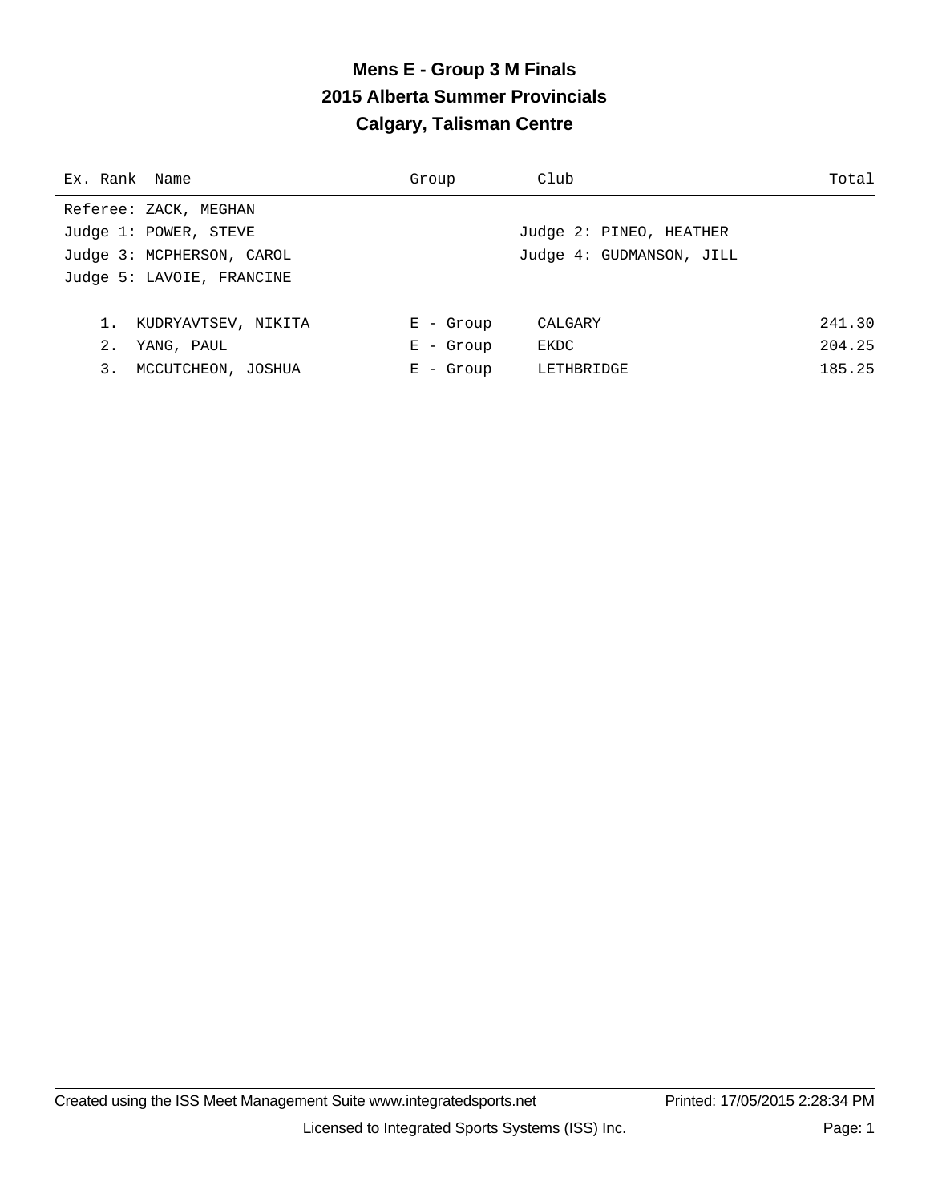# Mens E - Group 3 M Finals
## 2015 Alberta Summer Provincials
## Calgary, Talisman Centre

| Ex. | Rank | Name | Group | Club | Total |
|---|---|---|---|---|---|

Referee: ZACK, MEGHAN
Judge 1: POWER, STEVE
Judge 2: PINEO, HEATHER
Judge 3: MCPHERSON, CAROL
Judge 4: GUDMANSON, JILL
Judge 5: LAVOIE, FRANCINE

| Ex. | Rank | Name | Group | Club | Total |
|---|---|---|---|---|---|
| | 1. | KUDRYAVTSEV, NIKITA | E - Group | CALGARY | 241.30 |
| | 2. | YANG, PAUL | E - Group | EKDC | 204.25 |
| | 3. | MCCUTCHEON, JOSHUA | E - Group | LETHBRIDGE | 185.25 |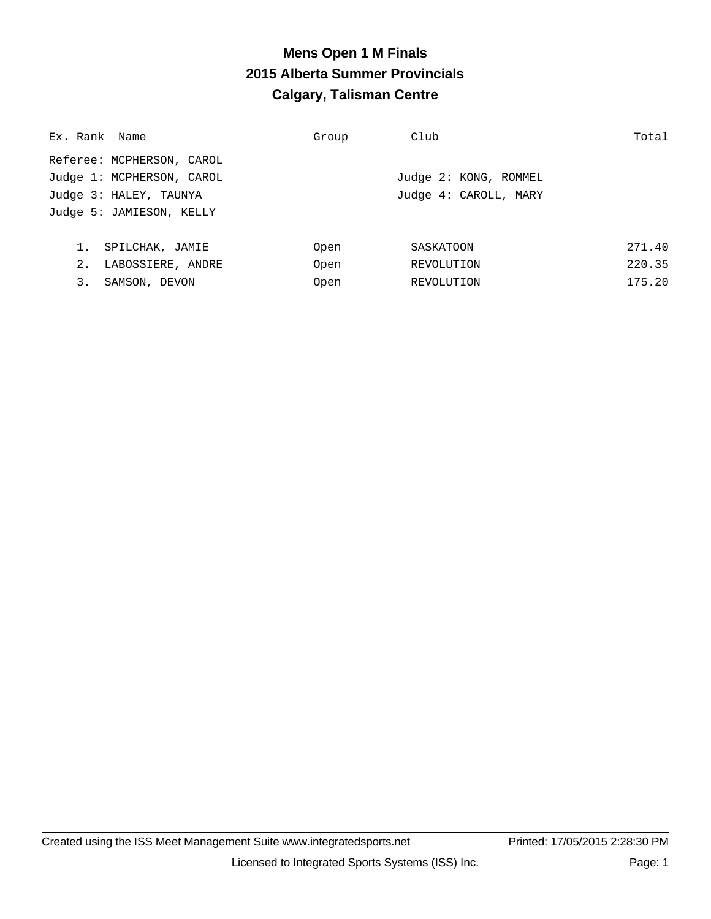# Mens Open 1 M Finals

## 2015 Alberta Summer Provincials

## Calgary, Talisman Centre

| Ex. Rank | Name | Group | Club | Total |
|---|---|---|---|---|

Referee: MCPHERSON, CAROL

Judge 1: MCPHERSON, CAROL | Judge 2: KONG, ROMMEL

Judge 3: HALEY, TAUNYA | Judge 4: CAROLL, MARY

Judge 5: JAMIESON, KELLY

| Ex. Rank | Name | Group | Club | Total |
|---|---|---|---|---|
| 1. | SPILCHAK, JAMIE | Open | SASKATOON | 271.40 |
| 2. | LABOSSIERE, ANDRE | Open | REVOLUTION | 220.35 |
| 3. | SAMSON, DEVON | Open | REVOLUTION | 175.20 |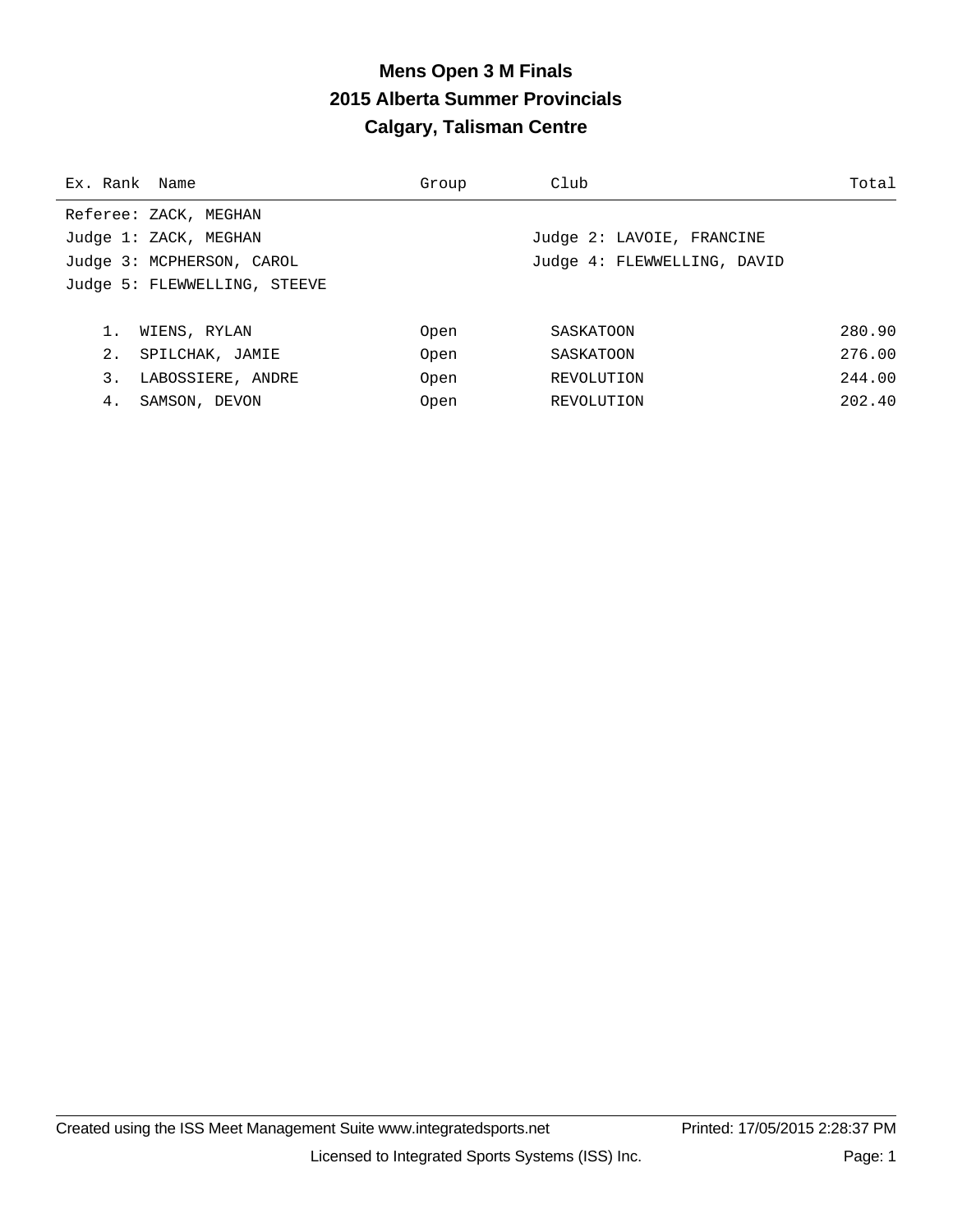# Mens Open 3 M Finals
## 2015 Alberta Summer Provincials
## Calgary, Talisman Centre

| Ex. | Rank | Name | Group | Club | Total |
|---|---|---|---|---|---|

Referee: ZACK, MEGHAN
Judge 1: ZACK, MEGHAN
Judge 2: LAVOIE, FRANCINE
Judge 3: MCPHERSON, CAROL
Judge 4: FLEWWELLING, DAVID
Judge 5: FLEWWELLING, STEEVE

| Ex. | Rank | Name | Group | Club | Total |
|---|---|---|---|---|---|
| | 1. | WIENS, RYLAN | Open | SASKATOON | 280.90 |
| | 2. | SPILCHAK, JAMIE | Open | SASKATOON | 276.00 |
| | 3. | LABOSSIERE, ANDRE | Open | REVOLUTION | 244.00 |
| | 4. | SAMSON, DEVON | Open | REVOLUTION | 202.40 |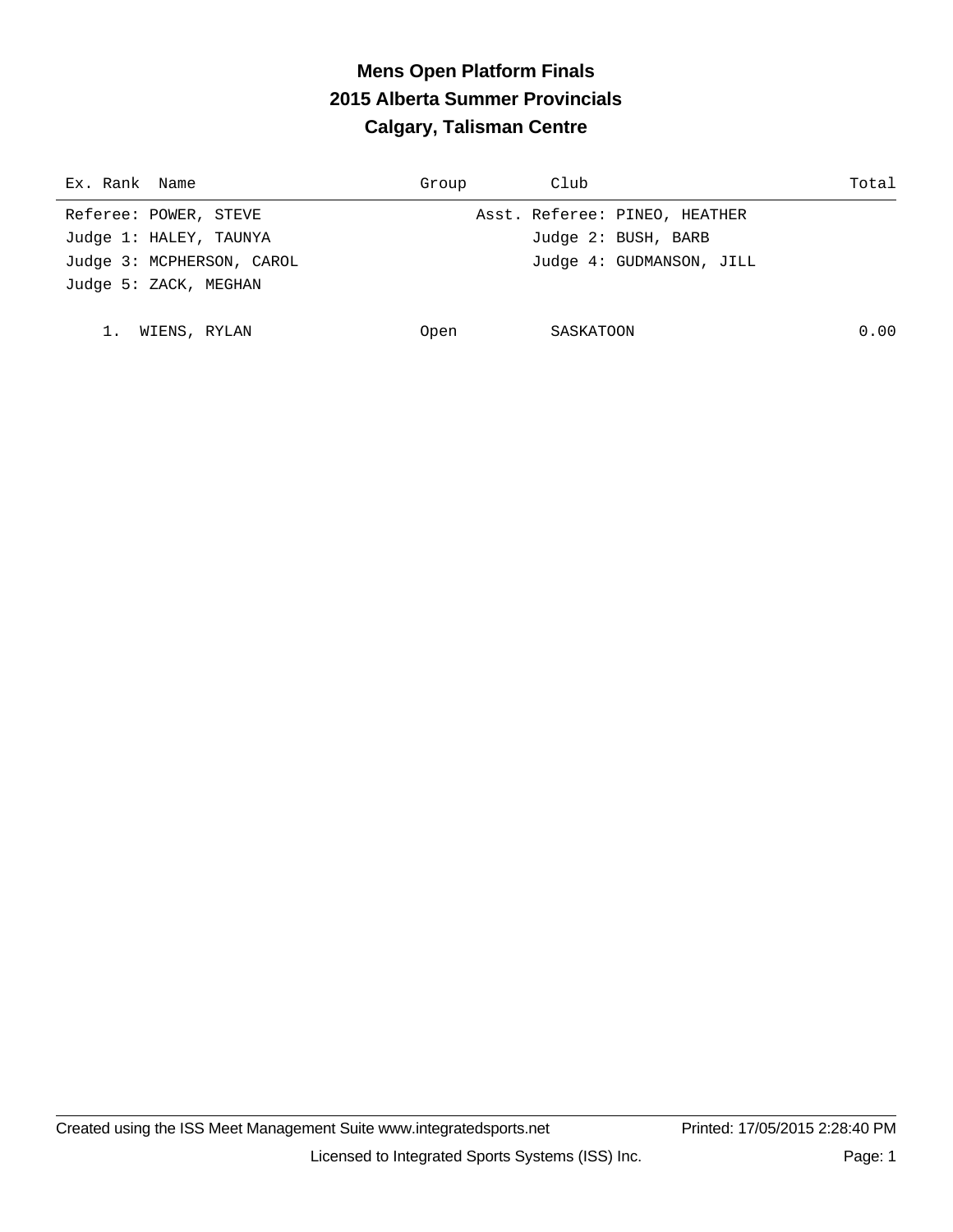# Mens Open Platform Finals
## 2015 Alberta Summer Provincials
## Calgary, Talisman Centre

| Ex. | Rank | Name | Group | Club | Total |
|---|---|---|---|---|---|

Referee: POWER, STEVE
Asst. Referee: PINEO, HEATHER
Judge 1: HALEY, TAUNYA
Judge 2: BUSH, BARB
Judge 3: MCPHERSON, CAROL
Judge 4: GUDMANSON, JILL
Judge 5: ZACK, MEGHAN

| Ex. | Rank | Name | Group | Club | Total |
|---|---|---|---|---|---|
| | 1. | WIENS, RYLAN | Open | SASKATOON | 0.00 |

Created using the ISS Meet Management Suite www.integratedsports.net
Printed: 17/05/2015 2:28:40 PM
Licensed to Integrated Sports Systems (ISS) Inc.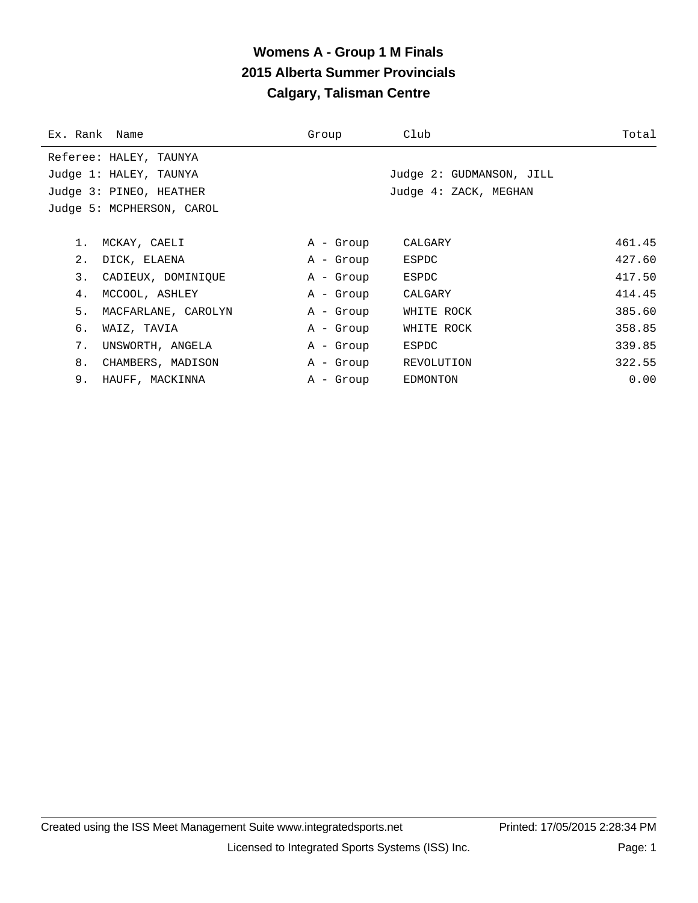# Womens A - Group 1 M Finals

## 2015 Alberta Summer Provincials

## Calgary, Talisman Centre

Referee: HALEY, TAUNYA
Judge 1: HALEY, TAUNYA
Judge 2: GUDMANSON, JILL
Judge 3: PINEO, HEATHER
Judge 4: ZACK, MEGHAN
Judge 5: MCPHERSON, CAROL

| Ex. | Rank | Name | Group | Club | Total |
|---|---|---|---|---|---|
| | 1. | MCKAY, CAELI | A - Group | CALGARY | 461.45 |
| | 2. | DICK, ELAENA | A - Group | ESPDC | 427.60 |
| | 3. | CADIEUX, DOMINIQUE | A - Group | ESPDC | 417.50 |
| | 4. | MCCOOL, ASHLEY | A - Group | CALGARY | 414.45 |
| | 5. | MACFARLANE, CAROLYN | A - Group | WHITE ROCK | 385.60 |
| | 6. | WAIZ, TAVIA | A - Group | WHITE ROCK | 358.85 |
| | 7. | UNSWORTH, ANGELA | A - Group | ESPDC | 339.85 |
| | 8. | CHAMBERS, MADISON | A - Group | REVOLUTION | 322.55 |
| | 9. | HAUFF, MACKINNA | A - Group | EDMONTON | 0.00 |

Created using the ISS Meet Management Suite www.integratedsports.net
Printed: 17/05/2015 2:28:34 PM
Licensed to Integrated Sports Systems (ISS) Inc.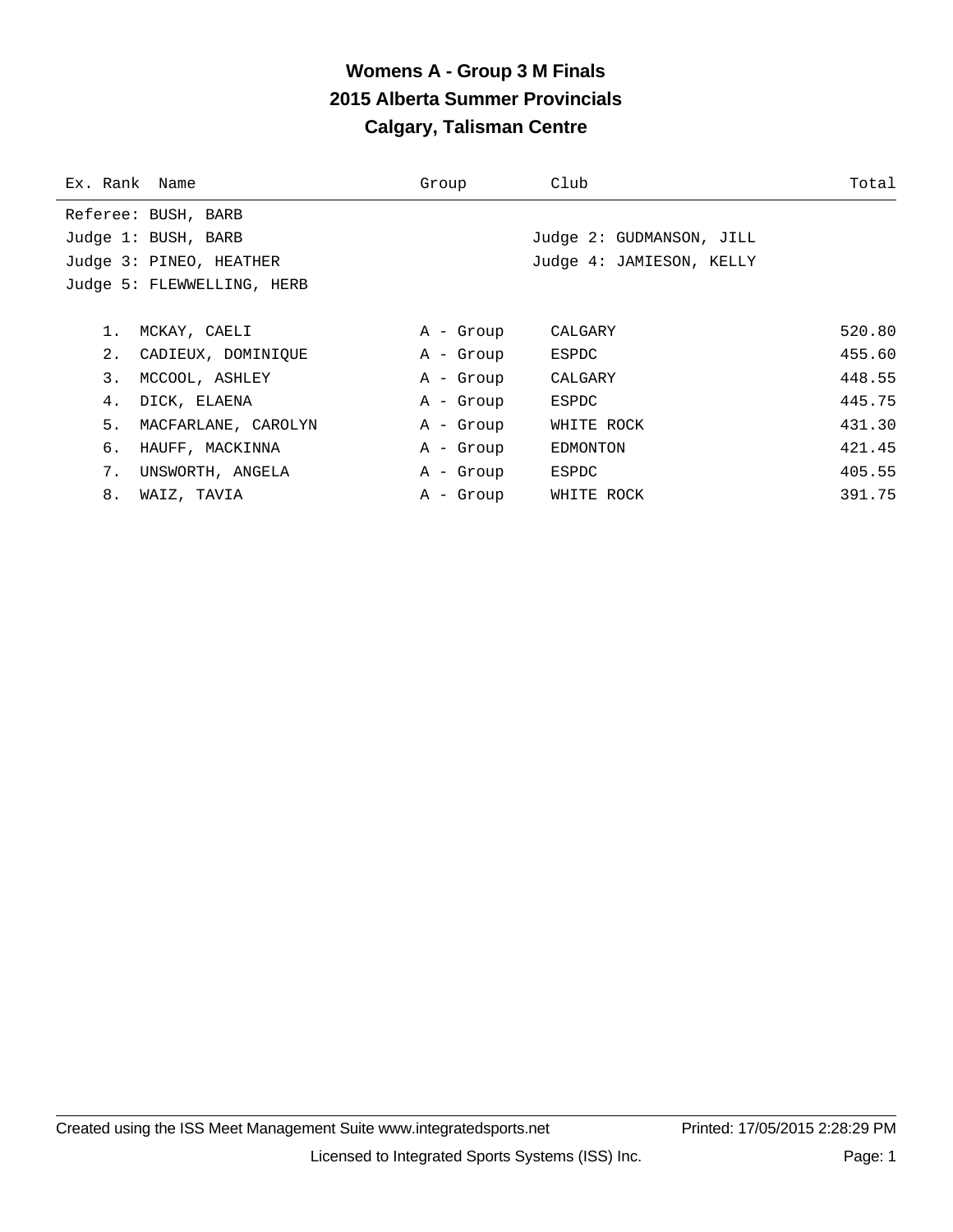# Womens A - Group 3 M Finals
## 2015 Alberta Summer Provincials
## Calgary, Talisman Centre

| Ex. Rank | Name | Group | Club | Total |
|---|---|---|---|---|

Referee: BUSH, BARB

Judge 1: BUSH, BARB

Judge 2: GUDMANSON, JILL

Judge 3: PINEO, HEATHER

Judge 4: JAMIESON, KELLY

Judge 5: FLEWWELLING, HERB

| Ex. Rank | Name | Group | Club | Total |
|---|---|---|---|---|
| 1. | MCKAY, CAELI | A - Group | CALGARY | 520.80 |
| 2. | CADIEUX, DOMINIQUE | A - Group | ESPDC | 455.60 |
| 3. | MCCOOL, ASHLEY | A - Group | CALGARY | 448.55 |
| 4. | DICK, ELAENA | A - Group | ESPDC | 445.75 |
| 5. | MACFARLANE, CAROLYN | A - Group | WHITE ROCK | 431.30 |
| 6. | HAUFF, MACKINNA | A - Group | EDMONTON | 421.45 |
| 7. | UNSWORTH, ANGELA | A - Group | ESPDC | 405.55 |
| 8. | WAIZ, TAVIA | A - Group | WHITE ROCK | 391.75 |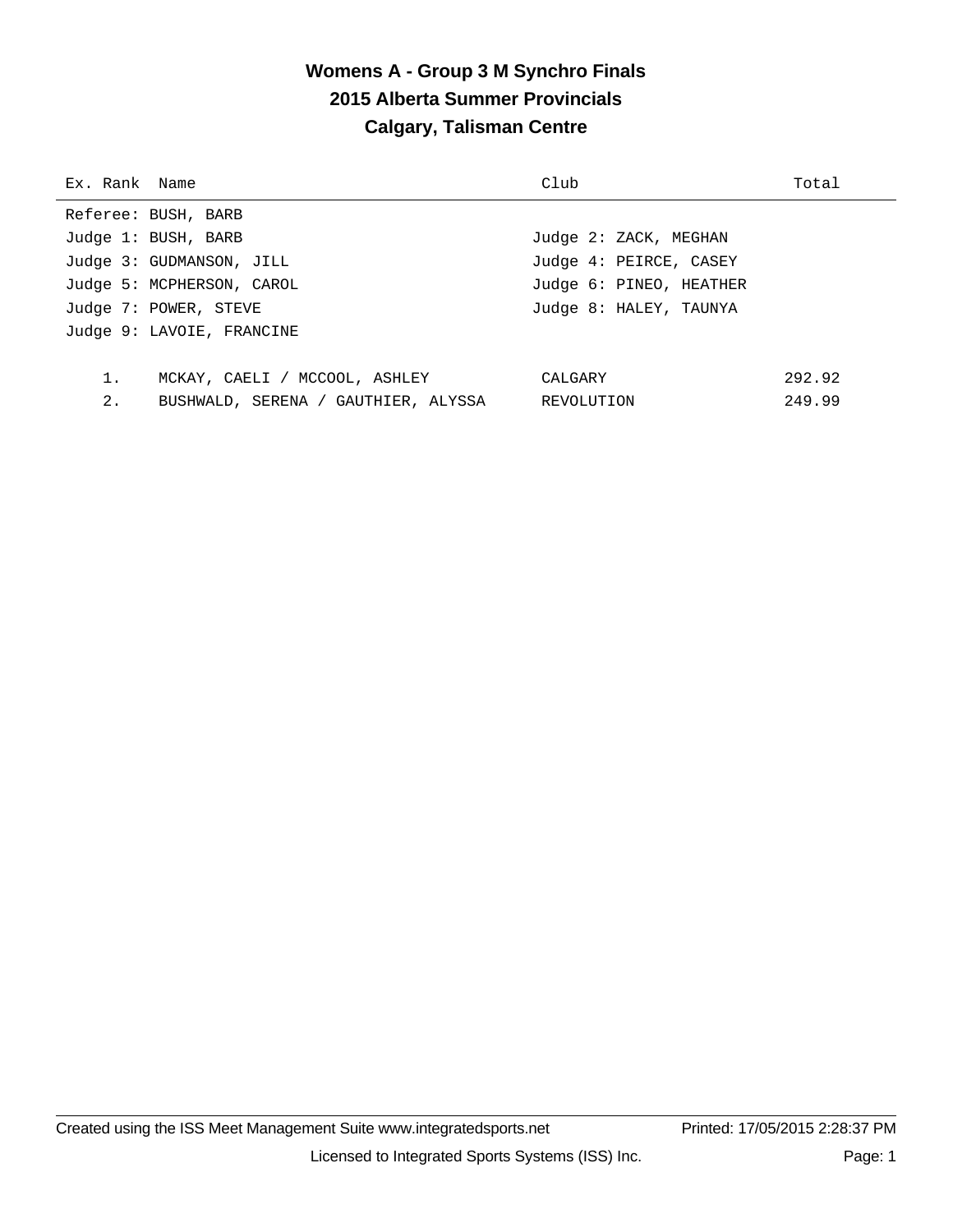# Womens A - Group 3 M Synchro Finals

## 2015 Alberta Summer Provincials

## Calgary, Talisman Centre

| Ex. Rank | Name | Club | Total |
|---|---|---|---|

Referee: BUSH, BARB

Judge 1: BUSH, BARB
Judge 2: ZACK, MEGHAN
Judge 3: GUDMANSON, JILL
Judge 4: PEIRCE, CASEY
Judge 5: MCPHERSON, CAROL
Judge 6: PINEO, HEATHER
Judge 7: POWER, STEVE
Judge 8: HALEY, TAUNYA
Judge 9: LAVOIE, FRANCINE

| Ex. Rank | Name | Club | Total |
|---|---|---|---|
| 1. | MCKAY, CAELI / MCCOOL, ASHLEY | CALGARY | 292.92 |
| 2. | BUSHWALD, SERENA / GAUTHIER, ALYSSA | REVOLUTION | 249.99 |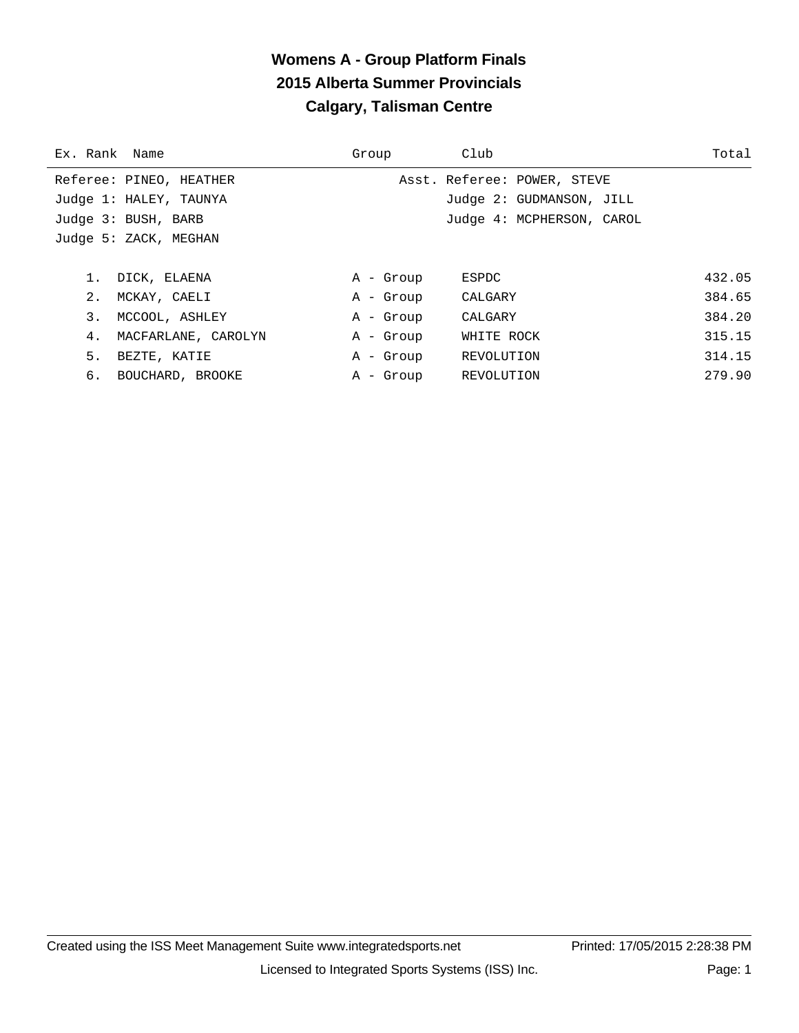# Womens A - Group Platform Finals

## 2015 Alberta Summer Provincials

## Calgary, Talisman Centre

Referee: PINEO, HEATHER — Asst. Referee: POWER, STEVE

Judge 1: HALEY, TAUNYA — Judge 2: GUDMANSON, JILL

Judge 3: BUSH, BARB — Judge 4: MCPHERSON, CAROL

Judge 5: ZACK, MEGHAN

| Ex. | Rank | Name | Group | Club | Total |
|---|---|---|---|---|---|
| | 1. | DICK, ELAENA | A - Group | ESPDC | 432.05 |
| | 2. | MCKAY, CAELI | A - Group | CALGARY | 384.65 |
| | 3. | MCCOOL, ASHLEY | A - Group | CALGARY | 384.20 |
| | 4. | MACFARLANE, CAROLYN | A - Group | WHITE ROCK | 315.15 |
| | 5. | BEZTE, KATIE | A - Group | REVOLUTION | 314.15 |
| | 6. | BOUCHARD, BROOKE | A - Group | REVOLUTION | 279.90 |

Created using the ISS Meet Management Suite www.integratedsports.net — Printed: 17/05/2015 2:28:38 PM

Licensed to Integrated Sports Systems (ISS) Inc.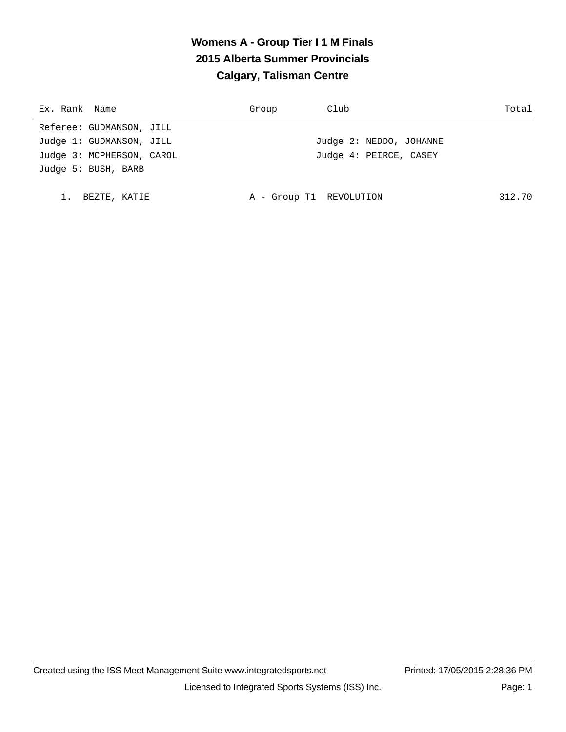# Womens A - Group Tier I 1 M Finals
## 2015 Alberta Summer Provincials
## Calgary, Talisman Centre

| Ex. | Rank | Name | Group | Club | Total |
|---|---|---|---|---|---|

Referee: GUDMANSON, JILL

Judge 1: GUDMANSON, JILL
Judge 2: NEDDO, JOHANNE
Judge 3: MCPHERSON, CAROL
Judge 4: PEIRCE, CASEY
Judge 5: BUSH, BARB

| Ex. | Rank | Name | Group | Club | Total |
|---|---|---|---|---|---|
| | 1. | BEZTE, KATIE | A - Group T1 | REVOLUTION | 312.70 |

Created using the ISS Meet Management Suite www.integratedsports.net
Printed: 17/05/2015 2:28:36 PM
Licensed to Integrated Sports Systems (ISS) Inc.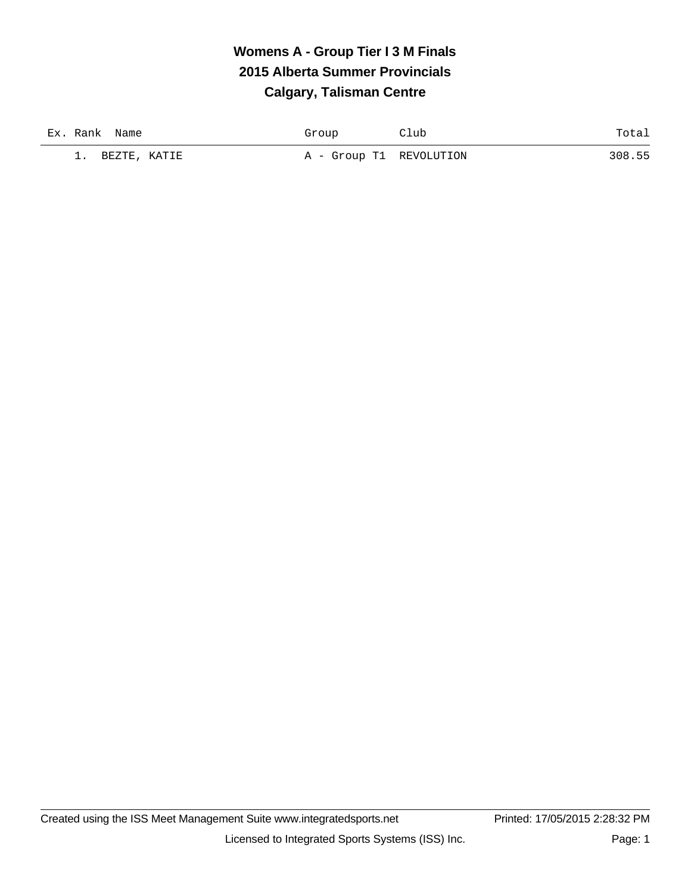# Womens A - Group Tier I 3 M Finals

## 2015 Alberta Summer Provincials

## Calgary, Talisman Centre

| Ex. | Rank | Name | Group | Club | Total |
|---|---|---|---|---|---|
| | 1. | BEZTE, KATIE | A - Group T1 | REVOLUTION | 308.55 |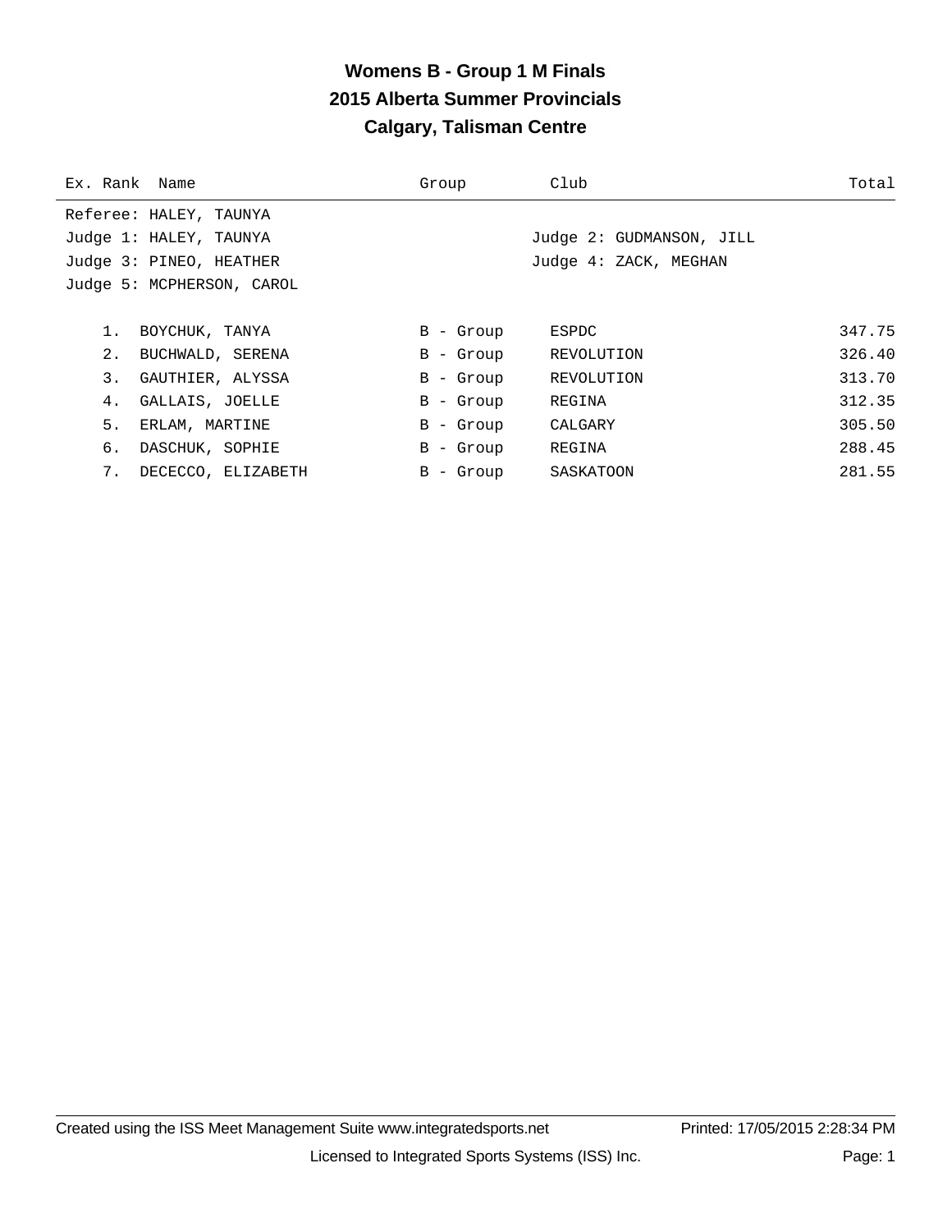# Womens B - Group 1 M Finals
## 2015 Alberta Summer Provincials
## Calgary, Talisman Centre

| Ex. Rank | Name | Group | Club | Total |
|---|---|---|---|---|

Referee: HALEY, TAUNYA
Judge 1: HALEY, TAUNYA
Judge 2: GUDMANSON, JILL
Judge 3: PINEO, HEATHER
Judge 4: ZACK, MEGHAN
Judge 5: MCPHERSON, CAROL

| Ex. Rank | Name | Group | Club | Total |
|---|---|---|---|---|
| 1. | BOYCHUK, TANYA | B - Group | ESPDC | 347.75 |
| 2. | BUCHWALD, SERENA | B - Group | REVOLUTION | 326.40 |
| 3. | GAUTHIER, ALYSSA | B - Group | REVOLUTION | 313.70 |
| 4. | GALLAIS, JOELLE | B - Group | REGINA | 312.35 |
| 5. | ERLAM, MARTINE | B - Group | CALGARY | 305.50 |
| 6. | DASCHUK, SOPHIE | B - Group | REGINA | 288.45 |
| 7. | DECECCO, ELIZABETH | B - Group | SASKATOON | 281.55 |

Created using the ISS Meet Management Suite www.integratedsports.net — Printed: 17/05/2015 2:28:34 PM

Licensed to Integrated Sports Systems (ISS) Inc.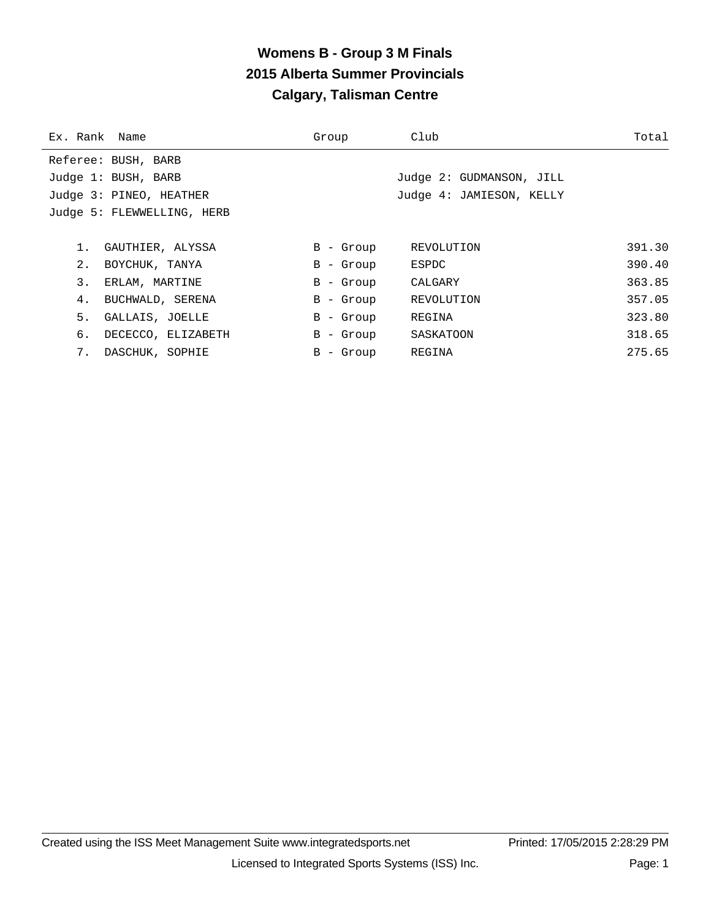# Womens B - Group 3 M Finals
## 2015 Alberta Summer Provincials
## Calgary, Talisman Centre

| Ex. Rank | Name | Group | Club | Total |
|---|---|---|---|---|

Referee: BUSH, BARB
Judge 1: BUSH, BARB
Judge 2: GUDMANSON, JILL
Judge 3: PINEO, HEATHER
Judge 4: JAMIESON, KELLY
Judge 5: FLEWWELLING, HERB

| Ex. Rank | Name | Group | Club | Total |
|---|---|---|---|---|
| 1. | GAUTHIER, ALYSSA | B - Group | REVOLUTION | 391.30 |
| 2. | BOYCHUK, TANYA | B - Group | ESPDC | 390.40 |
| 3. | ERLAM, MARTINE | B - Group | CALGARY | 363.85 |
| 4. | BUCHWALD, SERENA | B - Group | REVOLUTION | 357.05 |
| 5. | GALLAIS, JOELLE | B - Group | REGINA | 323.80 |
| 6. | DECECCO, ELIZABETH | B - Group | SASKATOON | 318.65 |
| 7. | DASCHUK, SOPHIE | B - Group | REGINA | 275.65 |

Created using the ISS Meet Management Suite www.integratedsports.net Printed: 17/05/2015 2:28:29 PM

Licensed to Integrated Sports Systems (ISS) Inc.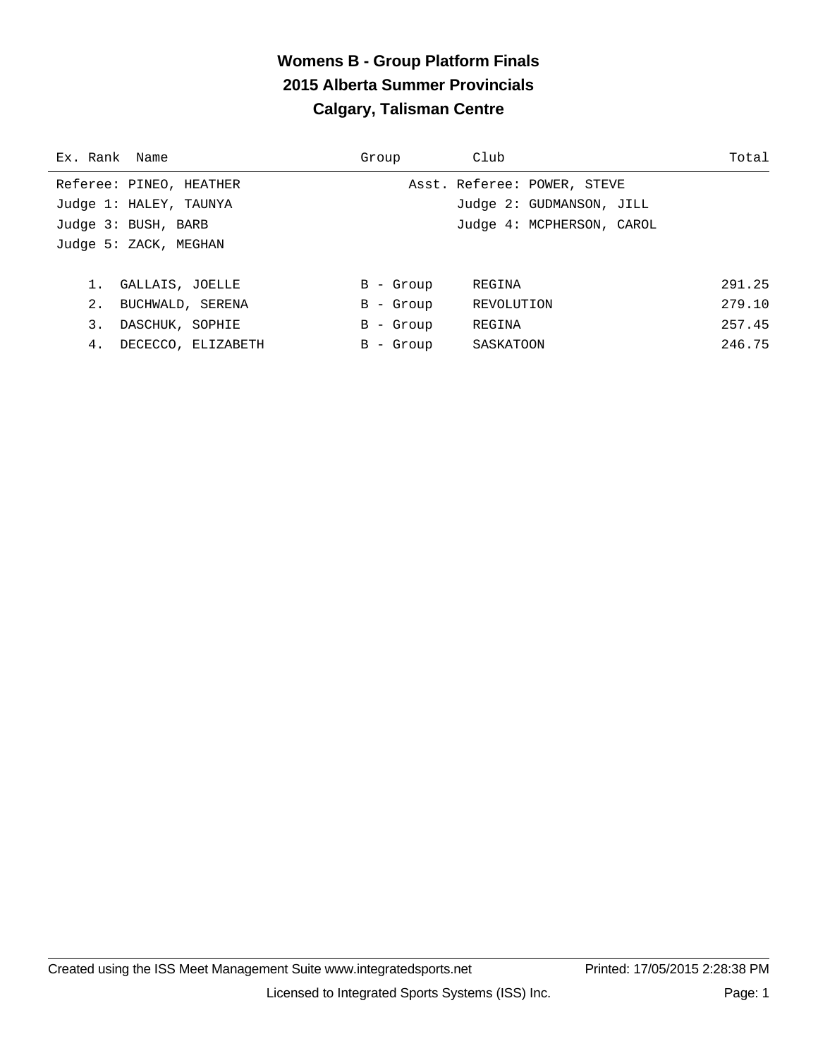# Womens B - Group Platform Finals
## 2015 Alberta Summer Provincials
## Calgary, Talisman Centre

| Ex. | Rank | Name | Group | Club | Total |
|---|---|---|---|---|---|

Referee: PINEO, HEATHER    Asst. Referee: POWER, STEVE
Judge 1: HALEY, TAUNYA    Judge 2: GUDMANSON, JILL
Judge 3: BUSH, BARB    Judge 4: MCPHERSON, CAROL
Judge 5: ZACK, MEGHAN

| Ex. | Rank | Name | Group | Club | Total |
|---|---|---|---|---|---|
| | 1. | GALLAIS, JOELLE | B - Group | REGINA | 291.25 |
| | 2. | BUCHWALD, SERENA | B - Group | REVOLUTION | 279.10 |
| | 3. | DASCHUK, SOPHIE | B - Group | REGINA | 257.45 |
| | 4. | DECECCO, ELIZABETH | B - Group | SASKATOON | 246.75 |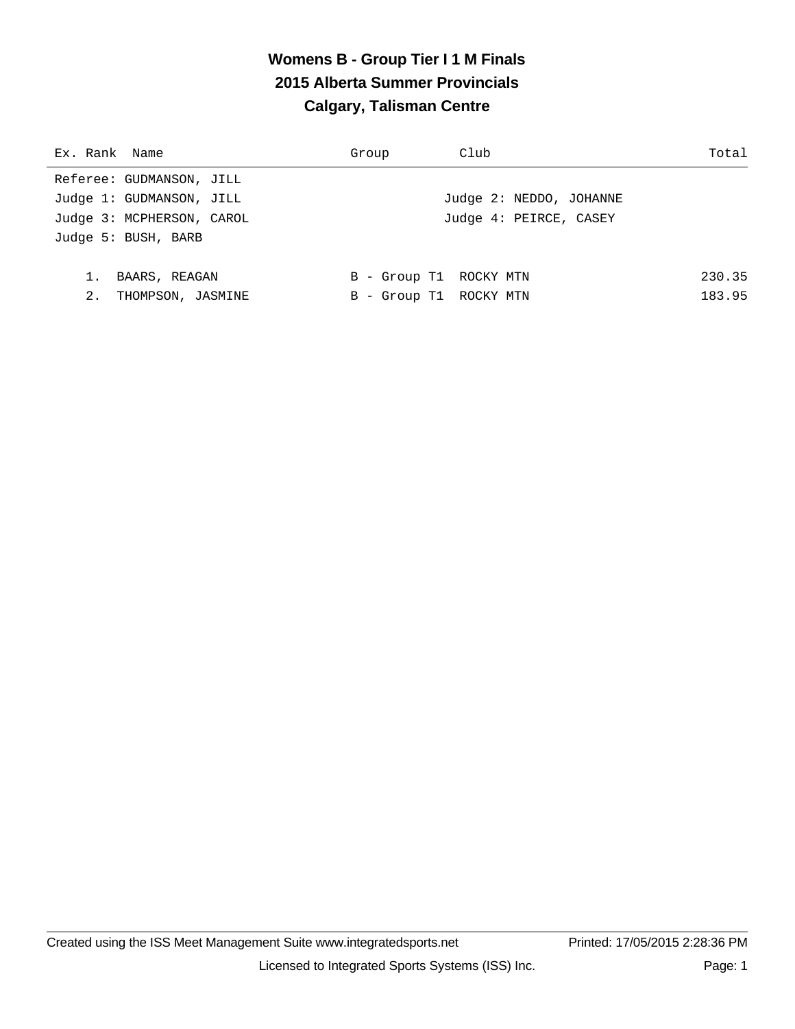# Womens B - Group Tier I 1 M Finals
## 2015 Alberta Summer Provincials
## Calgary, Talisman Centre

| Ex. Rank | Name | Group | Club | Total |
|---|---|---|---|---|

Referee: GUDMANSON, JILL
Judge 1: GUDMANSON, JILL
Judge 2: NEDDO, JOHANNE
Judge 3: MCPHERSON, CAROL
Judge 4: PEIRCE, CASEY
Judge 5: BUSH, BARB

| Ex. Rank | Name | Group | Club | Total |
|---|---|---|---|---|
| 1. | BAARS, REAGAN | B - Group T1 | ROCKY MTN | 230.35 |
| 2. | THOMPSON, JASMINE | B - Group T1 | ROCKY MTN | 183.95 |

Created using the ISS Meet Management Suite www.integratedsports.net Printed: 17/05/2015 2:28:36 PM

Licensed to Integrated Sports Systems (ISS) Inc.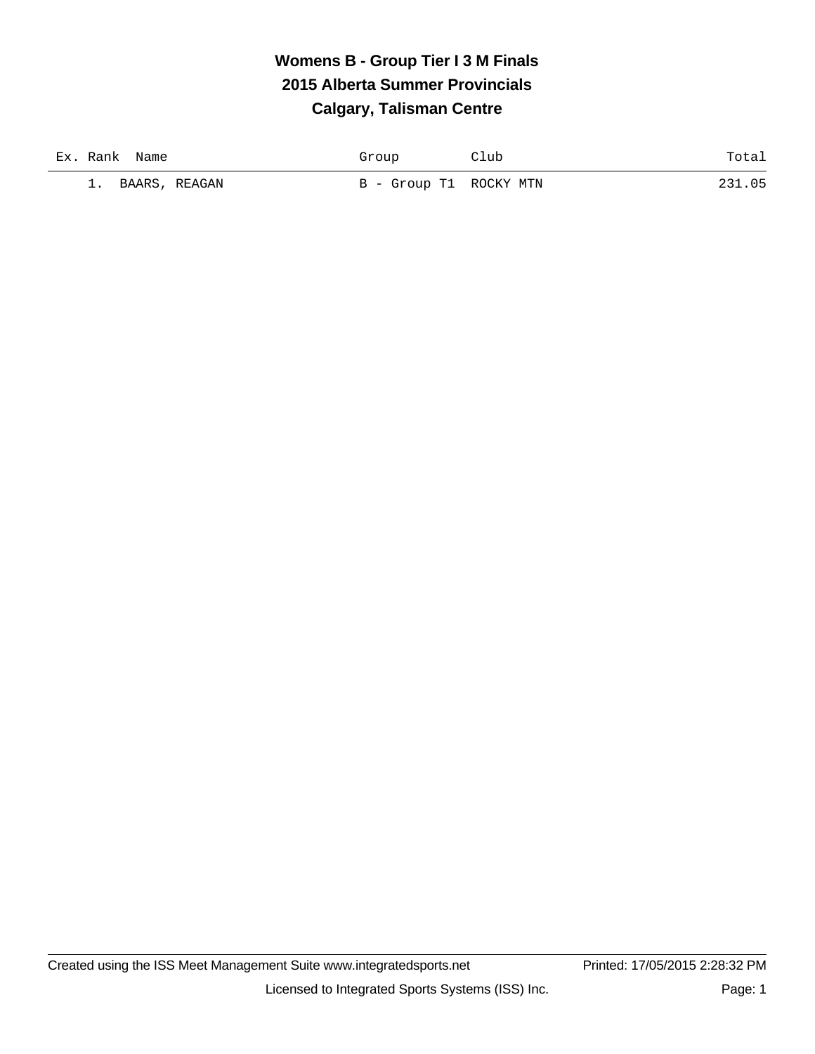# Womens B - Group Tier I 3 M Finals

## 2015 Alberta Summer Provincials

## Calgary, Talisman Centre

| Ex. | Rank | Name | Group | Club | Total |
|---|---|---|---|---|---|
| | 1. | BAARS, REAGAN | B - Group T1 | ROCKY MTN | 231.05 |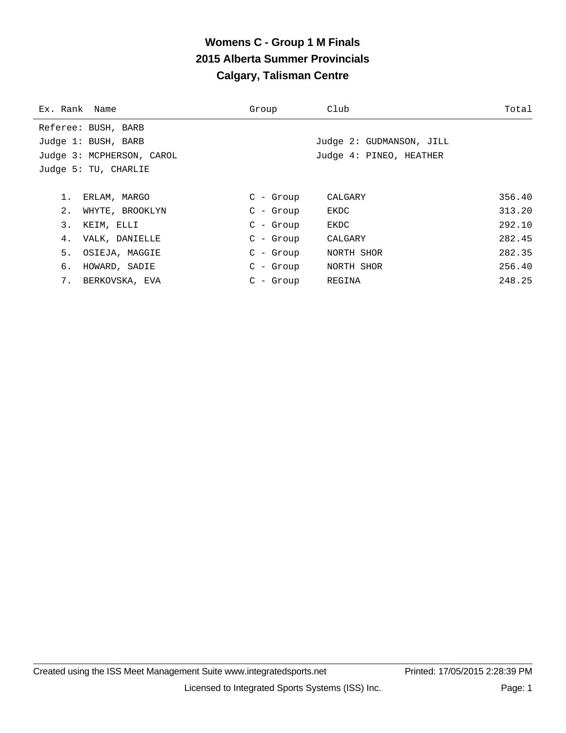# Womens C - Group 1 M Finals
## 2015 Alberta Summer Provincials
## Calgary, Talisman Centre

Referee: BUSH, BARB

Judge 1: BUSH, BARB

Judge 2: GUDMANSON, JILL

Judge 3: MCPHERSON, CAROL

Judge 4: PINEO, HEATHER

Judge 5: TU, CHARLIE

| Ex. | Rank | Name | Group | Club | Total |
|---|---|---|---|---|---|
| | 1. | ERLAM, MARGO | C - Group | CALGARY | 356.40 |
| | 2. | WHYTE, BROOKLYN | C - Group | EKDC | 313.20 |
| | 3. | KEIM, ELLI | C - Group | EKDC | 292.10 |
| | 4. | VALK, DANIELLE | C - Group | CALGARY | 282.45 |
| | 5. | OSIEJA, MAGGIE | C - Group | NORTH SHOR | 282.35 |
| | 6. | HOWARD, SADIE | C - Group | NORTH SHOR | 256.40 |
| | 7. | BERKOVSKA, EVA | C - Group | REGINA | 248.25 |

Created using the ISS Meet Management Suite www.integratedsports.net Printed: 17/05/2015 2:28:39 PM

Licensed to Integrated Sports Systems (ISS) Inc.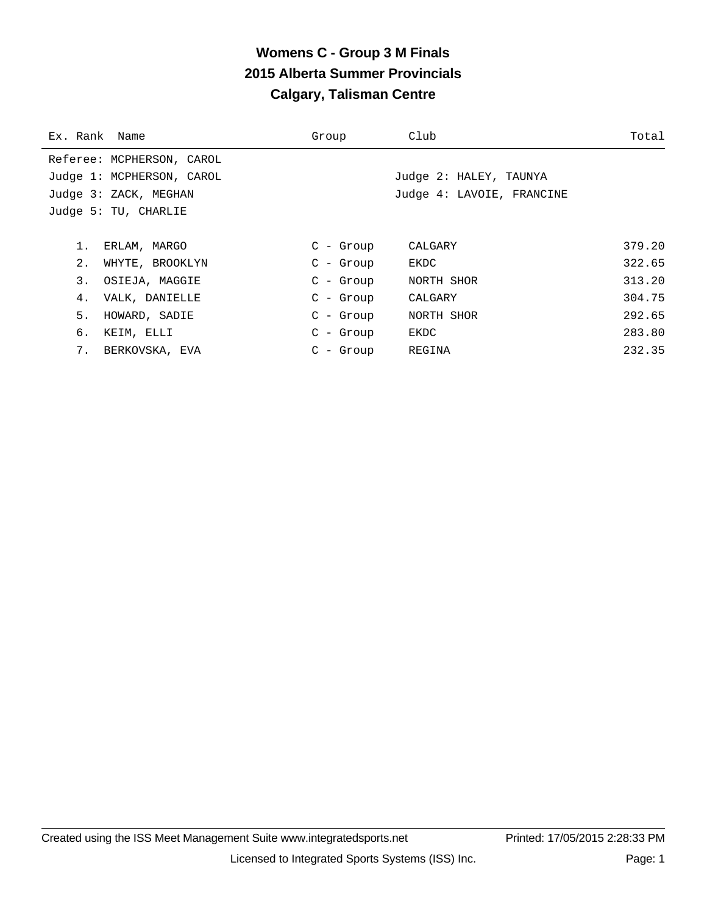# Womens C - Group 3 M Finals
## 2015 Alberta Summer Provincials
## Calgary, Talisman Centre

Referee: MCPHERSON, CAROL
Judge 1: MCPHERSON, CAROL
Judge 2: HALEY, TAUNYA
Judge 3: ZACK, MEGHAN
Judge 4: LAVOIE, FRANCINE
Judge 5: TU, CHARLIE

| Ex. | Rank | Name | Group | Club | Total |
|---|---|---|---|---|---|
| | 1. | ERLAM, MARGO | C - Group | CALGARY | 379.20 |
| | 2. | WHYTE, BROOKLYN | C - Group | EKDC | 322.65 |
| | 3. | OSIEJA, MAGGIE | C - Group | NORTH SHOR | 313.20 |
| | 4. | VALK, DANIELLE | C - Group | CALGARY | 304.75 |
| | 5. | HOWARD, SADIE | C - Group | NORTH SHOR | 292.65 |
| | 6. | KEIM, ELLI | C - Group | EKDC | 283.80 |
| | 7. | BERKOVSKA, EVA | C - Group | REGINA | 232.35 |

Created using the ISS Meet Management Suite www.integratedsports.net Printed: 17/05/2015 2:28:33 PM

Licensed to Integrated Sports Systems (ISS) Inc.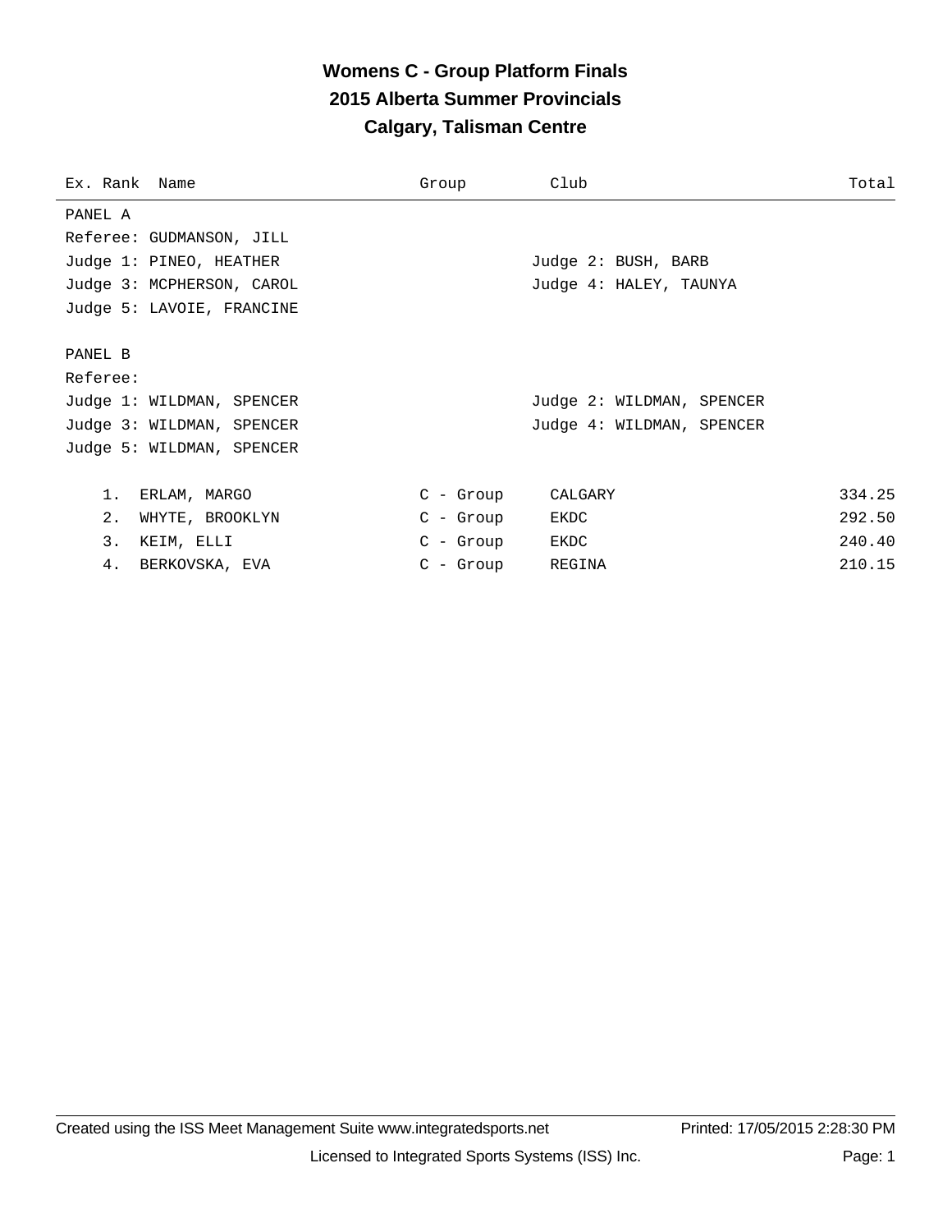# Womens C - Group Platform Finals
## 2015 Alberta Summer Provincials
## Calgary, Talisman Centre

| Ex. Rank | Name | Group | Club | Total |
|---|---|---|---|---|

PANEL A

Referee: GUDMANSON, JILL

Judge 1: PINEO, HEATHER — Judge 2: BUSH, BARB

Judge 3: MCPHERSON, CAROL — Judge 4: HALEY, TAUNYA

Judge 5: LAVOIE, FRANCINE

PANEL B

Referee:

Judge 1: WILDMAN, SPENCER — Judge 2: WILDMAN, SPENCER

Judge 3: WILDMAN, SPENCER — Judge 4: WILDMAN, SPENCER

Judge 5: WILDMAN, SPENCER

| Ex. Rank | Name | Group | Club | Total |
|---|---|---|---|---|
| 1. | ERLAM, MARGO | C - Group | CALGARY | 334.25 |
| 2. | WHYTE, BROOKLYN | C - Group | EKDC | 292.50 |
| 3. | KEIM, ELLI | C - Group | EKDC | 240.40 |
| 4. | BERKOVSKA, EVA | C - Group | REGINA | 210.15 |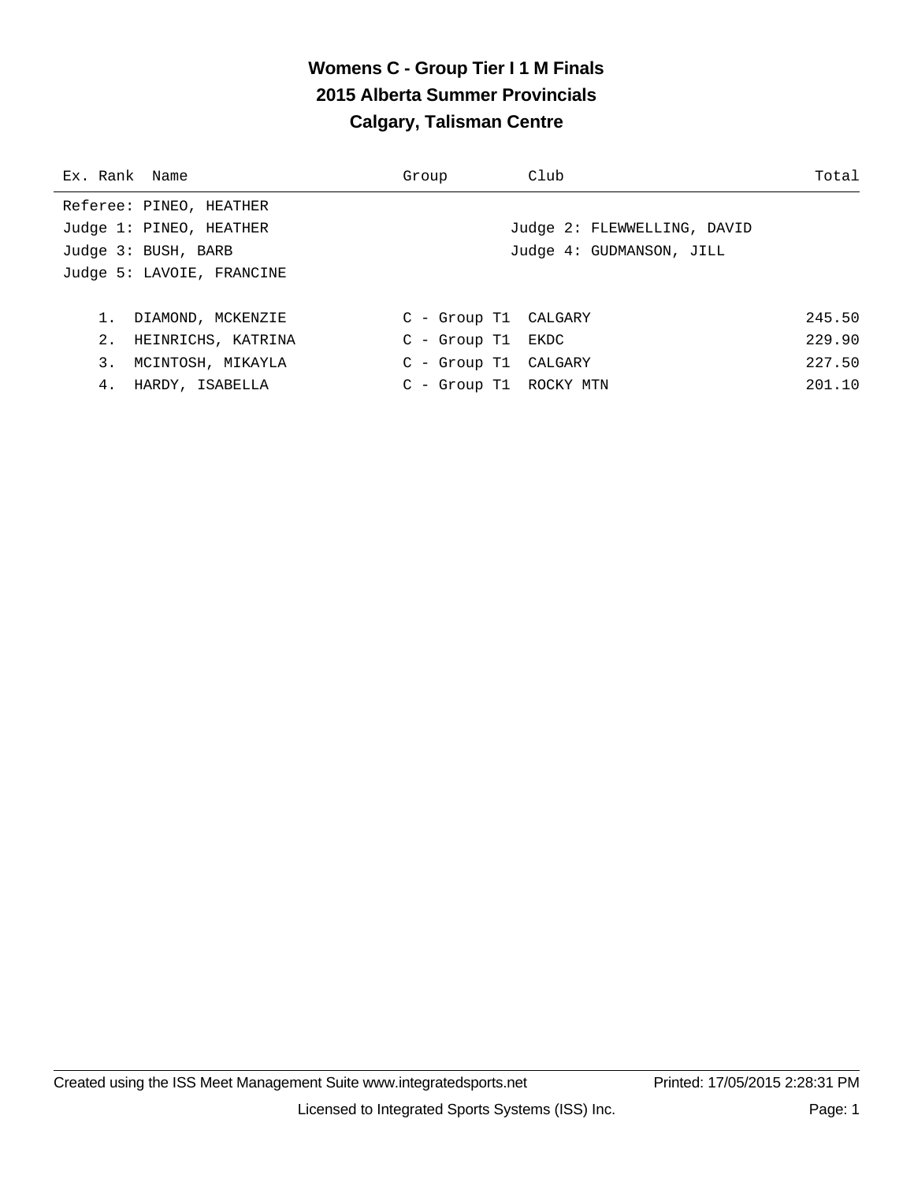# Womens C - Group Tier I 1 M Finals
## 2015 Alberta Summer Provincials
## Calgary, Talisman Centre

| Ex. | Rank | Name | Group | Club | Total |
|---|---|---|---|---|---|

Referee: PINEO, HEATHER
Judge 1: PINEO, HEATHER
Judge 2: FLEWWELLING, DAVID
Judge 3: BUSH, BARB
Judge 4: GUDMANSON, JILL
Judge 5: LAVOIE, FRANCINE

| Ex. | Rank | Name | Group | Club | Total |
|---|---|---|---|---|---|
| | 1. | DIAMOND, MCKENZIE | C - Group T1 | CALGARY | 245.50 |
| | 2. | HEINRICHS, KATRINA | C - Group T1 | EKDC | 229.90 |
| | 3. | MCINTOSH, MIKAYLA | C - Group T1 | CALGARY | 227.50 |
| | 4. | HARDY, ISABELLA | C - Group T1 | ROCKY MTN | 201.10 |

Created using the ISS Meet Management Suite www.integratedsports.net Printed: 17/05/2015 2:28:31 PM
Licensed to Integrated Sports Systems (ISS) Inc.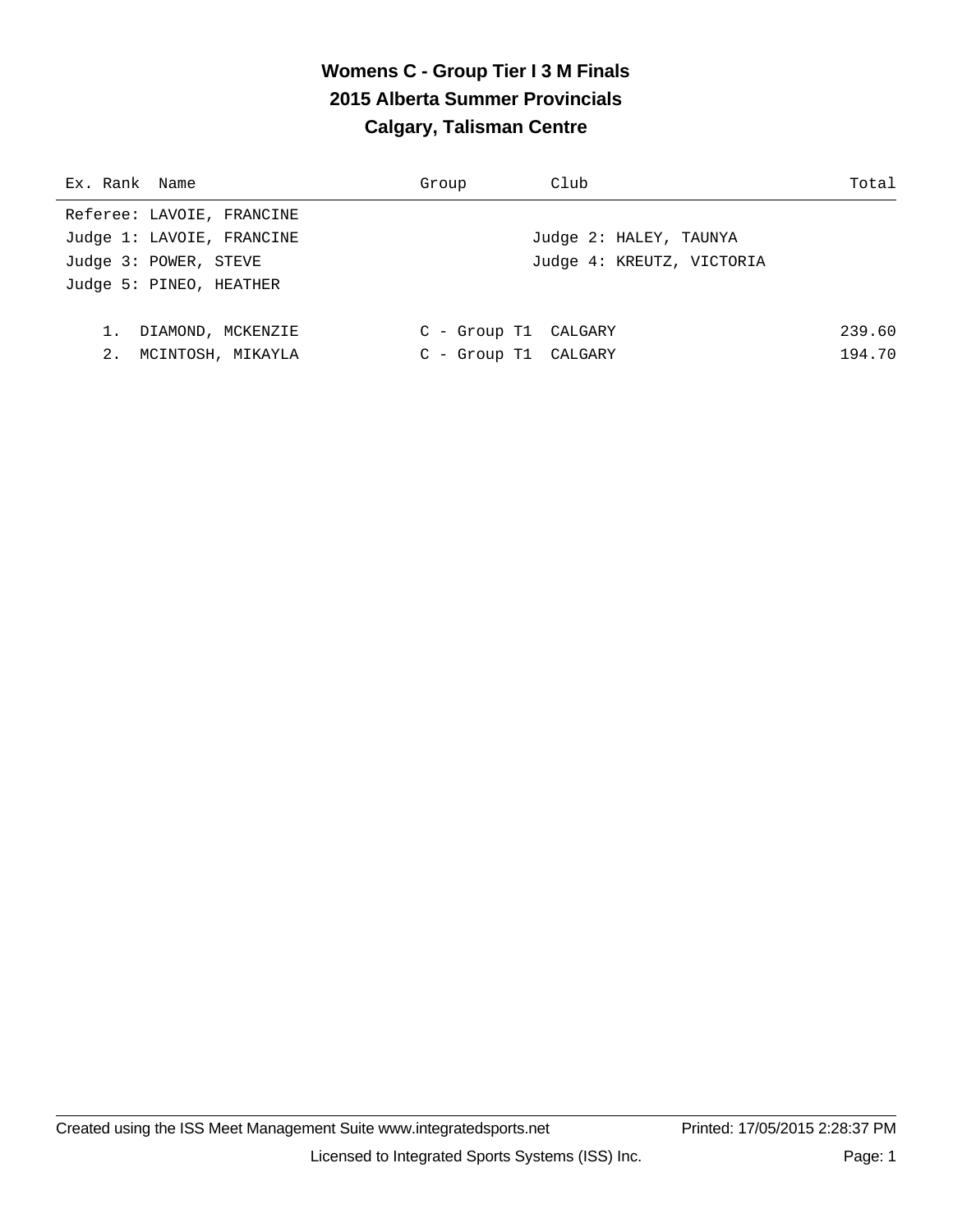# Womens C - Group Tier I 3 M Finals
## 2015 Alberta Summer Provincials
## Calgary, Talisman Centre

| Ex. | Rank | Name | Group | Club | Total |
|---|---|---|---|---|---|

Referee: LAVOIE, FRANCINE
Judge 1: LAVOIE, FRANCINE
Judge 2: HALEY, TAUNYA
Judge 3: POWER, STEVE
Judge 4: KREUTZ, VICTORIA
Judge 5: PINEO, HEATHER

| Ex. | Rank | Name | Group | Club | Total |
|---|---|---|---|---|---|
| | 1. | DIAMOND, MCKENZIE | C - Group T1 | CALGARY | 239.60 |
| | 2. | MCINTOSH, MIKAYLA | C - Group T1 | CALGARY | 194.70 |

Created using the ISS Meet Management Suite www.integratedsports.net
Printed: 17/05/2015 2:28:37 PM
Licensed to Integrated Sports Systems (ISS) Inc.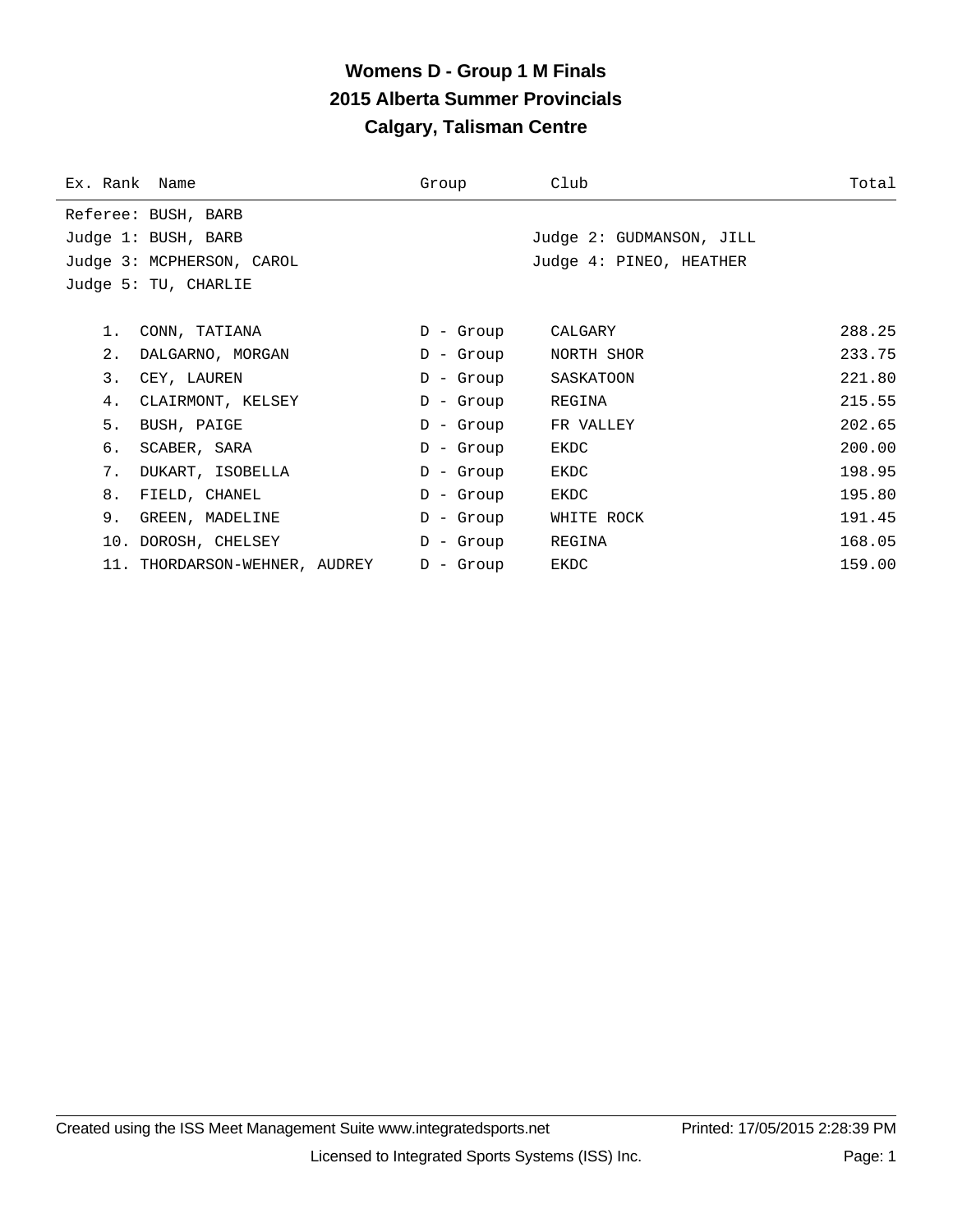# Womens D - Group 1 M Finals
## 2015 Alberta Summer Provincials
## Calgary, Talisman Centre

Referee: BUSH, BARB

Judge 1: BUSH, BARB
Judge 2: GUDMANSON, JILL
Judge 3: MCPHERSON, CAROL
Judge 4: PINEO, HEATHER
Judge 5: TU, CHARLIE

| Ex. | Rank | Name | Group | Club | Total |
|---|---|---|---|---|---|
| | 1. | CONN, TATIANA | D - Group | CALGARY | 288.25 |
| | 2. | DALGARNO, MORGAN | D - Group | NORTH SHOR | 233.75 |
| | 3. | CEY, LAUREN | D - Group | SASKATOON | 221.80 |
| | 4. | CLAIRMONT, KELSEY | D - Group | REGINA | 215.55 |
| | 5. | BUSH, PAIGE | D - Group | FR VALLEY | 202.65 |
| | 6. | SCABER, SARA | D - Group | EKDC | 200.00 |
| | 7. | DUKART, ISOBELLA | D - Group | EKDC | 198.95 |
| | 8. | FIELD, CHANEL | D - Group | EKDC | 195.80 |
| | 9. | GREEN, MADELINE | D - Group | WHITE ROCK | 191.45 |
| | 10. | DOROSH, CHELSEY | D - Group | REGINA | 168.05 |
| | 11. | THORDARSON-WEHNER, AUDREY | D - Group | EKDC | 159.00 |

Created using the ISS Meet Management Suite www.integratedsports.net    Printed: 17/05/2015 2:28:39 PM

Licensed to Integrated Sports Systems (ISS) Inc.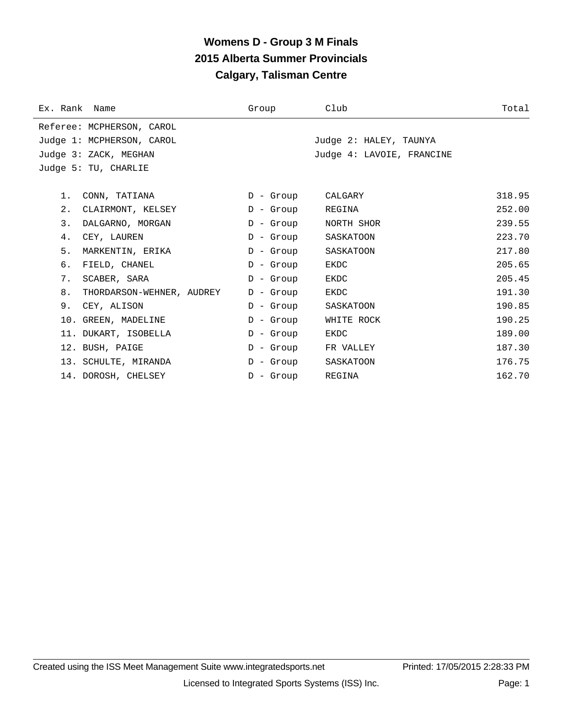# Womens D - Group 3 M Finals
## 2015 Alberta Summer Provincials
## Calgary, Talisman Centre

| Ex. Rank | Name | Group | Club | Total |
|---|---|---|---|---|

Referee: MCPHERSON, CAROL
Judge 1: MCPHERSON, CAROL
Judge 2: HALEY, TAUNYA
Judge 3: ZACK, MEGHAN
Judge 4: LAVOIE, FRANCINE
Judge 5: TU, CHARLIE

| Ex. Rank | Name | Group | Club | Total |
|---|---|---|---|---|
| 1. | CONN, TATIANA | D - Group | CALGARY | 318.95 |
| 2. | CLAIRMONT, KELSEY | D - Group | REGINA | 252.00 |
| 3. | DALGARNO, MORGAN | D - Group | NORTH SHOR | 239.55 |
| 4. | CEY, LAUREN | D - Group | SASKATOON | 223.70 |
| 5. | MARKENTIN, ERIKA | D - Group | SASKATOON | 217.80 |
| 6. | FIELD, CHANEL | D - Group | EKDC | 205.65 |
| 7. | SCABER, SARA | D - Group | EKDC | 205.45 |
| 8. | THORDARSON-WEHNER, AUDREY | D - Group | EKDC | 191.30 |
| 9. | CEY, ALISON | D - Group | SASKATOON | 190.85 |
| 10. | GREEN, MADELINE | D - Group | WHITE ROCK | 190.25 |
| 11. | DUKART, ISOBELLA | D - Group | EKDC | 189.00 |
| 12. | BUSH, PAIGE | D - Group | FR VALLEY | 187.30 |
| 13. | SCHULTE, MIRANDA | D - Group | SASKATOON | 176.75 |
| 14. | DOROSH, CHELSEY | D - Group | REGINA | 162.70 |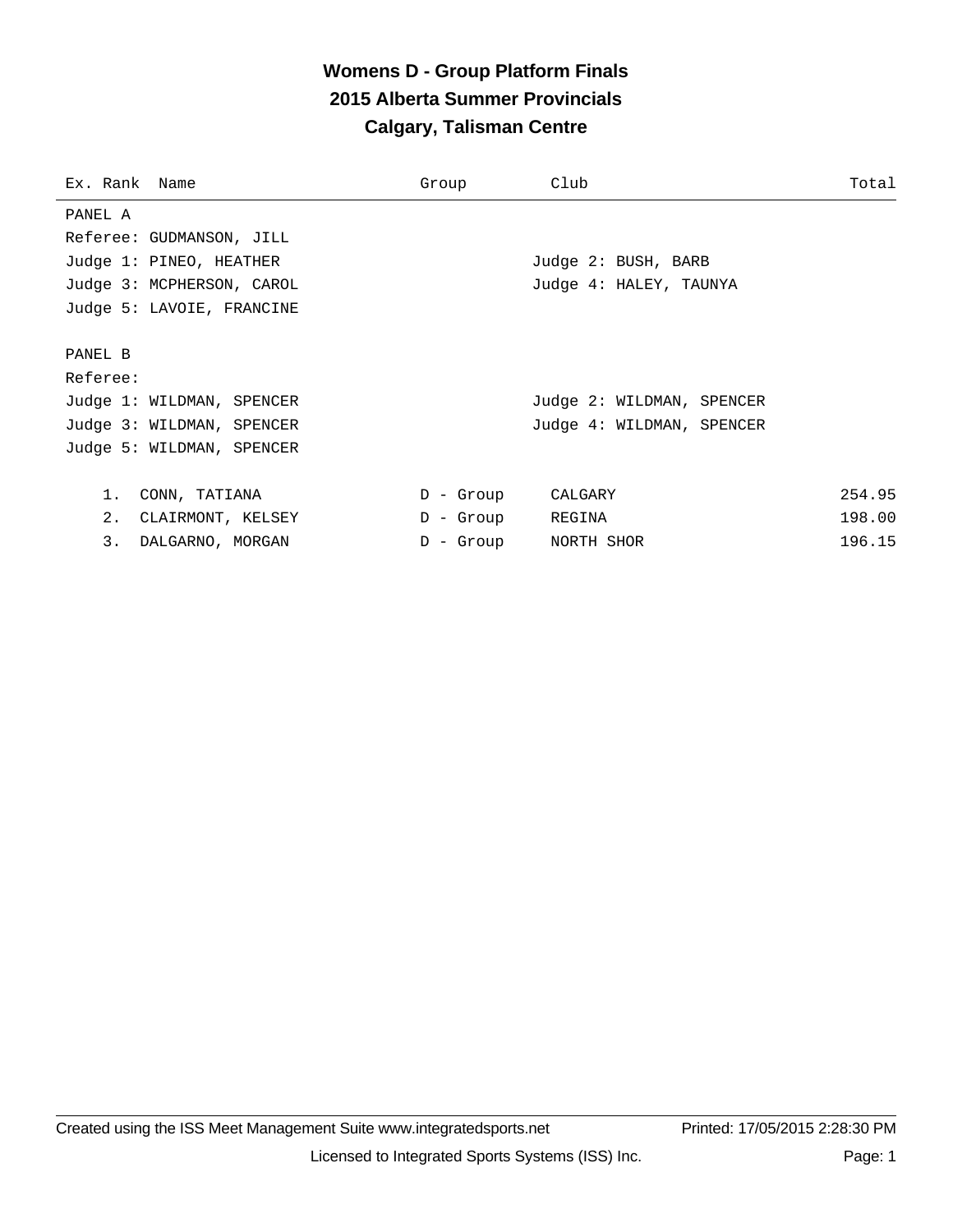# Womens D - Group Platform Finals
## 2015 Alberta Summer Provincials
## Calgary, Talisman Centre

| Ex. Rank | Name | Group | Club | Total |
|---|---|---|---|---|

PANEL A

Referee: GUDMANSON, JILL

Judge 1: PINEO, HEATHER — Judge 2: BUSH, BARB

Judge 3: MCPHERSON, CAROL — Judge 4: HALEY, TAUNYA

Judge 5: LAVOIE, FRANCINE

PANEL B

Referee:

Judge 1: WILDMAN, SPENCER — Judge 2: WILDMAN, SPENCER

Judge 3: WILDMAN, SPENCER — Judge 4: WILDMAN, SPENCER

Judge 5: WILDMAN, SPENCER

| Ex. Rank | Name | Group | Club | Total |
|---|---|---|---|---|
| 1. | CONN, TATIANA | D - Group | CALGARY | 254.95 |
| 2. | CLAIRMONT, KELSEY | D - Group | REGINA | 198.00 |
| 3. | DALGARNO, MORGAN | D - Group | NORTH SHOR | 196.15 |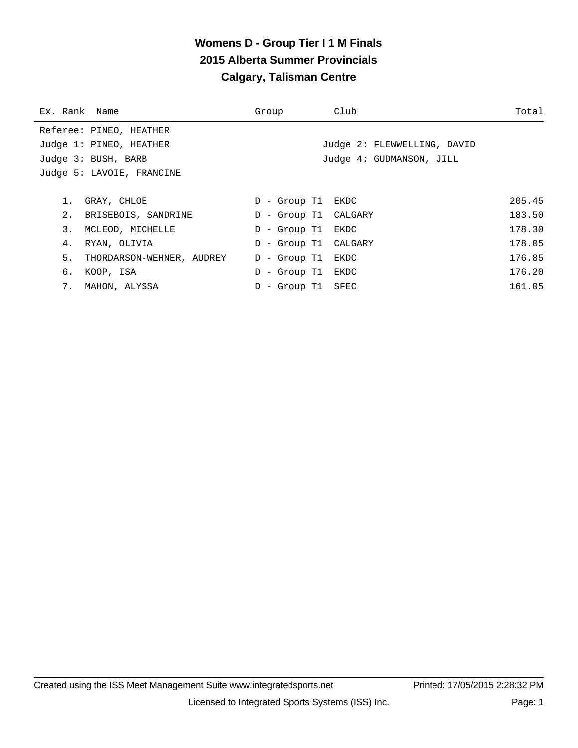# Womens D - Group Tier I 1 M Finals

## 2015 Alberta Summer Provincials

## Calgary, Talisman Centre

Referee: PINEO, HEATHER
Judge 1: PINEO, HEATHER
Judge 2: FLEWWELLING, DAVID
Judge 3: BUSH, BARB
Judge 4: GUDMANSON, JILL
Judge 5: LAVOIE, FRANCINE

| Ex. | Rank | Name | Group | Club | Total |
|---|---|---|---|---|---|
| | 1. | GRAY, CHLOE | D - Group T1 | EKDC | 205.45 |
| | 2. | BRISEBOIS, SANDRINE | D - Group T1 | CALGARY | 183.50 |
| | 3. | MCLEOD, MICHELLE | D - Group T1 | EKDC | 178.30 |
| | 4. | RYAN, OLIVIA | D - Group T1 | CALGARY | 178.05 |
| | 5. | THORDARSON-WEHNER, AUDREY | D - Group T1 | EKDC | 176.85 |
| | 6. | KOOP, ISA | D - Group T1 | EKDC | 176.20 |
| | 7. | MAHON, ALYSSA | D - Group T1 | SFEC | 161.05 |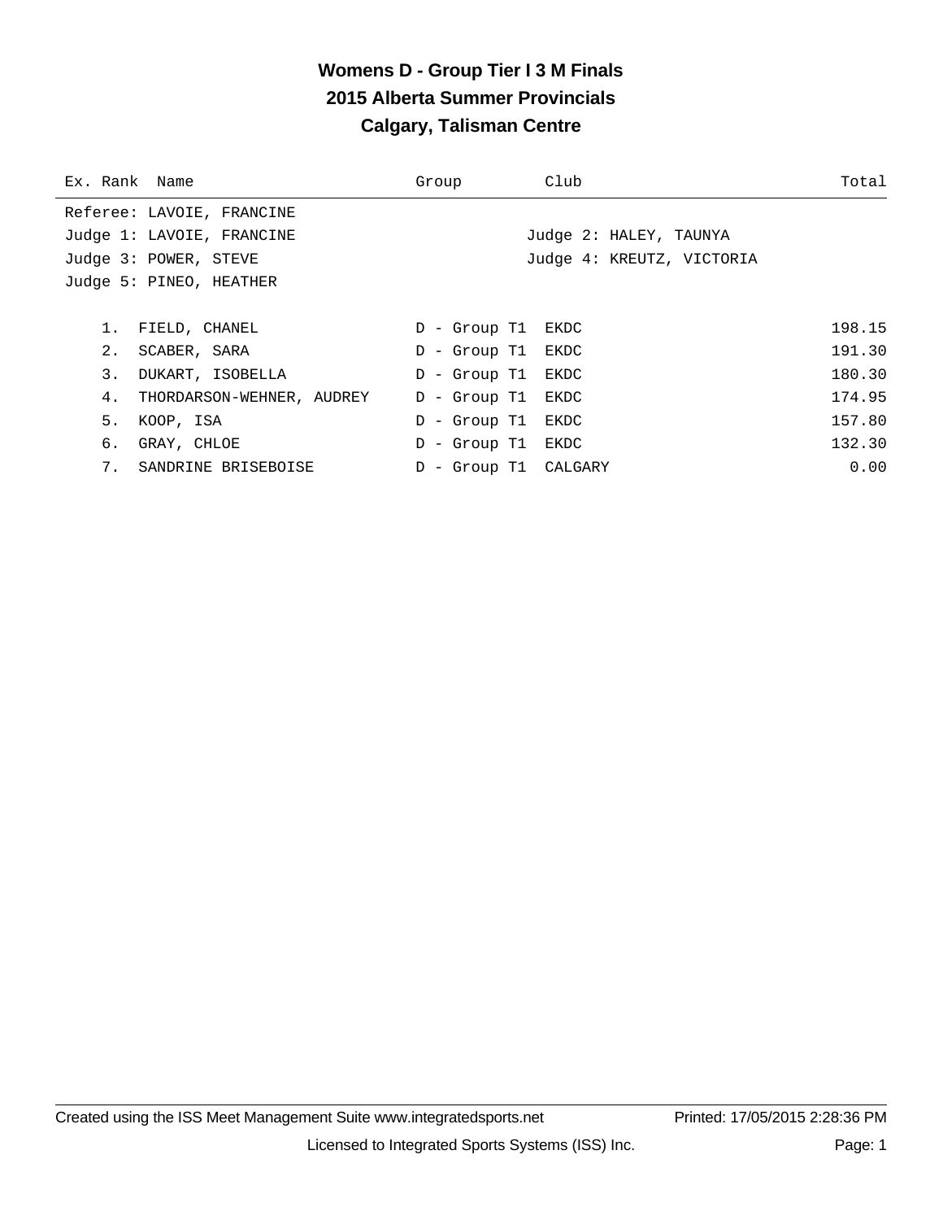# Womens D - Group Tier I 3 M Finals

## 2015 Alberta Summer Provincials

## Calgary, Talisman Centre

| Ex. | Rank | Name | Group | Club | Total |
|---|---|---|---|---|---|

Referee: LAVOIE, FRANCINE

Judge 1: LAVOIE, FRANCINE    Judge 2: HALEY, TAUNYA

Judge 3: POWER, STEVE    Judge 4: KREUTZ, VICTORIA

Judge 5: PINEO, HEATHER

| Ex. | Rank | Name | Group | Club | Total |
|---|---|---|---|---|---|
| | 1. | FIELD, CHANEL | D - Group T1 | EKDC | 198.15 |
| | 2. | SCABER, SARA | D - Group T1 | EKDC | 191.30 |
| | 3. | DUKART, ISOBELLA | D - Group T1 | EKDC | 180.30 |
| | 4. | THORDARSON-WEHNER, AUDREY | D - Group T1 | EKDC | 174.95 |
| | 5. | KOOP, ISA | D - Group T1 | EKDC | 157.80 |
| | 6. | GRAY, CHLOE | D - Group T1 | EKDC | 132.30 |
| | 7. | SANDRINE BRISEBOISE | D - Group T1 | CALGARY | 0.00 |

Created using the ISS Meet Management Suite www.integratedsports.net    Printed: 17/05/2015 2:28:36 PM

Licensed to Integrated Sports Systems (ISS) Inc.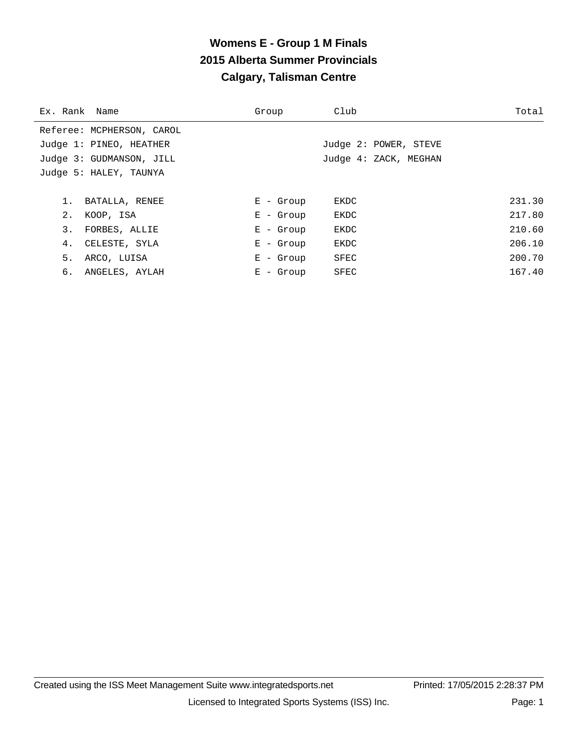# Womens E - Group 1 M Finals
## 2015 Alberta Summer Provincials
### Calgary, Talisman Centre

Referee: MCPHERSON, CAROL

Judge 1: PINEO, HEATHER — Judge 2: POWER, STEVE

Judge 3: GUDMANSON, JILL — Judge 4: ZACK, MEGHAN

Judge 5: HALEY, TAUNYA

| Ex. | Rank | Name | Group | Club | Total |
|---|---|---|---|---|---|
| | 1. | BATALLA, RENEE | E - Group | EKDC | 231.30 |
| | 2. | KOOP, ISA | E - Group | EKDC | 217.80 |
| | 3. | FORBES, ALLIE | E - Group | EKDC | 210.60 |
| | 4. | CELESTE, SYLA | E - Group | EKDC | 206.10 |
| | 5. | ARCO, LUISA | E - Group | SFEC | 200.70 |
| | 6. | ANGELES, AYLAH | E - Group | SFEC | 167.40 |

Created using the ISS Meet Management Suite www.integratedsports.net — Printed: 17/05/2015 2:28:37 PM

Licensed to Integrated Sports Systems (ISS) Inc.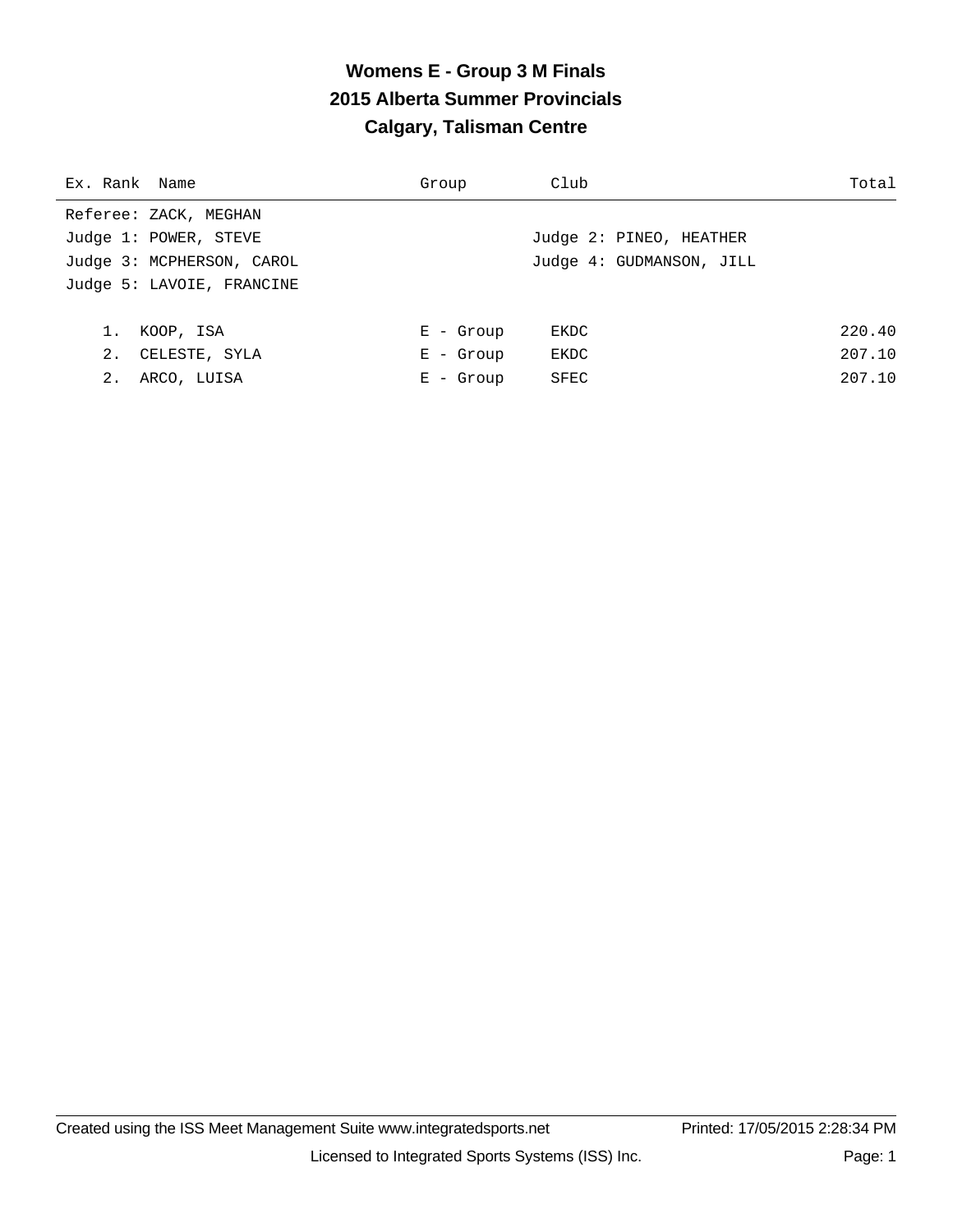# Womens E - Group 3 M Finals

## 2015 Alberta Summer Provincials

## Calgary, Talisman Centre

Referee: ZACK, MEGHAN
Judge 1: POWER, STEVE
Judge 2: PINEO, HEATHER
Judge 3: MCPHERSON, CAROL
Judge 4: GUDMANSON, JILL
Judge 5: LAVOIE, FRANCINE

| Ex. | Rank | Name | Group | Club | Total |
|---|---|---|---|---|---|
| | 1. | KOOP, ISA | E - Group | EKDC | 220.40 |
| | 2. | CELESTE, SYLA | E - Group | EKDC | 207.10 |
| | 2. | ARCO, LUISA | E - Group | SFEC | 207.10 |

Created using the ISS Meet Management Suite www.integratedsports.net    Printed: 17/05/2015 2:28:34 PM

Licensed to Integrated Sports Systems (ISS) Inc.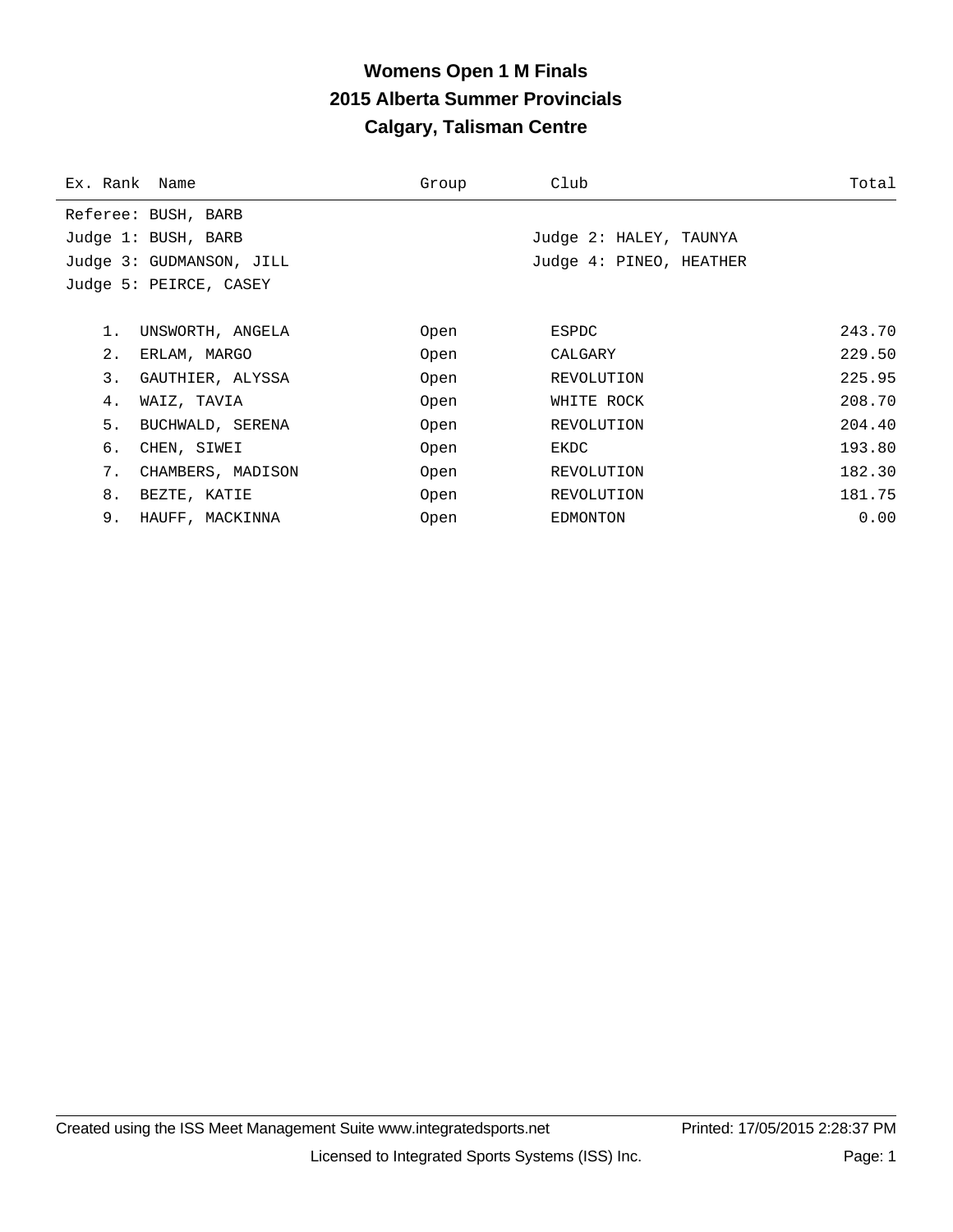# Womens Open 1 M Finals

## 2015 Alberta Summer Provincials

## Calgary, Talisman Centre

Referee: BUSH, BARB

Judge 1: BUSH, BARB
Judge 2: HALEY, TAUNYA
Judge 3: GUDMANSON, JILL
Judge 4: PINEO, HEATHER
Judge 5: PEIRCE, CASEY

| Ex. | Rank | Name | Group | Club | Total |
|---|---|---|---|---|---|
| | 1. | UNSWORTH, ANGELA | Open | ESPDC | 243.70 |
| | 2. | ERLAM, MARGO | Open | CALGARY | 229.50 |
| | 3. | GAUTHIER, ALYSSA | Open | REVOLUTION | 225.95 |
| | 4. | WAIZ, TAVIA | Open | WHITE ROCK | 208.70 |
| | 5. | BUCHWALD, SERENA | Open | REVOLUTION | 204.40 |
| | 6. | CHEN, SIWEI | Open | EKDC | 193.80 |
| | 7. | CHAMBERS, MADISON | Open | REVOLUTION | 182.30 |
| | 8. | BEZTE, KATIE | Open | REVOLUTION | 181.75 |
| | 9. | HAUFF, MACKINNA | Open | EDMONTON | 0.00 |

Created using the ISS Meet Management Suite www.integratedsports.net Printed: 17/05/2015 2:28:37 PM

Licensed to Integrated Sports Systems (ISS) Inc.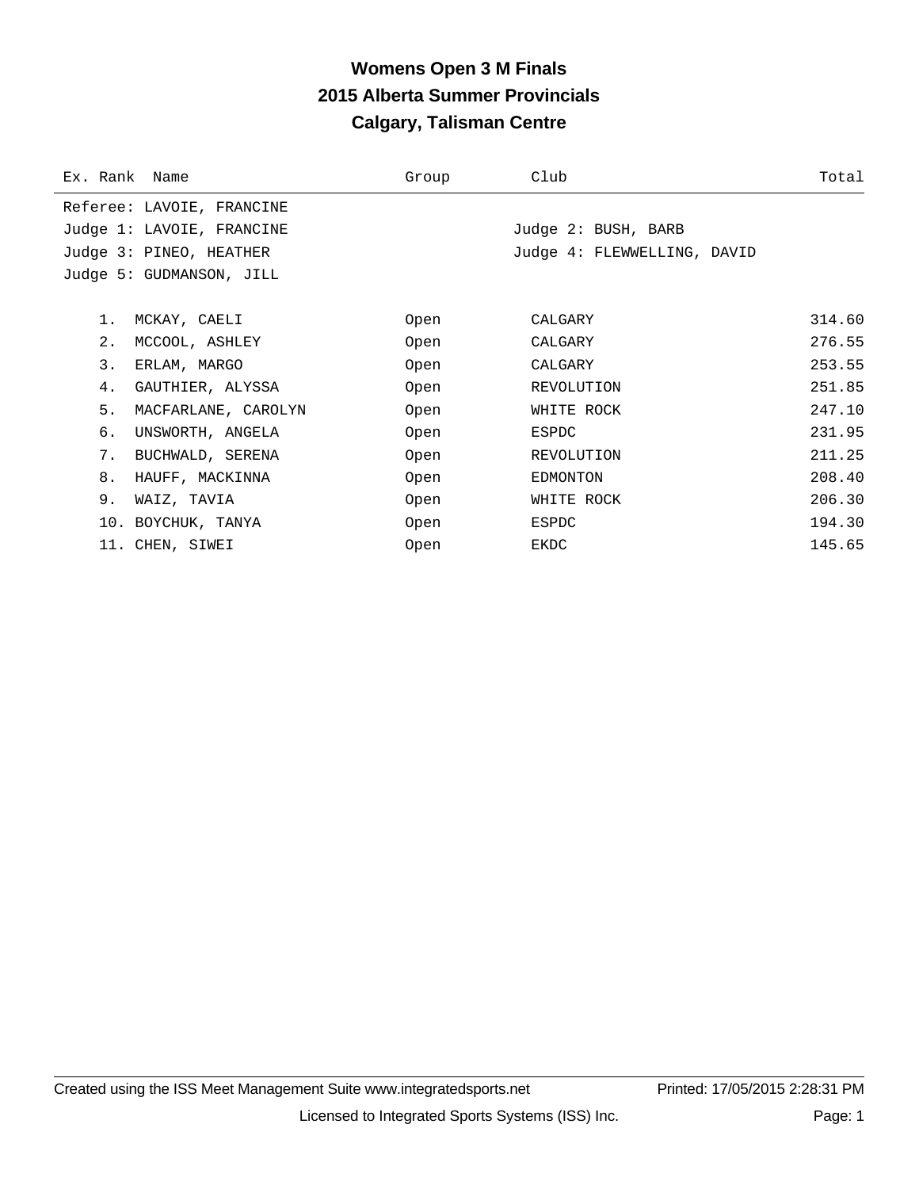# Womens Open 3 M Finals
## 2015 Alberta Summer Provincials
## Calgary, Talisman Centre

Referee: LAVOIE, FRANCINE

Judge 1: LAVOIE, FRANCINE — Judge 2: BUSH, BARB

Judge 3: PINEO, HEATHER — Judge 4: FLEWWELLING, DAVID

Judge 5: GUDMANSON, JILL

| Ex. | Rank | Name | Group | Club | Total |
|---|---|---|---|---|---|
| | 1. | MCKAY, CAELI | Open | CALGARY | 314.60 |
| | 2. | MCCOOL, ASHLEY | Open | CALGARY | 276.55 |
| | 3. | ERLAM, MARGO | Open | CALGARY | 253.55 |
| | 4. | GAUTHIER, ALYSSA | Open | REVOLUTION | 251.85 |
| | 5. | MACFARLANE, CAROLYN | Open | WHITE ROCK | 247.10 |
| | 6. | UNSWORTH, ANGELA | Open | ESPDC | 231.95 |
| | 7. | BUCHWALD, SERENA | Open | REVOLUTION | 211.25 |
| | 8. | HAUFF, MACKINNA | Open | EDMONTON | 208.40 |
| | 9. | WAIZ, TAVIA | Open | WHITE ROCK | 206.30 |
| | 10. | BOYCHUK, TANYA | Open | ESPDC | 194.30 |
| | 11. | CHEN, SIWEI | Open | EKDC | 145.65 |

Created using the ISS Meet Management Suite www.integratedsports.net — Printed: 17/05/2015 2:28:31 PM

Licensed to Integrated Sports Systems (ISS) Inc.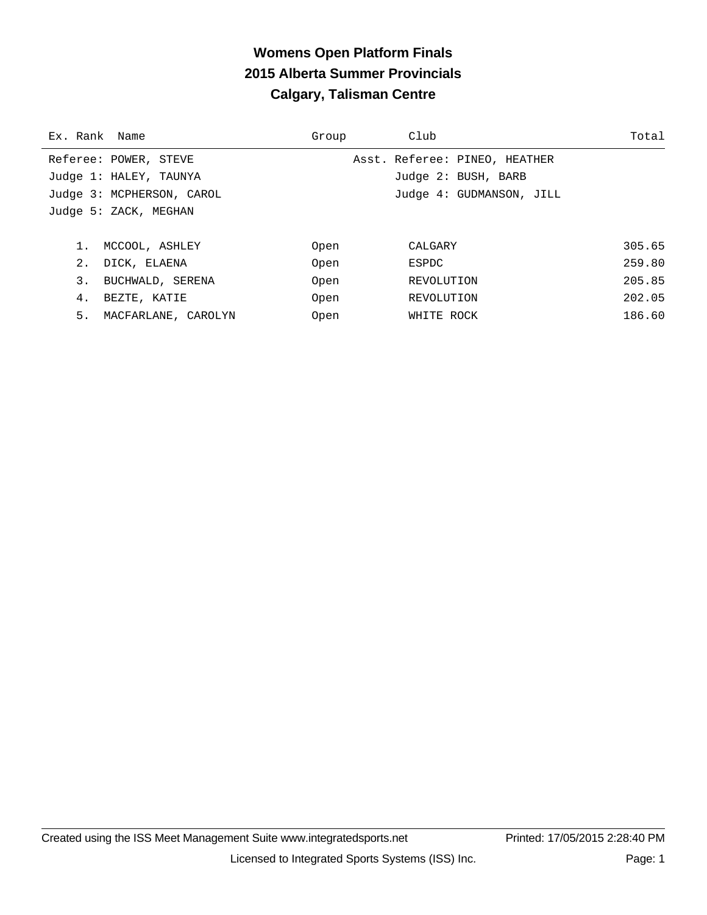# Womens Open Platform Finals
## 2015 Alberta Summer Provincials
## Calgary, Talisman Centre

| Ex. | Rank | Name | Group | Club | Total |
|---|---|---|---|---|---|

Referee: POWER, STEVE — Asst. Referee: PINEO, HEATHER
Judge 1: HALEY, TAUNYA — Judge 2: BUSH, BARB
Judge 3: MCPHERSON, CAROL — Judge 4: GUDMANSON, JILL
Judge 5: ZACK, MEGHAN

| Ex. | Rank | Name | Group | Club | Total |
|---|---|---|---|---|---|
| | 1. | MCCOOL, ASHLEY | Open | CALGARY | 305.65 |
| | 2. | DICK, ELAENA | Open | ESPDC | 259.80 |
| | 3. | BUCHWALD, SERENA | Open | REVOLUTION | 205.85 |
| | 4. | BEZTE, KATIE | Open | REVOLUTION | 202.05 |
| | 5. | MACFARLANE, CAROLYN | Open | WHITE ROCK | 186.60 |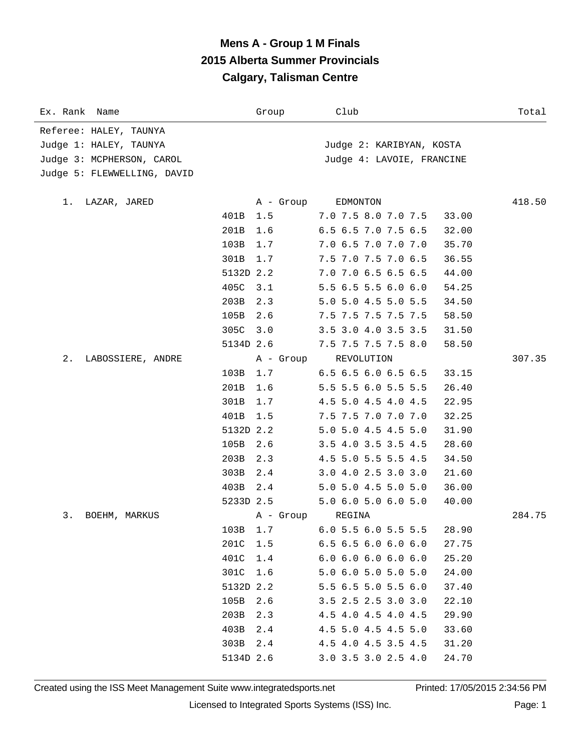# Mens A - Group 1 M Finals
## 2015 Alberta Summer Provincials
## Calgary, Talisman Centre

| Ex. Rank | Name | Group | Club | Total |
|---|---|---|---|---|

Referee: HALEY, TAUNYA
Judge 1: HALEY, TAUNYA
Judge 2: KARIBYAN, KOSTA
Judge 3: MCPHERSON, CAROL
Judge 4: LAVOIE, FRANCINE
Judge 5: FLEWWELLING, DAVID

| Rank | Name | Dive | DD | Group / Scores | Club / Points | Total |
|---|---|---|---|---|---|---|
| 1. | LAZAR, JARED | | | A - Group | EDMONTON | 418.50 |
| | | 401B | 1.5 | 7.0 7.5 8.0 7.0 7.5 | 33.00 | |
| | | 201B | 1.6 | 6.5 6.5 7.0 7.5 6.5 | 32.00 | |
| | | 103B | 1.7 | 7.0 6.5 7.0 7.0 7.0 | 35.70 | |
| | | 301B | 1.7 | 7.5 7.0 7.5 7.0 6.5 | 36.55 | |
| | | 5132D | 2.2 | 7.0 7.0 6.5 6.5 6.5 | 44.00 | |
| | | 405C | 3.1 | 5.5 6.5 5.5 6.0 6.0 | 54.25 | |
| | | 203B | 2.3 | 5.0 5.0 4.5 5.0 5.5 | 34.50 | |
| | | 105B | 2.6 | 7.5 7.5 7.5 7.5 7.5 | 58.50 | |
| | | 305C | 3.0 | 3.5 3.0 4.0 3.5 3.5 | 31.50 | |
| | | 5134D | 2.6 | 7.5 7.5 7.5 7.5 8.0 | 58.50 | |
| 2. | LABOSSIERE, ANDRE | | | A - Group | REVOLUTION | 307.35 |
| | | 103B | 1.7 | 6.5 6.5 6.0 6.5 6.5 | 33.15 | |
| | | 201B | 1.6 | 5.5 5.5 6.0 5.5 5.5 | 26.40 | |
| | | 301B | 1.7 | 4.5 5.0 4.5 4.0 4.5 | 22.95 | |
| | | 401B | 1.5 | 7.5 7.5 7.0 7.0 7.0 | 32.25 | |
| | | 5132D | 2.2 | 5.0 5.0 4.5 4.5 5.0 | 31.90 | |
| | | 105B | 2.6 | 3.5 4.0 3.5 3.5 4.5 | 28.60 | |
| | | 203B | 2.3 | 4.5 5.0 5.5 5.5 4.5 | 34.50 | |
| | | 303B | 2.4 | 3.0 4.0 2.5 3.0 3.0 | 21.60 | |
| | | 403B | 2.4 | 5.0 5.0 4.5 5.0 5.0 | 36.00 | |
| | | 5233D | 2.5 | 5.0 6.0 5.0 6.0 5.0 | 40.00 | |
| 3. | BOEHM, MARKUS | | | A - Group | REGINA | 284.75 |
| | | 103B | 1.7 | 6.0 5.5 6.0 5.5 5.5 | 28.90 | |
| | | 201C | 1.5 | 6.5 6.5 6.0 6.0 6.0 | 27.75 | |
| | | 401C | 1.4 | 6.0 6.0 6.0 6.0 6.0 | 25.20 | |
| | | 301C | 1.6 | 5.0 6.0 5.0 5.0 5.0 | 24.00 | |
| | | 5132D | 2.2 | 5.5 6.5 5.0 5.5 6.0 | 37.40 | |
| | | 105B | 2.6 | 3.5 2.5 2.5 3.0 3.0 | 22.10 | |
| | | 203B | 2.3 | 4.5 4.0 4.5 4.0 4.5 | 29.90 | |
| | | 403B | 2.4 | 4.5 5.0 4.5 4.5 5.0 | 33.60 | |
| | | 303B | 2.4 | 4.5 4.0 4.5 3.5 4.5 | 31.20 | |
| | | 5134D | 2.6 | 3.0 3.5 3.0 2.5 4.0 | 24.70 | |

Created using the ISS Meet Management Suite www.integratedsports.net    Printed: 17/05/2015 2:34:56 PM

Licensed to Integrated Sports Systems (ISS) Inc.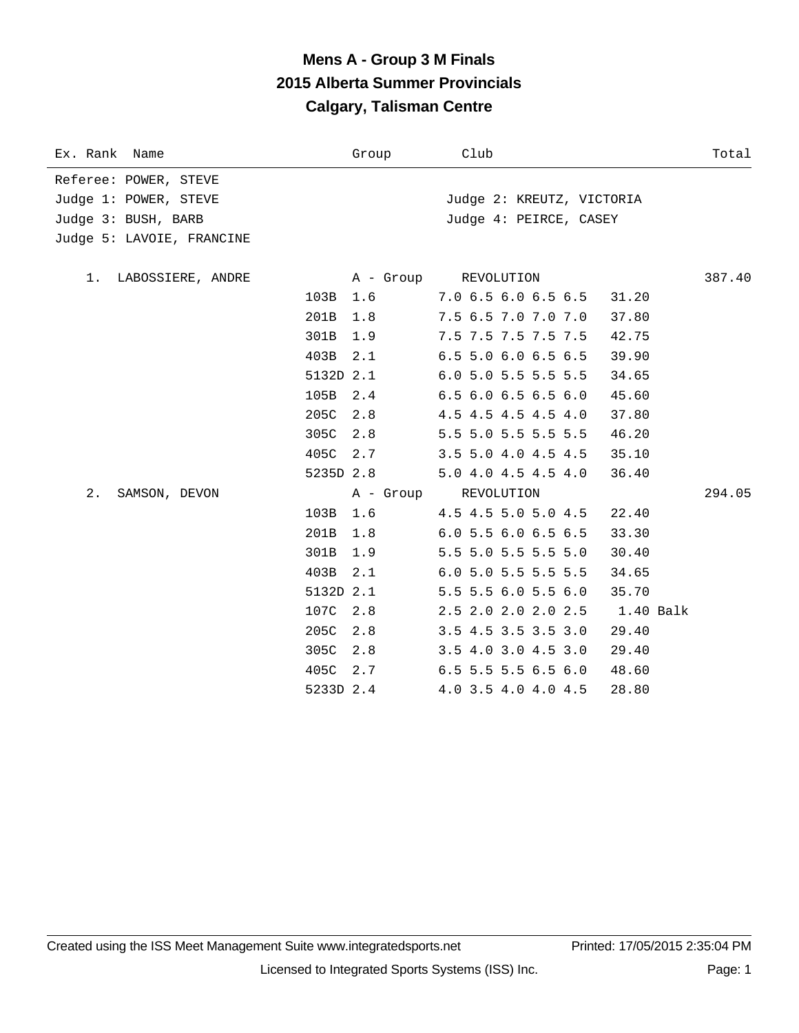# Mens A - Group 3 M Finals
## 2015 Alberta Summer Provincials
## Calgary, Talisman Centre

| Ex. Rank | Name | Group | Club | | Total |
|---|---|---|---|---|---|
| Referee: POWER, STEVE | | | | | |
| Judge 1: POWER, STEVE | | | Judge 2: KREUTZ, VICTORIA | | |
| Judge 3: BUSH, BARB | | | Judge 4: PEIRCE, CASEY | | |
| Judge 5: LAVOIE, FRANCINE | | | | | |
| 1. | LABOSSIERE, ANDRE | A - Group | REVOLUTION | | 387.40 |
| | 103B | 1.6 | 7.0 6.5 6.0 6.5 6.5 | 31.20 | |
| | 201B | 1.8 | 7.5 6.5 7.0 7.0 7.0 | 37.80 | |
| | 301B | 1.9 | 7.5 7.5 7.5 7.5 7.5 | 42.75 | |
| | 403B | 2.1 | 6.5 5.0 6.0 6.5 6.5 | 39.90 | |
| | 5132D | 2.1 | 6.0 5.0 5.5 5.5 5.5 | 34.65 | |
| | 105B | 2.4 | 6.5 6.0 6.5 6.5 6.0 | 45.60 | |
| | 205C | 2.8 | 4.5 4.5 4.5 4.5 4.0 | 37.80 | |
| | 305C | 2.8 | 5.5 5.0 5.5 5.5 5.5 | 46.20 | |
| | 405C | 2.7 | 3.5 5.0 4.0 4.5 4.5 | 35.10 | |
| | 5235D | 2.8 | 5.0 4.0 4.5 4.5 4.0 | 36.40 | |
| 2. | SAMSON, DEVON | A - Group | REVOLUTION | | 294.05 |
| | 103B | 1.6 | 4.5 4.5 5.0 5.0 4.5 | 22.40 | |
| | 201B | 1.8 | 6.0 5.5 6.0 6.5 6.5 | 33.30 | |
| | 301B | 1.9 | 5.5 5.0 5.5 5.5 5.0 | 30.40 | |
| | 403B | 2.1 | 6.0 5.0 5.5 5.5 5.5 | 34.65 | |
| | 5132D | 2.1 | 5.5 5.5 6.0 5.5 6.0 | 35.70 | |
| | 107C | 2.8 | 2.5 2.0 2.0 2.0 2.5 | 1.40 Balk | |
| | 205C | 2.8 | 3.5 4.5 3.5 3.5 3.0 | 29.40 | |
| | 305C | 2.8 | 3.5 4.0 3.0 4.5 3.0 | 29.40 | |
| | 405C | 2.7 | 6.5 5.5 5.5 6.5 6.0 | 48.60 | |
| | 5233D | 2.4 | 4.0 3.5 4.0 4.0 4.5 | 28.80 | |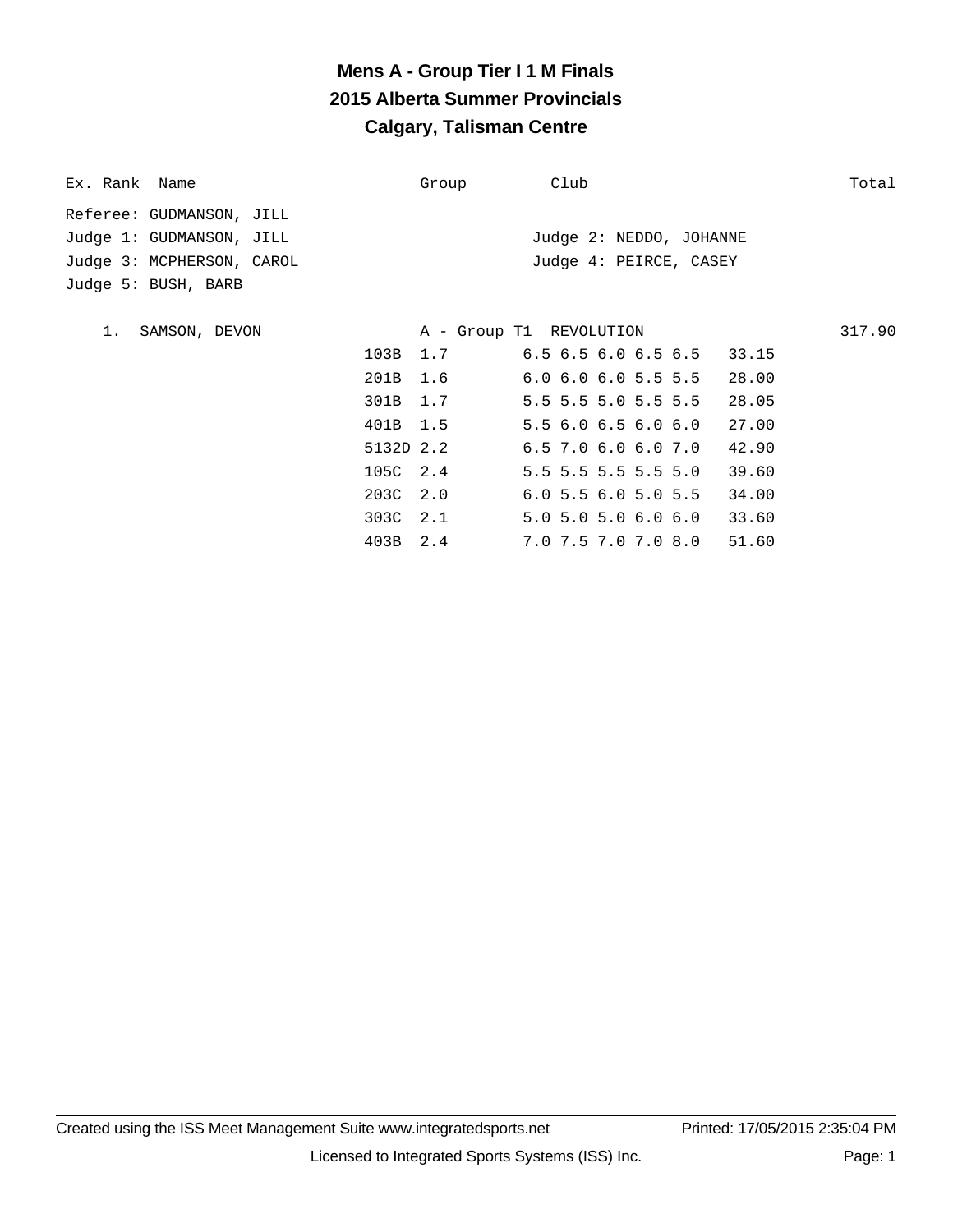# Mens A - Group Tier I 1 M Finals

## 2015 Alberta Summer Provincials

## Calgary, Talisman Centre

| Ex. Rank | Name | Group | Club | Total |
|---|---|---|---|---|

Referee: GUDMANSON, JILL

Judge 1: GUDMANSON, JILL

Judge 2: NEDDO, JOHANNE

Judge 3: MCPHERSON, CAROL

Judge 4: PEIRCE, CASEY

Judge 5: BUSH, BARB

| Rank | Name | Group | Club | | | Total |
|---|---|---|---|---|---|---|
| 1. | SAMSON, DEVON | A - Group T1 | REVOLUTION | | | 317.90 |
| | | 103B | 1.7 | 6.5 6.5 6.0 6.5 6.5 | 33.15 | |
| | | 201B | 1.6 | 6.0 6.0 6.0 5.5 5.5 | 28.00 | |
| | | 301B | 1.7 | 5.5 5.5 5.0 5.5 5.5 | 28.05 | |
| | | 401B | 1.5 | 5.5 6.0 6.5 6.0 6.0 | 27.00 | |
| | | 5132D | 2.2 | 6.5 7.0 6.0 6.0 7.0 | 42.90 | |
| | | 105C | 2.4 | 5.5 5.5 5.5 5.5 5.0 | 39.60 | |
| | | 203C | 2.0 | 6.0 5.5 6.0 5.0 5.5 | 34.00 | |
| | | 303C | 2.1 | 5.0 5.0 5.0 6.0 6.0 | 33.60 | |
| | | 403B | 2.4 | 7.0 7.5 7.0 7.0 8.0 | 51.60 | |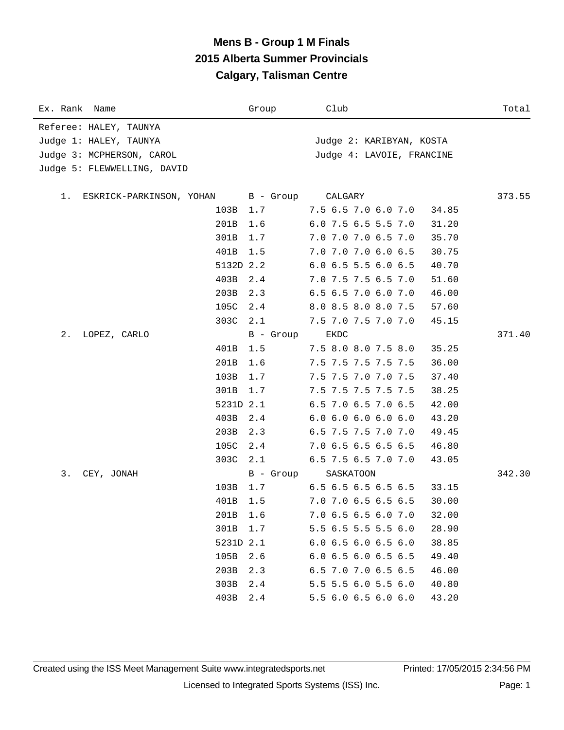# Mens B - Group 1 M Finals
## 2015 Alberta Summer Provincials
## Calgary, Talisman Centre

| Ex. Rank | Name | | Group | Club | | Total |
|---|---|---|---|---|---|---|

Referee: HALEY, TAUNYA
Judge 1: HALEY, TAUNYA
Judge 2: KARIBYAN, KOSTA
Judge 3: MCPHERSON, CAROL
Judge 4: LAVOIE, FRANCINE
Judge 5: FLEWWELLING, DAVID

| Ex. Rank | Name | Dive | DD / Group | Club / Scores | Points | Total |
|---|---|---|---|---|---|---|
| 1. | ESKRICK-PARKINSON, YOHAN | | B - Group | CALGARY | | 373.55 |
| | | 103B | 1.7 | 7.5 6.5 7.0 6.0 7.0 | 34.85 | |
| | | 201B | 1.6 | 6.0 7.5 6.5 5.5 7.0 | 31.20 | |
| | | 301B | 1.7 | 7.0 7.0 7.0 6.5 7.0 | 35.70 | |
| | | 401B | 1.5 | 7.0 7.0 7.0 6.0 6.5 | 30.75 | |
| | | 5132D | 2.2 | 6.0 6.5 5.5 6.0 6.5 | 40.70 | |
| | | 403B | 2.4 | 7.0 7.5 7.5 6.5 7.0 | 51.60 | |
| | | 203B | 2.3 | 6.5 6.5 7.0 6.0 7.0 | 46.00 | |
| | | 105C | 2.4 | 8.0 8.5 8.0 8.0 7.5 | 57.60 | |
| | | 303C | 2.1 | 7.5 7.0 7.5 7.0 7.0 | 45.15 | |
| 2. | LOPEZ, CARLO | | B - Group | EKDC | | 371.40 |
| | | 401B | 1.5 | 7.5 8.0 8.0 7.5 8.0 | 35.25 | |
| | | 201B | 1.6 | 7.5 7.5 7.5 7.5 7.5 | 36.00 | |
| | | 103B | 1.7 | 7.5 7.5 7.0 7.0 7.5 | 37.40 | |
| | | 301B | 1.7 | 7.5 7.5 7.5 7.5 7.5 | 38.25 | |
| | | 5231D | 2.1 | 6.5 7.0 6.5 7.0 6.5 | 42.00 | |
| | | 403B | 2.4 | 6.0 6.0 6.0 6.0 6.0 | 43.20 | |
| | | 203B | 2.3 | 6.5 7.5 7.5 7.0 7.0 | 49.45 | |
| | | 105C | 2.4 | 7.0 6.5 6.5 6.5 6.5 | 46.80 | |
| | | 303C | 2.1 | 6.5 7.5 6.5 7.0 7.0 | 43.05 | |
| 3. | CEY, JONAH | | B - Group | SASKATOON | | 342.30 |
| | | 103B | 1.7 | 6.5 6.5 6.5 6.5 6.5 | 33.15 | |
| | | 401B | 1.5 | 7.0 7.0 6.5 6.5 6.5 | 30.00 | |
| | | 201B | 1.6 | 7.0 6.5 6.5 6.0 7.0 | 32.00 | |
| | | 301B | 1.7 | 5.5 6.5 5.5 5.5 6.0 | 28.90 | |
| | | 5231D | 2.1 | 6.0 6.5 6.0 6.5 6.0 | 38.85 | |
| | | 105B | 2.6 | 6.0 6.5 6.0 6.5 6.5 | 49.40 | |
| | | 203B | 2.3 | 6.5 7.0 7.0 6.5 6.5 | 46.00 | |
| | | 303B | 2.4 | 5.5 5.5 6.0 5.5 6.0 | 40.80 | |
| | | 403B | 2.4 | 5.5 6.0 6.5 6.0 6.0 | 43.20 | |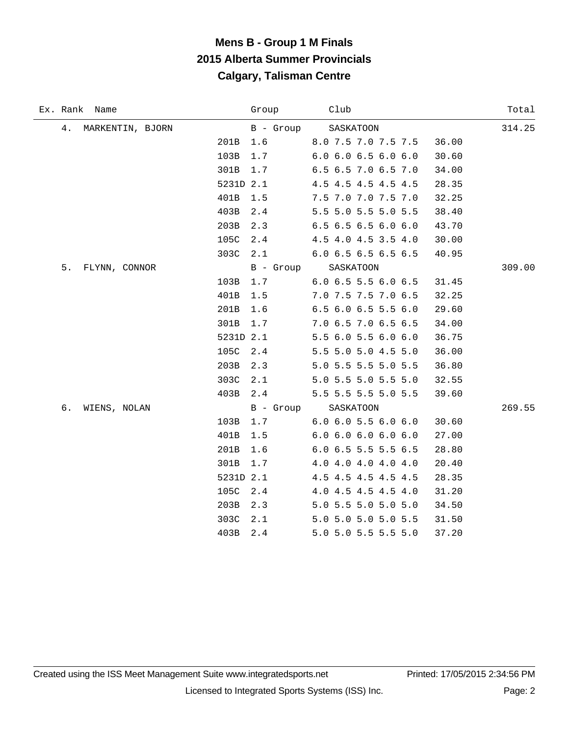# Mens B - Group 1 M Finals
## 2015 Alberta Summer Provincials
## Calgary, Talisman Centre

| Ex. | Rank | Name | Dive | DD | Group / Scores | Club | Points | Total |
|---|---|---|---|---|---|---|---|---|
| | 4. | MARKENTIN, BJORN | | | B - Group | SASKATOON | | 314.25 |
| | | | 201B | 1.6 | 8.0 7.5 7.0 7.5 7.5 | | 36.00 | |
| | | | 103B | 1.7 | 6.0 6.0 6.5 6.0 6.0 | | 30.60 | |
| | | | 301B | 1.7 | 6.5 6.5 7.0 6.5 7.0 | | 34.00 | |
| | | | 5231D | 2.1 | 4.5 4.5 4.5 4.5 4.5 | | 28.35 | |
| | | | 401B | 1.5 | 7.5 7.0 7.0 7.5 7.0 | | 32.25 | |
| | | | 403B | 2.4 | 5.5 5.0 5.5 5.0 5.5 | | 38.40 | |
| | | | 203B | 2.3 | 6.5 6.5 6.5 6.0 6.0 | | 43.70 | |
| | | | 105C | 2.4 | 4.5 4.0 4.5 3.5 4.0 | | 30.00 | |
| | | | 303C | 2.1 | 6.0 6.5 6.5 6.5 6.5 | | 40.95 | |
| | 5. | FLYNN, CONNOR | | | B - Group | SASKATOON | | 309.00 |
| | | | 103B | 1.7 | 6.0 6.5 5.5 6.0 6.5 | | 31.45 | |
| | | | 401B | 1.5 | 7.0 7.5 7.5 7.0 6.5 | | 32.25 | |
| | | | 201B | 1.6 | 6.5 6.0 6.5 5.5 6.0 | | 29.60 | |
| | | | 301B | 1.7 | 7.0 6.5 7.0 6.5 6.5 | | 34.00 | |
| | | | 5231D | 2.1 | 5.5 6.0 5.5 6.0 6.0 | | 36.75 | |
| | | | 105C | 2.4 | 5.5 5.0 5.0 4.5 5.0 | | 36.00 | |
| | | | 203B | 2.3 | 5.0 5.5 5.5 5.0 5.5 | | 36.80 | |
| | | | 303C | 2.1 | 5.0 5.5 5.0 5.5 5.0 | | 32.55 | |
| | | | 403B | 2.4 | 5.5 5.5 5.5 5.0 5.5 | | 39.60 | |
| | 6. | WIENS, NOLAN | | | B - Group | SASKATOON | | 269.55 |
| | | | 103B | 1.7 | 6.0 6.0 5.5 6.0 6.0 | | 30.60 | |
| | | | 401B | 1.5 | 6.0 6.0 6.0 6.0 6.0 | | 27.00 | |
| | | | 201B | 1.6 | 6.0 6.5 5.5 5.5 6.5 | | 28.80 | |
| | | | 301B | 1.7 | 4.0 4.0 4.0 4.0 4.0 | | 20.40 | |
| | | | 5231D | 2.1 | 4.5 4.5 4.5 4.5 4.5 | | 28.35 | |
| | | | 105C | 2.4 | 4.0 4.5 4.5 4.5 4.0 | | 31.20 | |
| | | | 203B | 2.3 | 5.0 5.5 5.0 5.0 5.0 | | 34.50 | |
| | | | 303C | 2.1 | 5.0 5.0 5.0 5.0 5.5 | | 31.50 | |
| | | | 403B | 2.4 | 5.0 5.0 5.5 5.5 5.0 | | 37.20 | |

Created using the ISS Meet Management Suite www.integratedsports.net Printed: 17/05/2015 2:34:56 PM

Licensed to Integrated Sports Systems (ISS) Inc.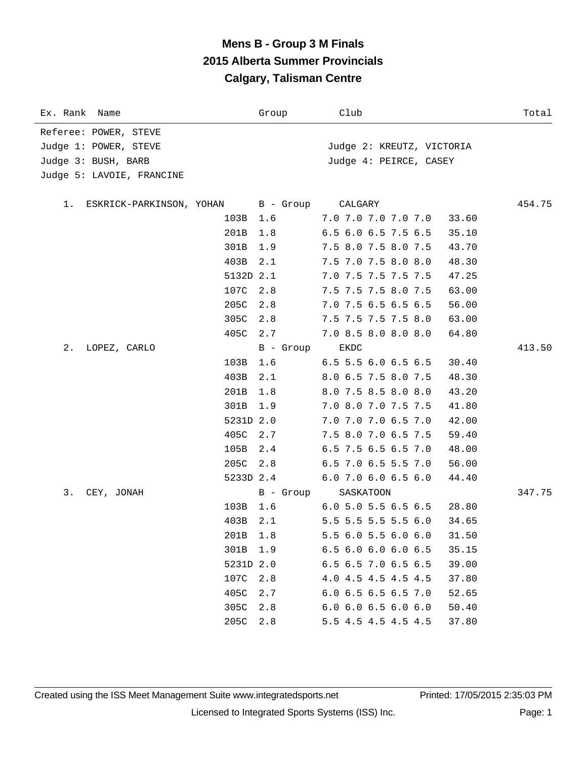# Mens B - Group 3 M Finals
## 2015 Alberta Summer Provincials
## Calgary, Talisman Centre

| Ex. Rank | Name | Group | Club | | Total |
|---|---|---|---|---|---|

Referee: POWER, STEVE
Judge 1: POWER, STEVE
Judge 2: KREUTZ, VICTORIA
Judge 3: BUSH, BARB
Judge 4: PEIRCE, CASEY
Judge 5: LAVOIE, FRANCINE

| Ex. Rank | Name | Dive | DD | Scores | Points | Group | Club | Total |
|---|---|---|---|---|---|---|---|---|
| 1. | ESKRICK-PARKINSON, YOHAN | | | | | B - Group | CALGARY | 454.75 |
| | | 103B | 1.6 | 7.0 7.0 7.0 7.0 7.0 | 33.60 | | | |
| | | 201B | 1.8 | 6.5 6.0 6.5 7.5 6.5 | 35.10 | | | |
| | | 301B | 1.9 | 7.5 8.0 7.5 8.0 7.5 | 43.70 | | | |
| | | 403B | 2.1 | 7.5 7.0 7.5 8.0 8.0 | 48.30 | | | |
| | | 5132D | 2.1 | 7.0 7.5 7.5 7.5 7.5 | 47.25 | | | |
| | | 107C | 2.8 | 7.5 7.5 7.5 8.0 7.5 | 63.00 | | | |
| | | 205C | 2.8 | 7.0 7.5 6.5 6.5 6.5 | 56.00 | | | |
| | | 305C | 2.8 | 7.5 7.5 7.5 7.5 8.0 | 63.00 | | | |
| | | 405C | 2.7 | 7.0 8.5 8.0 8.0 8.0 | 64.80 | | | |
| 2. | LOPEZ, CARLO | | | | | B - Group | EKDC | 413.50 |
| | | 103B | 1.6 | 6.5 5.5 6.0 6.5 6.5 | 30.40 | | | |
| | | 403B | 2.1 | 8.0 6.5 7.5 8.0 7.5 | 48.30 | | | |
| | | 201B | 1.8 | 8.0 7.5 8.5 8.0 8.0 | 43.20 | | | |
| | | 301B | 1.9 | 7.0 8.0 7.0 7.5 7.5 | 41.80 | | | |
| | | 5231D | 2.0 | 7.0 7.0 7.0 6.5 7.0 | 42.00 | | | |
| | | 405C | 2.7 | 7.5 8.0 7.0 6.5 7.5 | 59.40 | | | |
| | | 105B | 2.4 | 6.5 7.5 6.5 6.5 7.0 | 48.00 | | | |
| | | 205C | 2.8 | 6.5 7.0 6.5 5.5 7.0 | 56.00 | | | |
| | | 5233D | 2.4 | 6.0 7.0 6.0 6.5 6.0 | 44.40 | | | |
| 3. | CEY, JONAH | | | | | B - Group | SASKATOON | 347.75 |
| | | 103B | 1.6 | 6.0 5.0 5.5 6.5 6.5 | 28.80 | | | |
| | | 403B | 2.1 | 5.5 5.5 5.5 5.5 6.0 | 34.65 | | | |
| | | 201B | 1.8 | 5.5 6.0 5.5 6.0 6.0 | 31.50 | | | |
| | | 301B | 1.9 | 6.5 6.0 6.0 6.0 6.5 | 35.15 | | | |
| | | 5231D | 2.0 | 6.5 6.5 7.0 6.5 6.5 | 39.00 | | | |
| | | 107C | 2.8 | 4.0 4.5 4.5 4.5 4.5 | 37.80 | | | |
| | | 405C | 2.7 | 6.0 6.5 6.5 6.5 7.0 | 52.65 | | | |
| | | 305C | 2.8 | 6.0 6.0 6.5 6.0 6.0 | 50.40 | | | |
| | | 205C | 2.8 | 5.5 4.5 4.5 4.5 4.5 | 37.80 | | | |

Created using the ISS Meet Management Suite www.integratedsports.net — Printed: 17/05/2015 2:35:03 PM

Licensed to Integrated Sports Systems (ISS) Inc.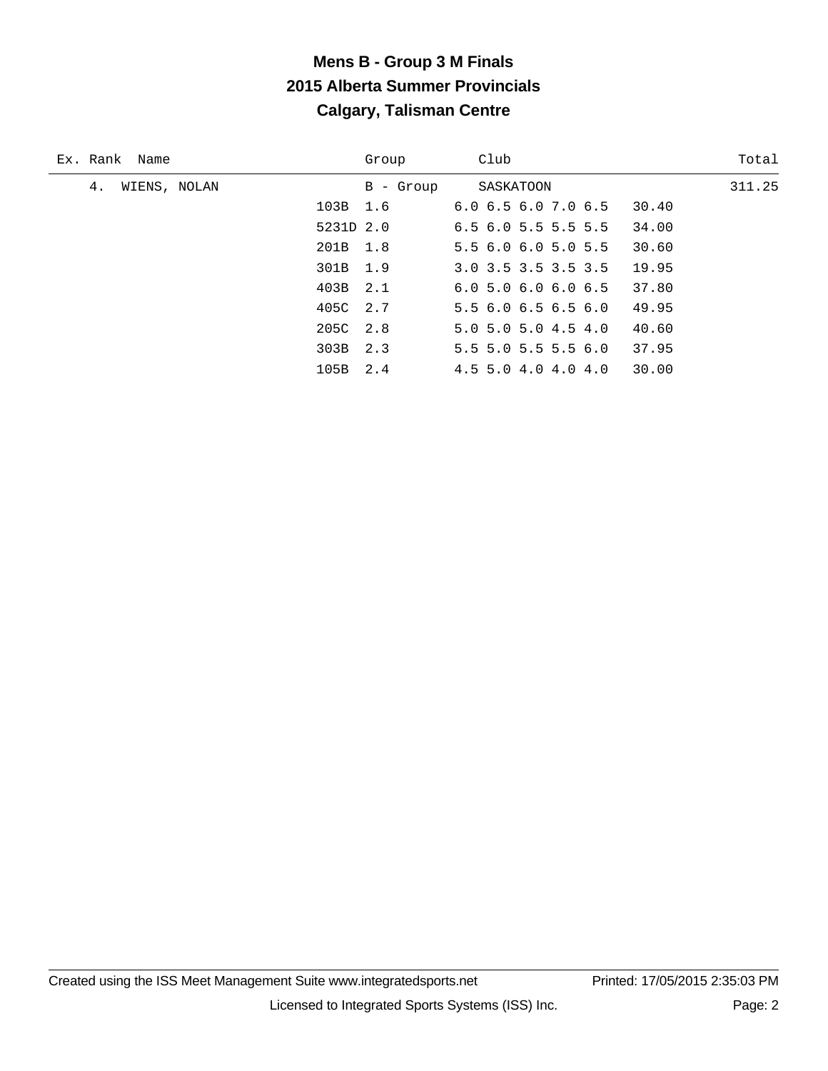# Mens B - Group 3 M Finals
## 2015 Alberta Summer Provincials
## Calgary, Talisman Centre

| Ex. | Rank | Name | Group | Club | | Total |
|---|---|---|---|---|---|---|
| | 4. | WIENS, NOLAN | B - Group | SASKATOON | | 311.25 |
| | | 103B 1.6 | | 6.0 6.5 6.0 7.0 6.5 | 30.40 | |
| | | 5231D 2.0 | | 6.5 6.0 5.5 5.5 5.5 | 34.00 | |
| | | 201B 1.8 | | 5.5 6.0 6.0 5.0 5.5 | 30.60 | |
| | | 301B 1.9 | | 3.0 3.5 3.5 3.5 3.5 | 19.95 | |
| | | 403B 2.1 | | 6.0 5.0 6.0 6.0 6.5 | 37.80 | |
| | | 405C 2.7 | | 5.5 6.0 6.5 6.5 6.0 | 49.95 | |
| | | 205C 2.8 | | 5.0 5.0 5.0 4.5 4.0 | 40.60 | |
| | | 303B 2.3 | | 5.5 5.0 5.5 5.5 6.0 | 37.95 | |
| | | 105B 2.4 | | 4.5 5.0 4.0 4.0 4.0 | 30.00 | |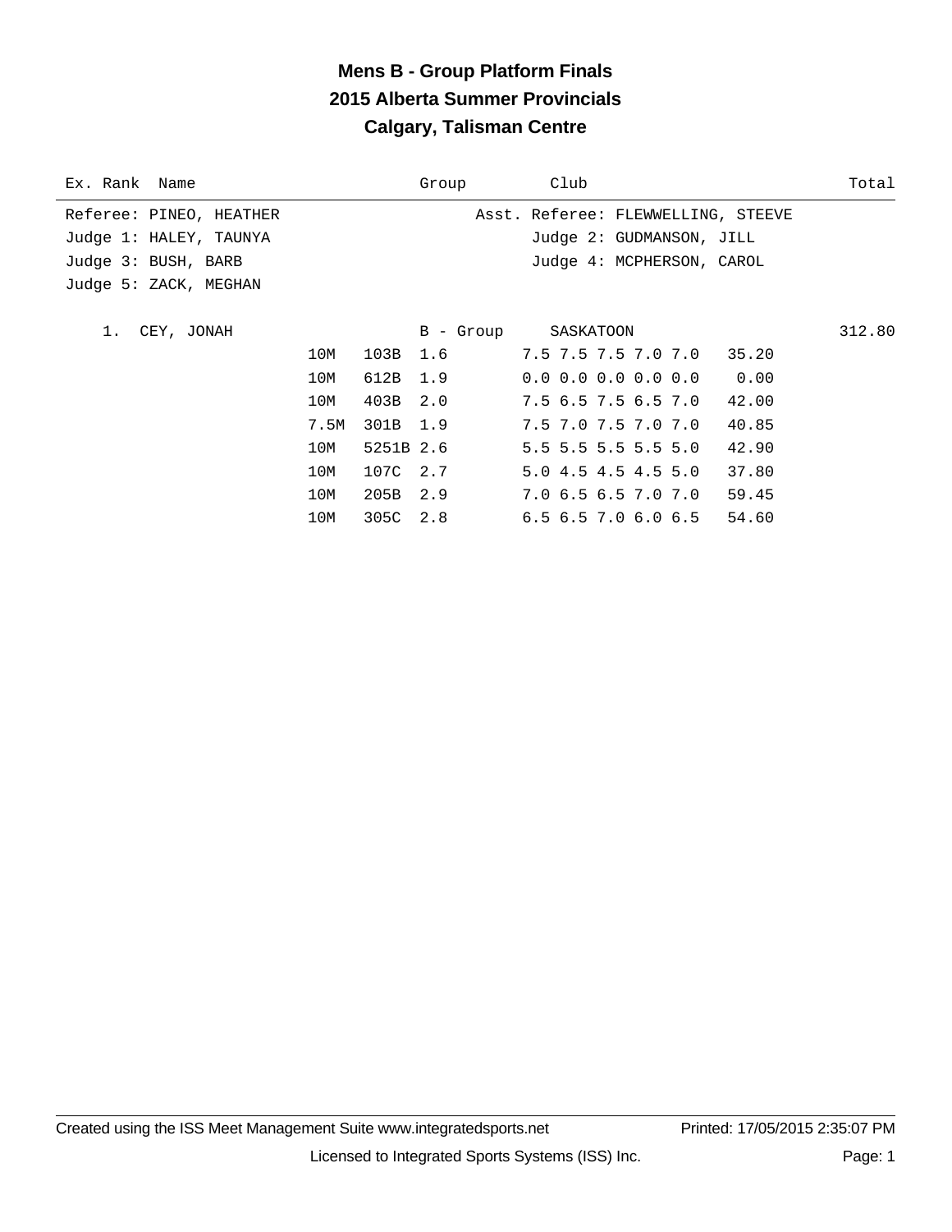# Mens B - Group Platform Finals

## 2015 Alberta Summer Provincials

## Calgary, Talisman Centre

| Ex. Rank | Name | Group | Club | Total |
|---|---|---|---|---|

Referee: PINEO, HEATHER — Asst. Referee: FLEWWELLING, STEEVE

Judge 1: HALEY, TAUNYA — Judge 2: GUDMANSON, JILL

Judge 3: BUSH, BARB — Judge 4: MCPHERSON, CAROL

Judge 5: ZACK, MEGHAN

**1. CEY, JONAH** — B - Group — SASKATOON — **312.80**

| Height | Dive | DD | Scores | Points |
|---|---|---|---|---|
| 10M | 103B | 1.6 | 7.5 7.5 7.5 7.0 7.0 | 35.20 |
| 10M | 612B | 1.9 | 0.0 0.0 0.0 0.0 0.0 | 0.00 |
| 10M | 403B | 2.0 | 7.5 6.5 7.5 6.5 7.0 | 42.00 |
| 7.5M | 301B | 1.9 | 7.5 7.0 7.5 7.0 7.0 | 40.85 |
| 10M | 5251B | 2.6 | 5.5 5.5 5.5 5.5 5.0 | 42.90 |
| 10M | 107C | 2.7 | 5.0 4.5 4.5 4.5 5.0 | 37.80 |
| 10M | 205B | 2.9 | 7.0 6.5 6.5 7.0 7.0 | 59.45 |
| 10M | 305C | 2.8 | 6.5 6.5 7.0 6.0 6.5 | 54.60 |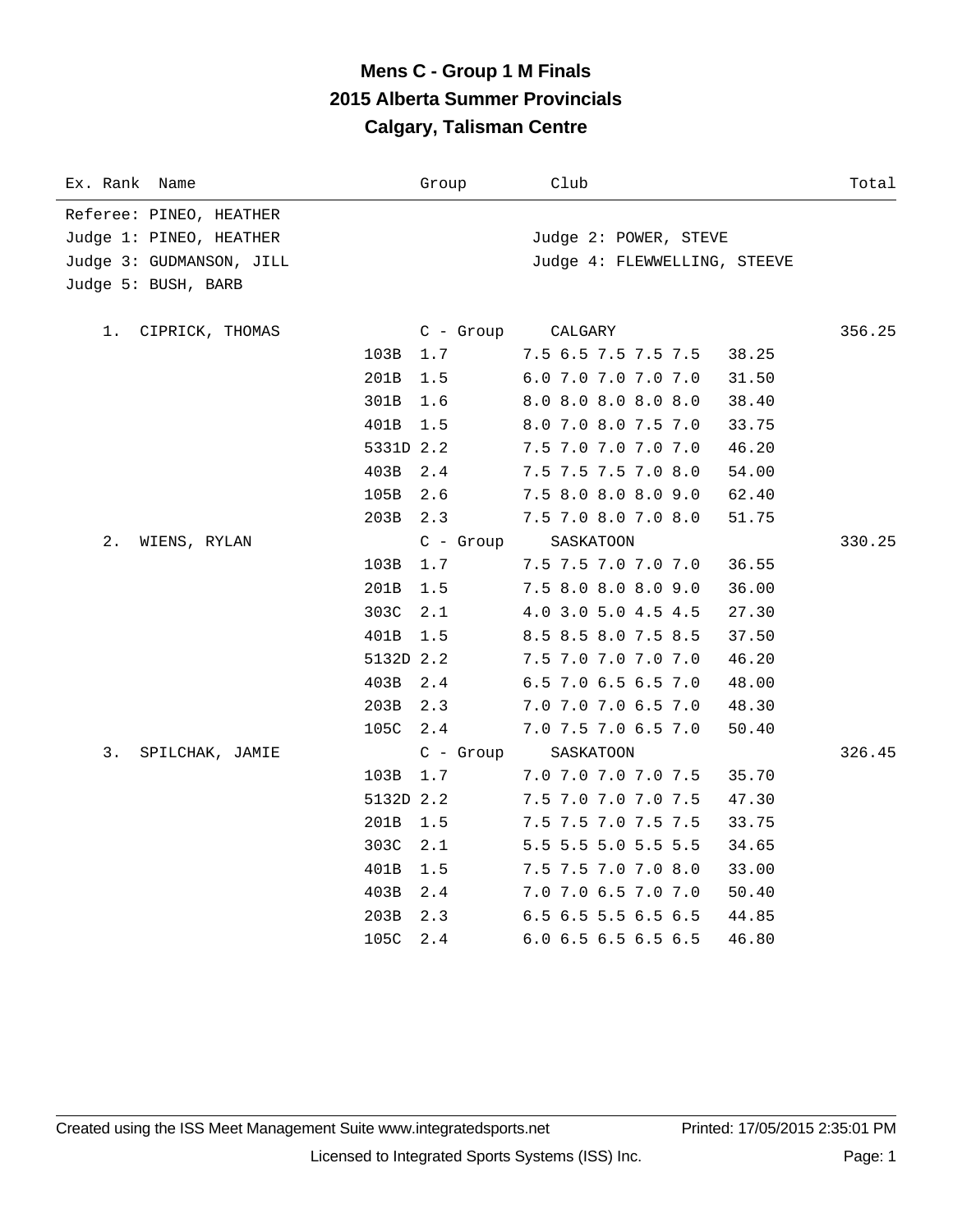# Mens C - Group 1 M Finals

## 2015 Alberta Summer Provincials

## Calgary, Talisman Centre

| Ex. Rank | Name | | | Group | Club | | Total |
|---|---|---|---|---|---|---|---|
| Referee: PINEO, HEATHER | | | | | | | |
| Judge 1: PINEO, HEATHER | | | | | Judge 2: POWER, STEVE | | |
| Judge 3: GUDMANSON, JILL | | | | | Judge 4: FLEWWELLING, STEEVE | | |
| Judge 5: BUSH, BARB | | | | | | | |
| 1. | CIPRICK, THOMAS | | | C - Group | CALGARY | | 356.25 |
| | | 103B | 1.7 | | 7.5 6.5 7.5 7.5 7.5 | 38.25 | |
| | | 201B | 1.5 | | 6.0 7.0 7.0 7.0 7.0 | 31.50 | |
| | | 301B | 1.6 | | 8.0 8.0 8.0 8.0 8.0 | 38.40 | |
| | | 401B | 1.5 | | 8.0 7.0 8.0 7.5 7.0 | 33.75 | |
| | | 5331D | 2.2 | | 7.5 7.0 7.0 7.0 7.0 | 46.20 | |
| | | 403B | 2.4 | | 7.5 7.5 7.5 7.0 8.0 | 54.00 | |
| | | 105B | 2.6 | | 7.5 8.0 8.0 8.0 9.0 | 62.40 | |
| | | 203B | 2.3 | | 7.5 7.0 8.0 7.0 8.0 | 51.75 | |
| 2. | WIENS, RYLAN | | | C - Group | SASKATOON | | 330.25 |
| | | 103B | 1.7 | | 7.5 7.5 7.0 7.0 7.0 | 36.55 | |
| | | 201B | 1.5 | | 7.5 8.0 8.0 8.0 9.0 | 36.00 | |
| | | 303C | 2.1 | | 4.0 3.0 5.0 4.5 4.5 | 27.30 | |
| | | 401B | 1.5 | | 8.5 8.5 8.0 7.5 8.5 | 37.50 | |
| | | 5132D | 2.2 | | 7.5 7.0 7.0 7.0 7.0 | 46.20 | |
| | | 403B | 2.4 | | 6.5 7.0 6.5 6.5 7.0 | 48.00 | |
| | | 203B | 2.3 | | 7.0 7.0 7.0 6.5 7.0 | 48.30 | |
| | | 105C | 2.4 | | 7.0 7.5 7.0 6.5 7.0 | 50.40 | |
| 3. | SPILCHAK, JAMIE | | | C - Group | SASKATOON | | 326.45 |
| | | 103B | 1.7 | | 7.0 7.0 7.0 7.0 7.5 | 35.70 | |
| | | 5132D | 2.2 | | 7.5 7.0 7.0 7.0 7.5 | 47.30 | |
| | | 201B | 1.5 | | 7.5 7.5 7.0 7.5 7.5 | 33.75 | |
| | | 303C | 2.1 | | 5.5 5.5 5.0 5.5 5.5 | 34.65 | |
| | | 401B | 1.5 | | 7.5 7.5 7.0 7.0 8.0 | 33.00 | |
| | | 403B | 2.4 | | 7.0 7.0 6.5 7.0 7.0 | 50.40 | |
| | | 203B | 2.3 | | 6.5 6.5 5.5 6.5 6.5 | 44.85 | |
| | | 105C | 2.4 | | 6.0 6.5 6.5 6.5 6.5 | 46.80 | |

Created using the ISS Meet Management Suite www.integratedsports.net Printed: 17/05/2015 2:35:01 PM

Licensed to Integrated Sports Systems (ISS) Inc.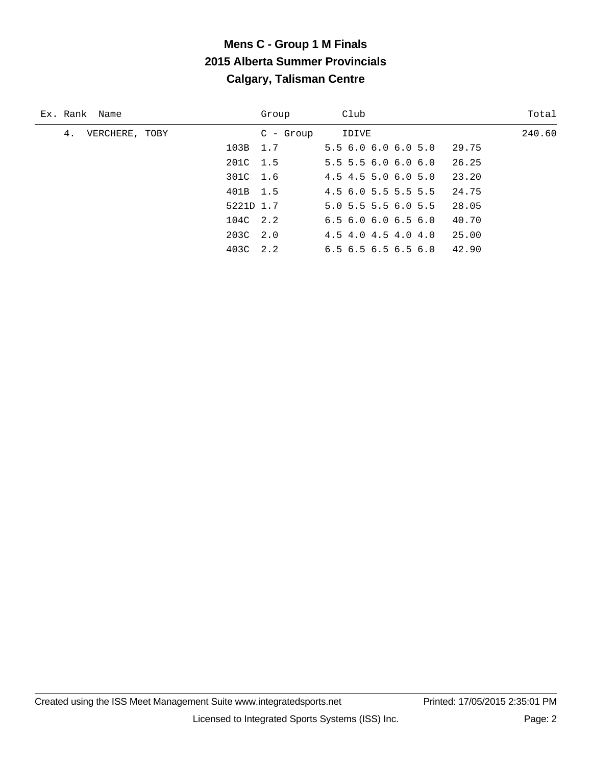# Mens C - Group 1 M Finals
## 2015 Alberta Summer Provincials
## Calgary, Talisman Centre

| Ex. | Rank | Name | Group | Club | | Total |
|---|---|---|---|---|---|---|
| | 4. | VERCHERE, TOBY | C - Group | IDIVE | | 240.60 |
| | | 103B | 1.7 | 5.5 6.0 6.0 6.0 5.0 | 29.75 | |
| | | 201C | 1.5 | 5.5 5.5 6.0 6.0 6.0 | 26.25 | |
| | | 301C | 1.6 | 4.5 4.5 5.0 6.0 5.0 | 23.20 | |
| | | 401B | 1.5 | 4.5 6.0 5.5 5.5 5.5 | 24.75 | |
| | | 5221D | 1.7 | 5.0 5.5 5.5 6.0 5.5 | 28.05 | |
| | | 104C | 2.2 | 6.5 6.0 6.0 6.5 6.0 | 40.70 | |
| | | 203C | 2.0 | 4.5 4.0 4.5 4.0 4.0 | 25.00 | |
| | | 403C | 2.2 | 6.5 6.5 6.5 6.5 6.0 | 42.90 | |

Created using the ISS Meet Management Suite www.integratedsports.net Printed: 17/05/2015 2:35:01 PM

Licensed to Integrated Sports Systems (ISS) Inc.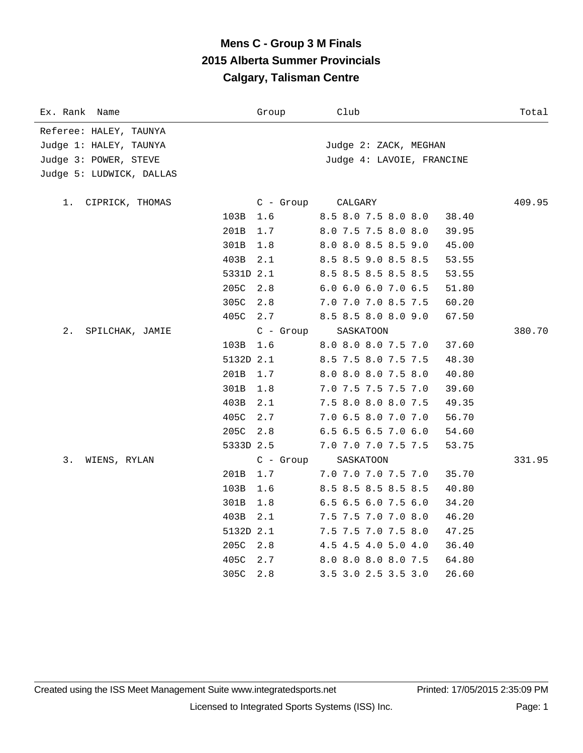# Mens C - Group 3 M Finals
## 2015 Alberta Summer Provincials
## Calgary, Talisman Centre

| Ex. Rank | Name | Dive | DD | Group / Scores | Club / Points | Total |
|---|---|---|---|---|---|---|
| Referee: HALEY, TAUNYA | | | | | | |
| Judge 1: HALEY, TAUNYA | | | | | Judge 2: ZACK, MEGHAN | |
| Judge 3: POWER, STEVE | | | | | Judge 4: LAVOIE, FRANCINE | |
| Judge 5: LUDWICK, DALLAS | | | | | | |
| 1. | CIPRICK, THOMAS | | | C - Group | CALGARY | 409.95 |
| | | 103B | 1.6 | 8.5 8.0 7.5 8.0 8.0 | 38.40 | |
| | | 201B | 1.7 | 8.0 7.5 7.5 8.0 8.0 | 39.95 | |
| | | 301B | 1.8 | 8.0 8.0 8.5 8.5 9.0 | 45.00 | |
| | | 403B | 2.1 | 8.5 8.5 9.0 8.5 8.5 | 53.55 | |
| | | 5331D | 2.1 | 8.5 8.5 8.5 8.5 8.5 | 53.55 | |
| | | 205C | 2.8 | 6.0 6.0 6.0 7.0 6.5 | 51.80 | |
| | | 305C | 2.8 | 7.0 7.0 7.0 8.5 7.5 | 60.20 | |
| | | 405C | 2.7 | 8.5 8.5 8.0 8.0 9.0 | 67.50 | |
| 2. | SPILCHAK, JAMIE | | | C - Group | SASKATOON | 380.70 |
| | | 103B | 1.6 | 8.0 8.0 8.0 7.5 7.0 | 37.60 | |
| | | 5132D | 2.1 | 8.5 7.5 8.0 7.5 7.5 | 48.30 | |
| | | 201B | 1.7 | 8.0 8.0 8.0 7.5 8.0 | 40.80 | |
| | | 301B | 1.8 | 7.0 7.5 7.5 7.5 7.0 | 39.60 | |
| | | 403B | 2.1 | 7.5 8.0 8.0 8.0 7.5 | 49.35 | |
| | | 405C | 2.7 | 7.0 6.5 8.0 7.0 7.0 | 56.70 | |
| | | 205C | 2.8 | 6.5 6.5 6.5 7.0 6.0 | 54.60 | |
| | | 5333D | 2.5 | 7.0 7.0 7.0 7.5 7.5 | 53.75 | |
| 3. | WIENS, RYLAN | | | C - Group | SASKATOON | 331.95 |
| | | 201B | 1.7 | 7.0 7.0 7.0 7.5 7.0 | 35.70 | |
| | | 103B | 1.6 | 8.5 8.5 8.5 8.5 8.5 | 40.80 | |
| | | 301B | 1.8 | 6.5 6.5 6.0 7.5 6.0 | 34.20 | |
| | | 403B | 2.1 | 7.5 7.5 7.0 7.0 8.0 | 46.20 | |
| | | 5132D | 2.1 | 7.5 7.5 7.0 7.5 8.0 | 47.25 | |
| | | 205C | 2.8 | 4.5 4.5 4.0 5.0 4.0 | 36.40 | |
| | | 405C | 2.7 | 8.0 8.0 8.0 8.0 7.5 | 64.80 | |
| | | 305C | 2.8 | 3.5 3.0 2.5 3.5 3.0 | 26.60 | |

Created using the ISS Meet Management Suite www.integratedsports.net Printed: 17/05/2015 2:35:09 PM

Licensed to Integrated Sports Systems (ISS) Inc.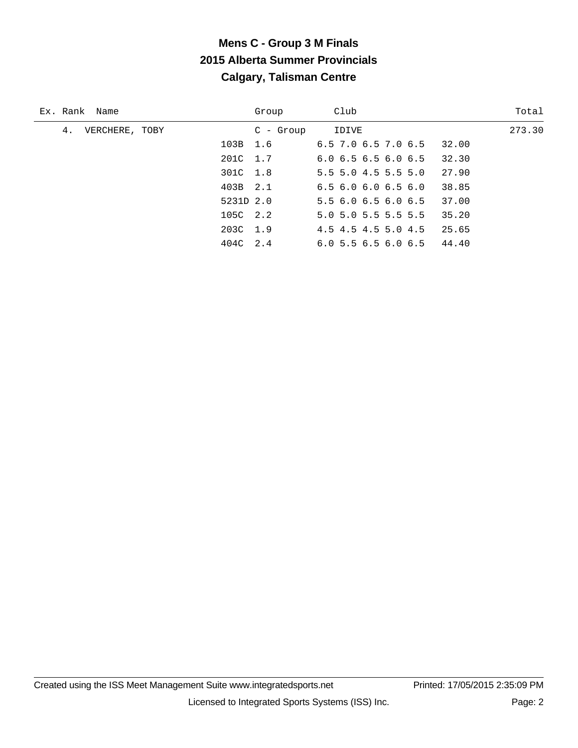# Mens C - Group 3 M Finals

## 2015 Alberta Summer Provincials

## Calgary, Talisman Centre

| Ex. | Rank | Name | Group | Club | Total |
|---|---|---|---|---|---|
| | 4. | VERCHERE, TOBY | C - Group | IDIVE | 273.30 |

| Dive | DD | Scores | Points |
|---|---|---|---|
| 103B | 1.6 | 6.5 7.0 6.5 7.0 6.5 | 32.00 |
| 201C | 1.7 | 6.0 6.5 6.5 6.0 6.5 | 32.30 |
| 301C | 1.8 | 5.5 5.0 4.5 5.5 5.0 | 27.90 |
| 403B | 2.1 | 6.5 6.0 6.0 6.5 6.0 | 38.85 |
| 5231D | 2.0 | 5.5 6.0 6.5 6.0 6.5 | 37.00 |
| 105C | 2.2 | 5.0 5.0 5.5 5.5 5.5 | 35.20 |
| 203C | 1.9 | 4.5 4.5 4.5 5.0 4.5 | 25.65 |
| 404C | 2.4 | 6.0 5.5 6.5 6.0 6.5 | 44.40 |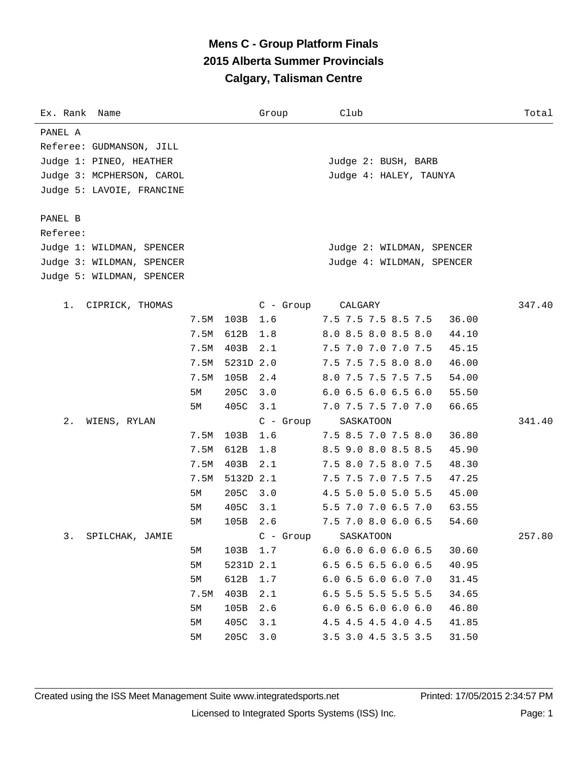# Mens C - Group Platform Finals
## 2015 Alberta Summer Provincials
## Calgary, Talisman Centre

| Ex. Rank | Name | Group | Club | Total |
|---|---|---|---|---|

PANEL A
Referee: GUDMANSON, JILL
Judge 1: PINEO, HEATHER
Judge 2: BUSH, BARB
Judge 3: MCPHERSON, CAROL
Judge 4: HALEY, TAUNYA
Judge 5: LAVOIE, FRANCINE

PANEL B
Referee:
Judge 1: WILDMAN, SPENCER
Judge 2: WILDMAN, SPENCER
Judge 3: WILDMAN, SPENCER
Judge 4: WILDMAN, SPENCER
Judge 5: WILDMAN, SPENCER

| Rank | Name | Height | Dive | DD / Group | Scores / Club | Points | Total |
|---|---|---|---|---|---|---|---|
| 1. | CIPRICK, THOMAS | | | C - Group | CALGARY | | 347.40 |
| | | 7.5M | 103B | 1.6 | 7.5 7.5 7.5 8.5 7.5 | 36.00 | |
| | | 7.5M | 612B | 1.8 | 8.0 8.5 8.0 8.5 8.0 | 44.10 | |
| | | 7.5M | 403B | 2.1 | 7.5 7.0 7.0 7.0 7.5 | 45.15 | |
| | | 7.5M | 5231D | 2.0 | 7.5 7.5 7.5 8.0 8.0 | 46.00 | |
| | | 7.5M | 105B | 2.4 | 8.0 7.5 7.5 7.5 7.5 | 54.00 | |
| | | 5M | 205C | 3.0 | 6.0 6.5 6.0 6.5 6.0 | 55.50 | |
| | | 5M | 405C | 3.1 | 7.0 7.5 7.5 7.0 7.0 | 66.65 | |
| 2. | WIENS, RYLAN | | | C - Group | SASKATOON | | 341.40 |
| | | 7.5M | 103B | 1.6 | 7.5 8.5 7.0 7.5 8.0 | 36.80 | |
| | | 7.5M | 612B | 1.8 | 8.5 9.0 8.0 8.5 8.5 | 45.90 | |
| | | 7.5M | 403B | 2.1 | 7.5 8.0 7.5 8.0 7.5 | 48.30 | |
| | | 7.5M | 5132D | 2.1 | 7.5 7.5 7.0 7.5 7.5 | 47.25 | |
| | | 5M | 205C | 3.0 | 4.5 5.0 5.0 5.0 5.5 | 45.00 | |
| | | 5M | 405C | 3.1 | 5.5 7.0 7.0 6.5 7.0 | 63.55 | |
| | | 5M | 105B | 2.6 | 7.5 7.0 8.0 6.0 6.5 | 54.60 | |
| 3. | SPILCHAK, JAMIE | | | C - Group | SASKATOON | | 257.80 |
| | | 5M | 103B | 1.7 | 6.0 6.0 6.0 6.0 6.5 | 30.60 | |
| | | 5M | 5231D | 2.1 | 6.5 6.5 6.5 6.0 6.5 | 40.95 | |
| | | 5M | 612B | 1.7 | 6.0 6.5 6.0 6.0 7.0 | 31.45 | |
| | | 7.5M | 403B | 2.1 | 6.5 5.5 5.5 5.5 5.5 | 34.65 | |
| | | 5M | 105B | 2.6 | 6.0 6.5 6.0 6.0 6.0 | 46.80 | |
| | | 5M | 405C | 3.1 | 4.5 4.5 4.5 4.0 4.5 | 41.85 | |
| | | 5M | 205C | 3.0 | 3.5 3.0 4.5 3.5 3.5 | 31.50 | |

Created using the ISS Meet Management Suite www.integratedsports.net    Printed: 17/05/2015 2:34:57 PM

Licensed to Integrated Sports Systems (ISS) Inc.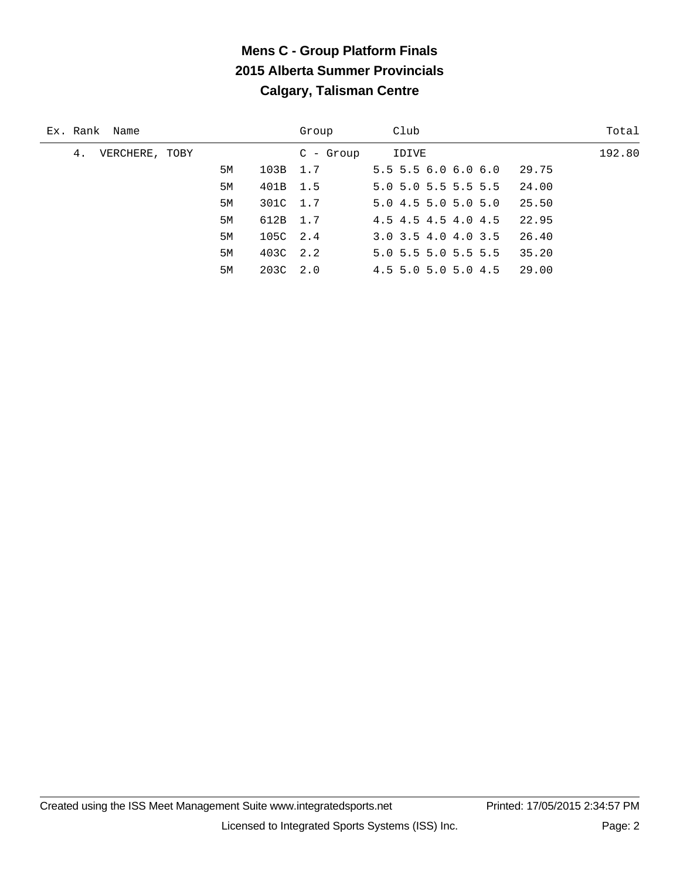# Mens C - Group Platform Finals
## 2015 Alberta Summer Provincials
## Calgary, Talisman Centre

| Ex. | Rank | Name | | | Group | Club | | Total |
|---|---|---|---|---|---|---|---|---|
| | 4. | VERCHERE, TOBY | | | C - Group | IDIVE | | 192.80 |
| | | | 5M | 103B | 1.7 | 5.5 5.5 6.0 6.0 6.0 | 29.75 | |
| | | | 5M | 401B | 1.5 | 5.0 5.0 5.5 5.5 5.5 | 24.00 | |
| | | | 5M | 301C | 1.7 | 5.0 4.5 5.0 5.0 5.0 | 25.50 | |
| | | | 5M | 612B | 1.7 | 4.5 4.5 4.5 4.0 4.5 | 22.95 | |
| | | | 5M | 105C | 2.4 | 3.0 3.5 4.0 4.0 3.5 | 26.40 | |
| | | | 5M | 403C | 2.2 | 5.0 5.5 5.0 5.5 5.5 | 35.20 | |
| | | | 5M | 203C | 2.0 | 4.5 5.0 5.0 5.0 4.5 | 29.00 | |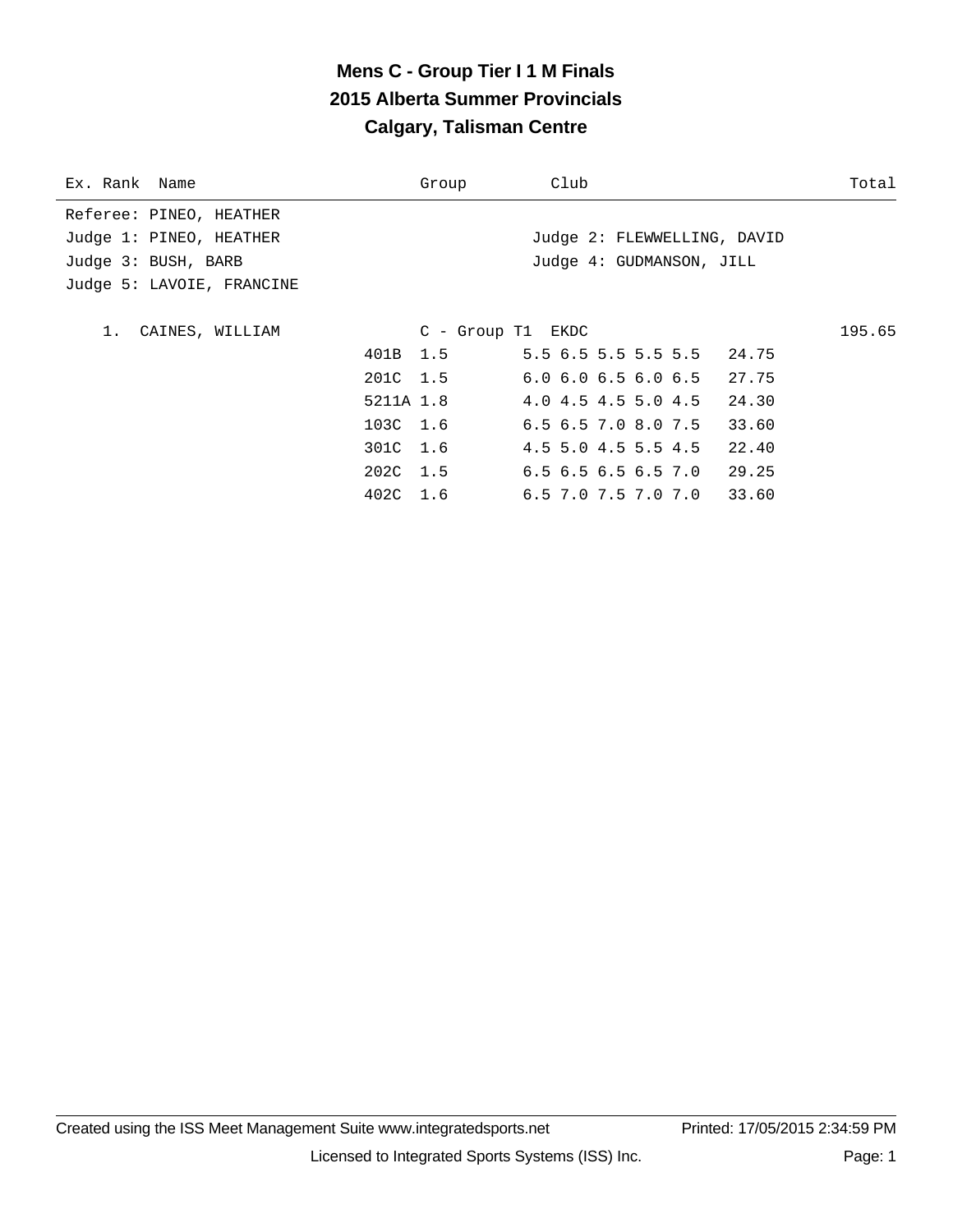# Mens C - Group Tier I 1 M Finals
## 2015 Alberta Summer Provincials
## Calgary, Talisman Centre

| Ex. Rank | Name | Group | Club | Total |
|---|---|---|---|---|

Referee: PINEO, HEATHER
Judge 1: PINEO, HEATHER
Judge 2: FLEWWELLING, DAVID
Judge 3: BUSH, BARB
Judge 4: GUDMANSON, JILL
Judge 5: LAVOIE, FRANCINE

| Ex. Rank | Name | Group | Club | Total |
|---|---|---|---|---|
| 1. | CAINES, WILLIAM | C - Group T1 | EKDC | 195.65 |

| Dive | DD | Scores | Points |
|---|---|---|---|
| 401B | 1.5 | 5.5 6.5 5.5 5.5 5.5 | 24.75 |
| 201C | 1.5 | 6.0 6.0 6.5 6.0 6.5 | 27.75 |
| 5211A | 1.8 | 4.0 4.5 4.5 5.0 4.5 | 24.30 |
| 103C | 1.6 | 6.5 6.5 7.0 8.0 7.5 | 33.60 |
| 301C | 1.6 | 4.5 5.0 4.5 5.5 4.5 | 22.40 |
| 202C | 1.5 | 6.5 6.5 6.5 6.5 7.0 | 29.25 |
| 402C | 1.6 | 6.5 7.0 7.5 7.0 7.0 | 33.60 |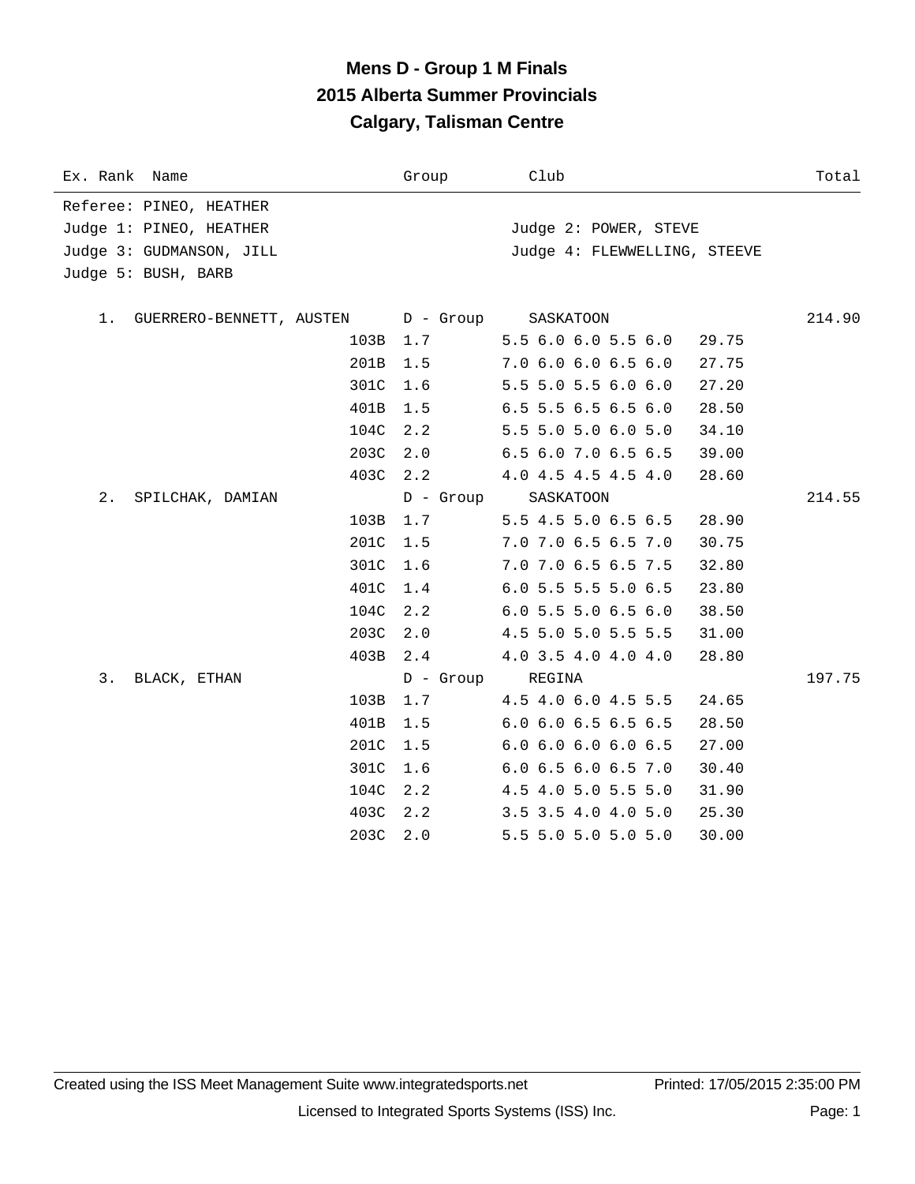# Mens D - Group 1 M Finals
## 2015 Alberta Summer Provincials
## Calgary, Talisman Centre

Referee: PINEO, HEATHER

Judge 1: PINEO, HEATHER

Judge 2: POWER, STEVE

Judge 3: GUDMANSON, JILL

Judge 4: FLEWWELLING, STEEVE

Judge 5: BUSH, BARB

| Ex. | Rank | Name | Dive | DD | Group | Club | Scores | Points | Total |
|---|---|---|---|---|---|---|---|---|---|
| | 1. | GUERRERO-BENNETT, AUSTEN | | | D - Group | SASKATOON | | | 214.90 |
| | | | 103B | 1.7 | | | 5.5 6.0 6.0 5.5 6.0 | 29.75 | |
| | | | 201B | 1.5 | | | 7.0 6.0 6.0 6.5 6.0 | 27.75 | |
| | | | 301C | 1.6 | | | 5.5 5.0 5.5 6.0 6.0 | 27.20 | |
| | | | 401B | 1.5 | | | 6.5 5.5 6.5 6.5 6.0 | 28.50 | |
| | | | 104C | 2.2 | | | 5.5 5.0 5.0 6.0 5.0 | 34.10 | |
| | | | 203C | 2.0 | | | 6.5 6.0 7.0 6.5 6.5 | 39.00 | |
| | | | 403C | 2.2 | | | 4.0 4.5 4.5 4.5 4.0 | 28.60 | |
| | 2. | SPILCHAK, DAMIAN | | | D - Group | SASKATOON | | | 214.55 |
| | | | 103B | 1.7 | | | 5.5 4.5 5.0 6.5 6.5 | 28.90 | |
| | | | 201C | 1.5 | | | 7.0 7.0 6.5 6.5 7.0 | 30.75 | |
| | | | 301C | 1.6 | | | 7.0 7.0 6.5 6.5 7.5 | 32.80 | |
| | | | 401C | 1.4 | | | 6.0 5.5 5.5 5.0 6.5 | 23.80 | |
| | | | 104C | 2.2 | | | 6.0 5.5 5.0 6.5 6.0 | 38.50 | |
| | | | 203C | 2.0 | | | 4.5 5.0 5.0 5.5 5.5 | 31.00 | |
| | | | 403B | 2.4 | | | 4.0 3.5 4.0 4.0 4.0 | 28.80 | |
| | 3. | BLACK, ETHAN | | | D - Group | REGINA | | | 197.75 |
| | | | 103B | 1.7 | | | 4.5 4.0 6.0 4.5 5.5 | 24.65 | |
| | | | 401B | 1.5 | | | 6.0 6.0 6.5 6.5 6.5 | 28.50 | |
| | | | 201C | 1.5 | | | 6.0 6.0 6.0 6.0 6.5 | 27.00 | |
| | | | 301C | 1.6 | | | 6.0 6.5 6.0 6.5 7.0 | 30.40 | |
| | | | 104C | 2.2 | | | 4.5 4.0 5.0 5.5 5.0 | 31.90 | |
| | | | 403C | 2.2 | | | 3.5 3.5 4.0 4.0 5.0 | 25.30 | |
| | | | 203C | 2.0 | | | 5.5 5.0 5.0 5.0 5.0 | 30.00 | |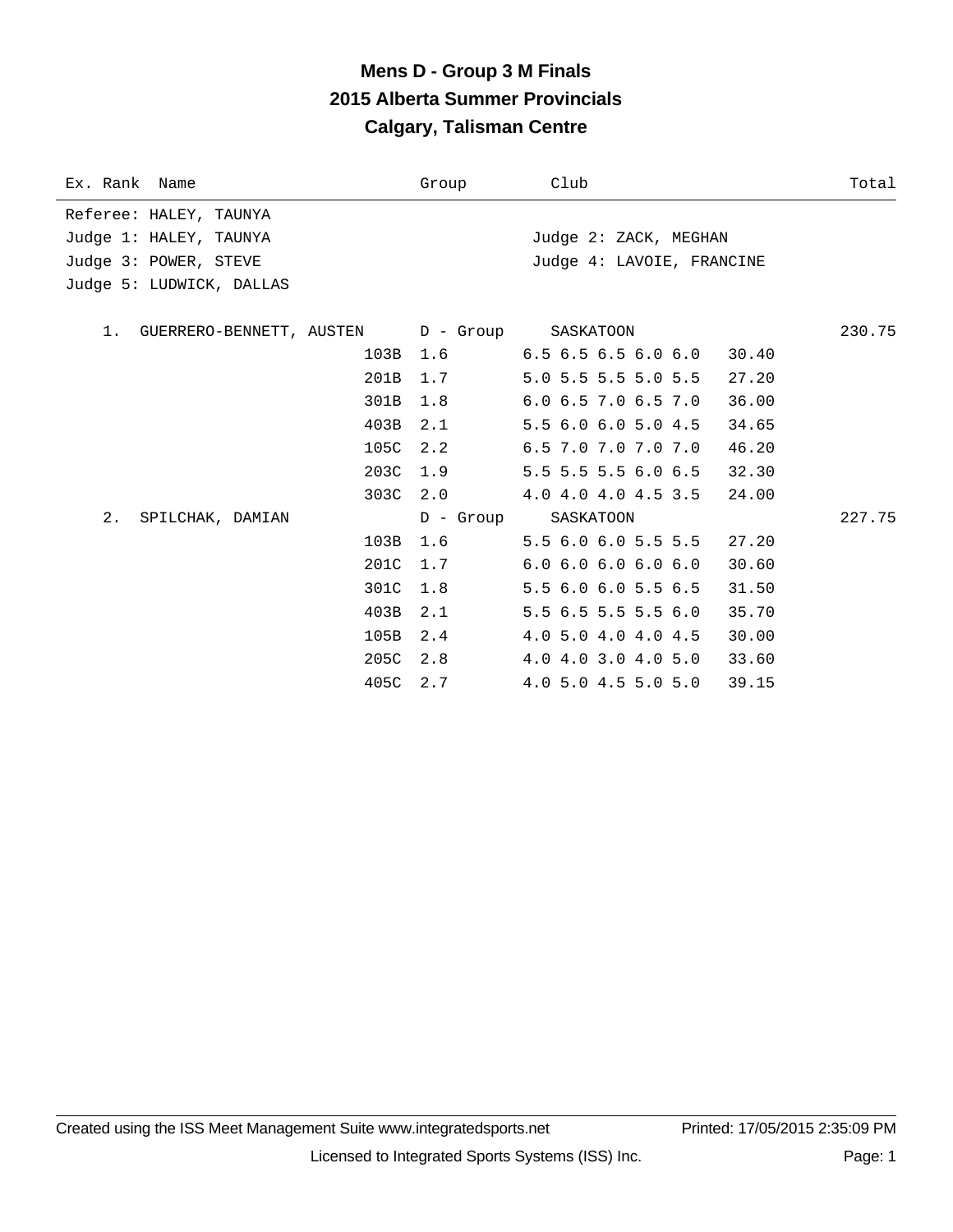# Mens D - Group 3 M Finals
## 2015 Alberta Summer Provincials
## Calgary, Talisman Centre

| Ex. Rank | Name | | Group | Club | | Total |
|---|---|---|---|---|---|---|
| Referee: HALEY, TAUNYA | | | | | | |
| Judge 1: HALEY, TAUNYA | | | | Judge 2: ZACK, MEGHAN | | |
| Judge 3: POWER, STEVE | | | | Judge 4: LAVOIE, FRANCINE | | |
| Judge 5: LUDWICK, DALLAS | | | | | | |
| 1. | GUERRERO-BENNETT, AUSTEN | | D - Group | SASKATOON | | 230.75 |
| | | 103B | 1.6 | 6.5 6.5 6.5 6.0 6.0 | 30.40 | |
| | | 201B | 1.7 | 5.0 5.5 5.5 5.0 5.5 | 27.20 | |
| | | 301B | 1.8 | 6.0 6.5 7.0 6.5 7.0 | 36.00 | |
| | | 403B | 2.1 | 5.5 6.0 6.0 5.0 4.5 | 34.65 | |
| | | 105C | 2.2 | 6.5 7.0 7.0 7.0 7.0 | 46.20 | |
| | | 203C | 1.9 | 5.5 5.5 5.5 6.0 6.5 | 32.30 | |
| | | 303C | 2.0 | 4.0 4.0 4.0 4.5 3.5 | 24.00 | |
| 2. | SPILCHAK, DAMIAN | | D - Group | SASKATOON | | 227.75 |
| | | 103B | 1.6 | 5.5 6.0 6.0 5.5 5.5 | 27.20 | |
| | | 201C | 1.7 | 6.0 6.0 6.0 6.0 6.0 | 30.60 | |
| | | 301C | 1.8 | 5.5 6.0 6.0 5.5 6.5 | 31.50 | |
| | | 403B | 2.1 | 5.5 6.5 5.5 5.5 6.0 | 35.70 | |
| | | 105B | 2.4 | 4.0 5.0 4.0 4.0 4.5 | 30.00 | |
| | | 205C | 2.8 | 4.0 4.0 3.0 4.0 5.0 | 33.60 | |
| | | 405C | 2.7 | 4.0 5.0 4.5 5.0 5.0 | 39.15 | |

Created using the ISS Meet Management Suite www.integratedsports.net    Printed: 17/05/2015 2:35:09 PM

Licensed to Integrated Sports Systems (ISS) Inc.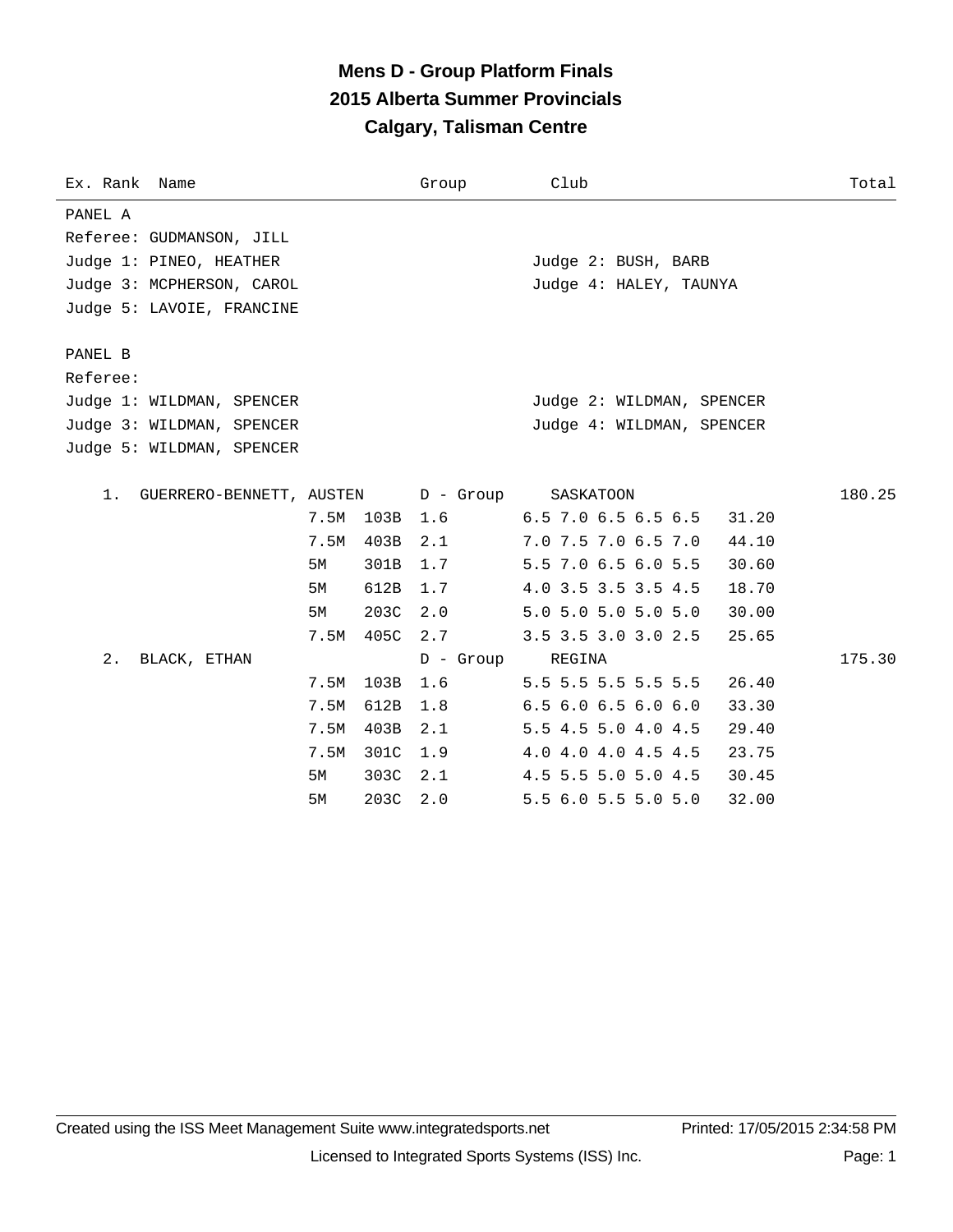# Mens D - Group Platform Finals
## 2015 Alberta Summer Provincials
## Calgary, Talisman Centre

| Ex. Rank | Name | | | | Group | Club | | Total |
|---|---|---|---|---|---|---|---|---|

PANEL A
Referee: GUDMANSON, JILL
Judge 1: PINEO, HEATHER
Judge 2: BUSH, BARB
Judge 3: MCPHERSON, CAROL
Judge 4: HALEY, TAUNYA
Judge 5: LAVOIE, FRANCINE

PANEL B
Referee:
Judge 1: WILDMAN, SPENCER
Judge 2: WILDMAN, SPENCER
Judge 3: WILDMAN, SPENCER
Judge 4: WILDMAN, SPENCER
Judge 5: WILDMAN, SPENCER

| Ex. Rank | Name | Height | Dive | DD | Group / Scores | Club | Points | Total |
|---|---|---|---|---|---|---|---|---|
| 1. | GUERRERO-BENNETT, AUSTEN | | | | D - Group | SASKATOON | | 180.25 |
| | | 7.5M | 103B | 1.6 | 6.5 7.0 6.5 6.5 6.5 | | 31.20 | |
| | | 7.5M | 403B | 2.1 | 7.0 7.5 7.0 6.5 7.0 | | 44.10 | |
| | | 5M | 301B | 1.7 | 5.5 7.0 6.5 6.0 5.5 | | 30.60 | |
| | | 5M | 612B | 1.7 | 4.0 3.5 3.5 3.5 4.5 | | 18.70 | |
| | | 5M | 203C | 2.0 | 5.0 5.0 5.0 5.0 5.0 | | 30.00 | |
| | | 7.5M | 405C | 2.7 | 3.5 3.5 3.0 3.0 2.5 | | 25.65 | |
| 2. | BLACK, ETHAN | | | | D - Group | REGINA | | 175.30 |
| | | 7.5M | 103B | 1.6 | 5.5 5.5 5.5 5.5 5.5 | | 26.40 | |
| | | 7.5M | 612B | 1.8 | 6.5 6.0 6.5 6.0 6.0 | | 33.30 | |
| | | 7.5M | 403B | 2.1 | 5.5 4.5 5.0 4.0 4.5 | | 29.40 | |
| | | 7.5M | 301C | 1.9 | 4.0 4.0 4.0 4.5 4.5 | | 23.75 | |
| | | 5M | 303C | 2.1 | 4.5 5.5 5.0 5.0 4.5 | | 30.45 | |
| | | 5M | 203C | 2.0 | 5.5 6.0 5.5 5.0 5.0 | | 32.00 | |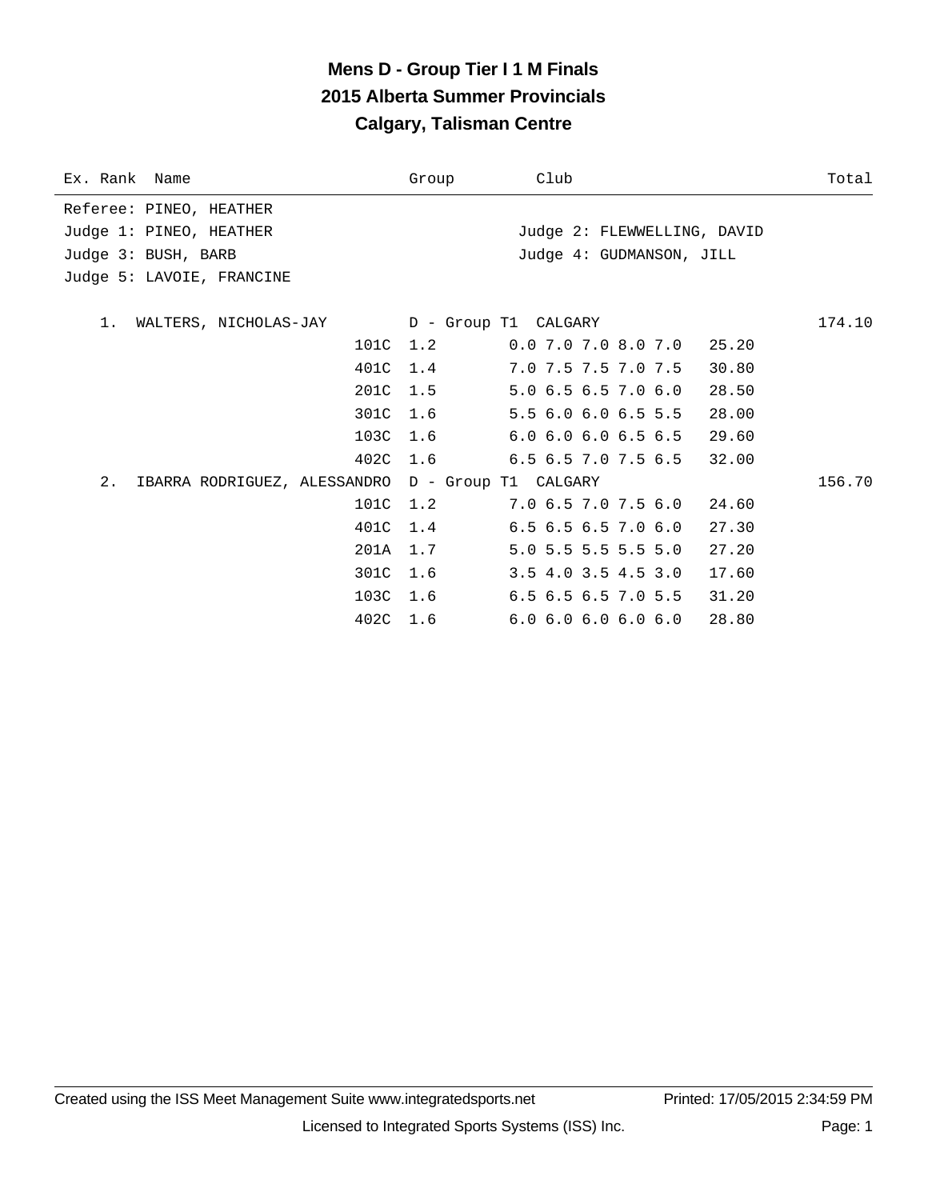# Mens D - Group Tier I 1 M Finals
## 2015 Alberta Summer Provincials
## Calgary, Talisman Centre

| Ex. Rank | Name | Group | Club | Total |
|---|---|---|---|---|

Referee: PINEO, HEATHER
Judge 1: PINEO, HEATHER
Judge 2: FLEWWELLING, DAVID
Judge 3: BUSH, BARB
Judge 4: GUDMANSON, JILL
Judge 5: LAVOIE, FRANCINE

| Rank | Name | Dive | DD | Scores | Points | Group | Club | Total |
|---|---|---|---|---|---|---|---|---|
| 1. | WALTERS, NICHOLAS-JAY | | | | | D - Group T1 | CALGARY | 174.10 |
| | | 101C | 1.2 | 0.0 7.0 7.0 8.0 7.0 | 25.20 | | | |
| | | 401C | 1.4 | 7.0 7.5 7.5 7.0 7.5 | 30.80 | | | |
| | | 201C | 1.5 | 5.0 6.5 6.5 7.0 6.0 | 28.50 | | | |
| | | 301C | 1.6 | 5.5 6.0 6.0 6.5 5.5 | 28.00 | | | |
| | | 103C | 1.6 | 6.0 6.0 6.0 6.5 6.5 | 29.60 | | | |
| | | 402C | 1.6 | 6.5 6.5 7.0 7.5 6.5 | 32.00 | | | |
| 2. | IBARRA RODRIGUEZ, ALESSANDRO | | | | | D - Group T1 | CALGARY | 156.70 |
| | | 101C | 1.2 | 7.0 6.5 7.0 7.5 6.0 | 24.60 | | | |
| | | 401C | 1.4 | 6.5 6.5 6.5 7.0 6.0 | 27.30 | | | |
| | | 201A | 1.7 | 5.0 5.5 5.5 5.5 5.0 | 27.20 | | | |
| | | 301C | 1.6 | 3.5 4.0 3.5 4.5 3.0 | 17.60 | | | |
| | | 103C | 1.6 | 6.5 6.5 6.5 7.0 5.5 | 31.20 | | | |
| | | 402C | 1.6 | 6.0 6.0 6.0 6.0 6.0 | 28.80 | | | |

Created using the ISS Meet Management Suite www.integratedsports.net    Printed: 17/05/2015 2:34:59 PM

Licensed to Integrated Sports Systems (ISS) Inc.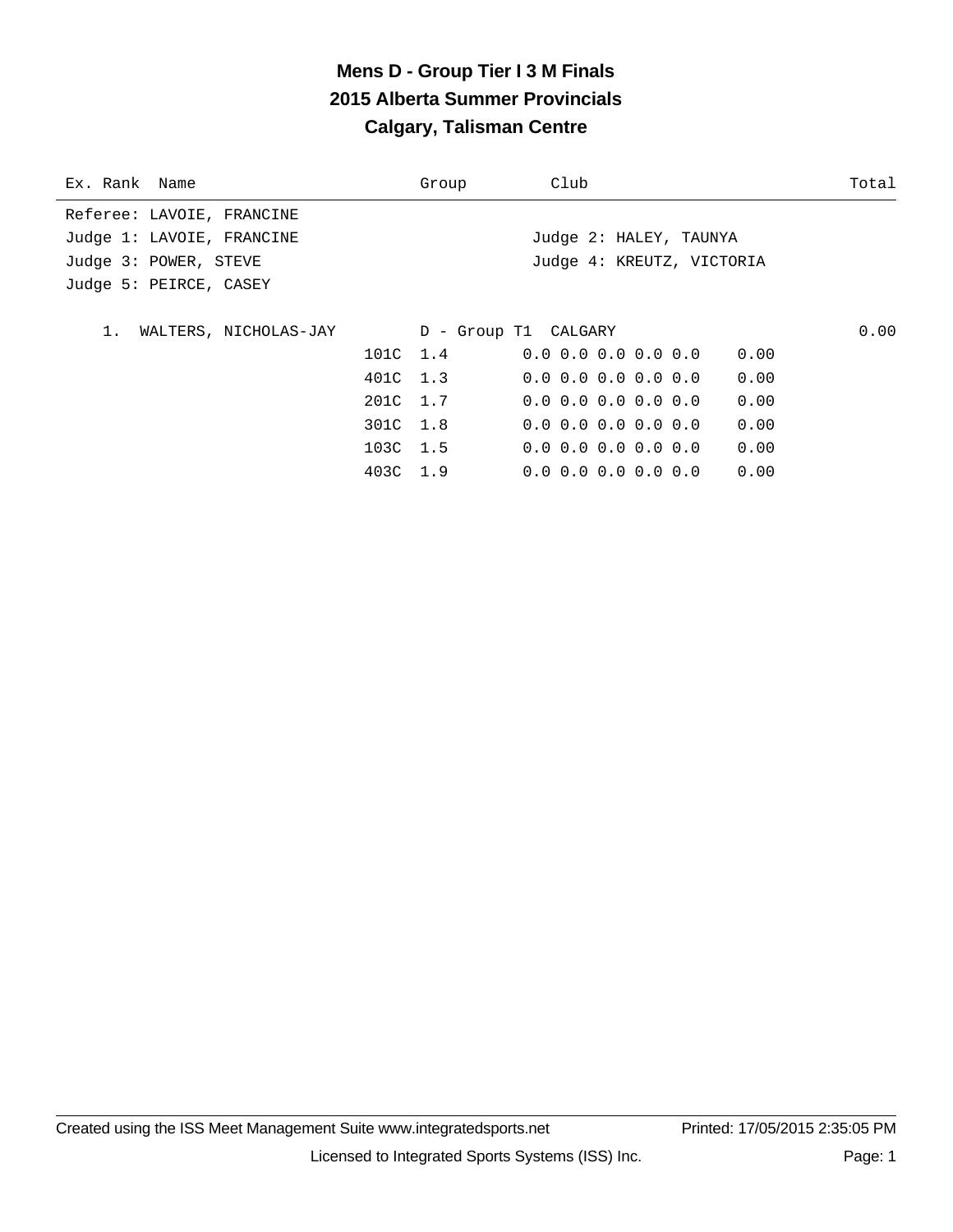# Mens D - Group Tier I 3 M Finals
## 2015 Alberta Summer Provincials
## Calgary, Talisman Centre

| Ex. Rank | Name | | Group | Club | | Total |
|---|---|---|---|---|---|---|
| Referee: LAVOIE, FRANCINE | | | | | | |
| Judge 1: LAVOIE, FRANCINE | | | | Judge 2: HALEY, TAUNYA | | |
| Judge 3: POWER, STEVE | | | | Judge 4: KREUTZ, VICTORIA | | |
| Judge 5: PEIRCE, CASEY | | | | | | |
| 1. | WALTERS, NICHOLAS-JAY | | D - Group T1 | CALGARY | | 0.00 |
| | | 101C | 1.4 | 0.0 0.0 0.0 0.0 0.0 | 0.00 | |
| | | 401C | 1.3 | 0.0 0.0 0.0 0.0 0.0 | 0.00 | |
| | | 201C | 1.7 | 0.0 0.0 0.0 0.0 0.0 | 0.00 | |
| | | 301C | 1.8 | 0.0 0.0 0.0 0.0 0.0 | 0.00 | |
| | | 103C | 1.5 | 0.0 0.0 0.0 0.0 0.0 | 0.00 | |
| | | 403C | 1.9 | 0.0 0.0 0.0 0.0 0.0 | 0.00 | |

Created using the ISS Meet Management Suite www.integratedsports.net    Printed: 17/05/2015 2:35:05 PM

Licensed to Integrated Sports Systems (ISS) Inc.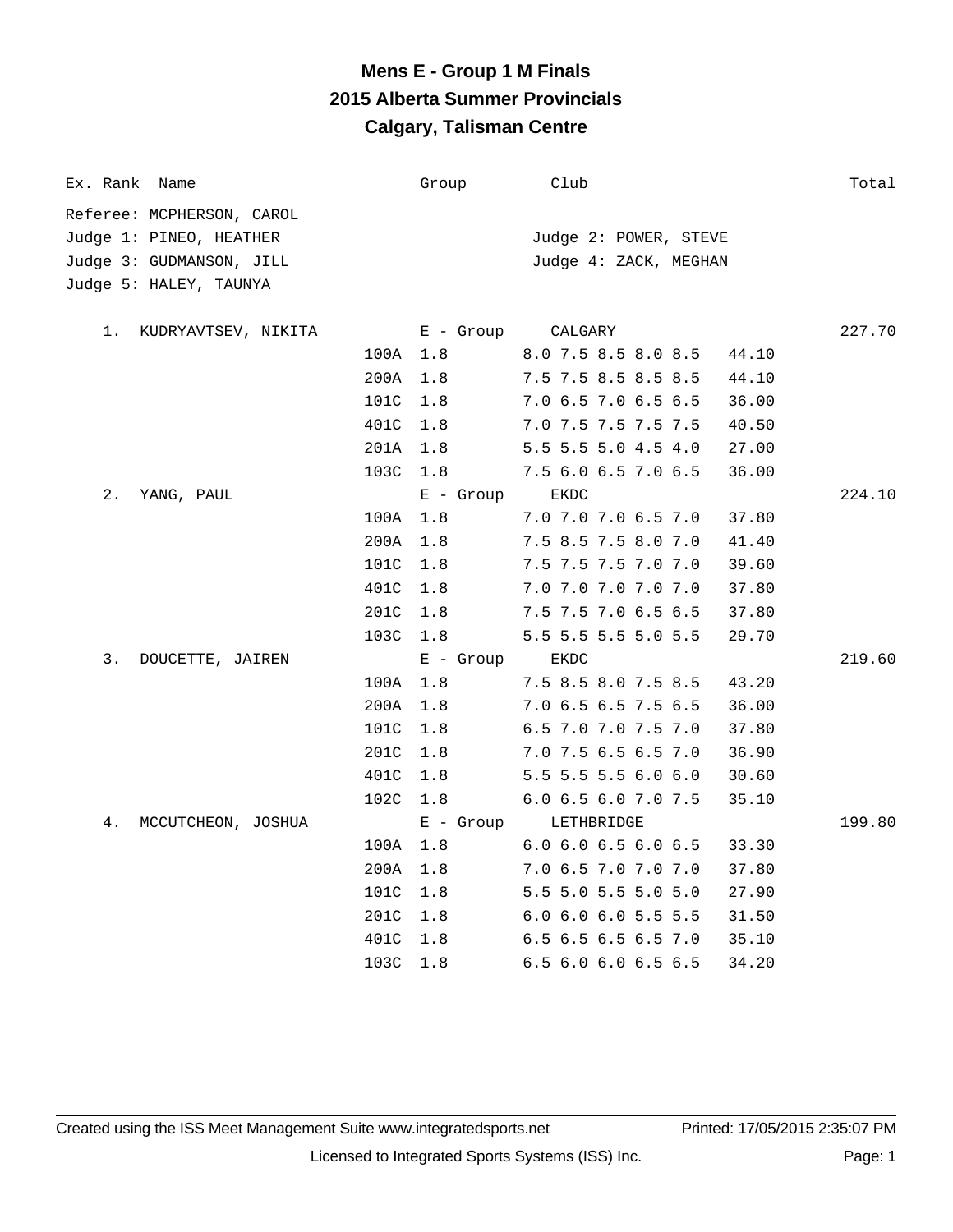# Mens E - Group 1 M Finals
## 2015 Alberta Summer Provincials
## Calgary, Talisman Centre

| Ex. Rank | Name | | Group | Club | | Total |
|---|---|---|---|---|---|---|

Referee: MCPHERSON, CAROL
Judge 1: PINEO, HEATHER — Judge 2: POWER, STEVE
Judge 3: GUDMANSON, JILL — Judge 4: ZACK, MEGHAN
Judge 5: HALEY, TAUNYA

| Ex. Rank | Name | Dive | Group / DD | Club / Scores | Points | Total |
|---|---|---|---|---|---|---|
| 1. | KUDRYAVTSEV, NIKITA | | E - Group | CALGARY | | 227.70 |
| | | 100A | 1.8 | 8.0 7.5 8.5 8.0 8.5 | 44.10 | |
| | | 200A | 1.8 | 7.5 7.5 8.5 8.5 8.5 | 44.10 | |
| | | 101C | 1.8 | 7.0 6.5 7.0 6.5 6.5 | 36.00 | |
| | | 401C | 1.8 | 7.0 7.5 7.5 7.5 7.5 | 40.50 | |
| | | 201A | 1.8 | 5.5 5.5 5.0 4.5 4.0 | 27.00 | |
| | | 103C | 1.8 | 7.5 6.0 6.5 7.0 6.5 | 36.00 | |
| 2. | YANG, PAUL | | E - Group | EKDC | | 224.10 |
| | | 100A | 1.8 | 7.0 7.0 7.0 6.5 7.0 | 37.80 | |
| | | 200A | 1.8 | 7.5 8.5 7.5 8.0 7.0 | 41.40 | |
| | | 101C | 1.8 | 7.5 7.5 7.5 7.0 7.0 | 39.60 | |
| | | 401C | 1.8 | 7.0 7.0 7.0 7.0 7.0 | 37.80 | |
| | | 201C | 1.8 | 7.5 7.5 7.0 6.5 6.5 | 37.80 | |
| | | 103C | 1.8 | 5.5 5.5 5.5 5.0 5.5 | 29.70 | |
| 3. | DOUCETTE, JAIREN | | E - Group | EKDC | | 219.60 |
| | | 100A | 1.8 | 7.5 8.5 8.0 7.5 8.5 | 43.20 | |
| | | 200A | 1.8 | 7.0 6.5 6.5 7.5 6.5 | 36.00 | |
| | | 101C | 1.8 | 6.5 7.0 7.0 7.5 7.0 | 37.80 | |
| | | 201C | 1.8 | 7.0 7.5 6.5 6.5 7.0 | 36.90 | |
| | | 401C | 1.8 | 5.5 5.5 5.5 6.0 6.0 | 30.60 | |
| | | 102C | 1.8 | 6.0 6.5 6.0 7.0 7.5 | 35.10 | |
| 4. | MCCUTCHEON, JOSHUA | | E - Group | LETHBRIDGE | | 199.80 |
| | | 100A | 1.8 | 6.0 6.0 6.5 6.0 6.5 | 33.30 | |
| | | 200A | 1.8 | 7.0 6.5 7.0 7.0 7.0 | 37.80 | |
| | | 101C | 1.8 | 5.5 5.0 5.5 5.0 5.0 | 27.90 | |
| | | 201C | 1.8 | 6.0 6.0 6.0 5.5 5.5 | 31.50 | |
| | | 401C | 1.8 | 6.5 6.5 6.5 6.5 7.0 | 35.10 | |
| | | 103C | 1.8 | 6.5 6.0 6.0 6.5 6.5 | 34.20 | |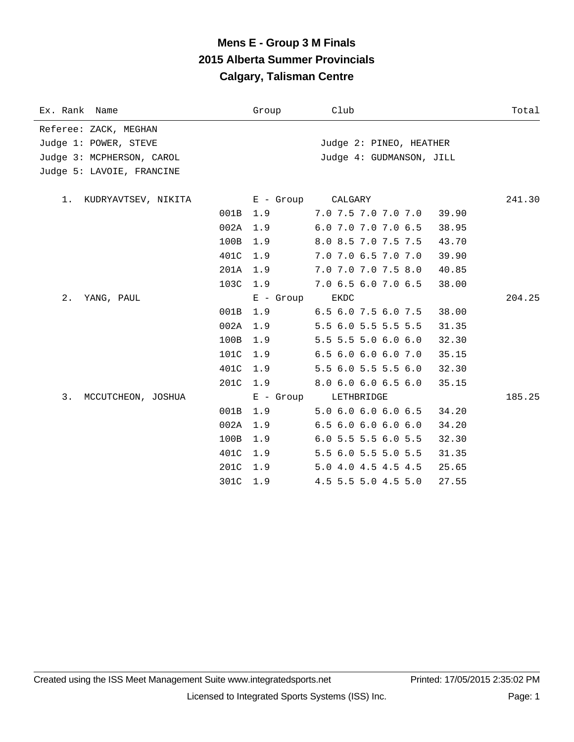# Mens E - Group 3 M Finals
## 2015 Alberta Summer Provincials
## Calgary, Talisman Centre

| Ex. Rank | Name | | Group | Club | | Total |
|---|---|---|---|---|---|---|
| Referee: ZACK, MEGHAN | | | | | | |
| Judge 1: POWER, STEVE | | | | Judge 2: PINEO, HEATHER | | |
| Judge 3: MCPHERSON, CAROL | | | | Judge 4: GUDMANSON, JILL | | |
| Judge 5: LAVOIE, FRANCINE | | | | | | |
| 1. | KUDRYAVTSEV, NIKITA | | E - Group | CALGARY | | 241.30 |
| | | 001B | 1.9 | 7.0 7.5 7.0 7.0 7.0 | 39.90 | |
| | | 002A | 1.9 | 6.0 7.0 7.0 7.0 6.5 | 38.95 | |
| | | 100B | 1.9 | 8.0 8.5 7.0 7.5 7.5 | 43.70 | |
| | | 401C | 1.9 | 7.0 7.0 6.5 7.0 7.0 | 39.90 | |
| | | 201A | 1.9 | 7.0 7.0 7.0 7.5 8.0 | 40.85 | |
| | | 103C | 1.9 | 7.0 6.5 6.0 7.0 6.5 | 38.00 | |
| 2. | YANG, PAUL | | E - Group | EKDC | | 204.25 |
| | | 001B | 1.9 | 6.5 6.0 7.5 6.0 7.5 | 38.00 | |
| | | 002A | 1.9 | 5.5 6.0 5.5 5.5 5.5 | 31.35 | |
| | | 100B | 1.9 | 5.5 5.5 5.0 6.0 6.0 | 32.30 | |
| | | 101C | 1.9 | 6.5 6.0 6.0 6.0 7.0 | 35.15 | |
| | | 401C | 1.9 | 5.5 6.0 5.5 5.5 6.0 | 32.30 | |
| | | 201C | 1.9 | 8.0 6.0 6.0 6.5 6.0 | 35.15 | |
| 3. | MCCUTCHEON, JOSHUA | | E - Group | LETHBRIDGE | | 185.25 |
| | | 001B | 1.9 | 5.0 6.0 6.0 6.0 6.5 | 34.20 | |
| | | 002A | 1.9 | 6.5 6.0 6.0 6.0 6.0 | 34.20 | |
| | | 100B | 1.9 | 6.0 5.5 5.5 6.0 5.5 | 32.30 | |
| | | 401C | 1.9 | 5.5 6.0 5.5 5.0 5.5 | 31.35 | |
| | | 201C | 1.9 | 5.0 4.0 4.5 4.5 4.5 | 25.65 | |
| | | 301C | 1.9 | 4.5 5.5 5.0 4.5 5.0 | 27.55 | |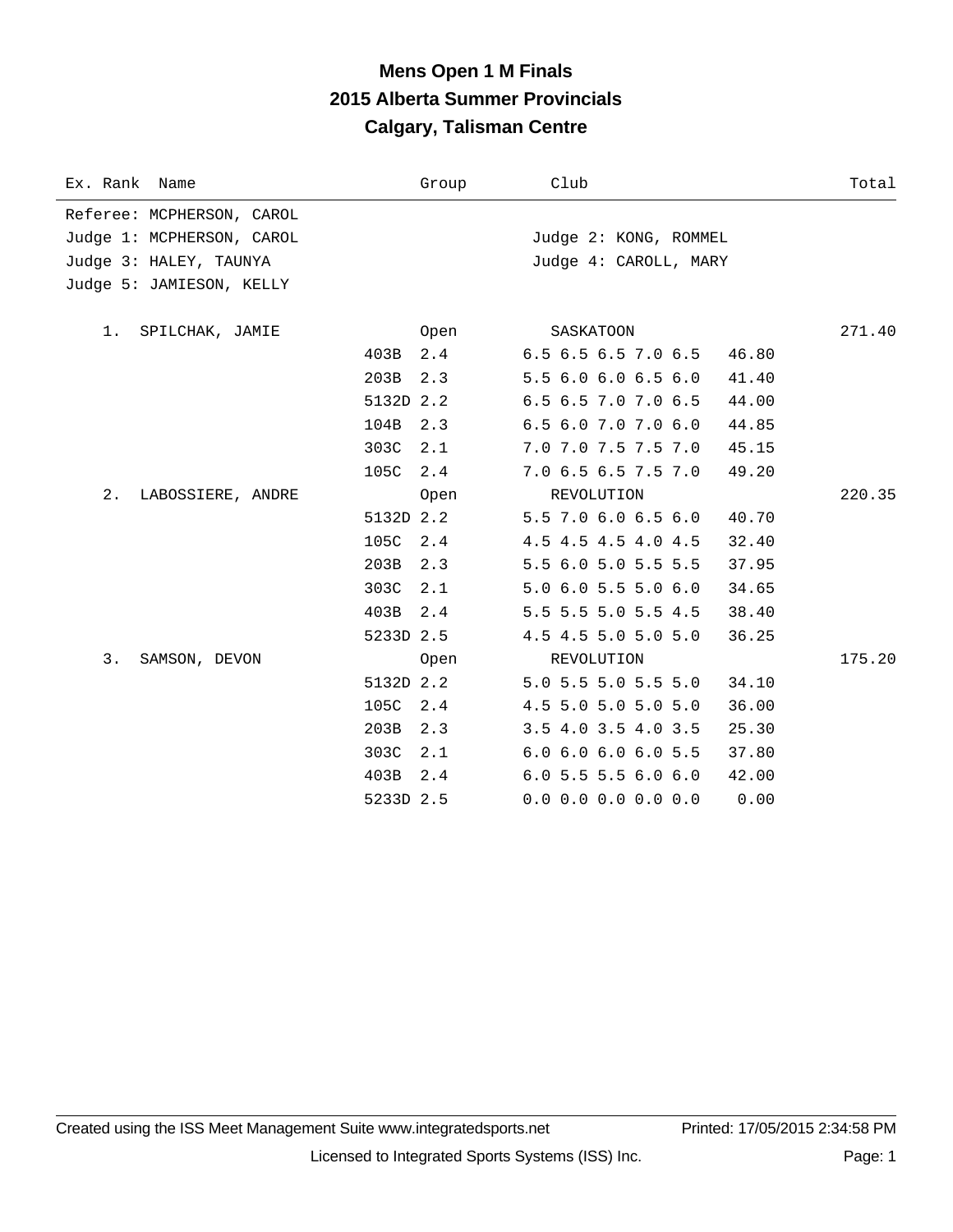# Mens Open 1 M Finals
## 2015 Alberta Summer Provincials
## Calgary, Talisman Centre

| Ex. Rank | Name | Group | Club | | Total |
|---|---|---|---|---|---|
| Referee: MCPHERSON, CAROL | | | | | |
| Judge 1: MCPHERSON, CAROL | | | Judge 2: KONG, ROMMEL | | |
| Judge 3: HALEY, TAUNYA | | | Judge 4: CAROLL, MARY | | |
| Judge 5: JAMIESON, KELLY | | | | | |
| 1. | SPILCHAK, JAMIE | Open | SASKATOON | | 271.40 |
| | 403B | 2.4 | 6.5 6.5 6.5 7.0 6.5 | 46.80 | |
| | 203B | 2.3 | 5.5 6.0 6.0 6.5 6.0 | 41.40 | |
| | 5132D | 2.2 | 6.5 6.5 7.0 7.0 6.5 | 44.00 | |
| | 104B | 2.3 | 6.5 6.0 7.0 7.0 6.0 | 44.85 | |
| | 303C | 2.1 | 7.0 7.0 7.5 7.5 7.0 | 45.15 | |
| | 105C | 2.4 | 7.0 6.5 6.5 7.5 7.0 | 49.20 | |
| 2. | LABOSSIERE, ANDRE | Open | REVOLUTION | | 220.35 |
| | 5132D | 2.2 | 5.5 7.0 6.0 6.5 6.0 | 40.70 | |
| | 105C | 2.4 | 4.5 4.5 4.5 4.0 4.5 | 32.40 | |
| | 203B | 2.3 | 5.5 6.0 5.0 5.5 5.5 | 37.95 | |
| | 303C | 2.1 | 5.0 6.0 5.5 5.0 6.0 | 34.65 | |
| | 403B | 2.4 | 5.5 5.5 5.0 5.5 4.5 | 38.40 | |
| | 5233D | 2.5 | 4.5 4.5 5.0 5.0 5.0 | 36.25 | |
| 3. | SAMSON, DEVON | Open | REVOLUTION | | 175.20 |
| | 5132D | 2.2 | 5.0 5.5 5.0 5.5 5.0 | 34.10 | |
| | 105C | 2.4 | 4.5 5.0 5.0 5.0 5.0 | 36.00 | |
| | 203B | 2.3 | 3.5 4.0 3.5 4.0 3.5 | 25.30 | |
| | 303C | 2.1 | 6.0 6.0 6.0 6.0 5.5 | 37.80 | |
| | 403B | 2.4 | 6.0 5.5 5.5 6.0 6.0 | 42.00 | |
| | 5233D | 2.5 | 0.0 0.0 0.0 0.0 0.0 | 0.00 | |

Created using the ISS Meet Management Suite www.integratedsports.net — Printed: 17/05/2015 2:34:58 PM

Licensed to Integrated Sports Systems (ISS) Inc.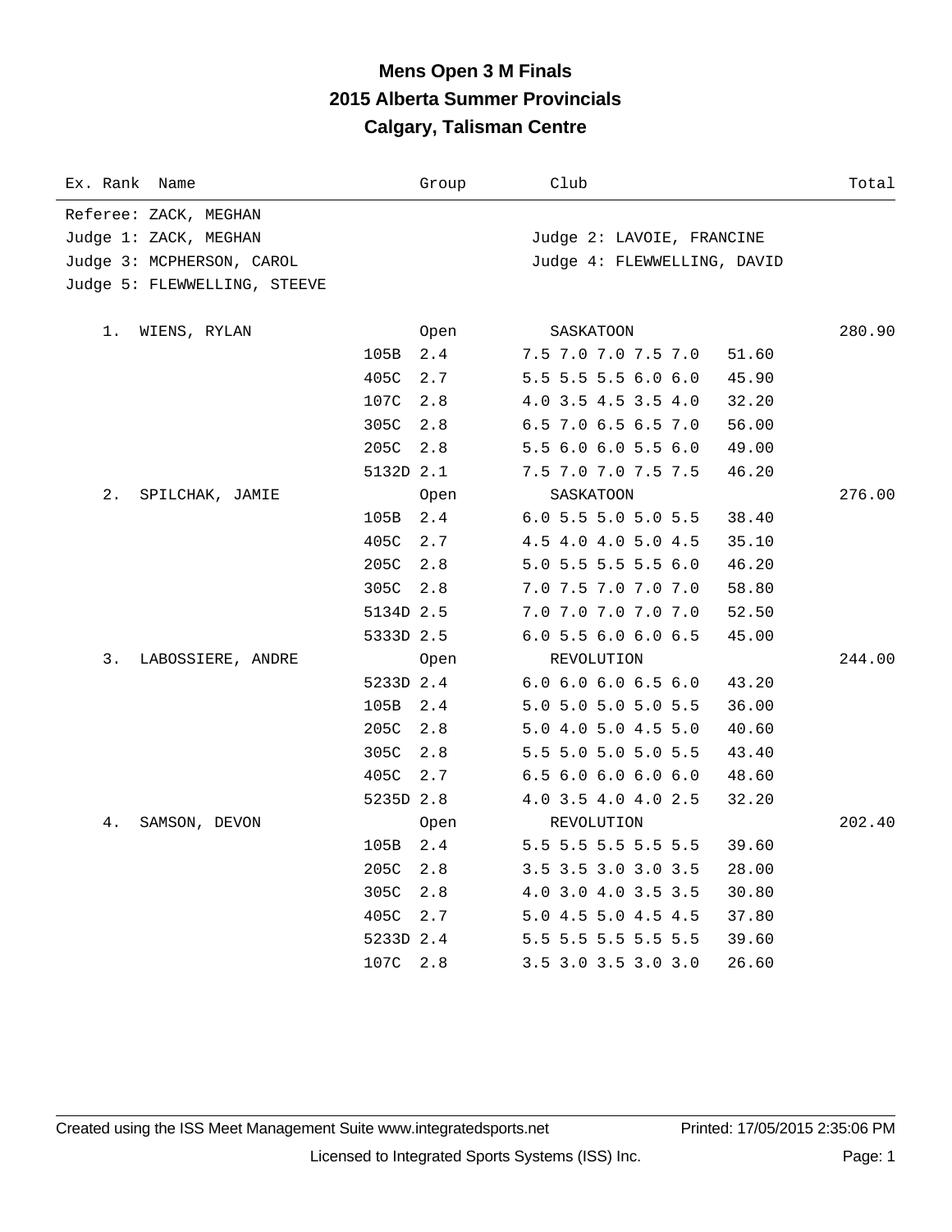# Mens Open 3 M Finals
## 2015 Alberta Summer Provincials
## Calgary, Talisman Centre

| Ex. Rank | Name | Group | Club | Total |
|---|---|---|---|---|

Referee: ZACK, MEGHAN
Judge 1: ZACK, MEGHAN — Judge 2: LAVOIE, FRANCINE
Judge 3: MCPHERSON, CAROL — Judge 4: FLEWWELLING, DAVID
Judge 5: FLEWWELLING, STEEVE

| Rank | Name | Dive | DD | Group / Scores | Club / Points | Total |
|---|---|---|---|---|---|---|
| 1. | WIENS, RYLAN | | | Open | SASKATOON | 280.90 |
| | | 105B | 2.4 | 7.5 7.0 7.0 7.5 7.0 | 51.60 | |
| | | 405C | 2.7 | 5.5 5.5 5.5 6.0 6.0 | 45.90 | |
| | | 107C | 2.8 | 4.0 3.5 4.5 3.5 4.0 | 32.20 | |
| | | 305C | 2.8 | 6.5 7.0 6.5 6.5 7.0 | 56.00 | |
| | | 205C | 2.8 | 5.5 6.0 6.0 5.5 6.0 | 49.00 | |
| | | 5132D | 2.1 | 7.5 7.0 7.0 7.5 7.5 | 46.20 | |
| 2. | SPILCHAK, JAMIE | | | Open | SASKATOON | 276.00 |
| | | 105B | 2.4 | 6.0 5.5 5.0 5.0 5.5 | 38.40 | |
| | | 405C | 2.7 | 4.5 4.0 4.0 5.0 4.5 | 35.10 | |
| | | 205C | 2.8 | 5.0 5.5 5.5 5.5 6.0 | 46.20 | |
| | | 305C | 2.8 | 7.0 7.5 7.0 7.0 7.0 | 58.80 | |
| | | 5134D | 2.5 | 7.0 7.0 7.0 7.0 7.0 | 52.50 | |
| | | 5333D | 2.5 | 6.0 5.5 6.0 6.0 6.5 | 45.00 | |
| 3. | LABOSSIERE, ANDRE | | | Open | REVOLUTION | 244.00 |
| | | 5233D | 2.4 | 6.0 6.0 6.0 6.5 6.0 | 43.20 | |
| | | 105B | 2.4 | 5.0 5.0 5.0 5.0 5.5 | 36.00 | |
| | | 205C | 2.8 | 5.0 4.0 5.0 4.5 5.0 | 40.60 | |
| | | 305C | 2.8 | 5.5 5.0 5.0 5.0 5.5 | 43.40 | |
| | | 405C | 2.7 | 6.5 6.0 6.0 6.0 6.0 | 48.60 | |
| | | 5235D | 2.8 | 4.0 3.5 4.0 4.0 2.5 | 32.20 | |
| 4. | SAMSON, DEVON | | | Open | REVOLUTION | 202.40 |
| | | 105B | 2.4 | 5.5 5.5 5.5 5.5 5.5 | 39.60 | |
| | | 205C | 2.8 | 3.5 3.5 3.0 3.0 3.5 | 28.00 | |
| | | 305C | 2.8 | 4.0 3.0 4.0 3.5 3.5 | 30.80 | |
| | | 405C | 2.7 | 5.0 4.5 5.0 4.5 4.5 | 37.80 | |
| | | 5233D | 2.4 | 5.5 5.5 5.5 5.5 5.5 | 39.60 | |
| | | 107C | 2.8 | 3.5 3.0 3.5 3.0 3.0 | 26.60 | |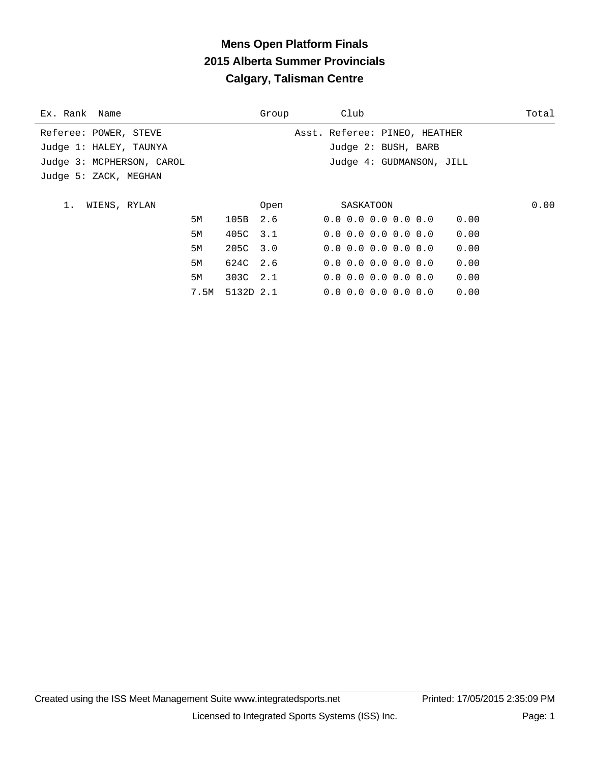# Mens Open Platform Finals
## 2015 Alberta Summer Provincials
## Calgary, Talisman Centre

| Ex. | Rank | Name | | | | Group | Club | | Total |
|---|---|---|---|---|---|---|---|---|---|
| Referee: POWER, STEVE | | | | | | | Asst. Referee: PINEO, HEATHER | | |
| Judge 1: HALEY, TAUNYA | | | | | | | Judge 2: BUSH, BARB | | |
| Judge 3: MCPHERSON, CAROL | | | | | | | Judge 4: GUDMANSON, JILL | | |
| Judge 5: ZACK, MEGHAN | | | | | | | | | |
| | 1. | WIENS, RYLAN | | | | Open | SASKATOON | | 0.00 |
| | | | 5M | 105B | 2.6 | | 0.0 0.0 0.0 0.0 0.0 | 0.00 | |
| | | | 5M | 405C | 3.1 | | 0.0 0.0 0.0 0.0 0.0 | 0.00 | |
| | | | 5M | 205C | 3.0 | | 0.0 0.0 0.0 0.0 0.0 | 0.00 | |
| | | | 5M | 624C | 2.6 | | 0.0 0.0 0.0 0.0 0.0 | 0.00 | |
| | | | 5M | 303C | 2.1 | | 0.0 0.0 0.0 0.0 0.0 | 0.00 | |
| | | | 7.5M | 5132D | 2.1 | | 0.0 0.0 0.0 0.0 0.0 | 0.00 | |

Created using the ISS Meet Management Suite www.integratedsports.net    Printed: 17/05/2015 2:35:09 PM

Licensed to Integrated Sports Systems (ISS) Inc.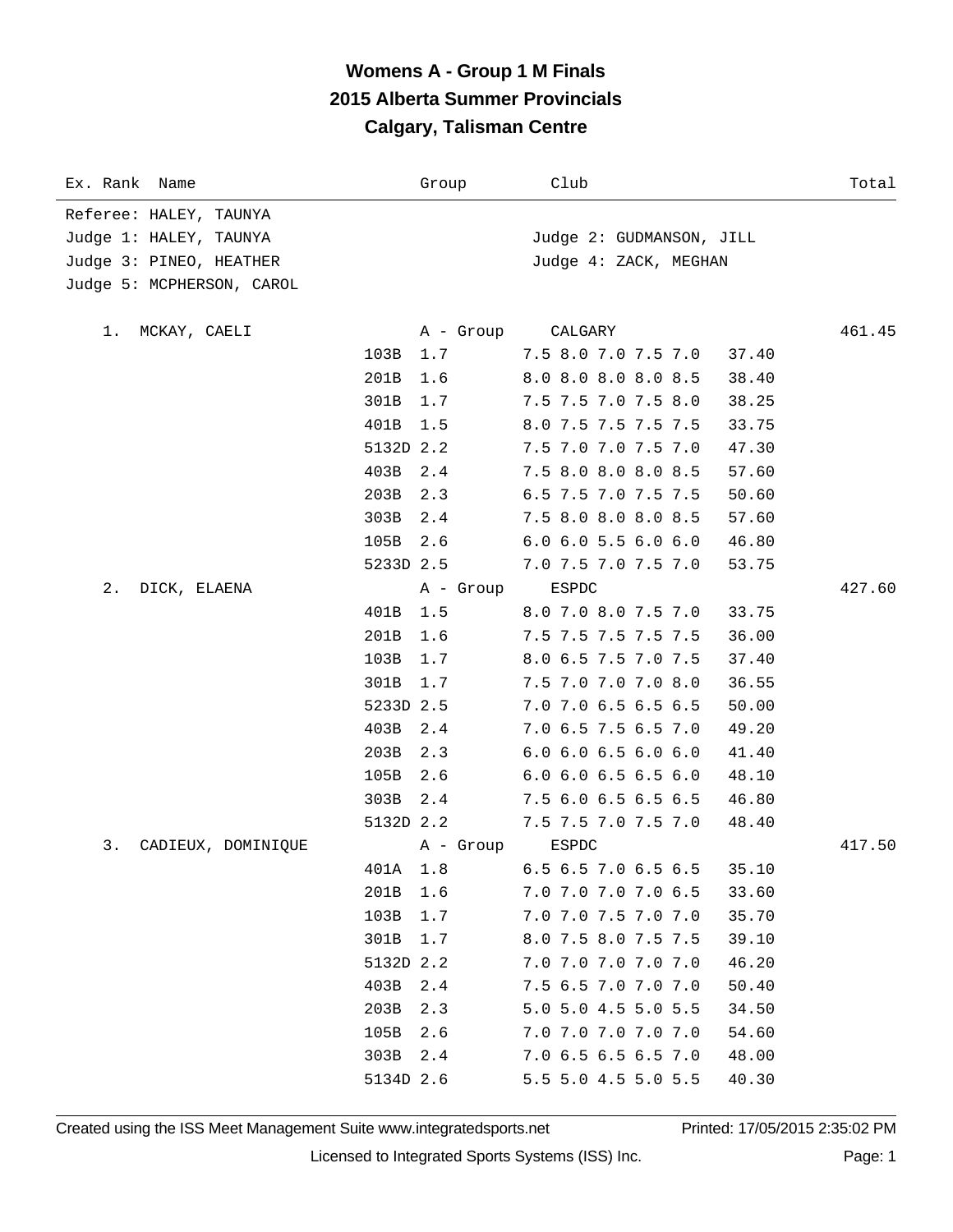# Womens A - Group 1 M Finals

## 2015 Alberta Summer Provincials

## Calgary, Talisman Centre

| Ex. Rank | Name | Group | Club | | Total |
|---|---|---|---|---|---|
| Referee: HALEY, TAUNYA | | | | | |
| Judge 1: HALEY, TAUNYA | | | Judge 2: GUDMANSON, JILL | | |
| Judge 3: PINEO, HEATHER | | | Judge 4: ZACK, MEGHAN | | |
| Judge 5: MCPHERSON, CAROL | | | | | |
| 1. | MCKAY, CAELI | A - Group | CALGARY | | 461.45 |
| | 103B | 1.7 | 7.5 8.0 7.0 7.5 7.0 | 37.40 | |
| | 201B | 1.6 | 8.0 8.0 8.0 8.0 8.5 | 38.40 | |
| | 301B | 1.7 | 7.5 7.5 7.0 7.5 8.0 | 38.25 | |
| | 401B | 1.5 | 8.0 7.5 7.5 7.5 7.5 | 33.75 | |
| | 5132D | 2.2 | 7.5 7.0 7.0 7.5 7.0 | 47.30 | |
| | 403B | 2.4 | 7.5 8.0 8.0 8.0 8.5 | 57.60 | |
| | 203B | 2.3 | 6.5 7.5 7.0 7.5 7.5 | 50.60 | |
| | 303B | 2.4 | 7.5 8.0 8.0 8.0 8.5 | 57.60 | |
| | 105B | 2.6 | 6.0 6.0 5.5 6.0 6.0 | 46.80 | |
| | 5233D | 2.5 | 7.0 7.5 7.0 7.5 7.0 | 53.75 | |
| 2. | DICK, ELAENA | A - Group | ESPDC | | 427.60 |
| | 401B | 1.5 | 8.0 7.0 8.0 7.5 7.0 | 33.75 | |
| | 201B | 1.6 | 7.5 7.5 7.5 7.5 7.5 | 36.00 | |
| | 103B | 1.7 | 8.0 6.5 7.5 7.0 7.5 | 37.40 | |
| | 301B | 1.7 | 7.5 7.0 7.0 7.0 8.0 | 36.55 | |
| | 5233D | 2.5 | 7.0 7.0 6.5 6.5 6.5 | 50.00 | |
| | 403B | 2.4 | 7.0 6.5 7.5 6.5 7.0 | 49.20 | |
| | 203B | 2.3 | 6.0 6.0 6.5 6.0 6.0 | 41.40 | |
| | 105B | 2.6 | 6.0 6.0 6.5 6.5 6.0 | 48.10 | |
| | 303B | 2.4 | 7.5 6.0 6.5 6.5 6.5 | 46.80 | |
| | 5132D | 2.2 | 7.5 7.5 7.0 7.5 7.0 | 48.40 | |
| 3. | CADIEUX, DOMINIQUE | A - Group | ESPDC | | 417.50 |
| | 401A | 1.8 | 6.5 6.5 7.0 6.5 6.5 | 35.10 | |
| | 201B | 1.6 | 7.0 7.0 7.0 7.0 6.5 | 33.60 | |
| | 103B | 1.7 | 7.0 7.0 7.5 7.0 7.0 | 35.70 | |
| | 301B | 1.7 | 8.0 7.5 8.0 7.5 7.5 | 39.10 | |
| | 5132D | 2.2 | 7.0 7.0 7.0 7.0 7.0 | 46.20 | |
| | 403B | 2.4 | 7.5 6.5 7.0 7.0 7.0 | 50.40 | |
| | 203B | 2.3 | 5.0 5.0 4.5 5.0 5.5 | 34.50 | |
| | 105B | 2.6 | 7.0 7.0 7.0 7.0 7.0 | 54.60 | |
| | 303B | 2.4 | 7.0 6.5 6.5 6.5 7.0 | 48.00 | |
| | 5134D | 2.6 | 5.5 5.0 4.5 5.0 5.5 | 40.30 | |

Created using the ISS Meet Management Suite www.integratedsports.net Printed: 17/05/2015 2:35:02 PM

Licensed to Integrated Sports Systems (ISS) Inc.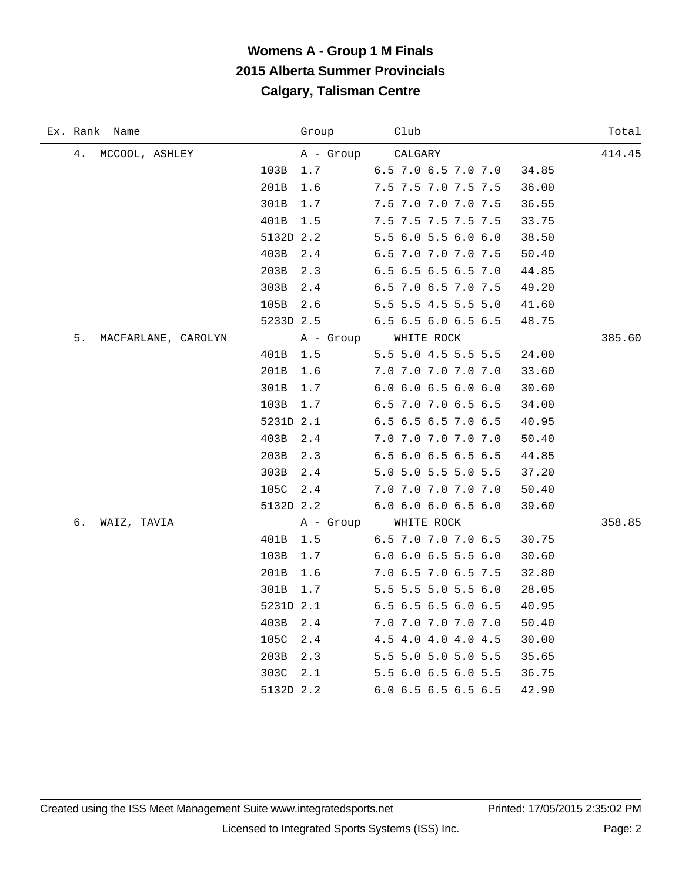# Womens A - Group 1 M Finals
## 2015 Alberta Summer Provincials
## Calgary, Talisman Centre

| Ex. | Rank | Name | Dive | DD | Group / Scores | Club / Points | Total |
|---|---|---|---|---|---|---|---|
| | 4. | MCCOOL, ASHLEY | | | A - Group | CALGARY | 414.45 |
| | | | 103B | 1.7 | 6.5 7.0 6.5 7.0 7.0 | 34.85 | |
| | | | 201B | 1.6 | 7.5 7.5 7.0 7.5 7.5 | 36.00 | |
| | | | 301B | 1.7 | 7.5 7.0 7.0 7.0 7.5 | 36.55 | |
| | | | 401B | 1.5 | 7.5 7.5 7.5 7.5 7.5 | 33.75 | |
| | | | 5132D | 2.2 | 5.5 6.0 5.5 6.0 6.0 | 38.50 | |
| | | | 403B | 2.4 | 6.5 7.0 7.0 7.0 7.5 | 50.40 | |
| | | | 203B | 2.3 | 6.5 6.5 6.5 6.5 7.0 | 44.85 | |
| | | | 303B | 2.4 | 6.5 7.0 6.5 7.0 7.5 | 49.20 | |
| | | | 105B | 2.6 | 5.5 5.5 4.5 5.5 5.0 | 41.60 | |
| | | | 5233D | 2.5 | 6.5 6.5 6.0 6.5 6.5 | 48.75 | |
| | 5. | MACFARLANE, CAROLYN | | | A - Group | WHITE ROCK | 385.60 |
| | | | 401B | 1.5 | 5.5 5.0 4.5 5.5 5.5 | 24.00 | |
| | | | 201B | 1.6 | 7.0 7.0 7.0 7.0 7.0 | 33.60 | |
| | | | 301B | 1.7 | 6.0 6.0 6.5 6.0 6.0 | 30.60 | |
| | | | 103B | 1.7 | 6.5 7.0 7.0 6.5 6.5 | 34.00 | |
| | | | 5231D | 2.1 | 6.5 6.5 6.5 7.0 6.5 | 40.95 | |
| | | | 403B | 2.4 | 7.0 7.0 7.0 7.0 7.0 | 50.40 | |
| | | | 203B | 2.3 | 6.5 6.0 6.5 6.5 6.5 | 44.85 | |
| | | | 303B | 2.4 | 5.0 5.0 5.5 5.0 5.5 | 37.20 | |
| | | | 105C | 2.4 | 7.0 7.0 7.0 7.0 7.0 | 50.40 | |
| | | | 5132D | 2.2 | 6.0 6.0 6.0 6.5 6.0 | 39.60 | |
| | 6. | WAIZ, TAVIA | | | A - Group | WHITE ROCK | 358.85 |
| | | | 401B | 1.5 | 6.5 7.0 7.0 7.0 6.5 | 30.75 | |
| | | | 103B | 1.7 | 6.0 6.0 6.5 5.5 6.0 | 30.60 | |
| | | | 201B | 1.6 | 7.0 6.5 7.0 6.5 7.5 | 32.80 | |
| | | | 301B | 1.7 | 5.5 5.5 5.0 5.5 6.0 | 28.05 | |
| | | | 5231D | 2.1 | 6.5 6.5 6.5 6.0 6.5 | 40.95 | |
| | | | 403B | 2.4 | 7.0 7.0 7.0 7.0 7.0 | 50.40 | |
| | | | 105C | 2.4 | 4.5 4.0 4.0 4.0 4.5 | 30.00 | |
| | | | 203B | 2.3 | 5.5 5.0 5.0 5.0 5.5 | 35.65 | |
| | | | 303C | 2.1 | 5.5 6.0 6.5 6.0 5.5 | 36.75 | |
| | | | 5132D | 2.2 | 6.0 6.5 6.5 6.5 6.5 | 42.90 | |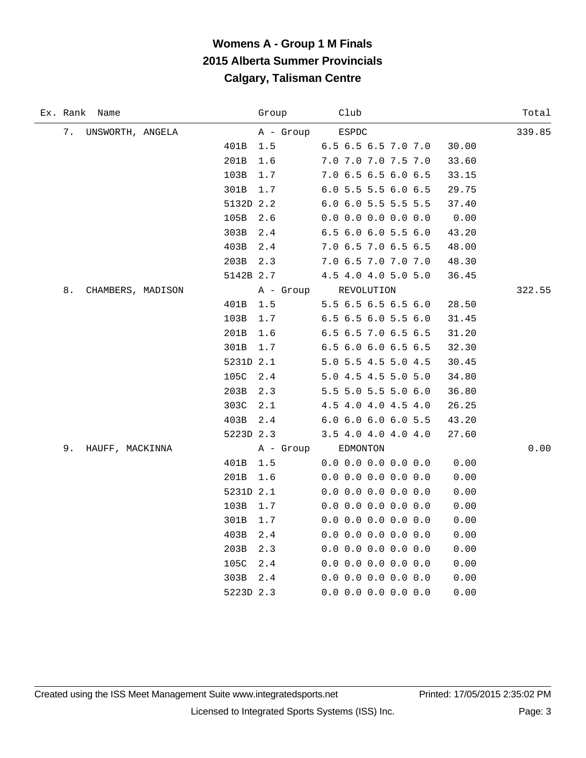# Womens A - Group 1 M Finals
## 2015 Alberta Summer Provincials
## Calgary, Talisman Centre

| Ex. | Rank | Name | Dive | DD | Group / Scores | Club / Points | Total |
|---|---|---|---|---|---|---|---|
| | 7. | UNSWORTH, ANGELA | | | A - Group | ESPDC | 339.85 |
| | | | 401B | 1.5 | 6.5 6.5 6.5 7.0 7.0 | 30.00 | |
| | | | 201B | 1.6 | 7.0 7.0 7.0 7.5 7.0 | 33.60 | |
| | | | 103B | 1.7 | 7.0 6.5 6.5 6.0 6.5 | 33.15 | |
| | | | 301B | 1.7 | 6.0 5.5 5.5 6.0 6.5 | 29.75 | |
| | | | 5132D | 2.2 | 6.0 6.0 5.5 5.5 5.5 | 37.40 | |
| | | | 105B | 2.6 | 0.0 0.0 0.0 0.0 0.0 | 0.00 | |
| | | | 303B | 2.4 | 6.5 6.0 6.0 5.5 6.0 | 43.20 | |
| | | | 403B | 2.4 | 7.0 6.5 7.0 6.5 6.5 | 48.00 | |
| | | | 203B | 2.3 | 7.0 6.5 7.0 7.0 7.0 | 48.30 | |
| | | | 5142B | 2.7 | 4.5 4.0 4.0 5.0 5.0 | 36.45 | |
| | 8. | CHAMBERS, MADISON | | | A - Group | REVOLUTION | 322.55 |
| | | | 401B | 1.5 | 5.5 6.5 6.5 6.5 6.0 | 28.50 | |
| | | | 103B | 1.7 | 6.5 6.5 6.0 5.5 6.0 | 31.45 | |
| | | | 201B | 1.6 | 6.5 6.5 7.0 6.5 6.5 | 31.20 | |
| | | | 301B | 1.7 | 6.5 6.0 6.0 6.5 6.5 | 32.30 | |
| | | | 5231D | 2.1 | 5.0 5.5 4.5 5.0 4.5 | 30.45 | |
| | | | 105C | 2.4 | 5.0 4.5 4.5 5.0 5.0 | 34.80 | |
| | | | 203B | 2.3 | 5.5 5.0 5.5 5.0 6.0 | 36.80 | |
| | | | 303C | 2.1 | 4.5 4.0 4.0 4.5 4.0 | 26.25 | |
| | | | 403B | 2.4 | 6.0 6.0 6.0 6.0 5.5 | 43.20 | |
| | | | 5223D | 2.3 | 3.5 4.0 4.0 4.0 4.0 | 27.60 | |
| | 9. | HAUFF, MACKINNA | | | A - Group | EDMONTON | 0.00 |
| | | | 401B | 1.5 | 0.0 0.0 0.0 0.0 0.0 | 0.00 | |
| | | | 201B | 1.6 | 0.0 0.0 0.0 0.0 0.0 | 0.00 | |
| | | | 5231D | 2.1 | 0.0 0.0 0.0 0.0 0.0 | 0.00 | |
| | | | 103B | 1.7 | 0.0 0.0 0.0 0.0 0.0 | 0.00 | |
| | | | 301B | 1.7 | 0.0 0.0 0.0 0.0 0.0 | 0.00 | |
| | | | 403B | 2.4 | 0.0 0.0 0.0 0.0 0.0 | 0.00 | |
| | | | 203B | 2.3 | 0.0 0.0 0.0 0.0 0.0 | 0.00 | |
| | | | 105C | 2.4 | 0.0 0.0 0.0 0.0 0.0 | 0.00 | |
| | | | 303B | 2.4 | 0.0 0.0 0.0 0.0 0.0 | 0.00 | |
| | | | 5223D | 2.3 | 0.0 0.0 0.0 0.0 0.0 | 0.00 | |

Created using the ISS Meet Management Suite www.integratedsports.net Printed: 17/05/2015 2:35:02 PM

Licensed to Integrated Sports Systems (ISS) Inc.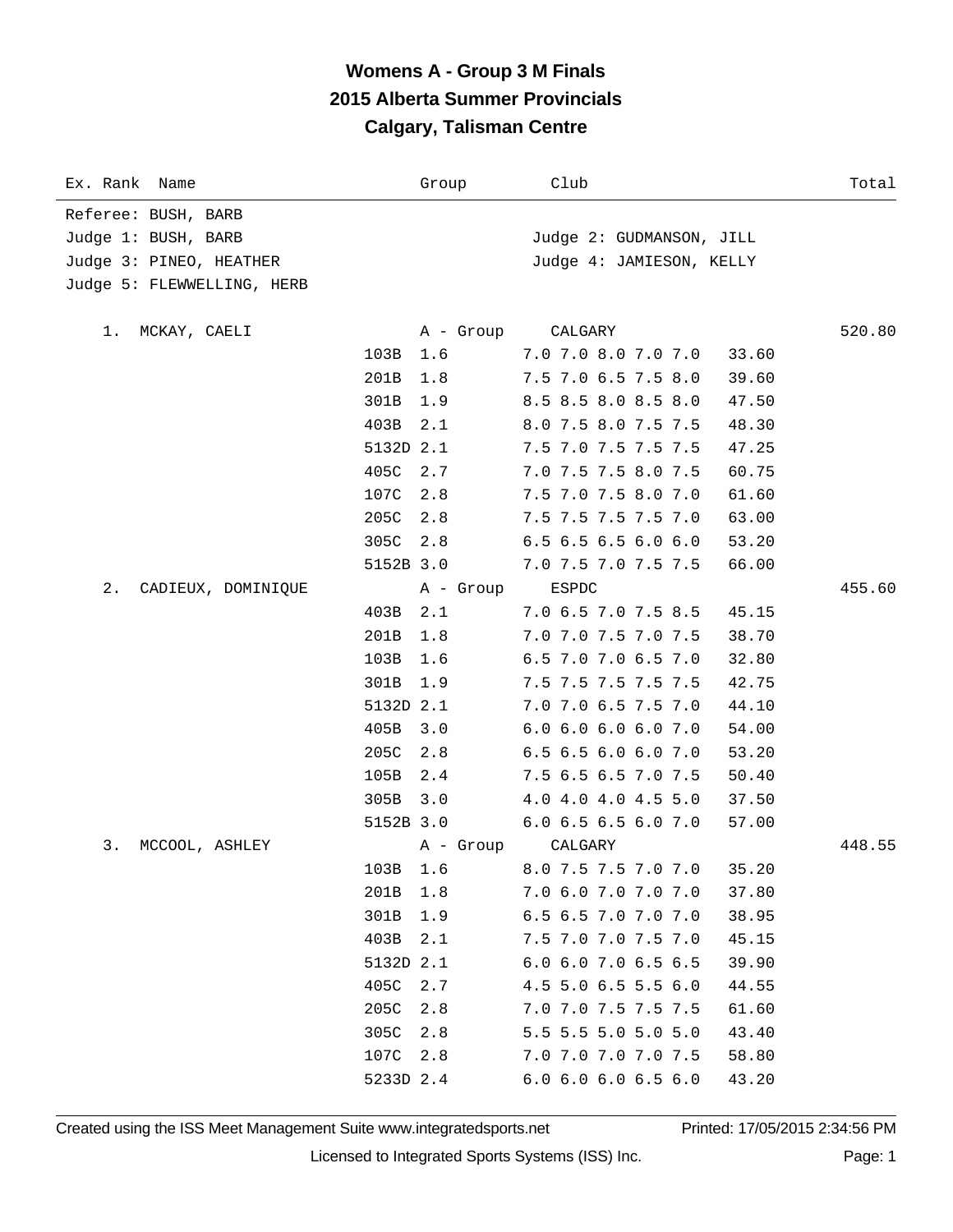# Womens A - Group 3 M Finals
## 2015 Alberta Summer Provincials
## Calgary, Talisman Centre

| Ex. Rank | Name | Group | Club | | Total |
|---|---|---|---|---|---|

Referee: BUSH, BARB

Judge 1: BUSH, BARB — Judge 2: GUDMANSON, JILL

Judge 3: PINEO, HEATHER — Judge 4: JAMIESON, KELLY

Judge 5: FLEWWELLING, HERB

| Ex. Rank | Name | Dive | DD | Scores | Points | Total |
|---|---|---|---|---|---|---|
| 1. | MCKAY, CAELI (A - Group, CALGARY) | | | | | 520.80 |
| | | 103B | 1.6 | 7.0 7.0 8.0 7.0 7.0 | 33.60 | |
| | | 201B | 1.8 | 7.5 7.0 6.5 7.5 8.0 | 39.60 | |
| | | 301B | 1.9 | 8.5 8.5 8.0 8.5 8.0 | 47.50 | |
| | | 403B | 2.1 | 8.0 7.5 8.0 7.5 7.5 | 48.30 | |
| | | 5132D | 2.1 | 7.5 7.0 7.5 7.5 7.5 | 47.25 | |
| | | 405C | 2.7 | 7.0 7.5 7.5 8.0 7.5 | 60.75 | |
| | | 107C | 2.8 | 7.5 7.0 7.5 8.0 7.0 | 61.60 | |
| | | 205C | 2.8 | 7.5 7.5 7.5 7.5 7.0 | 63.00 | |
| | | 305C | 2.8 | 6.5 6.5 6.5 6.0 6.0 | 53.20 | |
| | | 5152B | 3.0 | 7.0 7.5 7.0 7.5 7.5 | 66.00 | |
| 2. | CADIEUX, DOMINIQUE (A - Group, ESPDC) | | | | | 455.60 |
| | | 403B | 2.1 | 7.0 6.5 7.0 7.5 8.5 | 45.15 | |
| | | 201B | 1.8 | 7.0 7.0 7.5 7.0 7.5 | 38.70 | |
| | | 103B | 1.6 | 6.5 7.0 7.0 6.5 7.0 | 32.80 | |
| | | 301B | 1.9 | 7.5 7.5 7.5 7.5 7.5 | 42.75 | |
| | | 5132D | 2.1 | 7.0 7.0 6.5 7.5 7.0 | 44.10 | |
| | | 405B | 3.0 | 6.0 6.0 6.0 6.0 7.0 | 54.00 | |
| | | 205C | 2.8 | 6.5 6.5 6.0 6.0 7.0 | 53.20 | |
| | | 105B | 2.4 | 7.5 6.5 6.5 7.0 7.5 | 50.40 | |
| | | 305B | 3.0 | 4.0 4.0 4.0 4.5 5.0 | 37.50 | |
| | | 5152B | 3.0 | 6.0 6.5 6.5 6.0 7.0 | 57.00 | |
| 3. | MCCOOL, ASHLEY (A - Group, CALGARY) | | | | | 448.55 |
| | | 103B | 1.6 | 8.0 7.5 7.5 7.0 7.0 | 35.20 | |
| | | 201B | 1.8 | 7.0 6.0 7.0 7.0 7.0 | 37.80 | |
| | | 301B | 1.9 | 6.5 6.5 7.0 7.0 7.0 | 38.95 | |
| | | 403B | 2.1 | 7.5 7.0 7.0 7.5 7.0 | 45.15 | |
| | | 5132D | 2.1 | 6.0 6.0 7.0 6.5 6.5 | 39.90 | |
| | | 405C | 2.7 | 4.5 5.0 6.5 5.5 6.0 | 44.55 | |
| | | 205C | 2.8 | 7.0 7.0 7.5 7.5 7.5 | 61.60 | |
| | | 305C | 2.8 | 5.5 5.5 5.0 5.0 5.0 | 43.40 | |
| | | 107C | 2.8 | 7.0 7.0 7.0 7.0 7.5 | 58.80 | |
| | | 5233D | 2.4 | 6.0 6.0 6.0 6.5 6.0 | 43.20 | |

Created using the ISS Meet Management Suite www.integratedsports.net — Printed: 17/05/2015 2:34:56 PM

Licensed to Integrated Sports Systems (ISS) Inc.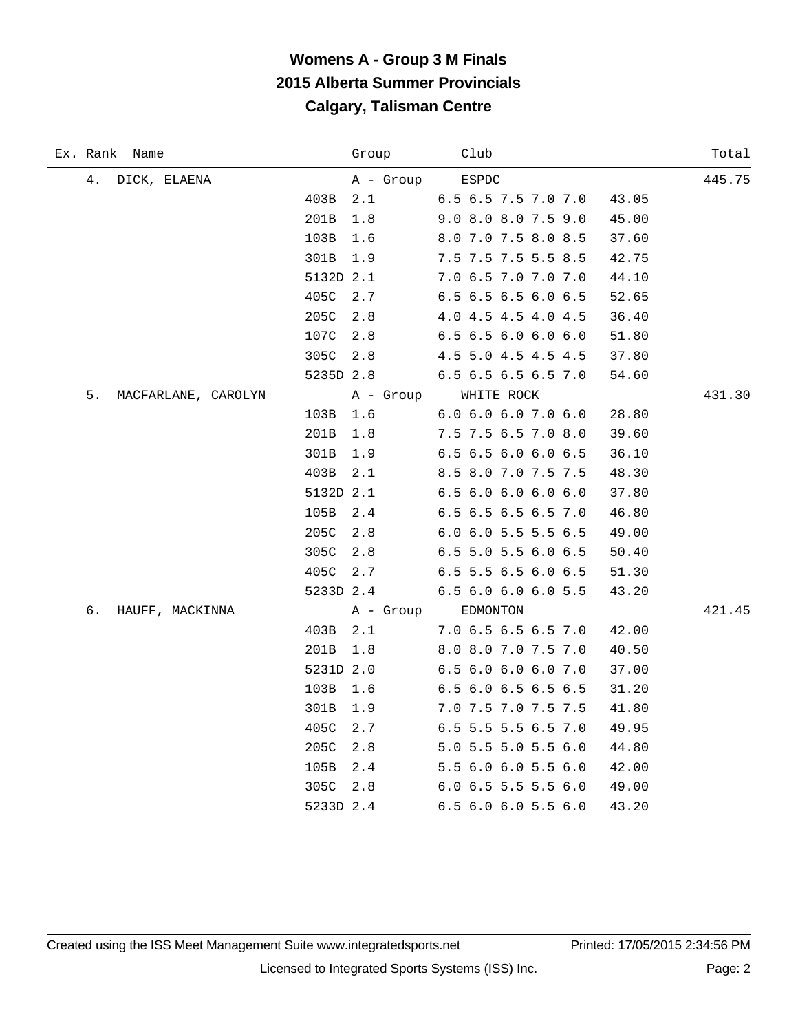# Womens A - Group 3 M Finals
## 2015 Alberta Summer Provincials
## Calgary, Talisman Centre

| Ex. | Rank | Name | Dive | DD | Group / Scores | Club / Points | Total |
|---|---|---|---|---|---|---|---|
| | 4. | DICK, ELAENA | | | A - Group | ESPDC | 445.75 |
| | | | 403B | 2.1 | 6.5 6.5 7.5 7.0 7.0 | 43.05 | |
| | | | 201B | 1.8 | 9.0 8.0 8.0 7.5 9.0 | 45.00 | |
| | | | 103B | 1.6 | 8.0 7.0 7.5 8.0 8.5 | 37.60 | |
| | | | 301B | 1.9 | 7.5 7.5 7.5 5.5 8.5 | 42.75 | |
| | | | 5132D | 2.1 | 7.0 6.5 7.0 7.0 7.0 | 44.10 | |
| | | | 405C | 2.7 | 6.5 6.5 6.5 6.0 6.5 | 52.65 | |
| | | | 205C | 2.8 | 4.0 4.5 4.5 4.0 4.5 | 36.40 | |
| | | | 107C | 2.8 | 6.5 6.5 6.0 6.0 6.0 | 51.80 | |
| | | | 305C | 2.8 | 4.5 5.0 4.5 4.5 4.5 | 37.80 | |
| | | | 5235D | 2.8 | 6.5 6.5 6.5 6.5 7.0 | 54.60 | |
| | 5. | MACFARLANE, CAROLYN | | | A - Group | WHITE ROCK | 431.30 |
| | | | 103B | 1.6 | 6.0 6.0 6.0 7.0 6.0 | 28.80 | |
| | | | 201B | 1.8 | 7.5 7.5 6.5 7.0 8.0 | 39.60 | |
| | | | 301B | 1.9 | 6.5 6.5 6.0 6.0 6.5 | 36.10 | |
| | | | 403B | 2.1 | 8.5 8.0 7.0 7.5 7.5 | 48.30 | |
| | | | 5132D | 2.1 | 6.5 6.0 6.0 6.0 6.0 | 37.80 | |
| | | | 105B | 2.4 | 6.5 6.5 6.5 6.5 7.0 | 46.80 | |
| | | | 205C | 2.8 | 6.0 6.0 5.5 5.5 6.5 | 49.00 | |
| | | | 305C | 2.8 | 6.5 5.0 5.5 6.0 6.5 | 50.40 | |
| | | | 405C | 2.7 | 6.5 5.5 6.5 6.0 6.5 | 51.30 | |
| | | | 5233D | 2.4 | 6.5 6.0 6.0 6.0 5.5 | 43.20 | |
| | 6. | HAUFF, MACKINNA | | | A - Group | EDMONTON | 421.45 |
| | | | 403B | 2.1 | 7.0 6.5 6.5 6.5 7.0 | 42.00 | |
| | | | 201B | 1.8 | 8.0 8.0 7.0 7.5 7.0 | 40.50 | |
| | | | 5231D | 2.0 | 6.5 6.0 6.0 6.0 7.0 | 37.00 | |
| | | | 103B | 1.6 | 6.5 6.0 6.5 6.5 6.5 | 31.20 | |
| | | | 301B | 1.9 | 7.0 7.5 7.0 7.5 7.5 | 41.80 | |
| | | | 405C | 2.7 | 6.5 5.5 5.5 6.5 7.0 | 49.95 | |
| | | | 205C | 2.8 | 5.0 5.5 5.0 5.5 6.0 | 44.80 | |
| | | | 105B | 2.4 | 5.5 6.0 6.0 5.5 6.0 | 42.00 | |
| | | | 305C | 2.8 | 6.0 6.5 5.5 5.5 6.0 | 49.00 | |
| | | | 5233D | 2.4 | 6.5 6.0 6.0 5.5 6.0 | 43.20 | |

Created using the ISS Meet Management Suite www.integratedsports.net — Printed: 17/05/2015 2:34:56 PM

Licensed to Integrated Sports Systems (ISS) Inc.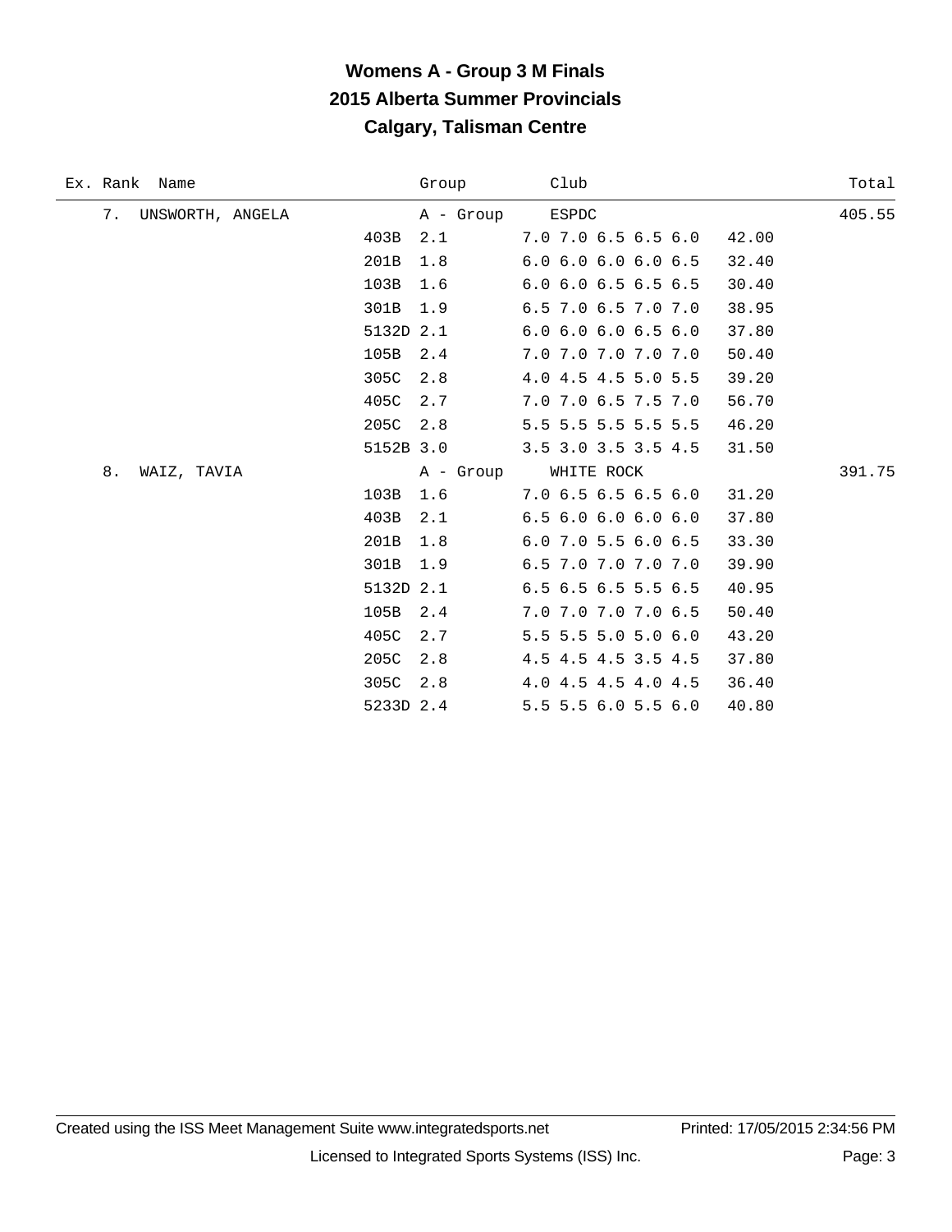# Womens A - Group 3 M Finals
## 2015 Alberta Summer Provincials
## Calgary, Talisman Centre

| Ex. Rank | Name | | Group | Club | | Total |
|---|---|---|---|---|---|---|
| 7. | UNSWORTH, ANGELA | | A - Group | ESPDC | | 405.55 |
| | | 403B | 2.1 | 7.0 7.0 6.5 6.5 6.0 | 42.00 | |
| | | 201B | 1.8 | 6.0 6.0 6.0 6.0 6.5 | 32.40 | |
| | | 103B | 1.6 | 6.0 6.0 6.5 6.5 6.5 | 30.40 | |
| | | 301B | 1.9 | 6.5 7.0 6.5 7.0 7.0 | 38.95 | |
| | | 5132D | 2.1 | 6.0 6.0 6.0 6.5 6.0 | 37.80 | |
| | | 105B | 2.4 | 7.0 7.0 7.0 7.0 7.0 | 50.40 | |
| | | 305C | 2.8 | 4.0 4.5 4.5 5.0 5.5 | 39.20 | |
| | | 405C | 2.7 | 7.0 7.0 6.5 7.5 7.0 | 56.70 | |
| | | 205C | 2.8 | 5.5 5.5 5.5 5.5 5.5 | 46.20 | |
| | | 5152B | 3.0 | 3.5 3.0 3.5 3.5 4.5 | 31.50 | |
| 8. | WAIZ, TAVIA | | A - Group | WHITE ROCK | | 391.75 |
| | | 103B | 1.6 | 7.0 6.5 6.5 6.5 6.0 | 31.20 | |
| | | 403B | 2.1 | 6.5 6.0 6.0 6.0 6.0 | 37.80 | |
| | | 201B | 1.8 | 6.0 7.0 5.5 6.0 6.5 | 33.30 | |
| | | 301B | 1.9 | 6.5 7.0 7.0 7.0 7.0 | 39.90 | |
| | | 5132D | 2.1 | 6.5 6.5 6.5 5.5 6.5 | 40.95 | |
| | | 105B | 2.4 | 7.0 7.0 7.0 7.0 6.5 | 50.40 | |
| | | 405C | 2.7 | 5.5 5.5 5.0 5.0 6.0 | 43.20 | |
| | | 205C | 2.8 | 4.5 4.5 4.5 3.5 4.5 | 37.80 | |
| | | 305C | 2.8 | 4.0 4.5 4.5 4.0 4.5 | 36.40 | |
| | | 5233D | 2.4 | 5.5 5.5 6.0 5.5 6.0 | 40.80 | |

Created using the ISS Meet Management Suite www.integratedsports.net — Printed: 17/05/2015 2:34:56 PM

Licensed to Integrated Sports Systems (ISS) Inc.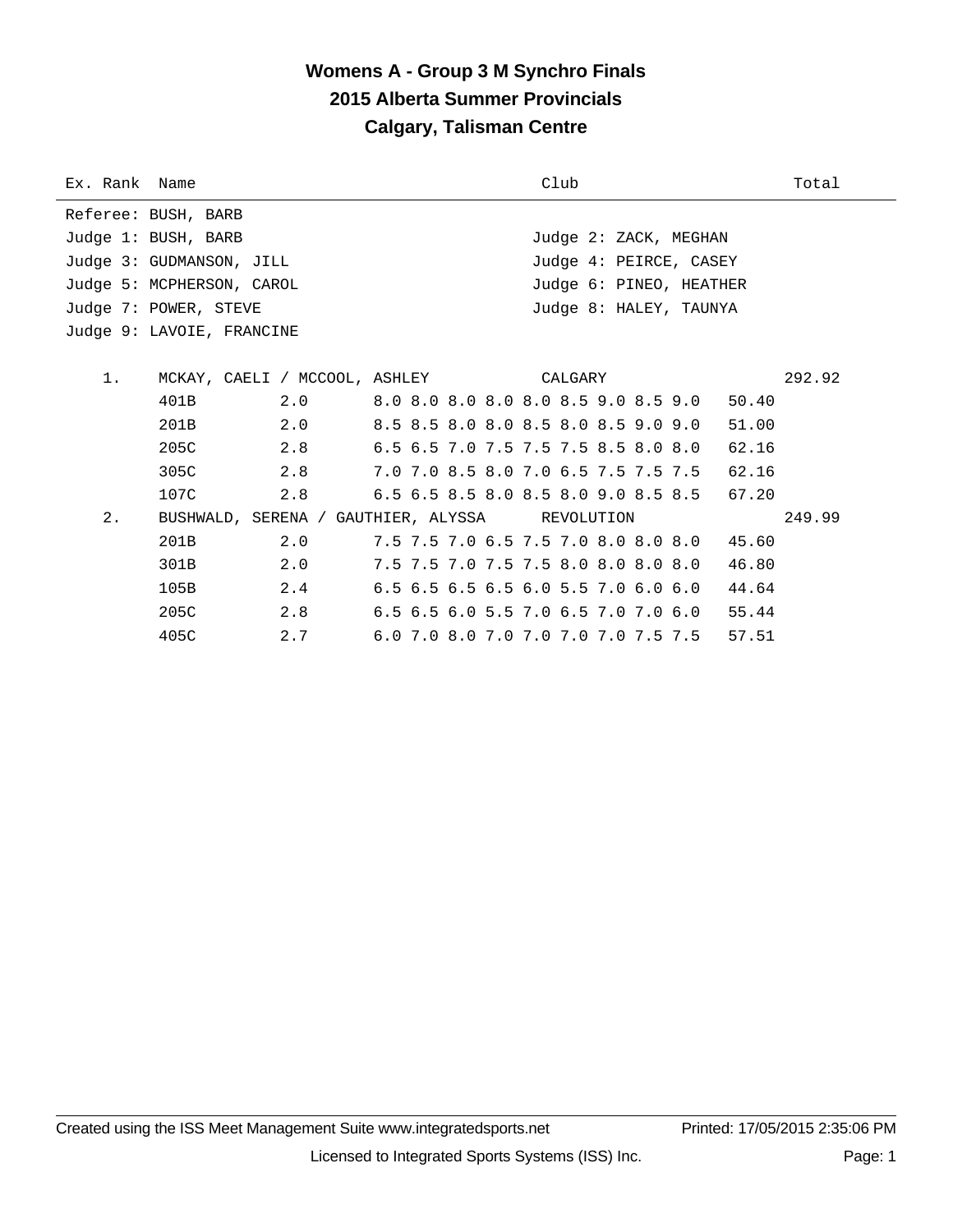# Womens A - Group 3 M Synchro Finals

## 2015 Alberta Summer Provincials

## Calgary, Talisman Centre

| Ex. Rank | Name | | Club | | Total |
|---|---|---|---|---|---|

Referee: BUSH, BARB

Judge 1: BUSH, BARB — Judge 2: ZACK, MEGHAN

Judge 3: GUDMANSON, JILL — Judge 4: PEIRCE, CASEY

Judge 5: MCPHERSON, CAROL — Judge 6: PINEO, HEATHER

Judge 7: POWER, STEVE — Judge 8: HALEY, TAUNYA

Judge 9: LAVOIE, FRANCINE

| Ex. Rank | Name / Dive | DD | Scores | Points | Club | Total |
|---|---|---|---|---|---|---|
| 1. | MCKAY, CAELI / MCCOOL, ASHLEY | | | | CALGARY | 292.92 |
| | 401B | 2.0 | 8.0 8.0 8.0 8.0 8.0 8.5 9.0 8.5 9.0 | 50.40 | | |
| | 201B | 2.0 | 8.5 8.5 8.0 8.0 8.5 8.0 8.5 9.0 9.0 | 51.00 | | |
| | 205C | 2.8 | 6.5 6.5 7.0 7.5 7.5 7.5 8.5 8.0 8.0 | 62.16 | | |
| | 305C | 2.8 | 7.0 7.0 8.5 8.0 7.0 6.5 7.5 7.5 7.5 | 62.16 | | |
| | 107C | 2.8 | 6.5 6.5 8.5 8.0 8.5 8.0 9.0 8.5 8.5 | 67.20 | | |
| 2. | BUSHWALD, SERENA / GAUTHIER, ALYSSA | | | | REVOLUTION | 249.99 |
| | 201B | 2.0 | 7.5 7.5 7.0 6.5 7.5 7.0 8.0 8.0 8.0 | 45.60 | | |
| | 301B | 2.0 | 7.5 7.5 7.0 7.5 7.5 8.0 8.0 8.0 8.0 | 46.80 | | |
| | 105B | 2.4 | 6.5 6.5 6.5 6.5 6.0 5.5 7.0 6.0 6.0 | 44.64 | | |
| | 205C | 2.8 | 6.5 6.5 6.0 5.5 7.0 6.5 7.0 7.0 6.0 | 55.44 | | |
| | 405C | 2.7 | 6.0 7.0 8.0 7.0 7.0 7.0 7.0 7.5 7.5 | 57.51 | | |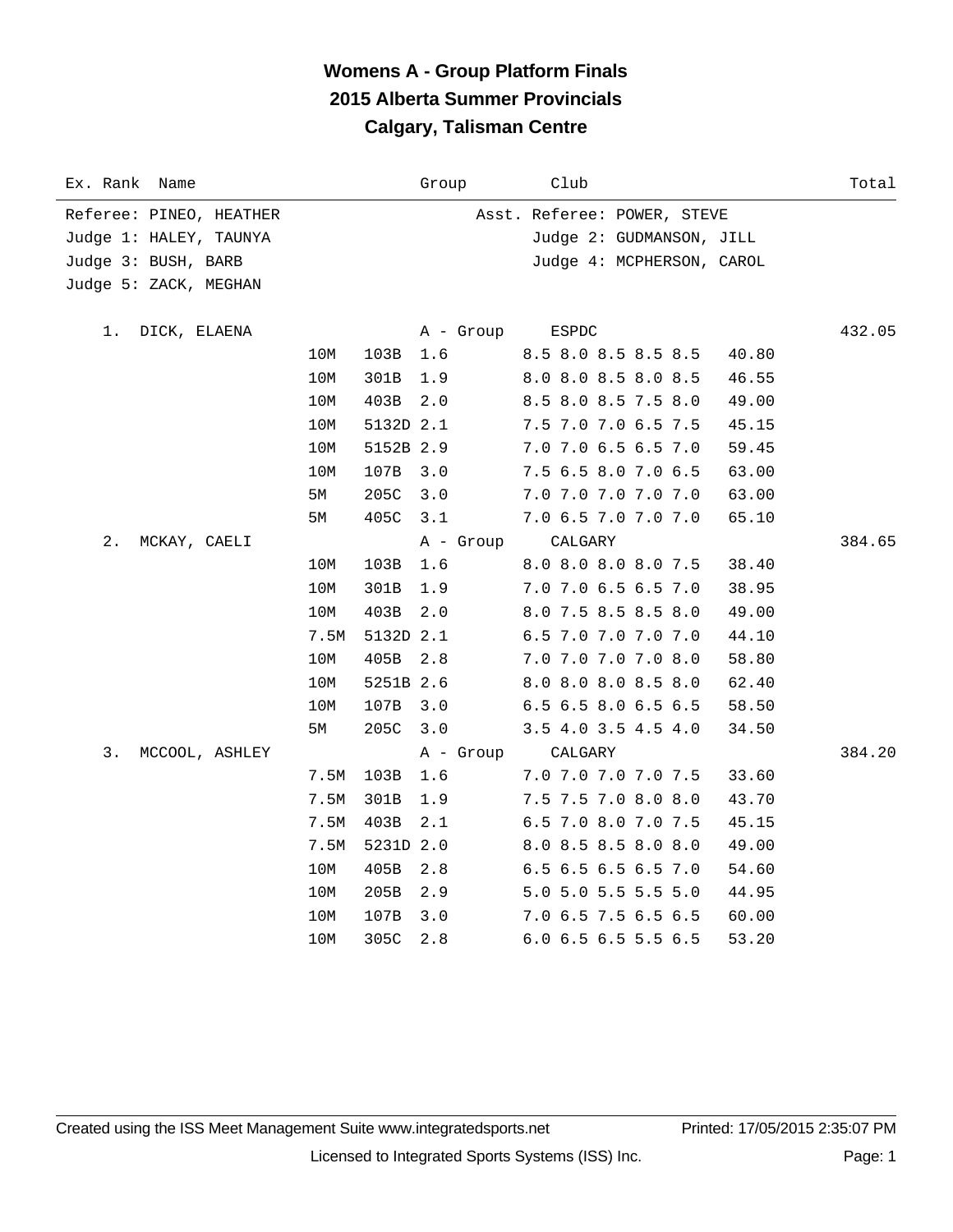# Womens A - Group Platform Finals
## 2015 Alberta Summer Provincials
## Calgary, Talisman Centre

| Ex. | Rank | Name | | | | Group | Club | | Total |
|---|---|---|---|---|---|---|---|---|---|

Referee: PINEO, HEATHER — Asst. Referee: POWER, STEVE
Judge 1: HALEY, TAUNYA — Judge 2: GUDMANSON, JILL
Judge 3: BUSH, BARB — Judge 4: MCPHERSON, CAROL
Judge 5: ZACK, MEGHAN

| Rank | Name | Height | Dive | DD | Group / Scores | Club / Points | Total |
|---|---|---|---|---|---|---|---|
| 1. | DICK, ELAENA | | | | A - Group | ESPDC | 432.05 |
| | | 10M | 103B | 1.6 | 8.5 8.0 8.5 8.5 8.5 | 40.80 | |
| | | 10M | 301B | 1.9 | 8.0 8.0 8.5 8.0 8.5 | 46.55 | |
| | | 10M | 403B | 2.0 | 8.5 8.0 8.5 7.5 8.0 | 49.00 | |
| | | 10M | 5132D | 2.1 | 7.5 7.0 7.0 6.5 7.5 | 45.15 | |
| | | 10M | 5152B | 2.9 | 7.0 7.0 6.5 6.5 7.0 | 59.45 | |
| | | 10M | 107B | 3.0 | 7.5 6.5 8.0 7.0 6.5 | 63.00 | |
| | | 5M | 205C | 3.0 | 7.0 7.0 7.0 7.0 7.0 | 63.00 | |
| | | 5M | 405C | 3.1 | 7.0 6.5 7.0 7.0 7.0 | 65.10 | |
| 2. | MCKAY, CAELI | | | | A - Group | CALGARY | 384.65 |
| | | 10M | 103B | 1.6 | 8.0 8.0 8.0 8.0 7.5 | 38.40 | |
| | | 10M | 301B | 1.9 | 7.0 7.0 6.5 6.5 7.0 | 38.95 | |
| | | 10M | 403B | 2.0 | 8.0 7.5 8.5 8.5 8.0 | 49.00 | |
| | | 7.5M | 5132D | 2.1 | 6.5 7.0 7.0 7.0 7.0 | 44.10 | |
| | | 10M | 405B | 2.8 | 7.0 7.0 7.0 7.0 8.0 | 58.80 | |
| | | 10M | 5251B | 2.6 | 8.0 8.0 8.0 8.5 8.0 | 62.40 | |
| | | 10M | 107B | 3.0 | 6.5 6.5 8.0 6.5 6.5 | 58.50 | |
| | | 5M | 205C | 3.0 | 3.5 4.0 3.5 4.5 4.0 | 34.50 | |
| 3. | MCCOOL, ASHLEY | | | | A - Group | CALGARY | 384.20 |
| | | 7.5M | 103B | 1.6 | 7.0 7.0 7.0 7.0 7.5 | 33.60 | |
| | | 7.5M | 301B | 1.9 | 7.5 7.5 7.0 8.0 8.0 | 43.70 | |
| | | 7.5M | 403B | 2.1 | 6.5 7.0 8.0 7.0 7.5 | 45.15 | |
| | | 7.5M | 5231D | 2.0 | 8.0 8.5 8.5 8.0 8.0 | 49.00 | |
| | | 10M | 405B | 2.8 | 6.5 6.5 6.5 6.5 7.0 | 54.60 | |
| | | 10M | 205B | 2.9 | 5.0 5.0 5.5 5.5 5.0 | 44.95 | |
| | | 10M | 107B | 3.0 | 7.0 6.5 7.5 6.5 6.5 | 60.00 | |
| | | 10M | 305C | 2.8 | 6.0 6.5 6.5 5.5 6.5 | 53.20 | |

Created using the ISS Meet Management Suite www.integratedsports.net — Printed: 17/05/2015 2:35:07 PM
Licensed to Integrated Sports Systems (ISS) Inc.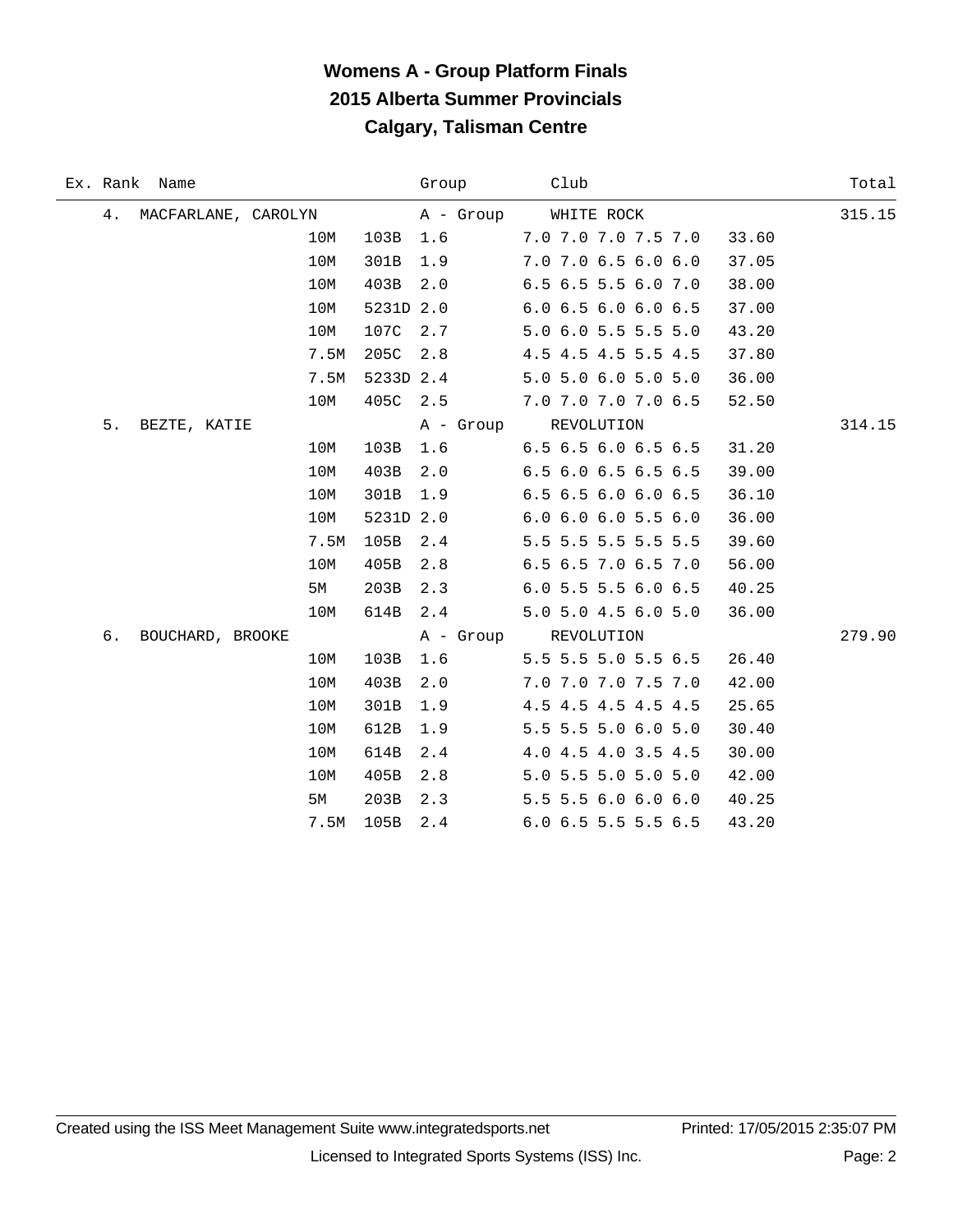# Womens A - Group Platform Finals
## 2015 Alberta Summer Provincials
## Calgary, Talisman Centre

| Ex. | Rank | Name | | | Group | Club | | Total |
|---|---|---|---|---|---|---|---|---|
| | 4. | MACFARLANE, CAROLYN | | | A - Group | WHITE ROCK | | 315.15 |
| | | | 10M | 103B | 1.6 | 7.0 7.0 7.0 7.5 7.0 | 33.60 | |
| | | | 10M | 301B | 1.9 | 7.0 7.0 6.5 6.0 6.0 | 37.05 | |
| | | | 10M | 403B | 2.0 | 6.5 6.5 5.5 6.0 7.0 | 38.00 | |
| | | | 10M | 5231D | 2.0 | 6.0 6.5 6.0 6.0 6.5 | 37.00 | |
| | | | 10M | 107C | 2.7 | 5.0 6.0 5.5 5.5 5.0 | 43.20 | |
| | | | 7.5M | 205C | 2.8 | 4.5 4.5 4.5 5.5 4.5 | 37.80 | |
| | | | 7.5M | 5233D | 2.4 | 5.0 5.0 6.0 5.0 5.0 | 36.00 | |
| | | | 10M | 405C | 2.5 | 7.0 7.0 7.0 7.0 6.5 | 52.50 | |
| | 5. | BEZTE, KATIE | | | A - Group | REVOLUTION | | 314.15 |
| | | | 10M | 103B | 1.6 | 6.5 6.5 6.0 6.5 6.5 | 31.20 | |
| | | | 10M | 403B | 2.0 | 6.5 6.0 6.5 6.5 6.5 | 39.00 | |
| | | | 10M | 301B | 1.9 | 6.5 6.5 6.0 6.0 6.5 | 36.10 | |
| | | | 10M | 5231D | 2.0 | 6.0 6.0 6.0 5.5 6.0 | 36.00 | |
| | | | 7.5M | 105B | 2.4 | 5.5 5.5 5.5 5.5 5.5 | 39.60 | |
| | | | 10M | 405B | 2.8 | 6.5 6.5 7.0 6.5 7.0 | 56.00 | |
| | | | 5M | 203B | 2.3 | 6.0 5.5 5.5 6.0 6.5 | 40.25 | |
| | | | 10M | 614B | 2.4 | 5.0 5.0 4.5 6.0 5.0 | 36.00 | |
| | 6. | BOUCHARD, BROOKE | | | A - Group | REVOLUTION | | 279.90 |
| | | | 10M | 103B | 1.6 | 5.5 5.5 5.0 5.5 6.5 | 26.40 | |
| | | | 10M | 403B | 2.0 | 7.0 7.0 7.0 7.5 7.0 | 42.00 | |
| | | | 10M | 301B | 1.9 | 4.5 4.5 4.5 4.5 4.5 | 25.65 | |
| | | | 10M | 612B | 1.9 | 5.5 5.5 5.0 6.0 5.0 | 30.40 | |
| | | | 10M | 614B | 2.4 | 4.0 4.5 4.0 3.5 4.5 | 30.00 | |
| | | | 10M | 405B | 2.8 | 5.0 5.5 5.0 5.0 5.0 | 42.00 | |
| | | | 5M | 203B | 2.3 | 5.5 5.5 6.0 6.0 6.0 | 40.25 | |
| | | | 7.5M | 105B | 2.4 | 6.0 6.5 5.5 5.5 6.5 | 43.20 | |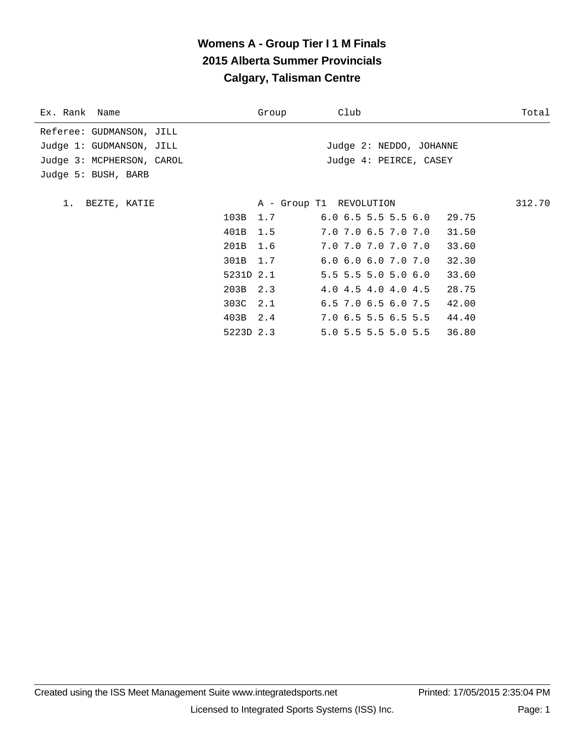# Womens A - Group Tier I 1 M Finals
## 2015 Alberta Summer Provincials
## Calgary, Talisman Centre

| Ex. Rank | Name | Group | Club | Total |
|---|---|---|---|---|

Referee: GUDMANSON, JILL
Judge 1: GUDMANSON, JILL
Judge 2: NEDDO, JOHANNE
Judge 3: MCPHERSON, CAROL
Judge 4: PEIRCE, CASEY
Judge 5: BUSH, BARB

| Rank | Name | Group | Club | Total |
|---|---|---|---|---|
| 1. | BEZTE, KATIE | A - Group T1 | REVOLUTION | 312.70 |

| Dive | DD | Scores | Points |
|---|---|---|---|
| 103B | 1.7 | 6.0 6.5 5.5 5.5 6.0 | 29.75 |
| 401B | 1.5 | 7.0 7.0 6.5 7.0 7.0 | 31.50 |
| 201B | 1.6 | 7.0 7.0 7.0 7.0 7.0 | 33.60 |
| 301B | 1.7 | 6.0 6.0 6.0 7.0 7.0 | 32.30 |
| 5231D | 2.1 | 5.5 5.5 5.0 5.0 6.0 | 33.60 |
| 203B | 2.3 | 4.0 4.5 4.0 4.0 4.5 | 28.75 |
| 303C | 2.1 | 6.5 7.0 6.5 6.0 7.5 | 42.00 |
| 403B | 2.4 | 7.0 6.5 5.5 6.5 5.5 | 44.40 |
| 5223D | 2.3 | 5.0 5.5 5.5 5.0 5.5 | 36.80 |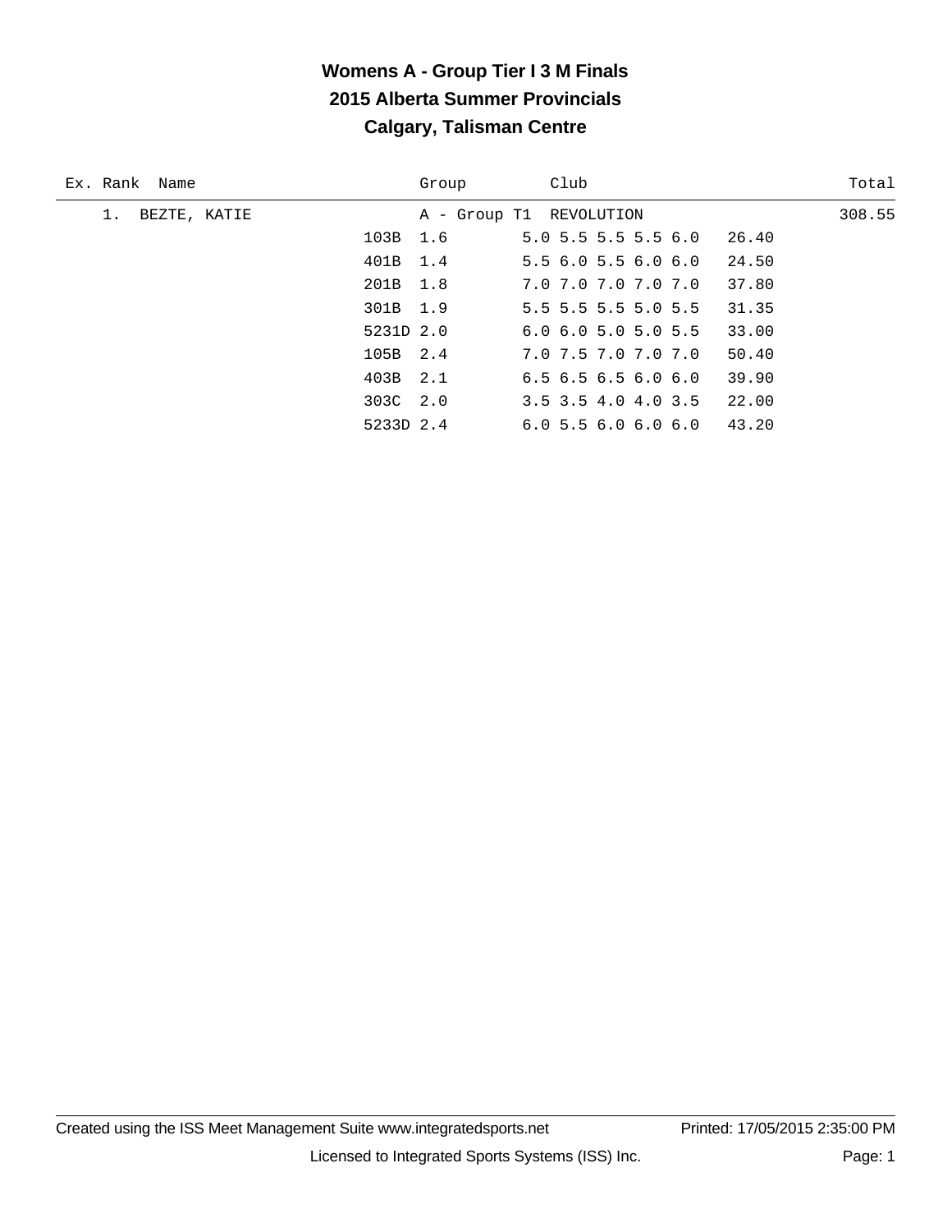# Womens A - Group Tier I 3 M Finals
## 2015 Alberta Summer Provincials
## Calgary, Talisman Centre

| Ex. | Rank | Name | Group | Club | | | Total |
|---|---|---|---|---|---|---|---|
| | 1. | BEZTE, KATIE | A - Group T1 | REVOLUTION | | | 308.55 |
| | | | 103B | 1.6 | 5.0 5.5 5.5 5.5 6.0 | 26.40 | |
| | | | 401B | 1.4 | 5.5 6.0 5.5 6.0 6.0 | 24.50 | |
| | | | 201B | 1.8 | 7.0 7.0 7.0 7.0 7.0 | 37.80 | |
| | | | 301B | 1.9 | 5.5 5.5 5.5 5.0 5.5 | 31.35 | |
| | | | 5231D | 2.0 | 6.0 6.0 5.0 5.0 5.5 | 33.00 | |
| | | | 105B | 2.4 | 7.0 7.5 7.0 7.0 7.0 | 50.40 | |
| | | | 403B | 2.1 | 6.5 6.5 6.5 6.0 6.0 | 39.90 | |
| | | | 303C | 2.0 | 3.5 3.5 4.0 4.0 3.5 | 22.00 | |
| | | | 5233D | 2.4 | 6.0 5.5 6.0 6.0 6.0 | 43.20 | |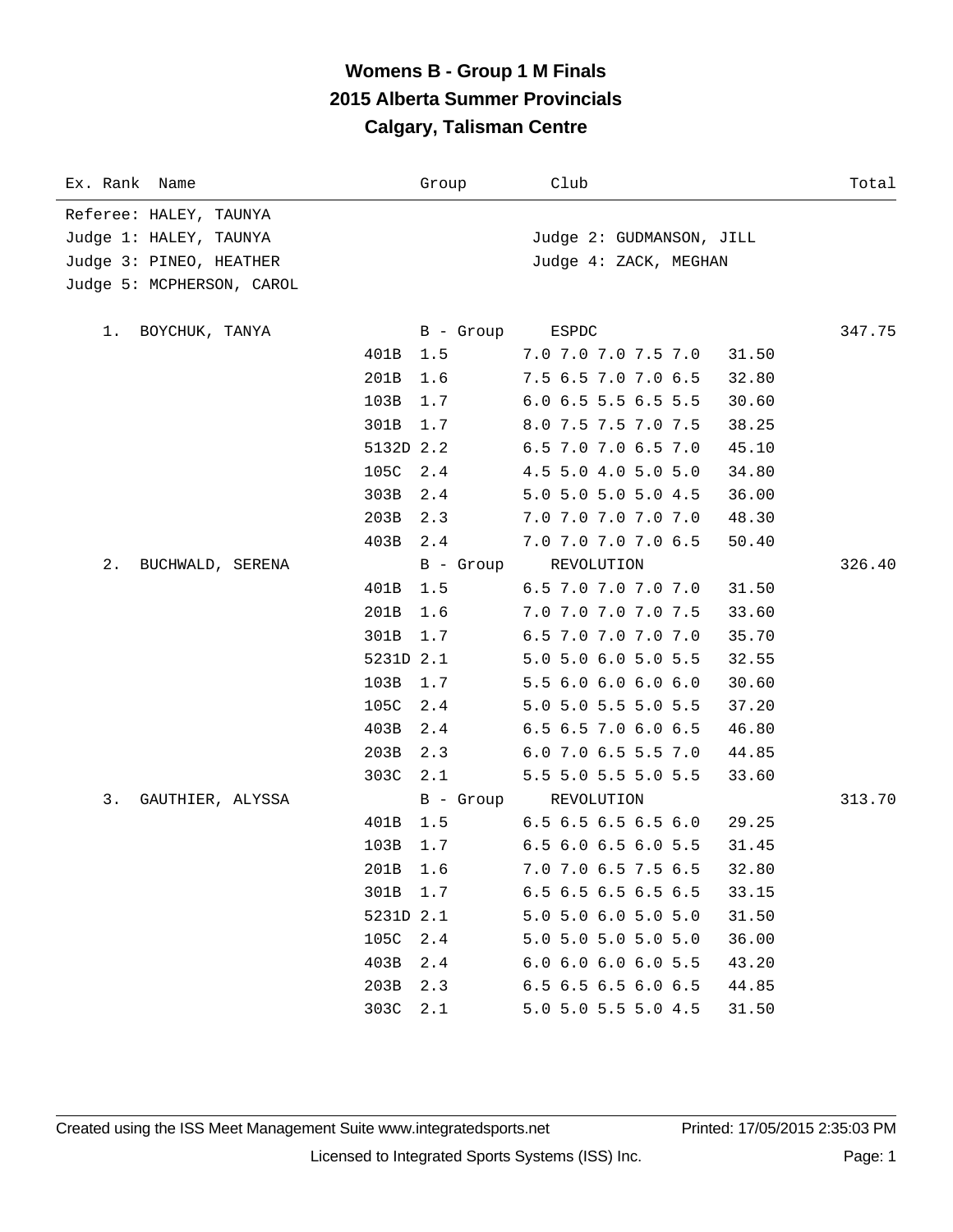# Womens B - Group 1 M Finals
## 2015 Alberta Summer Provincials
### Calgary, Talisman Centre

| Ex. Rank | Name | | | Group | Club | | Total |
|---|---|---|---|---|---|---|---|

Referee: HALEY, TAUNYA
Judge 1: HALEY, TAUNYA — Judge 2: GUDMANSON, JILL
Judge 3: PINEO, HEATHER — Judge 4: ZACK, MEGHAN
Judge 5: MCPHERSON, CAROL

| Ex. Rank | Name | Dive | DD | Group / Scores | Club | Points | Total |
|---|---|---|---|---|---|---|---|
| 1. | BOYCHUK, TANYA | | | B - Group | ESPDC | | 347.75 |
| | | 401B | 1.5 | 7.0 7.0 7.0 7.5 7.0 | | 31.50 | |
| | | 201B | 1.6 | 7.5 6.5 7.0 7.0 6.5 | | 32.80 | |
| | | 103B | 1.7 | 6.0 6.5 5.5 6.5 5.5 | | 30.60 | |
| | | 301B | 1.7 | 8.0 7.5 7.5 7.0 7.5 | | 38.25 | |
| | | 5132D | 2.2 | 6.5 7.0 7.0 6.5 7.0 | | 45.10 | |
| | | 105C | 2.4 | 4.5 5.0 4.0 5.0 5.0 | | 34.80 | |
| | | 303B | 2.4 | 5.0 5.0 5.0 5.0 4.5 | | 36.00 | |
| | | 203B | 2.3 | 7.0 7.0 7.0 7.0 7.0 | | 48.30 | |
| | | 403B | 2.4 | 7.0 7.0 7.0 7.0 6.5 | | 50.40 | |
| 2. | BUCHWALD, SERENA | | | B - Group | REVOLUTION | | 326.40 |
| | | 401B | 1.5 | 6.5 7.0 7.0 7.0 7.0 | | 31.50 | |
| | | 201B | 1.6 | 7.0 7.0 7.0 7.0 7.5 | | 33.60 | |
| | | 301B | 1.7 | 6.5 7.0 7.0 7.0 7.0 | | 35.70 | |
| | | 5231D | 2.1 | 5.0 5.0 6.0 5.0 5.5 | | 32.55 | |
| | | 103B | 1.7 | 5.5 6.0 6.0 6.0 6.0 | | 30.60 | |
| | | 105C | 2.4 | 5.0 5.0 5.5 5.0 5.5 | | 37.20 | |
| | | 403B | 2.4 | 6.5 6.5 7.0 6.0 6.5 | | 46.80 | |
| | | 203B | 2.3 | 6.0 7.0 6.5 5.5 7.0 | | 44.85 | |
| | | 303C | 2.1 | 5.5 5.0 5.5 5.0 5.5 | | 33.60 | |
| 3. | GAUTHIER, ALYSSA | | | B - Group | REVOLUTION | | 313.70 |
| | | 401B | 1.5 | 6.5 6.5 6.5 6.5 6.0 | | 29.25 | |
| | | 103B | 1.7 | 6.5 6.0 6.5 6.0 5.5 | | 31.45 | |
| | | 201B | 1.6 | 7.0 7.0 6.5 7.5 6.5 | | 32.80 | |
| | | 301B | 1.7 | 6.5 6.5 6.5 6.5 6.5 | | 33.15 | |
| | | 5231D | 2.1 | 5.0 5.0 6.0 5.0 5.0 | | 31.50 | |
| | | 105C | 2.4 | 5.0 5.0 5.0 5.0 5.0 | | 36.00 | |
| | | 403B | 2.4 | 6.0 6.0 6.0 6.0 5.5 | | 43.20 | |
| | | 203B | 2.3 | 6.5 6.5 6.5 6.0 6.5 | | 44.85 | |
| | | 303C | 2.1 | 5.0 5.0 5.5 5.0 4.5 | | 31.50 | |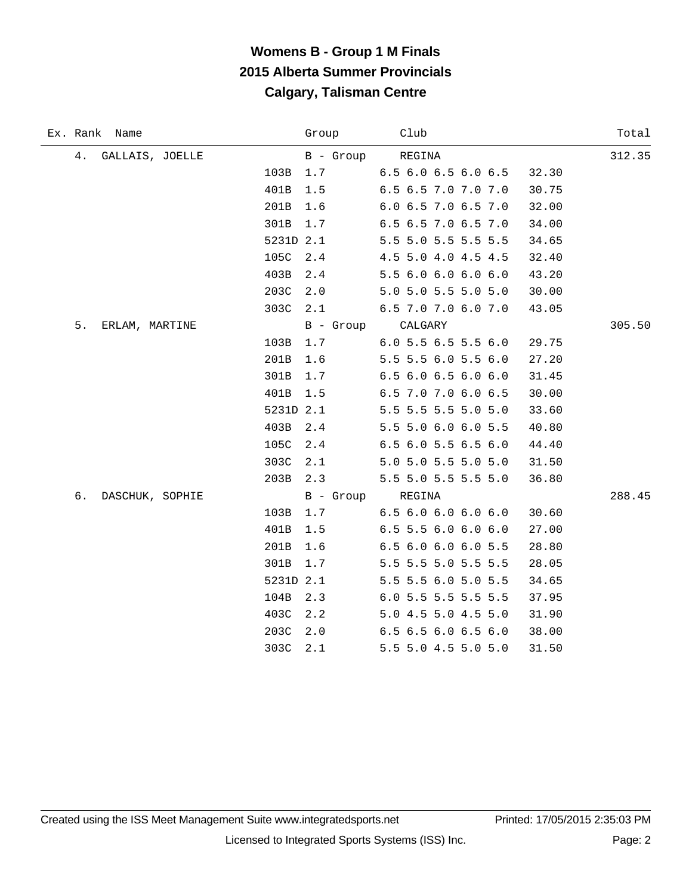# Womens B - Group 1 M Finals
## 2015 Alberta Summer Provincials
## Calgary, Talisman Centre

| Ex. | Rank | Name | Dive | DD | Group | Scores | Points | Club | Total |
|---|---|---|---|---|---|---|---|---|---|
| | 4. | GALLAIS, JOELLE | | | B - Group | | | REGINA | 312.35 |
| | | | 103B | 1.7 | | 6.5 6.0 6.5 6.0 6.5 | 32.30 | | |
| | | | 401B | 1.5 | | 6.5 6.5 7.0 7.0 7.0 | 30.75 | | |
| | | | 201B | 1.6 | | 6.0 6.5 7.0 6.5 7.0 | 32.00 | | |
| | | | 301B | 1.7 | | 6.5 6.5 7.0 6.5 7.0 | 34.00 | | |
| | | | 5231D | 2.1 | | 5.5 5.0 5.5 5.5 5.5 | 34.65 | | |
| | | | 105C | 2.4 | | 4.5 5.0 4.0 4.5 4.5 | 32.40 | | |
| | | | 403B | 2.4 | | 5.5 6.0 6.0 6.0 6.0 | 43.20 | | |
| | | | 203C | 2.0 | | 5.0 5.0 5.5 5.0 5.0 | 30.00 | | |
| | | | 303C | 2.1 | | 6.5 7.0 7.0 6.0 7.0 | 43.05 | | |
| | 5. | ERLAM, MARTINE | | | B - Group | | | CALGARY | 305.50 |
| | | | 103B | 1.7 | | 6.0 5.5 6.5 5.5 6.0 | 29.75 | | |
| | | | 201B | 1.6 | | 5.5 5.5 6.0 5.5 6.0 | 27.20 | | |
| | | | 301B | 1.7 | | 6.5 6.0 6.5 6.0 6.0 | 31.45 | | |
| | | | 401B | 1.5 | | 6.5 7.0 7.0 6.0 6.5 | 30.00 | | |
| | | | 5231D | 2.1 | | 5.5 5.5 5.5 5.0 5.0 | 33.60 | | |
| | | | 403B | 2.4 | | 5.5 5.0 6.0 6.0 5.5 | 40.80 | | |
| | | | 105C | 2.4 | | 6.5 6.0 5.5 6.5 6.0 | 44.40 | | |
| | | | 303C | 2.1 | | 5.0 5.0 5.5 5.0 5.0 | 31.50 | | |
| | | | 203B | 2.3 | | 5.5 5.0 5.5 5.5 5.0 | 36.80 | | |
| | 6. | DASCHUK, SOPHIE | | | B - Group | | | REGINA | 288.45 |
| | | | 103B | 1.7 | | 6.5 6.0 6.0 6.0 6.0 | 30.60 | | |
| | | | 401B | 1.5 | | 6.5 5.5 6.0 6.0 6.0 | 27.00 | | |
| | | | 201B | 1.6 | | 6.5 6.0 6.0 6.0 5.5 | 28.80 | | |
| | | | 301B | 1.7 | | 5.5 5.5 5.0 5.5 5.5 | 28.05 | | |
| | | | 5231D | 2.1 | | 5.5 5.5 6.0 5.0 5.5 | 34.65 | | |
| | | | 104B | 2.3 | | 6.0 5.5 5.5 5.5 5.5 | 37.95 | | |
| | | | 403C | 2.2 | | 5.0 4.5 5.0 4.5 5.0 | 31.90 | | |
| | | | 203C | 2.0 | | 6.5 6.5 6.0 6.5 6.0 | 38.00 | | |
| | | | 303C | 2.1 | | 5.5 5.0 4.5 5.0 5.0 | 31.50 | | |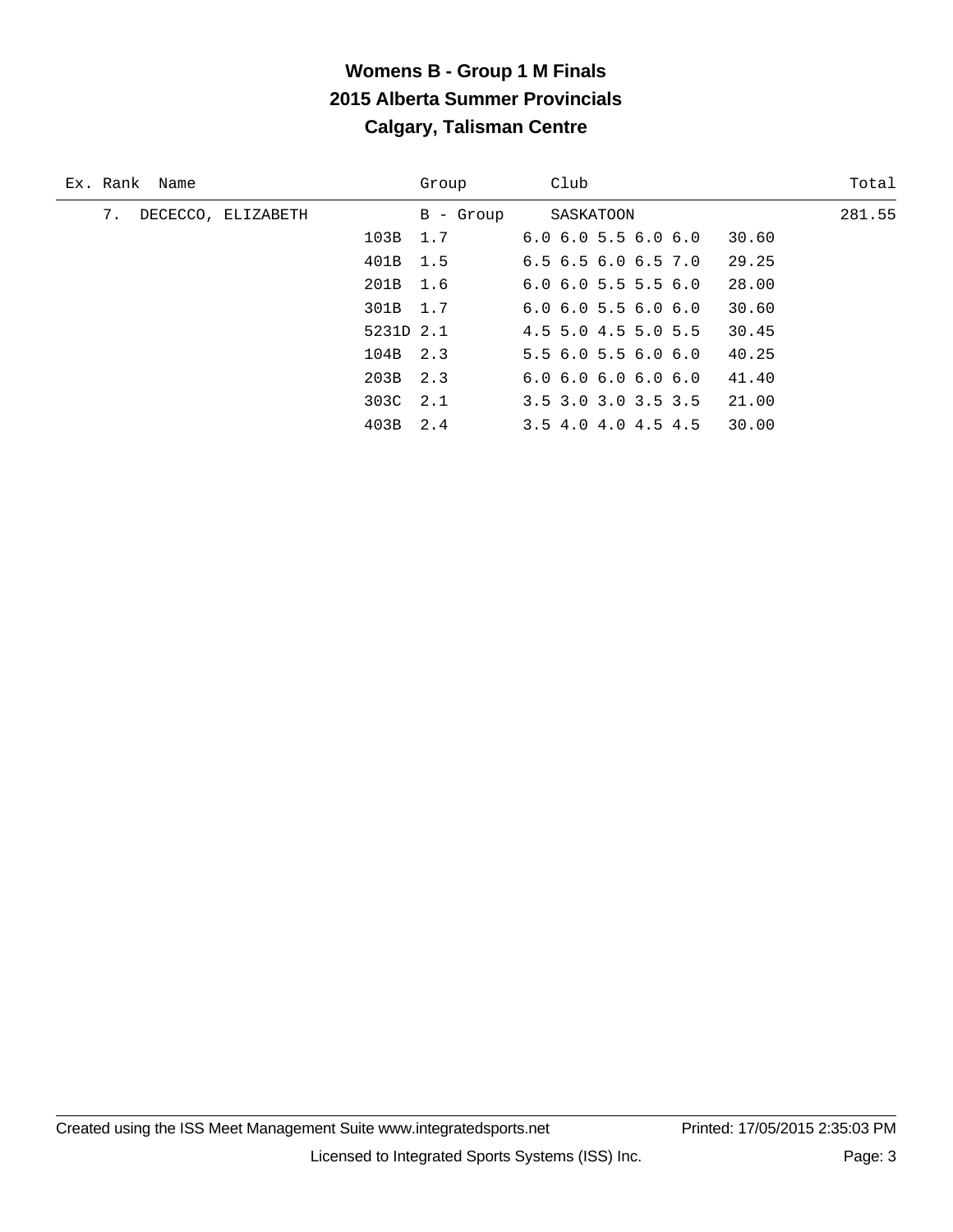# Womens B - Group 1 M Finals

## 2015 Alberta Summer Provincials

## Calgary, Talisman Centre

| Ex. | Rank | Name | Dive | DD | Group / Scores | Club | Points | Total |
|---|---|---|---|---|---|---|---|---|
| | 7. | DECECCO, ELIZABETH | | | B - Group | SASKATOON | | 281.55 |
| | | | 103B | 1.7 | 6.0 6.0 5.5 6.0 6.0 | | 30.60 | |
| | | | 401B | 1.5 | 6.5 6.5 6.0 6.5 7.0 | | 29.25 | |
| | | | 201B | 1.6 | 6.0 6.0 5.5 5.5 6.0 | | 28.00 | |
| | | | 301B | 1.7 | 6.0 6.0 5.5 6.0 6.0 | | 30.60 | |
| | | | 5231D | 2.1 | 4.5 5.0 4.5 5.0 5.5 | | 30.45 | |
| | | | 104B | 2.3 | 5.5 6.0 5.5 6.0 6.0 | | 40.25 | |
| | | | 203B | 2.3 | 6.0 6.0 6.0 6.0 6.0 | | 41.40 | |
| | | | 303C | 2.1 | 3.5 3.0 3.0 3.5 3.5 | | 21.00 | |
| | | | 403B | 2.4 | 3.5 4.0 4.0 4.5 4.5 | | 30.00 | |

Created using the ISS Meet Management Suite www.integratedsports.net Printed: 17/05/2015 2:35:03 PM

Licensed to Integrated Sports Systems (ISS) Inc.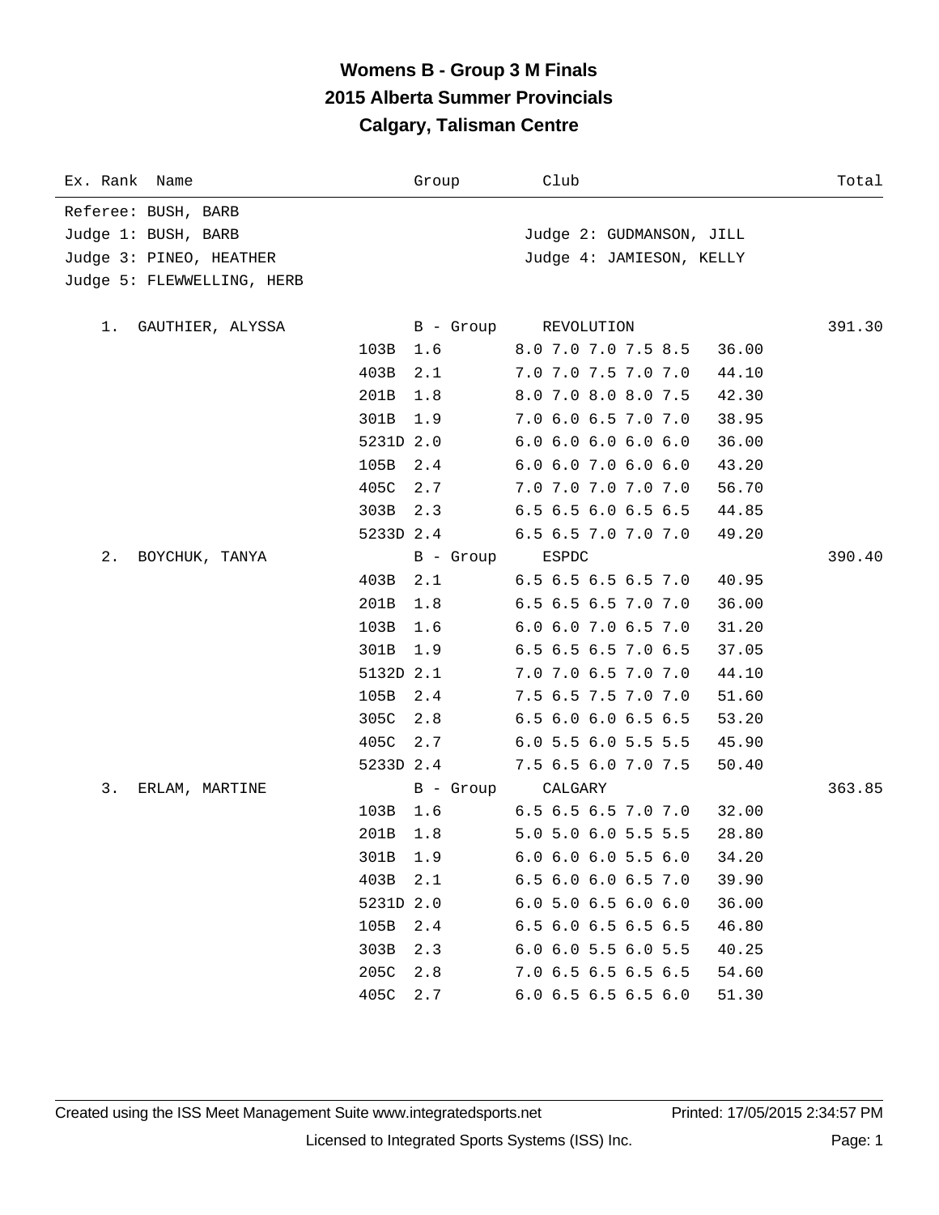# Womens B - Group 3 M Finals
## 2015 Alberta Summer Provincials
## Calgary, Talisman Centre

| Ex. Rank | Name | Group | Club | | Total |
|---|---|---|---|---|---|
| Referee: BUSH, BARB | | | | | |
| Judge 1: BUSH, BARB | | | Judge 2: GUDMANSON, JILL | | |
| Judge 3: PINEO, HEATHER | | | Judge 4: JAMIESON, KELLY | | |
| Judge 5: FLEWWELLING, HERB | | | | | |
| 1. | GAUTHIER, ALYSSA | B - Group | REVOLUTION | | 391.30 |
| | 103B | 1.6 | 8.0 7.0 7.0 7.5 8.5 | 36.00 | |
| | 403B | 2.1 | 7.0 7.0 7.5 7.0 7.0 | 44.10 | |
| | 201B | 1.8 | 8.0 7.0 8.0 8.0 7.5 | 42.30 | |
| | 301B | 1.9 | 7.0 6.0 6.5 7.0 7.0 | 38.95 | |
| | 5231D | 2.0 | 6.0 6.0 6.0 6.0 6.0 | 36.00 | |
| | 105B | 2.4 | 6.0 6.0 7.0 6.0 6.0 | 43.20 | |
| | 405C | 2.7 | 7.0 7.0 7.0 7.0 7.0 | 56.70 | |
| | 303B | 2.3 | 6.5 6.5 6.0 6.5 6.5 | 44.85 | |
| | 5233D | 2.4 | 6.5 6.5 7.0 7.0 7.0 | 49.20 | |
| 2. | BOYCHUK, TANYA | B - Group | ESPDC | | 390.40 |
| | 403B | 2.1 | 6.5 6.5 6.5 6.5 7.0 | 40.95 | |
| | 201B | 1.8 | 6.5 6.5 6.5 7.0 7.0 | 36.00 | |
| | 103B | 1.6 | 6.0 6.0 7.0 6.5 7.0 | 31.20 | |
| | 301B | 1.9 | 6.5 6.5 6.5 7.0 6.5 | 37.05 | |
| | 5132D | 2.1 | 7.0 7.0 6.5 7.0 7.0 | 44.10 | |
| | 105B | 2.4 | 7.5 6.5 7.5 7.0 7.0 | 51.60 | |
| | 305C | 2.8 | 6.5 6.0 6.0 6.5 6.5 | 53.20 | |
| | 405C | 2.7 | 6.0 5.5 6.0 5.5 5.5 | 45.90 | |
| | 5233D | 2.4 | 7.5 6.5 6.0 7.0 7.5 | 50.40 | |
| 3. | ERLAM, MARTINE | B - Group | CALGARY | | 363.85 |
| | 103B | 1.6 | 6.5 6.5 6.5 7.0 7.0 | 32.00 | |
| | 201B | 1.8 | 5.0 5.0 6.0 5.5 5.5 | 28.80 | |
| | 301B | 1.9 | 6.0 6.0 6.0 5.5 6.0 | 34.20 | |
| | 403B | 2.1 | 6.5 6.0 6.0 6.5 7.0 | 39.90 | |
| | 5231D | 2.0 | 6.0 5.0 6.5 6.0 6.0 | 36.00 | |
| | 105B | 2.4 | 6.5 6.0 6.5 6.5 6.5 | 46.80 | |
| | 303B | 2.3 | 6.0 6.0 5.5 6.0 5.5 | 40.25 | |
| | 205C | 2.8 | 7.0 6.5 6.5 6.5 6.5 | 54.60 | |
| | 405C | 2.7 | 6.0 6.5 6.5 6.5 6.0 | 51.30 | |

Created using the ISS Meet Management Suite www.integratedsports.net Printed: 17/05/2015 2:34:57 PM

Licensed to Integrated Sports Systems (ISS) Inc.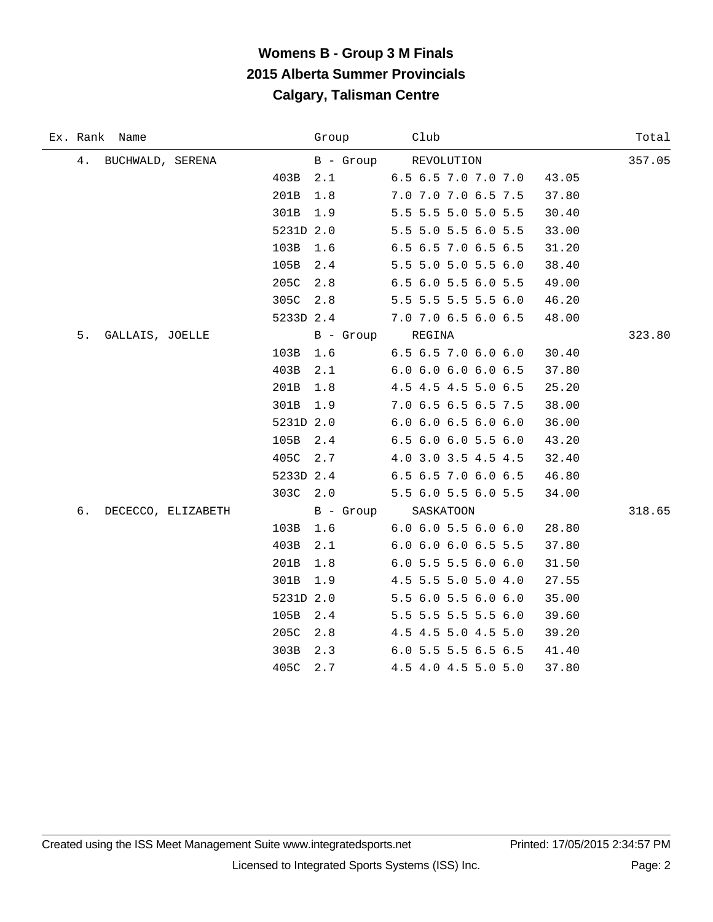# Womens B - Group 3 M Finals
## 2015 Alberta Summer Provincials
## Calgary, Talisman Centre

| Ex. | Rank | Name | Dive | DD | Scores | Points | Group | Club | Total |
|---|---|---|---|---|---|---|---|---|---|
| | 4. | BUCHWALD, SERENA | | | | | B - Group | REVOLUTION | 357.05 |
| | | | 403B | 2.1 | 6.5 6.5 7.0 7.0 7.0 | 43.05 | | | |
| | | | 201B | 1.8 | 7.0 7.0 7.0 6.5 7.5 | 37.80 | | | |
| | | | 301B | 1.9 | 5.5 5.5 5.0 5.0 5.5 | 30.40 | | | |
| | | | 5231D | 2.0 | 5.5 5.0 5.5 6.0 5.5 | 33.00 | | | |
| | | | 103B | 1.6 | 6.5 6.5 7.0 6.5 6.5 | 31.20 | | | |
| | | | 105B | 2.4 | 5.5 5.0 5.0 5.5 6.0 | 38.40 | | | |
| | | | 205C | 2.8 | 6.5 6.0 5.5 6.0 5.5 | 49.00 | | | |
| | | | 305C | 2.8 | 5.5 5.5 5.5 5.5 6.0 | 46.20 | | | |
| | | | 5233D | 2.4 | 7.0 7.0 6.5 6.0 6.5 | 48.00 | | | |
| | 5. | GALLAIS, JOELLE | | | | | B - Group | REGINA | 323.80 |
| | | | 103B | 1.6 | 6.5 6.5 7.0 6.0 6.0 | 30.40 | | | |
| | | | 403B | 2.1 | 6.0 6.0 6.0 6.0 6.5 | 37.80 | | | |
| | | | 201B | 1.8 | 4.5 4.5 4.5 5.0 6.5 | 25.20 | | | |
| | | | 301B | 1.9 | 7.0 6.5 6.5 6.5 7.5 | 38.00 | | | |
| | | | 5231D | 2.0 | 6.0 6.0 6.5 6.0 6.0 | 36.00 | | | |
| | | | 105B | 2.4 | 6.5 6.0 6.0 5.5 6.0 | 43.20 | | | |
| | | | 405C | 2.7 | 4.0 3.0 3.5 4.5 4.5 | 32.40 | | | |
| | | | 5233D | 2.4 | 6.5 6.5 7.0 6.0 6.5 | 46.80 | | | |
| | | | 303C | 2.0 | 5.5 6.0 5.5 6.0 5.5 | 34.00 | | | |
| | 6. | DECECCO, ELIZABETH | | | | | B - Group | SASKATOON | 318.65 |
| | | | 103B | 1.6 | 6.0 6.0 5.5 6.0 6.0 | 28.80 | | | |
| | | | 403B | 2.1 | 6.0 6.0 6.0 6.5 5.5 | 37.80 | | | |
| | | | 201B | 1.8 | 6.0 5.5 5.5 6.0 6.0 | 31.50 | | | |
| | | | 301B | 1.9 | 4.5 5.5 5.0 5.0 4.0 | 27.55 | | | |
| | | | 5231D | 2.0 | 5.5 6.0 5.5 6.0 6.0 | 35.00 | | | |
| | | | 105B | 2.4 | 5.5 5.5 5.5 5.5 6.0 | 39.60 | | | |
| | | | 205C | 2.8 | 4.5 4.5 5.0 4.5 5.0 | 39.20 | | | |
| | | | 303B | 2.3 | 6.0 5.5 5.5 6.5 6.5 | 41.40 | | | |
| | | | 405C | 2.7 | 4.5 4.0 4.5 5.0 5.0 | 37.80 | | | |

Created using the ISS Meet Management Suite www.integratedsports.net Printed: 17/05/2015 2:34:57 PM

Licensed to Integrated Sports Systems (ISS) Inc.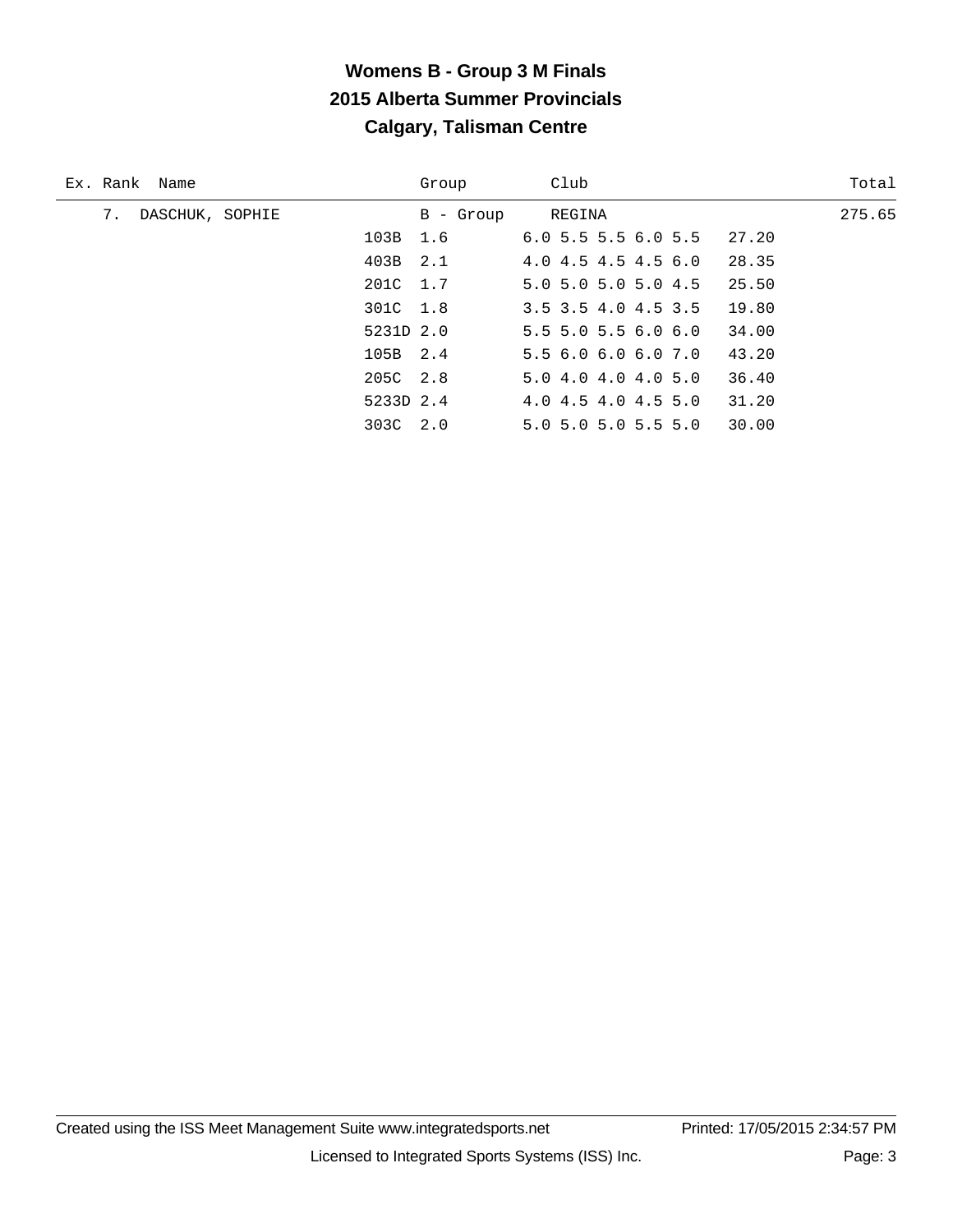# Womens B - Group 3 M Finals
## 2015 Alberta Summer Provincials
## Calgary, Talisman Centre

| Ex. | Rank | Name | Dive | DD | Scores | Points | Group | Club | Total |
|---|---|---|---|---|---|---|---|---|---|
| | 7. | DASCHUK, SOPHIE | | | | | B - Group | REGINA | 275.65 |
| | | | 103B | 1.6 | 6.0 5.5 5.5 6.0 5.5 | 27.20 | | | |
| | | | 403B | 2.1 | 4.0 4.5 4.5 4.5 6.0 | 28.35 | | | |
| | | | 201C | 1.7 | 5.0 5.0 5.0 5.0 4.5 | 25.50 | | | |
| | | | 301C | 1.8 | 3.5 3.5 4.0 4.5 3.5 | 19.80 | | | |
| | | | 5231D | 2.0 | 5.5 5.0 5.5 6.0 6.0 | 34.00 | | | |
| | | | 105B | 2.4 | 5.5 6.0 6.0 6.0 7.0 | 43.20 | | | |
| | | | 205C | 2.8 | 5.0 4.0 4.0 4.0 5.0 | 36.40 | | | |
| | | | 5233D | 2.4 | 4.0 4.5 4.0 4.5 5.0 | 31.20 | | | |
| | | | 303C | 2.0 | 5.0 5.0 5.0 5.5 5.0 | 30.00 | | | |

Created using the ISS Meet Management Suite www.integratedsports.net Printed: 17/05/2015 2:34:57 PM

Licensed to Integrated Sports Systems (ISS) Inc.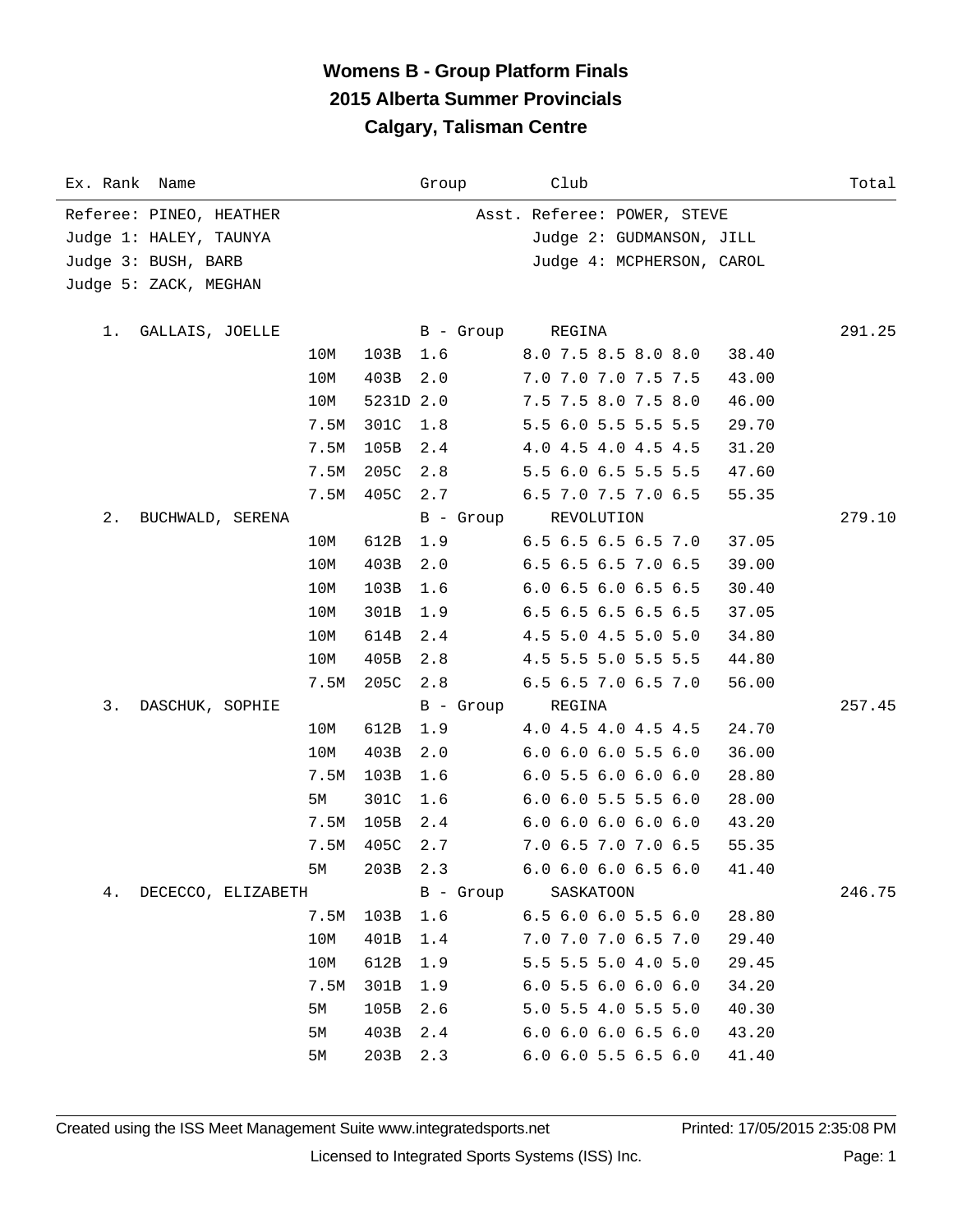# Womens B - Group Platform Finals
## 2015 Alberta Summer Provincials
## Calgary, Talisman Centre

| Ex. Rank | Name | | | Group | Club | | Total |
|---|---|---|---|---|---|---|---|

Referee: PINEO, HEATHER — Asst. Referee: POWER, STEVE
Judge 1: HALEY, TAUNYA — Judge 2: GUDMANSON, JILL
Judge 3: BUSH, BARB — Judge 4: MCPHERSON, CAROL
Judge 5: ZACK, MEGHAN

| Rank | Name | Height | Dive | DD / Group | Scores / Club | Points | Total |
|---|---|---|---|---|---|---|---|
| 1. | GALLAIS, JOELLE | | | B - Group | REGINA | | 291.25 |
| | | 10M | 103B | 1.6 | 8.0 7.5 8.5 8.0 8.0 | 38.40 | |
| | | 10M | 403B | 2.0 | 7.0 7.0 7.0 7.5 7.5 | 43.00 | |
| | | 10M | 5231D | 2.0 | 7.5 7.5 8.0 7.5 8.0 | 46.00 | |
| | | 7.5M | 301C | 1.8 | 5.5 6.0 5.5 5.5 5.5 | 29.70 | |
| | | 7.5M | 105B | 2.4 | 4.0 4.5 4.0 4.5 4.5 | 31.20 | |
| | | 7.5M | 205C | 2.8 | 5.5 6.0 6.5 5.5 5.5 | 47.60 | |
| | | 7.5M | 405C | 2.7 | 6.5 7.0 7.5 7.0 6.5 | 55.35 | |
| 2. | BUCHWALD, SERENA | | | B - Group | REVOLUTION | | 279.10 |
| | | 10M | 612B | 1.9 | 6.5 6.5 6.5 6.5 7.0 | 37.05 | |
| | | 10M | 403B | 2.0 | 6.5 6.5 6.5 7.0 6.5 | 39.00 | |
| | | 10M | 103B | 1.6 | 6.0 6.5 6.0 6.5 6.5 | 30.40 | |
| | | 10M | 301B | 1.9 | 6.5 6.5 6.5 6.5 6.5 | 37.05 | |
| | | 10M | 614B | 2.4 | 4.5 5.0 4.5 5.0 5.0 | 34.80 | |
| | | 10M | 405B | 2.8 | 4.5 5.5 5.0 5.5 5.5 | 44.80 | |
| | | 7.5M | 205C | 2.8 | 6.5 6.5 7.0 6.5 7.0 | 56.00 | |
| 3. | DASCHUK, SOPHIE | | | B - Group | REGINA | | 257.45 |
| | | 10M | 612B | 1.9 | 4.0 4.5 4.0 4.5 4.5 | 24.70 | |
| | | 10M | 403B | 2.0 | 6.0 6.0 6.0 5.5 6.0 | 36.00 | |
| | | 7.5M | 103B | 1.6 | 6.0 5.5 6.0 6.0 6.0 | 28.80 | |
| | | 5M | 301C | 1.6 | 6.0 6.0 5.5 5.5 6.0 | 28.00 | |
| | | 7.5M | 105B | 2.4 | 6.0 6.0 6.0 6.0 6.0 | 43.20 | |
| | | 7.5M | 405C | 2.7 | 7.0 6.5 7.0 7.0 6.5 | 55.35 | |
| | | 5M | 203B | 2.3 | 6.0 6.0 6.0 6.5 6.0 | 41.40 | |
| 4. | DECECCO, ELIZABETH | | | B - Group | SASKATOON | | 246.75 |
| | | 7.5M | 103B | 1.6 | 6.5 6.0 6.0 5.5 6.0 | 28.80 | |
| | | 10M | 401B | 1.4 | 7.0 7.0 7.0 6.5 7.0 | 29.40 | |
| | | 10M | 612B | 1.9 | 5.5 5.5 5.0 4.0 5.0 | 29.45 | |
| | | 7.5M | 301B | 1.9 | 6.0 5.5 6.0 6.0 6.0 | 34.20 | |
| | | 5M | 105B | 2.6 | 5.0 5.5 4.0 5.5 5.0 | 40.30 | |
| | | 5M | 403B | 2.4 | 6.0 6.0 6.0 6.5 6.0 | 43.20 | |
| | | 5M | 203B | 2.3 | 6.0 6.0 5.5 6.5 6.0 | 41.40 | |

Created using the ISS Meet Management Suite www.integratedsports.net — Printed: 17/05/2015 2:35:08 PM

Licensed to Integrated Sports Systems (ISS) Inc.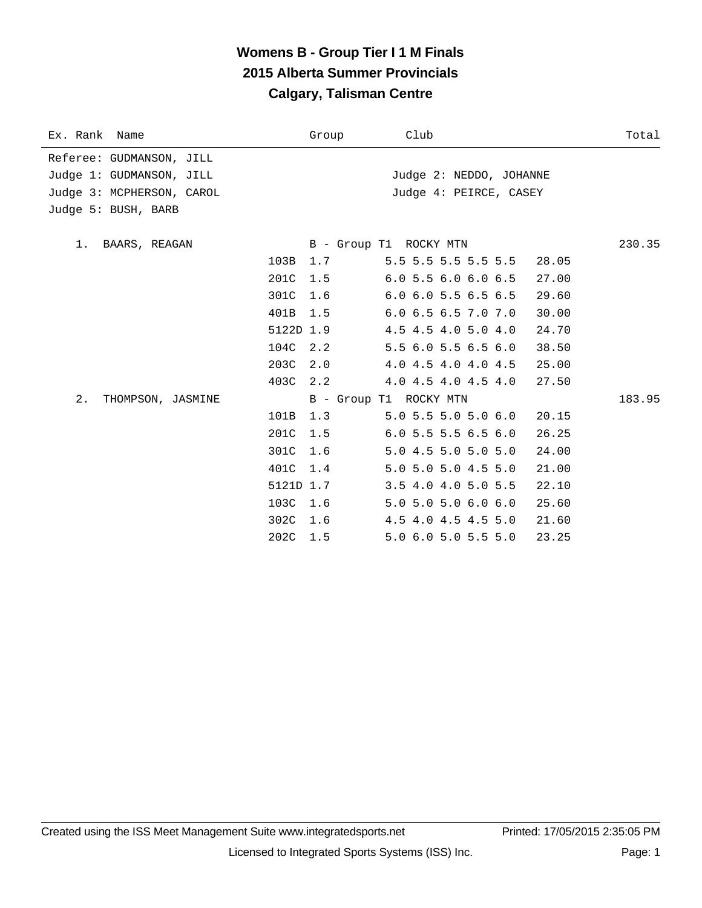# Womens B - Group Tier I 1 M Finals
## 2015 Alberta Summer Provincials
## Calgary, Talisman Centre

| Ex. Rank | Name | Group | Club | Total |
|---|---|---|---|---|

Referee: GUDMANSON, JILL
Judge 1: GUDMANSON, JILL
Judge 2: NEDDO, JOHANNE
Judge 3: MCPHERSON, CAROL
Judge 4: PEIRCE, CASEY
Judge 5: BUSH, BARB

| Rank | Name | Dive | DD | Scores | Points | Group | Club | Total |
|---|---|---|---|---|---|---|---|---|
| 1. | BAARS, REAGAN | | | | | B - Group T1 | ROCKY MTN | 230.35 |
| | | 103B | 1.7 | 5.5 5.5 5.5 5.5 5.5 | 28.05 | | | |
| | | 201C | 1.5 | 6.0 5.5 6.0 6.0 6.5 | 27.00 | | | |
| | | 301C | 1.6 | 6.0 6.0 5.5 6.5 6.5 | 29.60 | | | |
| | | 401B | 1.5 | 6.0 6.5 6.5 7.0 7.0 | 30.00 | | | |
| | | 5122D | 1.9 | 4.5 4.5 4.0 5.0 4.0 | 24.70 | | | |
| | | 104C | 2.2 | 5.5 6.0 5.5 6.5 6.0 | 38.50 | | | |
| | | 203C | 2.0 | 4.0 4.5 4.0 4.0 4.5 | 25.00 | | | |
| | | 403C | 2.2 | 4.0 4.5 4.0 4.5 4.0 | 27.50 | | | |
| 2. | THOMPSON, JASMINE | | | | | B - Group T1 | ROCKY MTN | 183.95 |
| | | 101B | 1.3 | 5.0 5.5 5.0 5.0 6.0 | 20.15 | | | |
| | | 201C | 1.5 | 6.0 5.5 5.5 6.5 6.0 | 26.25 | | | |
| | | 301C | 1.6 | 5.0 4.5 5.0 5.0 5.0 | 24.00 | | | |
| | | 401C | 1.4 | 5.0 5.0 5.0 4.5 5.0 | 21.00 | | | |
| | | 5121D | 1.7 | 3.5 4.0 4.0 5.0 5.5 | 22.10 | | | |
| | | 103C | 1.6 | 5.0 5.0 5.0 6.0 6.0 | 25.60 | | | |
| | | 302C | 1.6 | 4.5 4.0 4.5 4.5 5.0 | 21.60 | | | |
| | | 202C | 1.5 | 5.0 6.0 5.0 5.5 5.0 | 23.25 | | | |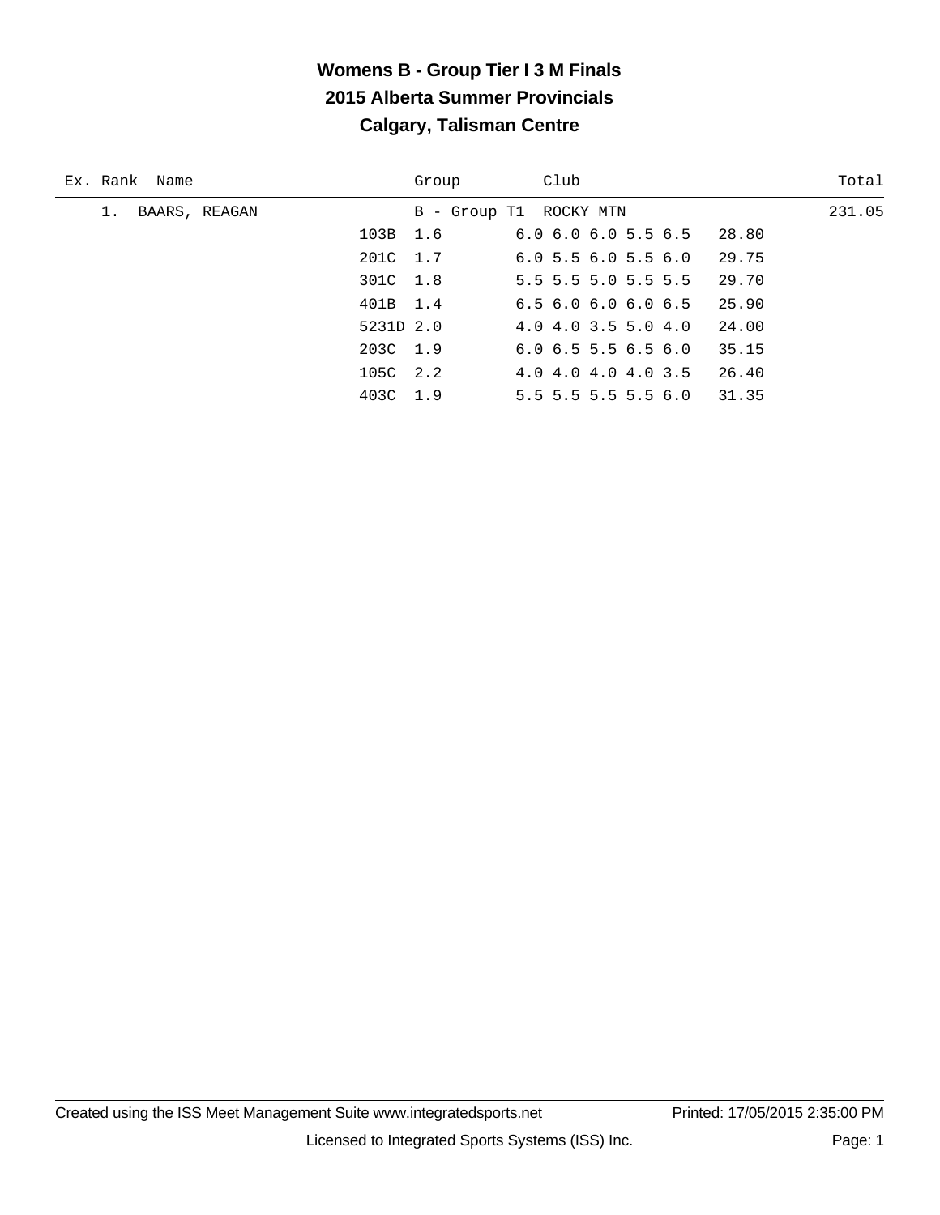# Womens B - Group Tier I 3 M Finals
## 2015 Alberta Summer Provincials
## Calgary, Talisman Centre

| Ex. | Rank | Name | Group | Club | Total |
|---|---|---|---|---|---|
| | 1. | BAARS, REAGAN | B - Group T1 | ROCKY MTN | 231.05 |

| Dive | DD | Scores | Points |
|---|---|---|---|
| 103B | 1.6 | 6.0 6.0 6.0 5.5 6.5 | 28.80 |
| 201C | 1.7 | 6.0 5.5 6.0 5.5 6.0 | 29.75 |
| 301C | 1.8 | 5.5 5.5 5.0 5.5 5.5 | 29.70 |
| 401B | 1.4 | 6.5 6.0 6.0 6.0 6.5 | 25.90 |
| 5231D | 2.0 | 4.0 4.0 3.5 5.0 4.0 | 24.00 |
| 203C | 1.9 | 6.0 6.5 5.5 6.5 6.0 | 35.15 |
| 105C | 2.2 | 4.0 4.0 4.0 4.0 3.5 | 26.40 |
| 403C | 1.9 | 5.5 5.5 5.5 5.5 6.0 | 31.35 |

Created using the ISS Meet Management Suite www.integratedsports.net Printed: 17/05/2015 2:35:00 PM

Licensed to Integrated Sports Systems (ISS) Inc.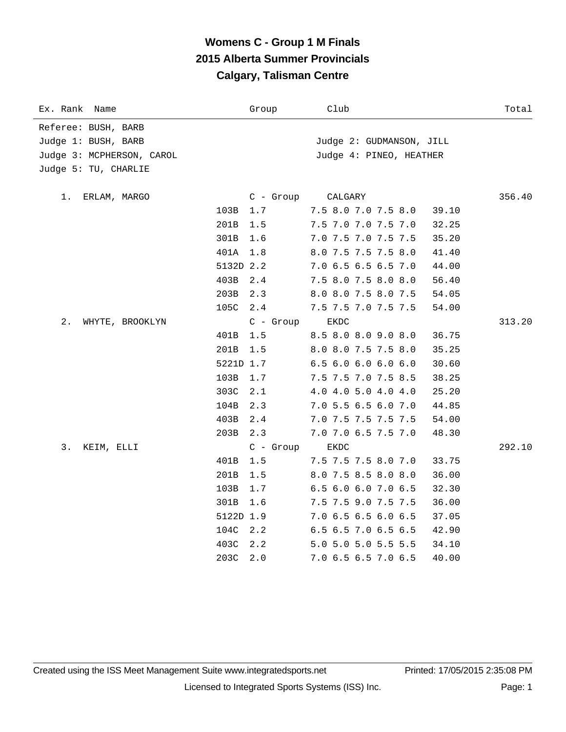# Womens C - Group 1 M Finals
## 2015 Alberta Summer Provincials
## Calgary, Talisman Centre

| Ex. Rank | Name | Group | Club | Total |
|---|---|---|---|---|

Referee: BUSH, BARB
Judge 1: BUSH, BARB — Judge 2: GUDMANSON, JILL
Judge 3: MCPHERSON, CAROL — Judge 4: PINEO, HEATHER
Judge 5: TU, CHARLIE

| Rank | Name | Dive | DD | Scores | Points | Group | Club | Total |
|---|---|---|---|---|---|---|---|---|
| 1. | ERLAM, MARGO | | | | | C - Group | CALGARY | 356.40 |
| | | 103B | 1.7 | 7.5 8.0 7.0 7.5 8.0 | 39.10 | | | |
| | | 201B | 1.5 | 7.5 7.0 7.0 7.5 7.0 | 32.25 | | | |
| | | 301B | 1.6 | 7.0 7.5 7.0 7.5 7.5 | 35.20 | | | |
| | | 401A | 1.8 | 8.0 7.5 7.5 7.5 8.0 | 41.40 | | | |
| | | 5132D | 2.2 | 7.0 6.5 6.5 6.5 7.0 | 44.00 | | | |
| | | 403B | 2.4 | 7.5 8.0 7.5 8.0 8.0 | 56.40 | | | |
| | | 203B | 2.3 | 8.0 8.0 7.5 8.0 7.5 | 54.05 | | | |
| | | 105C | 2.4 | 7.5 7.5 7.0 7.5 7.5 | 54.00 | | | |
| 2. | WHYTE, BROOKLYN | | | | | C - Group | EKDC | 313.20 |
| | | 401B | 1.5 | 8.5 8.0 8.0 9.0 8.0 | 36.75 | | | |
| | | 201B | 1.5 | 8.0 8.0 7.5 7.5 8.0 | 35.25 | | | |
| | | 5221D | 1.7 | 6.5 6.0 6.0 6.0 6.0 | 30.60 | | | |
| | | 103B | 1.7 | 7.5 7.5 7.0 7.5 8.5 | 38.25 | | | |
| | | 303C | 2.1 | 4.0 4.0 5.0 4.0 4.0 | 25.20 | | | |
| | | 104B | 2.3 | 7.0 5.5 6.5 6.0 7.0 | 44.85 | | | |
| | | 403B | 2.4 | 7.0 7.5 7.5 7.5 7.5 | 54.00 | | | |
| | | 203B | 2.3 | 7.0 7.0 6.5 7.5 7.0 | 48.30 | | | |
| 3. | KEIM, ELLI | | | | | C - Group | EKDC | 292.10 |
| | | 401B | 1.5 | 7.5 7.5 7.5 8.0 7.0 | 33.75 | | | |
| | | 201B | 1.5 | 8.0 7.5 8.5 8.0 8.0 | 36.00 | | | |
| | | 103B | 1.7 | 6.5 6.0 6.0 7.0 6.5 | 32.30 | | | |
| | | 301B | 1.6 | 7.5 7.5 9.0 7.5 7.5 | 36.00 | | | |
| | | 5122D | 1.9 | 7.0 6.5 6.5 6.0 6.5 | 37.05 | | | |
| | | 104C | 2.2 | 6.5 6.5 7.0 6.5 6.5 | 42.90 | | | |
| | | 403C | 2.2 | 5.0 5.0 5.0 5.5 5.5 | 34.10 | | | |
| | | 203C | 2.0 | 7.0 6.5 6.5 7.0 6.5 | 40.00 | | | |

Created using the ISS Meet Management Suite www.integratedsports.net — Printed: 17/05/2015 2:35:08 PM

Licensed to Integrated Sports Systems (ISS) Inc.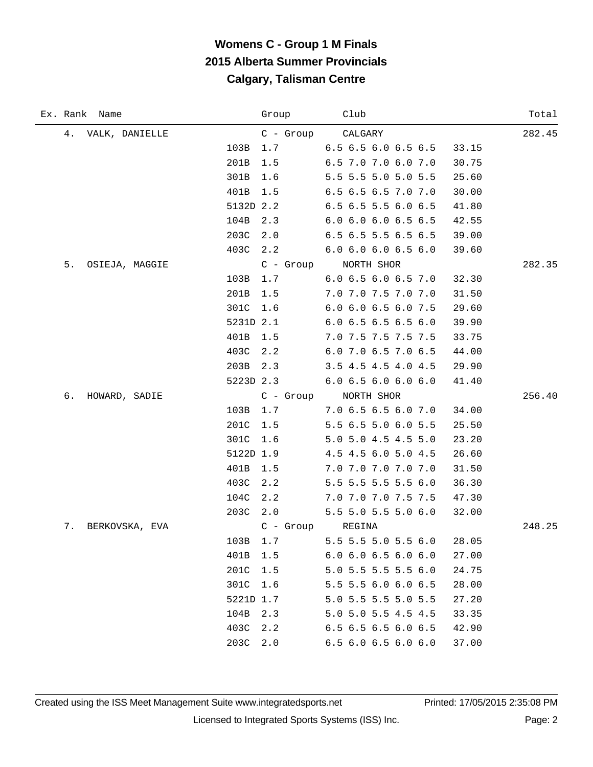# Womens C - Group 1 M Finals

## 2015 Alberta Summer Provincials

## Calgary, Talisman Centre

| Ex. | Rank | Name | Dive | DD | Group / Scores | Club / Points | Total |
|---|---|---|---|---|---|---|---|
| | 4. | VALK, DANIELLE | | | C - Group | CALGARY | 282.45 |
| | | | 103B | 1.7 | 6.5 6.5 6.0 6.5 6.5 | 33.15 | |
| | | | 201B | 1.5 | 6.5 7.0 7.0 6.0 7.0 | 30.75 | |
| | | | 301B | 1.6 | 5.5 5.5 5.0 5.0 5.5 | 25.60 | |
| | | | 401B | 1.5 | 6.5 6.5 6.5 7.0 7.0 | 30.00 | |
| | | | 5132D | 2.2 | 6.5 6.5 5.5 6.0 6.5 | 41.80 | |
| | | | 104B | 2.3 | 6.0 6.0 6.0 6.5 6.5 | 42.55 | |
| | | | 203C | 2.0 | 6.5 6.5 5.5 6.5 6.5 | 39.00 | |
| | | | 403C | 2.2 | 6.0 6.0 6.0 6.5 6.0 | 39.60 | |
| | 5. | OSIEJA, MAGGIE | | | C - Group | NORTH SHOR | 282.35 |
| | | | 103B | 1.7 | 6.0 6.5 6.0 6.5 7.0 | 32.30 | |
| | | | 201B | 1.5 | 7.0 7.0 7.5 7.0 7.0 | 31.50 | |
| | | | 301C | 1.6 | 6.0 6.0 6.5 6.0 7.5 | 29.60 | |
| | | | 5231D | 2.1 | 6.0 6.5 6.5 6.5 6.0 | 39.90 | |
| | | | 401B | 1.5 | 7.0 7.5 7.5 7.5 7.5 | 33.75 | |
| | | | 403C | 2.2 | 6.0 7.0 6.5 7.0 6.5 | 44.00 | |
| | | | 203B | 2.3 | 3.5 4.5 4.5 4.0 4.5 | 29.90 | |
| | | | 5223D | 2.3 | 6.0 6.5 6.0 6.0 6.0 | 41.40 | |
| | 6. | HOWARD, SADIE | | | C - Group | NORTH SHOR | 256.40 |
| | | | 103B | 1.7 | 7.0 6.5 6.5 6.0 7.0 | 34.00 | |
| | | | 201C | 1.5 | 5.5 6.5 5.0 6.0 5.5 | 25.50 | |
| | | | 301C | 1.6 | 5.0 5.0 4.5 4.5 5.0 | 23.20 | |
| | | | 5122D | 1.9 | 4.5 4.5 6.0 5.0 4.5 | 26.60 | |
| | | | 401B | 1.5 | 7.0 7.0 7.0 7.0 7.0 | 31.50 | |
| | | | 403C | 2.2 | 5.5 5.5 5.5 5.5 6.0 | 36.30 | |
| | | | 104C | 2.2 | 7.0 7.0 7.0 7.5 7.5 | 47.30 | |
| | | | 203C | 2.0 | 5.5 5.0 5.5 5.0 6.0 | 32.00 | |
| | 7. | BERKOVSKA, EVA | | | C - Group | REGINA | 248.25 |
| | | | 103B | 1.7 | 5.5 5.5 5.0 5.5 6.0 | 28.05 | |
| | | | 401B | 1.5 | 6.0 6.0 6.5 6.0 6.0 | 27.00 | |
| | | | 201C | 1.5 | 5.0 5.5 5.5 5.5 6.0 | 24.75 | |
| | | | 301C | 1.6 | 5.5 5.5 6.0 6.0 6.5 | 28.00 | |
| | | | 5221D | 1.7 | 5.0 5.5 5.5 5.0 5.5 | 27.20 | |
| | | | 104B | 2.3 | 5.0 5.0 5.5 4.5 4.5 | 33.35 | |
| | | | 403C | 2.2 | 6.5 6.5 6.5 6.0 6.5 | 42.90 | |
| | | | 203C | 2.0 | 6.5 6.0 6.5 6.0 6.0 | 37.00 | |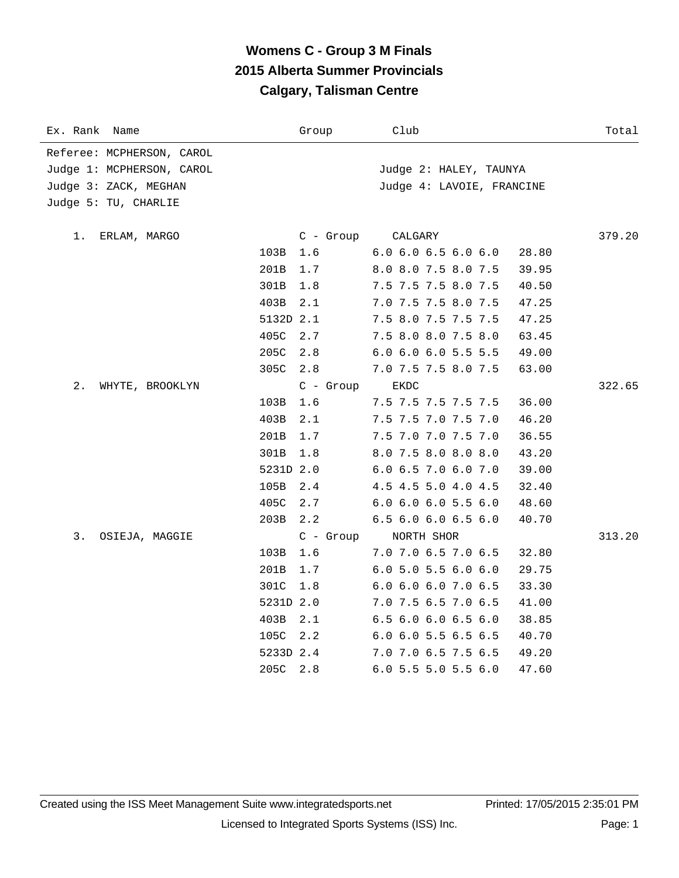# Womens C - Group 3 M Finals
## 2015 Alberta Summer Provincials
## Calgary, Talisman Centre

| Ex. | Rank | Name | Dive | DD | Group / Scores | Club | Points | Total |
|---|---|---|---|---|---|---|---|---|
| | | Referee: MCPHERSON, CAROL | | | | | | |
| | | Judge 1: MCPHERSON, CAROL | | | | Judge 2: HALEY, TAUNYA | | |
| | | Judge 3: ZACK, MEGHAN | | | | Judge 4: LAVOIE, FRANCINE | | |
| | | Judge 5: TU, CHARLIE | | | | | | |
| | 1. | ERLAM, MARGO | | | C - Group | CALGARY | | 379.20 |
| | | | 103B | 1.6 | 6.0 6.0 6.5 6.0 6.0 | | 28.80 | |
| | | | 201B | 1.7 | 8.0 8.0 7.5 8.0 7.5 | | 39.95 | |
| | | | 301B | 1.8 | 7.5 7.5 7.5 8.0 7.5 | | 40.50 | |
| | | | 403B | 2.1 | 7.0 7.5 7.5 8.0 7.5 | | 47.25 | |
| | | | 5132D | 2.1 | 7.5 8.0 7.5 7.5 7.5 | | 47.25 | |
| | | | 405C | 2.7 | 7.5 8.0 8.0 7.5 8.0 | | 63.45 | |
| | | | 205C | 2.8 | 6.0 6.0 6.0 5.5 5.5 | | 49.00 | |
| | | | 305C | 2.8 | 7.0 7.5 7.5 8.0 7.5 | | 63.00 | |
| | 2. | WHYTE, BROOKLYN | | | C - Group | EKDC | | 322.65 |
| | | | 103B | 1.6 | 7.5 7.5 7.5 7.5 7.5 | | 36.00 | |
| | | | 403B | 2.1 | 7.5 7.5 7.0 7.5 7.0 | | 46.20 | |
| | | | 201B | 1.7 | 7.5 7.0 7.0 7.5 7.0 | | 36.55 | |
| | | | 301B | 1.8 | 8.0 7.5 8.0 8.0 8.0 | | 43.20 | |
| | | | 5231D | 2.0 | 6.0 6.5 7.0 6.0 7.0 | | 39.00 | |
| | | | 105B | 2.4 | 4.5 4.5 5.0 4.0 4.5 | | 32.40 | |
| | | | 405C | 2.7 | 6.0 6.0 6.0 5.5 6.0 | | 48.60 | |
| | | | 203B | 2.2 | 6.5 6.0 6.0 6.5 6.0 | | 40.70 | |
| | 3. | OSIEJA, MAGGIE | | | C - Group | NORTH SHOR | | 313.20 |
| | | | 103B | 1.6 | 7.0 7.0 6.5 7.0 6.5 | | 32.80 | |
| | | | 201B | 1.7 | 6.0 5.0 5.5 6.0 6.0 | | 29.75 | |
| | | | 301C | 1.8 | 6.0 6.0 6.0 7.0 6.5 | | 33.30 | |
| | | | 5231D | 2.0 | 7.0 7.5 6.5 7.0 6.5 | | 41.00 | |
| | | | 403B | 2.1 | 6.5 6.0 6.0 6.5 6.0 | | 38.85 | |
| | | | 105C | 2.2 | 6.0 6.0 5.5 6.5 6.5 | | 40.70 | |
| | | | 5233D | 2.4 | 7.0 7.0 6.5 7.5 6.5 | | 49.20 | |
| | | | 205C | 2.8 | 6.0 5.5 5.0 5.5 6.0 | | 47.60 | |

Created using the ISS Meet Management Suite www.integratedsports.net — Printed: 17/05/2015 2:35:01 PM

Licensed to Integrated Sports Systems (ISS) Inc.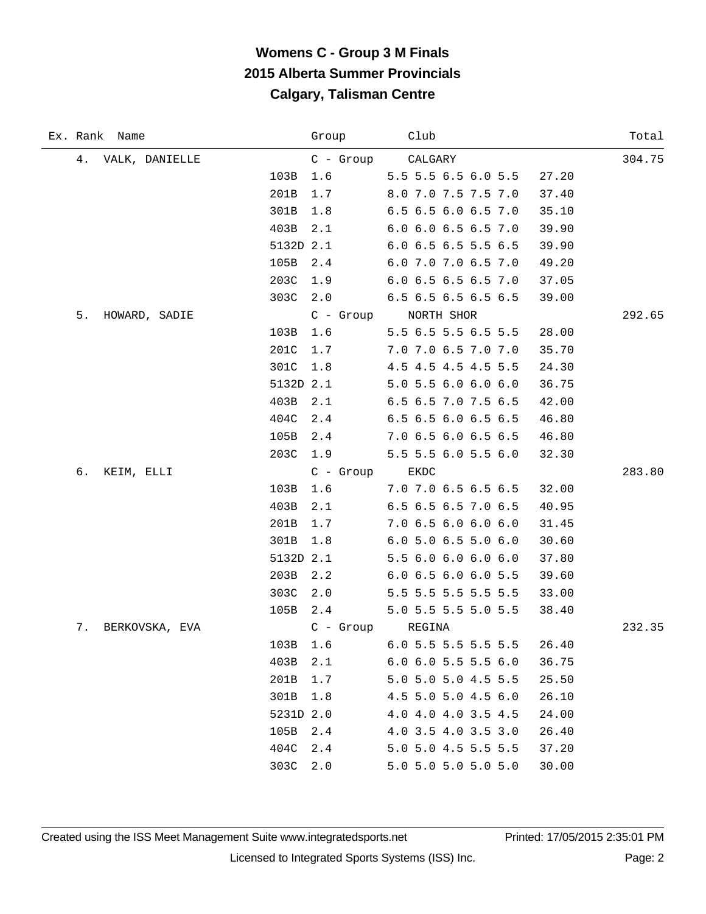# Womens C - Group 3 M Finals
## 2015 Alberta Summer Provincials
## Calgary, Talisman Centre

| Ex. | Rank | Name | Dive | DD | Group / Scores | Club | Points | Total |
|---|---|---|---|---|---|---|---|---|
| | 4. | VALK, DANIELLE | | | C - Group | CALGARY | | 304.75 |
| | | | 103B | 1.6 | 5.5 5.5 6.5 6.0 5.5 | | 27.20 | |
| | | | 201B | 1.7 | 8.0 7.0 7.5 7.5 7.0 | | 37.40 | |
| | | | 301B | 1.8 | 6.5 6.5 6.0 6.5 7.0 | | 35.10 | |
| | | | 403B | 2.1 | 6.0 6.0 6.5 6.5 7.0 | | 39.90 | |
| | | | 5132D | 2.1 | 6.0 6.5 6.5 5.5 6.5 | | 39.90 | |
| | | | 105B | 2.4 | 6.0 7.0 7.0 6.5 7.0 | | 49.20 | |
| | | | 203C | 1.9 | 6.0 6.5 6.5 6.5 7.0 | | 37.05 | |
| | | | 303C | 2.0 | 6.5 6.5 6.5 6.5 6.5 | | 39.00 | |
| | 5. | HOWARD, SADIE | | | C - Group | NORTH SHOR | | 292.65 |
| | | | 103B | 1.6 | 5.5 6.5 5.5 6.5 5.5 | | 28.00 | |
| | | | 201C | 1.7 | 7.0 7.0 6.5 7.0 7.0 | | 35.70 | |
| | | | 301C | 1.8 | 4.5 4.5 4.5 4.5 5.5 | | 24.30 | |
| | | | 5132D | 2.1 | 5.0 5.5 6.0 6.0 6.0 | | 36.75 | |
| | | | 403B | 2.1 | 6.5 6.5 7.0 7.5 6.5 | | 42.00 | |
| | | | 404C | 2.4 | 6.5 6.5 6.0 6.5 6.5 | | 46.80 | |
| | | | 105B | 2.4 | 7.0 6.5 6.0 6.5 6.5 | | 46.80 | |
| | | | 203C | 1.9 | 5.5 5.5 6.0 5.5 6.0 | | 32.30 | |
| | 6. | KEIM, ELLI | | | C - Group | EKDC | | 283.80 |
| | | | 103B | 1.6 | 7.0 7.0 6.5 6.5 6.5 | | 32.00 | |
| | | | 403B | 2.1 | 6.5 6.5 6.5 7.0 6.5 | | 40.95 | |
| | | | 201B | 1.7 | 7.0 6.5 6.0 6.0 6.0 | | 31.45 | |
| | | | 301B | 1.8 | 6.0 5.0 6.5 5.0 6.0 | | 30.60 | |
| | | | 5132D | 2.1 | 5.5 6.0 6.0 6.0 6.0 | | 37.80 | |
| | | | 203B | 2.2 | 6.0 6.5 6.0 6.0 5.5 | | 39.60 | |
| | | | 303C | 2.0 | 5.5 5.5 5.5 5.5 5.5 | | 33.00 | |
| | | | 105B | 2.4 | 5.0 5.5 5.5 5.0 5.5 | | 38.40 | |
| | 7. | BERKOVSKA, EVA | | | C - Group | REGINA | | 232.35 |
| | | | 103B | 1.6 | 6.0 5.5 5.5 5.5 5.5 | | 26.40 | |
| | | | 403B | 2.1 | 6.0 6.0 5.5 5.5 6.0 | | 36.75 | |
| | | | 201B | 1.7 | 5.0 5.0 5.0 4.5 5.5 | | 25.50 | |
| | | | 301B | 1.8 | 4.5 5.0 5.0 4.5 6.0 | | 26.10 | |
| | | | 5231D | 2.0 | 4.0 4.0 4.0 3.5 4.5 | | 24.00 | |
| | | | 105B | 2.4 | 4.0 3.5 4.0 3.5 3.0 | | 26.40 | |
| | | | 404C | 2.4 | 5.0 5.0 4.5 5.5 5.5 | | 37.20 | |
| | | | 303C | 2.0 | 5.0 5.0 5.0 5.0 5.0 | | 30.00 | |

Created using the ISS Meet Management Suite www.integratedsports.net — Printed: 17/05/2015 2:35:01 PM

Licensed to Integrated Sports Systems (ISS) Inc.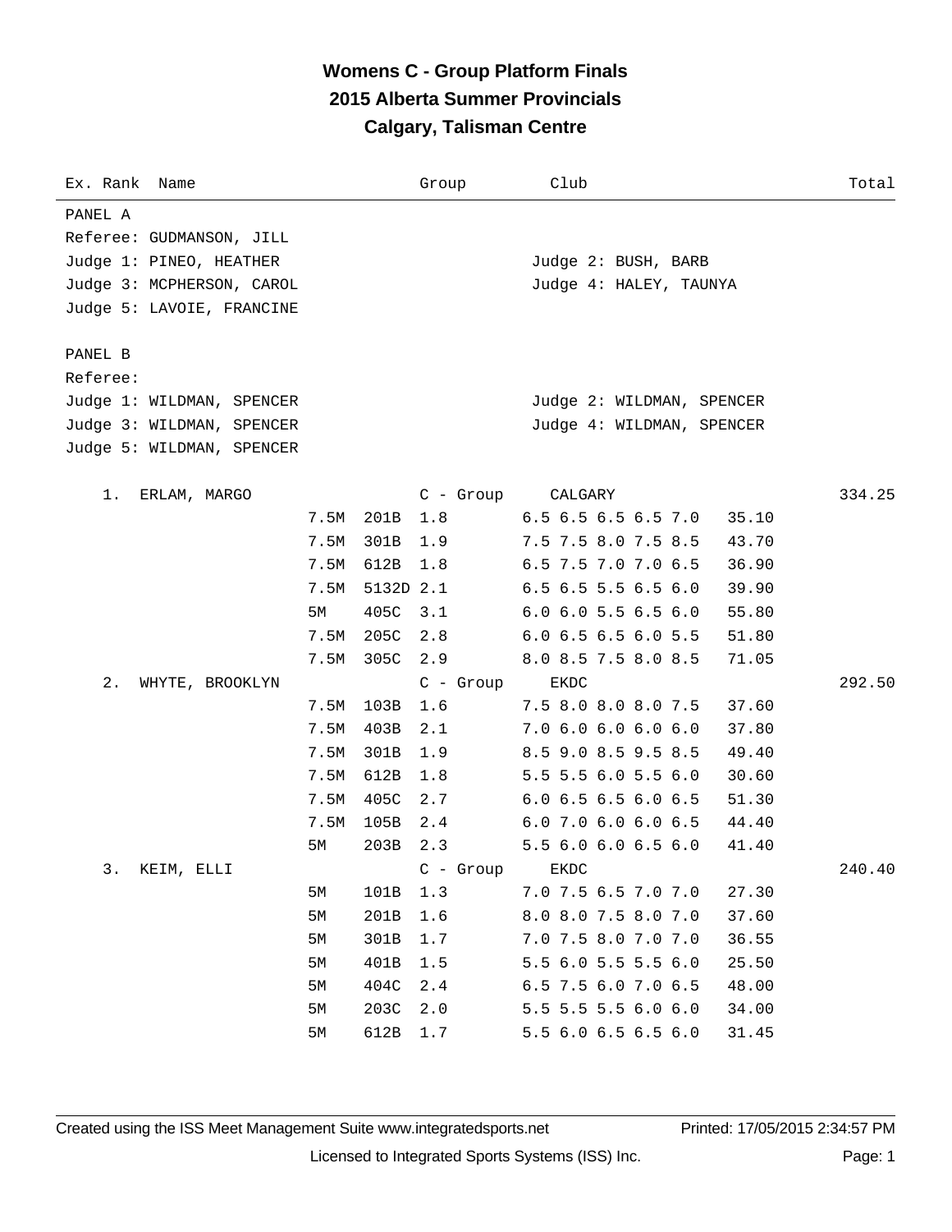# Womens C - Group Platform Finals
## 2015 Alberta Summer Provincials
## Calgary, Talisman Centre

| Ex. Rank | Name | | | | Group | Club | | Total |
|---|---|---|---|---|---|---|---|---|

PANEL A
Referee: GUDMANSON, JILL
Judge 1: PINEO, HEATHER
Judge 2: BUSH, BARB
Judge 3: MCPHERSON, CAROL
Judge 4: HALEY, TAUNYA
Judge 5: LAVOIE, FRANCINE

PANEL B
Referee:
Judge 1: WILDMAN, SPENCER
Judge 2: WILDMAN, SPENCER
Judge 3: WILDMAN, SPENCER
Judge 4: WILDMAN, SPENCER
Judge 5: WILDMAN, SPENCER

| Ex. Rank | Name | Height | Dive | DD / Group | Scores / Club | Points | Total |
|---|---|---|---|---|---|---|---|
| 1. | ERLAM, MARGO | | | C - Group | CALGARY | | 334.25 |
| | | 7.5M | 201B | 1.8 | 6.5 6.5 6.5 6.5 7.0 | 35.10 | |
| | | 7.5M | 301B | 1.9 | 7.5 7.5 8.0 7.5 8.5 | 43.70 | |
| | | 7.5M | 612B | 1.8 | 6.5 7.5 7.0 7.0 6.5 | 36.90 | |
| | | 7.5M | 5132D | 2.1 | 6.5 6.5 5.5 6.5 6.0 | 39.90 | |
| | | 5M | 405C | 3.1 | 6.0 6.0 5.5 6.5 6.0 | 55.80 | |
| | | 7.5M | 205C | 2.8 | 6.0 6.5 6.5 6.0 5.5 | 51.80 | |
| | | 7.5M | 305C | 2.9 | 8.0 8.5 7.5 8.0 8.5 | 71.05 | |
| 2. | WHYTE, BROOKLYN | | | C - Group | EKDC | | 292.50 |
| | | 7.5M | 103B | 1.6 | 7.5 8.0 8.0 8.0 7.5 | 37.60 | |
| | | 7.5M | 403B | 2.1 | 7.0 6.0 6.0 6.0 6.0 | 37.80 | |
| | | 7.5M | 301B | 1.9 | 8.5 9.0 8.5 9.5 8.5 | 49.40 | |
| | | 7.5M | 612B | 1.8 | 5.5 5.5 6.0 5.5 6.0 | 30.60 | |
| | | 7.5M | 405C | 2.7 | 6.0 6.5 6.5 6.0 6.5 | 51.30 | |
| | | 7.5M | 105B | 2.4 | 6.0 7.0 6.0 6.0 6.5 | 44.40 | |
| | | 5M | 203B | 2.3 | 5.5 6.0 6.0 6.5 6.0 | 41.40 | |
| 3. | KEIM, ELLI | | | C - Group | EKDC | | 240.40 |
| | | 5M | 101B | 1.3 | 7.0 7.5 6.5 7.0 7.0 | 27.30 | |
| | | 5M | 201B | 1.6 | 8.0 8.0 7.5 8.0 7.0 | 37.60 | |
| | | 5M | 301B | 1.7 | 7.0 7.5 8.0 7.0 7.0 | 36.55 | |
| | | 5M | 401B | 1.5 | 5.5 6.0 5.5 5.5 6.0 | 25.50 | |
| | | 5M | 404C | 2.4 | 6.5 7.5 6.0 7.0 6.5 | 48.00 | |
| | | 5M | 203C | 2.0 | 5.5 5.5 5.5 6.0 6.0 | 34.00 | |
| | | 5M | 612B | 1.7 | 5.5 6.0 6.5 6.5 6.0 | 31.45 | |

Created using the ISS Meet Management Suite www.integratedsports.net
Printed: 17/05/2015 2:34:57 PM
Licensed to Integrated Sports Systems (ISS) Inc.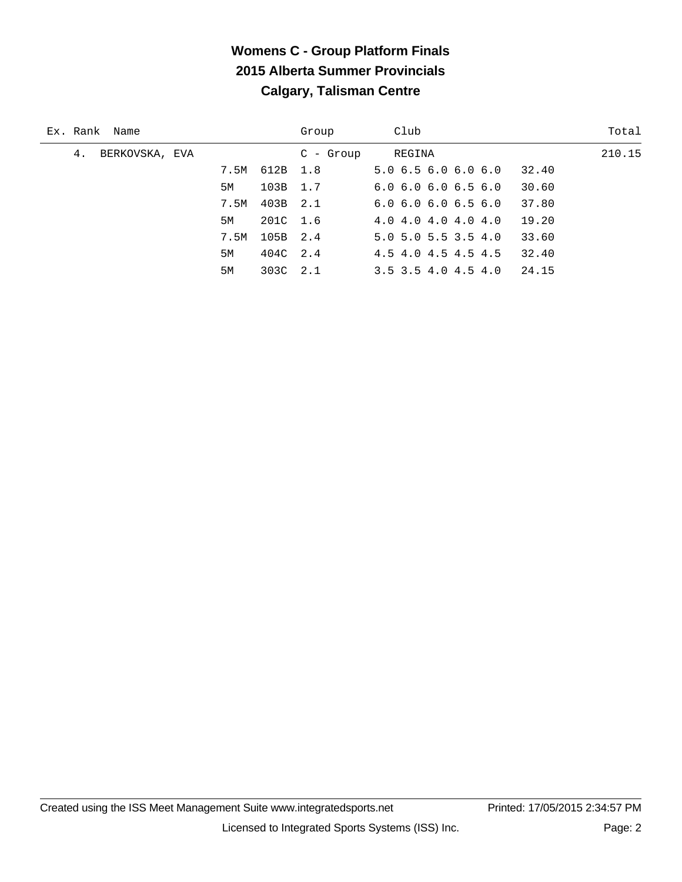# Womens C - Group Platform Finals

## 2015 Alberta Summer Provincials

## Calgary, Talisman Centre

| Ex. | Rank | Name | | | Group | Club | | Total |
|---|---|---|---|---|---|---|---|---|
| | 4. | BERKOVSKA, EVA | | | C - Group | REGINA | | 210.15 |
| | | | 7.5M | 612B | 1.8 | 5.0 6.5 6.0 6.0 6.0 | 32.40 | |
| | | | 5M | 103B | 1.7 | 6.0 6.0 6.0 6.5 6.0 | 30.60 | |
| | | | 7.5M | 403B | 2.1 | 6.0 6.0 6.0 6.5 6.0 | 37.80 | |
| | | | 5M | 201C | 1.6 | 4.0 4.0 4.0 4.0 4.0 | 19.20 | |
| | | | 7.5M | 105B | 2.4 | 5.0 5.0 5.5 3.5 4.0 | 33.60 | |
| | | | 5M | 404C | 2.4 | 4.5 4.0 4.5 4.5 4.5 | 32.40 | |
| | | | 5M | 303C | 2.1 | 3.5 3.5 4.0 4.5 4.0 | 24.15 | |

Created using the ISS Meet Management Suite www.integratedsports.net Printed: 17/05/2015 2:34:57 PM

Licensed to Integrated Sports Systems (ISS) Inc.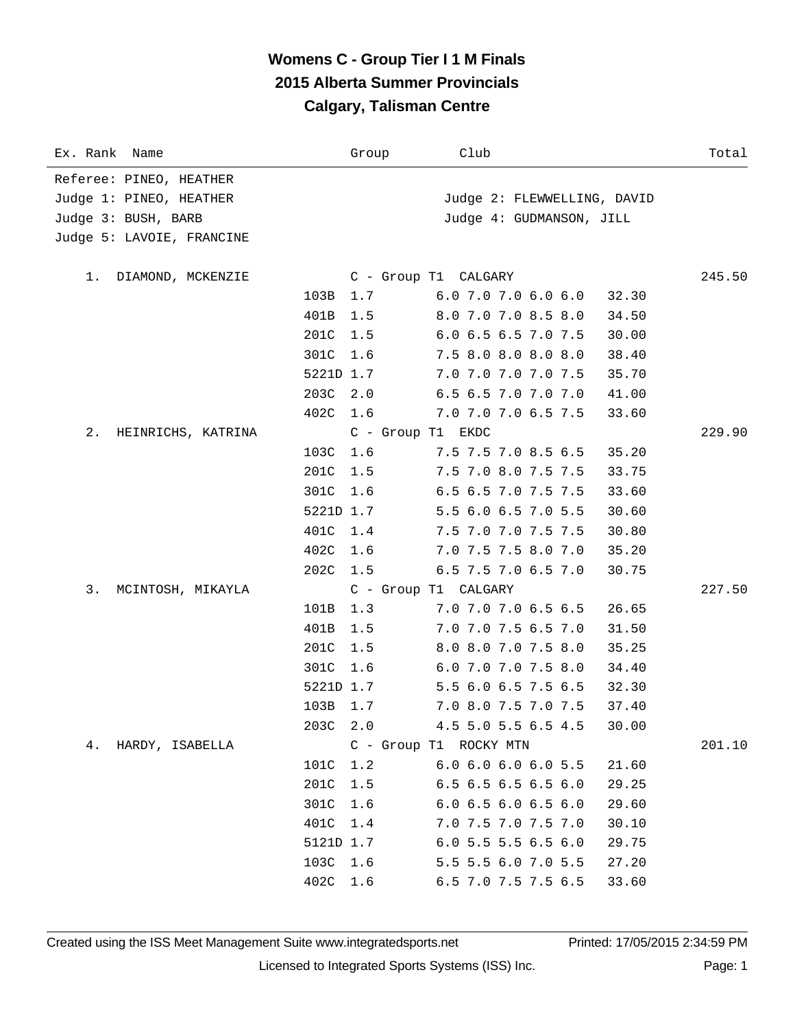# Womens C - Group Tier I 1 M Finals
## 2015 Alberta Summer Provincials
## Calgary, Talisman Centre

| Ex. Rank | Name | Group | Club | Total |
|---|---|---|---|---|

Referee: PINEO, HEATHER
Judge 1: PINEO, HEATHER — Judge 2: FLEWWELLING, DAVID
Judge 3: BUSH, BARB — Judge 4: GUDMANSON, JILL
Judge 5: LAVOIE, FRANCINE

| Rank | Name / Dive | DD | Group / Scores | Club / Points | Total |
|---|---|---|---|---|---|
| 1. | DIAMOND, MCKENZIE | | C - Group T1 | CALGARY | 245.50 |
| | 103B | 1.7 | 6.0 7.0 7.0 6.0 6.0 | 32.30 | |
| | 401B | 1.5 | 8.0 7.0 7.0 8.5 8.0 | 34.50 | |
| | 201C | 1.5 | 6.0 6.5 6.5 7.0 7.5 | 30.00 | |
| | 301C | 1.6 | 7.5 8.0 8.0 8.0 8.0 | 38.40 | |
| | 5221D | 1.7 | 7.0 7.0 7.0 7.0 7.5 | 35.70 | |
| | 203C | 2.0 | 6.5 6.5 7.0 7.0 7.0 | 41.00 | |
| | 402C | 1.6 | 7.0 7.0 7.0 6.5 7.5 | 33.60 | |
| 2. | HEINRICHS, KATRINA | | C - Group T1 | EKDC | 229.90 |
| | 103C | 1.6 | 7.5 7.5 7.0 8.5 6.5 | 35.20 | |
| | 201C | 1.5 | 7.5 7.0 8.0 7.5 7.5 | 33.75 | |
| | 301C | 1.6 | 6.5 6.5 7.0 7.5 7.5 | 33.60 | |
| | 5221D | 1.7 | 5.5 6.0 6.5 7.0 5.5 | 30.60 | |
| | 401C | 1.4 | 7.5 7.0 7.0 7.5 7.5 | 30.80 | |
| | 402C | 1.6 | 7.0 7.5 7.5 8.0 7.0 | 35.20 | |
| | 202C | 1.5 | 6.5 7.5 7.0 6.5 7.0 | 30.75 | |
| 3. | MCINTOSH, MIKAYLA | | C - Group T1 | CALGARY | 227.50 |
| | 101B | 1.3 | 7.0 7.0 7.0 6.5 6.5 | 26.65 | |
| | 401B | 1.5 | 7.0 7.0 7.5 6.5 7.0 | 31.50 | |
| | 201C | 1.5 | 8.0 8.0 7.0 7.5 8.0 | 35.25 | |
| | 301C | 1.6 | 6.0 7.0 7.0 7.5 8.0 | 34.40 | |
| | 5221D | 1.7 | 5.5 6.0 6.5 7.5 6.5 | 32.30 | |
| | 103B | 1.7 | 7.0 8.0 7.5 7.0 7.5 | 37.40 | |
| | 203C | 2.0 | 4.5 5.0 5.5 6.5 4.5 | 30.00 | |
| 4. | HARDY, ISABELLA | | C - Group T1 | ROCKY MTN | 201.10 |
| | 101C | 1.2 | 6.0 6.0 6.0 6.0 5.5 | 21.60 | |
| | 201C | 1.5 | 6.5 6.5 6.5 6.5 6.0 | 29.25 | |
| | 301C | 1.6 | 6.0 6.5 6.0 6.5 6.0 | 29.60 | |
| | 401C | 1.4 | 7.0 7.5 7.0 7.5 7.0 | 30.10 | |
| | 5121D | 1.7 | 6.0 5.5 5.5 6.5 6.0 | 29.75 | |
| | 103C | 1.6 | 5.5 5.5 6.0 7.0 5.5 | 27.20 | |
| | 402C | 1.6 | 6.5 7.0 7.5 7.5 6.5 | 33.60 | |

Created using the ISS Meet Management Suite www.integratedsports.net — Printed: 17/05/2015 2:34:59 PM
Licensed to Integrated Sports Systems (ISS) Inc.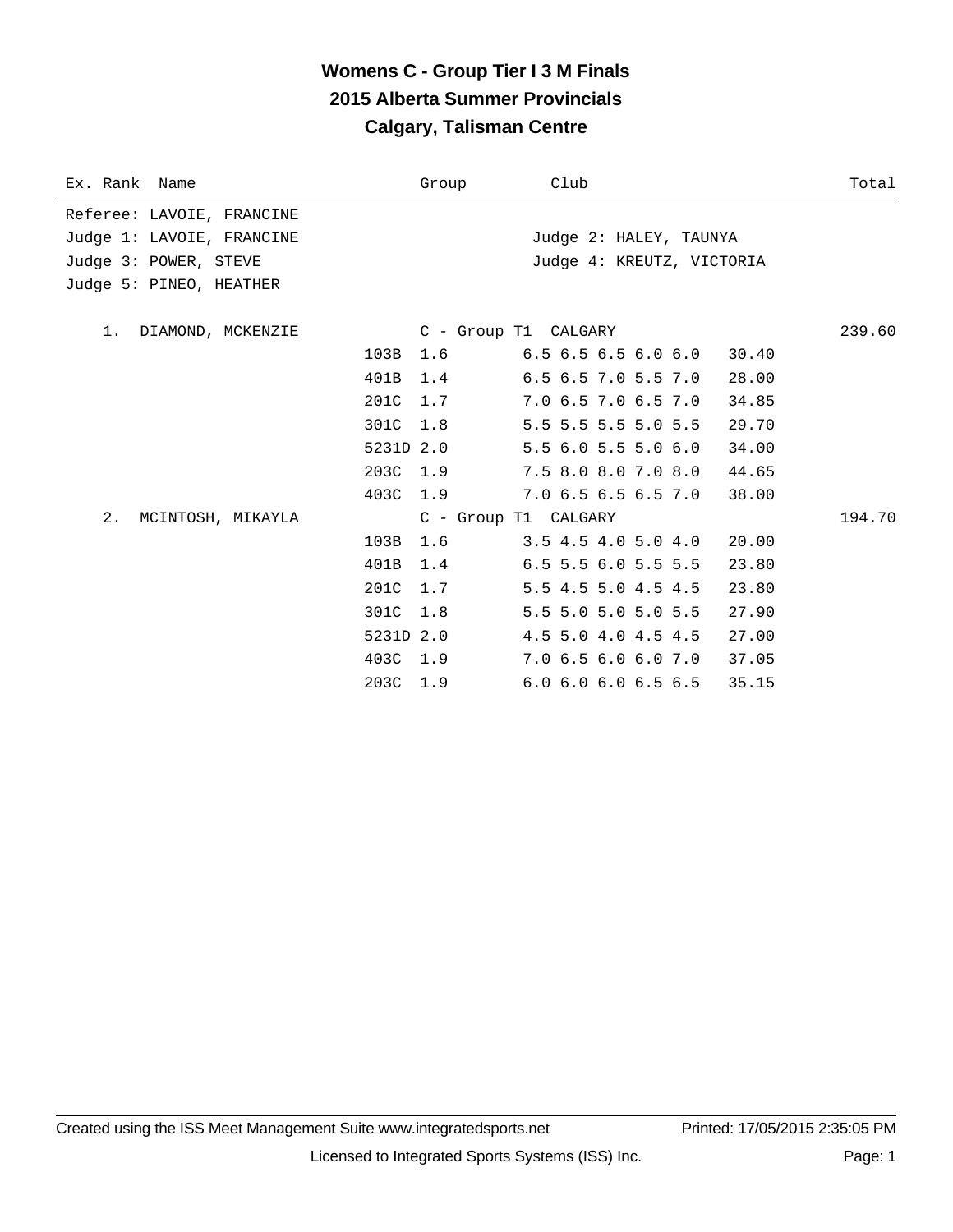# Womens C - Group Tier I 3 M Finals
## 2015 Alberta Summer Provincials
## Calgary, Talisman Centre

| Ex. Rank | Name | | Group | Club | | Total |
|---|---|---|---|---|---|---|

Referee: LAVOIE, FRANCINE
Judge 1: LAVOIE, FRANCINE
Judge 2: HALEY, TAUNYA
Judge 3: POWER, STEVE
Judge 4: KREUTZ, VICTORIA
Judge 5: PINEO, HEATHER

| Ex. Rank | Name | Dive | DD | Group / Scores | Club / Points | Total |
|---|---|---|---|---|---|---|
| 1. | DIAMOND, MCKENZIE | | | C - Group T1 | CALGARY | 239.60 |
| | | 103B | 1.6 | 6.5 6.5 6.5 6.0 6.0 | 30.40 | |
| | | 401B | 1.4 | 6.5 6.5 7.0 5.5 7.0 | 28.00 | |
| | | 201C | 1.7 | 7.0 6.5 7.0 6.5 7.0 | 34.85 | |
| | | 301C | 1.8 | 5.5 5.5 5.5 5.0 5.5 | 29.70 | |
| | | 5231D | 2.0 | 5.5 6.0 5.5 5.0 6.0 | 34.00 | |
| | | 203C | 1.9 | 7.5 8.0 8.0 7.0 8.0 | 44.65 | |
| | | 403C | 1.9 | 7.0 6.5 6.5 6.5 7.0 | 38.00 | |
| 2. | MCINTOSH, MIKAYLA | | | C - Group T1 | CALGARY | 194.70 |
| | | 103B | 1.6 | 3.5 4.5 4.0 5.0 4.0 | 20.00 | |
| | | 401B | 1.4 | 6.5 5.5 6.0 5.5 5.5 | 23.80 | |
| | | 201C | 1.7 | 5.5 4.5 5.0 4.5 4.5 | 23.80 | |
| | | 301C | 1.8 | 5.5 5.0 5.0 5.0 5.5 | 27.90 | |
| | | 5231D | 2.0 | 4.5 5.0 4.0 4.5 4.5 | 27.00 | |
| | | 403C | 1.9 | 7.0 6.5 6.0 6.0 7.0 | 37.05 | |
| | | 203C | 1.9 | 6.0 6.0 6.0 6.5 6.5 | 35.15 | |

Created using the ISS Meet Management Suite www.integratedsports.net
Printed: 17/05/2015 2:35:05 PM
Licensed to Integrated Sports Systems (ISS) Inc.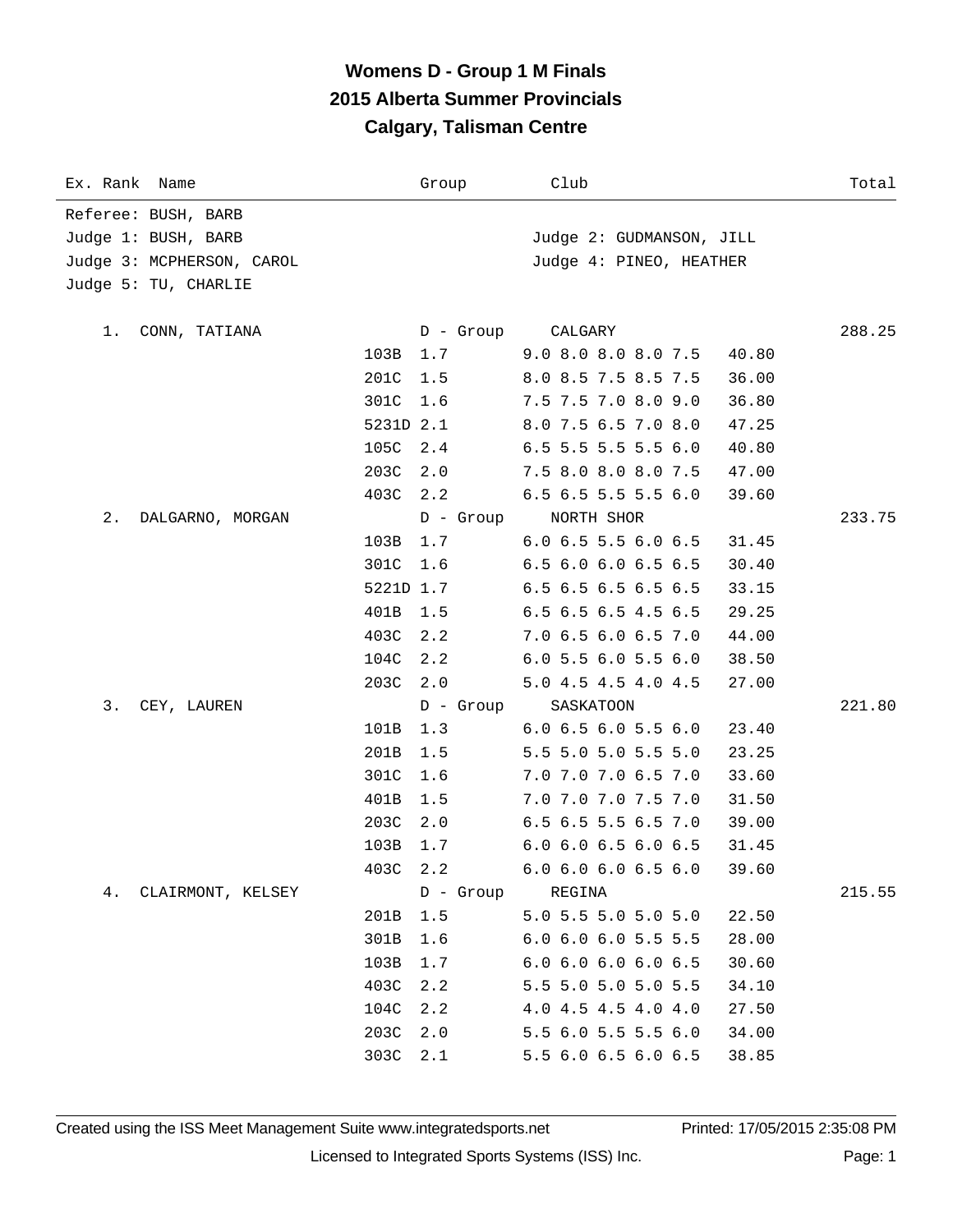# Womens D - Group 1 M Finals
## 2015 Alberta Summer Provincials
## Calgary, Talisman Centre

| Ex. Rank | Name | Group | Club | Total |
|---|---|---|---|---|

Referee: BUSH, BARB
Judge 1: BUSH, BARB
Judge 2: GUDMANSON, JILL
Judge 3: MCPHERSON, CAROL
Judge 4: PINEO, HEATHER
Judge 5: TU, CHARLIE

| Ex. Rank | Name | Dive | DD | Group / Scores | Club / Points | Total |
|---|---|---|---|---|---|---|
| 1. | CONN, TATIANA | | | D - Group | CALGARY | 288.25 |
| | | 103B | 1.7 | 9.0 8.0 8.0 8.0 7.5 | 40.80 | |
| | | 201C | 1.5 | 8.0 8.5 7.5 8.5 7.5 | 36.00 | |
| | | 301C | 1.6 | 7.5 7.5 7.0 8.0 9.0 | 36.80 | |
| | | 5231D | 2.1 | 8.0 7.5 6.5 7.0 8.0 | 47.25 | |
| | | 105C | 2.4 | 6.5 5.5 5.5 5.5 6.0 | 40.80 | |
| | | 203C | 2.0 | 7.5 8.0 8.0 8.0 7.5 | 47.00 | |
| | | 403C | 2.2 | 6.5 6.5 5.5 5.5 6.0 | 39.60 | |
| 2. | DALGARNO, MORGAN | | | D - Group | NORTH SHOR | 233.75 |
| | | 103B | 1.7 | 6.0 6.5 5.5 6.0 6.5 | 31.45 | |
| | | 301C | 1.6 | 6.5 6.0 6.0 6.5 6.5 | 30.40 | |
| | | 5221D | 1.7 | 6.5 6.5 6.5 6.5 6.5 | 33.15 | |
| | | 401B | 1.5 | 6.5 6.5 6.5 4.5 6.5 | 29.25 | |
| | | 403C | 2.2 | 7.0 6.5 6.0 6.5 7.0 | 44.00 | |
| | | 104C | 2.2 | 6.0 5.5 6.0 5.5 6.0 | 38.50 | |
| | | 203C | 2.0 | 5.0 4.5 4.5 4.0 4.5 | 27.00 | |
| 3. | CEY, LAUREN | | | D - Group | SASKATOON | 221.80 |
| | | 101B | 1.3 | 6.0 6.5 6.0 5.5 6.0 | 23.40 | |
| | | 201B | 1.5 | 5.5 5.0 5.0 5.5 5.0 | 23.25 | |
| | | 301C | 1.6 | 7.0 7.0 7.0 6.5 7.0 | 33.60 | |
| | | 401B | 1.5 | 7.0 7.0 7.0 7.5 7.0 | 31.50 | |
| | | 203C | 2.0 | 6.5 6.5 5.5 6.5 7.0 | 39.00 | |
| | | 103B | 1.7 | 6.0 6.0 6.5 6.0 6.5 | 31.45 | |
| | | 403C | 2.2 | 6.0 6.0 6.0 6.5 6.0 | 39.60 | |
| 4. | CLAIRMONT, KELSEY | | | D - Group | REGINA | 215.55 |
| | | 201B | 1.5 | 5.0 5.5 5.0 5.0 5.0 | 22.50 | |
| | | 301B | 1.6 | 6.0 6.0 6.0 5.5 5.5 | 28.00 | |
| | | 103B | 1.7 | 6.0 6.0 6.0 6.0 6.5 | 30.60 | |
| | | 403C | 2.2 | 5.5 5.0 5.0 5.0 5.5 | 34.10 | |
| | | 104C | 2.2 | 4.0 4.5 4.5 4.0 4.0 | 27.50 | |
| | | 203C | 2.0 | 5.5 6.0 5.5 5.5 6.0 | 34.00 | |
| | | 303C | 2.1 | 5.5 6.0 6.5 6.0 6.5 | 38.85 | |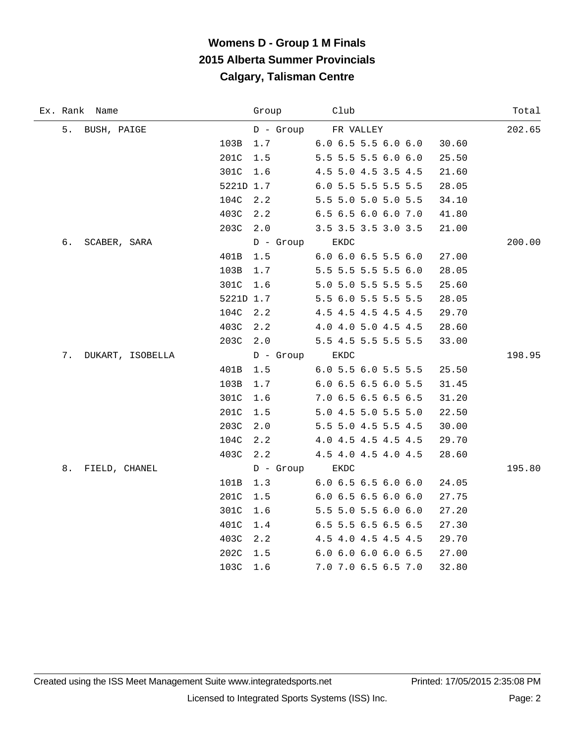# Womens D - Group 1 M Finals
## 2015 Alberta Summer Provincials
## Calgary, Talisman Centre

| Ex. | Rank | Name | | Group | Club | | Total |
|---|---|---|---|---|---|---|---|
| | 5. | BUSH, PAIGE | | D - Group | FR VALLEY | | 202.65 |
| | | | 103B | 1.7 | 6.0 6.5 5.5 6.0 6.0 | 30.60 | |
| | | | 201C | 1.5 | 5.5 5.5 5.5 6.0 6.0 | 25.50 | |
| | | | 301C | 1.6 | 4.5 5.0 4.5 3.5 4.5 | 21.60 | |
| | | | 5221D | 1.7 | 6.0 5.5 5.5 5.5 5.5 | 28.05 | |
| | | | 104C | 2.2 | 5.5 5.0 5.0 5.0 5.5 | 34.10 | |
| | | | 403C | 2.2 | 6.5 6.5 6.0 6.0 7.0 | 41.80 | |
| | | | 203C | 2.0 | 3.5 3.5 3.5 3.0 3.5 | 21.00 | |
| | 6. | SCABER, SARA | | D - Group | EKDC | | 200.00 |
| | | | 401B | 1.5 | 6.0 6.0 6.5 5.5 6.0 | 27.00 | |
| | | | 103B | 1.7 | 5.5 5.5 5.5 5.5 6.0 | 28.05 | |
| | | | 301C | 1.6 | 5.0 5.0 5.5 5.5 5.5 | 25.60 | |
| | | | 5221D | 1.7 | 5.5 6.0 5.5 5.5 5.5 | 28.05 | |
| | | | 104C | 2.2 | 4.5 4.5 4.5 4.5 4.5 | 29.70 | |
| | | | 403C | 2.2 | 4.0 4.0 5.0 4.5 4.5 | 28.60 | |
| | | | 203C | 2.0 | 5.5 4.5 5.5 5.5 5.5 | 33.00 | |
| | 7. | DUKART, ISOBELLA | | D - Group | EKDC | | 198.95 |
| | | | 401B | 1.5 | 6.0 5.5 6.0 5.5 5.5 | 25.50 | |
| | | | 103B | 1.7 | 6.0 6.5 6.5 6.0 5.5 | 31.45 | |
| | | | 301C | 1.6 | 7.0 6.5 6.5 6.5 6.5 | 31.20 | |
| | | | 201C | 1.5 | 5.0 4.5 5.0 5.5 5.0 | 22.50 | |
| | | | 203C | 2.0 | 5.5 5.0 4.5 5.5 4.5 | 30.00 | |
| | | | 104C | 2.2 | 4.0 4.5 4.5 4.5 4.5 | 29.70 | |
| | | | 403C | 2.2 | 4.5 4.0 4.5 4.0 4.5 | 28.60 | |
| | 8. | FIELD, CHANEL | | D - Group | EKDC | | 195.80 |
| | | | 101B | 1.3 | 6.0 6.5 6.5 6.0 6.0 | 24.05 | |
| | | | 201C | 1.5 | 6.0 6.5 6.5 6.0 6.0 | 27.75 | |
| | | | 301C | 1.6 | 5.5 5.0 5.5 6.0 6.0 | 27.20 | |
| | | | 401C | 1.4 | 6.5 5.5 6.5 6.5 6.5 | 27.30 | |
| | | | 403C | 2.2 | 4.5 4.0 4.5 4.5 4.5 | 29.70 | |
| | | | 202C | 1.5 | 6.0 6.0 6.0 6.0 6.5 | 27.00 | |
| | | | 103C | 1.6 | 7.0 7.0 6.5 6.5 7.0 | 32.80 | |

Created using the ISS Meet Management Suite www.integratedsports.net Printed: 17/05/2015 2:35:08 PM

Licensed to Integrated Sports Systems (ISS) Inc.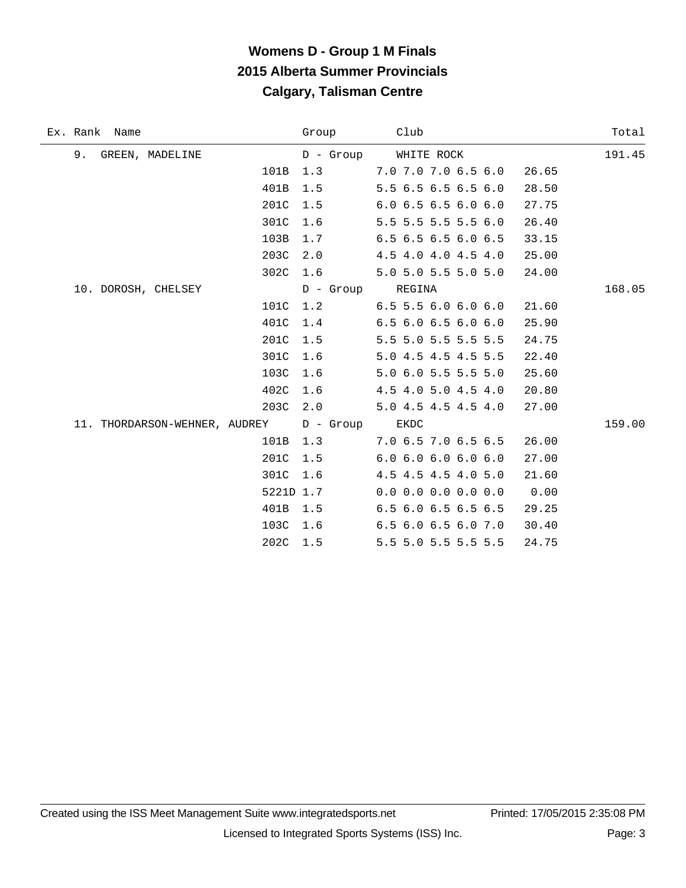# Womens D - Group 1 M Finals
## 2015 Alberta Summer Provincials
## Calgary, Talisman Centre

| Ex. Rank | Name | | Group | Club | | Total |
|---|---|---|---|---|---|---|
| 9. | GREEN, MADELINE | | D - Group | WHITE ROCK | | 191.45 |
| | | 101B | 1.3 | 7.0 7.0 7.0 6.5 6.0 | 26.65 | |
| | | 401B | 1.5 | 5.5 6.5 6.5 6.5 6.0 | 28.50 | |
| | | 201C | 1.5 | 6.0 6.5 6.5 6.0 6.0 | 27.75 | |
| | | 301C | 1.6 | 5.5 5.5 5.5 5.5 6.0 | 26.40 | |
| | | 103B | 1.7 | 6.5 6.5 6.5 6.0 6.5 | 33.15 | |
| | | 203C | 2.0 | 4.5 4.0 4.0 4.5 4.0 | 25.00 | |
| | | 302C | 1.6 | 5.0 5.0 5.5 5.0 5.0 | 24.00 | |
| 10. | DOROSH, CHELSEY | | D - Group | REGINA | | 168.05 |
| | | 101C | 1.2 | 6.5 5.5 6.0 6.0 6.0 | 21.60 | |
| | | 401C | 1.4 | 6.5 6.0 6.5 6.0 6.0 | 25.90 | |
| | | 201C | 1.5 | 5.5 5.0 5.5 5.5 5.5 | 24.75 | |
| | | 301C | 1.6 | 5.0 4.5 4.5 4.5 5.5 | 22.40 | |
| | | 103C | 1.6 | 5.0 6.0 5.5 5.5 5.0 | 25.60 | |
| | | 402C | 1.6 | 4.5 4.0 5.0 4.5 4.0 | 20.80 | |
| | | 203C | 2.0 | 5.0 4.5 4.5 4.5 4.0 | 27.00 | |
| 11. | THORDARSON-WEHNER, AUDREY | | D - Group | EKDC | | 159.00 |
| | | 101B | 1.3 | 7.0 6.5 7.0 6.5 6.5 | 26.00 | |
| | | 201C | 1.5 | 6.0 6.0 6.0 6.0 6.0 | 27.00 | |
| | | 301C | 1.6 | 4.5 4.5 4.5 4.0 5.0 | 21.60 | |
| | | 5221D | 1.7 | 0.0 0.0 0.0 0.0 0.0 | 0.00 | |
| | | 401B | 1.5 | 6.5 6.0 6.5 6.5 6.5 | 29.25 | |
| | | 103C | 1.6 | 6.5 6.0 6.5 6.0 7.0 | 30.40 | |
| | | 202C | 1.5 | 5.5 5.0 5.5 5.5 5.5 | 24.75 | |

Created using the ISS Meet Management Suite www.integratedsports.net — Printed: 17/05/2015 2:35:08 PM

Licensed to Integrated Sports Systems (ISS) Inc.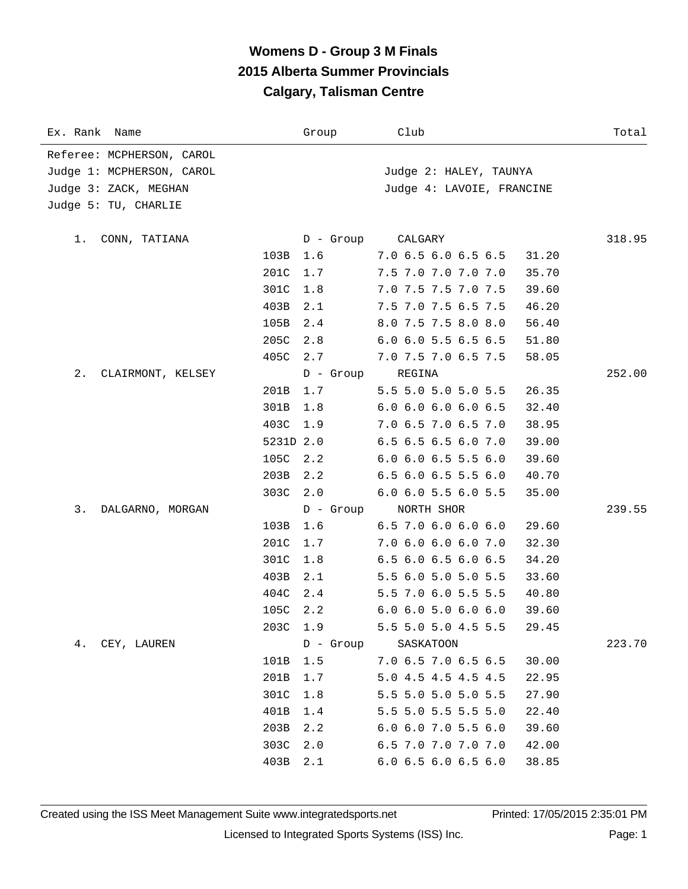# Womens D - Group 3 M Finals
## 2015 Alberta Summer Provincials
### Calgary, Talisman Centre

| Ex. Rank | Name | Group | Club | | Total |
|---|---|---|---|---|---|

Referee: MCPHERSON, CAROL
Judge 1: MCPHERSON, CAROL — Judge 2: HALEY, TAUNYA
Judge 3: ZACK, MEGHAN — Judge 4: LAVOIE, FRANCINE
Judge 5: TU, CHARLIE

| Ex. Rank | Name | Dive | DD / Group | Scores / Club | Points | Total |
|---|---|---|---|---|---|---|
| 1. | CONN, TATIANA | | D - Group | CALGARY | | 318.95 |
| | | 103B | 1.6 | 7.0 6.5 6.0 6.5 6.5 | 31.20 | |
| | | 201C | 1.7 | 7.5 7.0 7.0 7.0 7.0 | 35.70 | |
| | | 301C | 1.8 | 7.0 7.5 7.5 7.0 7.5 | 39.60 | |
| | | 403B | 2.1 | 7.5 7.0 7.5 6.5 7.5 | 46.20 | |
| | | 105B | 2.4 | 8.0 7.5 7.5 8.0 8.0 | 56.40 | |
| | | 205C | 2.8 | 6.0 6.0 5.5 6.5 6.5 | 51.80 | |
| | | 405C | 2.7 | 7.0 7.5 7.0 6.5 7.5 | 58.05 | |
| 2. | CLAIRMONT, KELSEY | | D - Group | REGINA | | 252.00 |
| | | 201B | 1.7 | 5.5 5.0 5.0 5.0 5.5 | 26.35 | |
| | | 301B | 1.8 | 6.0 6.0 6.0 6.0 6.5 | 32.40 | |
| | | 403C | 1.9 | 7.0 6.5 7.0 6.5 7.0 | 38.95 | |
| | | 5231D | 2.0 | 6.5 6.5 6.5 6.0 7.0 | 39.00 | |
| | | 105C | 2.2 | 6.0 6.0 6.5 5.5 6.0 | 39.60 | |
| | | 203B | 2.2 | 6.5 6.0 6.5 5.5 6.0 | 40.70 | |
| | | 303C | 2.0 | 6.0 6.0 5.5 6.0 5.5 | 35.00 | |
| 3. | DALGARNO, MORGAN | | D - Group | NORTH SHOR | | 239.55 |
| | | 103B | 1.6 | 6.5 7.0 6.0 6.0 6.0 | 29.60 | |
| | | 201C | 1.7 | 7.0 6.0 6.0 6.0 7.0 | 32.30 | |
| | | 301C | 1.8 | 6.5 6.0 6.5 6.0 6.5 | 34.20 | |
| | | 403B | 2.1 | 5.5 6.0 5.0 5.0 5.5 | 33.60 | |
| | | 404C | 2.4 | 5.5 7.0 6.0 5.5 5.5 | 40.80 | |
| | | 105C | 2.2 | 6.0 6.0 5.0 6.0 6.0 | 39.60 | |
| | | 203C | 1.9 | 5.5 5.0 5.0 4.5 5.5 | 29.45 | |
| 4. | CEY, LAUREN | | D - Group | SASKATOON | | 223.70 |
| | | 101B | 1.5 | 7.0 6.5 7.0 6.5 6.5 | 30.00 | |
| | | 201B | 1.7 | 5.0 4.5 4.5 4.5 4.5 | 22.95 | |
| | | 301C | 1.8 | 5.5 5.0 5.0 5.0 5.5 | 27.90 | |
| | | 401B | 1.4 | 5.5 5.0 5.5 5.5 5.0 | 22.40 | |
| | | 203B | 2.2 | 6.0 6.0 7.0 5.5 6.0 | 39.60 | |
| | | 303C | 2.0 | 6.5 7.0 7.0 7.0 7.0 | 42.00 | |
| | | 403B | 2.1 | 6.0 6.5 6.0 6.5 6.0 | 38.85 | |

Created using the ISS Meet Management Suite www.integratedsports.net — Printed: 17/05/2015 2:35:01 PM

Licensed to Integrated Sports Systems (ISS) Inc.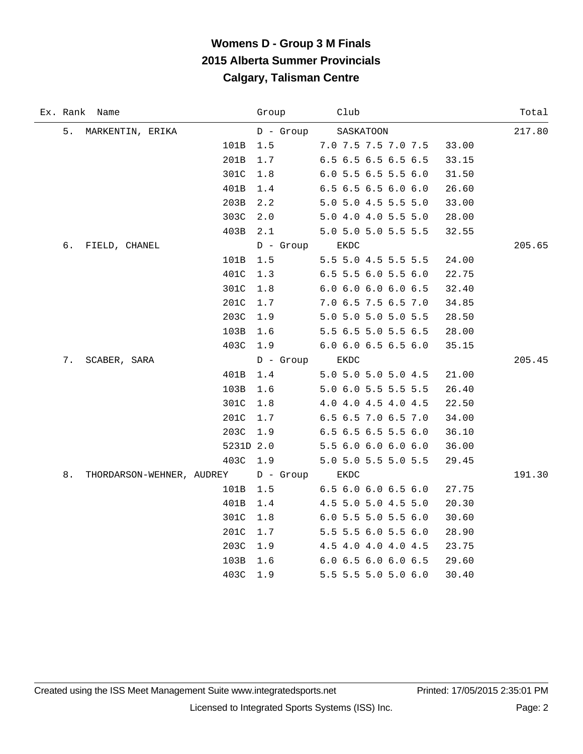# Womens D - Group 3 M Finals
## 2015 Alberta Summer Provincials
### Calgary, Talisman Centre

| Ex. | Rank | Name | Group | Club | | Total |
|---|---|---|---|---|---|---|
| | 5. | MARKENTIN, ERIKA | D - Group | SASKATOON | | 217.80 |
| | | 101B | 1.5 | 7.0 7.5 7.5 7.0 7.5 | 33.00 | |
| | | 201B | 1.7 | 6.5 6.5 6.5 6.5 6.5 | 33.15 | |
| | | 301C | 1.8 | 6.0 5.5 6.5 5.5 6.0 | 31.50 | |
| | | 401B | 1.4 | 6.5 6.5 6.5 6.0 6.0 | 26.60 | |
| | | 203B | 2.2 | 5.0 5.0 4.5 5.5 5.0 | 33.00 | |
| | | 303C | 2.0 | 5.0 4.0 4.0 5.5 5.0 | 28.00 | |
| | | 403B | 2.1 | 5.0 5.0 5.0 5.5 5.5 | 32.55 | |
| | 6. | FIELD, CHANEL | D - Group | EKDC | | 205.65 |
| | | 101B | 1.5 | 5.5 5.0 4.5 5.5 5.5 | 24.00 | |
| | | 401C | 1.3 | 6.5 5.5 6.0 5.5 6.0 | 22.75 | |
| | | 301C | 1.8 | 6.0 6.0 6.0 6.0 6.5 | 32.40 | |
| | | 201C | 1.7 | 7.0 6.5 7.5 6.5 7.0 | 34.85 | |
| | | 203C | 1.9 | 5.0 5.0 5.0 5.0 5.5 | 28.50 | |
| | | 103B | 1.6 | 5.5 6.5 5.0 5.5 6.5 | 28.00 | |
| | | 403C | 1.9 | 6.0 6.0 6.5 6.5 6.0 | 35.15 | |
| | 7. | SCABER, SARA | D - Group | EKDC | | 205.45 |
| | | 401B | 1.4 | 5.0 5.0 5.0 5.0 4.5 | 21.00 | |
| | | 103B | 1.6 | 5.0 6.0 5.5 5.5 5.5 | 26.40 | |
| | | 301C | 1.8 | 4.0 4.0 4.5 4.0 4.5 | 22.50 | |
| | | 201C | 1.7 | 6.5 6.5 7.0 6.5 7.0 | 34.00 | |
| | | 203C | 1.9 | 6.5 6.5 6.5 5.5 6.0 | 36.10 | |
| | | 5231D | 2.0 | 5.5 6.0 6.0 6.0 6.0 | 36.00 | |
| | | 403C | 1.9 | 5.0 5.0 5.5 5.0 5.5 | 29.45 | |
| | 8. | THORDARSON-WEHNER, AUDREY | D - Group | EKDC | | 191.30 |
| | | 101B | 1.5 | 6.5 6.0 6.0 6.5 6.0 | 27.75 | |
| | | 401B | 1.4 | 4.5 5.0 5.0 4.5 5.0 | 20.30 | |
| | | 301C | 1.8 | 6.0 5.5 5.0 5.5 6.0 | 30.60 | |
| | | 201C | 1.7 | 5.5 5.5 6.0 5.5 6.0 | 28.90 | |
| | | 203C | 1.9 | 4.5 4.0 4.0 4.0 4.5 | 23.75 | |
| | | 103B | 1.6 | 6.0 6.5 6.0 6.0 6.5 | 29.60 | |
| | | 403C | 1.9 | 5.5 5.5 5.0 5.0 6.0 | 30.40 | |

Created using the ISS Meet Management Suite www.integratedsports.net Printed: 17/05/2015 2:35:01 PM

Licensed to Integrated Sports Systems (ISS) Inc.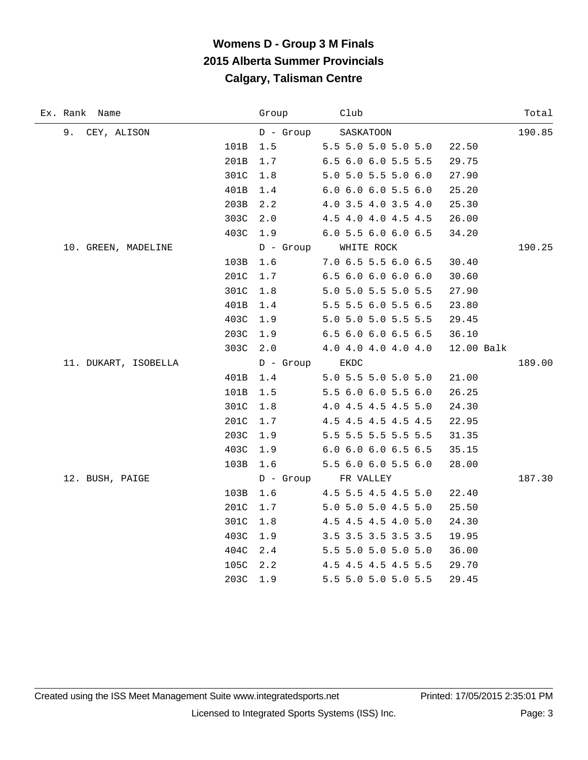# Womens D - Group 3 M Finals
## 2015 Alberta Summer Provincials
## Calgary, Talisman Centre

| Ex. | Rank | Name | | Group | Club | | Total |
|---|---|---|---|---|---|---|---|
| | 9. | CEY, ALISON | | D - Group | SASKATOON | | 190.85 |
| | | | 101B | 1.5 | 5.5 5.0 5.0 5.0 5.0 | 22.50 | |
| | | | 201B | 1.7 | 6.5 6.0 6.0 5.5 5.5 | 29.75 | |
| | | | 301C | 1.8 | 5.0 5.0 5.5 5.0 6.0 | 27.90 | |
| | | | 401B | 1.4 | 6.0 6.0 6.0 5.5 6.0 | 25.20 | |
| | | | 203B | 2.2 | 4.0 3.5 4.0 3.5 4.0 | 25.30 | |
| | | | 303C | 2.0 | 4.5 4.0 4.0 4.5 4.5 | 26.00 | |
| | | | 403C | 1.9 | 6.0 5.5 6.0 6.0 6.5 | 34.20 | |
| | 10. | GREEN, MADELINE | | D - Group | WHITE ROCK | | 190.25 |
| | | | 103B | 1.6 | 7.0 6.5 5.5 6.0 6.5 | 30.40 | |
| | | | 201C | 1.7 | 6.5 6.0 6.0 6.0 6.0 | 30.60 | |
| | | | 301C | 1.8 | 5.0 5.0 5.5 5.0 5.5 | 27.90 | |
| | | | 401B | 1.4 | 5.5 5.5 6.0 5.5 6.5 | 23.80 | |
| | | | 403C | 1.9 | 5.0 5.0 5.0 5.5 5.5 | 29.45 | |
| | | | 203C | 1.9 | 6.5 6.0 6.0 6.5 6.5 | 36.10 | |
| | | | 303C | 2.0 | 4.0 4.0 4.0 4.0 4.0 | 12.00 Balk | |
| | 11. | DUKART, ISOBELLA | | D - Group | EKDC | | 189.00 |
| | | | 401B | 1.4 | 5.0 5.5 5.0 5.0 5.0 | 21.00 | |
| | | | 101B | 1.5 | 5.5 6.0 6.0 5.5 6.0 | 26.25 | |
| | | | 301C | 1.8 | 4.0 4.5 4.5 4.5 5.0 | 24.30 | |
| | | | 201C | 1.7 | 4.5 4.5 4.5 4.5 4.5 | 22.95 | |
| | | | 203C | 1.9 | 5.5 5.5 5.5 5.5 5.5 | 31.35 | |
| | | | 403C | 1.9 | 6.0 6.0 6.0 6.5 6.5 | 35.15 | |
| | | | 103B | 1.6 | 5.5 6.0 6.0 5.5 6.0 | 28.00 | |
| | 12. | BUSH, PAIGE | | D - Group | FR VALLEY | | 187.30 |
| | | | 103B | 1.6 | 4.5 5.5 4.5 4.5 5.0 | 22.40 | |
| | | | 201C | 1.7 | 5.0 5.0 5.0 4.5 5.0 | 25.50 | |
| | | | 301C | 1.8 | 4.5 4.5 4.5 4.0 5.0 | 24.30 | |
| | | | 403C | 1.9 | 3.5 3.5 3.5 3.5 3.5 | 19.95 | |
| | | | 404C | 2.4 | 5.5 5.0 5.0 5.0 5.0 | 36.00 | |
| | | | 105C | 2.2 | 4.5 4.5 4.5 4.5 5.5 | 29.70 | |
| | | | 203C | 1.9 | 5.5 5.0 5.0 5.0 5.5 | 29.45 | |

Created using the ISS Meet Management Suite www.integratedsports.net Printed: 17/05/2015 2:35:01 PM

Licensed to Integrated Sports Systems (ISS) Inc.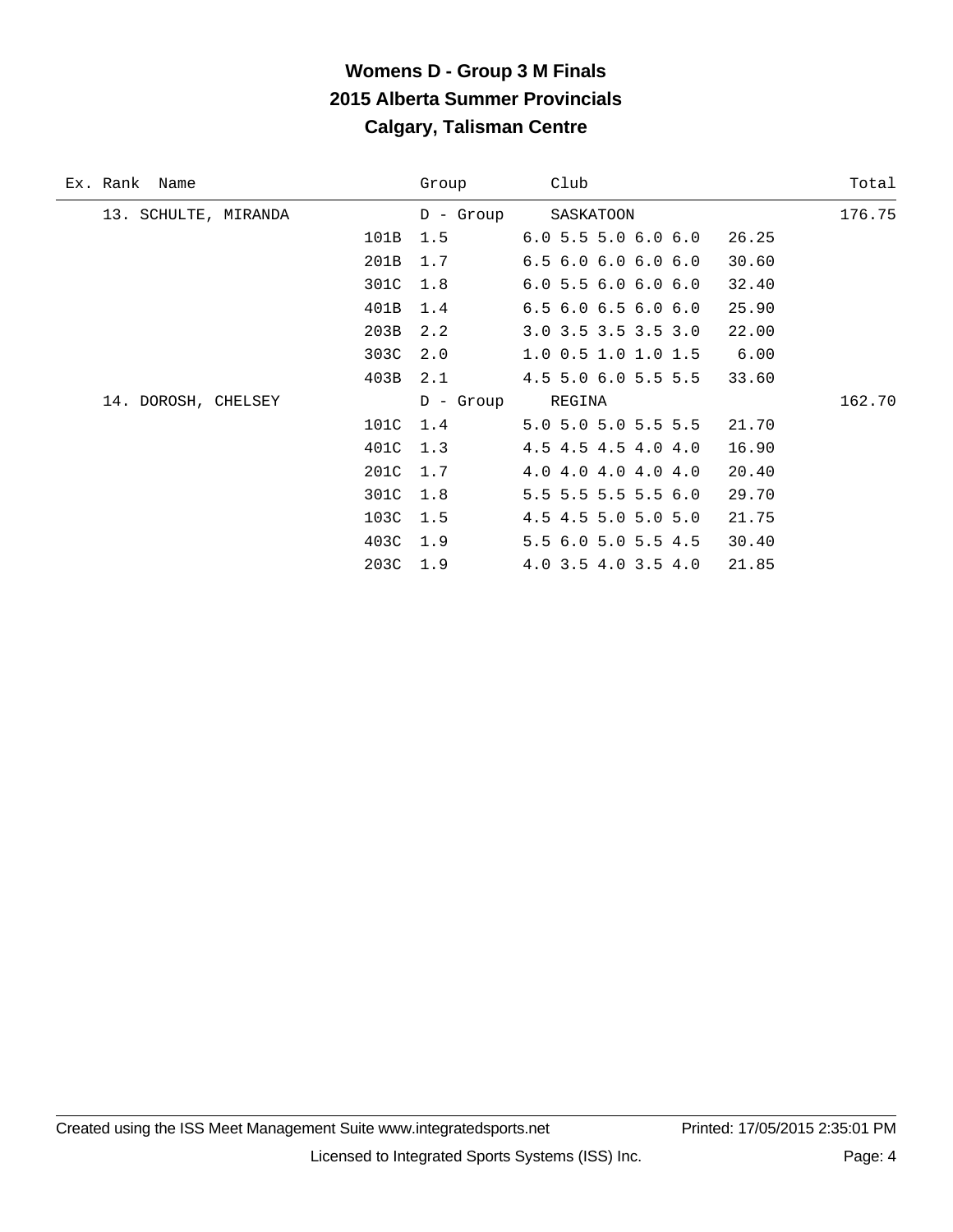# Womens D - Group 3 M Finals
## 2015 Alberta Summer Provincials
## Calgary, Talisman Centre

| Ex. | Rank | Name | | Group | Club | | Total |
|---|---|---|---|---|---|---|---|
| | 13. | SCHULTE, MIRANDA | | D - Group | SASKATOON | | 176.75 |
| | | | 101B | 1.5 | 6.0 5.5 5.0 6.0 6.0 | 26.25 | |
| | | | 201B | 1.7 | 6.5 6.0 6.0 6.0 6.0 | 30.60 | |
| | | | 301C | 1.8 | 6.0 5.5 6.0 6.0 6.0 | 32.40 | |
| | | | 401B | 1.4 | 6.5 6.0 6.5 6.0 6.0 | 25.90 | |
| | | | 203B | 2.2 | 3.0 3.5 3.5 3.5 3.0 | 22.00 | |
| | | | 303C | 2.0 | 1.0 0.5 1.0 1.0 1.5 | 6.00 | |
| | | | 403B | 2.1 | 4.5 5.0 6.0 5.5 5.5 | 33.60 | |
| | 14. | DOROSH, CHELSEY | | D - Group | REGINA | | 162.70 |
| | | | 101C | 1.4 | 5.0 5.0 5.0 5.5 5.5 | 21.70 | |
| | | | 401C | 1.3 | 4.5 4.5 4.5 4.0 4.0 | 16.90 | |
| | | | 201C | 1.7 | 4.0 4.0 4.0 4.0 4.0 | 20.40 | |
| | | | 301C | 1.8 | 5.5 5.5 5.5 5.5 6.0 | 29.70 | |
| | | | 103C | 1.5 | 4.5 4.5 5.0 5.0 5.0 | 21.75 | |
| | | | 403C | 1.9 | 5.5 6.0 5.0 5.5 4.5 | 30.40 | |
| | | | 203C | 1.9 | 4.0 3.5 4.0 3.5 4.0 | 21.85 | |

Created using the ISS Meet Management Suite www.integratedsports.net Printed: 17/05/2015 2:35:01 PM

Licensed to Integrated Sports Systems (ISS) Inc.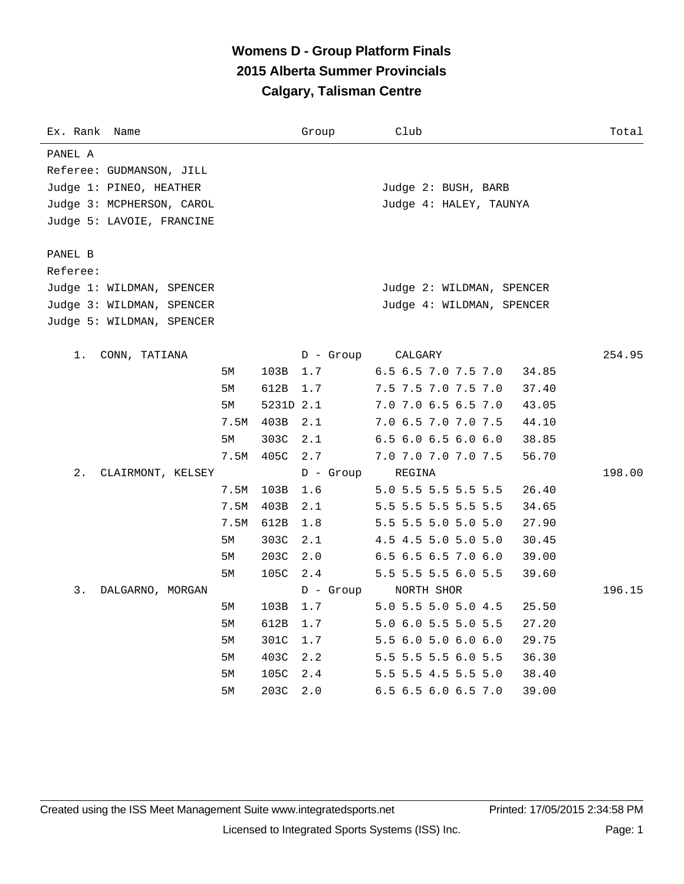# Womens D - Group Platform Finals

## 2015 Alberta Summer Provincials

## Calgary, Talisman Centre

| Ex. Rank | Name | Group | Club | Total |
|---|---|---|---|---|

PANEL A
Referee: GUDMANSON, JILL
Judge 1: PINEO, HEATHER
Judge 2: BUSH, BARB
Judge 3: MCPHERSON, CAROL
Judge 4: HALEY, TAUNYA
Judge 5: LAVOIE, FRANCINE

PANEL B
Referee:
Judge 1: WILDMAN, SPENCER
Judge 2: WILDMAN, SPENCER
Judge 3: WILDMAN, SPENCER
Judge 4: WILDMAN, SPENCER
Judge 5: WILDMAN, SPENCER

| Rank | Name | Height | Dive | DD / Group | Scores / Club | Points | Total |
|---|---|---|---|---|---|---|---|
| 1. | CONN, TATIANA | | | D - Group | CALGARY | | 254.95 |
| | | 5M | 103B | 1.7 | 6.5 6.5 7.0 7.5 7.0 | 34.85 | |
| | | 5M | 612B | 1.7 | 7.5 7.5 7.0 7.5 7.0 | 37.40 | |
| | | 5M | 5231D | 2.1 | 7.0 7.0 6.5 6.5 7.0 | 43.05 | |
| | | 7.5M | 403B | 2.1 | 7.0 6.5 7.0 7.0 7.5 | 44.10 | |
| | | 5M | 303C | 2.1 | 6.5 6.0 6.5 6.0 6.0 | 38.85 | |
| | | 7.5M | 405C | 2.7 | 7.0 7.0 7.0 7.0 7.5 | 56.70 | |
| 2. | CLAIRMONT, KELSEY | | | D - Group | REGINA | | 198.00 |
| | | 7.5M | 103B | 1.6 | 5.0 5.5 5.5 5.5 5.5 | 26.40 | |
| | | 7.5M | 403B | 2.1 | 5.5 5.5 5.5 5.5 5.5 | 34.65 | |
| | | 7.5M | 612B | 1.8 | 5.5 5.5 5.0 5.0 5.0 | 27.90 | |
| | | 5M | 303C | 2.1 | 4.5 4.5 5.0 5.0 5.0 | 30.45 | |
| | | 5M | 203C | 2.0 | 6.5 6.5 6.5 7.0 6.0 | 39.00 | |
| | | 5M | 105C | 2.4 | 5.5 5.5 5.5 6.0 5.5 | 39.60 | |
| 3. | DALGARNO, MORGAN | | | D - Group | NORTH SHOR | | 196.15 |
| | | 5M | 103B | 1.7 | 5.0 5.5 5.0 5.0 4.5 | 25.50 | |
| | | 5M | 612B | 1.7 | 5.0 6.0 5.5 5.0 5.5 | 27.20 | |
| | | 5M | 301C | 1.7 | 5.5 6.0 5.0 6.0 6.0 | 29.75 | |
| | | 5M | 403C | 2.2 | 5.5 5.5 5.5 6.0 5.5 | 36.30 | |
| | | 5M | 105C | 2.4 | 5.5 5.5 4.5 5.5 5.0 | 38.40 | |
| | | 5M | 203C | 2.0 | 6.5 6.5 6.0 6.5 7.0 | 39.00 | |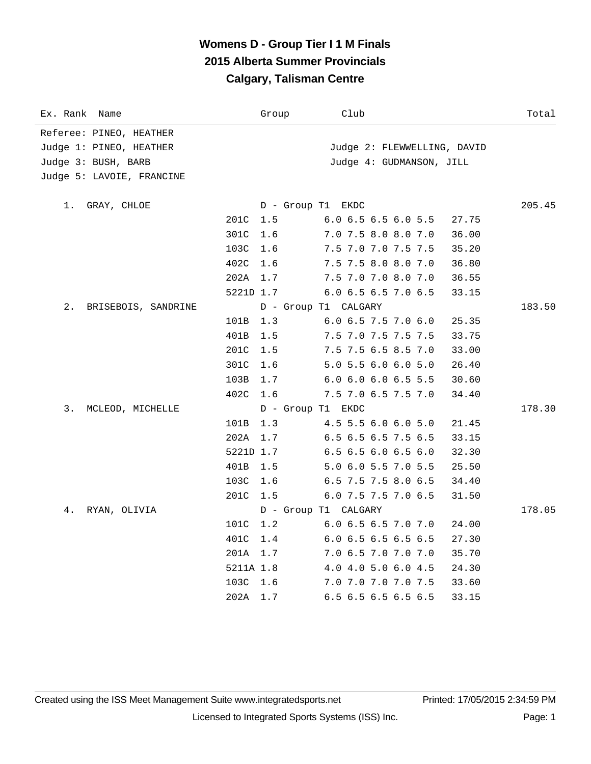# Womens D - Group Tier I 1 M Finals
## 2015 Alberta Summer Provincials
## Calgary, Talisman Centre

| Ex. Rank | Name | Group | Club | Total |
|---|---|---|---|---|

Referee: PINEO, HEATHER
Judge 1: PINEO, HEATHER
Judge 2: FLEWWELLING, DAVID
Judge 3: BUSH, BARB
Judge 4: GUDMANSON, JILL
Judge 5: LAVOIE, FRANCINE

| Rank | Name | Dive | DD | Scores | Points | Group / Club | Total |
|---|---|---|---|---|---|---|---|
| 1. | GRAY, CHLOE | | | | | D - Group T1 EKDC | 205.45 |
| | | 201C | 1.5 | 6.0 6.5 6.5 6.0 5.5 | 27.75 | | |
| | | 301C | 1.6 | 7.0 7.5 8.0 8.0 7.0 | 36.00 | | |
| | | 103C | 1.6 | 7.5 7.0 7.0 7.5 7.5 | 35.20 | | |
| | | 402C | 1.6 | 7.5 7.5 8.0 8.0 7.0 | 36.80 | | |
| | | 202A | 1.7 | 7.5 7.0 7.0 8.0 7.0 | 36.55 | | |
| | | 5221D | 1.7 | 6.0 6.5 6.5 7.0 6.5 | 33.15 | | |
| 2. | BRISEBOIS, SANDRINE | | | | | D - Group T1 CALGARY | 183.50 |
| | | 101B | 1.3 | 6.0 6.5 7.5 7.0 6.0 | 25.35 | | |
| | | 401B | 1.5 | 7.5 7.0 7.5 7.5 7.5 | 33.75 | | |
| | | 201C | 1.5 | 7.5 7.5 6.5 8.5 7.0 | 33.00 | | |
| | | 301C | 1.6 | 5.0 5.5 6.0 6.0 5.0 | 26.40 | | |
| | | 103B | 1.7 | 6.0 6.0 6.0 6.5 5.5 | 30.60 | | |
| | | 402C | 1.6 | 7.5 7.0 6.5 7.5 7.0 | 34.40 | | |
| 3. | MCLEOD, MICHELLE | | | | | D - Group T1 EKDC | 178.30 |
| | | 101B | 1.3 | 4.5 5.5 6.0 6.0 5.0 | 21.45 | | |
| | | 202A | 1.7 | 6.5 6.5 6.5 7.5 6.5 | 33.15 | | |
| | | 5221D | 1.7 | 6.5 6.5 6.0 6.5 6.0 | 32.30 | | |
| | | 401B | 1.5 | 5.0 6.0 5.5 7.0 5.5 | 25.50 | | |
| | | 103C | 1.6 | 6.5 7.5 7.5 8.0 6.5 | 34.40 | | |
| | | 201C | 1.5 | 6.0 7.5 7.5 7.0 6.5 | 31.50 | | |
| 4. | RYAN, OLIVIA | | | | | D - Group T1 CALGARY | 178.05 |
| | | 101C | 1.2 | 6.0 6.5 6.5 7.0 7.0 | 24.00 | | |
| | | 401C | 1.4 | 6.0 6.5 6.5 6.5 6.5 | 27.30 | | |
| | | 201A | 1.7 | 7.0 6.5 7.0 7.0 7.0 | 35.70 | | |
| | | 5211A | 1.8 | 4.0 4.0 5.0 6.0 4.5 | 24.30 | | |
| | | 103C | 1.6 | 7.0 7.0 7.0 7.0 7.5 | 33.60 | | |
| | | 202A | 1.7 | 6.5 6.5 6.5 6.5 6.5 | 33.15 | | |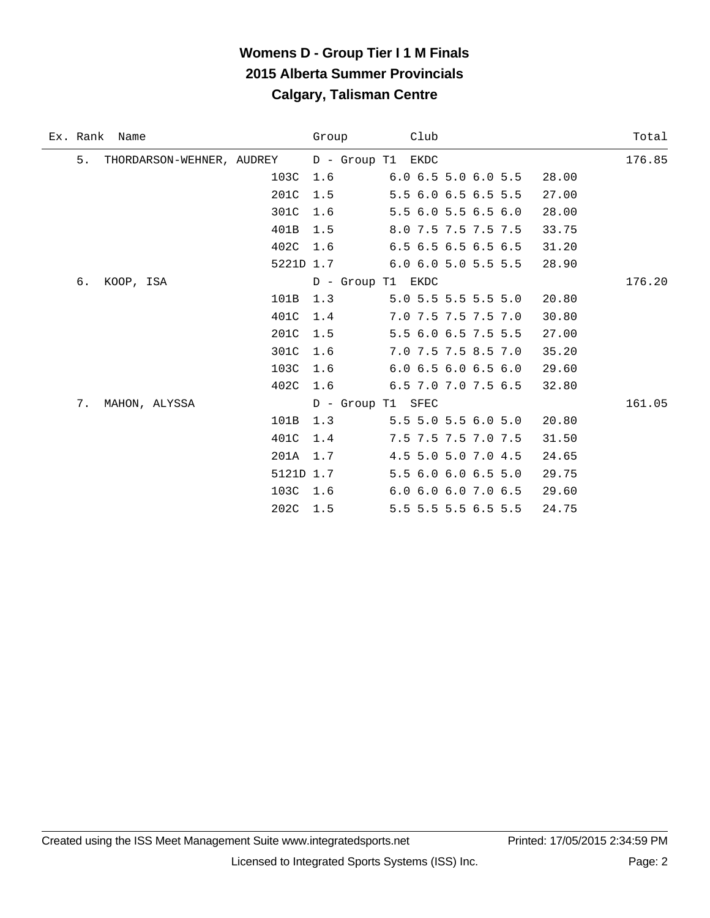# Womens D - Group Tier I 1 M Finals
## 2015 Alberta Summer Provincials
## Calgary, Talisman Centre

| Ex. | Rank | Name | Dive | DD | Group / Scores | Club | Points | Total |
|---|---|---|---|---|---|---|---|---|
| | 5. | THORDARSON-WEHNER, AUDREY | | | D - Group T1 | EKDC | | 176.85 |
| | | | 103C | 1.6 | 6.0 6.5 5.0 6.0 5.5 | | 28.00 | |
| | | | 201C | 1.5 | 5.5 6.0 6.5 6.5 5.5 | | 27.00 | |
| | | | 301C | 1.6 | 5.5 6.0 5.5 6.5 6.0 | | 28.00 | |
| | | | 401B | 1.5 | 8.0 7.5 7.5 7.5 7.5 | | 33.75 | |
| | | | 402C | 1.6 | 6.5 6.5 6.5 6.5 6.5 | | 31.20 | |
| | | | 5221D | 1.7 | 6.0 6.0 5.0 5.5 5.5 | | 28.90 | |
| | 6. | KOOP, ISA | | | D - Group T1 | EKDC | | 176.20 |
| | | | 101B | 1.3 | 5.0 5.5 5.5 5.5 5.0 | | 20.80 | |
| | | | 401C | 1.4 | 7.0 7.5 7.5 7.5 7.0 | | 30.80 | |
| | | | 201C | 1.5 | 5.5 6.0 6.5 7.5 5.5 | | 27.00 | |
| | | | 301C | 1.6 | 7.0 7.5 7.5 8.5 7.0 | | 35.20 | |
| | | | 103C | 1.6 | 6.0 6.5 6.0 6.5 6.0 | | 29.60 | |
| | | | 402C | 1.6 | 6.5 7.0 7.0 7.5 6.5 | | 32.80 | |
| | 7. | MAHON, ALYSSA | | | D - Group T1 | SFEC | | 161.05 |
| | | | 101B | 1.3 | 5.5 5.0 5.5 6.0 5.0 | | 20.80 | |
| | | | 401C | 1.4 | 7.5 7.5 7.5 7.0 7.5 | | 31.50 | |
| | | | 201A | 1.7 | 4.5 5.0 5.0 7.0 4.5 | | 24.65 | |
| | | | 5121D | 1.7 | 5.5 6.0 6.0 6.5 5.0 | | 29.75 | |
| | | | 103C | 1.6 | 6.0 6.0 6.0 7.0 6.5 | | 29.60 | |
| | | | 202C | 1.5 | 5.5 5.5 5.5 6.5 5.5 | | 24.75 | |

Created using the ISS Meet Management Suite www.integratedsports.net    Printed: 17/05/2015 2:34:59 PM

Licensed to Integrated Sports Systems (ISS) Inc.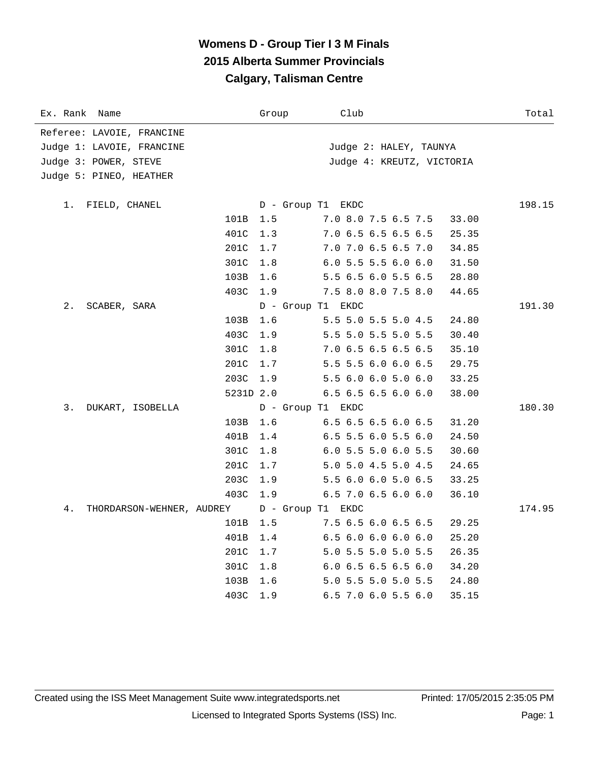# Womens D - Group Tier I 3 M Finals
## 2015 Alberta Summer Provincials
## Calgary, Talisman Centre

| Ex. Rank | Name | Group | Club | Total |
|---|---|---|---|---|

Referee: LAVOIE, FRANCINE
Judge 1: LAVOIE, FRANCINE — Judge 2: HALEY, TAUNYA
Judge 3: POWER, STEVE — Judge 4: KREUTZ, VICTORIA
Judge 5: PINEO, HEATHER

| Ex. Rank | Name | Dive | DD | Scores | Points | Group | Club | Total |
|---|---|---|---|---|---|---|---|---|
| 1. | FIELD, CHANEL | | | | | D - Group T1 | EKDC | 198.15 |
| | | 101B | 1.5 | 7.0 8.0 7.5 6.5 7.5 | 33.00 | | | |
| | | 401C | 1.3 | 7.0 6.5 6.5 6.5 6.5 | 25.35 | | | |
| | | 201C | 1.7 | 7.0 7.0 6.5 6.5 7.0 | 34.85 | | | |
| | | 301C | 1.8 | 6.0 5.5 5.5 6.0 6.0 | 31.50 | | | |
| | | 103B | 1.6 | 5.5 6.5 6.0 5.5 6.5 | 28.80 | | | |
| | | 403C | 1.9 | 7.5 8.0 8.0 7.5 8.0 | 44.65 | | | |
| 2. | SCABER, SARA | | | | | D - Group T1 | EKDC | 191.30 |
| | | 103B | 1.6 | 5.5 5.0 5.5 5.0 4.5 | 24.80 | | | |
| | | 403C | 1.9 | 5.5 5.0 5.5 5.0 5.5 | 30.40 | | | |
| | | 301C | 1.8 | 7.0 6.5 6.5 6.5 6.5 | 35.10 | | | |
| | | 201C | 1.7 | 5.5 5.5 6.0 6.0 6.5 | 29.75 | | | |
| | | 203C | 1.9 | 5.5 6.0 6.0 5.0 6.0 | 33.25 | | | |
| | | 5231D | 2.0 | 6.5 6.5 6.5 6.0 6.0 | 38.00 | | | |
| 3. | DUKART, ISOBELLA | | | | | D - Group T1 | EKDC | 180.30 |
| | | 103B | 1.6 | 6.5 6.5 6.5 6.0 6.5 | 31.20 | | | |
| | | 401B | 1.4 | 6.5 5.5 6.0 5.5 6.0 | 24.50 | | | |
| | | 301C | 1.8 | 6.0 5.5 5.0 6.0 5.5 | 30.60 | | | |
| | | 201C | 1.7 | 5.0 5.0 4.5 5.0 4.5 | 24.65 | | | |
| | | 203C | 1.9 | 5.5 6.0 6.0 5.0 6.5 | 33.25 | | | |
| | | 403C | 1.9 | 6.5 7.0 6.5 6.0 6.0 | 36.10 | | | |
| 4. | THORDARSON-WEHNER, AUDREY | | | | | D - Group T1 | EKDC | 174.95 |
| | | 101B | 1.5 | 7.5 6.5 6.0 6.5 6.5 | 29.25 | | | |
| | | 401B | 1.4 | 6.5 6.0 6.0 6.0 6.0 | 25.20 | | | |
| | | 201C | 1.7 | 5.0 5.5 5.0 5.0 5.5 | 26.35 | | | |
| | | 301C | 1.8 | 6.0 6.5 6.5 6.5 6.0 | 34.20 | | | |
| | | 103B | 1.6 | 5.0 5.5 5.0 5.0 5.5 | 24.80 | | | |
| | | 403C | 1.9 | 6.5 7.0 6.0 5.5 6.0 | 35.15 | | | |

Created using the ISS Meet Management Suite www.integratedsports.net — Printed: 17/05/2015 2:35:05 PM

Licensed to Integrated Sports Systems (ISS) Inc.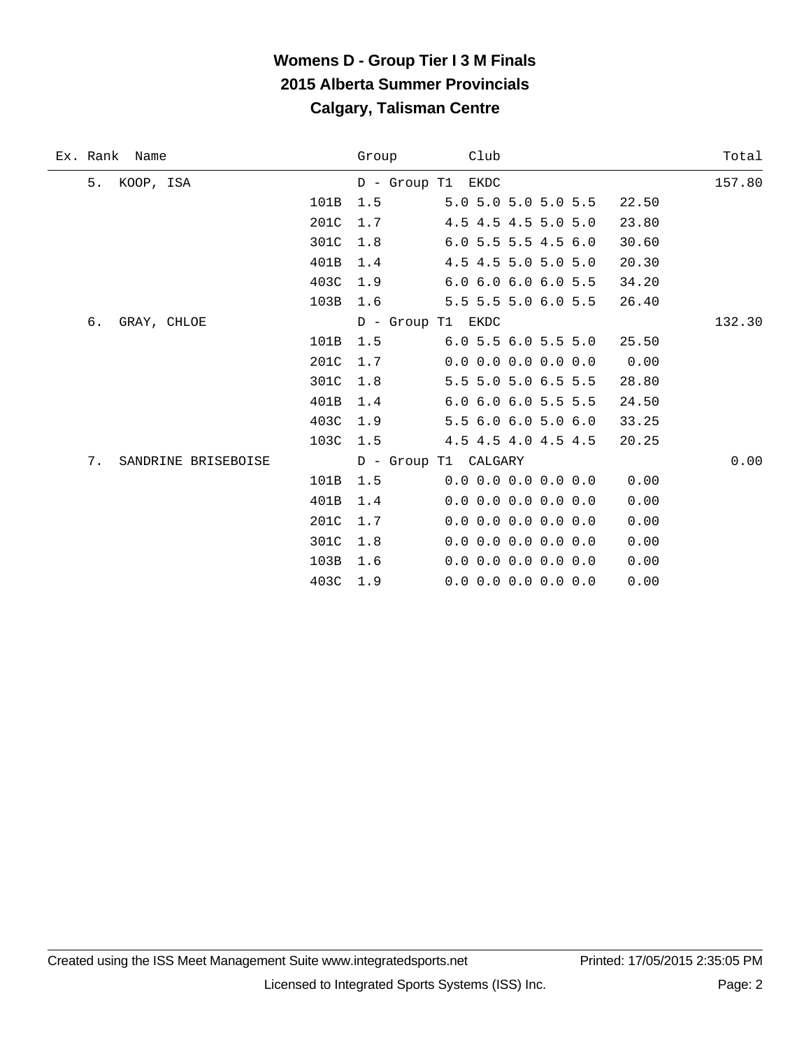# Womens D - Group Tier I 3 M Finals
## 2015 Alberta Summer Provincials
## Calgary, Talisman Centre

| Ex. Rank | Name | Dive | DD | Group | Club | Scores | Points | Total |
|---|---|---|---|---|---|---|---|---|
| 5. | KOOP, ISA | | | D - Group T1 | EKDC | | | 157.80 |
| | | 101B | 1.5 | | | 5.0 5.0 5.0 5.0 5.5 | 22.50 | |
| | | 201C | 1.7 | | | 4.5 4.5 4.5 5.0 5.0 | 23.80 | |
| | | 301C | 1.8 | | | 6.0 5.5 5.5 4.5 6.0 | 30.60 | |
| | | 401B | 1.4 | | | 4.5 4.5 5.0 5.0 5.0 | 20.30 | |
| | | 403C | 1.9 | | | 6.0 6.0 6.0 6.0 5.5 | 34.20 | |
| | | 103B | 1.6 | | | 5.5 5.5 5.0 6.0 5.5 | 26.40 | |
| 6. | GRAY, CHLOE | | | D - Group T1 | EKDC | | | 132.30 |
| | | 101B | 1.5 | | | 6.0 5.5 6.0 5.5 5.0 | 25.50 | |
| | | 201C | 1.7 | | | 0.0 0.0 0.0 0.0 0.0 | 0.00 | |
| | | 301C | 1.8 | | | 5.5 5.0 5.0 6.5 5.5 | 28.80 | |
| | | 401B | 1.4 | | | 6.0 6.0 6.0 5.5 5.5 | 24.50 | |
| | | 403C | 1.9 | | | 5.5 6.0 6.0 5.0 6.0 | 33.25 | |
| | | 103C | 1.5 | | | 4.5 4.5 4.0 4.5 4.5 | 20.25 | |
| 7. | SANDRINE BRISEBOISE | | | D - Group T1 | CALGARY | | | 0.00 |
| | | 101B | 1.5 | | | 0.0 0.0 0.0 0.0 0.0 | 0.00 | |
| | | 401B | 1.4 | | | 0.0 0.0 0.0 0.0 0.0 | 0.00 | |
| | | 201C | 1.7 | | | 0.0 0.0 0.0 0.0 0.0 | 0.00 | |
| | | 301C | 1.8 | | | 0.0 0.0 0.0 0.0 0.0 | 0.00 | |
| | | 103B | 1.6 | | | 0.0 0.0 0.0 0.0 0.0 | 0.00 | |
| | | 403C | 1.9 | | | 0.0 0.0 0.0 0.0 0.0 | 0.00 | |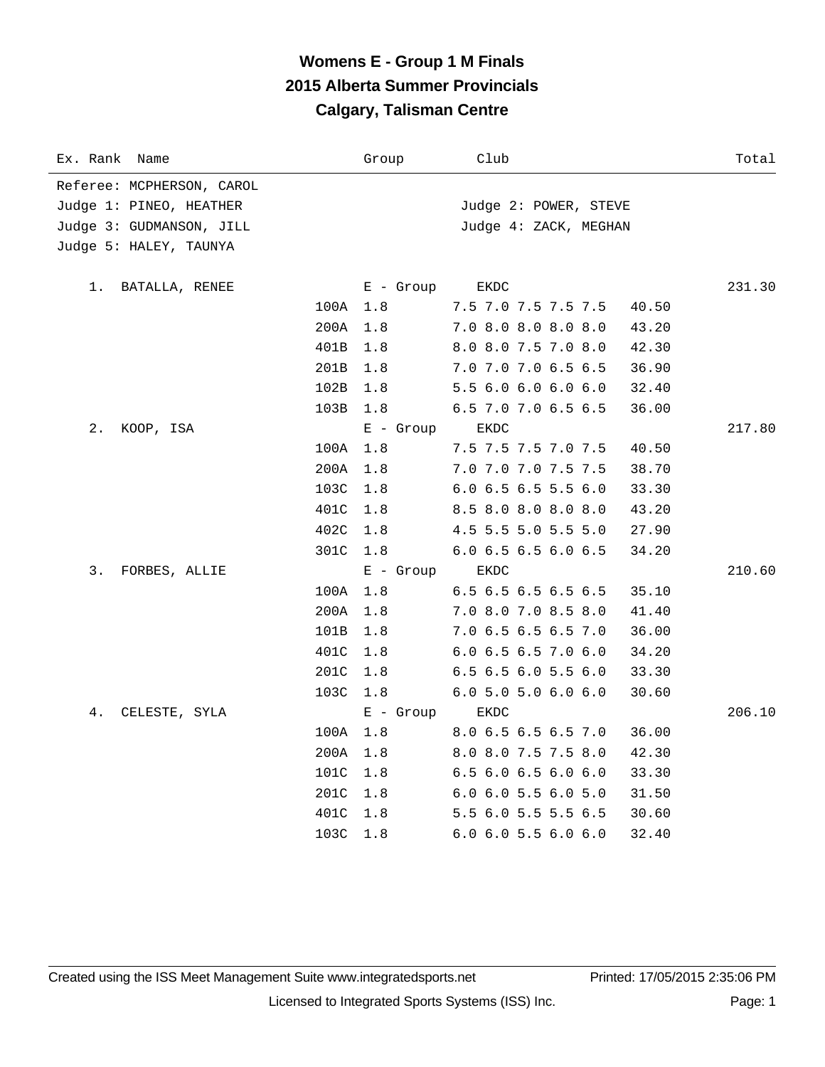# Womens E - Group 1 M Finals
## 2015 Alberta Summer Provincials
## Calgary, Talisman Centre

| Ex. Rank | Name | | Group | Club | | Total |
|---|---|---|---|---|---|---|

Referee: MCPHERSON, CAROL
Judge 1: PINEO, HEATHER — Judge 2: POWER, STEVE
Judge 3: GUDMANSON, JILL — Judge 4: ZACK, MEGHAN
Judge 5: HALEY, TAUNYA

| Ex. Rank | Name | Dive | Group / DD | Club / Scores | Points | Total |
|---|---|---|---|---|---|---|
| 1. | BATALLA, RENEE | | E - Group | EKDC | | 231.30 |
| | | 100A | 1.8 | 7.5 7.0 7.5 7.5 7.5 | 40.50 | |
| | | 200A | 1.8 | 7.0 8.0 8.0 8.0 8.0 | 43.20 | |
| | | 401B | 1.8 | 8.0 8.0 7.5 7.0 8.0 | 42.30 | |
| | | 201B | 1.8 | 7.0 7.0 7.0 6.5 6.5 | 36.90 | |
| | | 102B | 1.8 | 5.5 6.0 6.0 6.0 6.0 | 32.40 | |
| | | 103B | 1.8 | 6.5 7.0 7.0 6.5 6.5 | 36.00 | |
| 2. | KOOP, ISA | | E - Group | EKDC | | 217.80 |
| | | 100A | 1.8 | 7.5 7.5 7.5 7.0 7.5 | 40.50 | |
| | | 200A | 1.8 | 7.0 7.0 7.0 7.5 7.5 | 38.70 | |
| | | 103C | 1.8 | 6.0 6.5 6.5 5.5 6.0 | 33.30 | |
| | | 401C | 1.8 | 8.5 8.0 8.0 8.0 8.0 | 43.20 | |
| | | 402C | 1.8 | 4.5 5.5 5.0 5.5 5.0 | 27.90 | |
| | | 301C | 1.8 | 6.0 6.5 6.5 6.0 6.5 | 34.20 | |
| 3. | FORBES, ALLIE | | E - Group | EKDC | | 210.60 |
| | | 100A | 1.8 | 6.5 6.5 6.5 6.5 6.5 | 35.10 | |
| | | 200A | 1.8 | 7.0 8.0 7.0 8.5 8.0 | 41.40 | |
| | | 101B | 1.8 | 7.0 6.5 6.5 6.5 7.0 | 36.00 | |
| | | 401C | 1.8 | 6.0 6.5 6.5 7.0 6.0 | 34.20 | |
| | | 201C | 1.8 | 6.5 6.5 6.0 5.5 6.0 | 33.30 | |
| | | 103C | 1.8 | 6.0 5.0 5.0 6.0 6.0 | 30.60 | |
| 4. | CELESTE, SYLA | | E - Group | EKDC | | 206.10 |
| | | 100A | 1.8 | 8.0 6.5 6.5 6.5 7.0 | 36.00 | |
| | | 200A | 1.8 | 8.0 8.0 7.5 7.5 8.0 | 42.30 | |
| | | 101C | 1.8 | 6.5 6.0 6.5 6.0 6.0 | 33.30 | |
| | | 201C | 1.8 | 6.0 6.0 5.5 6.0 5.0 | 31.50 | |
| | | 401C | 1.8 | 5.5 6.0 5.5 5.5 6.5 | 30.60 | |
| | | 103C | 1.8 | 6.0 6.0 5.5 6.0 6.0 | 32.40 | |

Created using the ISS Meet Management Suite www.integratedsports.net — Printed: 17/05/2015 2:35:06 PM

Licensed to Integrated Sports Systems (ISS) Inc.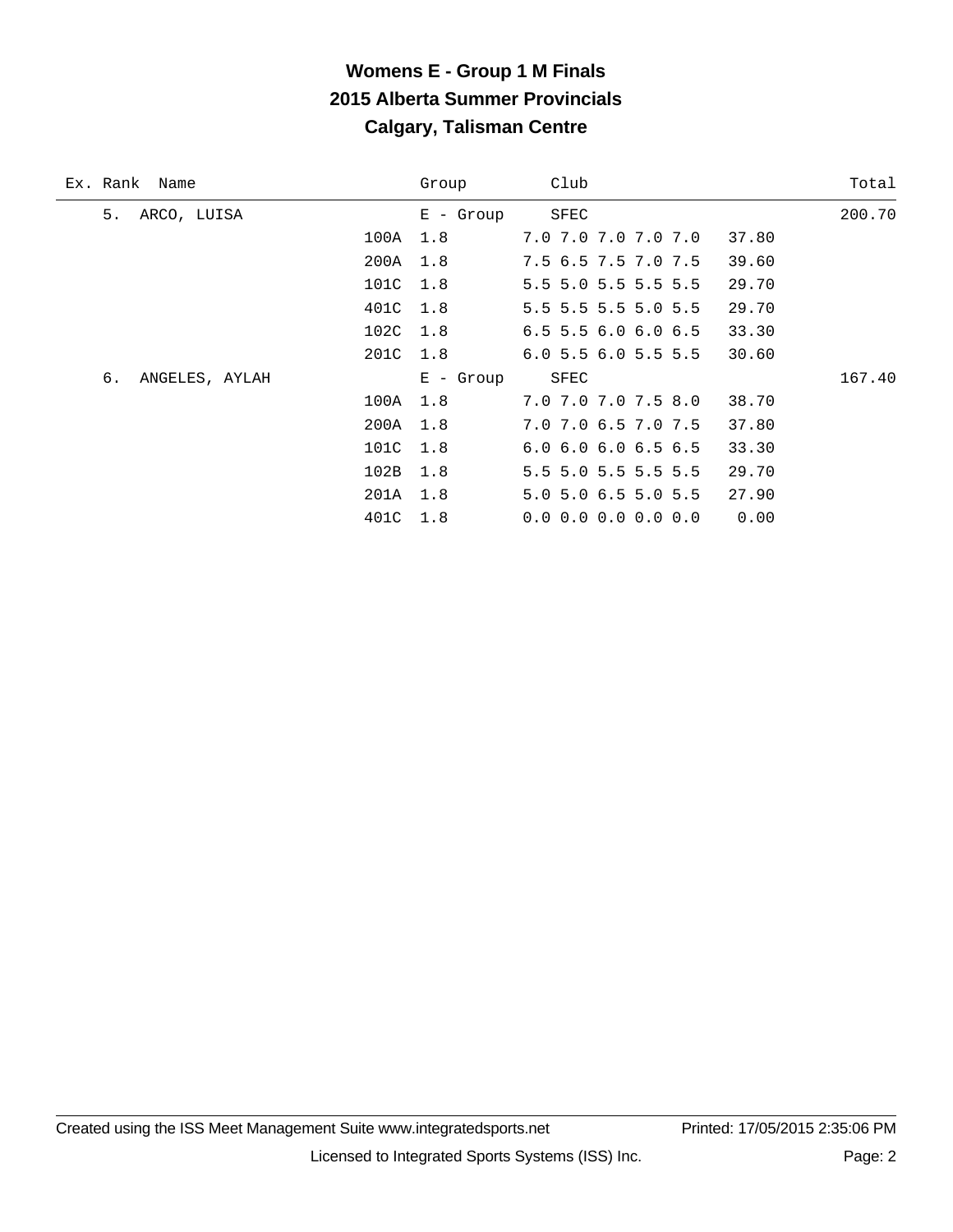# Womens E - Group 1 M Finals
## 2015 Alberta Summer Provincials
## Calgary, Talisman Centre

| Ex. | Rank | Name | | Group | Club | | Total |
|---|---|---|---|---|---|---|---|
| | 5. | ARCO, LUISA | | E - Group | SFEC | | 200.70 |
| | | | 100A | 1.8 | 7.0 7.0 7.0 7.0 7.0 | 37.80 | |
| | | | 200A | 1.8 | 7.5 6.5 7.5 7.0 7.5 | 39.60 | |
| | | | 101C | 1.8 | 5.5 5.0 5.5 5.5 5.5 | 29.70 | |
| | | | 401C | 1.8 | 5.5 5.5 5.5 5.0 5.5 | 29.70 | |
| | | | 102C | 1.8 | 6.5 5.5 6.0 6.0 6.5 | 33.30 | |
| | | | 201C | 1.8 | 6.0 5.5 6.0 5.5 5.5 | 30.60 | |
| | 6. | ANGELES, AYLAH | | E - Group | SFEC | | 167.40 |
| | | | 100A | 1.8 | 7.0 7.0 7.0 7.5 8.0 | 38.70 | |
| | | | 200A | 1.8 | 7.0 7.0 6.5 7.0 7.5 | 37.80 | |
| | | | 101C | 1.8 | 6.0 6.0 6.0 6.5 6.5 | 33.30 | |
| | | | 102B | 1.8 | 5.5 5.0 5.5 5.5 5.5 | 29.70 | |
| | | | 201A | 1.8 | 5.0 5.0 6.5 5.0 5.5 | 27.90 | |
| | | | 401C | 1.8 | 0.0 0.0 0.0 0.0 0.0 | 0.00 | |

Created using the ISS Meet Management Suite www.integratedsports.net Printed: 17/05/2015 2:35:06 PM

Licensed to Integrated Sports Systems (ISS) Inc.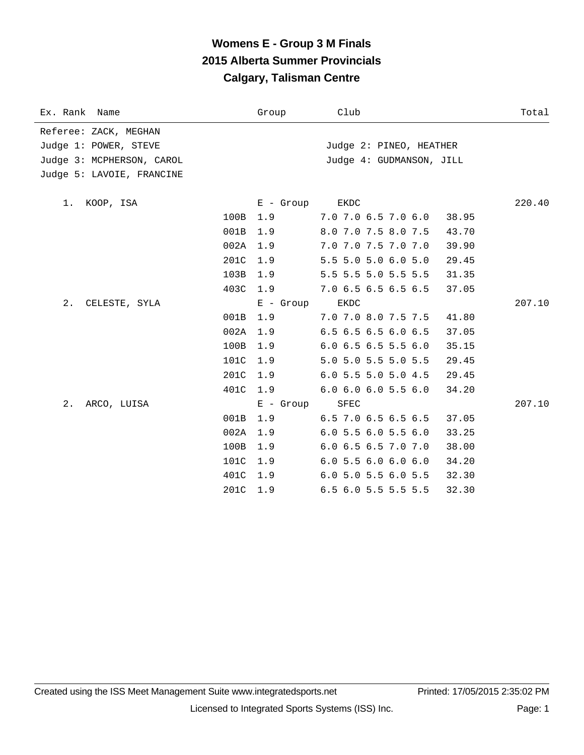# Womens E - Group 3 M Finals

## 2015 Alberta Summer Provincials

## Calgary, Talisman Centre

| Ex. Rank | Name | | Group | Club | | Total |
|---|---|---|---|---|---|---|
| Referee: ZACK, MEGHAN | | | | | | |
| Judge 1: POWER, STEVE | | | | Judge 2: PINEO, HEATHER | | |
| Judge 3: MCPHERSON, CAROL | | | | Judge 4: GUDMANSON, JILL | | |
| Judge 5: LAVOIE, FRANCINE | | | | | | |
| 1. | KOOP, ISA | | E - Group | EKDC | | 220.40 |
| | | 100B | 1.9 | 7.0 7.0 6.5 7.0 6.0 | 38.95 | |
| | | 001B | 1.9 | 8.0 7.0 7.5 8.0 7.5 | 43.70 | |
| | | 002A | 1.9 | 7.0 7.0 7.5 7.0 7.0 | 39.90 | |
| | | 201C | 1.9 | 5.5 5.0 5.0 6.0 5.0 | 29.45 | |
| | | 103B | 1.9 | 5.5 5.5 5.0 5.5 5.5 | 31.35 | |
| | | 403C | 1.9 | 7.0 6.5 6.5 6.5 6.5 | 37.05 | |
| 2. | CELESTE, SYLA | | E - Group | EKDC | | 207.10 |
| | | 001B | 1.9 | 7.0 7.0 8.0 7.5 7.5 | 41.80 | |
| | | 002A | 1.9 | 6.5 6.5 6.5 6.0 6.5 | 37.05 | |
| | | 100B | 1.9 | 6.0 6.5 6.5 5.5 6.0 | 35.15 | |
| | | 101C | 1.9 | 5.0 5.0 5.5 5.0 5.5 | 29.45 | |
| | | 201C | 1.9 | 6.0 5.5 5.0 5.0 4.5 | 29.45 | |
| | | 401C | 1.9 | 6.0 6.0 6.0 5.5 6.0 | 34.20 | |
| 2. | ARCO, LUISA | | E - Group | SFEC | | 207.10 |
| | | 001B | 1.9 | 6.5 7.0 6.5 6.5 6.5 | 37.05 | |
| | | 002A | 1.9 | 6.0 5.5 6.0 5.5 6.0 | 33.25 | |
| | | 100B | 1.9 | 6.0 6.5 6.5 7.0 7.0 | 38.00 | |
| | | 101C | 1.9 | 6.0 5.5 6.0 6.0 6.0 | 34.20 | |
| | | 401C | 1.9 | 6.0 5.0 5.5 6.0 5.5 | 32.30 | |
| | | 201C | 1.9 | 6.5 6.0 5.5 5.5 5.5 | 32.30 | |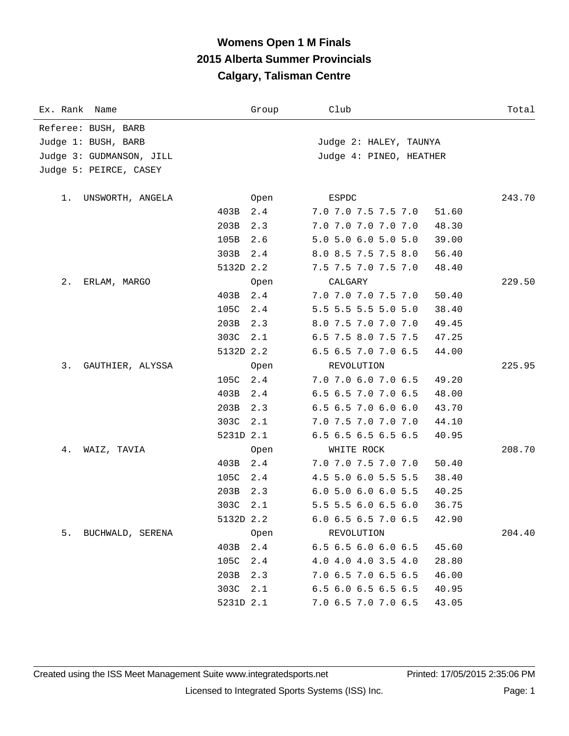# Womens Open 1 M Finals

## 2015 Alberta Summer Provincials

## Calgary, Talisman Centre

| Ex. Rank | Name | Group | Club | | Total |
|---|---|---|---|---|---|

Referee: BUSH, BARB
Judge 1: BUSH, BARB — Judge 2: HALEY, TAUNYA
Judge 3: GUDMANSON, JILL — Judge 4: PINEO, HEATHER
Judge 5: PEIRCE, CASEY

| Ex. Rank | Name | Dive | DD / Group | Club / Scores | Score | Total |
|---|---|---|---|---|---|---|
| 1. | UNSWORTH, ANGELA | | Open | ESPDC | | 243.70 |
| | | 403B | 2.4 | 7.0 7.0 7.5 7.5 7.0 | 51.60 | |
| | | 203B | 2.3 | 7.0 7.0 7.0 7.0 7.0 | 48.30 | |
| | | 105B | 2.6 | 5.0 5.0 6.0 5.0 5.0 | 39.00 | |
| | | 303B | 2.4 | 8.0 8.5 7.5 7.5 8.0 | 56.40 | |
| | | 5132D | 2.2 | 7.5 7.5 7.0 7.5 7.0 | 48.40 | |
| 2. | ERLAM, MARGO | | Open | CALGARY | | 229.50 |
| | | 403B | 2.4 | 7.0 7.0 7.0 7.5 7.0 | 50.40 | |
| | | 105C | 2.4 | 5.5 5.5 5.5 5.0 5.0 | 38.40 | |
| | | 203B | 2.3 | 8.0 7.5 7.0 7.0 7.0 | 49.45 | |
| | | 303C | 2.1 | 6.5 7.5 8.0 7.5 7.5 | 47.25 | |
| | | 5132D | 2.2 | 6.5 6.5 7.0 7.0 6.5 | 44.00 | |
| 3. | GAUTHIER, ALYSSA | | Open | REVOLUTION | | 225.95 |
| | | 105C | 2.4 | 7.0 7.0 6.0 7.0 6.5 | 49.20 | |
| | | 403B | 2.4 | 6.5 6.5 7.0 7.0 6.5 | 48.00 | |
| | | 203B | 2.3 | 6.5 6.5 7.0 6.0 6.0 | 43.70 | |
| | | 303C | 2.1 | 7.0 7.5 7.0 7.0 7.0 | 44.10 | |
| | | 5231D | 2.1 | 6.5 6.5 6.5 6.5 6.5 | 40.95 | |
| 4. | WAIZ, TAVIA | | Open | WHITE ROCK | | 208.70 |
| | | 403B | 2.4 | 7.0 7.0 7.5 7.0 7.0 | 50.40 | |
| | | 105C | 2.4 | 4.5 5.0 6.0 5.5 5.5 | 38.40 | |
| | | 203B | 2.3 | 6.0 5.0 6.0 6.0 5.5 | 40.25 | |
| | | 303C | 2.1 | 5.5 5.5 6.0 6.5 6.0 | 36.75 | |
| | | 5132D | 2.2 | 6.0 6.5 6.5 7.0 6.5 | 42.90 | |
| 5. | BUCHWALD, SERENA | | Open | REVOLUTION | | 204.40 |
| | | 403B | 2.4 | 6.5 6.5 6.0 6.0 6.5 | 45.60 | |
| | | 105C | 2.4 | 4.0 4.0 4.0 3.5 4.0 | 28.80 | |
| | | 203B | 2.3 | 7.0 6.5 7.0 6.5 6.5 | 46.00 | |
| | | 303C | 2.1 | 6.5 6.0 6.5 6.5 6.5 | 40.95 | |
| | | 5231D | 2.1 | 7.0 6.5 7.0 7.0 6.5 | 43.05 | |

Created using the ISS Meet Management Suite www.integratedsports.net — Printed: 17/05/2015 2:35:06 PM

Licensed to Integrated Sports Systems (ISS) Inc.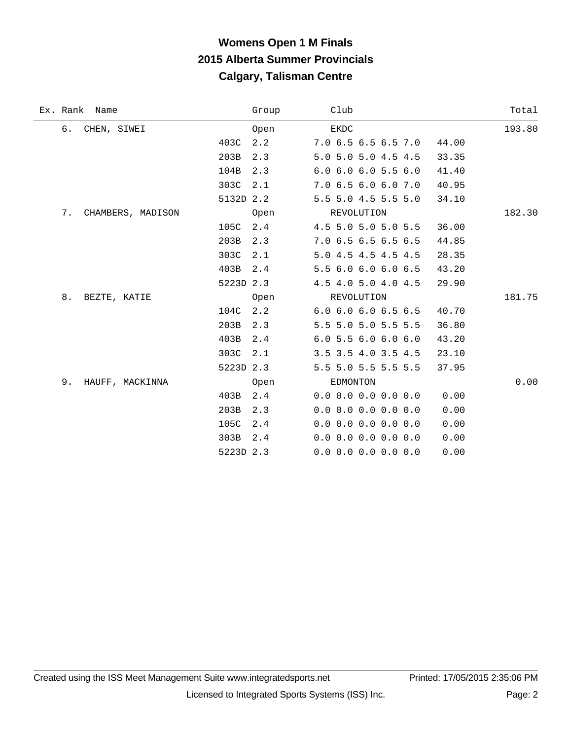# Womens Open 1 M Finals
## 2015 Alberta Summer Provincials
## Calgary, Talisman Centre

| Ex. | Rank | Name | | | Group | Club | | Total |
|---|---|---|---|---|---|---|---|---|
| | 6. | CHEN, SIWEI | | | Open | EKDC | | 193.80 |
| | | | 403C | 2.2 | | 7.0 6.5 6.5 6.5 7.0 | 44.00 | |
| | | | 203B | 2.3 | | 5.0 5.0 5.0 4.5 4.5 | 33.35 | |
| | | | 104B | 2.3 | | 6.0 6.0 6.0 5.5 6.0 | 41.40 | |
| | | | 303C | 2.1 | | 7.0 6.5 6.0 6.0 7.0 | 40.95 | |
| | | | 5132D | 2.2 | | 5.5 5.0 4.5 5.5 5.0 | 34.10 | |
| | 7. | CHAMBERS, MADISON | | | Open | REVOLUTION | | 182.30 |
| | | | 105C | 2.4 | | 4.5 5.0 5.0 5.0 5.5 | 36.00 | |
| | | | 203B | 2.3 | | 7.0 6.5 6.5 6.5 6.5 | 44.85 | |
| | | | 303C | 2.1 | | 5.0 4.5 4.5 4.5 4.5 | 28.35 | |
| | | | 403B | 2.4 | | 5.5 6.0 6.0 6.0 6.5 | 43.20 | |
| | | | 5223D | 2.3 | | 4.5 4.0 5.0 4.0 4.5 | 29.90 | |
| | 8. | BEZTE, KATIE | | | Open | REVOLUTION | | 181.75 |
| | | | 104C | 2.2 | | 6.0 6.0 6.0 6.5 6.5 | 40.70 | |
| | | | 203B | 2.3 | | 5.5 5.0 5.0 5.5 5.5 | 36.80 | |
| | | | 403B | 2.4 | | 6.0 5.5 6.0 6.0 6.0 | 43.20 | |
| | | | 303C | 2.1 | | 3.5 3.5 4.0 3.5 4.5 | 23.10 | |
| | | | 5223D | 2.3 | | 5.5 5.0 5.5 5.5 5.5 | 37.95 | |
| | 9. | HAUFF, MACKINNA | | | Open | EDMONTON | | 0.00 |
| | | | 403B | 2.4 | | 0.0 0.0 0.0 0.0 0.0 | 0.00 | |
| | | | 203B | 2.3 | | 0.0 0.0 0.0 0.0 0.0 | 0.00 | |
| | | | 105C | 2.4 | | 0.0 0.0 0.0 0.0 0.0 | 0.00 | |
| | | | 303B | 2.4 | | 0.0 0.0 0.0 0.0 0.0 | 0.00 | |
| | | | 5223D | 2.3 | | 0.0 0.0 0.0 0.0 0.0 | 0.00 | |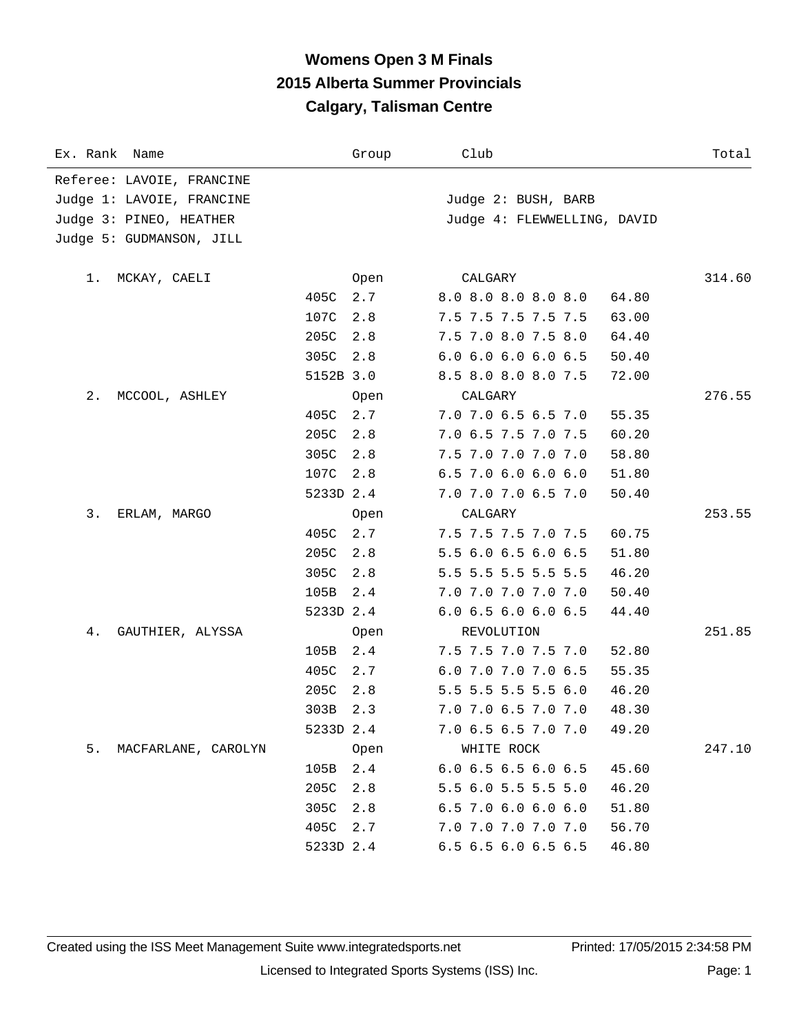# Womens Open 3 M Finals
## 2015 Alberta Summer Provincials
### Calgary, Talisman Centre

Referee: LAVOIE, FRANCINE
Judge 1: LAVOIE, FRANCINE
Judge 2: BUSH, BARB
Judge 3: PINEO, HEATHER
Judge 4: FLEWWELLING, DAVID
Judge 5: GUDMANSON, JILL

| Ex. Rank | Name | Dive | DD | Group / Scores | Club / Points | Total |
|---|---|---|---|---|---|---|
| 1. | MCKAY, CAELI | | | Open | CALGARY | 314.60 |
| | | 405C | 2.7 | 8.0 8.0 8.0 8.0 8.0 | 64.80 | |
| | | 107C | 2.8 | 7.5 7.5 7.5 7.5 7.5 | 63.00 | |
| | | 205C | 2.8 | 7.5 7.0 8.0 7.5 8.0 | 64.40 | |
| | | 305C | 2.8 | 6.0 6.0 6.0 6.0 6.5 | 50.40 | |
| | | 5152B | 3.0 | 8.5 8.0 8.0 8.0 7.5 | 72.00 | |
| 2. | MCCOOL, ASHLEY | | | Open | CALGARY | 276.55 |
| | | 405C | 2.7 | 7.0 7.0 6.5 6.5 7.0 | 55.35 | |
| | | 205C | 2.8 | 7.0 6.5 7.5 7.0 7.5 | 60.20 | |
| | | 305C | 2.8 | 7.5 7.0 7.0 7.0 7.0 | 58.80 | |
| | | 107C | 2.8 | 6.5 7.0 6.0 6.0 6.0 | 51.80 | |
| | | 5233D | 2.4 | 7.0 7.0 7.0 6.5 7.0 | 50.40 | |
| 3. | ERLAM, MARGO | | | Open | CALGARY | 253.55 |
| | | 405C | 2.7 | 7.5 7.5 7.5 7.0 7.5 | 60.75 | |
| | | 205C | 2.8 | 5.5 6.0 6.5 6.0 6.5 | 51.80 | |
| | | 305C | 2.8 | 5.5 5.5 5.5 5.5 5.5 | 46.20 | |
| | | 105B | 2.4 | 7.0 7.0 7.0 7.0 7.0 | 50.40 | |
| | | 5233D | 2.4 | 6.0 6.5 6.0 6.0 6.5 | 44.40 | |
| 4. | GAUTHIER, ALYSSA | | | Open | REVOLUTION | 251.85 |
| | | 105B | 2.4 | 7.5 7.5 7.0 7.5 7.0 | 52.80 | |
| | | 405C | 2.7 | 6.0 7.0 7.0 7.0 6.5 | 55.35 | |
| | | 205C | 2.8 | 5.5 5.5 5.5 5.5 6.0 | 46.20 | |
| | | 303B | 2.3 | 7.0 7.0 6.5 7.0 7.0 | 48.30 | |
| | | 5233D | 2.4 | 7.0 6.5 6.5 7.0 7.0 | 49.20 | |
| 5. | MACFARLANE, CAROLYN | | | Open | WHITE ROCK | 247.10 |
| | | 105B | 2.4 | 6.0 6.5 6.5 6.0 6.5 | 45.60 | |
| | | 205C | 2.8 | 5.5 6.0 5.5 5.5 5.0 | 46.20 | |
| | | 305C | 2.8 | 6.5 7.0 6.0 6.0 6.0 | 51.80 | |
| | | 405C | 2.7 | 7.0 7.0 7.0 7.0 7.0 | 56.70 | |
| | | 5233D | 2.4 | 6.5 6.5 6.0 6.5 6.5 | 46.80 | |

Created using the ISS Meet Management Suite www.integratedsports.net — Printed: 17/05/2015 2:34:58 PM

Licensed to Integrated Sports Systems (ISS) Inc.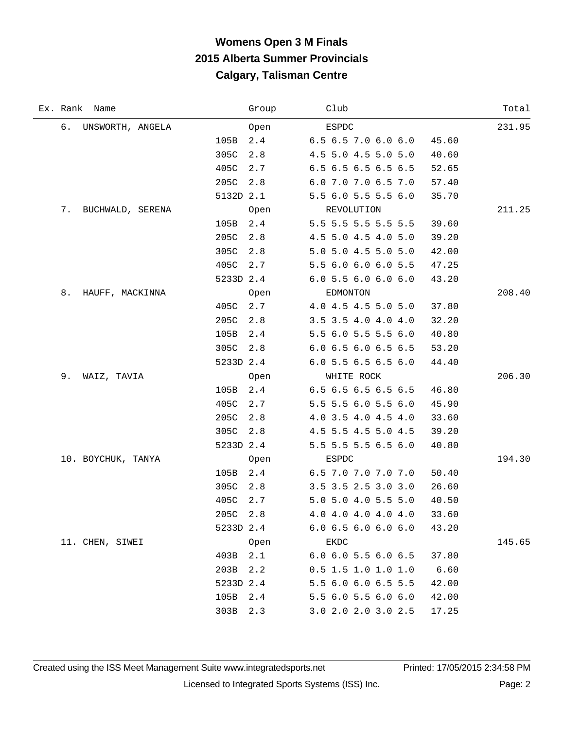# Womens Open 3 M Finals
## 2015 Alberta Summer Provincials
## Calgary, Talisman Centre

| Ex. | Rank | Name | Dive | DD / Group | Club / Scores | Points | Total |
|---|---|---|---|---|---|---|---|
| | 6. | UNSWORTH, ANGELA | | Open | ESPDC | | 231.95 |
| | | | 105B | 2.4 | 6.5 6.5 7.0 6.0 6.0 | 45.60 | |
| | | | 305C | 2.8 | 4.5 5.0 4.5 5.0 5.0 | 40.60 | |
| | | | 405C | 2.7 | 6.5 6.5 6.5 6.5 6.5 | 52.65 | |
| | | | 205C | 2.8 | 6.0 7.0 7.0 6.5 7.0 | 57.40 | |
| | | | 5132D | 2.1 | 5.5 6.0 5.5 5.5 6.0 | 35.70 | |
| | 7. | BUCHWALD, SERENA | | Open | REVOLUTION | | 211.25 |
| | | | 105B | 2.4 | 5.5 5.5 5.5 5.5 5.5 | 39.60 | |
| | | | 205C | 2.8 | 4.5 5.0 4.5 4.0 5.0 | 39.20 | |
| | | | 305C | 2.8 | 5.0 5.0 4.5 5.0 5.0 | 42.00 | |
| | | | 405C | 2.7 | 5.5 6.0 6.0 6.0 5.5 | 47.25 | |
| | | | 5233D | 2.4 | 6.0 5.5 6.0 6.0 6.0 | 43.20 | |
| | 8. | HAUFF, MACKINNA | | Open | EDMONTON | | 208.40 |
| | | | 405C | 2.7 | 4.0 4.5 4.5 5.0 5.0 | 37.80 | |
| | | | 205C | 2.8 | 3.5 3.5 4.0 4.0 4.0 | 32.20 | |
| | | | 105B | 2.4 | 5.5 6.0 5.5 5.5 6.0 | 40.80 | |
| | | | 305C | 2.8 | 6.0 6.5 6.0 6.5 6.5 | 53.20 | |
| | | | 5233D | 2.4 | 6.0 5.5 6.5 6.5 6.0 | 44.40 | |
| | 9. | WAIZ, TAVIA | | Open | WHITE ROCK | | 206.30 |
| | | | 105B | 2.4 | 6.5 6.5 6.5 6.5 6.5 | 46.80 | |
| | | | 405C | 2.7 | 5.5 5.5 6.0 5.5 6.0 | 45.90 | |
| | | | 205C | 2.8 | 4.0 3.5 4.0 4.5 4.0 | 33.60 | |
| | | | 305C | 2.8 | 4.5 5.5 4.5 5.0 4.5 | 39.20 | |
| | | | 5233D | 2.4 | 5.5 5.5 5.5 6.5 6.0 | 40.80 | |
| | 10. | BOYCHUK, TANYA | | Open | ESPDC | | 194.30 |
| | | | 105B | 2.4 | 6.5 7.0 7.0 7.0 7.0 | 50.40 | |
| | | | 305C | 2.8 | 3.5 3.5 2.5 3.0 3.0 | 26.60 | |
| | | | 405C | 2.7 | 5.0 5.0 4.0 5.5 5.0 | 40.50 | |
| | | | 205C | 2.8 | 4.0 4.0 4.0 4.0 4.0 | 33.60 | |
| | | | 5233D | 2.4 | 6.0 6.5 6.0 6.0 6.0 | 43.20 | |
| | 11. | CHEN, SIWEI | | Open | EKDC | | 145.65 |
| | | | 403B | 2.1 | 6.0 6.0 5.5 6.0 6.5 | 37.80 | |
| | | | 203B | 2.2 | 0.5 1.5 1.0 1.0 1.0 | 6.60 | |
| | | | 5233D | 2.4 | 5.5 6.0 6.0 6.5 5.5 | 42.00 | |
| | | | 105B | 2.4 | 5.5 6.0 5.5 6.0 6.0 | 42.00 | |
| | | | 303B | 2.3 | 3.0 2.0 2.0 3.0 2.5 | 17.25 | |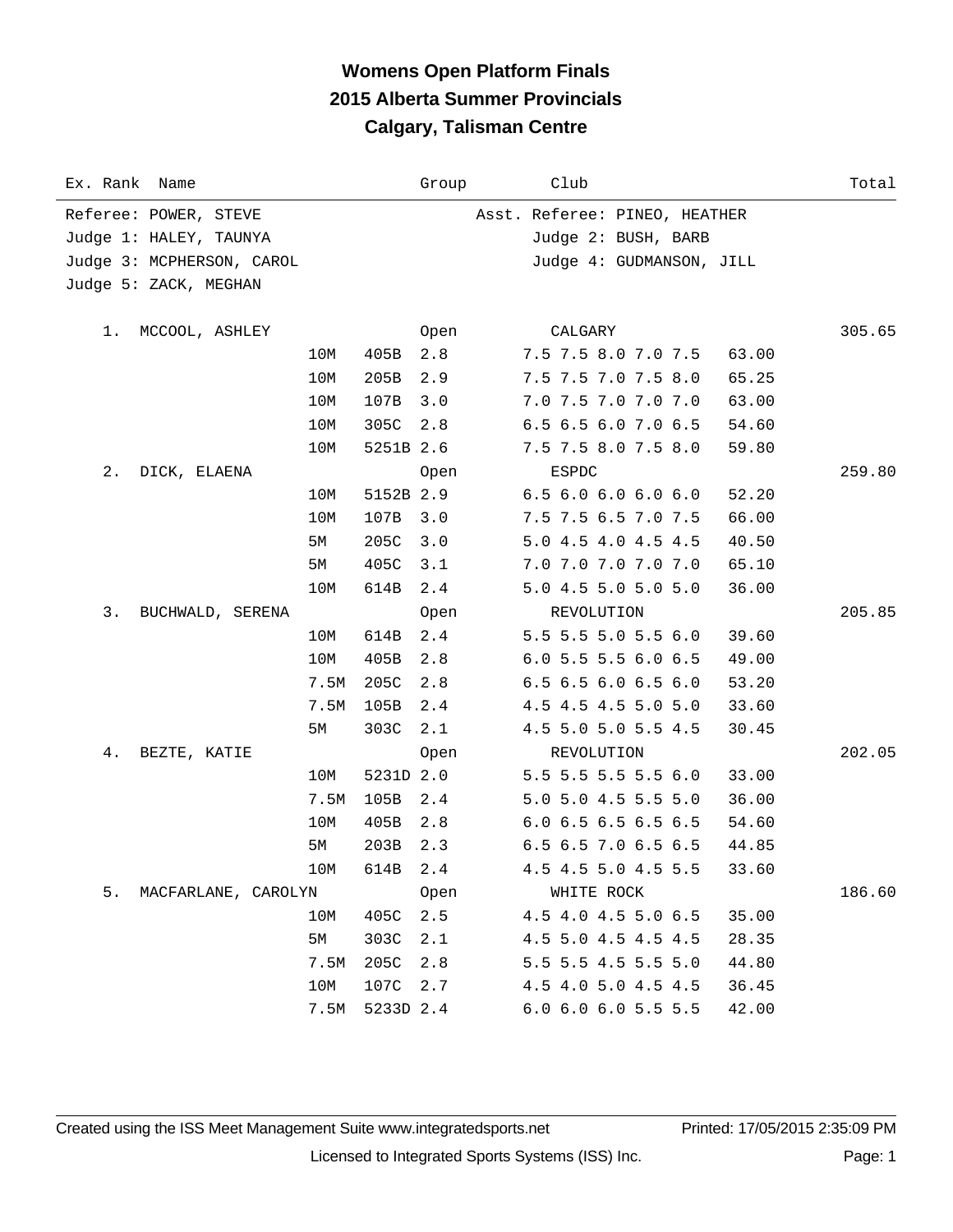# Womens Open Platform Finals
## 2015 Alberta Summer Provincials
## Calgary, Talisman Centre

Referee: POWER, STEVE — Asst. Referee: PINEO, HEATHER
Judge 1: HALEY, TAUNYA — Judge 2: BUSH, BARB
Judge 3: MCPHERSON, CAROL — Judge 4: GUDMANSON, JILL
Judge 5: ZACK, MEGHAN

| Ex. Rank | Name | Height | Dive | DD | Group | Club | Scores | Points | Total |
|---|---|---|---|---|---|---|---|---|---|
| 1. | MCCOOL, ASHLEY | | | | Open | CALGARY | | | 305.65 |
| | | 10M | 405B | 2.8 | | | 7.5 7.5 8.0 7.0 7.5 | 63.00 | |
| | | 10M | 205B | 2.9 | | | 7.5 7.5 7.0 7.5 8.0 | 65.25 | |
| | | 10M | 107B | 3.0 | | | 7.0 7.5 7.0 7.0 7.0 | 63.00 | |
| | | 10M | 305C | 2.8 | | | 6.5 6.5 6.0 7.0 6.5 | 54.60 | |
| | | 10M | 5251B | 2.6 | | | 7.5 7.5 8.0 7.5 8.0 | 59.80 | |
| 2. | DICK, ELAENA | | | | Open | ESPDC | | | 259.80 |
| | | 10M | 5152B | 2.9 | | | 6.5 6.0 6.0 6.0 6.0 | 52.20 | |
| | | 10M | 107B | 3.0 | | | 7.5 7.5 6.5 7.0 7.5 | 66.00 | |
| | | 5M | 205C | 3.0 | | | 5.0 4.5 4.0 4.5 4.5 | 40.50 | |
| | | 5M | 405C | 3.1 | | | 7.0 7.0 7.0 7.0 7.0 | 65.10 | |
| | | 10M | 614B | 2.4 | | | 5.0 4.5 5.0 5.0 5.0 | 36.00 | |
| 3. | BUCHWALD, SERENA | | | | Open | REVOLUTION | | | 205.85 |
| | | 10M | 614B | 2.4 | | | 5.5 5.5 5.0 5.5 6.0 | 39.60 | |
| | | 10M | 405B | 2.8 | | | 6.0 5.5 5.5 6.0 6.5 | 49.00 | |
| | | 7.5M | 205C | 2.8 | | | 6.5 6.5 6.0 6.5 6.0 | 53.20 | |
| | | 7.5M | 105B | 2.4 | | | 4.5 4.5 4.5 5.0 5.0 | 33.60 | |
| | | 5M | 303C | 2.1 | | | 4.5 5.0 5.0 5.5 4.5 | 30.45 | |
| 4. | BEZTE, KATIE | | | | Open | REVOLUTION | | | 202.05 |
| | | 10M | 5231D | 2.0 | | | 5.5 5.5 5.5 5.5 6.0 | 33.00 | |
| | | 7.5M | 105B | 2.4 | | | 5.0 5.0 4.5 5.5 5.0 | 36.00 | |
| | | 10M | 405B | 2.8 | | | 6.0 6.5 6.5 6.5 6.5 | 54.60 | |
| | | 5M | 203B | 2.3 | | | 6.5 6.5 7.0 6.5 6.5 | 44.85 | |
| | | 10M | 614B | 2.4 | | | 4.5 4.5 5.0 4.5 5.5 | 33.60 | |
| 5. | MACFARLANE, CAROLYN | | | | Open | WHITE ROCK | | | 186.60 |
| | | 10M | 405C | 2.5 | | | 4.5 4.0 4.5 5.0 6.5 | 35.00 | |
| | | 5M | 303C | 2.1 | | | 4.5 5.0 4.5 4.5 4.5 | 28.35 | |
| | | 7.5M | 205C | 2.8 | | | 5.5 5.5 4.5 5.5 5.0 | 44.80 | |
| | | 10M | 107C | 2.7 | | | 4.5 4.0 5.0 4.5 4.5 | 36.45 | |
| | | 7.5M | 5233D | 2.4 | | | 6.0 6.0 6.0 5.5 5.5 | 42.00 | |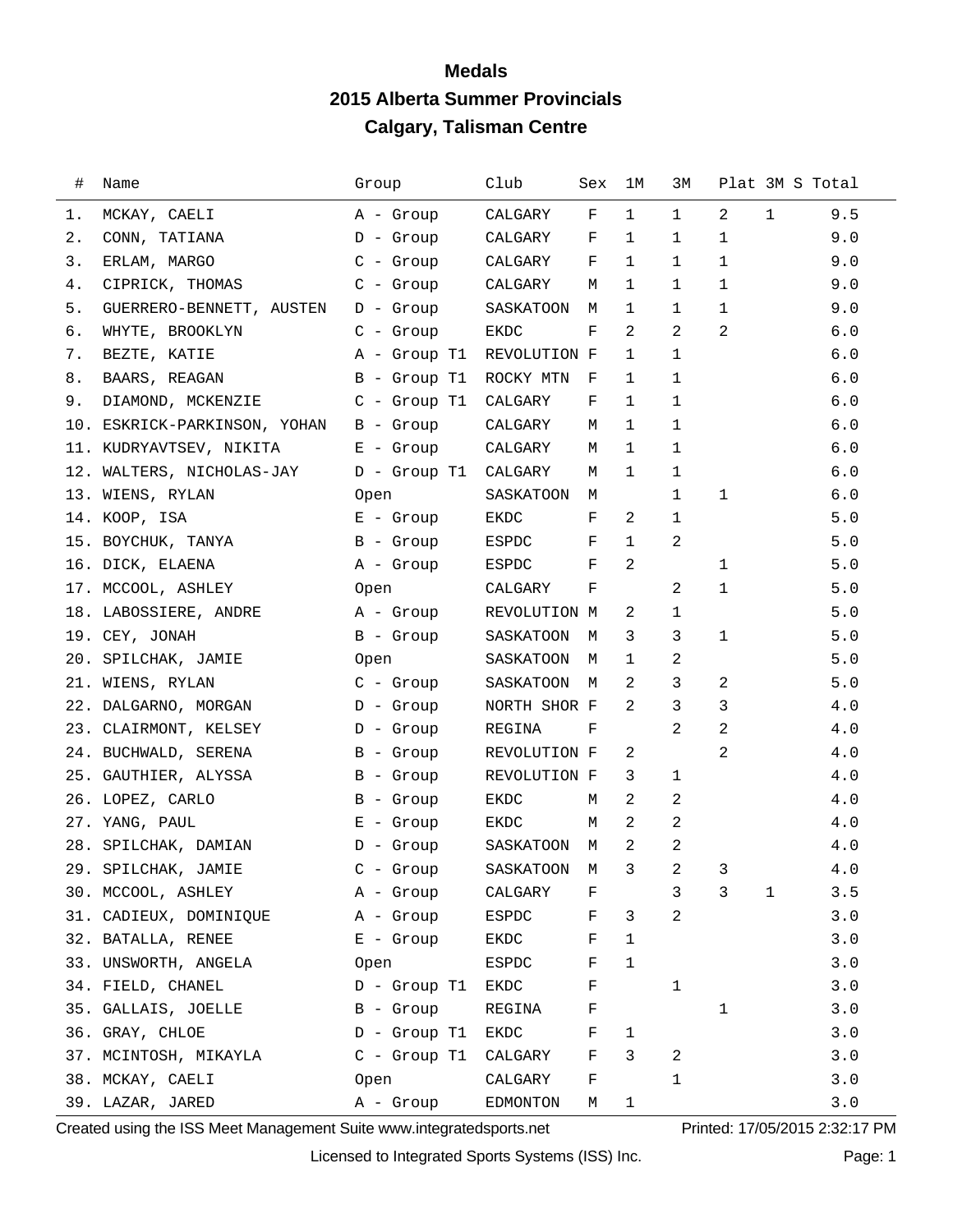# Medals

## 2015 Alberta Summer Provincials

## Calgary, Talisman Centre

| # | Name | Group | Club | Sex | 1M | 3M | Plat | 3M S | Total |
|---|---|---|---|---|---|---|---|---|---|
| 1. | MCKAY, CAELI | A - Group | CALGARY | F | 1 | 1 | 2 | 1 | 9.5 |
| 2. | CONN, TATIANA | D - Group | CALGARY | F | 1 | 1 | 1 | | 9.0 |
| 3. | ERLAM, MARGO | C - Group | CALGARY | F | 1 | 1 | 1 | | 9.0 |
| 4. | CIPRICK, THOMAS | C - Group | CALGARY | M | 1 | 1 | 1 | | 9.0 |
| 5. | GUERRERO-BENNETT, AUSTEN | D - Group | SASKATOON | M | 1 | 1 | 1 | | 9.0 |
| 6. | WHYTE, BROOKLYN | C - Group | EKDC | F | 2 | 2 | 2 | | 6.0 |
| 7. | BEZTE, KATIE | A - Group T1 | REVOLUTION | F | 1 | 1 | | | 6.0 |
| 8. | BAARS, REAGAN | B - Group T1 | ROCKY MTN | F | 1 | 1 | | | 6.0 |
| 9. | DIAMOND, MCKENZIE | C - Group T1 | CALGARY | F | 1 | 1 | | | 6.0 |
| 10. | ESKRICK-PARKINSON, YOHAN | B - Group | CALGARY | M | 1 | 1 | | | 6.0 |
| 11. | KUDRYAVTSEV, NIKITA | E - Group | CALGARY | M | 1 | 1 | | | 6.0 |
| 12. | WALTERS, NICHOLAS-JAY | D - Group T1 | CALGARY | M | 1 | 1 | | | 6.0 |
| 13. | WIENS, RYLAN | Open | SASKATOON | M | | 1 | 1 | | 6.0 |
| 14. | KOOP, ISA | E - Group | EKDC | F | 2 | 1 | | | 5.0 |
| 15. | BOYCHUK, TANYA | B - Group | ESPDC | F | 1 | 2 | | | 5.0 |
| 16. | DICK, ELAENA | A - Group | ESPDC | F | 2 | | 1 | | 5.0 |
| 17. | MCCOOL, ASHLEY | Open | CALGARY | F | | 2 | 1 | | 5.0 |
| 18. | LABOSSIERE, ANDRE | A - Group | REVOLUTION | M | 2 | 1 | | | 5.0 |
| 19. | CEY, JONAH | B - Group | SASKATOON | M | 3 | 3 | 1 | | 5.0 |
| 20. | SPILCHAK, JAMIE | Open | SASKATOON | M | 1 | 2 | | | 5.0 |
| 21. | WIENS, RYLAN | C - Group | SASKATOON | M | 2 | 3 | 2 | | 5.0 |
| 22. | DALGARNO, MORGAN | D - Group | NORTH SHOR | F | 2 | 3 | 3 | | 4.0 |
| 23. | CLAIRMONT, KELSEY | D - Group | REGINA | F | | 2 | 2 | | 4.0 |
| 24. | BUCHWALD, SERENA | B - Group | REVOLUTION | F | 2 | | 2 | | 4.0 |
| 25. | GAUTHIER, ALYSSA | B - Group | REVOLUTION | F | 3 | 1 | | | 4.0 |
| 26. | LOPEZ, CARLO | B - Group | EKDC | M | 2 | 2 | | | 4.0 |
| 27. | YANG, PAUL | E - Group | EKDC | M | 2 | 2 | | | 4.0 |
| 28. | SPILCHAK, DAMIAN | D - Group | SASKATOON | M | 2 | 2 | | | 4.0 |
| 29. | SPILCHAK, JAMIE | C - Group | SASKATOON | M | 3 | 2 | 3 | | 4.0 |
| 30. | MCCOOL, ASHLEY | A - Group | CALGARY | F | | 3 | 3 | 1 | 3.5 |
| 31. | CADIEUX, DOMINIQUE | A - Group | ESPDC | F | 3 | 2 | | | 3.0 |
| 32. | BATALLA, RENEE | E - Group | EKDC | F | 1 | | | | 3.0 |
| 33. | UNSWORTH, ANGELA | Open | ESPDC | F | 1 | | | | 3.0 |
| 34. | FIELD, CHANEL | D - Group T1 | EKDC | F | | 1 | | | 3.0 |
| 35. | GALLAIS, JOELLE | B - Group | REGINA | F | | | 1 | | 3.0 |
| 36. | GRAY, CHLOE | D - Group T1 | EKDC | F | 1 | | | | 3.0 |
| 37. | MCINTOSH, MIKAYLA | C - Group T1 | CALGARY | F | 3 | 2 | | | 3.0 |
| 38. | MCKAY, CAELI | Open | CALGARY | F | | 1 | | | 3.0 |
| 39. | LAZAR, JARED | A - Group | EDMONTON | M | 1 | | | | 3.0 |

Created using the ISS Meet Management Suite www.integratedsports.net Printed: 17/05/2015 2:32:17 PM

Licensed to Integrated Sports Systems (ISS) Inc.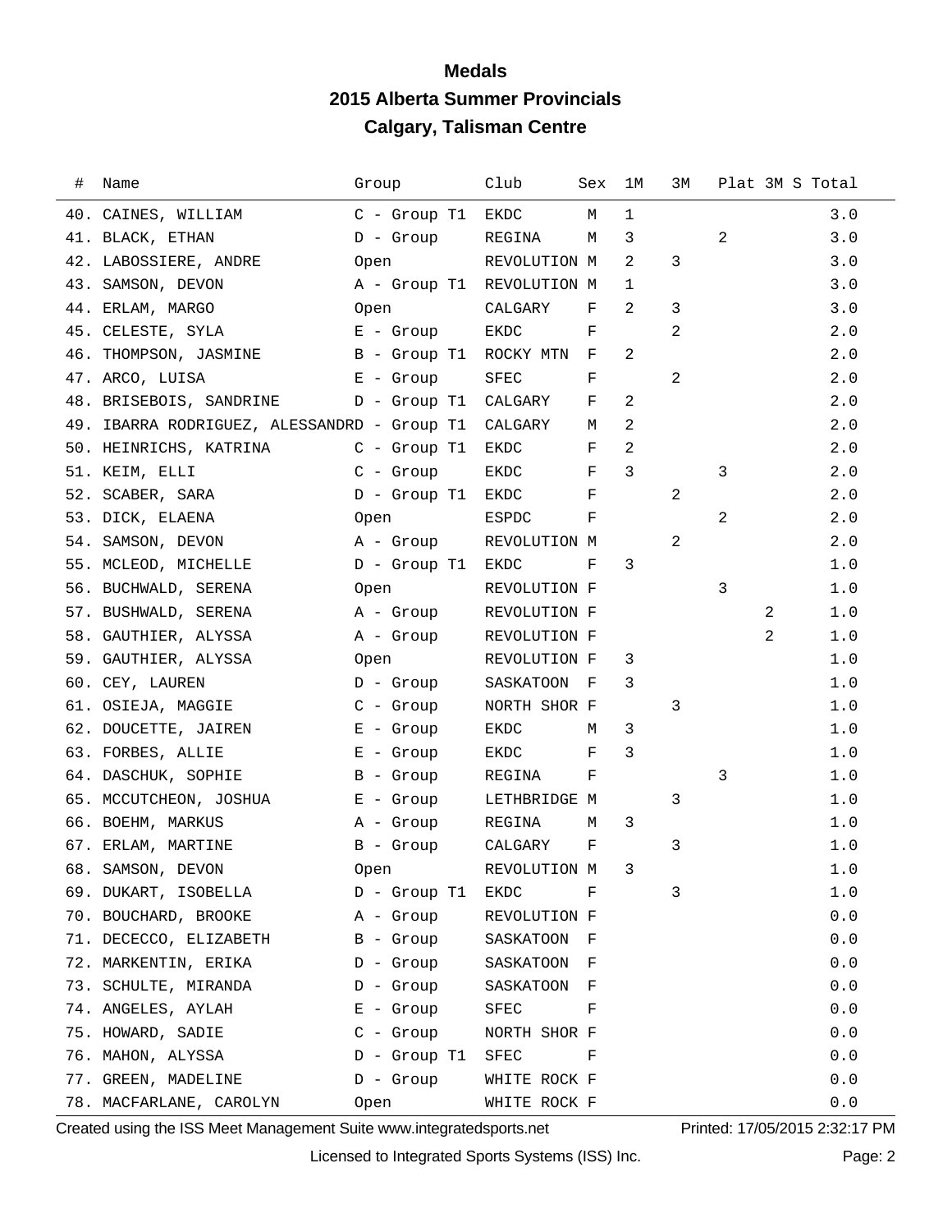# Medals

## 2015 Alberta Summer Provincials

## Calgary, Talisman Centre

| # | Name | Group | Club | Sex | 1M | 3M | Plat | 3M S | Total |
|---|---|---|---|---|---|---|---|---|---|
| 40. | CAINES, WILLIAM | C - Group T1 | EKDC | M | 1 | | | | 3.0 |
| 41. | BLACK, ETHAN | D - Group | REGINA | M | 3 | | 2 | | 3.0 |
| 42. | LABOSSIERE, ANDRE | Open | REVOLUTION | M | 2 | 3 | | | 3.0 |
| 43. | SAMSON, DEVON | A - Group T1 | REVOLUTION | M | 1 | | | | 3.0 |
| 44. | ERLAM, MARGO | Open | CALGARY | F | 2 | 3 | | | 3.0 |
| 45. | CELESTE, SYLA | E - Group | EKDC | F | | 2 | | | 2.0 |
| 46. | THOMPSON, JASMINE | B - Group T1 | ROCKY MTN | F | 2 | | | | 2.0 |
| 47. | ARCO, LUISA | E - Group | SFEC | F | | 2 | | | 2.0 |
| 48. | BRISEBOIS, SANDRINE | D - Group T1 | CALGARY | F | 2 | | | | 2.0 |
| 49. | IBARRA RODRIGUEZ, ALESSANDRD - Group T1 | | CALGARY | M | 2 | | | | 2.0 |
| 50. | HEINRICHS, KATRINA | C - Group T1 | EKDC | F | 2 | | | | 2.0 |
| 51. | KEIM, ELLI | C - Group | EKDC | F | 3 | | 3 | | 2.0 |
| 52. | SCABER, SARA | D - Group T1 | EKDC | F | | 2 | | | 2.0 |
| 53. | DICK, ELAENA | Open | ESPDC | F | | | 2 | | 2.0 |
| 54. | SAMSON, DEVON | A - Group | REVOLUTION | M | | 2 | | | 2.0 |
| 55. | MCLEOD, MICHELLE | D - Group T1 | EKDC | F | 3 | | | | 1.0 |
| 56. | BUCHWALD, SERENA | Open | REVOLUTION | F | | | 3 | | 1.0 |
| 57. | BUSHWALD, SERENA | A - Group | REVOLUTION | F | | | | 2 | 1.0 |
| 58. | GAUTHIER, ALYSSA | A - Group | REVOLUTION | F | | | | 2 | 1.0 |
| 59. | GAUTHIER, ALYSSA | Open | REVOLUTION | F | 3 | | | | 1.0 |
| 60. | CEY, LAUREN | D - Group | SASKATOON | F | 3 | | | | 1.0 |
| 61. | OSIEJA, MAGGIE | C - Group | NORTH SHOR | F | | 3 | | | 1.0 |
| 62. | DOUCETTE, JAIREN | E - Group | EKDC | M | 3 | | | | 1.0 |
| 63. | FORBES, ALLIE | E - Group | EKDC | F | 3 | | | | 1.0 |
| 64. | DASCHUK, SOPHIE | B - Group | REGINA | F | | | 3 | | 1.0 |
| 65. | MCCUTCHEON, JOSHUA | E - Group | LETHBRIDGE | M | | 3 | | | 1.0 |
| 66. | BOEHM, MARKUS | A - Group | REGINA | M | 3 | | | | 1.0 |
| 67. | ERLAM, MARTINE | B - Group | CALGARY | F | | 3 | | | 1.0 |
| 68. | SAMSON, DEVON | Open | REVOLUTION | M | 3 | | | | 1.0 |
| 69. | DUKART, ISOBELLA | D - Group T1 | EKDC | F | | 3 | | | 1.0 |
| 70. | BOUCHARD, BROOKE | A - Group | REVOLUTION | F | | | | | 0.0 |
| 71. | DECECCO, ELIZABETH | B - Group | SASKATOON | F | | | | | 0.0 |
| 72. | MARKENTIN, ERIKA | D - Group | SASKATOON | F | | | | | 0.0 |
| 73. | SCHULTE, MIRANDA | D - Group | SASKATOON | F | | | | | 0.0 |
| 74. | ANGELES, AYLAH | E - Group | SFEC | F | | | | | 0.0 |
| 75. | HOWARD, SADIE | C - Group | NORTH SHOR | F | | | | | 0.0 |
| 76. | MAHON, ALYSSA | D - Group T1 | SFEC | F | | | | | 0.0 |
| 77. | GREEN, MADELINE | D - Group | WHITE ROCK | F | | | | | 0.0 |
| 78. | MACFARLANE, CAROLYN | Open | WHITE ROCK | F | | | | | 0.0 |

Created using the ISS Meet Management Suite www.integratedsports.net Printed: 17/05/2015 2:32:17 PM

Licensed to Integrated Sports Systems (ISS) Inc.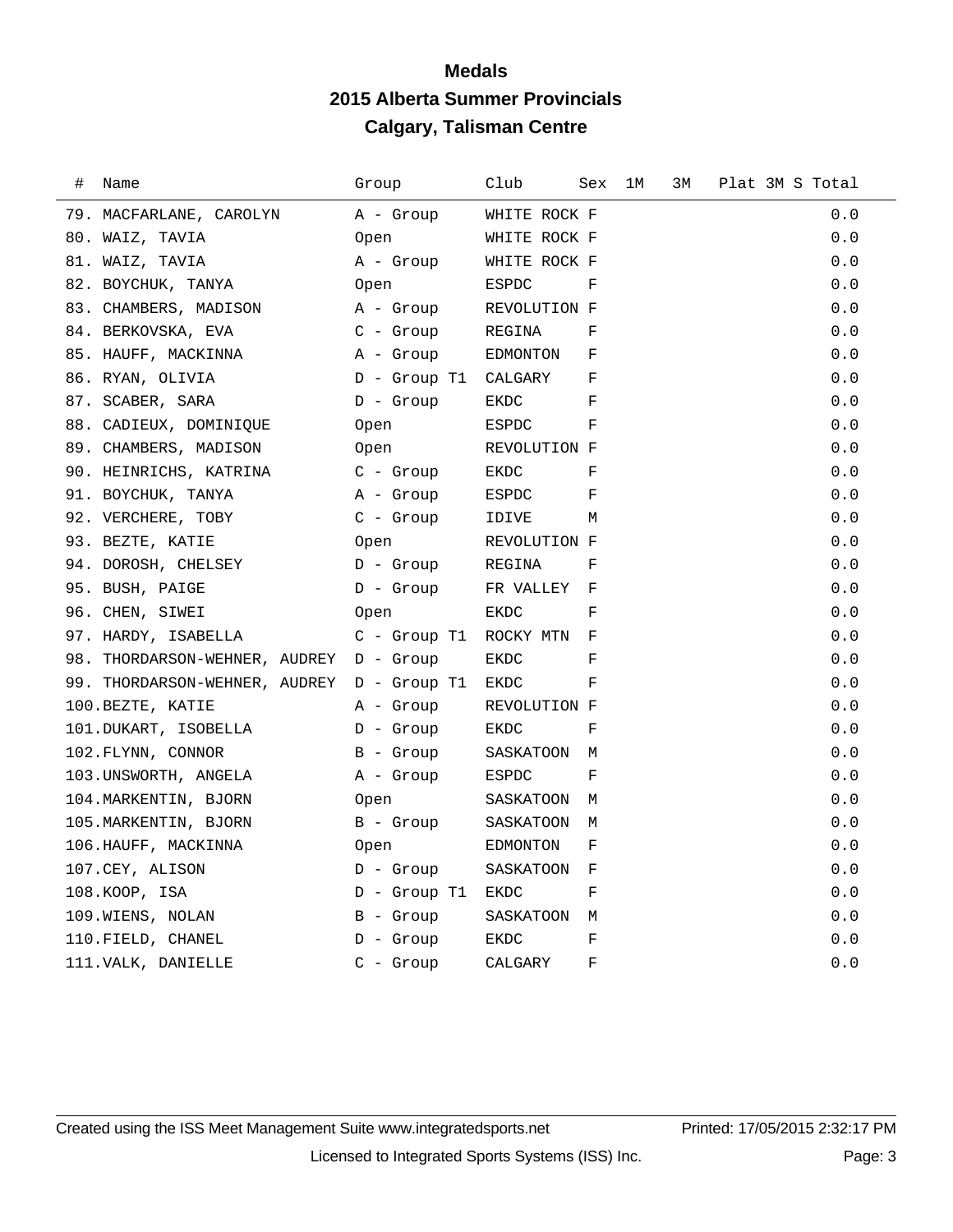# Medals

## 2015 Alberta Summer Provincials

## Calgary, Talisman Centre

| # | Name | Group | Club | Sex | 1M | 3M | Plat | 3M S | Total |
|---|---|---|---|---|---|---|---|---|---|
| 79. | MACFARLANE, CAROLYN | A - Group | WHITE ROCK | F | | | | | 0.0 |
| 80. | WAIZ, TAVIA | Open | WHITE ROCK | F | | | | | 0.0 |
| 81. | WAIZ, TAVIA | A - Group | WHITE ROCK | F | | | | | 0.0 |
| 82. | BOYCHUK, TANYA | Open | ESPDC | F | | | | | 0.0 |
| 83. | CHAMBERS, MADISON | A - Group | REVOLUTION | F | | | | | 0.0 |
| 84. | BERKOVSKA, EVA | C - Group | REGINA | F | | | | | 0.0 |
| 85. | HAUFF, MACKINNA | A - Group | EDMONTON | F | | | | | 0.0 |
| 86. | RYAN, OLIVIA | D - Group T1 | CALGARY | F | | | | | 0.0 |
| 87. | SCABER, SARA | D - Group | EKDC | F | | | | | 0.0 |
| 88. | CADIEUX, DOMINIQUE | Open | ESPDC | F | | | | | 0.0 |
| 89. | CHAMBERS, MADISON | Open | REVOLUTION | F | | | | | 0.0 |
| 90. | HEINRICHS, KATRINA | C - Group | EKDC | F | | | | | 0.0 |
| 91. | BOYCHUK, TANYA | A - Group | ESPDC | F | | | | | 0.0 |
| 92. | VERCHERE, TOBY | C - Group | IDIVE | M | | | | | 0.0 |
| 93. | BEZTE, KATIE | Open | REVOLUTION | F | | | | | 0.0 |
| 94. | DOROSH, CHELSEY | D - Group | REGINA | F | | | | | 0.0 |
| 95. | BUSH, PAIGE | D - Group | FR VALLEY | F | | | | | 0.0 |
| 96. | CHEN, SIWEI | Open | EKDC | F | | | | | 0.0 |
| 97. | HARDY, ISABELLA | C - Group T1 | ROCKY MTN | F | | | | | 0.0 |
| 98. | THORDARSON-WEHNER, AUDREY | D - Group | EKDC | F | | | | | 0.0 |
| 99. | THORDARSON-WEHNER, AUDREY | D - Group T1 | EKDC | F | | | | | 0.0 |
| 100. | BEZTE, KATIE | A - Group | REVOLUTION | F | | | | | 0.0 |
| 101. | DUKART, ISOBELLA | D - Group | EKDC | F | | | | | 0.0 |
| 102. | FLYNN, CONNOR | B - Group | SASKATOON | M | | | | | 0.0 |
| 103. | UNSWORTH, ANGELA | A - Group | ESPDC | F | | | | | 0.0 |
| 104. | MARKENTIN, BJORN | Open | SASKATOON | M | | | | | 0.0 |
| 105. | MARKENTIN, BJORN | B - Group | SASKATOON | M | | | | | 0.0 |
| 106. | HAUFF, MACKINNA | Open | EDMONTON | F | | | | | 0.0 |
| 107. | CEY, ALISON | D - Group | SASKATOON | F | | | | | 0.0 |
| 108. | KOOP, ISA | D - Group T1 | EKDC | F | | | | | 0.0 |
| 109. | WIENS, NOLAN | B - Group | SASKATOON | M | | | | | 0.0 |
| 110. | FIELD, CHANEL | D - Group | EKDC | F | | | | | 0.0 |
| 111. | VALK, DANIELLE | C - Group | CALGARY | F | | | | | 0.0 |

Created using the ISS Meet Management Suite www.integratedsports.net — Printed: 17/05/2015 2:32:17 PM

Licensed to Integrated Sports Systems (ISS) Inc.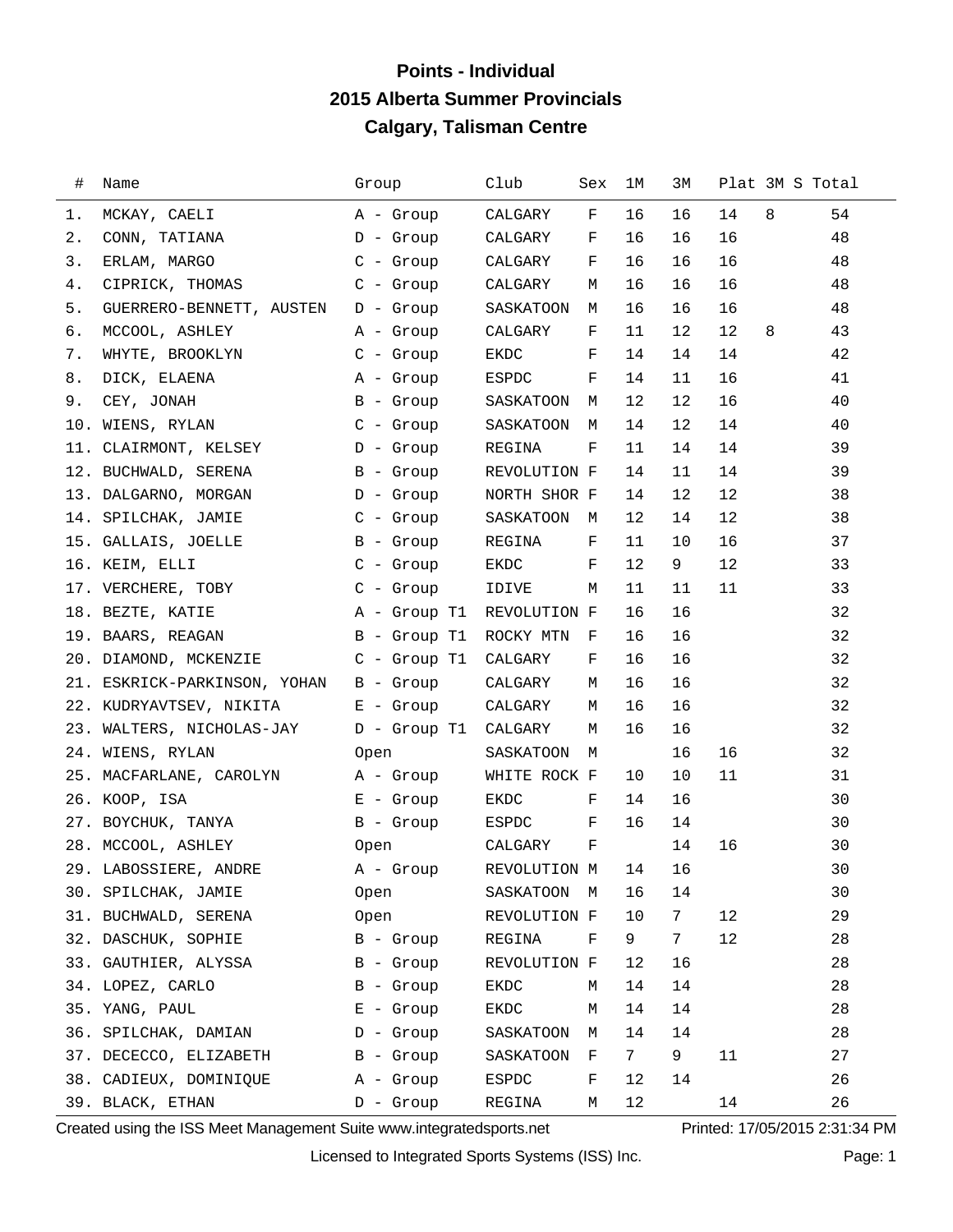# Points - Individual

## 2015 Alberta Summer Provincials

## Calgary, Talisman Centre

| # | Name | Group | Club | Sex | 1M | 3M | Plat | 3M S | Total |
|---|---|---|---|---|---|---|---|---|---|
| 1. | MCKAY, CAELI | A - Group | CALGARY | F | 16 | 16 | 14 | 8 | 54 |
| 2. | CONN, TATIANA | D - Group | CALGARY | F | 16 | 16 | 16 | | 48 |
| 3. | ERLAM, MARGO | C - Group | CALGARY | F | 16 | 16 | 16 | | 48 |
| 4. | CIPRICK, THOMAS | C - Group | CALGARY | M | 16 | 16 | 16 | | 48 |
| 5. | GUERRERO-BENNETT, AUSTEN | D - Group | SASKATOON | M | 16 | 16 | 16 | | 48 |
| 6. | MCCOOL, ASHLEY | A - Group | CALGARY | F | 11 | 12 | 12 | 8 | 43 |
| 7. | WHYTE, BROOKLYN | C - Group | EKDC | F | 14 | 14 | 14 | | 42 |
| 8. | DICK, ELAENA | A - Group | ESPDC | F | 14 | 11 | 16 | | 41 |
| 9. | CEY, JONAH | B - Group | SASKATOON | M | 12 | 12 | 16 | | 40 |
| 10. | WIENS, RYLAN | C - Group | SASKATOON | M | 14 | 12 | 14 | | 40 |
| 11. | CLAIRMONT, KELSEY | D - Group | REGINA | F | 11 | 14 | 14 | | 39 |
| 12. | BUCHWALD, SERENA | B - Group | REVOLUTION | F | 14 | 11 | 14 | | 39 |
| 13. | DALGARNO, MORGAN | D - Group | NORTH SHOR | F | 14 | 12 | 12 | | 38 |
| 14. | SPILCHAK, JAMIE | C - Group | SASKATOON | M | 12 | 14 | 12 | | 38 |
| 15. | GALLAIS, JOELLE | B - Group | REGINA | F | 11 | 10 | 16 | | 37 |
| 16. | KEIM, ELLI | C - Group | EKDC | F | 12 | 9 | 12 | | 33 |
| 17. | VERCHERE, TOBY | C - Group | IDIVE | M | 11 | 11 | 11 | | 33 |
| 18. | BEZTE, KATIE | A - Group T1 | REVOLUTION | F | 16 | 16 | | | 32 |
| 19. | BAARS, REAGAN | B - Group T1 | ROCKY MTN | F | 16 | 16 | | | 32 |
| 20. | DIAMOND, MCKENZIE | C - Group T1 | CALGARY | F | 16 | 16 | | | 32 |
| 21. | ESKRICK-PARKINSON, YOHAN | B - Group | CALGARY | M | 16 | 16 | | | 32 |
| 22. | KUDRYAVTSEV, NIKITA | E - Group | CALGARY | M | 16 | 16 | | | 32 |
| 23. | WALTERS, NICHOLAS-JAY | D - Group T1 | CALGARY | M | 16 | 16 | | | 32 |
| 24. | WIENS, RYLAN | Open | SASKATOON | M | | 16 | 16 | | 32 |
| 25. | MACFARLANE, CAROLYN | A - Group | WHITE ROCK | F | 10 | 10 | 11 | | 31 |
| 26. | KOOP, ISA | E - Group | EKDC | F | 14 | 16 | | | 30 |
| 27. | BOYCHUK, TANYA | B - Group | ESPDC | F | 16 | 14 | | | 30 |
| 28. | MCCOOL, ASHLEY | Open | CALGARY | F | | 14 | 16 | | 30 |
| 29. | LABOSSIERE, ANDRE | A - Group | REVOLUTION | M | 14 | 16 | | | 30 |
| 30. | SPILCHAK, JAMIE | Open | SASKATOON | M | 16 | 14 | | | 30 |
| 31. | BUCHWALD, SERENA | Open | REVOLUTION | F | 10 | 7 | 12 | | 29 |
| 32. | DASCHUK, SOPHIE | B - Group | REGINA | F | 9 | 7 | 12 | | 28 |
| 33. | GAUTHIER, ALYSSA | B - Group | REVOLUTION | F | 12 | 16 | | | 28 |
| 34. | LOPEZ, CARLO | B - Group | EKDC | M | 14 | 14 | | | 28 |
| 35. | YANG, PAUL | E - Group | EKDC | M | 14 | 14 | | | 28 |
| 36. | SPILCHAK, DAMIAN | D - Group | SASKATOON | M | 14 | 14 | | | 28 |
| 37. | DECECCO, ELIZABETH | B - Group | SASKATOON | F | 7 | 9 | 11 | | 27 |
| 38. | CADIEUX, DOMINIQUE | A - Group | ESPDC | F | 12 | 14 | | | 26 |
| 39. | BLACK, ETHAN | D - Group | REGINA | M | 12 | | 14 | | 26 |

Created using the ISS Meet Management Suite www.integratedsports.net    Printed: 17/05/2015 2:31:34 PM

Licensed to Integrated Sports Systems (ISS) Inc.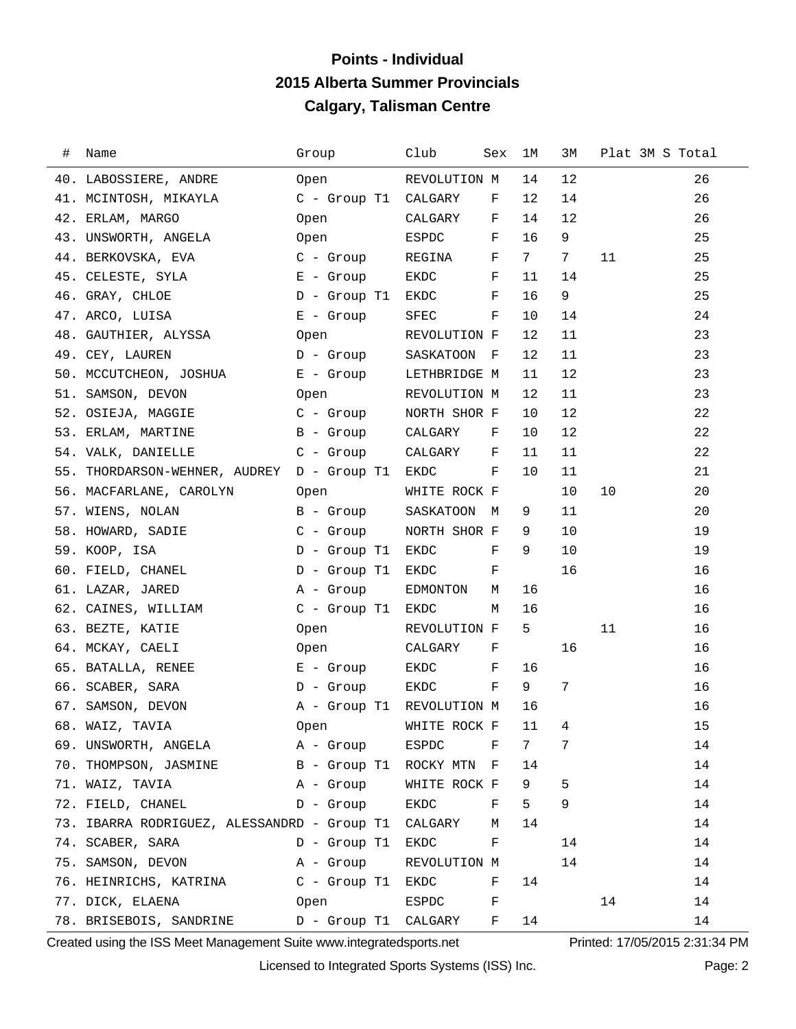# Points - Individual
## 2015 Alberta Summer Provincials
## Calgary, Talisman Centre

| # | Name | Group | Club | Sex | 1M | 3M | Plat | 3M S | Total |
|---|---|---|---|---|---|---|---|---|---|
| 40. | LABOSSIERE, ANDRE | Open | REVOLUTION | M | 14 | 12 | | | 26 |
| 41. | MCINTOSH, MIKAYLA | C - Group T1 | CALGARY | F | 12 | 14 | | | 26 |
| 42. | ERLAM, MARGO | Open | CALGARY | F | 14 | 12 | | | 26 |
| 43. | UNSWORTH, ANGELA | Open | ESPDC | F | 16 | 9 | | | 25 |
| 44. | BERKOVSKA, EVA | C - Group | REGINA | F | 7 | 7 | 11 | | 25 |
| 45. | CELESTE, SYLA | E - Group | EKDC | F | 11 | 14 | | | 25 |
| 46. | GRAY, CHLOE | D - Group T1 | EKDC | F | 16 | 9 | | | 25 |
| 47. | ARCO, LUISA | E - Group | SFEC | F | 10 | 14 | | | 24 |
| 48. | GAUTHIER, ALYSSA | Open | REVOLUTION | F | 12 | 11 | | | 23 |
| 49. | CEY, LAUREN | D - Group | SASKATOON | F | 12 | 11 | | | 23 |
| 50. | MCCUTCHEON, JOSHUA | E - Group | LETHBRIDGE | M | 11 | 12 | | | 23 |
| 51. | SAMSON, DEVON | Open | REVOLUTION | M | 12 | 11 | | | 23 |
| 52. | OSIEJA, MAGGIE | C - Group | NORTH SHOR | F | 10 | 12 | | | 22 |
| 53. | ERLAM, MARTINE | B - Group | CALGARY | F | 10 | 12 | | | 22 |
| 54. | VALK, DANIELLE | C - Group | CALGARY | F | 11 | 11 | | | 22 |
| 55. | THORDARSON-WEHNER, AUDREY | D - Group T1 | EKDC | F | 10 | 11 | | | 21 |
| 56. | MACFARLANE, CAROLYN | Open | WHITE ROCK | F | | 10 | 10 | | 20 |
| 57. | WIENS, NOLAN | B - Group | SASKATOON | M | 9 | 11 | | | 20 |
| 58. | HOWARD, SADIE | C - Group | NORTH SHOR | F | 9 | 10 | | | 19 |
| 59. | KOOP, ISA | D - Group T1 | EKDC | F | 9 | 10 | | | 19 |
| 60. | FIELD, CHANEL | D - Group T1 | EKDC | F | | 16 | | | 16 |
| 61. | LAZAR, JARED | A - Group | EDMONTON | M | 16 | | | | 16 |
| 62. | CAINES, WILLIAM | C - Group T1 | EKDC | M | 16 | | | | 16 |
| 63. | BEZTE, KATIE | Open | REVOLUTION | F | 5 | | 11 | | 16 |
| 64. | MCKAY, CAELI | Open | CALGARY | F | | 16 | | | 16 |
| 65. | BATALLA, RENEE | E - Group | EKDC | F | 16 | | | | 16 |
| 66. | SCABER, SARA | D - Group | EKDC | F | 9 | 7 | | | 16 |
| 67. | SAMSON, DEVON | A - Group T1 | REVOLUTION | M | 16 | | | | 16 |
| 68. | WAIZ, TAVIA | Open | WHITE ROCK | F | 11 | 4 | | | 15 |
| 69. | UNSWORTH, ANGELA | A - Group | ESPDC | F | 7 | 7 | | | 14 |
| 70. | THOMPSON, JASMINE | B - Group T1 | ROCKY MTN | F | 14 | | | | 14 |
| 71. | WAIZ, TAVIA | A - Group | WHITE ROCK | F | 9 | 5 | | | 14 |
| 72. | FIELD, CHANEL | D - Group | EKDC | F | 5 | 9 | | | 14 |
| 73. | IBARRA RODRIGUEZ, ALESSANDRD | - Group T1 | CALGARY | M | 14 | | | | 14 |
| 74. | SCABER, SARA | D - Group T1 | EKDC | F | | 14 | | | 14 |
| 75. | SAMSON, DEVON | A - Group | REVOLUTION | M | | 14 | | | 14 |
| 76. | HEINRICHS, KATRINA | C - Group T1 | EKDC | F | 14 | | | | 14 |
| 77. | DICK, ELAENA | Open | ESPDC | F | | | 14 | | 14 |
| 78. | BRISEBOIS, SANDRINE | D - Group T1 | CALGARY | F | 14 | | | | 14 |

Created using the ISS Meet Management Suite www.integratedsports.net — Printed: 17/05/2015 2:31:34 PM

Licensed to Integrated Sports Systems (ISS) Inc.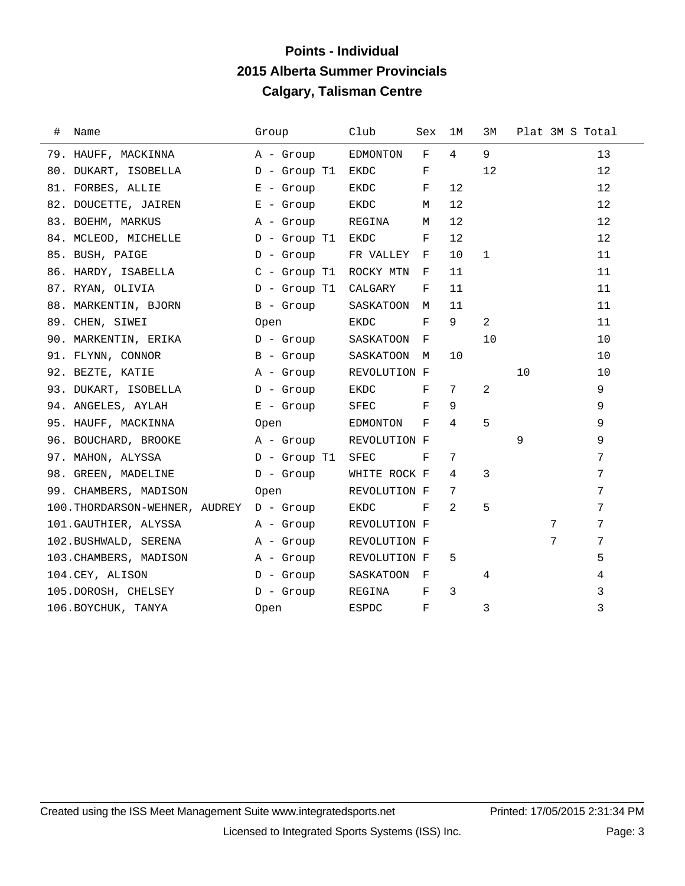# Points - Individual

## 2015 Alberta Summer Provincials

## Calgary, Talisman Centre

| # | Name | Group | Club | Sex | 1M | 3M | Plat | 3M S | Total |
|---|---|---|---|---|---|---|---|---|---|
| 79. | HAUFF, MACKINNA | A - Group | EDMONTON | F | 4 | 9 | | | 13 |
| 80. | DUKART, ISOBELLA | D - Group T1 | EKDC | F | | 12 | | | 12 |
| 81. | FORBES, ALLIE | E - Group | EKDC | F | 12 | | | | 12 |
| 82. | DOUCETTE, JAIREN | E - Group | EKDC | M | 12 | | | | 12 |
| 83. | BOEHM, MARKUS | A - Group | REGINA | M | 12 | | | | 12 |
| 84. | MCLEOD, MICHELLE | D - Group T1 | EKDC | F | 12 | | | | 12 |
| 85. | BUSH, PAIGE | D - Group | FR VALLEY | F | 10 | 1 | | | 11 |
| 86. | HARDY, ISABELLA | C - Group T1 | ROCKY MTN | F | 11 | | | | 11 |
| 87. | RYAN, OLIVIA | D - Group T1 | CALGARY | F | 11 | | | | 11 |
| 88. | MARKENTIN, BJORN | B - Group | SASKATOON | M | 11 | | | | 11 |
| 89. | CHEN, SIWEI | Open | EKDC | F | 9 | 2 | | | 11 |
| 90. | MARKENTIN, ERIKA | D - Group | SASKATOON | F | | 10 | | | 10 |
| 91. | FLYNN, CONNOR | B - Group | SASKATOON | M | 10 | | | | 10 |
| 92. | BEZTE, KATIE | A - Group | REVOLUTION | F | | | 10 | | 10 |
| 93. | DUKART, ISOBELLA | D - Group | EKDC | F | 7 | 2 | | | 9 |
| 94. | ANGELES, AYLAH | E - Group | SFEC | F | 9 | | | | 9 |
| 95. | HAUFF, MACKINNA | Open | EDMONTON | F | 4 | 5 | | | 9 |
| 96. | BOUCHARD, BROOKE | A - Group | REVOLUTION | F | | | 9 | | 9 |
| 97. | MAHON, ALYSSA | D - Group T1 | SFEC | F | 7 | | | | 7 |
| 98. | GREEN, MADELINE | D - Group | WHITE ROCK | F | 4 | 3 | | | 7 |
| 99. | CHAMBERS, MADISON | Open | REVOLUTION | F | 7 | | | | 7 |
| 100. | THORDARSON-WEHNER, AUDREY | D - Group | EKDC | F | 2 | 5 | | | 7 |
| 101. | GAUTHIER, ALYSSA | A - Group | REVOLUTION | F | | | | 7 | 7 |
| 102. | BUSHWALD, SERENA | A - Group | REVOLUTION | F | | | | 7 | 7 |
| 103. | CHAMBERS, MADISON | A - Group | REVOLUTION | F | 5 | | | | 5 |
| 104. | CEY, ALISON | D - Group | SASKATOON | F | | 4 | | | 4 |
| 105. | DOROSH, CHELSEY | D - Group | REGINA | F | 3 | | | | 3 |
| 106. | BOYCHUK, TANYA | Open | ESPDC | F | | 3 | | | 3 |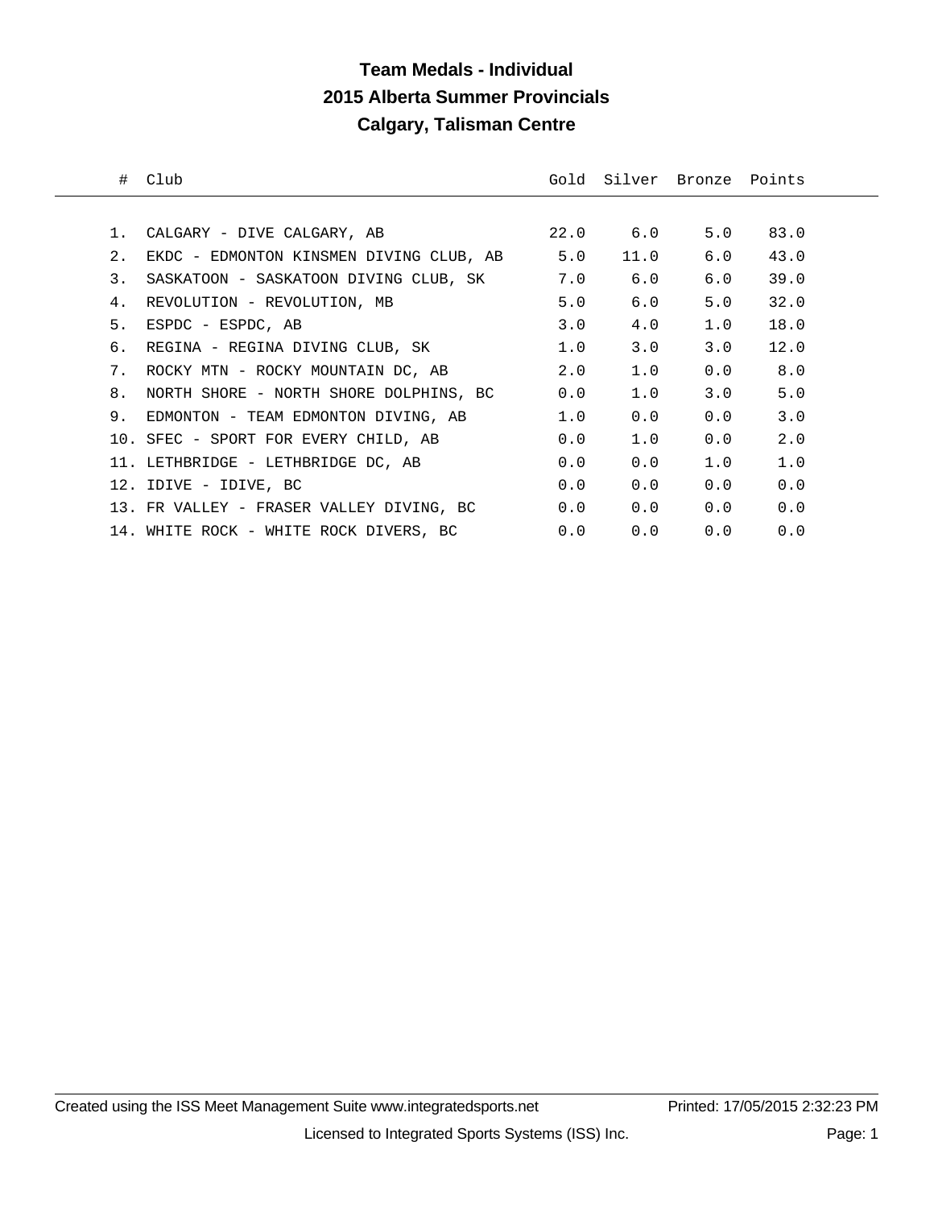# Team Medals - Individual
## 2015 Alberta Summer Provincials
## Calgary, Talisman Centre

| # | Club | Gold | Silver | Bronze | Points |
|---|---|---|---|---|---|
| 1. | CALGARY - DIVE CALGARY, AB | 22.0 | 6.0 | 5.0 | 83.0 |
| 2. | EKDC - EDMONTON KINSMEN DIVING CLUB, AB | 5.0 | 11.0 | 6.0 | 43.0 |
| 3. | SASKATOON - SASKATOON DIVING CLUB, SK | 7.0 | 6.0 | 6.0 | 39.0 |
| 4. | REVOLUTION - REVOLUTION, MB | 5.0 | 6.0 | 5.0 | 32.0 |
| 5. | ESPDC - ESPDC, AB | 3.0 | 4.0 | 1.0 | 18.0 |
| 6. | REGINA - REGINA DIVING CLUB, SK | 1.0 | 3.0 | 3.0 | 12.0 |
| 7. | ROCKY MTN - ROCKY MOUNTAIN DC, AB | 2.0 | 1.0 | 0.0 | 8.0 |
| 8. | NORTH SHORE - NORTH SHORE DOLPHINS, BC | 0.0 | 1.0 | 3.0 | 5.0 |
| 9. | EDMONTON - TEAM EDMONTON DIVING, AB | 1.0 | 0.0 | 0.0 | 3.0 |
| 10. | SFEC - SPORT FOR EVERY CHILD, AB | 0.0 | 1.0 | 0.0 | 2.0 |
| 11. | LETHBRIDGE - LETHBRIDGE DC, AB | 0.0 | 0.0 | 1.0 | 1.0 |
| 12. | IDIVE - IDIVE, BC | 0.0 | 0.0 | 0.0 | 0.0 |
| 13. | FR VALLEY - FRASER VALLEY DIVING, BC | 0.0 | 0.0 | 0.0 | 0.0 |
| 14. | WHITE ROCK - WHITE ROCK DIVERS, BC | 0.0 | 0.0 | 0.0 | 0.0 |

Created using the ISS Meet Management Suite www.integratedsports.net Printed: 17/05/2015 2:32:23 PM

Licensed to Integrated Sports Systems (ISS) Inc.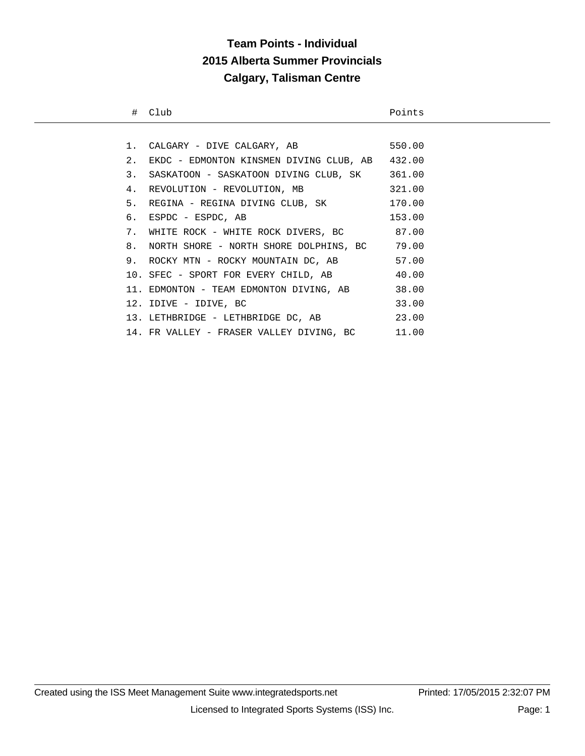# Team Points - Individual
## 2015 Alberta Summer Provincials
## Calgary, Talisman Centre

| # | Club | Points |
|---|---|---|
| 1. | CALGARY - DIVE CALGARY, AB | 550.00 |
| 2. | EKDC - EDMONTON KINSMEN DIVING CLUB, AB | 432.00 |
| 3. | SASKATOON - SASKATOON DIVING CLUB, SK | 361.00 |
| 4. | REVOLUTION - REVOLUTION, MB | 321.00 |
| 5. | REGINA - REGINA DIVING CLUB, SK | 170.00 |
| 6. | ESPDC - ESPDC, AB | 153.00 |
| 7. | WHITE ROCK - WHITE ROCK DIVERS, BC | 87.00 |
| 8. | NORTH SHORE - NORTH SHORE DOLPHINS, BC | 79.00 |
| 9. | ROCKY MTN - ROCKY MOUNTAIN DC, AB | 57.00 |
| 10. | SFEC - SPORT FOR EVERY CHILD, AB | 40.00 |
| 11. | EDMONTON - TEAM EDMONTON DIVING, AB | 38.00 |
| 12. | IDIVE - IDIVE, BC | 33.00 |
| 13. | LETHBRIDGE - LETHBRIDGE DC, AB | 23.00 |
| 14. | FR VALLEY - FRASER VALLEY DIVING, BC | 11.00 |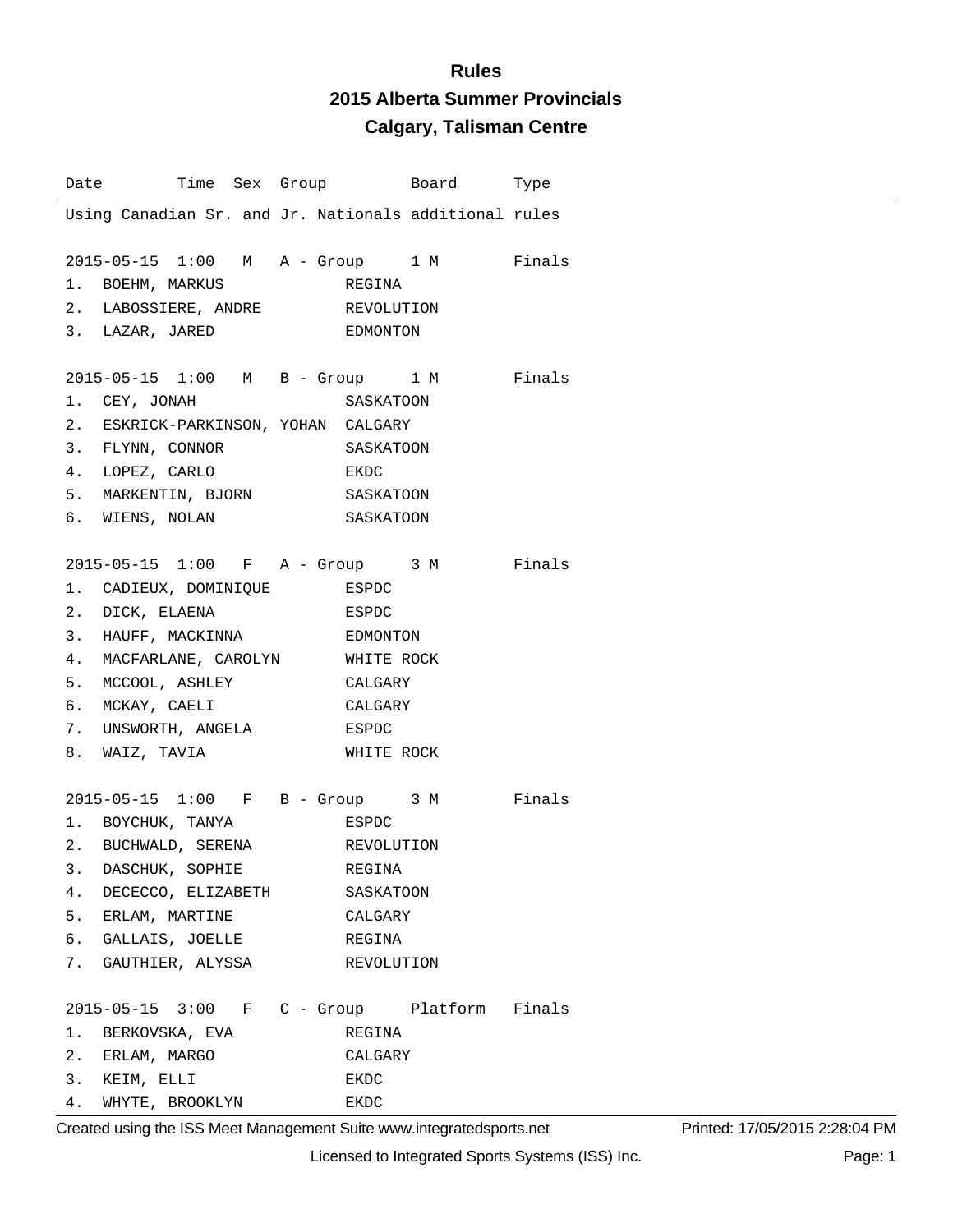# Rules

## 2015 Alberta Summer Provincials

## Calgary, Talisman Centre

| Date | Time | Sex | Group | Board | Type |
|---|---|---|---|---|---|

Using Canadian Sr. and Jr. Nationals additional rules

| 2015-05-15 | 1:00 | M | A - Group | 1 M | Finals |
|---|---|---|---|---|---|

1. BOEHM, MARKUS — REGINA
2. LABOSSIERE, ANDRE — REVOLUTION
3. LAZAR, JARED — EDMONTON

| 2015-05-15 | 1:00 | M | B - Group | 1 M | Finals |
|---|---|---|---|---|---|

1. CEY, JONAH — SASKATOON
2. ESKRICK-PARKINSON, YOHAN — CALGARY
3. FLYNN, CONNOR — SASKATOON
4. LOPEZ, CARLO — EKDC
5. MARKENTIN, BJORN — SASKATOON
6. WIENS, NOLAN — SASKATOON

| 2015-05-15 | 1:00 | F | A - Group | 3 M | Finals |
|---|---|---|---|---|---|

1. CADIEUX, DOMINIQUE — ESPDC
2. DICK, ELAENA — ESPDC
3. HAUFF, MACKINNA — EDMONTON
4. MACFARLANE, CAROLYN — WHITE ROCK
5. MCCOOL, ASHLEY — CALGARY
6. MCKAY, CAELI — CALGARY
7. UNSWORTH, ANGELA — ESPDC
8. WAIZ, TAVIA — WHITE ROCK

| 2015-05-15 | 1:00 | F | B - Group | 3 M | Finals |
|---|---|---|---|---|---|

1. BOYCHUK, TANYA — ESPDC
2. BUCHWALD, SERENA — REVOLUTION
3. DASCHUK, SOPHIE — REGINA
4. DECECCO, ELIZABETH — SASKATOON
5. ERLAM, MARTINE — CALGARY
6. GALLAIS, JOELLE — REGINA
7. GAUTHIER, ALYSSA — REVOLUTION

| 2015-05-15 | 3:00 | F | C - Group | Platform | Finals |
|---|---|---|---|---|---|

1. BERKOVSKA, EVA — REGINA
2. ERLAM, MARGO — CALGARY
3. KEIM, ELLI — EKDC
4. WHYTE, BROOKLYN — EKDC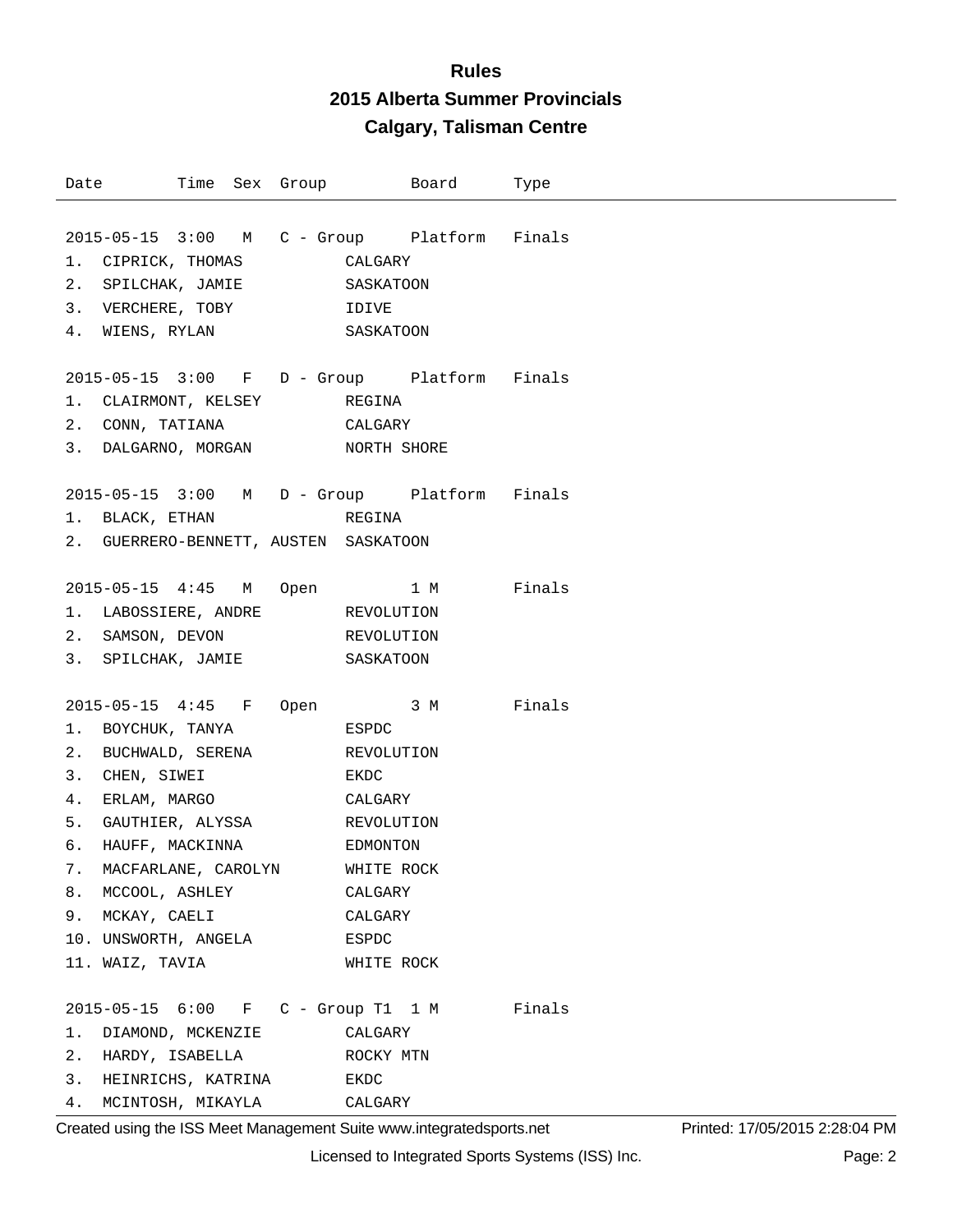# Rules

## 2015 Alberta Summer Provincials

## Calgary, Talisman Centre

| Date | Time | Sex | Group | Board | Type |
|---|---|---|---|---|---|

**2015-05-15 3:00 M C - Group Platform Finals**

1. CIPRICK, THOMAS — CALGARY
2. SPILCHAK, JAMIE — SASKATOON
3. VERCHERE, TOBY — IDIVE
4. WIENS, RYLAN — SASKATOON

**2015-05-15 3:00 F D - Group Platform Finals**

1. CLAIRMONT, KELSEY — REGINA
2. CONN, TATIANA — CALGARY
3. DALGARNO, MORGAN — NORTH SHORE

**2015-05-15 3:00 M D - Group Platform Finals**

1. BLACK, ETHAN — REGINA
2. GUERRERO-BENNETT, AUSTEN — SASKATOON

**2015-05-15 4:45 M Open 1 M Finals**

1. LABOSSIERE, ANDRE — REVOLUTION
2. SAMSON, DEVON — REVOLUTION
3. SPILCHAK, JAMIE — SASKATOON

**2015-05-15 4:45 F Open 3 M Finals**

1. BOYCHUK, TANYA — ESPDC
2. BUCHWALD, SERENA — REVOLUTION
3. CHEN, SIWEI — EKDC
4. ERLAM, MARGO — CALGARY
5. GAUTHIER, ALYSSA — REVOLUTION
6. HAUFF, MACKINNA — EDMONTON
7. MACFARLANE, CAROLYN — WHITE ROCK
8. MCCOOL, ASHLEY — CALGARY
9. MCKAY, CAELI — CALGARY
10. UNSWORTH, ANGELA — ESPDC
11. WAIZ, TAVIA — WHITE ROCK

**2015-05-15 6:00 F C - Group T1 1 M Finals**

1. DIAMOND, MCKENZIE — CALGARY
2. HARDY, ISABELLA — ROCKY MTN
3. HEINRICHS, KATRINA — EKDC
4. MCINTOSH, MIKAYLA — CALGARY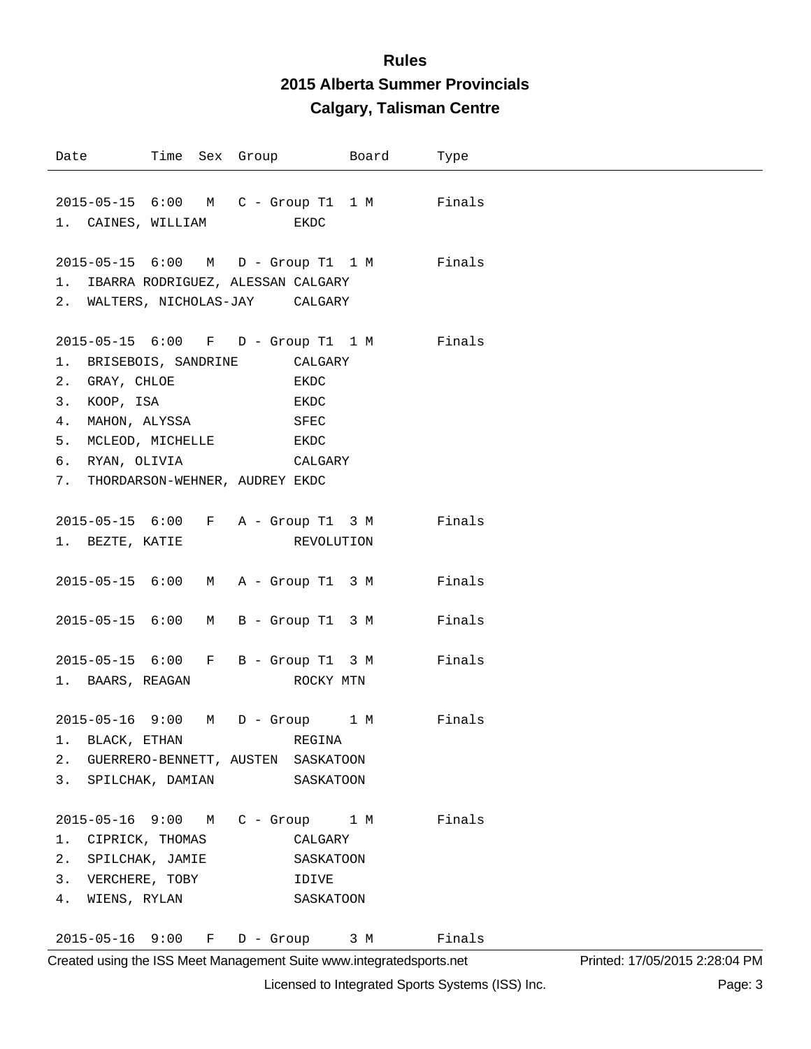# Rules

## 2015 Alberta Summer Provincials

## Calgary, Talisman Centre

| Date | Time | Sex | Group | Board | Type |
|---|---|---|---|---|---|
| 2015-05-15 | 6:00 | M | C - Group T1 | 1 M | Finals |

1. CAINES, WILLIAM EKDC

| Date | Time | Sex | Group | Board | Type |
|---|---|---|---|---|---|
| 2015-05-15 | 6:00 | M | D - Group T1 | 1 M | Finals |

1. IBARRA RODRIGUEZ, ALESSAN CALGARY
2. WALTERS, NICHOLAS-JAY CALGARY

| Date | Time | Sex | Group | Board | Type |
|---|---|---|---|---|---|
| 2015-05-15 | 6:00 | F | D - Group T1 | 1 M | Finals |

1. BRISEBOIS, SANDRINE CALGARY
2. GRAY, CHLOE EKDC
3. KOOP, ISA EKDC
4. MAHON, ALYSSA SFEC
5. MCLEOD, MICHELLE EKDC
6. RYAN, OLIVIA CALGARY
7. THORDARSON-WEHNER, AUDREY EKDC

| Date | Time | Sex | Group | Board | Type |
|---|---|---|---|---|---|
| 2015-05-15 | 6:00 | F | A - Group T1 | 3 M | Finals |

1. BEZTE, KATIE REVOLUTION

| Date | Time | Sex | Group | Board | Type |
|---|---|---|---|---|---|
| 2015-05-15 | 6:00 | M | A - Group T1 | 3 M | Finals |

| Date | Time | Sex | Group | Board | Type |
|---|---|---|---|---|---|
| 2015-05-15 | 6:00 | M | B - Group T1 | 3 M | Finals |

| Date | Time | Sex | Group | Board | Type |
|---|---|---|---|---|---|
| 2015-05-15 | 6:00 | F | B - Group T1 | 3 M | Finals |

1. BAARS, REAGAN ROCKY MTN

| Date | Time | Sex | Group | Board | Type |
|---|---|---|---|---|---|
| 2015-05-16 | 9:00 | M | D - Group | 1 M | Finals |

1. BLACK, ETHAN REGINA
2. GUERRERO-BENNETT, AUSTEN SASKATOON
3. SPILCHAK, DAMIAN SASKATOON

| Date | Time | Sex | Group | Board | Type |
|---|---|---|---|---|---|
| 2015-05-16 | 9:00 | M | C - Group | 1 M | Finals |

1. CIPRICK, THOMAS CALGARY
2. SPILCHAK, JAMIE SASKATOON
3. VERCHERE, TOBY IDIVE
4. WIENS, RYLAN SASKATOON

| Date | Time | Sex | Group | Board | Type |
|---|---|---|---|---|---|
| 2015-05-16 | 9:00 | F | D - Group | 3 M | Finals |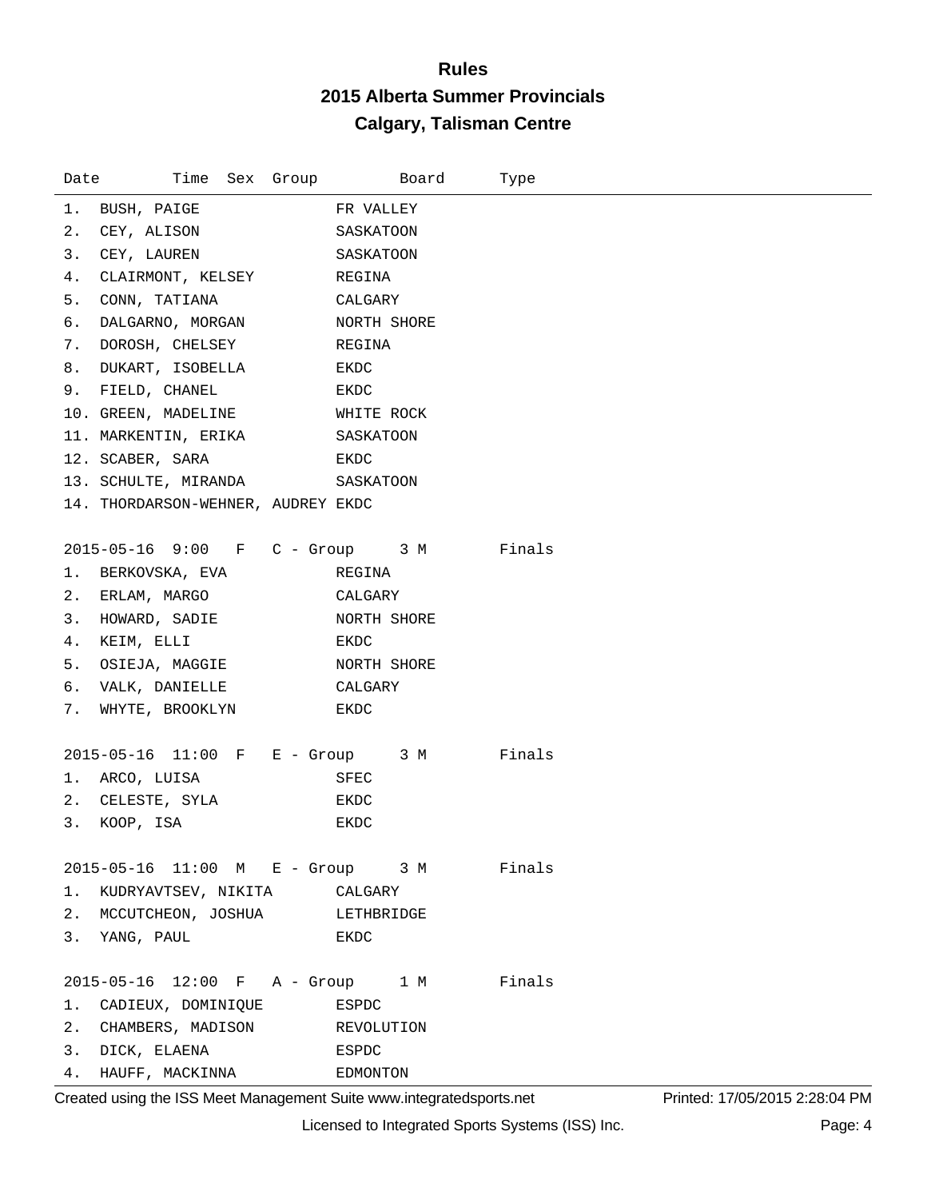# Rules

## 2015 Alberta Summer Provincials

## Calgary, Talisman Centre

| Date | Time | Sex | Group | Board | Type |
|---|---|---|---|---|---|

1. BUSH, PAIGE — FR VALLEY
2. CEY, ALISON — SASKATOON
3. CEY, LAUREN — SASKATOON
4. CLAIRMONT, KELSEY — REGINA
5. CONN, TATIANA — CALGARY
6. DALGARNO, MORGAN — NORTH SHORE
7. DOROSH, CHELSEY — REGINA
8. DUKART, ISOBELLA — EKDC
9. FIELD, CHANEL — EKDC
10. GREEN, MADELINE — WHITE ROCK
11. MARKENTIN, ERIKA — SASKATOON
12. SCABER, SARA — EKDC
13. SCHULTE, MIRANDA — SASKATOON
14. THORDARSON-WEHNER, AUDREY — EKDC

**2015-05-16 9:00 F C - Group 3 M Finals**

1. BERKOVSKA, EVA — REGINA
2. ERLAM, MARGO — CALGARY
3. HOWARD, SADIE — NORTH SHORE
4. KEIM, ELLI — EKDC
5. OSIEJA, MAGGIE — NORTH SHORE
6. VALK, DANIELLE — CALGARY
7. WHYTE, BROOKLYN — EKDC

**2015-05-16 11:00 F E - Group 3 M Finals**

1. ARCO, LUISA — SFEC
2. CELESTE, SYLA — EKDC
3. KOOP, ISA — EKDC

**2015-05-16 11:00 M E - Group 3 M Finals**

1. KUDRYAVTSEV, NIKITA — CALGARY
2. MCCUTCHEON, JOSHUA — LETHBRIDGE
3. YANG, PAUL — EKDC

**2015-05-16 12:00 F A - Group 1 M Finals**

1. CADIEUX, DOMINIQUE — ESPDC
2. CHAMBERS, MADISON — REVOLUTION
3. DICK, ELAENA — ESPDC
4. HAUFF, MACKINNA — EDMONTON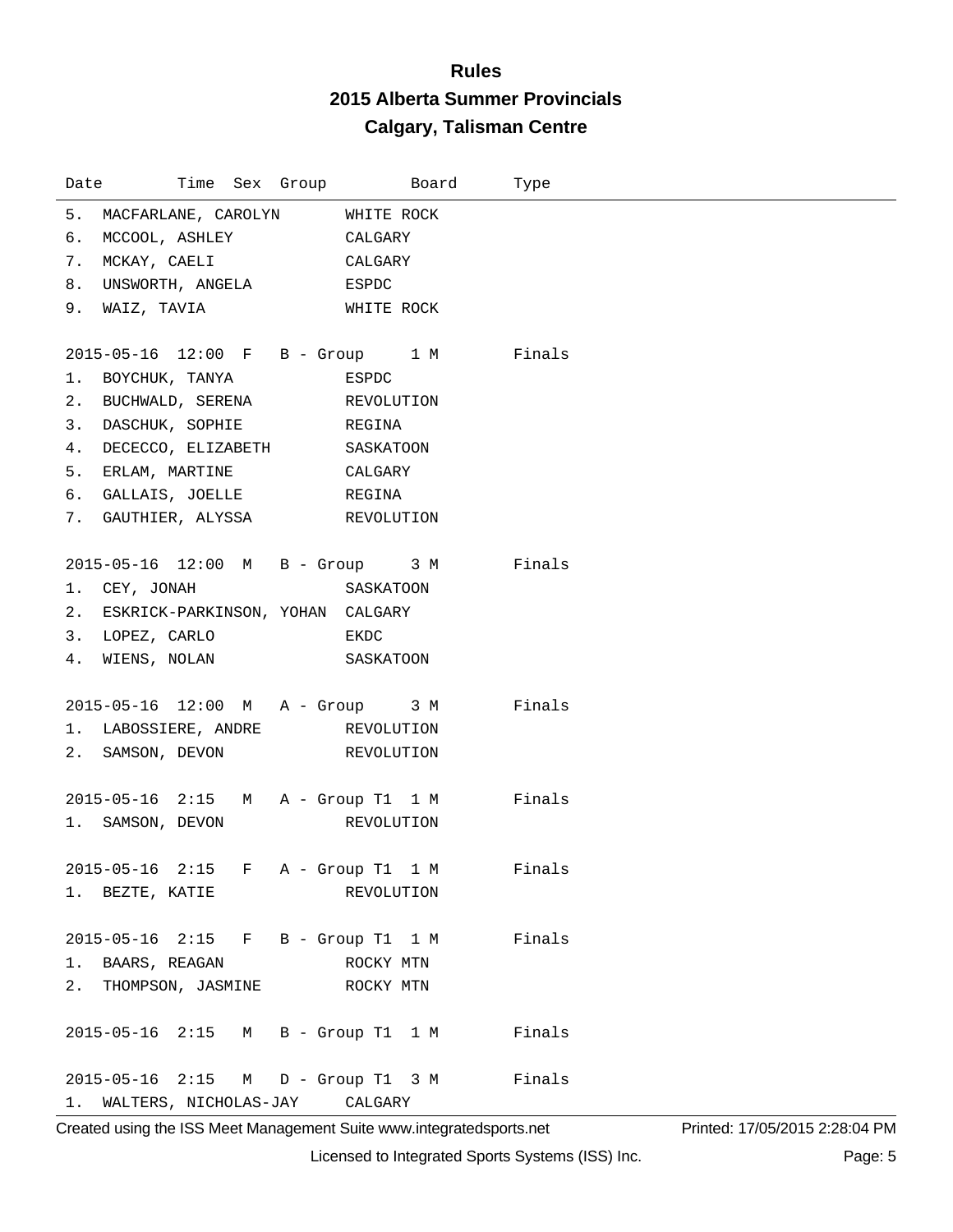# Rules

## 2015 Alberta Summer Provincials

## Calgary, Talisman Centre

| Date | Time | Sex | Group | Board | Type |
|---|---|---|---|---|---|

5. MACFARLANE, CAROLYN — WHITE ROCK
6. MCCOOL, ASHLEY — CALGARY
7. MCKAY, CAELI — CALGARY
8. UNSWORTH, ANGELA — ESPDC
9. WAIZ, TAVIA — WHITE ROCK

2015-05-16 12:00 F B - Group 1 M Finals

1. BOYCHUK, TANYA — ESPDC
2. BUCHWALD, SERENA — REVOLUTION
3. DASCHUK, SOPHIE — REGINA
4. DECECCO, ELIZABETH — SASKATOON
5. ERLAM, MARTINE — CALGARY
6. GALLAIS, JOELLE — REGINA
7. GAUTHIER, ALYSSA — REVOLUTION

2015-05-16 12:00 M B - Group 3 M Finals

1. CEY, JONAH — SASKATOON
2. ESKRICK-PARKINSON, YOHAN — CALGARY
3. LOPEZ, CARLO — EKDC
4. WIENS, NOLAN — SASKATOON

2015-05-16 12:00 M A - Group 3 M Finals

1. LABOSSIERE, ANDRE — REVOLUTION
2. SAMSON, DEVON — REVOLUTION

2015-05-16 2:15 M A - Group T1 1 M Finals

1. SAMSON, DEVON — REVOLUTION

2015-05-16 2:15 F A - Group T1 1 M Finals

1. BEZTE, KATIE — REVOLUTION

2015-05-16 2:15 F B - Group T1 1 M Finals

1. BAARS, REAGAN — ROCKY MTN
2. THOMPSON, JASMINE — ROCKY MTN

2015-05-16 2:15 M B - Group T1 1 M Finals

2015-05-16 2:15 M D - Group T1 3 M Finals

1. WALTERS, NICHOLAS-JAY — CALGARY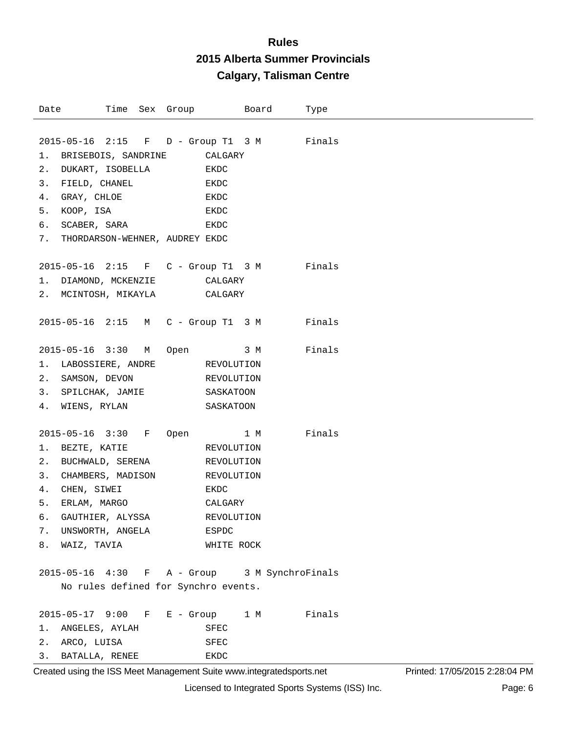# Rules

## 2015 Alberta Summer Provincials

## Calgary, Talisman Centre

| Date | Time | Sex | Group | Board | Type |
|---|---|---|---|---|---|
| 2015-05-16 | 2:15 | F | D - Group T1 | 3 M | Finals |

1. BRISEBOIS, SANDRINE — CALGARY
2. DUKART, ISOBELLA — EKDC
3. FIELD, CHANEL — EKDC
4. GRAY, CHLOE — EKDC
5. KOOP, ISA — EKDC
6. SCABER, SARA — EKDC
7. THORDARSON-WEHNER, AUDREY — EKDC

| Date | Time | Sex | Group | Board | Type |
|---|---|---|---|---|---|
| 2015-05-16 | 2:15 | F | C - Group T1 | 3 M | Finals |

1. DIAMOND, MCKENZIE — CALGARY
2. MCINTOSH, MIKAYLA — CALGARY

| Date | Time | Sex | Group | Board | Type |
|---|---|---|---|---|---|
| 2015-05-16 | 2:15 | M | C - Group T1 | 3 M | Finals |

| Date | Time | Sex | Group | Board | Type |
|---|---|---|---|---|---|
| 2015-05-16 | 3:30 | M | Open | 3 M | Finals |

1. LABOSSIERE, ANDRE — REVOLUTION
2. SAMSON, DEVON — REVOLUTION
3. SPILCHAK, JAMIE — SASKATOON
4. WIENS, RYLAN — SASKATOON

| Date | Time | Sex | Group | Board | Type |
|---|---|---|---|---|---|
| 2015-05-16 | 3:30 | F | Open | 1 M | Finals |

1. BEZTE, KATIE — REVOLUTION
2. BUCHWALD, SERENA — REVOLUTION
3. CHAMBERS, MADISON — REVOLUTION
4. CHEN, SIWEI — EKDC
5. ERLAM, MARGO — CALGARY
6. GAUTHIER, ALYSSA — REVOLUTION
7. UNSWORTH, ANGELA — ESPDC
8. WAIZ, TAVIA — WHITE ROCK

| Date | Time | Sex | Group | Board | Type |
|---|---|---|---|---|---|
| 2015-05-16 | 4:30 | F | A - Group | 3 M Synchro | Finals |

No rules defined for Synchro events.

| Date | Time | Sex | Group | Board | Type |
|---|---|---|---|---|---|
| 2015-05-17 | 9:00 | F | E - Group | 1 M | Finals |

1. ANGELES, AYLAH — SFEC
2. ARCO, LUISA — SFEC
3. BATALLA, RENEE — EKDC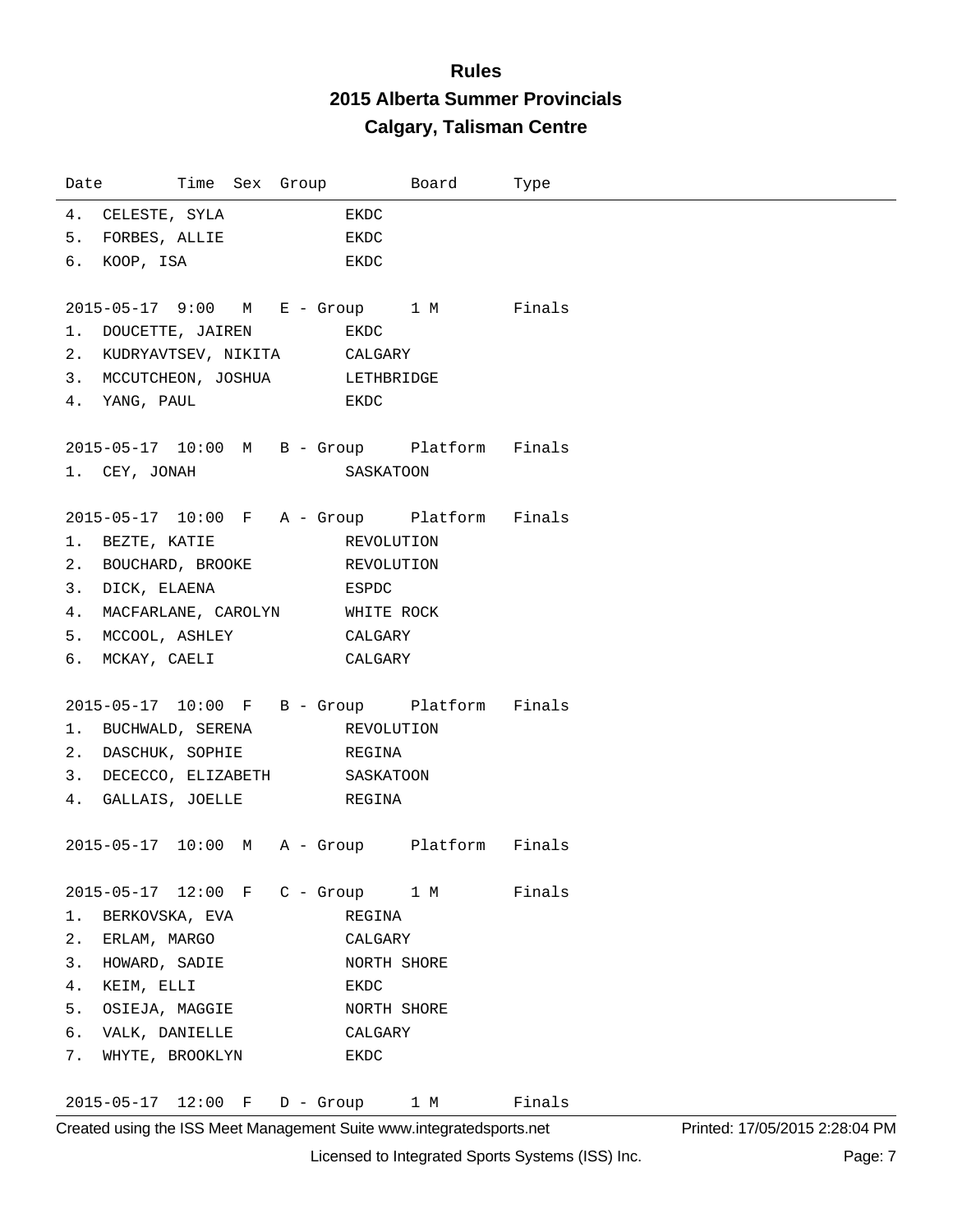# Rules

## 2015 Alberta Summer Provincials

## Calgary, Talisman Centre

| Date | Time | Sex | Group | Board | Type |
|---|---|---|---|---|---|

4. CELESTE, SYLA — EKDC
5. FORBES, ALLIE — EKDC
6. KOOP, ISA — EKDC

**2015-05-17 9:00 M E - Group 1 M Finals**

1. DOUCETTE, JAIREN — EKDC
2. KUDRYAVTSEV, NIKITA — CALGARY
3. MCCUTCHEON, JOSHUA — LETHBRIDGE
4. YANG, PAUL — EKDC

**2015-05-17 10:00 M B - Group Platform Finals**

1. CEY, JONAH — SASKATOON

**2015-05-17 10:00 F A - Group Platform Finals**

1. BEZTE, KATIE — REVOLUTION
2. BOUCHARD, BROOKE — REVOLUTION
3. DICK, ELAENA — ESPDC
4. MACFARLANE, CAROLYN — WHITE ROCK
5. MCCOOL, ASHLEY — CALGARY
6. MCKAY, CAELI — CALGARY

**2015-05-17 10:00 F B - Group Platform Finals**

1. BUCHWALD, SERENA — REVOLUTION
2. DASCHUK, SOPHIE — REGINA
3. DECECCO, ELIZABETH — SASKATOON
4. GALLAIS, JOELLE — REGINA

**2015-05-17 10:00 M A - Group Platform Finals**

**2015-05-17 12:00 F C - Group 1 M Finals**

1. BERKOVSKA, EVA — REGINA
2. ERLAM, MARGO — CALGARY
3. HOWARD, SADIE — NORTH SHORE
4. KEIM, ELLI — EKDC
5. OSIEJA, MAGGIE — NORTH SHORE
6. VALK, DANIELLE — CALGARY
7. WHYTE, BROOKLYN — EKDC

**2015-05-17 12:00 F D - Group 1 M Finals**

Created using the ISS Meet Management Suite www.integratedsports.net — Printed: 17/05/2015 2:28:04 PM

Licensed to Integrated Sports Systems (ISS) Inc.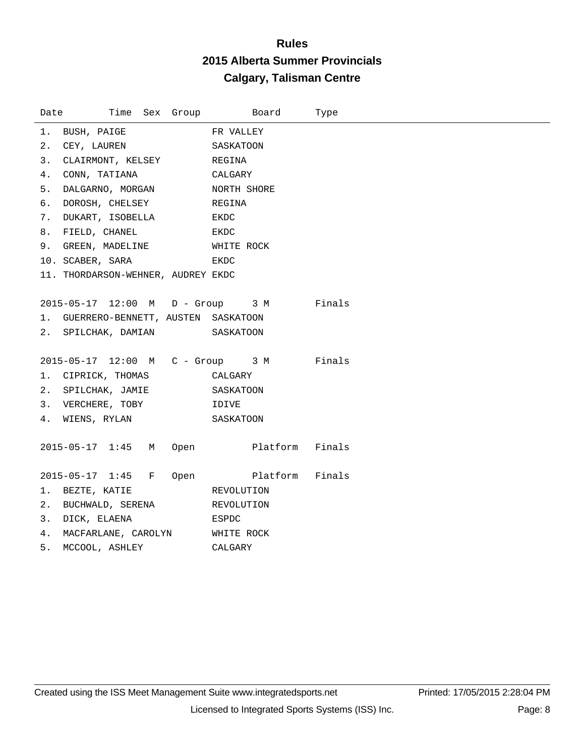# Rules

## 2015 Alberta Summer Provincials

## Calgary, Talisman Centre

| Date | Time | Sex | Group | Board | Type |
|---|---|---|---|---|---|

1. BUSH, PAIGE — FR VALLEY
2. CEY, LAUREN — SASKATOON
3. CLAIRMONT, KELSEY — REGINA
4. CONN, TATIANA — CALGARY
5. DALGARNO, MORGAN — NORTH SHORE
6. DOROSH, CHELSEY — REGINA
7. DUKART, ISOBELLA — EKDC
8. FIELD, CHANEL — EKDC
9. GREEN, MADELINE — WHITE ROCK
10. SCABER, SARA — EKDC
11. THORDARSON-WEHNER, AUDREY — EKDC

| Date | Time | Sex | Group | Board | Type |
|---|---|---|---|---|---|
| 2015-05-17 | 12:00 | M | D - Group | 3 M | Finals |

1. GUERRERO-BENNETT, AUSTEN — SASKATOON
2. SPILCHAK, DAMIAN — SASKATOON

| Date | Time | Sex | Group | Board | Type |
|---|---|---|---|---|---|
| 2015-05-17 | 12:00 | M | C - Group | 3 M | Finals |

1. CIPRICK, THOMAS — CALGARY
2. SPILCHAK, JAMIE — SASKATOON
3. VERCHERE, TOBY — IDIVE
4. WIENS, RYLAN — SASKATOON

| Date | Time | Sex | Group | Board | Type |
|---|---|---|---|---|---|
| 2015-05-17 | 1:45 | M | Open | Platform | Finals |

| Date | Time | Sex | Group | Board | Type |
|---|---|---|---|---|---|
| 2015-05-17 | 1:45 | F | Open | Platform | Finals |

1. BEZTE, KATIE — REVOLUTION
2. BUCHWALD, SERENA — REVOLUTION
3. DICK, ELAENA — ESPDC
4. MACFARLANE, CAROLYN — WHITE ROCK
5. MCCOOL, ASHLEY — CALGARY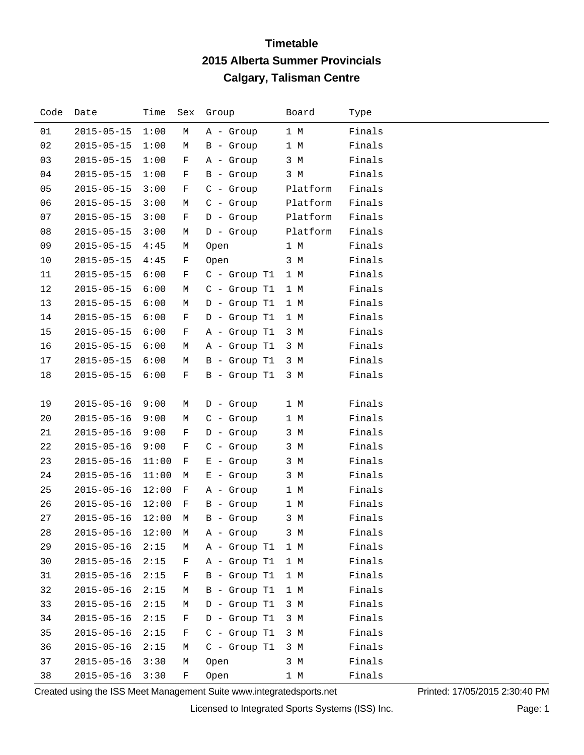# Timetable

## 2015 Alberta Summer Provincials

## Calgary, Talisman Centre

| Code | Date | Time | Sex | Group | Board | Type |
|---|---|---|---|---|---|---|
| 01 | 2015-05-15 | 1:00 | M | A - Group | 1 M | Finals |
| 02 | 2015-05-15 | 1:00 | M | B - Group | 1 M | Finals |
| 03 | 2015-05-15 | 1:00 | F | A - Group | 3 M | Finals |
| 04 | 2015-05-15 | 1:00 | F | B - Group | 3 M | Finals |
| 05 | 2015-05-15 | 3:00 | F | C - Group | Platform | Finals |
| 06 | 2015-05-15 | 3:00 | M | C - Group | Platform | Finals |
| 07 | 2015-05-15 | 3:00 | F | D - Group | Platform | Finals |
| 08 | 2015-05-15 | 3:00 | M | D - Group | Platform | Finals |
| 09 | 2015-05-15 | 4:45 | M | Open | 1 M | Finals |
| 10 | 2015-05-15 | 4:45 | F | Open | 3 M | Finals |
| 11 | 2015-05-15 | 6:00 | F | C - Group T1 | 1 M | Finals |
| 12 | 2015-05-15 | 6:00 | M | C - Group T1 | 1 M | Finals |
| 13 | 2015-05-15 | 6:00 | M | D - Group T1 | 1 M | Finals |
| 14 | 2015-05-15 | 6:00 | F | D - Group T1 | 1 M | Finals |
| 15 | 2015-05-15 | 6:00 | F | A - Group T1 | 3 M | Finals |
| 16 | 2015-05-15 | 6:00 | M | A - Group T1 | 3 M | Finals |
| 17 | 2015-05-15 | 6:00 | M | B - Group T1 | 3 M | Finals |
| 18 | 2015-05-15 | 6:00 | F | B - Group T1 | 3 M | Finals |
| 19 | 2015-05-16 | 9:00 | M | D - Group | 1 M | Finals |
| 20 | 2015-05-16 | 9:00 | M | C - Group | 1 M | Finals |
| 21 | 2015-05-16 | 9:00 | F | D - Group | 3 M | Finals |
| 22 | 2015-05-16 | 9:00 | F | C - Group | 3 M | Finals |
| 23 | 2015-05-16 | 11:00 | F | E - Group | 3 M | Finals |
| 24 | 2015-05-16 | 11:00 | M | E - Group | 3 M | Finals |
| 25 | 2015-05-16 | 12:00 | F | A - Group | 1 M | Finals |
| 26 | 2015-05-16 | 12:00 | F | B - Group | 1 M | Finals |
| 27 | 2015-05-16 | 12:00 | M | B - Group | 3 M | Finals |
| 28 | 2015-05-16 | 12:00 | M | A - Group | 3 M | Finals |
| 29 | 2015-05-16 | 2:15 | M | A - Group T1 | 1 M | Finals |
| 30 | 2015-05-16 | 2:15 | F | A - Group T1 | 1 M | Finals |
| 31 | 2015-05-16 | 2:15 | F | B - Group T1 | 1 M | Finals |
| 32 | 2015-05-16 | 2:15 | M | B - Group T1 | 1 M | Finals |
| 33 | 2015-05-16 | 2:15 | M | D - Group T1 | 3 M | Finals |
| 34 | 2015-05-16 | 2:15 | F | D - Group T1 | 3 M | Finals |
| 35 | 2015-05-16 | 2:15 | F | C - Group T1 | 3 M | Finals |
| 36 | 2015-05-16 | 2:15 | M | C - Group T1 | 3 M | Finals |
| 37 | 2015-05-16 | 3:30 | M | Open | 3 M | Finals |
| 38 | 2015-05-16 | 3:30 | F | Open | 1 M | Finals |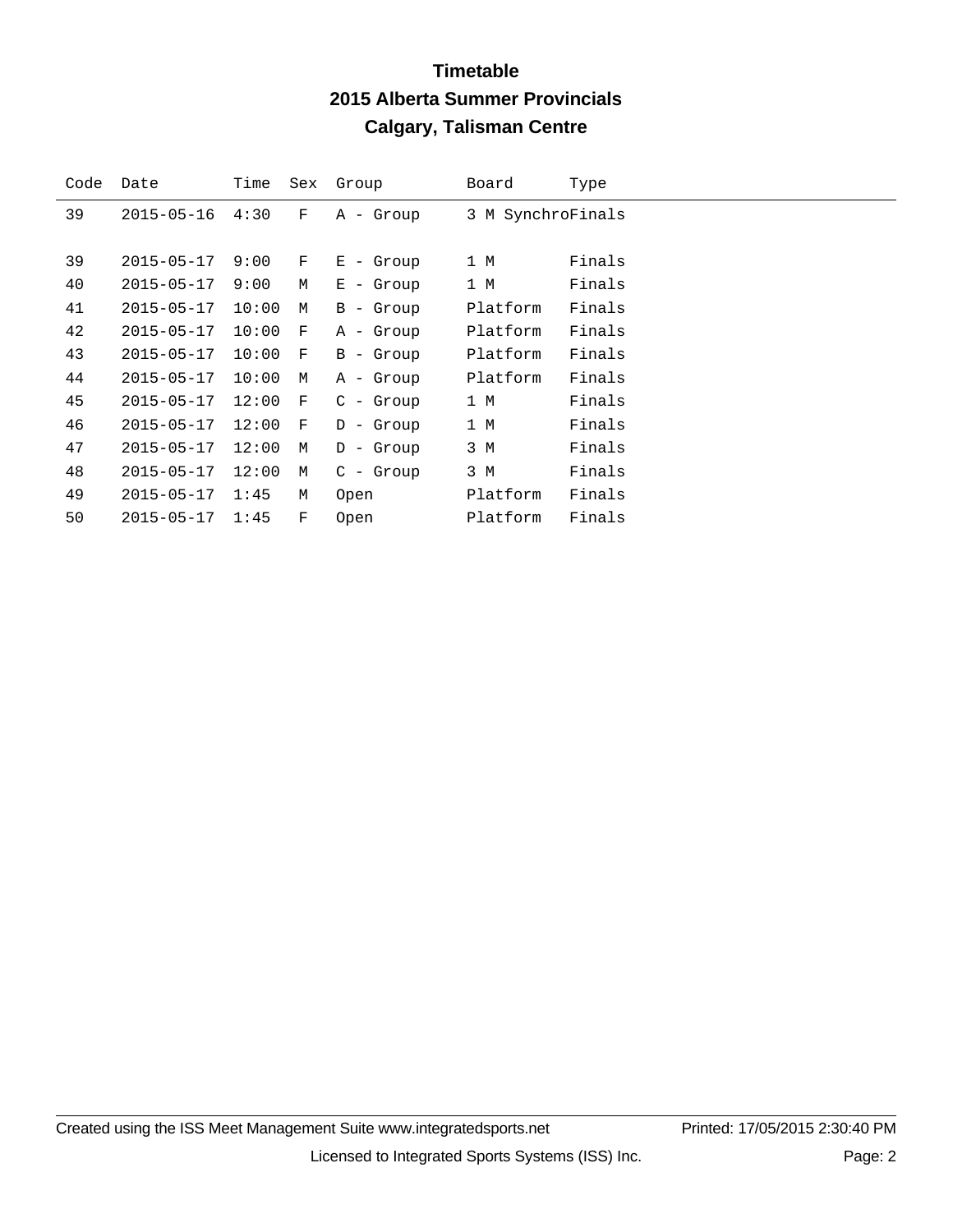# Timetable

## 2015 Alberta Summer Provincials

## Calgary, Talisman Centre

| Code | Date | Time | Sex | Group | Board | Type |
|---|---|---|---|---|---|---|
| 39 | 2015-05-16 | 4:30 | F | A - Group | 3 M Synchro | Finals |
| 39 | 2015-05-17 | 9:00 | F | E - Group | 1 M | Finals |
| 40 | 2015-05-17 | 9:00 | M | E - Group | 1 M | Finals |
| 41 | 2015-05-17 | 10:00 | M | B - Group | Platform | Finals |
| 42 | 2015-05-17 | 10:00 | F | A - Group | Platform | Finals |
| 43 | 2015-05-17 | 10:00 | F | B - Group | Platform | Finals |
| 44 | 2015-05-17 | 10:00 | M | A - Group | Platform | Finals |
| 45 | 2015-05-17 | 12:00 | F | C - Group | 1 M | Finals |
| 46 | 2015-05-17 | 12:00 | F | D - Group | 1 M | Finals |
| 47 | 2015-05-17 | 12:00 | M | D - Group | 3 M | Finals |
| 48 | 2015-05-17 | 12:00 | M | C - Group | 3 M | Finals |
| 49 | 2015-05-17 | 1:45 | M | Open | Platform | Finals |
| 50 | 2015-05-17 | 1:45 | F | Open | Platform | Finals |

Created using the ISS Meet Management Suite www.integratedsports.net

Printed: 17/05/2015 2:30:40 PM

Licensed to Integrated Sports Systems (ISS) Inc.